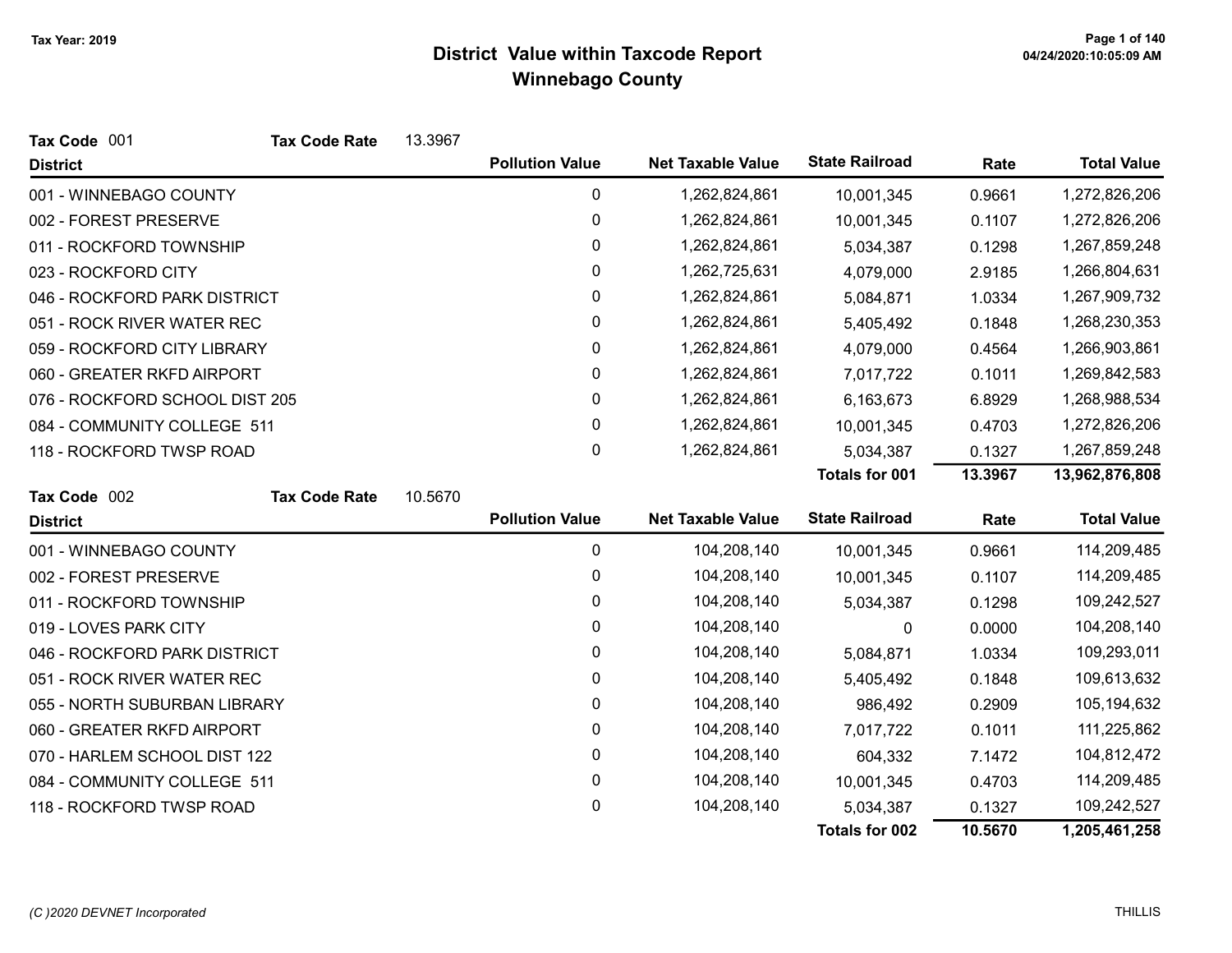# District Value within Taxcode Report

## Winnebago County

Tax Year: 2019

**Tax Code** 001 **Tax Code Rate** 13.3967

| District | Pollution Value | Net Taxable Value | State Railroad | Rate | Total Value |
|---|---|---|---|---|---|
| 001 - WINNEBAGO COUNTY | 0 | 1,262,824,861 | 10,001,345 | 0.9661 | 1,272,826,206 |
| 002 - FOREST PRESERVE | 0 | 1,262,824,861 | 10,001,345 | 0.1107 | 1,272,826,206 |
| 011 - ROCKFORD TOWNSHIP | 0 | 1,262,824,861 | 5,034,387 | 0.1298 | 1,267,859,248 |
| 023 - ROCKFORD CITY | 0 | 1,262,725,631 | 4,079,000 | 2.9185 | 1,266,804,631 |
| 046 - ROCKFORD PARK DISTRICT | 0 | 1,262,824,861 | 5,084,871 | 1.0334 | 1,267,909,732 |
| 051 - ROCK RIVER WATER REC | 0 | 1,262,824,861 | 5,405,492 | 0.1848 | 1,268,230,353 |
| 059 - ROCKFORD CITY LIBRARY | 0 | 1,262,824,861 | 4,079,000 | 0.4564 | 1,266,903,861 |
| 060 - GREATER RKFD AIRPORT | 0 | 1,262,824,861 | 7,017,722 | 0.1011 | 1,269,842,583 |
| 076 - ROCKFORD SCHOOL DIST 205 | 0 | 1,262,824,861 | 6,163,673 | 6.8929 | 1,268,988,534 |
| 084 - COMMUNITY COLLEGE 511 | 0 | 1,262,824,861 | 10,001,345 | 0.4703 | 1,272,826,206 |
| 118 - ROCKFORD TWSP ROAD | 0 | 1,262,824,861 | 5,034,387 | 0.1327 | 1,267,859,248 |
| | | | **Totals for 001** | **13.3967** | **13,962,876,808** |

**Tax Code** 002 **Tax Code Rate** 10.5670

| District | Pollution Value | Net Taxable Value | State Railroad | Rate | Total Value |
|---|---|---|---|---|---|
| 001 - WINNEBAGO COUNTY | 0 | 104,208,140 | 10,001,345 | 0.9661 | 114,209,485 |
| 002 - FOREST PRESERVE | 0 | 104,208,140 | 10,001,345 | 0.1107 | 114,209,485 |
| 011 - ROCKFORD TOWNSHIP | 0 | 104,208,140 | 5,034,387 | 0.1298 | 109,242,527 |
| 019 - LOVES PARK CITY | 0 | 104,208,140 | 0 | 0.0000 | 104,208,140 |
| 046 - ROCKFORD PARK DISTRICT | 0 | 104,208,140 | 5,084,871 | 1.0334 | 109,293,011 |
| 051 - ROCK RIVER WATER REC | 0 | 104,208,140 | 5,405,492 | 0.1848 | 109,613,632 |
| 055 - NORTH SUBURBAN LIBRARY | 0 | 104,208,140 | 986,492 | 0.2909 | 105,194,632 |
| 060 - GREATER RKFD AIRPORT | 0 | 104,208,140 | 7,017,722 | 0.1011 | 111,225,862 |
| 070 - HARLEM SCHOOL DIST 122 | 0 | 104,208,140 | 604,332 | 7.1472 | 104,812,472 |
| 084 - COMMUNITY COLLEGE 511 | 0 | 104,208,140 | 10,001,345 | 0.4703 | 114,209,485 |
| 118 - ROCKFORD TWSP ROAD | 0 | 104,208,140 | 5,034,387 | 0.1327 | 109,242,527 |
| | | | **Totals for 002** | **10.5670** | **1,205,461,258** |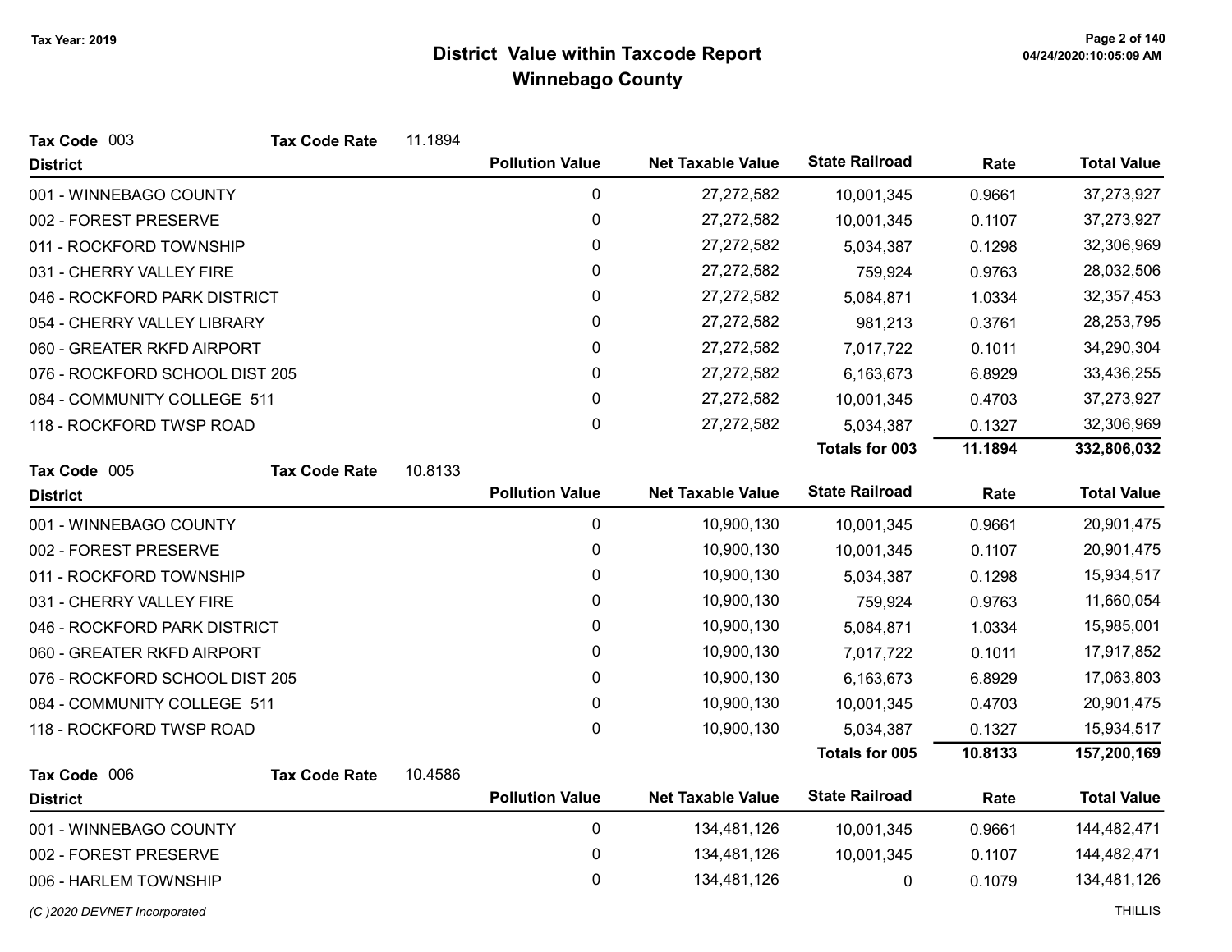# District Value within Taxcode Report

## Winnebago County

Tax Year: 2019

**Tax Code** 003 **Tax Code Rate** 11.1894

| District | Pollution Value | Net Taxable Value | State Railroad | Rate | Total Value |
|---|---|---|---|---|---|
| 001 - WINNEBAGO COUNTY | 0 | 27,272,582 | 10,001,345 | 0.9661 | 37,273,927 |
| 002 - FOREST PRESERVE | 0 | 27,272,582 | 10,001,345 | 0.1107 | 37,273,927 |
| 011 - ROCKFORD TOWNSHIP | 0 | 27,272,582 | 5,034,387 | 0.1298 | 32,306,969 |
| 031 - CHERRY VALLEY FIRE | 0 | 27,272,582 | 759,924 | 0.9763 | 28,032,506 |
| 046 - ROCKFORD PARK DISTRICT | 0 | 27,272,582 | 5,084,871 | 1.0334 | 32,357,453 |
| 054 - CHERRY VALLEY LIBRARY | 0 | 27,272,582 | 981,213 | 0.3761 | 28,253,795 |
| 060 - GREATER RKFD AIRPORT | 0 | 27,272,582 | 7,017,722 | 0.1011 | 34,290,304 |
| 076 - ROCKFORD SCHOOL DIST 205 | 0 | 27,272,582 | 6,163,673 | 6.8929 | 33,436,255 |
| 084 - COMMUNITY COLLEGE 511 | 0 | 27,272,582 | 10,001,345 | 0.4703 | 37,273,927 |
| 118 - ROCKFORD TWSP ROAD | 0 | 27,272,582 | 5,034,387 | 0.1327 | 32,306,969 |
| | | | **Totals for 003** | **11.1894** | **332,806,032** |

**Tax Code** 005 **Tax Code Rate** 10.8133

| District | Pollution Value | Net Taxable Value | State Railroad | Rate | Total Value |
|---|---|---|---|---|---|
| 001 - WINNEBAGO COUNTY | 0 | 10,900,130 | 10,001,345 | 0.9661 | 20,901,475 |
| 002 - FOREST PRESERVE | 0 | 10,900,130 | 10,001,345 | 0.1107 | 20,901,475 |
| 011 - ROCKFORD TOWNSHIP | 0 | 10,900,130 | 5,034,387 | 0.1298 | 15,934,517 |
| 031 - CHERRY VALLEY FIRE | 0 | 10,900,130 | 759,924 | 0.9763 | 11,660,054 |
| 046 - ROCKFORD PARK DISTRICT | 0 | 10,900,130 | 5,084,871 | 1.0334 | 15,985,001 |
| 060 - GREATER RKFD AIRPORT | 0 | 10,900,130 | 7,017,722 | 0.1011 | 17,917,852 |
| 076 - ROCKFORD SCHOOL DIST 205 | 0 | 10,900,130 | 6,163,673 | 6.8929 | 17,063,803 |
| 084 - COMMUNITY COLLEGE 511 | 0 | 10,900,130 | 10,001,345 | 0.4703 | 20,901,475 |
| 118 - ROCKFORD TWSP ROAD | 0 | 10,900,130 | 5,034,387 | 0.1327 | 15,934,517 |
| | | | **Totals for 005** | **10.8133** | **157,200,169** |

**Tax Code** 006 **Tax Code Rate** 10.4586

| District | Pollution Value | Net Taxable Value | State Railroad | Rate | Total Value |
|---|---|---|---|---|---|
| 001 - WINNEBAGO COUNTY | 0 | 134,481,126 | 10,001,345 | 0.9661 | 144,482,471 |
| 002 - FOREST PRESERVE | 0 | 134,481,126 | 10,001,345 | 0.1107 | 144,482,471 |
| 006 - HARLEM TOWNSHIP | 0 | 134,481,126 | 0 | 0.1079 | 134,481,126 |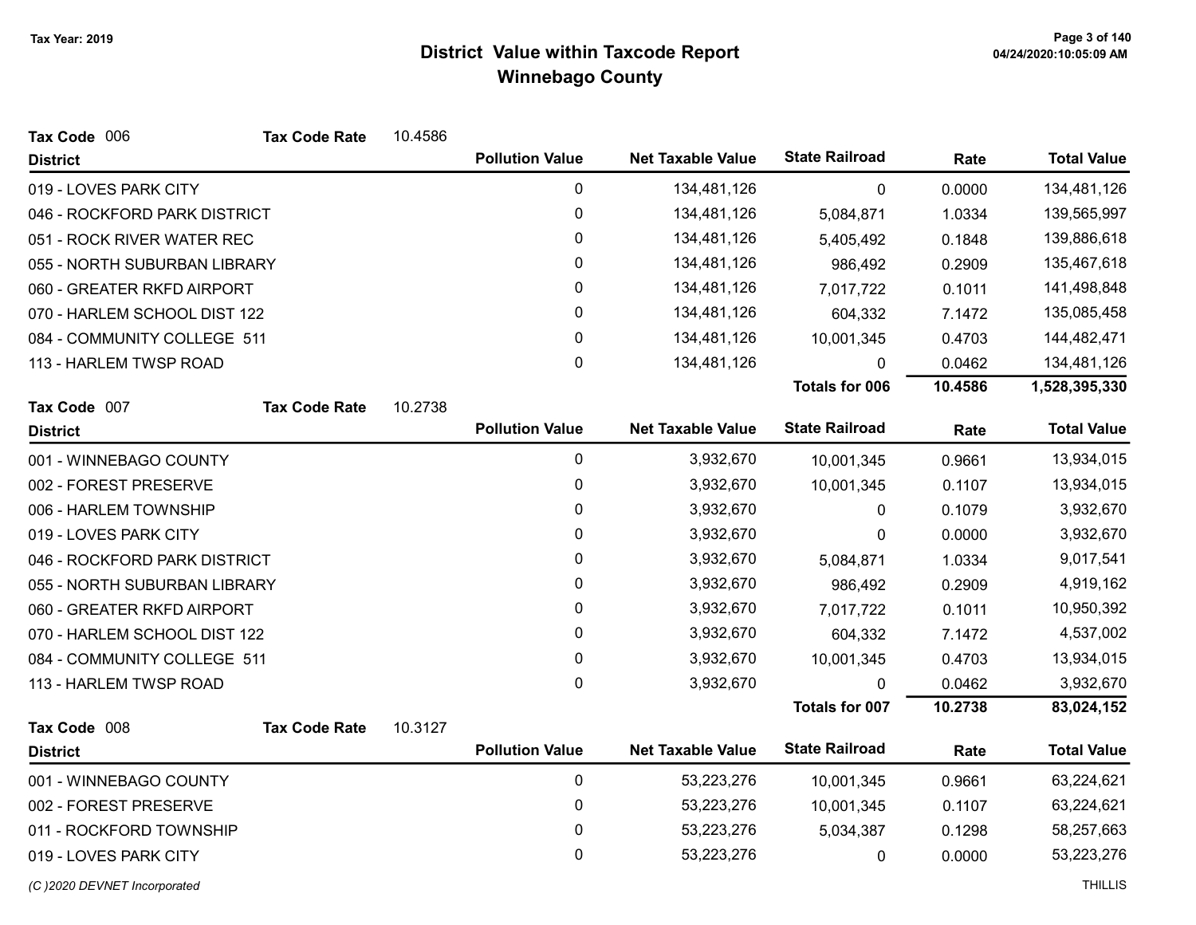# District Value within Taxcode Report
## Winnebago County

Tax Year: 2019

**Tax Code** 006 **Tax Code Rate** 10.4586

| District | Pollution Value | Net Taxable Value | State Railroad | Rate | Total Value |
|---|---|---|---|---|---|
| 019 - LOVES PARK CITY | 0 | 134,481,126 | 0 | 0.0000 | 134,481,126 |
| 046 - ROCKFORD PARK DISTRICT | 0 | 134,481,126 | 5,084,871 | 1.0334 | 139,565,997 |
| 051 - ROCK RIVER WATER REC | 0 | 134,481,126 | 5,405,492 | 0.1848 | 139,886,618 |
| 055 - NORTH SUBURBAN LIBRARY | 0 | 134,481,126 | 986,492 | 0.2909 | 135,467,618 |
| 060 - GREATER RKFD AIRPORT | 0 | 134,481,126 | 7,017,722 | 0.1011 | 141,498,848 |
| 070 - HARLEM SCHOOL DIST 122 | 0 | 134,481,126 | 604,332 | 7.1472 | 135,085,458 |
| 084 - COMMUNITY COLLEGE 511 | 0 | 134,481,126 | 10,001,345 | 0.4703 | 144,482,471 |
| 113 - HARLEM TWSP ROAD | 0 | 134,481,126 | 0 | 0.0462 | 134,481,126 |
| | | | **Totals for 006** | **10.4586** | **1,528,395,330** |

**Tax Code** 007 **Tax Code Rate** 10.2738

| District | Pollution Value | Net Taxable Value | State Railroad | Rate | Total Value |
|---|---|---|---|---|---|
| 001 - WINNEBAGO COUNTY | 0 | 3,932,670 | 10,001,345 | 0.9661 | 13,934,015 |
| 002 - FOREST PRESERVE | 0 | 3,932,670 | 10,001,345 | 0.1107 | 13,934,015 |
| 006 - HARLEM TOWNSHIP | 0 | 3,932,670 | 0 | 0.1079 | 3,932,670 |
| 019 - LOVES PARK CITY | 0 | 3,932,670 | 0 | 0.0000 | 3,932,670 |
| 046 - ROCKFORD PARK DISTRICT | 0 | 3,932,670 | 5,084,871 | 1.0334 | 9,017,541 |
| 055 - NORTH SUBURBAN LIBRARY | 0 | 3,932,670 | 986,492 | 0.2909 | 4,919,162 |
| 060 - GREATER RKFD AIRPORT | 0 | 3,932,670 | 7,017,722 | 0.1011 | 10,950,392 |
| 070 - HARLEM SCHOOL DIST 122 | 0 | 3,932,670 | 604,332 | 7.1472 | 4,537,002 |
| 084 - COMMUNITY COLLEGE 511 | 0 | 3,932,670 | 10,001,345 | 0.4703 | 13,934,015 |
| 113 - HARLEM TWSP ROAD | 0 | 3,932,670 | 0 | 0.0462 | 3,932,670 |
| | | | **Totals for 007** | **10.2738** | **83,024,152** |

**Tax Code** 008 **Tax Code Rate** 10.3127

| District | Pollution Value | Net Taxable Value | State Railroad | Rate | Total Value |
|---|---|---|---|---|---|
| 001 - WINNEBAGO COUNTY | 0 | 53,223,276 | 10,001,345 | 0.9661 | 63,224,621 |
| 002 - FOREST PRESERVE | 0 | 53,223,276 | 10,001,345 | 0.1107 | 63,224,621 |
| 011 - ROCKFORD TOWNSHIP | 0 | 53,223,276 | 5,034,387 | 0.1298 | 58,257,663 |
| 019 - LOVES PARK CITY | 0 | 53,223,276 | 0 | 0.0000 | 53,223,276 |

*(C )2020 DEVNET Incorporated* THILLIS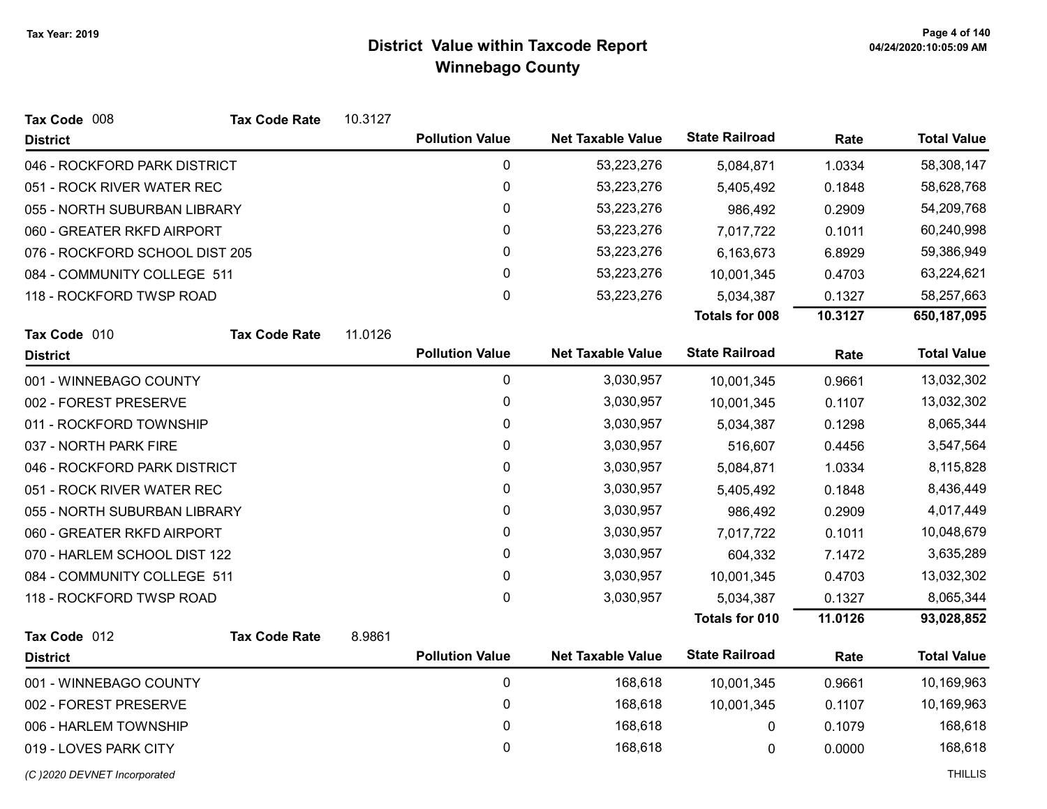# District Value within Taxcode Report
## Winnebago County

Tax Year: 2019

**Tax Code** 008 **Tax Code Rate** 10.3127

| District | Pollution Value | Net Taxable Value | State Railroad | Rate | Total Value |
|---|---|---|---|---|---|
| 046 - ROCKFORD PARK DISTRICT | 0 | 53,223,276 | 5,084,871 | 1.0334 | 58,308,147 |
| 051 - ROCK RIVER WATER REC | 0 | 53,223,276 | 5,405,492 | 0.1848 | 58,628,768 |
| 055 - NORTH SUBURBAN LIBRARY | 0 | 53,223,276 | 986,492 | 0.2909 | 54,209,768 |
| 060 - GREATER RKFD AIRPORT | 0 | 53,223,276 | 7,017,722 | 0.1011 | 60,240,998 |
| 076 - ROCKFORD SCHOOL DIST 205 | 0 | 53,223,276 | 6,163,673 | 6.8929 | 59,386,949 |
| 084 - COMMUNITY COLLEGE 511 | 0 | 53,223,276 | 10,001,345 | 0.4703 | 63,224,621 |
| 118 - ROCKFORD TWSP ROAD | 0 | 53,223,276 | 5,034,387 | 0.1327 | 58,257,663 |
| | | | **Totals for 008** | **10.3127** | **650,187,095** |

**Tax Code** 010 **Tax Code Rate** 11.0126

| District | Pollution Value | Net Taxable Value | State Railroad | Rate | Total Value |
|---|---|---|---|---|---|
| 001 - WINNEBAGO COUNTY | 0 | 3,030,957 | 10,001,345 | 0.9661 | 13,032,302 |
| 002 - FOREST PRESERVE | 0 | 3,030,957 | 10,001,345 | 0.1107 | 13,032,302 |
| 011 - ROCKFORD TOWNSHIP | 0 | 3,030,957 | 5,034,387 | 0.1298 | 8,065,344 |
| 037 - NORTH PARK FIRE | 0 | 3,030,957 | 516,607 | 0.4456 | 3,547,564 |
| 046 - ROCKFORD PARK DISTRICT | 0 | 3,030,957 | 5,084,871 | 1.0334 | 8,115,828 |
| 051 - ROCK RIVER WATER REC | 0 | 3,030,957 | 5,405,492 | 0.1848 | 8,436,449 |
| 055 - NORTH SUBURBAN LIBRARY | 0 | 3,030,957 | 986,492 | 0.2909 | 4,017,449 |
| 060 - GREATER RKFD AIRPORT | 0 | 3,030,957 | 7,017,722 | 0.1011 | 10,048,679 |
| 070 - HARLEM SCHOOL DIST 122 | 0 | 3,030,957 | 604,332 | 7.1472 | 3,635,289 |
| 084 - COMMUNITY COLLEGE 511 | 0 | 3,030,957 | 10,001,345 | 0.4703 | 13,032,302 |
| 118 - ROCKFORD TWSP ROAD | 0 | 3,030,957 | 5,034,387 | 0.1327 | 8,065,344 |
| | | | **Totals for 010** | **11.0126** | **93,028,852** |

**Tax Code** 012 **Tax Code Rate** 8.9861

| District | Pollution Value | Net Taxable Value | State Railroad | Rate | Total Value |
|---|---|---|---|---|---|
| 001 - WINNEBAGO COUNTY | 0 | 168,618 | 10,001,345 | 0.9661 | 10,169,963 |
| 002 - FOREST PRESERVE | 0 | 168,618 | 10,001,345 | 0.1107 | 10,169,963 |
| 006 - HARLEM TOWNSHIP | 0 | 168,618 | 0 | 0.1079 | 168,618 |
| 019 - LOVES PARK CITY | 0 | 168,618 | 0 | 0.0000 | 168,618 |

(C )2020 DEVNET Incorporated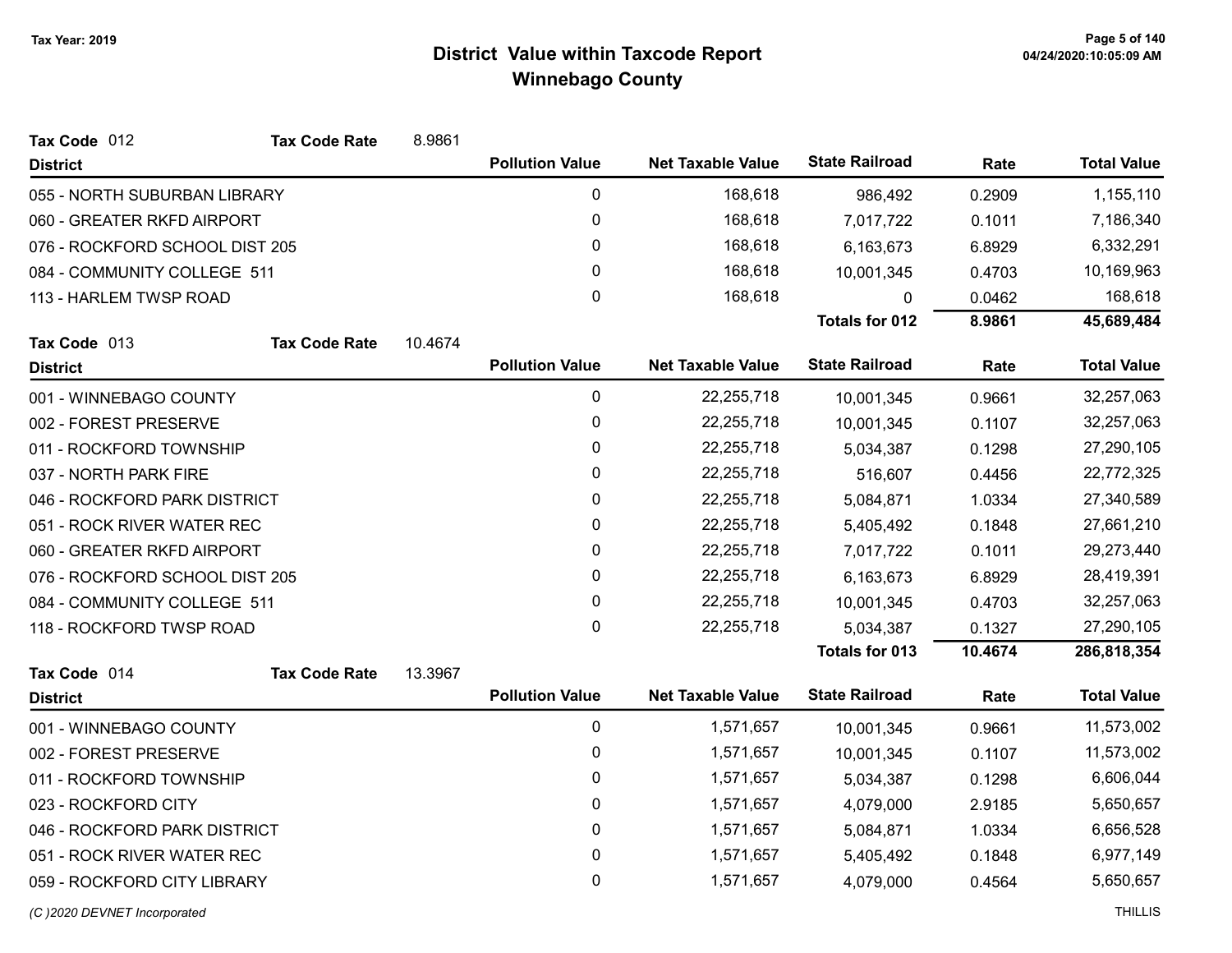# District Value within Taxcode Report

## Winnebago County

Tax Year: 2019

**Tax Code** 012 **Tax Code Rate** 8.9861

| District | Pollution Value | Net Taxable Value | State Railroad | Rate | Total Value |
|---|---|---|---|---|---|
| 055 - NORTH SUBURBAN LIBRARY | 0 | 168,618 | 986,492 | 0.2909 | 1,155,110 |
| 060 - GREATER RKFD AIRPORT | 0 | 168,618 | 7,017,722 | 0.1011 | 7,186,340 |
| 076 - ROCKFORD SCHOOL DIST 205 | 0 | 168,618 | 6,163,673 | 6.8929 | 6,332,291 |
| 084 - COMMUNITY COLLEGE 511 | 0 | 168,618 | 10,001,345 | 0.4703 | 10,169,963 |
| 113 - HARLEM TWSP ROAD | 0 | 168,618 | 0 | 0.0462 | 168,618 |
| | | | **Totals for 012** | **8.9861** | **45,689,484** |

**Tax Code** 013 **Tax Code Rate** 10.4674

| District | Pollution Value | Net Taxable Value | State Railroad | Rate | Total Value |
|---|---|---|---|---|---|
| 001 - WINNEBAGO COUNTY | 0 | 22,255,718 | 10,001,345 | 0.9661 | 32,257,063 |
| 002 - FOREST PRESERVE | 0 | 22,255,718 | 10,001,345 | 0.1107 | 32,257,063 |
| 011 - ROCKFORD TOWNSHIP | 0 | 22,255,718 | 5,034,387 | 0.1298 | 27,290,105 |
| 037 - NORTH PARK FIRE | 0 | 22,255,718 | 516,607 | 0.4456 | 22,772,325 |
| 046 - ROCKFORD PARK DISTRICT | 0 | 22,255,718 | 5,084,871 | 1.0334 | 27,340,589 |
| 051 - ROCK RIVER WATER REC | 0 | 22,255,718 | 5,405,492 | 0.1848 | 27,661,210 |
| 060 - GREATER RKFD AIRPORT | 0 | 22,255,718 | 7,017,722 | 0.1011 | 29,273,440 |
| 076 - ROCKFORD SCHOOL DIST 205 | 0 | 22,255,718 | 6,163,673 | 6.8929 | 28,419,391 |
| 084 - COMMUNITY COLLEGE 511 | 0 | 22,255,718 | 10,001,345 | 0.4703 | 32,257,063 |
| 118 - ROCKFORD TWSP ROAD | 0 | 22,255,718 | 5,034,387 | 0.1327 | 27,290,105 |
| | | | **Totals for 013** | **10.4674** | **286,818,354** |

**Tax Code** 014 **Tax Code Rate** 13.3967

| District | Pollution Value | Net Taxable Value | State Railroad | Rate | Total Value |
|---|---|---|---|---|---|
| 001 - WINNEBAGO COUNTY | 0 | 1,571,657 | 10,001,345 | 0.9661 | 11,573,002 |
| 002 - FOREST PRESERVE | 0 | 1,571,657 | 10,001,345 | 0.1107 | 11,573,002 |
| 011 - ROCKFORD TOWNSHIP | 0 | 1,571,657 | 5,034,387 | 0.1298 | 6,606,044 |
| 023 - ROCKFORD CITY | 0 | 1,571,657 | 4,079,000 | 2.9185 | 5,650,657 |
| 046 - ROCKFORD PARK DISTRICT | 0 | 1,571,657 | 5,084,871 | 1.0334 | 6,656,528 |
| 051 - ROCK RIVER WATER REC | 0 | 1,571,657 | 5,405,492 | 0.1848 | 6,977,149 |
| 059 - ROCKFORD CITY LIBRARY | 0 | 1,571,657 | 4,079,000 | 0.4564 | 5,650,657 |

*(C )2020 DEVNET Incorporated*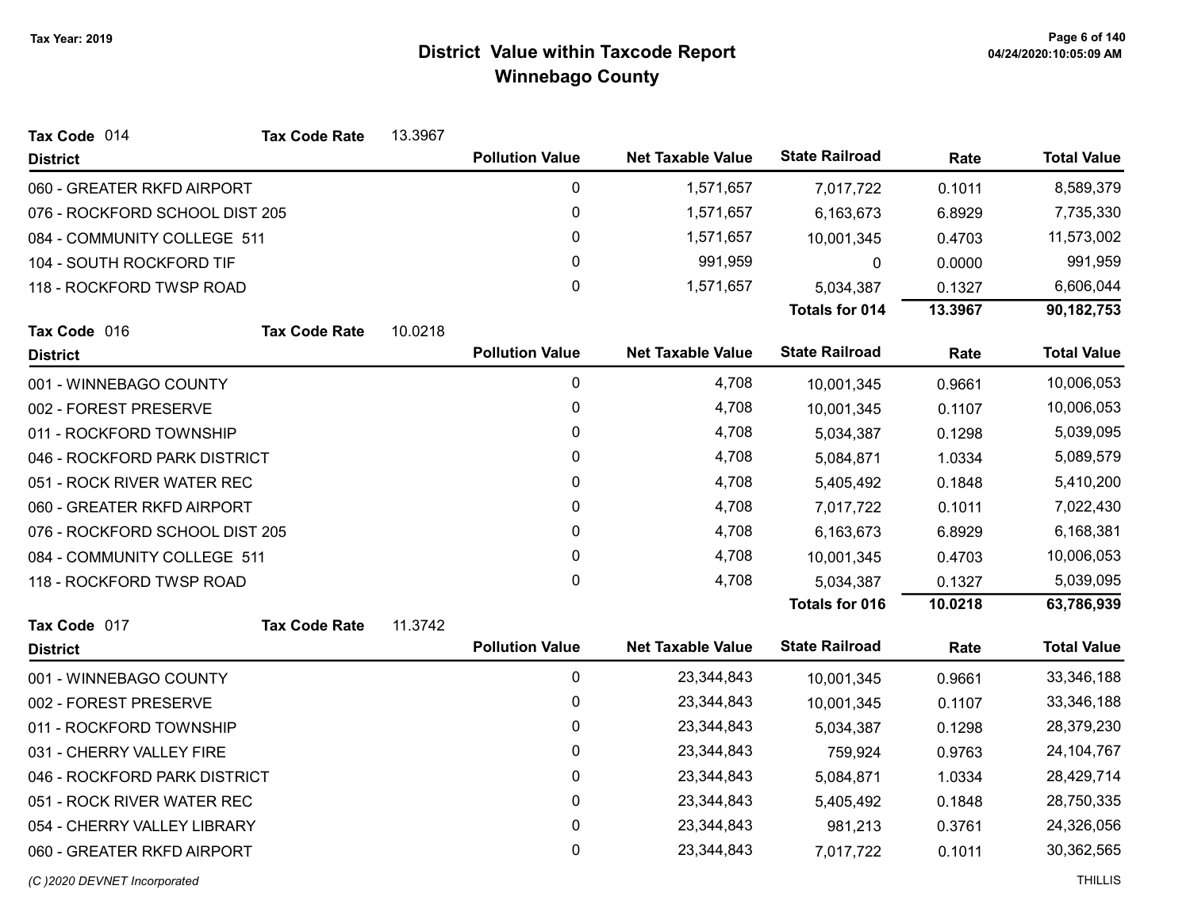# District Value within Taxcode Report
## Winnebago County

Tax Year: 2019

**Tax Code** 014 **Tax Code Rate** 13.3967

| District | Pollution Value | Net Taxable Value | State Railroad | Rate | Total Value |
|---|---|---|---|---|---|
| 060 - GREATER RKFD AIRPORT | 0 | 1,571,657 | 7,017,722 | 0.1011 | 8,589,379 |
| 076 - ROCKFORD SCHOOL DIST 205 | 0 | 1,571,657 | 6,163,673 | 6.8929 | 7,735,330 |
| 084 - COMMUNITY COLLEGE 511 | 0 | 1,571,657 | 10,001,345 | 0.4703 | 11,573,002 |
| 104 - SOUTH ROCKFORD TIF | 0 | 991,959 | 0 | 0.0000 | 991,959 |
| 118 - ROCKFORD TWSP ROAD | 0 | 1,571,657 | 5,034,387 | 0.1327 | 6,606,044 |
| | | | **Totals for 014** | **13.3967** | **90,182,753** |

**Tax Code** 016 **Tax Code Rate** 10.0218

| District | Pollution Value | Net Taxable Value | State Railroad | Rate | Total Value |
|---|---|---|---|---|---|
| 001 - WINNEBAGO COUNTY | 0 | 4,708 | 10,001,345 | 0.9661 | 10,006,053 |
| 002 - FOREST PRESERVE | 0 | 4,708 | 10,001,345 | 0.1107 | 10,006,053 |
| 011 - ROCKFORD TOWNSHIP | 0 | 4,708 | 5,034,387 | 0.1298 | 5,039,095 |
| 046 - ROCKFORD PARK DISTRICT | 0 | 4,708 | 5,084,871 | 1.0334 | 5,089,579 |
| 051 - ROCK RIVER WATER REC | 0 | 4,708 | 5,405,492 | 0.1848 | 5,410,200 |
| 060 - GREATER RKFD AIRPORT | 0 | 4,708 | 7,017,722 | 0.1011 | 7,022,430 |
| 076 - ROCKFORD SCHOOL DIST 205 | 0 | 4,708 | 6,163,673 | 6.8929 | 6,168,381 |
| 084 - COMMUNITY COLLEGE 511 | 0 | 4,708 | 10,001,345 | 0.4703 | 10,006,053 |
| 118 - ROCKFORD TWSP ROAD | 0 | 4,708 | 5,034,387 | 0.1327 | 5,039,095 |
| | | | **Totals for 016** | **10.0218** | **63,786,939** |

**Tax Code** 017 **Tax Code Rate** 11.3742

| District | Pollution Value | Net Taxable Value | State Railroad | Rate | Total Value |
|---|---|---|---|---|---|
| 001 - WINNEBAGO COUNTY | 0 | 23,344,843 | 10,001,345 | 0.9661 | 33,346,188 |
| 002 - FOREST PRESERVE | 0 | 23,344,843 | 10,001,345 | 0.1107 | 33,346,188 |
| 011 - ROCKFORD TOWNSHIP | 0 | 23,344,843 | 5,034,387 | 0.1298 | 28,379,230 |
| 031 - CHERRY VALLEY FIRE | 0 | 23,344,843 | 759,924 | 0.9763 | 24,104,767 |
| 046 - ROCKFORD PARK DISTRICT | 0 | 23,344,843 | 5,084,871 | 1.0334 | 28,429,714 |
| 051 - ROCK RIVER WATER REC | 0 | 23,344,843 | 5,405,492 | 0.1848 | 28,750,335 |
| 054 - CHERRY VALLEY LIBRARY | 0 | 23,344,843 | 981,213 | 0.3761 | 24,326,056 |
| 060 - GREATER RKFD AIRPORT | 0 | 23,344,843 | 7,017,722 | 0.1011 | 30,362,565 |

(C )2020 DEVNET Incorporated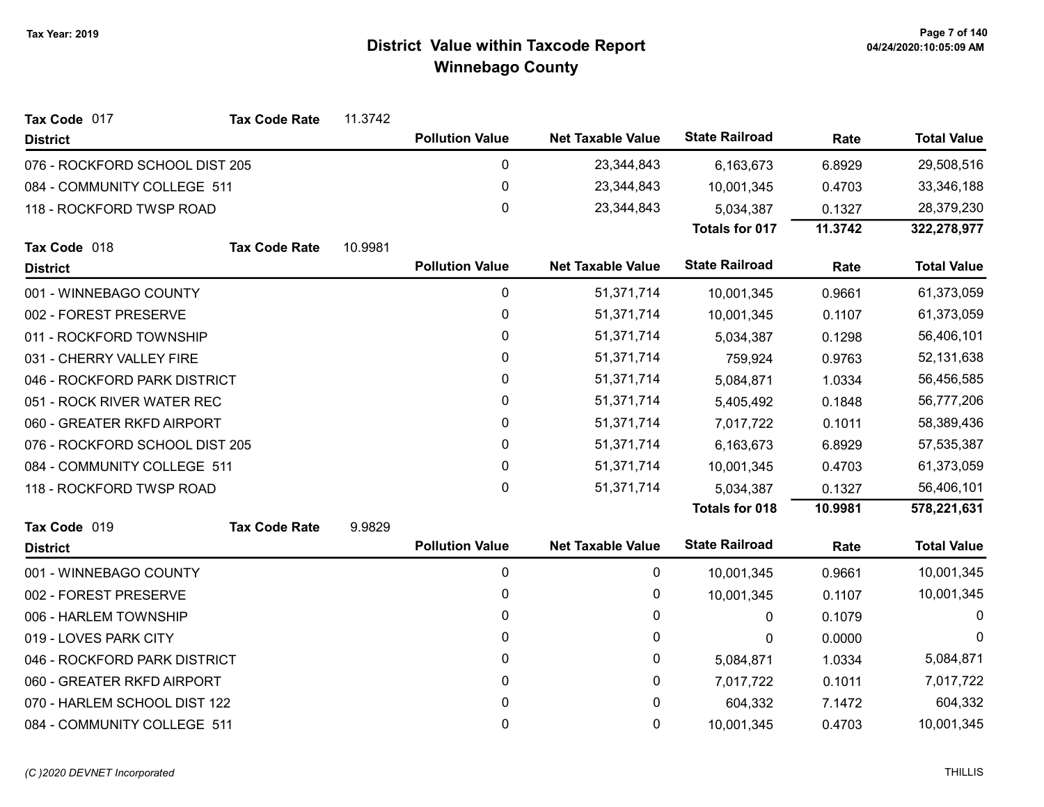# District Value within Taxcode Report
## Winnebago County

Tax Year: 2019

**Tax Code** 017 **Tax Code Rate** 11.3742

| District | Pollution Value | Net Taxable Value | State Railroad | Rate | Total Value |
|---|---|---|---|---|---|
| 076 - ROCKFORD SCHOOL DIST 205 | 0 | 23,344,843 | 6,163,673 | 6.8929 | 29,508,516 |
| 084 - COMMUNITY COLLEGE 511 | 0 | 23,344,843 | 10,001,345 | 0.4703 | 33,346,188 |
| 118 - ROCKFORD TWSP ROAD | 0 | 23,344,843 | 5,034,387 | 0.1327 | 28,379,230 |
| | | | **Totals for 017** | **11.3742** | **322,278,977** |

**Tax Code** 018 **Tax Code Rate** 10.9981

| District | Pollution Value | Net Taxable Value | State Railroad | Rate | Total Value |
|---|---|---|---|---|---|
| 001 - WINNEBAGO COUNTY | 0 | 51,371,714 | 10,001,345 | 0.9661 | 61,373,059 |
| 002 - FOREST PRESERVE | 0 | 51,371,714 | 10,001,345 | 0.1107 | 61,373,059 |
| 011 - ROCKFORD TOWNSHIP | 0 | 51,371,714 | 5,034,387 | 0.1298 | 56,406,101 |
| 031 - CHERRY VALLEY FIRE | 0 | 51,371,714 | 759,924 | 0.9763 | 52,131,638 |
| 046 - ROCKFORD PARK DISTRICT | 0 | 51,371,714 | 5,084,871 | 1.0334 | 56,456,585 |
| 051 - ROCK RIVER WATER REC | 0 | 51,371,714 | 5,405,492 | 0.1848 | 56,777,206 |
| 060 - GREATER RKFD AIRPORT | 0 | 51,371,714 | 7,017,722 | 0.1011 | 58,389,436 |
| 076 - ROCKFORD SCHOOL DIST 205 | 0 | 51,371,714 | 6,163,673 | 6.8929 | 57,535,387 |
| 084 - COMMUNITY COLLEGE 511 | 0 | 51,371,714 | 10,001,345 | 0.4703 | 61,373,059 |
| 118 - ROCKFORD TWSP ROAD | 0 | 51,371,714 | 5,034,387 | 0.1327 | 56,406,101 |
| | | | **Totals for 018** | **10.9981** | **578,221,631** |

**Tax Code** 019 **Tax Code Rate** 9.9829

| District | Pollution Value | Net Taxable Value | State Railroad | Rate | Total Value |
|---|---|---|---|---|---|
| 001 - WINNEBAGO COUNTY | 0 | 0 | 10,001,345 | 0.9661 | 10,001,345 |
| 002 - FOREST PRESERVE | 0 | 0 | 10,001,345 | 0.1107 | 10,001,345 |
| 006 - HARLEM TOWNSHIP | 0 | 0 | 0 | 0.1079 | 0 |
| 019 - LOVES PARK CITY | 0 | 0 | 0 | 0.0000 | 0 |
| 046 - ROCKFORD PARK DISTRICT | 0 | 0 | 5,084,871 | 1.0334 | 5,084,871 |
| 060 - GREATER RKFD AIRPORT | 0 | 0 | 7,017,722 | 0.1011 | 7,017,722 |
| 070 - HARLEM SCHOOL DIST 122 | 0 | 0 | 604,332 | 7.1472 | 604,332 |
| 084 - COMMUNITY COLLEGE 511 | 0 | 0 | 10,001,345 | 0.4703 | 10,001,345 |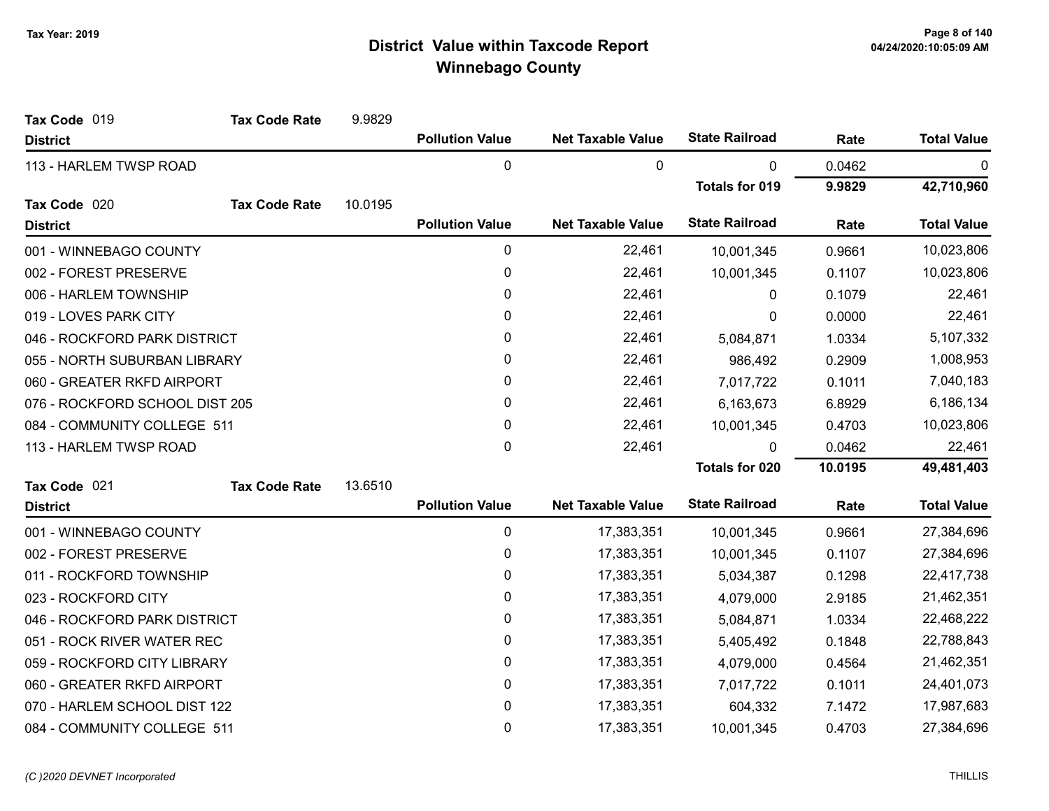# District Value within Taxcode Report
## Winnebago County

Tax Year: 2019

**Tax Code** 019 **Tax Code Rate** 9.9829

| District | Pollution Value | Net Taxable Value | State Railroad | Rate | Total Value |
|---|---|---|---|---|---|
| 113 - HARLEM TWSP ROAD | 0 | 0 | 0 | 0.0462 | 0 |
| | | | **Totals for 019** | **9.9829** | **42,710,960** |

**Tax Code** 020 **Tax Code Rate** 10.0195

| District | Pollution Value | Net Taxable Value | State Railroad | Rate | Total Value |
|---|---|---|---|---|---|
| 001 - WINNEBAGO COUNTY | 0 | 22,461 | 10,001,345 | 0.9661 | 10,023,806 |
| 002 - FOREST PRESERVE | 0 | 22,461 | 10,001,345 | 0.1107 | 10,023,806 |
| 006 - HARLEM TOWNSHIP | 0 | 22,461 | 0 | 0.1079 | 22,461 |
| 019 - LOVES PARK CITY | 0 | 22,461 | 0 | 0.0000 | 22,461 |
| 046 - ROCKFORD PARK DISTRICT | 0 | 22,461 | 5,084,871 | 1.0334 | 5,107,332 |
| 055 - NORTH SUBURBAN LIBRARY | 0 | 22,461 | 986,492 | 0.2909 | 1,008,953 |
| 060 - GREATER RKFD AIRPORT | 0 | 22,461 | 7,017,722 | 0.1011 | 7,040,183 |
| 076 - ROCKFORD SCHOOL DIST 205 | 0 | 22,461 | 6,163,673 | 6.8929 | 6,186,134 |
| 084 - COMMUNITY COLLEGE 511 | 0 | 22,461 | 10,001,345 | 0.4703 | 10,023,806 |
| 113 - HARLEM TWSP ROAD | 0 | 22,461 | 0 | 0.0462 | 22,461 |
| | | | **Totals for 020** | **10.0195** | **49,481,403** |

**Tax Code** 021 **Tax Code Rate** 13.6510

| District | Pollution Value | Net Taxable Value | State Railroad | Rate | Total Value |
|---|---|---|---|---|---|
| 001 - WINNEBAGO COUNTY | 0 | 17,383,351 | 10,001,345 | 0.9661 | 27,384,696 |
| 002 - FOREST PRESERVE | 0 | 17,383,351 | 10,001,345 | 0.1107 | 27,384,696 |
| 011 - ROCKFORD TOWNSHIP | 0 | 17,383,351 | 5,034,387 | 0.1298 | 22,417,738 |
| 023 - ROCKFORD CITY | 0 | 17,383,351 | 4,079,000 | 2.9185 | 21,462,351 |
| 046 - ROCKFORD PARK DISTRICT | 0 | 17,383,351 | 5,084,871 | 1.0334 | 22,468,222 |
| 051 - ROCK RIVER WATER REC | 0 | 17,383,351 | 5,405,492 | 0.1848 | 22,788,843 |
| 059 - ROCKFORD CITY LIBRARY | 0 | 17,383,351 | 4,079,000 | 0.4564 | 21,462,351 |
| 060 - GREATER RKFD AIRPORT | 0 | 17,383,351 | 7,017,722 | 0.1011 | 24,401,073 |
| 070 - HARLEM SCHOOL DIST 122 | 0 | 17,383,351 | 604,332 | 7.1472 | 17,987,683 |
| 084 - COMMUNITY COLLEGE 511 | 0 | 17,383,351 | 10,001,345 | 0.4703 | 27,384,696 |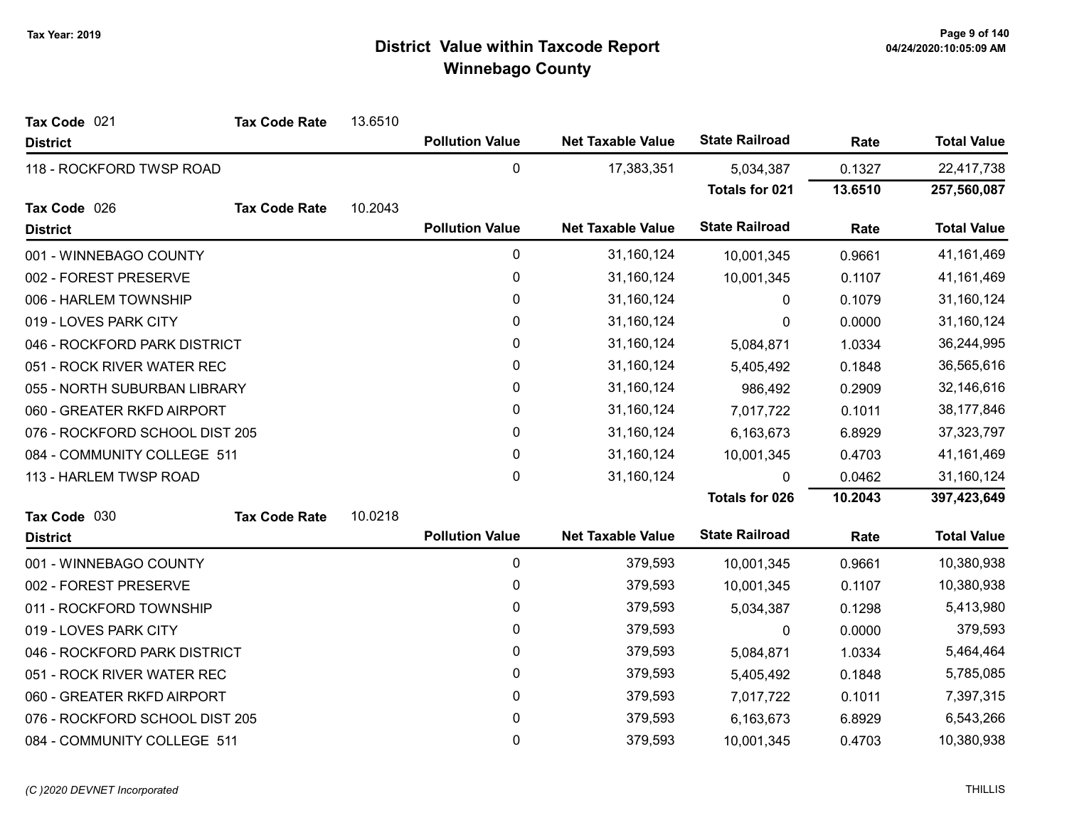# District Value within Taxcode Report
## Winnebago County

Tax Year: 2019

**Tax Code** 021 **Tax Code Rate** 13.6510

| District | Pollution Value | Net Taxable Value | State Railroad | Rate | Total Value |
|---|---|---|---|---|---|
| 118 - ROCKFORD TWSP ROAD | 0 | 17,383,351 | 5,034,387 | 0.1327 | 22,417,738 |
| | | | **Totals for 021** | **13.6510** | **257,560,087** |

**Tax Code** 026 **Tax Code Rate** 10.2043

| District | Pollution Value | Net Taxable Value | State Railroad | Rate | Total Value |
|---|---|---|---|---|---|
| 001 - WINNEBAGO COUNTY | 0 | 31,160,124 | 10,001,345 | 0.9661 | 41,161,469 |
| 002 - FOREST PRESERVE | 0 | 31,160,124 | 10,001,345 | 0.1107 | 41,161,469 |
| 006 - HARLEM TOWNSHIP | 0 | 31,160,124 | 0 | 0.1079 | 31,160,124 |
| 019 - LOVES PARK CITY | 0 | 31,160,124 | 0 | 0.0000 | 31,160,124 |
| 046 - ROCKFORD PARK DISTRICT | 0 | 31,160,124 | 5,084,871 | 1.0334 | 36,244,995 |
| 051 - ROCK RIVER WATER REC | 0 | 31,160,124 | 5,405,492 | 0.1848 | 36,565,616 |
| 055 - NORTH SUBURBAN LIBRARY | 0 | 31,160,124 | 986,492 | 0.2909 | 32,146,616 |
| 060 - GREATER RKFD AIRPORT | 0 | 31,160,124 | 7,017,722 | 0.1011 | 38,177,846 |
| 076 - ROCKFORD SCHOOL DIST 205 | 0 | 31,160,124 | 6,163,673 | 6.8929 | 37,323,797 |
| 084 - COMMUNITY COLLEGE 511 | 0 | 31,160,124 | 10,001,345 | 0.4703 | 41,161,469 |
| 113 - HARLEM TWSP ROAD | 0 | 31,160,124 | 0 | 0.0462 | 31,160,124 |
| | | | **Totals for 026** | **10.2043** | **397,423,649** |

**Tax Code** 030 **Tax Code Rate** 10.0218

| District | Pollution Value | Net Taxable Value | State Railroad | Rate | Total Value |
|---|---|---|---|---|---|
| 001 - WINNEBAGO COUNTY | 0 | 379,593 | 10,001,345 | 0.9661 | 10,380,938 |
| 002 - FOREST PRESERVE | 0 | 379,593 | 10,001,345 | 0.1107 | 10,380,938 |
| 011 - ROCKFORD TOWNSHIP | 0 | 379,593 | 5,034,387 | 0.1298 | 5,413,980 |
| 019 - LOVES PARK CITY | 0 | 379,593 | 0 | 0.0000 | 379,593 |
| 046 - ROCKFORD PARK DISTRICT | 0 | 379,593 | 5,084,871 | 1.0334 | 5,464,464 |
| 051 - ROCK RIVER WATER REC | 0 | 379,593 | 5,405,492 | 0.1848 | 5,785,085 |
| 060 - GREATER RKFD AIRPORT | 0 | 379,593 | 7,017,722 | 0.1011 | 7,397,315 |
| 076 - ROCKFORD SCHOOL DIST 205 | 0 | 379,593 | 6,163,673 | 6.8929 | 6,543,266 |
| 084 - COMMUNITY COLLEGE 511 | 0 | 379,593 | 10,001,345 | 0.4703 | 10,380,938 |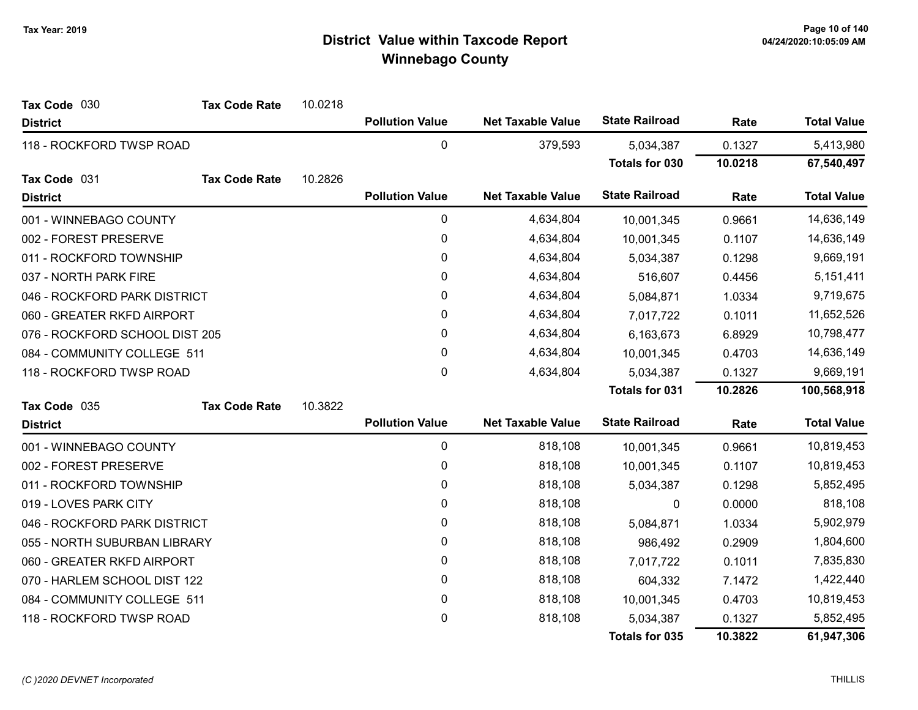# District Value within Taxcode Report
## Winnebago County

Tax Year: 2019

**Tax Code** 030 **Tax Code Rate** 10.0218

| District | Pollution Value | Net Taxable Value | State Railroad | Rate | Total Value |
|---|---|---|---|---|---|
| 118 - ROCKFORD TWSP ROAD | 0 | 379,593 | 5,034,387 | 0.1327 | 5,413,980 |
| | | | **Totals for 030** | **10.0218** | **67,540,497** |

**Tax Code** 031 **Tax Code Rate** 10.2826

| District | Pollution Value | Net Taxable Value | State Railroad | Rate | Total Value |
|---|---|---|---|---|---|
| 001 - WINNEBAGO COUNTY | 0 | 4,634,804 | 10,001,345 | 0.9661 | 14,636,149 |
| 002 - FOREST PRESERVE | 0 | 4,634,804 | 10,001,345 | 0.1107 | 14,636,149 |
| 011 - ROCKFORD TOWNSHIP | 0 | 4,634,804 | 5,034,387 | 0.1298 | 9,669,191 |
| 037 - NORTH PARK FIRE | 0 | 4,634,804 | 516,607 | 0.4456 | 5,151,411 |
| 046 - ROCKFORD PARK DISTRICT | 0 | 4,634,804 | 5,084,871 | 1.0334 | 9,719,675 |
| 060 - GREATER RKFD AIRPORT | 0 | 4,634,804 | 7,017,722 | 0.1011 | 11,652,526 |
| 076 - ROCKFORD SCHOOL DIST 205 | 0 | 4,634,804 | 6,163,673 | 6.8929 | 10,798,477 |
| 084 - COMMUNITY COLLEGE 511 | 0 | 4,634,804 | 10,001,345 | 0.4703 | 14,636,149 |
| 118 - ROCKFORD TWSP ROAD | 0 | 4,634,804 | 5,034,387 | 0.1327 | 9,669,191 |
| | | | **Totals for 031** | **10.2826** | **100,568,918** |

**Tax Code** 035 **Tax Code Rate** 10.3822

| District | Pollution Value | Net Taxable Value | State Railroad | Rate | Total Value |
|---|---|---|---|---|---|
| 001 - WINNEBAGO COUNTY | 0 | 818,108 | 10,001,345 | 0.9661 | 10,819,453 |
| 002 - FOREST PRESERVE | 0 | 818,108 | 10,001,345 | 0.1107 | 10,819,453 |
| 011 - ROCKFORD TOWNSHIP | 0 | 818,108 | 5,034,387 | 0.1298 | 5,852,495 |
| 019 - LOVES PARK CITY | 0 | 818,108 | 0 | 0.0000 | 818,108 |
| 046 - ROCKFORD PARK DISTRICT | 0 | 818,108 | 5,084,871 | 1.0334 | 5,902,979 |
| 055 - NORTH SUBURBAN LIBRARY | 0 | 818,108 | 986,492 | 0.2909 | 1,804,600 |
| 060 - GREATER RKFD AIRPORT | 0 | 818,108 | 7,017,722 | 0.1011 | 7,835,830 |
| 070 - HARLEM SCHOOL DIST 122 | 0 | 818,108 | 604,332 | 7.1472 | 1,422,440 |
| 084 - COMMUNITY COLLEGE 511 | 0 | 818,108 | 10,001,345 | 0.4703 | 10,819,453 |
| 118 - ROCKFORD TWSP ROAD | 0 | 818,108 | 5,034,387 | 0.1327 | 5,852,495 |
| | | | **Totals for 035** | **10.3822** | **61,947,306** |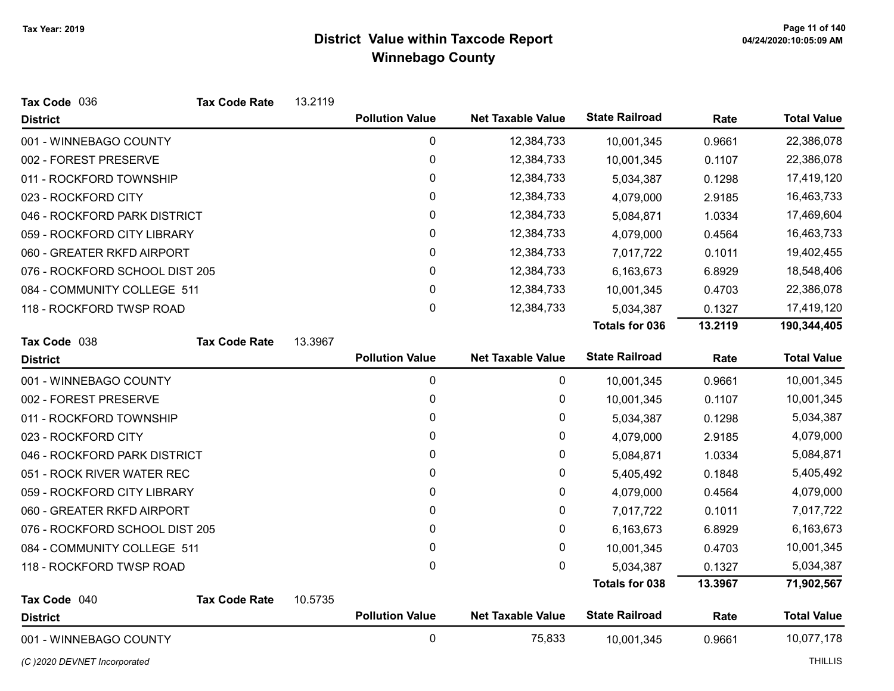# District Value within Taxcode Report
## Winnebago County

Tax Year: 2019

**Tax Code** 036 **Tax Code Rate** 13.2119

| District | Pollution Value | Net Taxable Value | State Railroad | Rate | Total Value |
|---|---|---|---|---|---|
| 001 - WINNEBAGO COUNTY | 0 | 12,384,733 | 10,001,345 | 0.9661 | 22,386,078 |
| 002 - FOREST PRESERVE | 0 | 12,384,733 | 10,001,345 | 0.1107 | 22,386,078 |
| 011 - ROCKFORD TOWNSHIP | 0 | 12,384,733 | 5,034,387 | 0.1298 | 17,419,120 |
| 023 - ROCKFORD CITY | 0 | 12,384,733 | 4,079,000 | 2.9185 | 16,463,733 |
| 046 - ROCKFORD PARK DISTRICT | 0 | 12,384,733 | 5,084,871 | 1.0334 | 17,469,604 |
| 059 - ROCKFORD CITY LIBRARY | 0 | 12,384,733 | 4,079,000 | 0.4564 | 16,463,733 |
| 060 - GREATER RKFD AIRPORT | 0 | 12,384,733 | 7,017,722 | 0.1011 | 19,402,455 |
| 076 - ROCKFORD SCHOOL DIST 205 | 0 | 12,384,733 | 6,163,673 | 6.8929 | 18,548,406 |
| 084 - COMMUNITY COLLEGE 511 | 0 | 12,384,733 | 10,001,345 | 0.4703 | 22,386,078 |
| 118 - ROCKFORD TWSP ROAD | 0 | 12,384,733 | 5,034,387 | 0.1327 | 17,419,120 |
| | | | **Totals for 036** | **13.2119** | **190,344,405** |

**Tax Code** 038 **Tax Code Rate** 13.3967

| District | Pollution Value | Net Taxable Value | State Railroad | Rate | Total Value |
|---|---|---|---|---|---|
| 001 - WINNEBAGO COUNTY | 0 | 0 | 10,001,345 | 0.9661 | 10,001,345 |
| 002 - FOREST PRESERVE | 0 | 0 | 10,001,345 | 0.1107 | 10,001,345 |
| 011 - ROCKFORD TOWNSHIP | 0 | 0 | 5,034,387 | 0.1298 | 5,034,387 |
| 023 - ROCKFORD CITY | 0 | 0 | 4,079,000 | 2.9185 | 4,079,000 |
| 046 - ROCKFORD PARK DISTRICT | 0 | 0 | 5,084,871 | 1.0334 | 5,084,871 |
| 051 - ROCK RIVER WATER REC | 0 | 0 | 5,405,492 | 0.1848 | 5,405,492 |
| 059 - ROCKFORD CITY LIBRARY | 0 | 0 | 4,079,000 | 0.4564 | 4,079,000 |
| 060 - GREATER RKFD AIRPORT | 0 | 0 | 7,017,722 | 0.1011 | 7,017,722 |
| 076 - ROCKFORD SCHOOL DIST 205 | 0 | 0 | 6,163,673 | 6.8929 | 6,163,673 |
| 084 - COMMUNITY COLLEGE 511 | 0 | 0 | 10,001,345 | 0.4703 | 10,001,345 |
| 118 - ROCKFORD TWSP ROAD | 0 | 0 | 5,034,387 | 0.1327 | 5,034,387 |
| | | | **Totals for 038** | **13.3967** | **71,902,567** |

**Tax Code** 040 **Tax Code Rate** 10.5735

| District | Pollution Value | Net Taxable Value | State Railroad | Rate | Total Value |
|---|---|---|---|---|---|
| 001 - WINNEBAGO COUNTY | 0 | 75,833 | 10,001,345 | 0.9661 | 10,077,178 |

*(C )2020 DEVNET Incorporated* THILLIS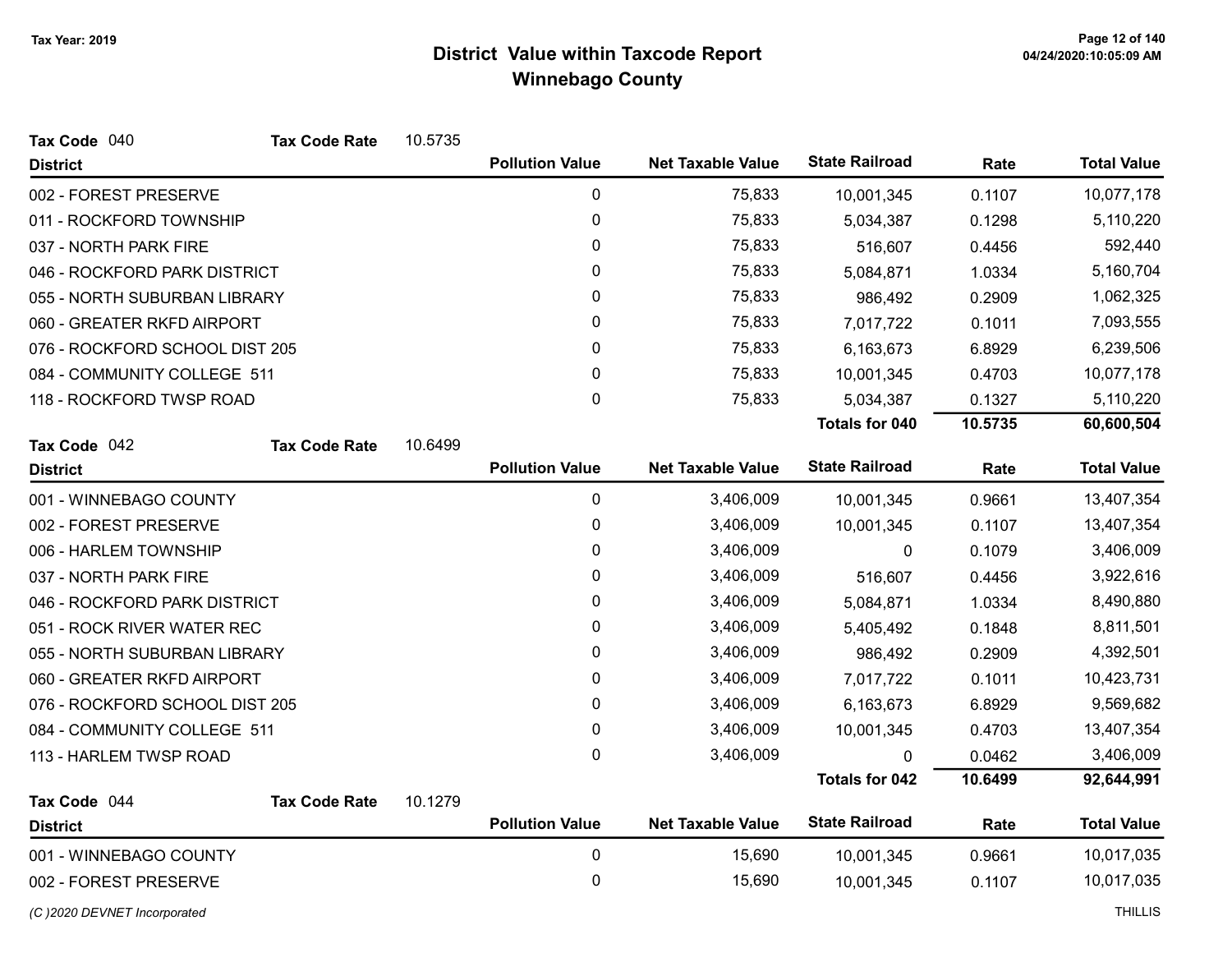**Tax Year: 2019**

# District Value within Taxcode Report
## Winnebago County

**Tax Code** 040 **Tax Code Rate** 10.5735

| District | Pollution Value | Net Taxable Value | State Railroad | Rate | Total Value |
|---|---|---|---|---|---|
| 002 - FOREST PRESERVE | 0 | 75,833 | 10,001,345 | 0.1107 | 10,077,178 |
| 011 - ROCKFORD TOWNSHIP | 0 | 75,833 | 5,034,387 | 0.1298 | 5,110,220 |
| 037 - NORTH PARK FIRE | 0 | 75,833 | 516,607 | 0.4456 | 592,440 |
| 046 - ROCKFORD PARK DISTRICT | 0 | 75,833 | 5,084,871 | 1.0334 | 5,160,704 |
| 055 - NORTH SUBURBAN LIBRARY | 0 | 75,833 | 986,492 | 0.2909 | 1,062,325 |
| 060 - GREATER RKFD AIRPORT | 0 | 75,833 | 7,017,722 | 0.1011 | 7,093,555 |
| 076 - ROCKFORD SCHOOL DIST 205 | 0 | 75,833 | 6,163,673 | 6.8929 | 6,239,506 |
| 084 - COMMUNITY COLLEGE 511 | 0 | 75,833 | 10,001,345 | 0.4703 | 10,077,178 |
| 118 - ROCKFORD TWSP ROAD | 0 | 75,833 | 5,034,387 | 0.1327 | 5,110,220 |
| | | | **Totals for 040** | **10.5735** | **60,600,504** |

**Tax Code** 042 **Tax Code Rate** 10.6499

| District | Pollution Value | Net Taxable Value | State Railroad | Rate | Total Value |
|---|---|---|---|---|---|
| 001 - WINNEBAGO COUNTY | 0 | 3,406,009 | 10,001,345 | 0.9661 | 13,407,354 |
| 002 - FOREST PRESERVE | 0 | 3,406,009 | 10,001,345 | 0.1107 | 13,407,354 |
| 006 - HARLEM TOWNSHIP | 0 | 3,406,009 | 0 | 0.1079 | 3,406,009 |
| 037 - NORTH PARK FIRE | 0 | 3,406,009 | 516,607 | 0.4456 | 3,922,616 |
| 046 - ROCKFORD PARK DISTRICT | 0 | 3,406,009 | 5,084,871 | 1.0334 | 8,490,880 |
| 051 - ROCK RIVER WATER REC | 0 | 3,406,009 | 5,405,492 | 0.1848 | 8,811,501 |
| 055 - NORTH SUBURBAN LIBRARY | 0 | 3,406,009 | 986,492 | 0.2909 | 4,392,501 |
| 060 - GREATER RKFD AIRPORT | 0 | 3,406,009 | 7,017,722 | 0.1011 | 10,423,731 |
| 076 - ROCKFORD SCHOOL DIST 205 | 0 | 3,406,009 | 6,163,673 | 6.8929 | 9,569,682 |
| 084 - COMMUNITY COLLEGE 511 | 0 | 3,406,009 | 10,001,345 | 0.4703 | 13,407,354 |
| 113 - HARLEM TWSP ROAD | 0 | 3,406,009 | 0 | 0.0462 | 3,406,009 |
| | | | **Totals for 042** | **10.6499** | **92,644,991** |

**Tax Code** 044 **Tax Code Rate** 10.1279

| District | Pollution Value | Net Taxable Value | State Railroad | Rate | Total Value |
|---|---|---|---|---|---|
| 001 - WINNEBAGO COUNTY | 0 | 15,690 | 10,001,345 | 0.9661 | 10,017,035 |
| 002 - FOREST PRESERVE | 0 | 15,690 | 10,001,345 | 0.1107 | 10,017,035 |

*(C )2020 DEVNET Incorporated* THILLIS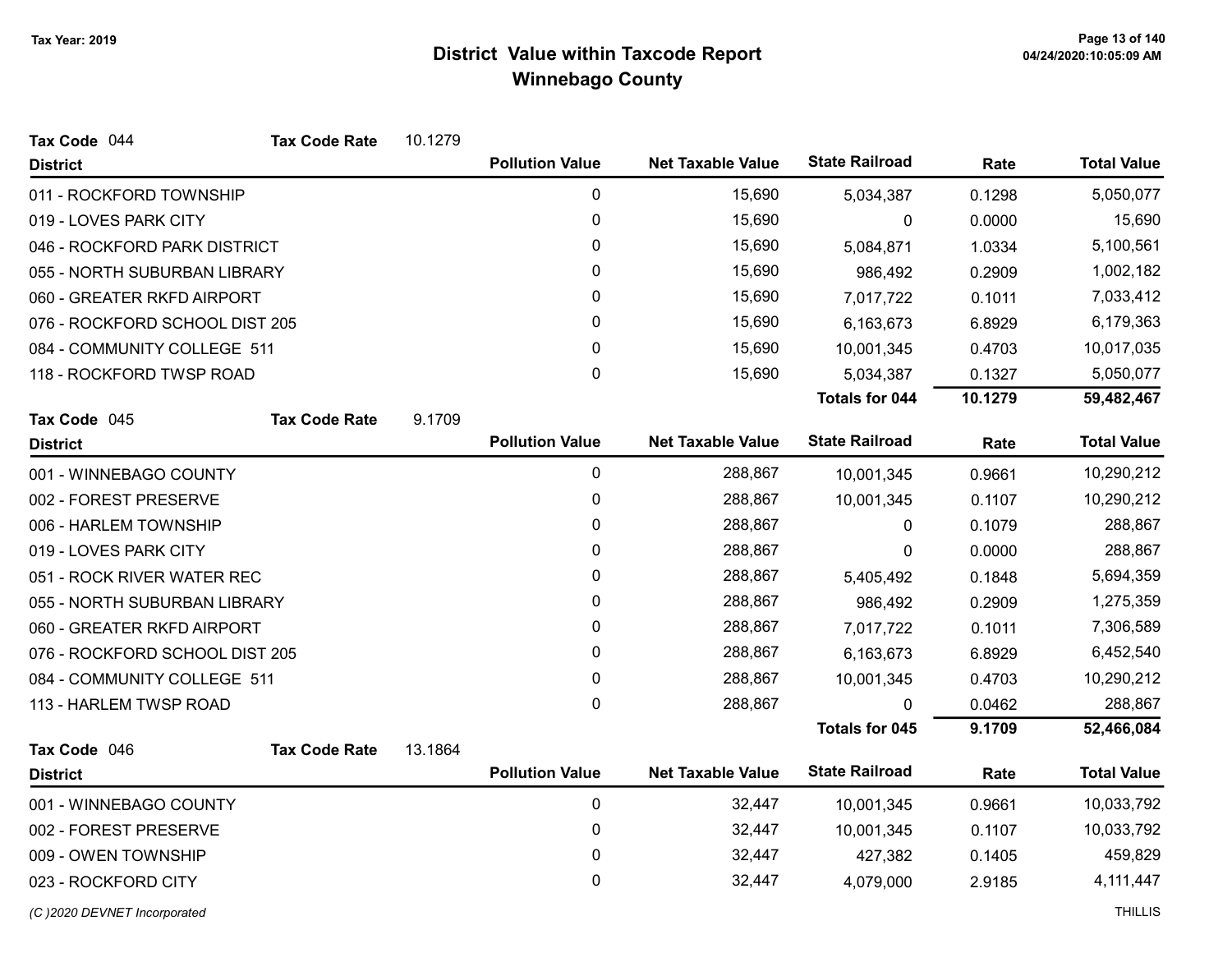# District Value within Taxcode Report

## Winnebago County

Tax Year: 2019

**Tax Code** 044 **Tax Code Rate** 10.1279

| District | Pollution Value | Net Taxable Value | State Railroad | Rate | Total Value |
|---|---|---|---|---|---|
| 011 - ROCKFORD TOWNSHIP | 0 | 15,690 | 5,034,387 | 0.1298 | 5,050,077 |
| 019 - LOVES PARK CITY | 0 | 15,690 | 0 | 0.0000 | 15,690 |
| 046 - ROCKFORD PARK DISTRICT | 0 | 15,690 | 5,084,871 | 1.0334 | 5,100,561 |
| 055 - NORTH SUBURBAN LIBRARY | 0 | 15,690 | 986,492 | 0.2909 | 1,002,182 |
| 060 - GREATER RKFD AIRPORT | 0 | 15,690 | 7,017,722 | 0.1011 | 7,033,412 |
| 076 - ROCKFORD SCHOOL DIST 205 | 0 | 15,690 | 6,163,673 | 6.8929 | 6,179,363 |
| 084 - COMMUNITY COLLEGE 511 | 0 | 15,690 | 10,001,345 | 0.4703 | 10,017,035 |
| 118 - ROCKFORD TWSP ROAD | 0 | 15,690 | 5,034,387 | 0.1327 | 5,050,077 |
| | | | **Totals for 044** | **10.1279** | **59,482,467** |

**Tax Code** 045 **Tax Code Rate** 9.1709

| District | Pollution Value | Net Taxable Value | State Railroad | Rate | Total Value |
|---|---|---|---|---|---|
| 001 - WINNEBAGO COUNTY | 0 | 288,867 | 10,001,345 | 0.9661 | 10,290,212 |
| 002 - FOREST PRESERVE | 0 | 288,867 | 10,001,345 | 0.1107 | 10,290,212 |
| 006 - HARLEM TOWNSHIP | 0 | 288,867 | 0 | 0.1079 | 288,867 |
| 019 - LOVES PARK CITY | 0 | 288,867 | 0 | 0.0000 | 288,867 |
| 051 - ROCK RIVER WATER REC | 0 | 288,867 | 5,405,492 | 0.1848 | 5,694,359 |
| 055 - NORTH SUBURBAN LIBRARY | 0 | 288,867 | 986,492 | 0.2909 | 1,275,359 |
| 060 - GREATER RKFD AIRPORT | 0 | 288,867 | 7,017,722 | 0.1011 | 7,306,589 |
| 076 - ROCKFORD SCHOOL DIST 205 | 0 | 288,867 | 6,163,673 | 6.8929 | 6,452,540 |
| 084 - COMMUNITY COLLEGE 511 | 0 | 288,867 | 10,001,345 | 0.4703 | 10,290,212 |
| 113 - HARLEM TWSP ROAD | 0 | 288,867 | 0 | 0.0462 | 288,867 |
| | | | **Totals for 045** | **9.1709** | **52,466,084** |

**Tax Code** 046 **Tax Code Rate** 13.1864

| District | Pollution Value | Net Taxable Value | State Railroad | Rate | Total Value |
|---|---|---|---|---|---|
| 001 - WINNEBAGO COUNTY | 0 | 32,447 | 10,001,345 | 0.9661 | 10,033,792 |
| 002 - FOREST PRESERVE | 0 | 32,447 | 10,001,345 | 0.1107 | 10,033,792 |
| 009 - OWEN TOWNSHIP | 0 | 32,447 | 427,382 | 0.1405 | 459,829 |
| 023 - ROCKFORD CITY | 0 | 32,447 | 4,079,000 | 2.9185 | 4,111,447 |

*(C )2020 DEVNET Incorporated* THILLIS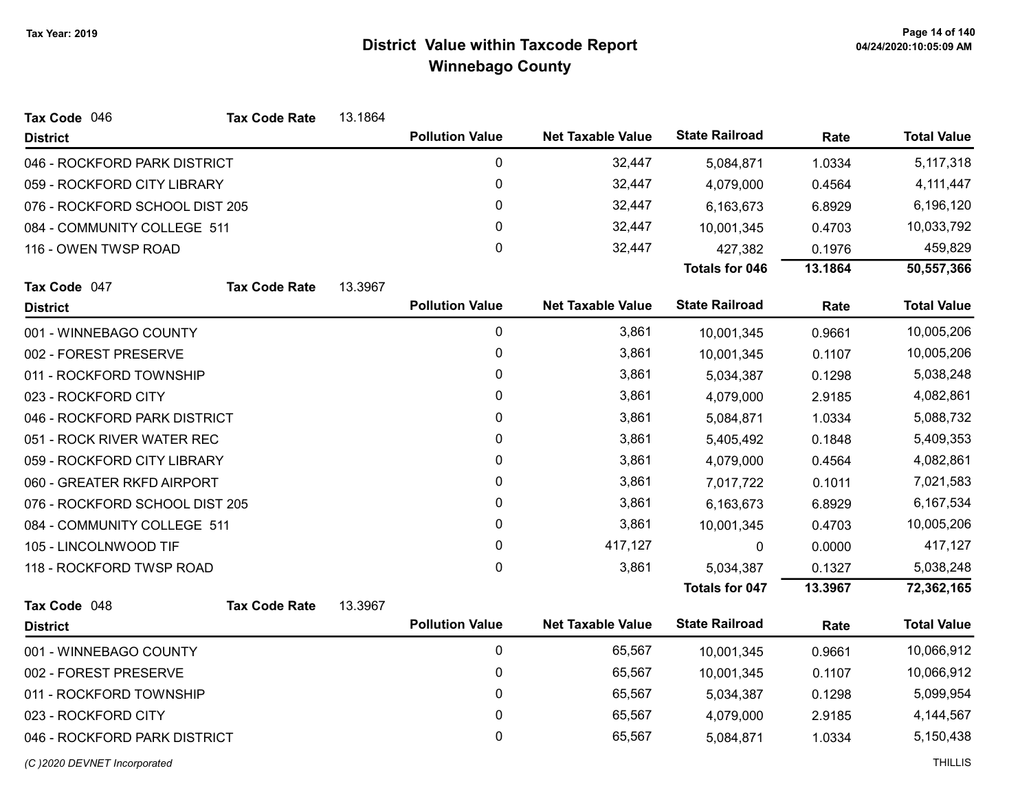Tax Year: 2019

# District Value within Taxcode Report
## Winnebago County

**Tax Code** 046 **Tax Code Rate** 13.1864

| District | Pollution Value | Net Taxable Value | State Railroad | Rate | Total Value |
|---|---|---|---|---|---|
| 046 - ROCKFORD PARK DISTRICT | 0 | 32,447 | 5,084,871 | 1.0334 | 5,117,318 |
| 059 - ROCKFORD CITY LIBRARY | 0 | 32,447 | 4,079,000 | 0.4564 | 4,111,447 |
| 076 - ROCKFORD SCHOOL DIST 205 | 0 | 32,447 | 6,163,673 | 6.8929 | 6,196,120 |
| 084 - COMMUNITY COLLEGE 511 | 0 | 32,447 | 10,001,345 | 0.4703 | 10,033,792 |
| 116 - OWEN TWSP ROAD | 0 | 32,447 | 427,382 | 0.1976 | 459,829 |
| | | | **Totals for 046** | **13.1864** | **50,557,366** |

**Tax Code** 047 **Tax Code Rate** 13.3967

| District | Pollution Value | Net Taxable Value | State Railroad | Rate | Total Value |
|---|---|---|---|---|---|
| 001 - WINNEBAGO COUNTY | 0 | 3,861 | 10,001,345 | 0.9661 | 10,005,206 |
| 002 - FOREST PRESERVE | 0 | 3,861 | 10,001,345 | 0.1107 | 10,005,206 |
| 011 - ROCKFORD TOWNSHIP | 0 | 3,861 | 5,034,387 | 0.1298 | 5,038,248 |
| 023 - ROCKFORD CITY | 0 | 3,861 | 4,079,000 | 2.9185 | 4,082,861 |
| 046 - ROCKFORD PARK DISTRICT | 0 | 3,861 | 5,084,871 | 1.0334 | 5,088,732 |
| 051 - ROCK RIVER WATER REC | 0 | 3,861 | 5,405,492 | 0.1848 | 5,409,353 |
| 059 - ROCKFORD CITY LIBRARY | 0 | 3,861 | 4,079,000 | 0.4564 | 4,082,861 |
| 060 - GREATER RKFD AIRPORT | 0 | 3,861 | 7,017,722 | 0.1011 | 7,021,583 |
| 076 - ROCKFORD SCHOOL DIST 205 | 0 | 3,861 | 6,163,673 | 6.8929 | 6,167,534 |
| 084 - COMMUNITY COLLEGE 511 | 0 | 3,861 | 10,001,345 | 0.4703 | 10,005,206 |
| 105 - LINCOLNWOOD TIF | 0 | 417,127 | 0 | 0.0000 | 417,127 |
| 118 - ROCKFORD TWSP ROAD | 0 | 3,861 | 5,034,387 | 0.1327 | 5,038,248 |
| | | | **Totals for 047** | **13.3967** | **72,362,165** |

**Tax Code** 048 **Tax Code Rate** 13.3967

| District | Pollution Value | Net Taxable Value | State Railroad | Rate | Total Value |
|---|---|---|---|---|---|
| 001 - WINNEBAGO COUNTY | 0 | 65,567 | 10,001,345 | 0.9661 | 10,066,912 |
| 002 - FOREST PRESERVE | 0 | 65,567 | 10,001,345 | 0.1107 | 10,066,912 |
| 011 - ROCKFORD TOWNSHIP | 0 | 65,567 | 5,034,387 | 0.1298 | 5,099,954 |
| 023 - ROCKFORD CITY | 0 | 65,567 | 4,079,000 | 2.9185 | 4,144,567 |
| 046 - ROCKFORD PARK DISTRICT | 0 | 65,567 | 5,084,871 | 1.0334 | 5,150,438 |

*(C )2020 DEVNET Incorporated* THILLIS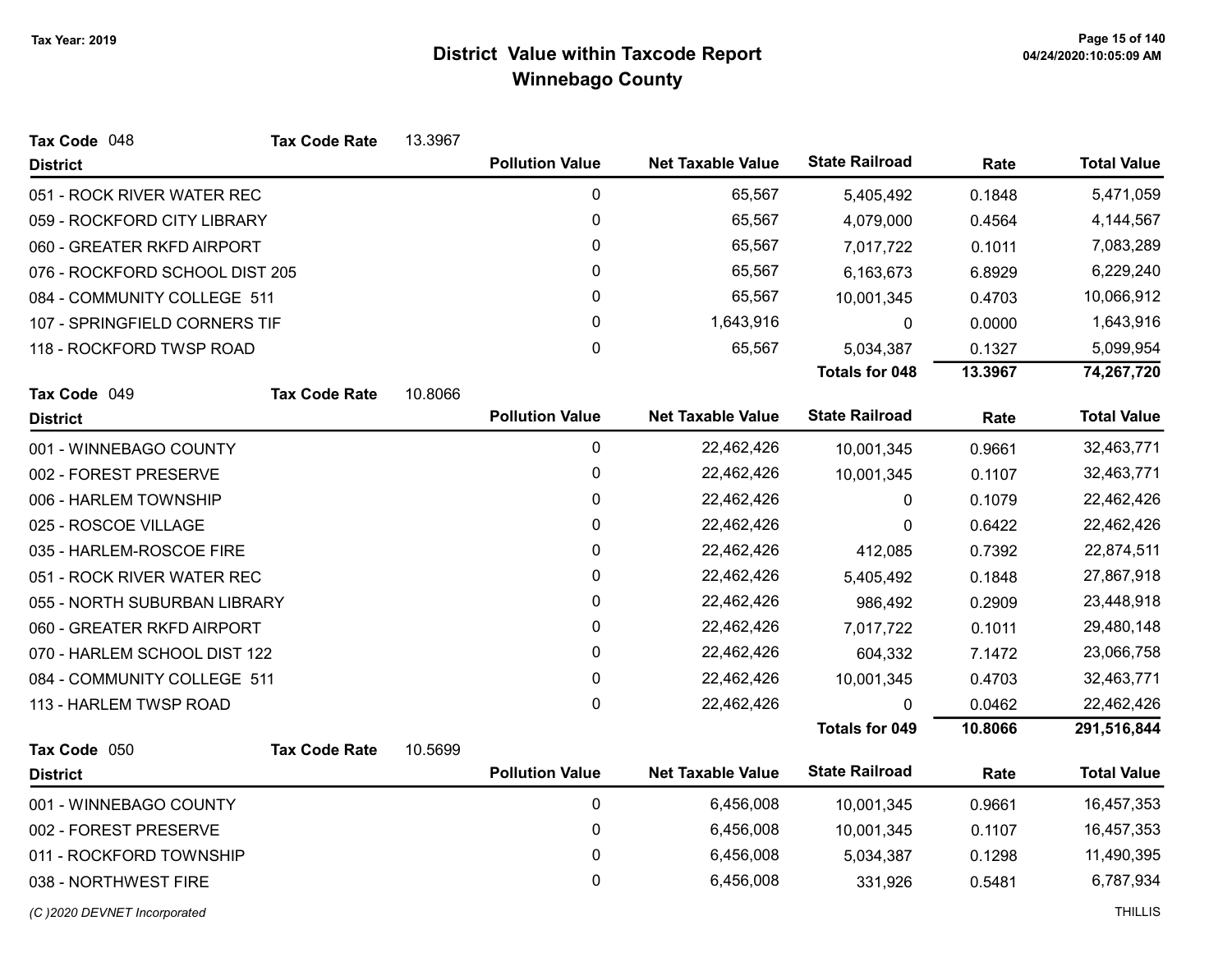# District Value within Taxcode Report
## Winnebago County

Tax Year: 2019

**Tax Code** 048 **Tax Code Rate** 13.3967

| District | Pollution Value | Net Taxable Value | State Railroad | Rate | Total Value |
|---|---|---|---|---|---|
| 051 - ROCK RIVER WATER REC | 0 | 65,567 | 5,405,492 | 0.1848 | 5,471,059 |
| 059 - ROCKFORD CITY LIBRARY | 0 | 65,567 | 4,079,000 | 0.4564 | 4,144,567 |
| 060 - GREATER RKFD AIRPORT | 0 | 65,567 | 7,017,722 | 0.1011 | 7,083,289 |
| 076 - ROCKFORD SCHOOL DIST 205 | 0 | 65,567 | 6,163,673 | 6.8929 | 6,229,240 |
| 084 - COMMUNITY COLLEGE 511 | 0 | 65,567 | 10,001,345 | 0.4703 | 10,066,912 |
| 107 - SPRINGFIELD CORNERS TIF | 0 | 1,643,916 | 0 | 0.0000 | 1,643,916 |
| 118 - ROCKFORD TWSP ROAD | 0 | 65,567 | 5,034,387 | 0.1327 | 5,099,954 |
| | | | **Totals for 048** | **13.3967** | **74,267,720** |

**Tax Code** 049 **Tax Code Rate** 10.8066

| District | Pollution Value | Net Taxable Value | State Railroad | Rate | Total Value |
|---|---|---|---|---|---|
| 001 - WINNEBAGO COUNTY | 0 | 22,462,426 | 10,001,345 | 0.9661 | 32,463,771 |
| 002 - FOREST PRESERVE | 0 | 22,462,426 | 10,001,345 | 0.1107 | 32,463,771 |
| 006 - HARLEM TOWNSHIP | 0 | 22,462,426 | 0 | 0.1079 | 22,462,426 |
| 025 - ROSCOE VILLAGE | 0 | 22,462,426 | 0 | 0.6422 | 22,462,426 |
| 035 - HARLEM-ROSCOE FIRE | 0 | 22,462,426 | 412,085 | 0.7392 | 22,874,511 |
| 051 - ROCK RIVER WATER REC | 0 | 22,462,426 | 5,405,492 | 0.1848 | 27,867,918 |
| 055 - NORTH SUBURBAN LIBRARY | 0 | 22,462,426 | 986,492 | 0.2909 | 23,448,918 |
| 060 - GREATER RKFD AIRPORT | 0 | 22,462,426 | 7,017,722 | 0.1011 | 29,480,148 |
| 070 - HARLEM SCHOOL DIST 122 | 0 | 22,462,426 | 604,332 | 7.1472 | 23,066,758 |
| 084 - COMMUNITY COLLEGE 511 | 0 | 22,462,426 | 10,001,345 | 0.4703 | 32,463,771 |
| 113 - HARLEM TWSP ROAD | 0 | 22,462,426 | 0 | 0.0462 | 22,462,426 |
| | | | **Totals for 049** | **10.8066** | **291,516,844** |

**Tax Code** 050 **Tax Code Rate** 10.5699

| District | Pollution Value | Net Taxable Value | State Railroad | Rate | Total Value |
|---|---|---|---|---|---|
| 001 - WINNEBAGO COUNTY | 0 | 6,456,008 | 10,001,345 | 0.9661 | 16,457,353 |
| 002 - FOREST PRESERVE | 0 | 6,456,008 | 10,001,345 | 0.1107 | 16,457,353 |
| 011 - ROCKFORD TOWNSHIP | 0 | 6,456,008 | 5,034,387 | 0.1298 | 11,490,395 |
| 038 - NORTHWEST FIRE | 0 | 6,456,008 | 331,926 | 0.5481 | 6,787,934 |

*(C )2020 DEVNET Incorporated* THILLIS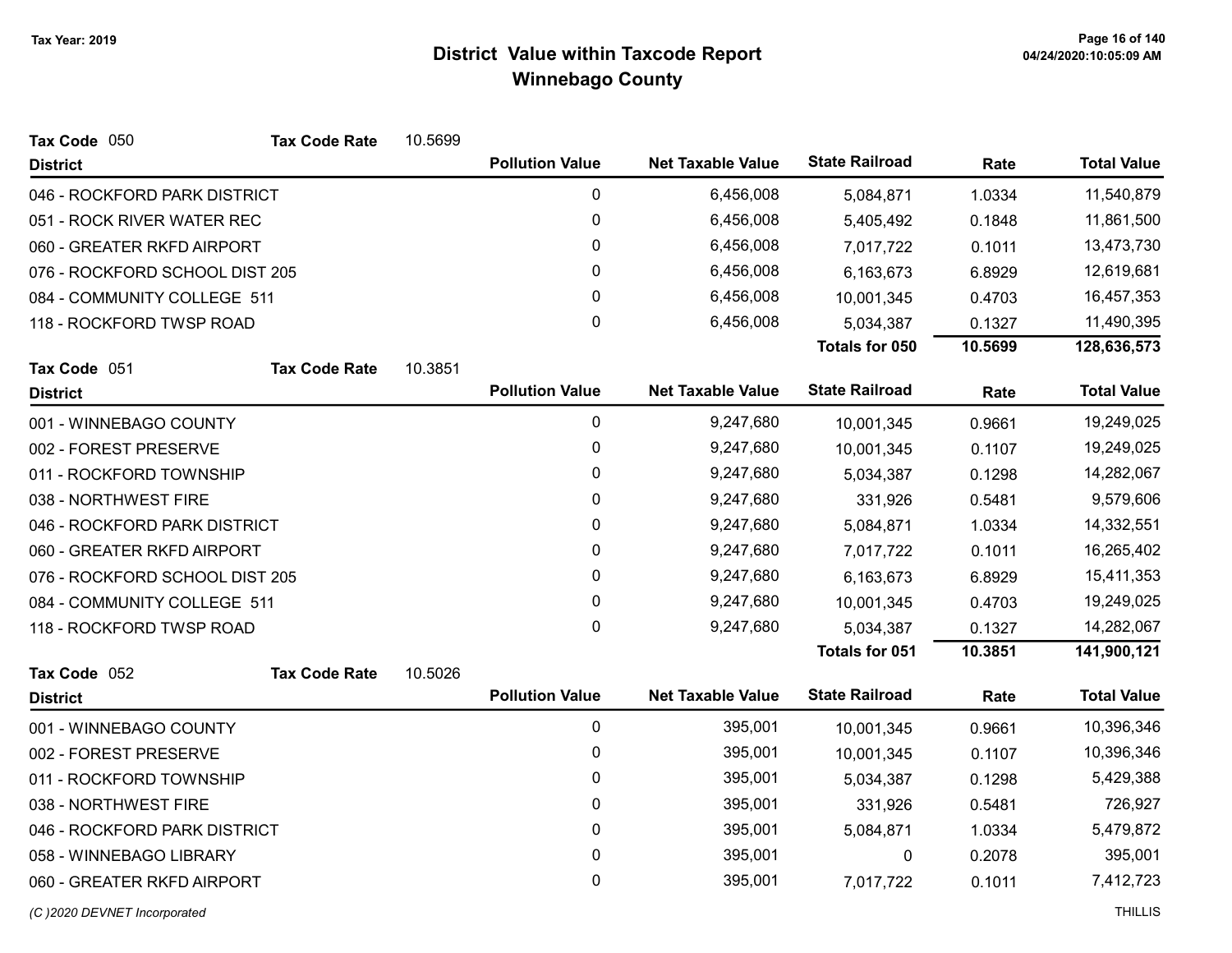# District Value within Taxcode Report
## Winnebago County

Tax Year: 2019

**Tax Code** 050 **Tax Code Rate** 10.5699

| District | Pollution Value | Net Taxable Value | State Railroad | Rate | Total Value |
|---|---|---|---|---|---|
| 046 - ROCKFORD PARK DISTRICT | 0 | 6,456,008 | 5,084,871 | 1.0334 | 11,540,879 |
| 051 - ROCK RIVER WATER REC | 0 | 6,456,008 | 5,405,492 | 0.1848 | 11,861,500 |
| 060 - GREATER RKFD AIRPORT | 0 | 6,456,008 | 7,017,722 | 0.1011 | 13,473,730 |
| 076 - ROCKFORD SCHOOL DIST 205 | 0 | 6,456,008 | 6,163,673 | 6.8929 | 12,619,681 |
| 084 - COMMUNITY COLLEGE 511 | 0 | 6,456,008 | 10,001,345 | 0.4703 | 16,457,353 |
| 118 - ROCKFORD TWSP ROAD | 0 | 6,456,008 | 5,034,387 | 0.1327 | 11,490,395 |
| | | | **Totals for 050** | **10.5699** | **128,636,573** |

**Tax Code** 051 **Tax Code Rate** 10.3851

| District | Pollution Value | Net Taxable Value | State Railroad | Rate | Total Value |
|---|---|---|---|---|---|
| 001 - WINNEBAGO COUNTY | 0 | 9,247,680 | 10,001,345 | 0.9661 | 19,249,025 |
| 002 - FOREST PRESERVE | 0 | 9,247,680 | 10,001,345 | 0.1107 | 19,249,025 |
| 011 - ROCKFORD TOWNSHIP | 0 | 9,247,680 | 5,034,387 | 0.1298 | 14,282,067 |
| 038 - NORTHWEST FIRE | 0 | 9,247,680 | 331,926 | 0.5481 | 9,579,606 |
| 046 - ROCKFORD PARK DISTRICT | 0 | 9,247,680 | 5,084,871 | 1.0334 | 14,332,551 |
| 060 - GREATER RKFD AIRPORT | 0 | 9,247,680 | 7,017,722 | 0.1011 | 16,265,402 |
| 076 - ROCKFORD SCHOOL DIST 205 | 0 | 9,247,680 | 6,163,673 | 6.8929 | 15,411,353 |
| 084 - COMMUNITY COLLEGE 511 | 0 | 9,247,680 | 10,001,345 | 0.4703 | 19,249,025 |
| 118 - ROCKFORD TWSP ROAD | 0 | 9,247,680 | 5,034,387 | 0.1327 | 14,282,067 |
| | | | **Totals for 051** | **10.3851** | **141,900,121** |

**Tax Code** 052 **Tax Code Rate** 10.5026

| District | Pollution Value | Net Taxable Value | State Railroad | Rate | Total Value |
|---|---|---|---|---|---|
| 001 - WINNEBAGO COUNTY | 0 | 395,001 | 10,001,345 | 0.9661 | 10,396,346 |
| 002 - FOREST PRESERVE | 0 | 395,001 | 10,001,345 | 0.1107 | 10,396,346 |
| 011 - ROCKFORD TOWNSHIP | 0 | 395,001 | 5,034,387 | 0.1298 | 5,429,388 |
| 038 - NORTHWEST FIRE | 0 | 395,001 | 331,926 | 0.5481 | 726,927 |
| 046 - ROCKFORD PARK DISTRICT | 0 | 395,001 | 5,084,871 | 1.0334 | 5,479,872 |
| 058 - WINNEBAGO LIBRARY | 0 | 395,001 | 0 | 0.2078 | 395,001 |
| 060 - GREATER RKFD AIRPORT | 0 | 395,001 | 7,017,722 | 0.1011 | 7,412,723 |

*(C )2020 DEVNET Incorporated* THILLIS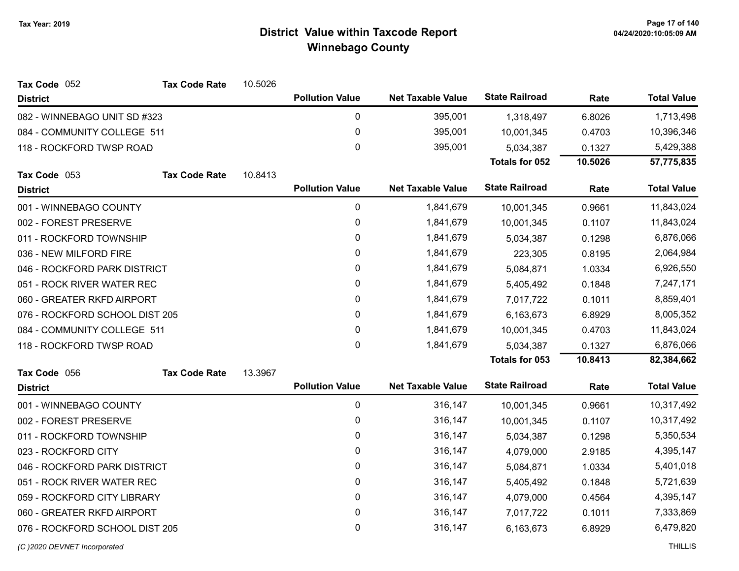# District Value within Taxcode Report

## Winnebago County

Tax Year: 2019

**Tax Code** 052 **Tax Code Rate** 10.5026

| District | Pollution Value | Net Taxable Value | State Railroad | Rate | Total Value |
|---|---|---|---|---|---|
| 082 - WINNEBAGO UNIT SD #323 | 0 | 395,001 | 1,318,497 | 6.8026 | 1,713,498 |
| 084 - COMMUNITY COLLEGE 511 | 0 | 395,001 | 10,001,345 | 0.4703 | 10,396,346 |
| 118 - ROCKFORD TWSP ROAD | 0 | 395,001 | 5,034,387 | 0.1327 | 5,429,388 |
| | | | **Totals for 052** | **10.5026** | **57,775,835** |

**Tax Code** 053 **Tax Code Rate** 10.8413

| District | Pollution Value | Net Taxable Value | State Railroad | Rate | Total Value |
|---|---|---|---|---|---|
| 001 - WINNEBAGO COUNTY | 0 | 1,841,679 | 10,001,345 | 0.9661 | 11,843,024 |
| 002 - FOREST PRESERVE | 0 | 1,841,679 | 10,001,345 | 0.1107 | 11,843,024 |
| 011 - ROCKFORD TOWNSHIP | 0 | 1,841,679 | 5,034,387 | 0.1298 | 6,876,066 |
| 036 - NEW MILFORD FIRE | 0 | 1,841,679 | 223,305 | 0.8195 | 2,064,984 |
| 046 - ROCKFORD PARK DISTRICT | 0 | 1,841,679 | 5,084,871 | 1.0334 | 6,926,550 |
| 051 - ROCK RIVER WATER REC | 0 | 1,841,679 | 5,405,492 | 0.1848 | 7,247,171 |
| 060 - GREATER RKFD AIRPORT | 0 | 1,841,679 | 7,017,722 | 0.1011 | 8,859,401 |
| 076 - ROCKFORD SCHOOL DIST 205 | 0 | 1,841,679 | 6,163,673 | 6.8929 | 8,005,352 |
| 084 - COMMUNITY COLLEGE 511 | 0 | 1,841,679 | 10,001,345 | 0.4703 | 11,843,024 |
| 118 - ROCKFORD TWSP ROAD | 0 | 1,841,679 | 5,034,387 | 0.1327 | 6,876,066 |
| | | | **Totals for 053** | **10.8413** | **82,384,662** |

**Tax Code** 056 **Tax Code Rate** 13.3967

| District | Pollution Value | Net Taxable Value | State Railroad | Rate | Total Value |
|---|---|---|---|---|---|
| 001 - WINNEBAGO COUNTY | 0 | 316,147 | 10,001,345 | 0.9661 | 10,317,492 |
| 002 - FOREST PRESERVE | 0 | 316,147 | 10,001,345 | 0.1107 | 10,317,492 |
| 011 - ROCKFORD TOWNSHIP | 0 | 316,147 | 5,034,387 | 0.1298 | 5,350,534 |
| 023 - ROCKFORD CITY | 0 | 316,147 | 4,079,000 | 2.9185 | 4,395,147 |
| 046 - ROCKFORD PARK DISTRICT | 0 | 316,147 | 5,084,871 | 1.0334 | 5,401,018 |
| 051 - ROCK RIVER WATER REC | 0 | 316,147 | 5,405,492 | 0.1848 | 5,721,639 |
| 059 - ROCKFORD CITY LIBRARY | 0 | 316,147 | 4,079,000 | 0.4564 | 4,395,147 |
| 060 - GREATER RKFD AIRPORT | 0 | 316,147 | 7,017,722 | 0.1011 | 7,333,869 |
| 076 - ROCKFORD SCHOOL DIST 205 | 0 | 316,147 | 6,163,673 | 6.8929 | 6,479,820 |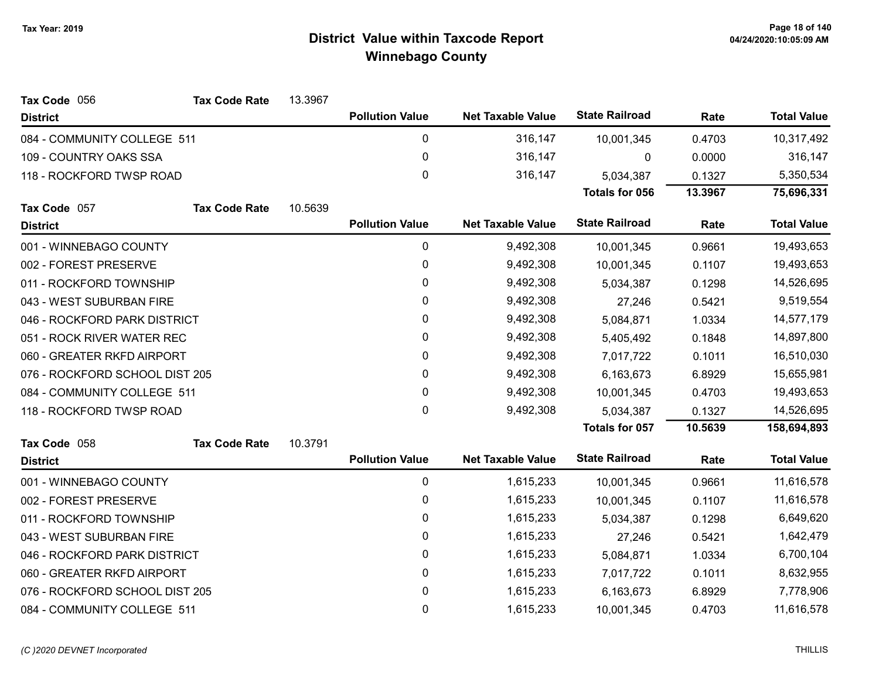# District Value within Taxcode Report
## Winnebago County

Tax Year: 2019

**Tax Code** 056 — **Tax Code Rate** 13.3967

| District | Pollution Value | Net Taxable Value | State Railroad | Rate | Total Value |
|---|---|---|---|---|---|
| 084 - COMMUNITY COLLEGE 511 | 0 | 316,147 | 10,001,345 | 0.4703 | 10,317,492 |
| 109 - COUNTRY OAKS SSA | 0 | 316,147 | 0 | 0.0000 | 316,147 |
| 118 - ROCKFORD TWSP ROAD | 0 | 316,147 | 5,034,387 | 0.1327 | 5,350,534 |
| | | | **Totals for 056** | **13.3967** | **75,696,331** |

**Tax Code** 057 — **Tax Code Rate** 10.5639

| District | Pollution Value | Net Taxable Value | State Railroad | Rate | Total Value |
|---|---|---|---|---|---|
| 001 - WINNEBAGO COUNTY | 0 | 9,492,308 | 10,001,345 | 0.9661 | 19,493,653 |
| 002 - FOREST PRESERVE | 0 | 9,492,308 | 10,001,345 | 0.1107 | 19,493,653 |
| 011 - ROCKFORD TOWNSHIP | 0 | 9,492,308 | 5,034,387 | 0.1298 | 14,526,695 |
| 043 - WEST SUBURBAN FIRE | 0 | 9,492,308 | 27,246 | 0.5421 | 9,519,554 |
| 046 - ROCKFORD PARK DISTRICT | 0 | 9,492,308 | 5,084,871 | 1.0334 | 14,577,179 |
| 051 - ROCK RIVER WATER REC | 0 | 9,492,308 | 5,405,492 | 0.1848 | 14,897,800 |
| 060 - GREATER RKFD AIRPORT | 0 | 9,492,308 | 7,017,722 | 0.1011 | 16,510,030 |
| 076 - ROCKFORD SCHOOL DIST 205 | 0 | 9,492,308 | 6,163,673 | 6.8929 | 15,655,981 |
| 084 - COMMUNITY COLLEGE 511 | 0 | 9,492,308 | 10,001,345 | 0.4703 | 19,493,653 |
| 118 - ROCKFORD TWSP ROAD | 0 | 9,492,308 | 5,034,387 | 0.1327 | 14,526,695 |
| | | | **Totals for 057** | **10.5639** | **158,694,893** |

**Tax Code** 058 — **Tax Code Rate** 10.3791

| District | Pollution Value | Net Taxable Value | State Railroad | Rate | Total Value |
|---|---|---|---|---|---|
| 001 - WINNEBAGO COUNTY | 0 | 1,615,233 | 10,001,345 | 0.9661 | 11,616,578 |
| 002 - FOREST PRESERVE | 0 | 1,615,233 | 10,001,345 | 0.1107 | 11,616,578 |
| 011 - ROCKFORD TOWNSHIP | 0 | 1,615,233 | 5,034,387 | 0.1298 | 6,649,620 |
| 043 - WEST SUBURBAN FIRE | 0 | 1,615,233 | 27,246 | 0.5421 | 1,642,479 |
| 046 - ROCKFORD PARK DISTRICT | 0 | 1,615,233 | 5,084,871 | 1.0334 | 6,700,104 |
| 060 - GREATER RKFD AIRPORT | 0 | 1,615,233 | 7,017,722 | 0.1011 | 8,632,955 |
| 076 - ROCKFORD SCHOOL DIST 205 | 0 | 1,615,233 | 6,163,673 | 6.8929 | 7,778,906 |
| 084 - COMMUNITY COLLEGE 511 | 0 | 1,615,233 | 10,001,345 | 0.4703 | 11,616,578 |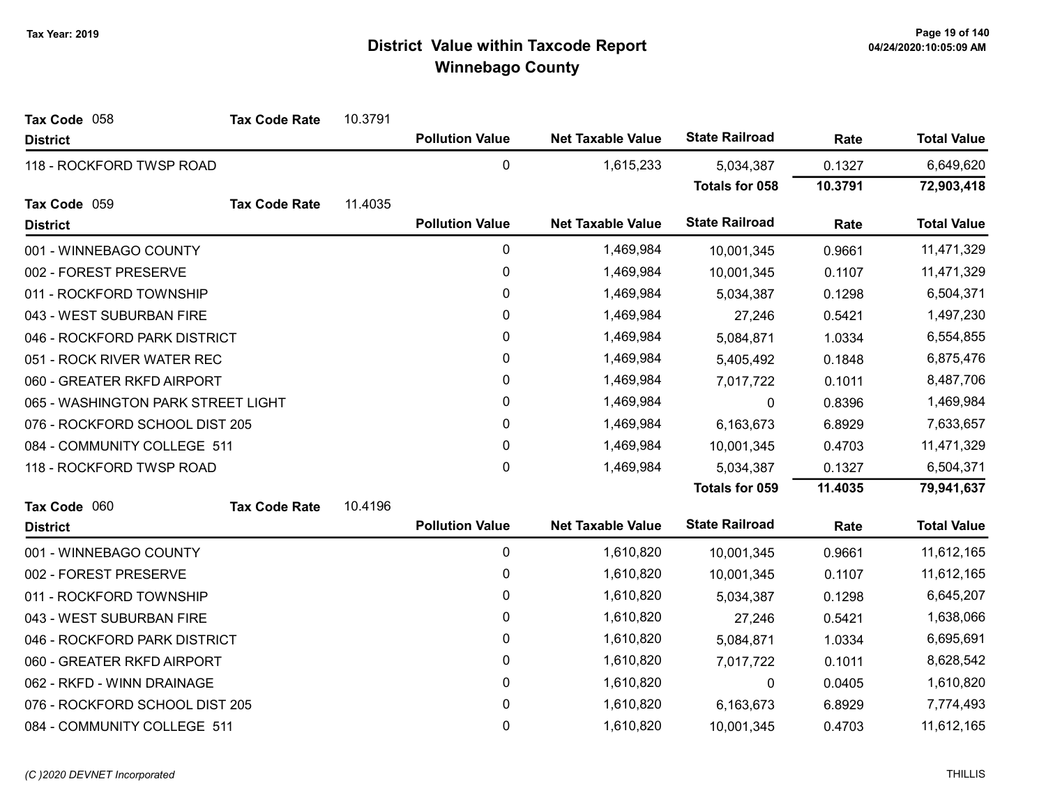# District Value within Taxcode Report
## Winnebago County

Tax Year: 2019

**Tax Code** 058 **Tax Code Rate** 10.3791

| District | Pollution Value | Net Taxable Value | State Railroad | Rate | Total Value |
|---|---|---|---|---|---|
| 118 - ROCKFORD TWSP ROAD | 0 | 1,615,233 | 5,034,387 | 0.1327 | 6,649,620 |
| | | | **Totals for 058** | **10.3791** | **72,903,418** |

**Tax Code** 059 **Tax Code Rate** 11.4035

| District | Pollution Value | Net Taxable Value | State Railroad | Rate | Total Value |
|---|---|---|---|---|---|
| 001 - WINNEBAGO COUNTY | 0 | 1,469,984 | 10,001,345 | 0.9661 | 11,471,329 |
| 002 - FOREST PRESERVE | 0 | 1,469,984 | 10,001,345 | 0.1107 | 11,471,329 |
| 011 - ROCKFORD TOWNSHIP | 0 | 1,469,984 | 5,034,387 | 0.1298 | 6,504,371 |
| 043 - WEST SUBURBAN FIRE | 0 | 1,469,984 | 27,246 | 0.5421 | 1,497,230 |
| 046 - ROCKFORD PARK DISTRICT | 0 | 1,469,984 | 5,084,871 | 1.0334 | 6,554,855 |
| 051 - ROCK RIVER WATER REC | 0 | 1,469,984 | 5,405,492 | 0.1848 | 6,875,476 |
| 060 - GREATER RKFD AIRPORT | 0 | 1,469,984 | 7,017,722 | 0.1011 | 8,487,706 |
| 065 - WASHINGTON PARK STREET LIGHT | 0 | 1,469,984 | 0 | 0.8396 | 1,469,984 |
| 076 - ROCKFORD SCHOOL DIST 205 | 0 | 1,469,984 | 6,163,673 | 6.8929 | 7,633,657 |
| 084 - COMMUNITY COLLEGE 511 | 0 | 1,469,984 | 10,001,345 | 0.4703 | 11,471,329 |
| 118 - ROCKFORD TWSP ROAD | 0 | 1,469,984 | 5,034,387 | 0.1327 | 6,504,371 |
| | | | **Totals for 059** | **11.4035** | **79,941,637** |

**Tax Code** 060 **Tax Code Rate** 10.4196

| District | Pollution Value | Net Taxable Value | State Railroad | Rate | Total Value |
|---|---|---|---|---|---|
| 001 - WINNEBAGO COUNTY | 0 | 1,610,820 | 10,001,345 | 0.9661 | 11,612,165 |
| 002 - FOREST PRESERVE | 0 | 1,610,820 | 10,001,345 | 0.1107 | 11,612,165 |
| 011 - ROCKFORD TOWNSHIP | 0 | 1,610,820 | 5,034,387 | 0.1298 | 6,645,207 |
| 043 - WEST SUBURBAN FIRE | 0 | 1,610,820 | 27,246 | 0.5421 | 1,638,066 |
| 046 - ROCKFORD PARK DISTRICT | 0 | 1,610,820 | 5,084,871 | 1.0334 | 6,695,691 |
| 060 - GREATER RKFD AIRPORT | 0 | 1,610,820 | 7,017,722 | 0.1011 | 8,628,542 |
| 062 - RKFD - WINN DRAINAGE | 0 | 1,610,820 | 0 | 0.0405 | 1,610,820 |
| 076 - ROCKFORD SCHOOL DIST 205 | 0 | 1,610,820 | 6,163,673 | 6.8929 | 7,774,493 |
| 084 - COMMUNITY COLLEGE 511 | 0 | 1,610,820 | 10,001,345 | 0.4703 | 11,612,165 |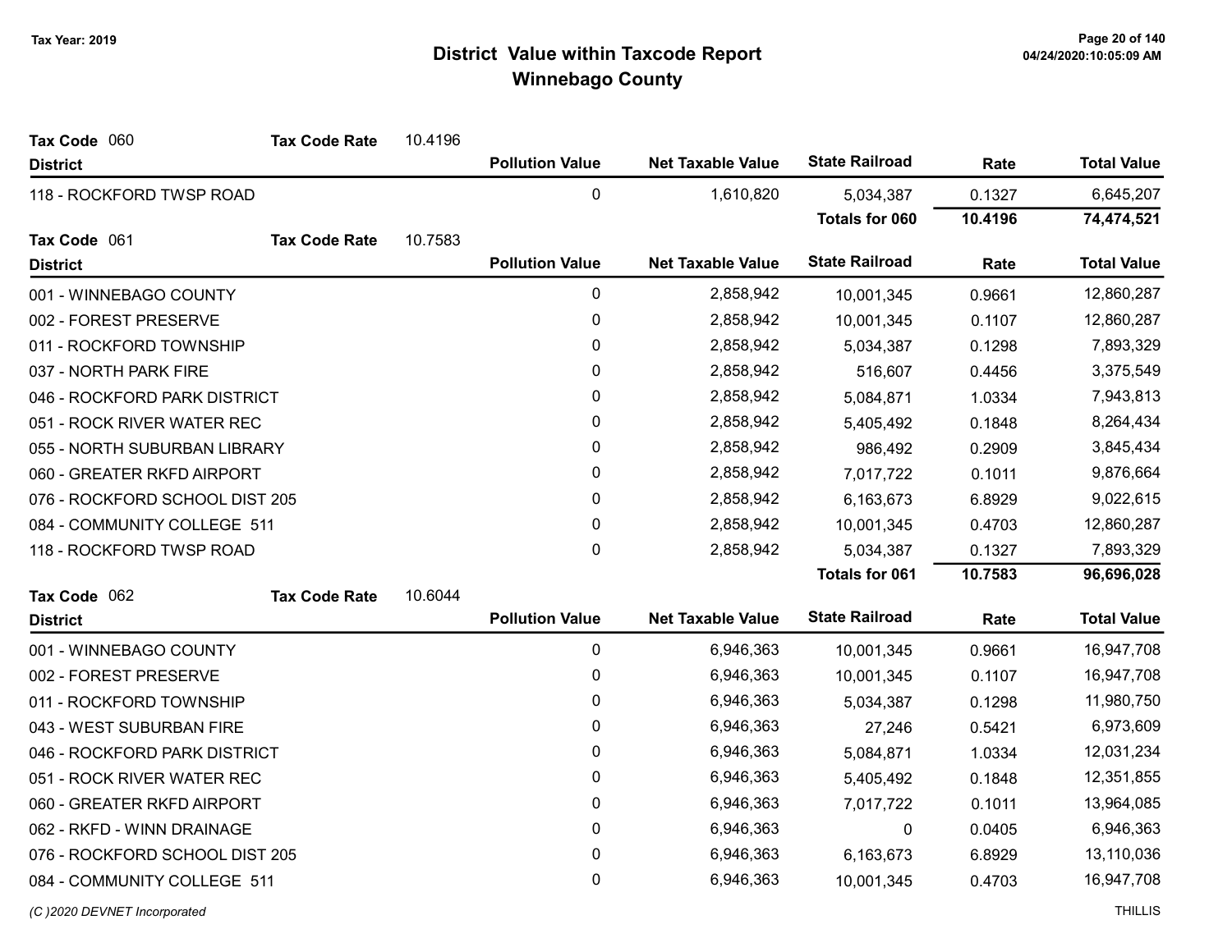# District Value within Taxcode Report

## Winnebago County

Tax Year: 2019

**Tax Code** 060 **Tax Code Rate** 10.4196

| District | Pollution Value | Net Taxable Value | State Railroad | Rate | Total Value |
|---|---|---|---|---|---|
| 118 - ROCKFORD TWSP ROAD | 0 | 1,610,820 | 5,034,387 | 0.1327 | 6,645,207 |
| | | | **Totals for 060** | **10.4196** | **74,474,521** |

**Tax Code** 061 **Tax Code Rate** 10.7583

| District | Pollution Value | Net Taxable Value | State Railroad | Rate | Total Value |
|---|---|---|---|---|---|
| 001 - WINNEBAGO COUNTY | 0 | 2,858,942 | 10,001,345 | 0.9661 | 12,860,287 |
| 002 - FOREST PRESERVE | 0 | 2,858,942 | 10,001,345 | 0.1107 | 12,860,287 |
| 011 - ROCKFORD TOWNSHIP | 0 | 2,858,942 | 5,034,387 | 0.1298 | 7,893,329 |
| 037 - NORTH PARK FIRE | 0 | 2,858,942 | 516,607 | 0.4456 | 3,375,549 |
| 046 - ROCKFORD PARK DISTRICT | 0 | 2,858,942 | 5,084,871 | 1.0334 | 7,943,813 |
| 051 - ROCK RIVER WATER REC | 0 | 2,858,942 | 5,405,492 | 0.1848 | 8,264,434 |
| 055 - NORTH SUBURBAN LIBRARY | 0 | 2,858,942 | 986,492 | 0.2909 | 3,845,434 |
| 060 - GREATER RKFD AIRPORT | 0 | 2,858,942 | 7,017,722 | 0.1011 | 9,876,664 |
| 076 - ROCKFORD SCHOOL DIST 205 | 0 | 2,858,942 | 6,163,673 | 6.8929 | 9,022,615 |
| 084 - COMMUNITY COLLEGE 511 | 0 | 2,858,942 | 10,001,345 | 0.4703 | 12,860,287 |
| 118 - ROCKFORD TWSP ROAD | 0 | 2,858,942 | 5,034,387 | 0.1327 | 7,893,329 |
| | | | **Totals for 061** | **10.7583** | **96,696,028** |

**Tax Code** 062 **Tax Code Rate** 10.6044

| District | Pollution Value | Net Taxable Value | State Railroad | Rate | Total Value |
|---|---|---|---|---|---|
| 001 - WINNEBAGO COUNTY | 0 | 6,946,363 | 10,001,345 | 0.9661 | 16,947,708 |
| 002 - FOREST PRESERVE | 0 | 6,946,363 | 10,001,345 | 0.1107 | 16,947,708 |
| 011 - ROCKFORD TOWNSHIP | 0 | 6,946,363 | 5,034,387 | 0.1298 | 11,980,750 |
| 043 - WEST SUBURBAN FIRE | 0 | 6,946,363 | 27,246 | 0.5421 | 6,973,609 |
| 046 - ROCKFORD PARK DISTRICT | 0 | 6,946,363 | 5,084,871 | 1.0334 | 12,031,234 |
| 051 - ROCK RIVER WATER REC | 0 | 6,946,363 | 5,405,492 | 0.1848 | 12,351,855 |
| 060 - GREATER RKFD AIRPORT | 0 | 6,946,363 | 7,017,722 | 0.1011 | 13,964,085 |
| 062 - RKFD - WINN DRAINAGE | 0 | 6,946,363 | 0 | 0.0405 | 6,946,363 |
| 076 - ROCKFORD SCHOOL DIST 205 | 0 | 6,946,363 | 6,163,673 | 6.8929 | 13,110,036 |
| 084 - COMMUNITY COLLEGE 511 | 0 | 6,946,363 | 10,001,345 | 0.4703 | 16,947,708 |

*(C )2020 DEVNET Incorporated* THILLIS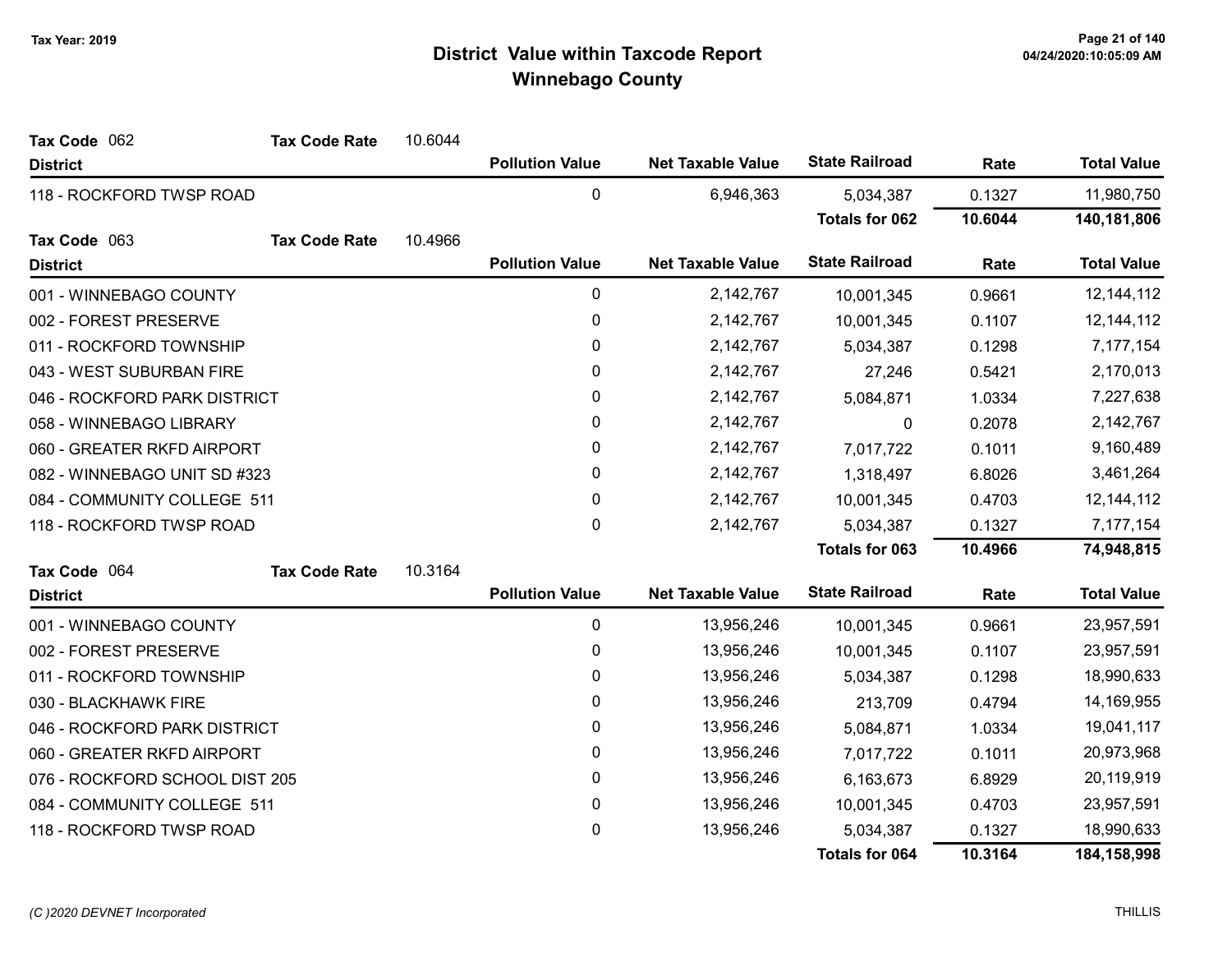# District Value within Taxcode Report
## Winnebago County

Tax Year: 2019

**Tax Code** 062 **Tax Code Rate** 10.6044

| District | Pollution Value | Net Taxable Value | State Railroad | Rate | Total Value |
|---|---|---|---|---|---|
| 118 - ROCKFORD TWSP ROAD | 0 | 6,946,363 | 5,034,387 | 0.1327 | 11,980,750 |
| | | | **Totals for 062** | **10.6044** | **140,181,806** |

**Tax Code** 063 **Tax Code Rate** 10.4966

| District | Pollution Value | Net Taxable Value | State Railroad | Rate | Total Value |
|---|---|---|---|---|---|
| 001 - WINNEBAGO COUNTY | 0 | 2,142,767 | 10,001,345 | 0.9661 | 12,144,112 |
| 002 - FOREST PRESERVE | 0 | 2,142,767 | 10,001,345 | 0.1107 | 12,144,112 |
| 011 - ROCKFORD TOWNSHIP | 0 | 2,142,767 | 5,034,387 | 0.1298 | 7,177,154 |
| 043 - WEST SUBURBAN FIRE | 0 | 2,142,767 | 27,246 | 0.5421 | 2,170,013 |
| 046 - ROCKFORD PARK DISTRICT | 0 | 2,142,767 | 5,084,871 | 1.0334 | 7,227,638 |
| 058 - WINNEBAGO LIBRARY | 0 | 2,142,767 | 0 | 0.2078 | 2,142,767 |
| 060 - GREATER RKFD AIRPORT | 0 | 2,142,767 | 7,017,722 | 0.1011 | 9,160,489 |
| 082 - WINNEBAGO UNIT SD #323 | 0 | 2,142,767 | 1,318,497 | 6.8026 | 3,461,264 |
| 084 - COMMUNITY COLLEGE 511 | 0 | 2,142,767 | 10,001,345 | 0.4703 | 12,144,112 |
| 118 - ROCKFORD TWSP ROAD | 0 | 2,142,767 | 5,034,387 | 0.1327 | 7,177,154 |
| | | | **Totals for 063** | **10.4966** | **74,948,815** |

**Tax Code** 064 **Tax Code Rate** 10.3164

| District | Pollution Value | Net Taxable Value | State Railroad | Rate | Total Value |
|---|---|---|---|---|---|
| 001 - WINNEBAGO COUNTY | 0 | 13,956,246 | 10,001,345 | 0.9661 | 23,957,591 |
| 002 - FOREST PRESERVE | 0 | 13,956,246 | 10,001,345 | 0.1107 | 23,957,591 |
| 011 - ROCKFORD TOWNSHIP | 0 | 13,956,246 | 5,034,387 | 0.1298 | 18,990,633 |
| 030 - BLACKHAWK FIRE | 0 | 13,956,246 | 213,709 | 0.4794 | 14,169,955 |
| 046 - ROCKFORD PARK DISTRICT | 0 | 13,956,246 | 5,084,871 | 1.0334 | 19,041,117 |
| 060 - GREATER RKFD AIRPORT | 0 | 13,956,246 | 7,017,722 | 0.1011 | 20,973,968 |
| 076 - ROCKFORD SCHOOL DIST 205 | 0 | 13,956,246 | 6,163,673 | 6.8929 | 20,119,919 |
| 084 - COMMUNITY COLLEGE 511 | 0 | 13,956,246 | 10,001,345 | 0.4703 | 23,957,591 |
| 118 - ROCKFORD TWSP ROAD | 0 | 13,956,246 | 5,034,387 | 0.1327 | 18,990,633 |
| | | | **Totals for 064** | **10.3164** | **184,158,998** |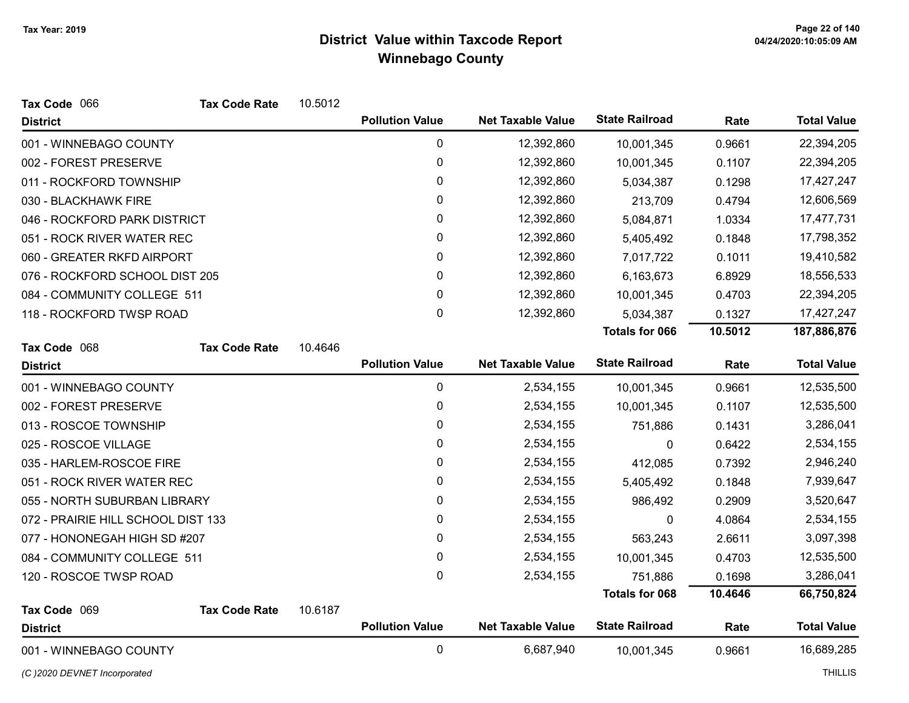Tax Year: 2019

# District Value within Taxcode Report
## Winnebago County

**Tax Code** 066 **Tax Code Rate** 10.5012

| District | Pollution Value | Net Taxable Value | State Railroad | Rate | Total Value |
|---|---|---|---|---|---|
| 001 - WINNEBAGO COUNTY | 0 | 12,392,860 | 10,001,345 | 0.9661 | 22,394,205 |
| 002 - FOREST PRESERVE | 0 | 12,392,860 | 10,001,345 | 0.1107 | 22,394,205 |
| 011 - ROCKFORD TOWNSHIP | 0 | 12,392,860 | 5,034,387 | 0.1298 | 17,427,247 |
| 030 - BLACKHAWK FIRE | 0 | 12,392,860 | 213,709 | 0.4794 | 12,606,569 |
| 046 - ROCKFORD PARK DISTRICT | 0 | 12,392,860 | 5,084,871 | 1.0334 | 17,477,731 |
| 051 - ROCK RIVER WATER REC | 0 | 12,392,860 | 5,405,492 | 0.1848 | 17,798,352 |
| 060 - GREATER RKFD AIRPORT | 0 | 12,392,860 | 7,017,722 | 0.1011 | 19,410,582 |
| 076 - ROCKFORD SCHOOL DIST 205 | 0 | 12,392,860 | 6,163,673 | 6.8929 | 18,556,533 |
| 084 - COMMUNITY COLLEGE 511 | 0 | 12,392,860 | 10,001,345 | 0.4703 | 22,394,205 |
| 118 - ROCKFORD TWSP ROAD | 0 | 12,392,860 | 5,034,387 | 0.1327 | 17,427,247 |
| | | | **Totals for 066** | **10.5012** | **187,886,876** |

**Tax Code** 068 **Tax Code Rate** 10.4646

| District | Pollution Value | Net Taxable Value | State Railroad | Rate | Total Value |
|---|---|---|---|---|---|
| 001 - WINNEBAGO COUNTY | 0 | 2,534,155 | 10,001,345 | 0.9661 | 12,535,500 |
| 002 - FOREST PRESERVE | 0 | 2,534,155 | 10,001,345 | 0.1107 | 12,535,500 |
| 013 - ROSCOE TOWNSHIP | 0 | 2,534,155 | 751,886 | 0.1431 | 3,286,041 |
| 025 - ROSCOE VILLAGE | 0 | 2,534,155 | 0 | 0.6422 | 2,534,155 |
| 035 - HARLEM-ROSCOE FIRE | 0 | 2,534,155 | 412,085 | 0.7392 | 2,946,240 |
| 051 - ROCK RIVER WATER REC | 0 | 2,534,155 | 5,405,492 | 0.1848 | 7,939,647 |
| 055 - NORTH SUBURBAN LIBRARY | 0 | 2,534,155 | 986,492 | 0.2909 | 3,520,647 |
| 072 - PRAIRIE HILL SCHOOL DIST 133 | 0 | 2,534,155 | 0 | 4.0864 | 2,534,155 |
| 077 - HONONEGAH HIGH SD #207 | 0 | 2,534,155 | 563,243 | 2.6611 | 3,097,398 |
| 084 - COMMUNITY COLLEGE 511 | 0 | 2,534,155 | 10,001,345 | 0.4703 | 12,535,500 |
| 120 - ROSCOE TWSP ROAD | 0 | 2,534,155 | 751,886 | 0.1698 | 3,286,041 |
| | | | **Totals for 068** | **10.4646** | **66,750,824** |

**Tax Code** 069 **Tax Code Rate** 10.6187

| District | Pollution Value | Net Taxable Value | State Railroad | Rate | Total Value |
|---|---|---|---|---|---|
| 001 - WINNEBAGO COUNTY | 0 | 6,687,940 | 10,001,345 | 0.9661 | 16,689,285 |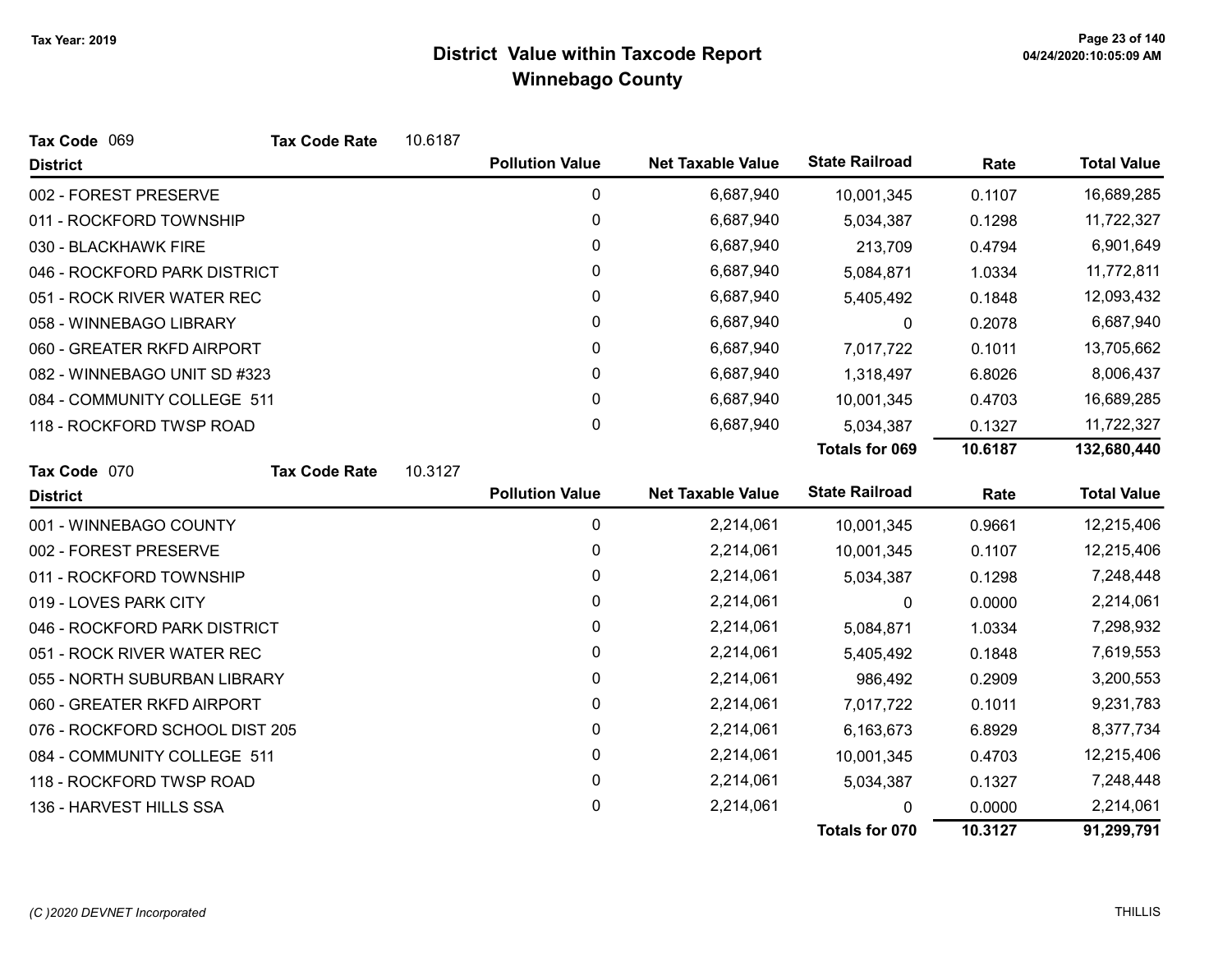# District Value within Taxcode Report
## Winnebago County

Tax Year: 2019

**Tax Code** 069 **Tax Code Rate** 10.6187

| District | Pollution Value | Net Taxable Value | State Railroad | Rate | Total Value |
|---|---|---|---|---|---|
| 002 - FOREST PRESERVE | 0 | 6,687,940 | 10,001,345 | 0.1107 | 16,689,285 |
| 011 - ROCKFORD TOWNSHIP | 0 | 6,687,940 | 5,034,387 | 0.1298 | 11,722,327 |
| 030 - BLACKHAWK FIRE | 0 | 6,687,940 | 213,709 | 0.4794 | 6,901,649 |
| 046 - ROCKFORD PARK DISTRICT | 0 | 6,687,940 | 5,084,871 | 1.0334 | 11,772,811 |
| 051 - ROCK RIVER WATER REC | 0 | 6,687,940 | 5,405,492 | 0.1848 | 12,093,432 |
| 058 - WINNEBAGO LIBRARY | 0 | 6,687,940 | 0 | 0.2078 | 6,687,940 |
| 060 - GREATER RKFD AIRPORT | 0 | 6,687,940 | 7,017,722 | 0.1011 | 13,705,662 |
| 082 - WINNEBAGO UNIT SD #323 | 0 | 6,687,940 | 1,318,497 | 6.8026 | 8,006,437 |
| 084 - COMMUNITY COLLEGE 511 | 0 | 6,687,940 | 10,001,345 | 0.4703 | 16,689,285 |
| 118 - ROCKFORD TWSP ROAD | 0 | 6,687,940 | 5,034,387 | 0.1327 | 11,722,327 |
| | | | **Totals for 069** | **10.6187** | **132,680,440** |

**Tax Code** 070 **Tax Code Rate** 10.3127

| District | Pollution Value | Net Taxable Value | State Railroad | Rate | Total Value |
|---|---|---|---|---|---|
| 001 - WINNEBAGO COUNTY | 0 | 2,214,061 | 10,001,345 | 0.9661 | 12,215,406 |
| 002 - FOREST PRESERVE | 0 | 2,214,061 | 10,001,345 | 0.1107 | 12,215,406 |
| 011 - ROCKFORD TOWNSHIP | 0 | 2,214,061 | 5,034,387 | 0.1298 | 7,248,448 |
| 019 - LOVES PARK CITY | 0 | 2,214,061 | 0 | 0.0000 | 2,214,061 |
| 046 - ROCKFORD PARK DISTRICT | 0 | 2,214,061 | 5,084,871 | 1.0334 | 7,298,932 |
| 051 - ROCK RIVER WATER REC | 0 | 2,214,061 | 5,405,492 | 0.1848 | 7,619,553 |
| 055 - NORTH SUBURBAN LIBRARY | 0 | 2,214,061 | 986,492 | 0.2909 | 3,200,553 |
| 060 - GREATER RKFD AIRPORT | 0 | 2,214,061 | 7,017,722 | 0.1011 | 9,231,783 |
| 076 - ROCKFORD SCHOOL DIST 205 | 0 | 2,214,061 | 6,163,673 | 6.8929 | 8,377,734 |
| 084 - COMMUNITY COLLEGE 511 | 0 | 2,214,061 | 10,001,345 | 0.4703 | 12,215,406 |
| 118 - ROCKFORD TWSP ROAD | 0 | 2,214,061 | 5,034,387 | 0.1327 | 7,248,448 |
| 136 - HARVEST HILLS SSA | 0 | 2,214,061 | 0 | 0.0000 | 2,214,061 |
| | | | **Totals for 070** | **10.3127** | **91,299,791** |

*(C )2020 DEVNET Incorporated* THILLIS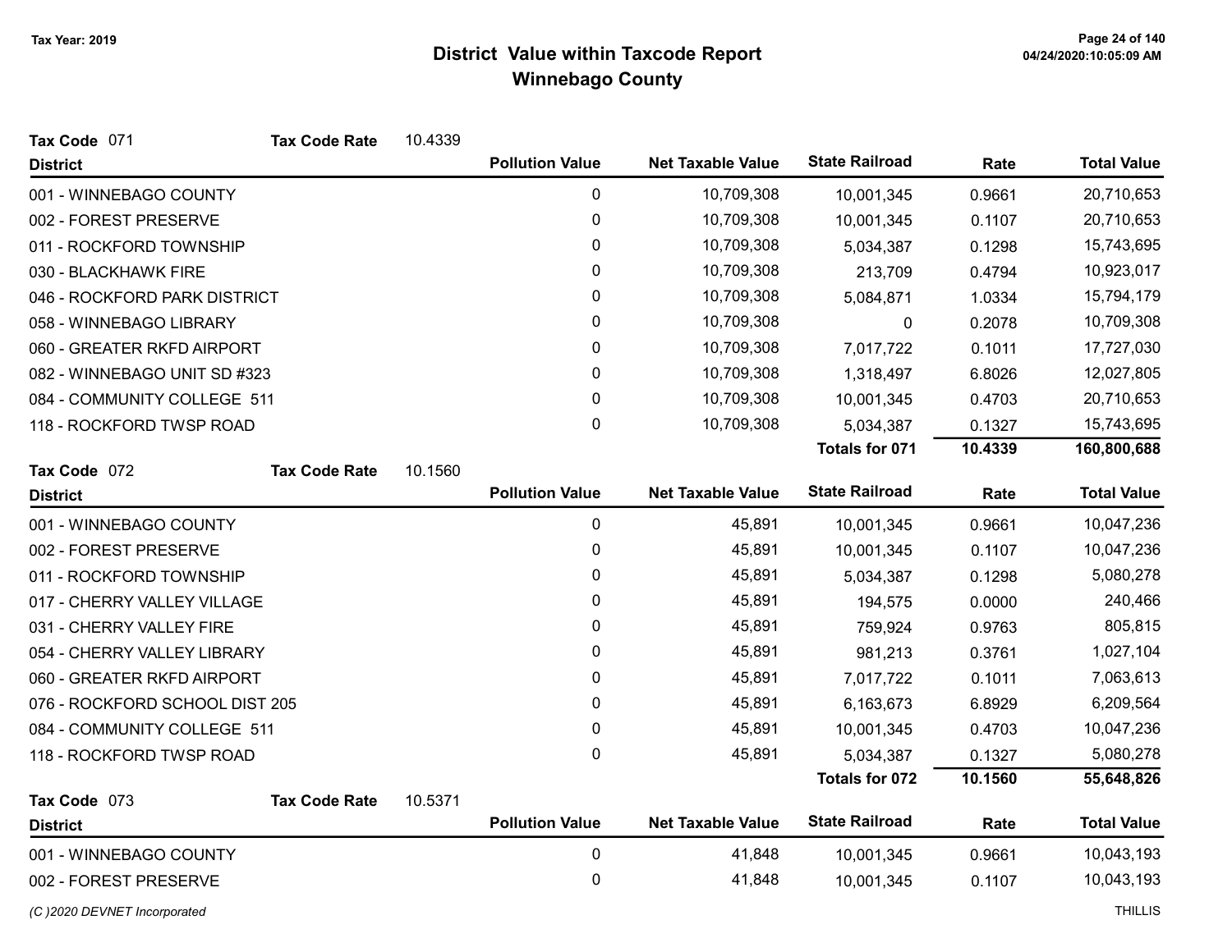Tax Year: 2019

# District Value within Taxcode Report
## Winnebago County

**Tax Code** 071 **Tax Code Rate** 10.4339

| District | Pollution Value | Net Taxable Value | State Railroad | Rate | Total Value |
|---|---|---|---|---|---|
| 001 - WINNEBAGO COUNTY | 0 | 10,709,308 | 10,001,345 | 0.9661 | 20,710,653 |
| 002 - FOREST PRESERVE | 0 | 10,709,308 | 10,001,345 | 0.1107 | 20,710,653 |
| 011 - ROCKFORD TOWNSHIP | 0 | 10,709,308 | 5,034,387 | 0.1298 | 15,743,695 |
| 030 - BLACKHAWK FIRE | 0 | 10,709,308 | 213,709 | 0.4794 | 10,923,017 |
| 046 - ROCKFORD PARK DISTRICT | 0 | 10,709,308 | 5,084,871 | 1.0334 | 15,794,179 |
| 058 - WINNEBAGO LIBRARY | 0 | 10,709,308 | 0 | 0.2078 | 10,709,308 |
| 060 - GREATER RKFD AIRPORT | 0 | 10,709,308 | 7,017,722 | 0.1011 | 17,727,030 |
| 082 - WINNEBAGO UNIT SD #323 | 0 | 10,709,308 | 1,318,497 | 6.8026 | 12,027,805 |
| 084 - COMMUNITY COLLEGE 511 | 0 | 10,709,308 | 10,001,345 | 0.4703 | 20,710,653 |
| 118 - ROCKFORD TWSP ROAD | 0 | 10,709,308 | 5,034,387 | 0.1327 | 15,743,695 |
| | | | **Totals for 071** | **10.4339** | **160,800,688** |

**Tax Code** 072 **Tax Code Rate** 10.1560

| District | Pollution Value | Net Taxable Value | State Railroad | Rate | Total Value |
|---|---|---|---|---|---|
| 001 - WINNEBAGO COUNTY | 0 | 45,891 | 10,001,345 | 0.9661 | 10,047,236 |
| 002 - FOREST PRESERVE | 0 | 45,891 | 10,001,345 | 0.1107 | 10,047,236 |
| 011 - ROCKFORD TOWNSHIP | 0 | 45,891 | 5,034,387 | 0.1298 | 5,080,278 |
| 017 - CHERRY VALLEY VILLAGE | 0 | 45,891 | 194,575 | 0.0000 | 240,466 |
| 031 - CHERRY VALLEY FIRE | 0 | 45,891 | 759,924 | 0.9763 | 805,815 |
| 054 - CHERRY VALLEY LIBRARY | 0 | 45,891 | 981,213 | 0.3761 | 1,027,104 |
| 060 - GREATER RKFD AIRPORT | 0 | 45,891 | 7,017,722 | 0.1011 | 7,063,613 |
| 076 - ROCKFORD SCHOOL DIST 205 | 0 | 45,891 | 6,163,673 | 6.8929 | 6,209,564 |
| 084 - COMMUNITY COLLEGE 511 | 0 | 45,891 | 10,001,345 | 0.4703 | 10,047,236 |
| 118 - ROCKFORD TWSP ROAD | 0 | 45,891 | 5,034,387 | 0.1327 | 5,080,278 |
| | | | **Totals for 072** | **10.1560** | **55,648,826** |

**Tax Code** 073 **Tax Code Rate** 10.5371

| District | Pollution Value | Net Taxable Value | State Railroad | Rate | Total Value |
|---|---|---|---|---|---|
| 001 - WINNEBAGO COUNTY | 0 | 41,848 | 10,001,345 | 0.9661 | 10,043,193 |
| 002 - FOREST PRESERVE | 0 | 41,848 | 10,001,345 | 0.1107 | 10,043,193 |

*(C )2020 DEVNET Incorporated* THILLIS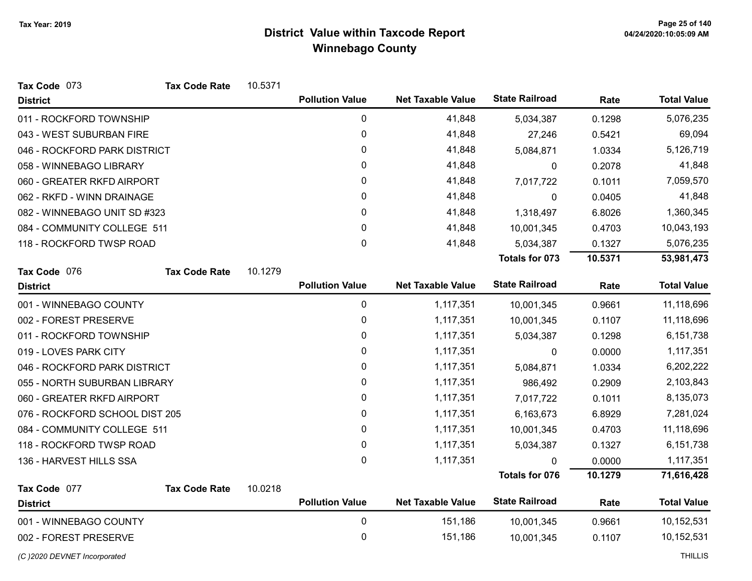# District Value within Taxcode Report

## Winnebago County

Tax Year: 2019

**Tax Code** 073 **Tax Code Rate** 10.5371

| District | Pollution Value | Net Taxable Value | State Railroad | Rate | Total Value |
|---|---|---|---|---|---|
| 011 - ROCKFORD TOWNSHIP | 0 | 41,848 | 5,034,387 | 0.1298 | 5,076,235 |
| 043 - WEST SUBURBAN FIRE | 0 | 41,848 | 27,246 | 0.5421 | 69,094 |
| 046 - ROCKFORD PARK DISTRICT | 0 | 41,848 | 5,084,871 | 1.0334 | 5,126,719 |
| 058 - WINNEBAGO LIBRARY | 0 | 41,848 | 0 | 0.2078 | 41,848 |
| 060 - GREATER RKFD AIRPORT | 0 | 41,848 | 7,017,722 | 0.1011 | 7,059,570 |
| 062 - RKFD - WINN DRAINAGE | 0 | 41,848 | 0 | 0.0405 | 41,848 |
| 082 - WINNEBAGO UNIT SD #323 | 0 | 41,848 | 1,318,497 | 6.8026 | 1,360,345 |
| 084 - COMMUNITY COLLEGE 511 | 0 | 41,848 | 10,001,345 | 0.4703 | 10,043,193 |
| 118 - ROCKFORD TWSP ROAD | 0 | 41,848 | 5,034,387 | 0.1327 | 5,076,235 |
| | | | **Totals for 073** | **10.5371** | **53,981,473** |

**Tax Code** 076 **Tax Code Rate** 10.1279

| District | Pollution Value | Net Taxable Value | State Railroad | Rate | Total Value |
|---|---|---|---|---|---|
| 001 - WINNEBAGO COUNTY | 0 | 1,117,351 | 10,001,345 | 0.9661 | 11,118,696 |
| 002 - FOREST PRESERVE | 0 | 1,117,351 | 10,001,345 | 0.1107 | 11,118,696 |
| 011 - ROCKFORD TOWNSHIP | 0 | 1,117,351 | 5,034,387 | 0.1298 | 6,151,738 |
| 019 - LOVES PARK CITY | 0 | 1,117,351 | 0 | 0.0000 | 1,117,351 |
| 046 - ROCKFORD PARK DISTRICT | 0 | 1,117,351 | 5,084,871 | 1.0334 | 6,202,222 |
| 055 - NORTH SUBURBAN LIBRARY | 0 | 1,117,351 | 986,492 | 0.2909 | 2,103,843 |
| 060 - GREATER RKFD AIRPORT | 0 | 1,117,351 | 7,017,722 | 0.1011 | 8,135,073 |
| 076 - ROCKFORD SCHOOL DIST 205 | 0 | 1,117,351 | 6,163,673 | 6.8929 | 7,281,024 |
| 084 - COMMUNITY COLLEGE 511 | 0 | 1,117,351 | 10,001,345 | 0.4703 | 11,118,696 |
| 118 - ROCKFORD TWSP ROAD | 0 | 1,117,351 | 5,034,387 | 0.1327 | 6,151,738 |
| 136 - HARVEST HILLS SSA | 0 | 1,117,351 | 0 | 0.0000 | 1,117,351 |
| | | | **Totals for 076** | **10.1279** | **71,616,428** |

**Tax Code** 077 **Tax Code Rate** 10.0218

| District | Pollution Value | Net Taxable Value | State Railroad | Rate | Total Value |
|---|---|---|---|---|---|
| 001 - WINNEBAGO COUNTY | 0 | 151,186 | 10,001,345 | 0.9661 | 10,152,531 |
| 002 - FOREST PRESERVE | 0 | 151,186 | 10,001,345 | 0.1107 | 10,152,531 |

*(C )2020 DEVNET Incorporated* THILLIS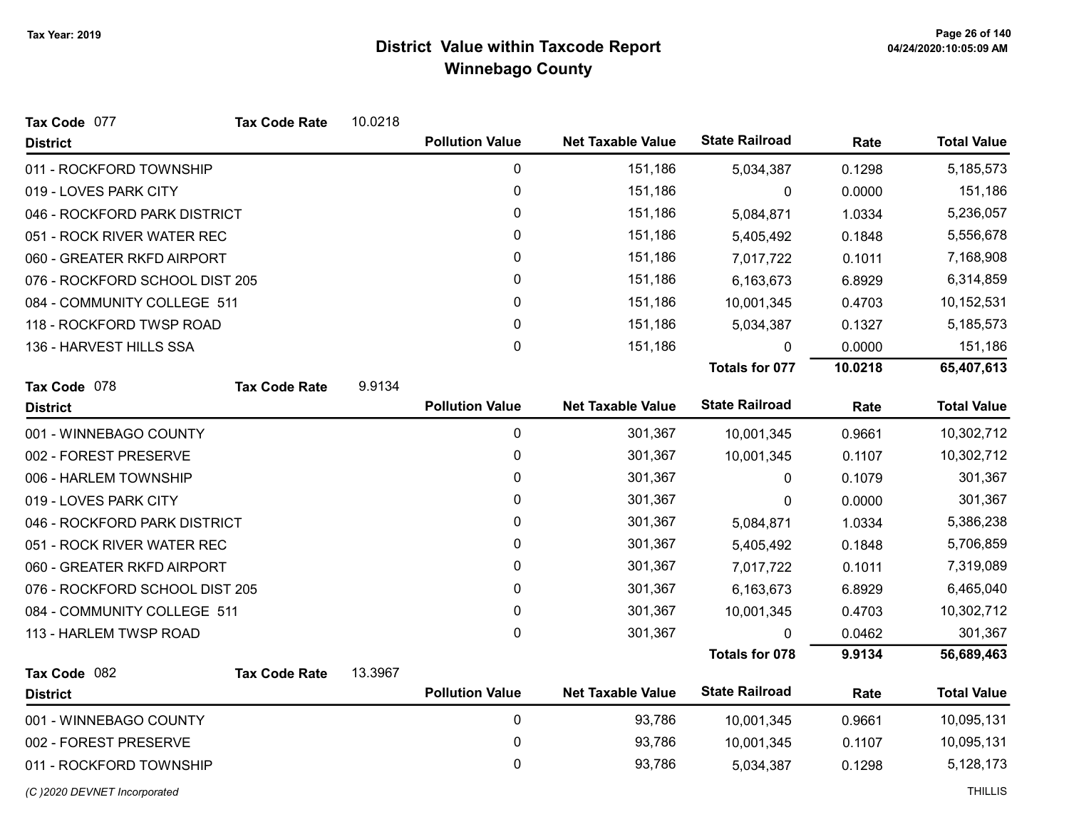# District Value within Taxcode Report

## Winnebago County

Tax Year: 2019

**Tax Code** 077 **Tax Code Rate** 10.0218

| District | Pollution Value | Net Taxable Value | State Railroad | Rate | Total Value |
|---|---|---|---|---|---|
| 011 - ROCKFORD TOWNSHIP | 0 | 151,186 | 5,034,387 | 0.1298 | 5,185,573 |
| 019 - LOVES PARK CITY | 0 | 151,186 | 0 | 0.0000 | 151,186 |
| 046 - ROCKFORD PARK DISTRICT | 0 | 151,186 | 5,084,871 | 1.0334 | 5,236,057 |
| 051 - ROCK RIVER WATER REC | 0 | 151,186 | 5,405,492 | 0.1848 | 5,556,678 |
| 060 - GREATER RKFD AIRPORT | 0 | 151,186 | 7,017,722 | 0.1011 | 7,168,908 |
| 076 - ROCKFORD SCHOOL DIST 205 | 0 | 151,186 | 6,163,673 | 6.8929 | 6,314,859 |
| 084 - COMMUNITY COLLEGE 511 | 0 | 151,186 | 10,001,345 | 0.4703 | 10,152,531 |
| 118 - ROCKFORD TWSP ROAD | 0 | 151,186 | 5,034,387 | 0.1327 | 5,185,573 |
| 136 - HARVEST HILLS SSA | 0 | 151,186 | 0 | 0.0000 | 151,186 |
| | | | **Totals for 077** | **10.0218** | **65,407,613** |

**Tax Code** 078 **Tax Code Rate** 9.9134

| District | Pollution Value | Net Taxable Value | State Railroad | Rate | Total Value |
|---|---|---|---|---|---|
| 001 - WINNEBAGO COUNTY | 0 | 301,367 | 10,001,345 | 0.9661 | 10,302,712 |
| 002 - FOREST PRESERVE | 0 | 301,367 | 10,001,345 | 0.1107 | 10,302,712 |
| 006 - HARLEM TOWNSHIP | 0 | 301,367 | 0 | 0.1079 | 301,367 |
| 019 - LOVES PARK CITY | 0 | 301,367 | 0 | 0.0000 | 301,367 |
| 046 - ROCKFORD PARK DISTRICT | 0 | 301,367 | 5,084,871 | 1.0334 | 5,386,238 |
| 051 - ROCK RIVER WATER REC | 0 | 301,367 | 5,405,492 | 0.1848 | 5,706,859 |
| 060 - GREATER RKFD AIRPORT | 0 | 301,367 | 7,017,722 | 0.1011 | 7,319,089 |
| 076 - ROCKFORD SCHOOL DIST 205 | 0 | 301,367 | 6,163,673 | 6.8929 | 6,465,040 |
| 084 - COMMUNITY COLLEGE 511 | 0 | 301,367 | 10,001,345 | 0.4703 | 10,302,712 |
| 113 - HARLEM TWSP ROAD | 0 | 301,367 | 0 | 0.0462 | 301,367 |
| | | | **Totals for 078** | **9.9134** | **56,689,463** |

**Tax Code** 082 **Tax Code Rate** 13.3967

| District | Pollution Value | Net Taxable Value | State Railroad | Rate | Total Value |
|---|---|---|---|---|---|
| 001 - WINNEBAGO COUNTY | 0 | 93,786 | 10,001,345 | 0.9661 | 10,095,131 |
| 002 - FOREST PRESERVE | 0 | 93,786 | 10,001,345 | 0.1107 | 10,095,131 |
| 011 - ROCKFORD TOWNSHIP | 0 | 93,786 | 5,034,387 | 0.1298 | 5,128,173 |

*(C )2020 DEVNET Incorporated* THILLIS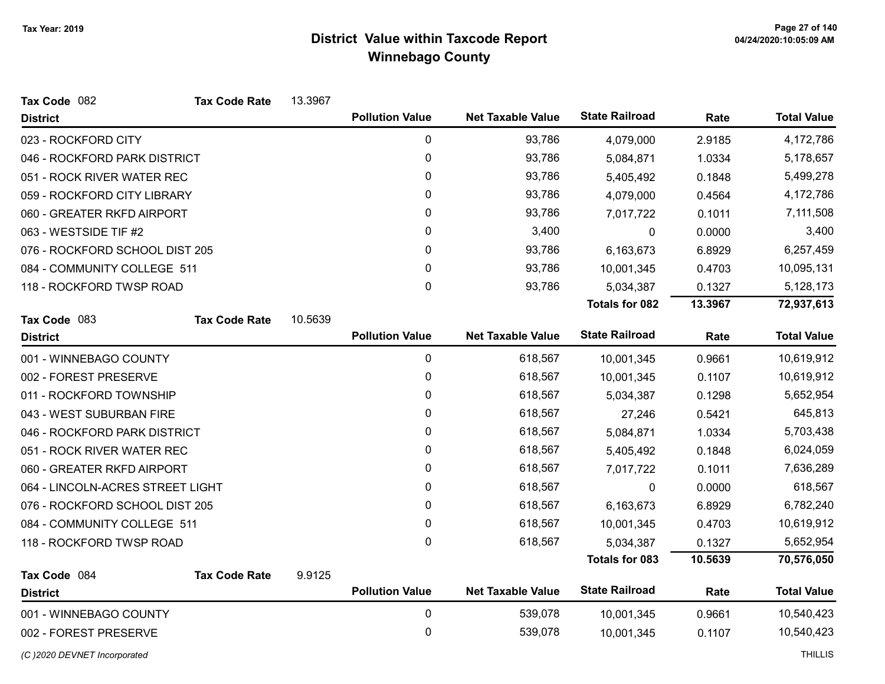# District Value within Taxcode Report
## Winnebago County

Tax Year: 2019

**Tax Code** 082 **Tax Code Rate** 13.3967

| District | Pollution Value | Net Taxable Value | State Railroad | Rate | Total Value |
|---|---|---|---|---|---|
| 023 - ROCKFORD CITY | 0 | 93,786 | 4,079,000 | 2.9185 | 4,172,786 |
| 046 - ROCKFORD PARK DISTRICT | 0 | 93,786 | 5,084,871 | 1.0334 | 5,178,657 |
| 051 - ROCK RIVER WATER REC | 0 | 93,786 | 5,405,492 | 0.1848 | 5,499,278 |
| 059 - ROCKFORD CITY LIBRARY | 0 | 93,786 | 4,079,000 | 0.4564 | 4,172,786 |
| 060 - GREATER RKFD AIRPORT | 0 | 93,786 | 7,017,722 | 0.1011 | 7,111,508 |
| 063 - WESTSIDE TIF #2 | 0 | 3,400 | 0 | 0.0000 | 3,400 |
| 076 - ROCKFORD SCHOOL DIST 205 | 0 | 93,786 | 6,163,673 | 6.8929 | 6,257,459 |
| 084 - COMMUNITY COLLEGE 511 | 0 | 93,786 | 10,001,345 | 0.4703 | 10,095,131 |
| 118 - ROCKFORD TWSP ROAD | 0 | 93,786 | 5,034,387 | 0.1327 | 5,128,173 |
| | | | **Totals for 082** | **13.3967** | **72,937,613** |

**Tax Code** 083 **Tax Code Rate** 10.5639

| District | Pollution Value | Net Taxable Value | State Railroad | Rate | Total Value |
|---|---|---|---|---|---|
| 001 - WINNEBAGO COUNTY | 0 | 618,567 | 10,001,345 | 0.9661 | 10,619,912 |
| 002 - FOREST PRESERVE | 0 | 618,567 | 10,001,345 | 0.1107 | 10,619,912 |
| 011 - ROCKFORD TOWNSHIP | 0 | 618,567 | 5,034,387 | 0.1298 | 5,652,954 |
| 043 - WEST SUBURBAN FIRE | 0 | 618,567 | 27,246 | 0.5421 | 645,813 |
| 046 - ROCKFORD PARK DISTRICT | 0 | 618,567 | 5,084,871 | 1.0334 | 5,703,438 |
| 051 - ROCK RIVER WATER REC | 0 | 618,567 | 5,405,492 | 0.1848 | 6,024,059 |
| 060 - GREATER RKFD AIRPORT | 0 | 618,567 | 7,017,722 | 0.1011 | 7,636,289 |
| 064 - LINCOLN-ACRES STREET LIGHT | 0 | 618,567 | 0 | 0.0000 | 618,567 |
| 076 - ROCKFORD SCHOOL DIST 205 | 0 | 618,567 | 6,163,673 | 6.8929 | 6,782,240 |
| 084 - COMMUNITY COLLEGE 511 | 0 | 618,567 | 10,001,345 | 0.4703 | 10,619,912 |
| 118 - ROCKFORD TWSP ROAD | 0 | 618,567 | 5,034,387 | 0.1327 | 5,652,954 |
| | | | **Totals for 083** | **10.5639** | **70,576,050** |

**Tax Code** 084 **Tax Code Rate** 9.9125

| District | Pollution Value | Net Taxable Value | State Railroad | Rate | Total Value |
|---|---|---|---|---|---|
| 001 - WINNEBAGO COUNTY | 0 | 539,078 | 10,001,345 | 0.9661 | 10,540,423 |
| 002 - FOREST PRESERVE | 0 | 539,078 | 10,001,345 | 0.1107 | 10,540,423 |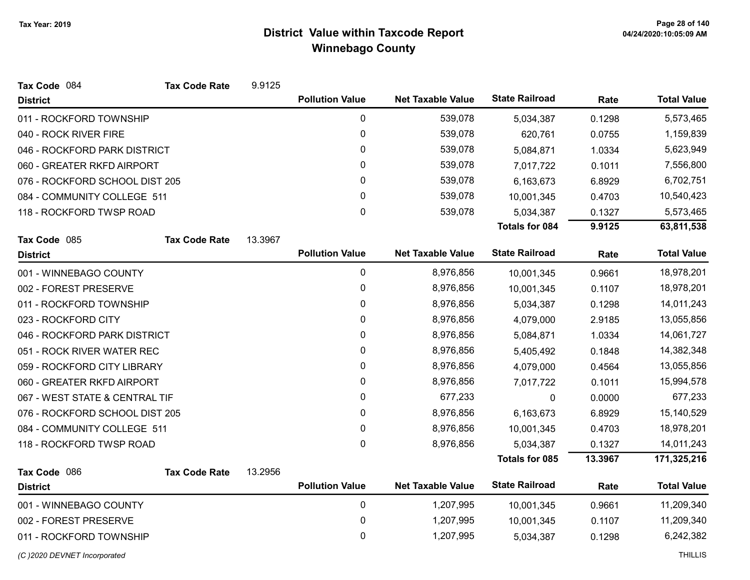# District Value within Taxcode Report
## Winnebago County

Tax Year: 2019

**Tax Code** 084 **Tax Code Rate** 9.9125

| District | Pollution Value | Net Taxable Value | State Railroad | Rate | Total Value |
|---|---|---|---|---|---|
| 011 - ROCKFORD TOWNSHIP | 0 | 539,078 | 5,034,387 | 0.1298 | 5,573,465 |
| 040 - ROCK RIVER FIRE | 0 | 539,078 | 620,761 | 0.0755 | 1,159,839 |
| 046 - ROCKFORD PARK DISTRICT | 0 | 539,078 | 5,084,871 | 1.0334 | 5,623,949 |
| 060 - GREATER RKFD AIRPORT | 0 | 539,078 | 7,017,722 | 0.1011 | 7,556,800 |
| 076 - ROCKFORD SCHOOL DIST 205 | 0 | 539,078 | 6,163,673 | 6.8929 | 6,702,751 |
| 084 - COMMUNITY COLLEGE 511 | 0 | 539,078 | 10,001,345 | 0.4703 | 10,540,423 |
| 118 - ROCKFORD TWSP ROAD | 0 | 539,078 | 5,034,387 | 0.1327 | 5,573,465 |
| | | | **Totals for 084** | **9.9125** | **63,811,538** |

**Tax Code** 085 **Tax Code Rate** 13.3967

| District | Pollution Value | Net Taxable Value | State Railroad | Rate | Total Value |
|---|---|---|---|---|---|
| 001 - WINNEBAGO COUNTY | 0 | 8,976,856 | 10,001,345 | 0.9661 | 18,978,201 |
| 002 - FOREST PRESERVE | 0 | 8,976,856 | 10,001,345 | 0.1107 | 18,978,201 |
| 011 - ROCKFORD TOWNSHIP | 0 | 8,976,856 | 5,034,387 | 0.1298 | 14,011,243 |
| 023 - ROCKFORD CITY | 0 | 8,976,856 | 4,079,000 | 2.9185 | 13,055,856 |
| 046 - ROCKFORD PARK DISTRICT | 0 | 8,976,856 | 5,084,871 | 1.0334 | 14,061,727 |
| 051 - ROCK RIVER WATER REC | 0 | 8,976,856 | 5,405,492 | 0.1848 | 14,382,348 |
| 059 - ROCKFORD CITY LIBRARY | 0 | 8,976,856 | 4,079,000 | 0.4564 | 13,055,856 |
| 060 - GREATER RKFD AIRPORT | 0 | 8,976,856 | 7,017,722 | 0.1011 | 15,994,578 |
| 067 - WEST STATE & CENTRAL TIF | 0 | 677,233 | 0 | 0.0000 | 677,233 |
| 076 - ROCKFORD SCHOOL DIST 205 | 0 | 8,976,856 | 6,163,673 | 6.8929 | 15,140,529 |
| 084 - COMMUNITY COLLEGE 511 | 0 | 8,976,856 | 10,001,345 | 0.4703 | 18,978,201 |
| 118 - ROCKFORD TWSP ROAD | 0 | 8,976,856 | 5,034,387 | 0.1327 | 14,011,243 |
| | | | **Totals for 085** | **13.3967** | **171,325,216** |

**Tax Code** 086 **Tax Code Rate** 13.2956

| District | Pollution Value | Net Taxable Value | State Railroad | Rate | Total Value |
|---|---|---|---|---|---|
| 001 - WINNEBAGO COUNTY | 0 | 1,207,995 | 10,001,345 | 0.9661 | 11,209,340 |
| 002 - FOREST PRESERVE | 0 | 1,207,995 | 10,001,345 | 0.1107 | 11,209,340 |
| 011 - ROCKFORD TOWNSHIP | 0 | 1,207,995 | 5,034,387 | 0.1298 | 6,242,382 |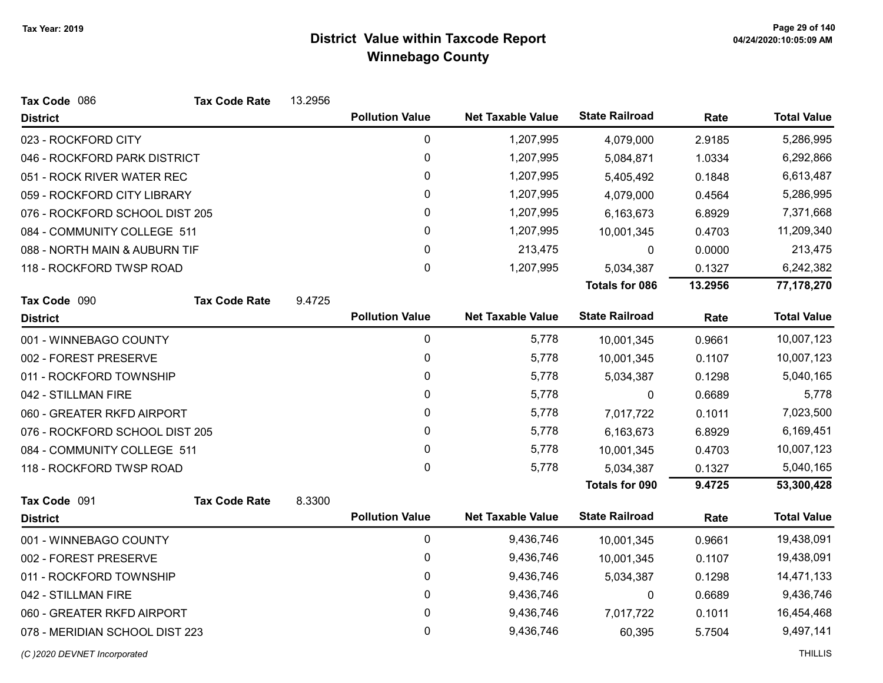# District Value within Taxcode Report
## Winnebago County

Tax Year: 2019

**Tax Code** 086 **Tax Code Rate** 13.2956

| District | Pollution Value | Net Taxable Value | State Railroad | Rate | Total Value |
|---|---|---|---|---|---|
| 023 - ROCKFORD CITY | 0 | 1,207,995 | 4,079,000 | 2.9185 | 5,286,995 |
| 046 - ROCKFORD PARK DISTRICT | 0 | 1,207,995 | 5,084,871 | 1.0334 | 6,292,866 |
| 051 - ROCK RIVER WATER REC | 0 | 1,207,995 | 5,405,492 | 0.1848 | 6,613,487 |
| 059 - ROCKFORD CITY LIBRARY | 0 | 1,207,995 | 4,079,000 | 0.4564 | 5,286,995 |
| 076 - ROCKFORD SCHOOL DIST 205 | 0 | 1,207,995 | 6,163,673 | 6.8929 | 7,371,668 |
| 084 - COMMUNITY COLLEGE 511 | 0 | 1,207,995 | 10,001,345 | 0.4703 | 11,209,340 |
| 088 - NORTH MAIN & AUBURN TIF | 0 | 213,475 | 0 | 0.0000 | 213,475 |
| 118 - ROCKFORD TWSP ROAD | 0 | 1,207,995 | 5,034,387 | 0.1327 | 6,242,382 |
| | | | **Totals for 086** | **13.2956** | **77,178,270** |

**Tax Code** 090 **Tax Code Rate** 9.4725

| District | Pollution Value | Net Taxable Value | State Railroad | Rate | Total Value |
|---|---|---|---|---|---|
| 001 - WINNEBAGO COUNTY | 0 | 5,778 | 10,001,345 | 0.9661 | 10,007,123 |
| 002 - FOREST PRESERVE | 0 | 5,778 | 10,001,345 | 0.1107 | 10,007,123 |
| 011 - ROCKFORD TOWNSHIP | 0 | 5,778 | 5,034,387 | 0.1298 | 5,040,165 |
| 042 - STILLMAN FIRE | 0 | 5,778 | 0 | 0.6689 | 5,778 |
| 060 - GREATER RKFD AIRPORT | 0 | 5,778 | 7,017,722 | 0.1011 | 7,023,500 |
| 076 - ROCKFORD SCHOOL DIST 205 | 0 | 5,778 | 6,163,673 | 6.8929 | 6,169,451 |
| 084 - COMMUNITY COLLEGE 511 | 0 | 5,778 | 10,001,345 | 0.4703 | 10,007,123 |
| 118 - ROCKFORD TWSP ROAD | 0 | 5,778 | 5,034,387 | 0.1327 | 5,040,165 |
| | | | **Totals for 090** | **9.4725** | **53,300,428** |

**Tax Code** 091 **Tax Code Rate** 8.3300

| District | Pollution Value | Net Taxable Value | State Railroad | Rate | Total Value |
|---|---|---|---|---|---|
| 001 - WINNEBAGO COUNTY | 0 | 9,436,746 | 10,001,345 | 0.9661 | 19,438,091 |
| 002 - FOREST PRESERVE | 0 | 9,436,746 | 10,001,345 | 0.1107 | 19,438,091 |
| 011 - ROCKFORD TOWNSHIP | 0 | 9,436,746 | 5,034,387 | 0.1298 | 14,471,133 |
| 042 - STILLMAN FIRE | 0 | 9,436,746 | 0 | 0.6689 | 9,436,746 |
| 060 - GREATER RKFD AIRPORT | 0 | 9,436,746 | 7,017,722 | 0.1011 | 16,454,468 |
| 078 - MERIDIAN SCHOOL DIST 223 | 0 | 9,436,746 | 60,395 | 5.7504 | 9,497,141 |

*(C )2020 DEVNET Incorporated*

THILLIS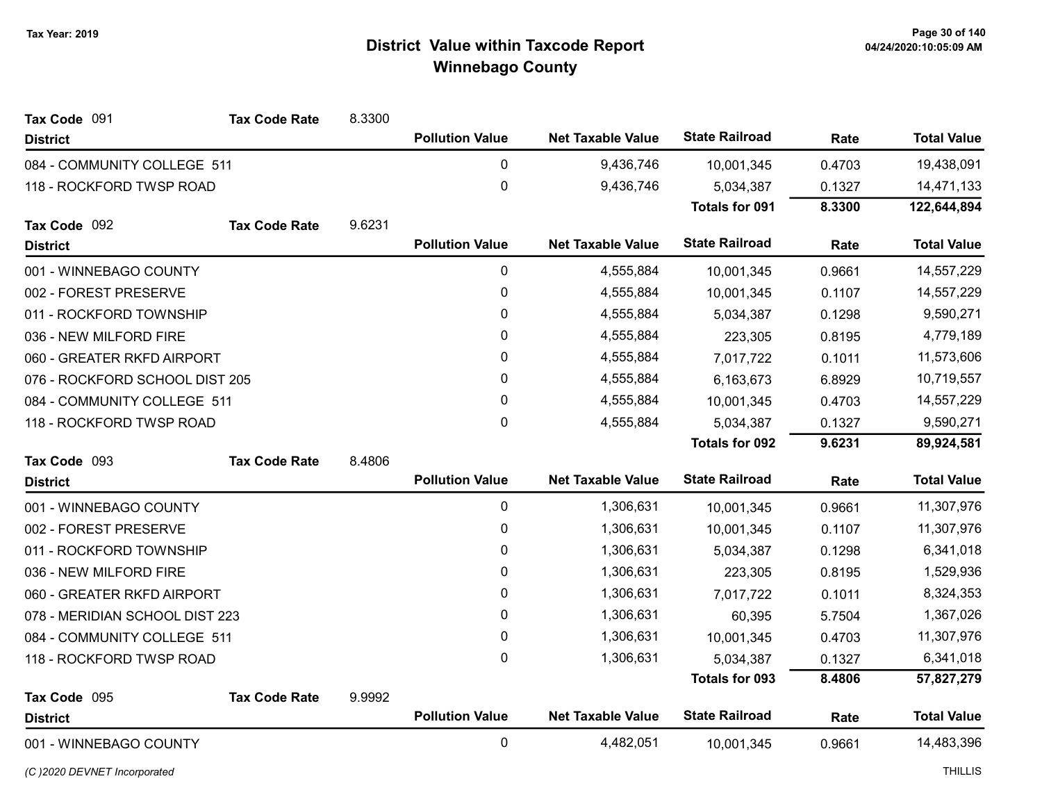# District Value within Taxcode Report
## Winnebago County

Tax Year: 2019

**Tax Code** 091 **Tax Code Rate** 8.3300

| District | Pollution Value | Net Taxable Value | State Railroad | Rate | Total Value |
|---|---|---|---|---|---|
| 084 - COMMUNITY COLLEGE 511 | 0 | 9,436,746 | 10,001,345 | 0.4703 | 19,438,091 |
| 118 - ROCKFORD TWSP ROAD | 0 | 9,436,746 | 5,034,387 | 0.1327 | 14,471,133 |
| | | | **Totals for 091** | **8.3300** | **122,644,894** |

**Tax Code** 092 **Tax Code Rate** 9.6231

| District | Pollution Value | Net Taxable Value | State Railroad | Rate | Total Value |
|---|---|---|---|---|---|
| 001 - WINNEBAGO COUNTY | 0 | 4,555,884 | 10,001,345 | 0.9661 | 14,557,229 |
| 002 - FOREST PRESERVE | 0 | 4,555,884 | 10,001,345 | 0.1107 | 14,557,229 |
| 011 - ROCKFORD TOWNSHIP | 0 | 4,555,884 | 5,034,387 | 0.1298 | 9,590,271 |
| 036 - NEW MILFORD FIRE | 0 | 4,555,884 | 223,305 | 0.8195 | 4,779,189 |
| 060 - GREATER RKFD AIRPORT | 0 | 4,555,884 | 7,017,722 | 0.1011 | 11,573,606 |
| 076 - ROCKFORD SCHOOL DIST 205 | 0 | 4,555,884 | 6,163,673 | 6.8929 | 10,719,557 |
| 084 - COMMUNITY COLLEGE 511 | 0 | 4,555,884 | 10,001,345 | 0.4703 | 14,557,229 |
| 118 - ROCKFORD TWSP ROAD | 0 | 4,555,884 | 5,034,387 | 0.1327 | 9,590,271 |
| | | | **Totals for 092** | **9.6231** | **89,924,581** |

**Tax Code** 093 **Tax Code Rate** 8.4806

| District | Pollution Value | Net Taxable Value | State Railroad | Rate | Total Value |
|---|---|---|---|---|---|
| 001 - WINNEBAGO COUNTY | 0 | 1,306,631 | 10,001,345 | 0.9661 | 11,307,976 |
| 002 - FOREST PRESERVE | 0 | 1,306,631 | 10,001,345 | 0.1107 | 11,307,976 |
| 011 - ROCKFORD TOWNSHIP | 0 | 1,306,631 | 5,034,387 | 0.1298 | 6,341,018 |
| 036 - NEW MILFORD FIRE | 0 | 1,306,631 | 223,305 | 0.8195 | 1,529,936 |
| 060 - GREATER RKFD AIRPORT | 0 | 1,306,631 | 7,017,722 | 0.1011 | 8,324,353 |
| 078 - MERIDIAN SCHOOL DIST 223 | 0 | 1,306,631 | 60,395 | 5.7504 | 1,367,026 |
| 084 - COMMUNITY COLLEGE 511 | 0 | 1,306,631 | 10,001,345 | 0.4703 | 11,307,976 |
| 118 - ROCKFORD TWSP ROAD | 0 | 1,306,631 | 5,034,387 | 0.1327 | 6,341,018 |
| | | | **Totals for 093** | **8.4806** | **57,827,279** |

**Tax Code** 095 **Tax Code Rate** 9.9992

| District | Pollution Value | Net Taxable Value | State Railroad | Rate | Total Value |
|---|---|---|---|---|---|
| 001 - WINNEBAGO COUNTY | 0 | 4,482,051 | 10,001,345 | 0.9661 | 14,483,396 |

*(C )2020 DEVNET Incorporated* THILLIS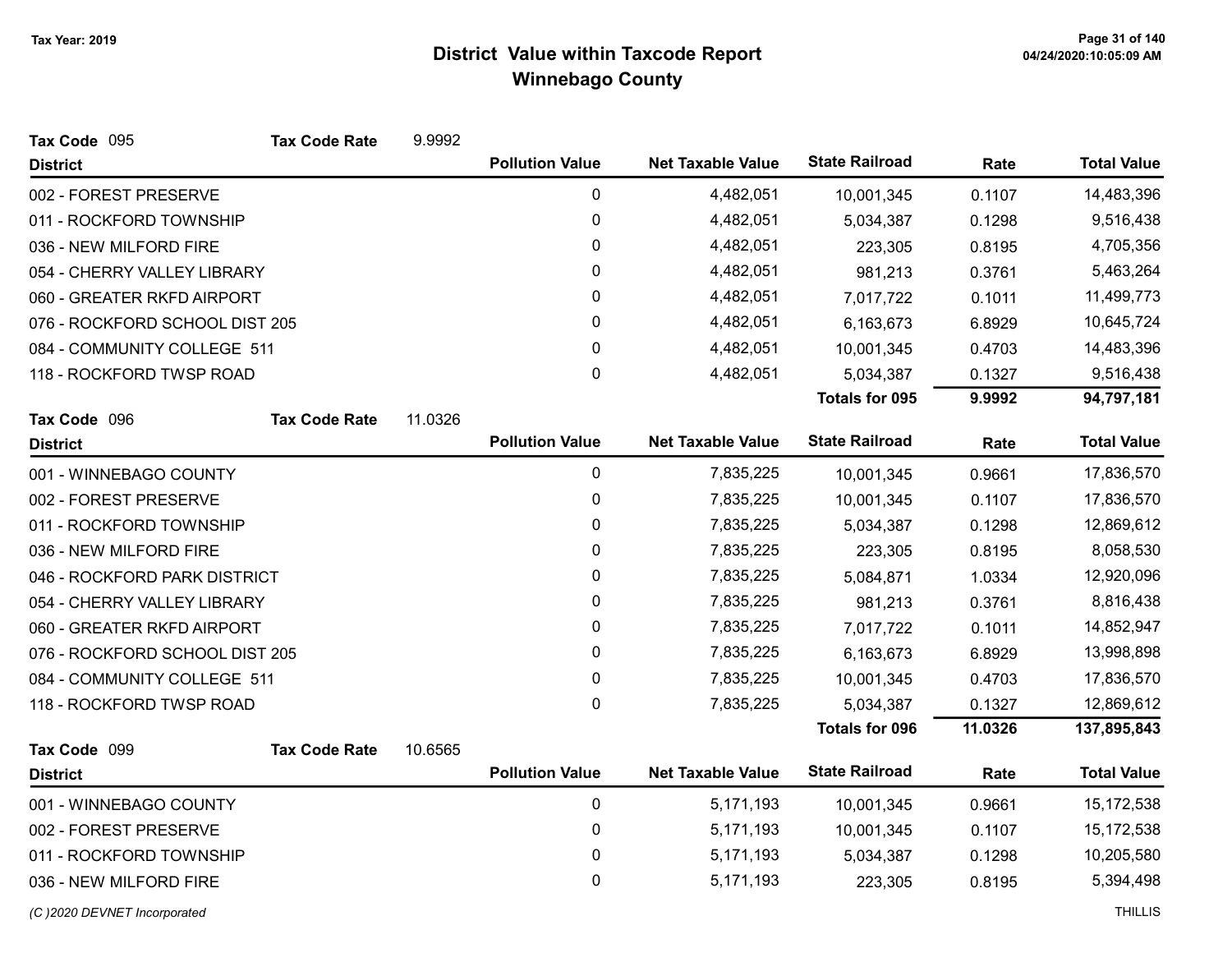# District Value within Taxcode Report

## Winnebago County

Tax Year: 2019

**Tax Code** 095 **Tax Code Rate** 9.9992

| District | Pollution Value | Net Taxable Value | State Railroad | Rate | Total Value |
|---|---|---|---|---|---|
| 002 - FOREST PRESERVE | 0 | 4,482,051 | 10,001,345 | 0.1107 | 14,483,396 |
| 011 - ROCKFORD TOWNSHIP | 0 | 4,482,051 | 5,034,387 | 0.1298 | 9,516,438 |
| 036 - NEW MILFORD FIRE | 0 | 4,482,051 | 223,305 | 0.8195 | 4,705,356 |
| 054 - CHERRY VALLEY LIBRARY | 0 | 4,482,051 | 981,213 | 0.3761 | 5,463,264 |
| 060 - GREATER RKFD AIRPORT | 0 | 4,482,051 | 7,017,722 | 0.1011 | 11,499,773 |
| 076 - ROCKFORD SCHOOL DIST 205 | 0 | 4,482,051 | 6,163,673 | 6.8929 | 10,645,724 |
| 084 - COMMUNITY COLLEGE 511 | 0 | 4,482,051 | 10,001,345 | 0.4703 | 14,483,396 |
| 118 - ROCKFORD TWSP ROAD | 0 | 4,482,051 | 5,034,387 | 0.1327 | 9,516,438 |
| | | | **Totals for 095** | **9.9992** | **94,797,181** |

**Tax Code** 096 **Tax Code Rate** 11.0326

| District | Pollution Value | Net Taxable Value | State Railroad | Rate | Total Value |
|---|---|---|---|---|---|
| 001 - WINNEBAGO COUNTY | 0 | 7,835,225 | 10,001,345 | 0.9661 | 17,836,570 |
| 002 - FOREST PRESERVE | 0 | 7,835,225 | 10,001,345 | 0.1107 | 17,836,570 |
| 011 - ROCKFORD TOWNSHIP | 0 | 7,835,225 | 5,034,387 | 0.1298 | 12,869,612 |
| 036 - NEW MILFORD FIRE | 0 | 7,835,225 | 223,305 | 0.8195 | 8,058,530 |
| 046 - ROCKFORD PARK DISTRICT | 0 | 7,835,225 | 5,084,871 | 1.0334 | 12,920,096 |
| 054 - CHERRY VALLEY LIBRARY | 0 | 7,835,225 | 981,213 | 0.3761 | 8,816,438 |
| 060 - GREATER RKFD AIRPORT | 0 | 7,835,225 | 7,017,722 | 0.1011 | 14,852,947 |
| 076 - ROCKFORD SCHOOL DIST 205 | 0 | 7,835,225 | 6,163,673 | 6.8929 | 13,998,898 |
| 084 - COMMUNITY COLLEGE 511 | 0 | 7,835,225 | 10,001,345 | 0.4703 | 17,836,570 |
| 118 - ROCKFORD TWSP ROAD | 0 | 7,835,225 | 5,034,387 | 0.1327 | 12,869,612 |
| | | | **Totals for 096** | **11.0326** | **137,895,843** |

**Tax Code** 099 **Tax Code Rate** 10.6565

| District | Pollution Value | Net Taxable Value | State Railroad | Rate | Total Value |
|---|---|---|---|---|---|
| 001 - WINNEBAGO COUNTY | 0 | 5,171,193 | 10,001,345 | 0.9661 | 15,172,538 |
| 002 - FOREST PRESERVE | 0 | 5,171,193 | 10,001,345 | 0.1107 | 15,172,538 |
| 011 - ROCKFORD TOWNSHIP | 0 | 5,171,193 | 5,034,387 | 0.1298 | 10,205,580 |
| 036 - NEW MILFORD FIRE | 0 | 5,171,193 | 223,305 | 0.8195 | 5,394,498 |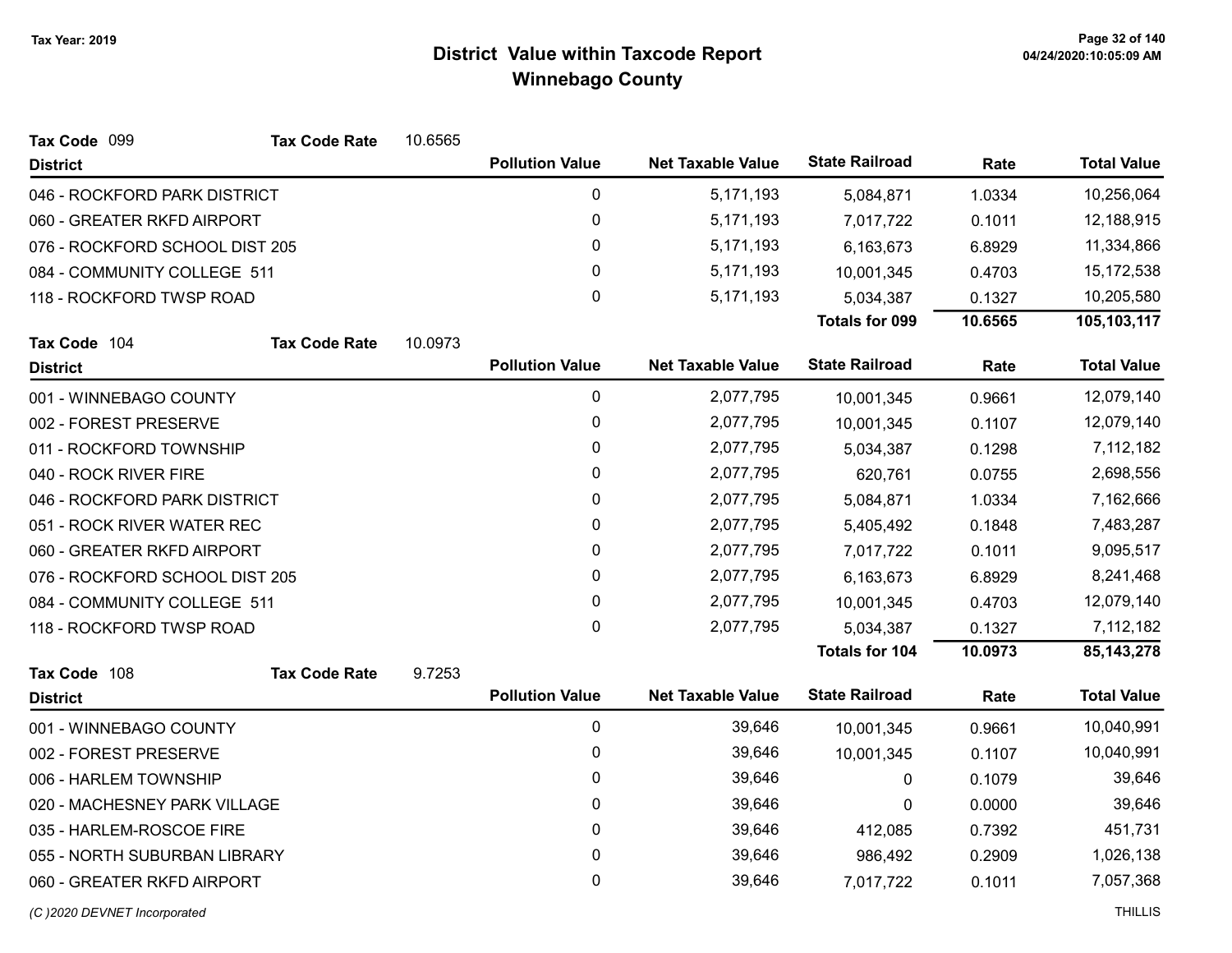**Tax Year: 2019**

# District Value within Taxcode Report
## Winnebago County

**Tax Code** 099 **Tax Code Rate** 10.6565

| District | Pollution Value | Net Taxable Value | State Railroad | Rate | Total Value |
|---|---|---|---|---|---|
| 046 - ROCKFORD PARK DISTRICT | 0 | 5,171,193 | 5,084,871 | 1.0334 | 10,256,064 |
| 060 - GREATER RKFD AIRPORT | 0 | 5,171,193 | 7,017,722 | 0.1011 | 12,188,915 |
| 076 - ROCKFORD SCHOOL DIST 205 | 0 | 5,171,193 | 6,163,673 | 6.8929 | 11,334,866 |
| 084 - COMMUNITY COLLEGE 511 | 0 | 5,171,193 | 10,001,345 | 0.4703 | 15,172,538 |
| 118 - ROCKFORD TWSP ROAD | 0 | 5,171,193 | 5,034,387 | 0.1327 | 10,205,580 |
| | | | **Totals for 099** | **10.6565** | **105,103,117** |

**Tax Code** 104 **Tax Code Rate** 10.0973

| District | Pollution Value | Net Taxable Value | State Railroad | Rate | Total Value |
|---|---|---|---|---|---|
| 001 - WINNEBAGO COUNTY | 0 | 2,077,795 | 10,001,345 | 0.9661 | 12,079,140 |
| 002 - FOREST PRESERVE | 0 | 2,077,795 | 10,001,345 | 0.1107 | 12,079,140 |
| 011 - ROCKFORD TOWNSHIP | 0 | 2,077,795 | 5,034,387 | 0.1298 | 7,112,182 |
| 040 - ROCK RIVER FIRE | 0 | 2,077,795 | 620,761 | 0.0755 | 2,698,556 |
| 046 - ROCKFORD PARK DISTRICT | 0 | 2,077,795 | 5,084,871 | 1.0334 | 7,162,666 |
| 051 - ROCK RIVER WATER REC | 0 | 2,077,795 | 5,405,492 | 0.1848 | 7,483,287 |
| 060 - GREATER RKFD AIRPORT | 0 | 2,077,795 | 7,017,722 | 0.1011 | 9,095,517 |
| 076 - ROCKFORD SCHOOL DIST 205 | 0 | 2,077,795 | 6,163,673 | 6.8929 | 8,241,468 |
| 084 - COMMUNITY COLLEGE 511 | 0 | 2,077,795 | 10,001,345 | 0.4703 | 12,079,140 |
| 118 - ROCKFORD TWSP ROAD | 0 | 2,077,795 | 5,034,387 | 0.1327 | 7,112,182 |
| | | | **Totals for 104** | **10.0973** | **85,143,278** |

**Tax Code** 108 **Tax Code Rate** 9.7253

| District | Pollution Value | Net Taxable Value | State Railroad | Rate | Total Value |
|---|---|---|---|---|---|
| 001 - WINNEBAGO COUNTY | 0 | 39,646 | 10,001,345 | 0.9661 | 10,040,991 |
| 002 - FOREST PRESERVE | 0 | 39,646 | 10,001,345 | 0.1107 | 10,040,991 |
| 006 - HARLEM TOWNSHIP | 0 | 39,646 | 0 | 0.1079 | 39,646 |
| 020 - MACHESNEY PARK VILLAGE | 0 | 39,646 | 0 | 0.0000 | 39,646 |
| 035 - HARLEM-ROSCOE FIRE | 0 | 39,646 | 412,085 | 0.7392 | 451,731 |
| 055 - NORTH SUBURBAN LIBRARY | 0 | 39,646 | 986,492 | 0.2909 | 1,026,138 |
| 060 - GREATER RKFD AIRPORT | 0 | 39,646 | 7,017,722 | 0.1011 | 7,057,368 |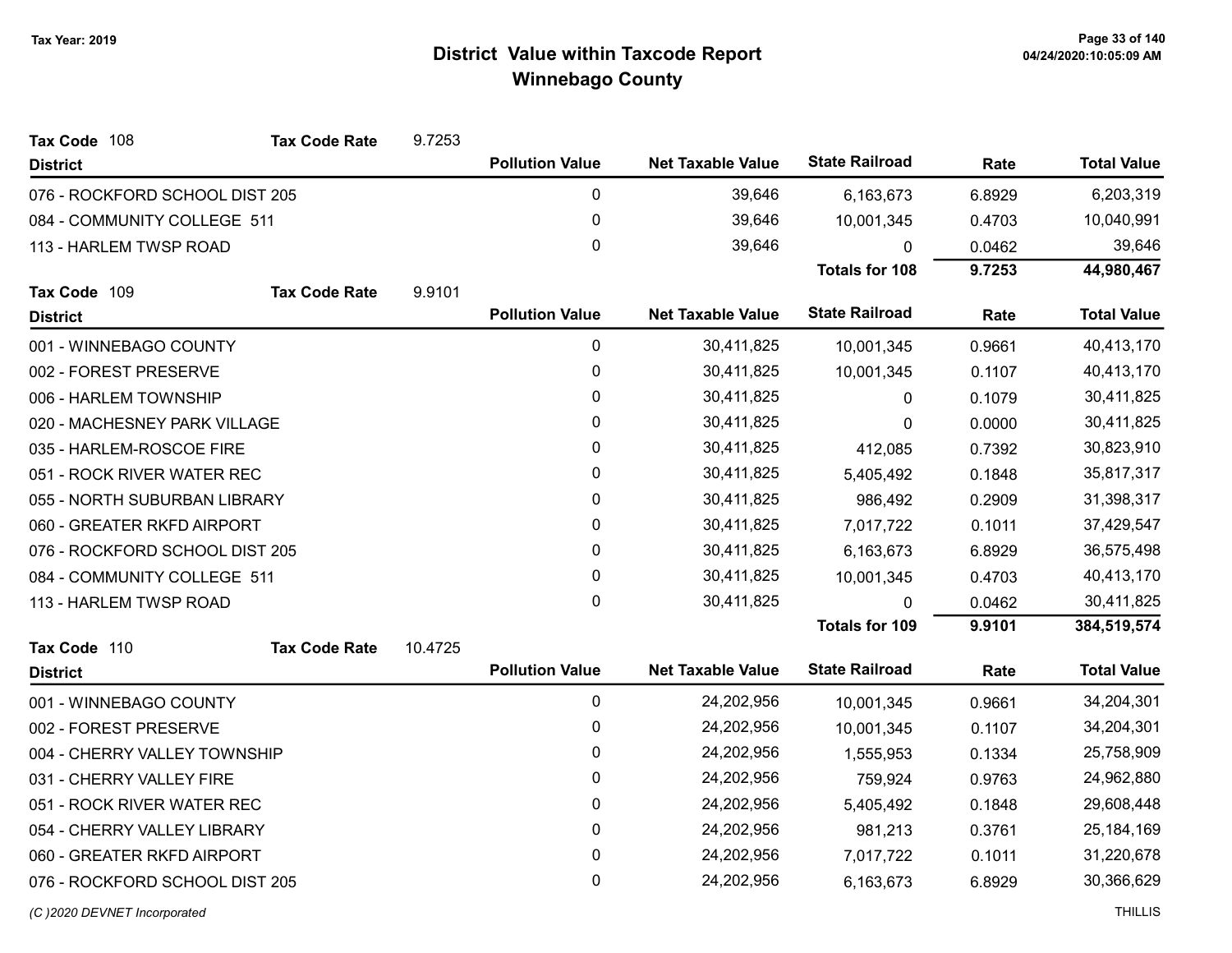# District Value within Taxcode Report
## Winnebago County

Tax Year: 2019

**Tax Code** 108 **Tax Code Rate** 9.7253

| District | Pollution Value | Net Taxable Value | State Railroad | Rate | Total Value |
|---|---|---|---|---|---|
| 076 - ROCKFORD SCHOOL DIST 205 | 0 | 39,646 | 6,163,673 | 6.8929 | 6,203,319 |
| 084 - COMMUNITY COLLEGE 511 | 0 | 39,646 | 10,001,345 | 0.4703 | 10,040,991 |
| 113 - HARLEM TWSP ROAD | 0 | 39,646 | 0 | 0.0462 | 39,646 |
| | | | **Totals for 108** | **9.7253** | **44,980,467** |

**Tax Code** 109 **Tax Code Rate** 9.9101

| District | Pollution Value | Net Taxable Value | State Railroad | Rate | Total Value |
|---|---|---|---|---|---|
| 001 - WINNEBAGO COUNTY | 0 | 30,411,825 | 10,001,345 | 0.9661 | 40,413,170 |
| 002 - FOREST PRESERVE | 0 | 30,411,825 | 10,001,345 | 0.1107 | 40,413,170 |
| 006 - HARLEM TOWNSHIP | 0 | 30,411,825 | 0 | 0.1079 | 30,411,825 |
| 020 - MACHESNEY PARK VILLAGE | 0 | 30,411,825 | 0 | 0.0000 | 30,411,825 |
| 035 - HARLEM-ROSCOE FIRE | 0 | 30,411,825 | 412,085 | 0.7392 | 30,823,910 |
| 051 - ROCK RIVER WATER REC | 0 | 30,411,825 | 5,405,492 | 0.1848 | 35,817,317 |
| 055 - NORTH SUBURBAN LIBRARY | 0 | 30,411,825 | 986,492 | 0.2909 | 31,398,317 |
| 060 - GREATER RKFD AIRPORT | 0 | 30,411,825 | 7,017,722 | 0.1011 | 37,429,547 |
| 076 - ROCKFORD SCHOOL DIST 205 | 0 | 30,411,825 | 6,163,673 | 6.8929 | 36,575,498 |
| 084 - COMMUNITY COLLEGE 511 | 0 | 30,411,825 | 10,001,345 | 0.4703 | 40,413,170 |
| 113 - HARLEM TWSP ROAD | 0 | 30,411,825 | 0 | 0.0462 | 30,411,825 |
| | | | **Totals for 109** | **9.9101** | **384,519,574** |

**Tax Code** 110 **Tax Code Rate** 10.4725

| District | Pollution Value | Net Taxable Value | State Railroad | Rate | Total Value |
|---|---|---|---|---|---|
| 001 - WINNEBAGO COUNTY | 0 | 24,202,956 | 10,001,345 | 0.9661 | 34,204,301 |
| 002 - FOREST PRESERVE | 0 | 24,202,956 | 10,001,345 | 0.1107 | 34,204,301 |
| 004 - CHERRY VALLEY TOWNSHIP | 0 | 24,202,956 | 1,555,953 | 0.1334 | 25,758,909 |
| 031 - CHERRY VALLEY FIRE | 0 | 24,202,956 | 759,924 | 0.9763 | 24,962,880 |
| 051 - ROCK RIVER WATER REC | 0 | 24,202,956 | 5,405,492 | 0.1848 | 29,608,448 |
| 054 - CHERRY VALLEY LIBRARY | 0 | 24,202,956 | 981,213 | 0.3761 | 25,184,169 |
| 060 - GREATER RKFD AIRPORT | 0 | 24,202,956 | 7,017,722 | 0.1011 | 31,220,678 |
| 076 - ROCKFORD SCHOOL DIST 205 | 0 | 24,202,956 | 6,163,673 | 6.8929 | 30,366,629 |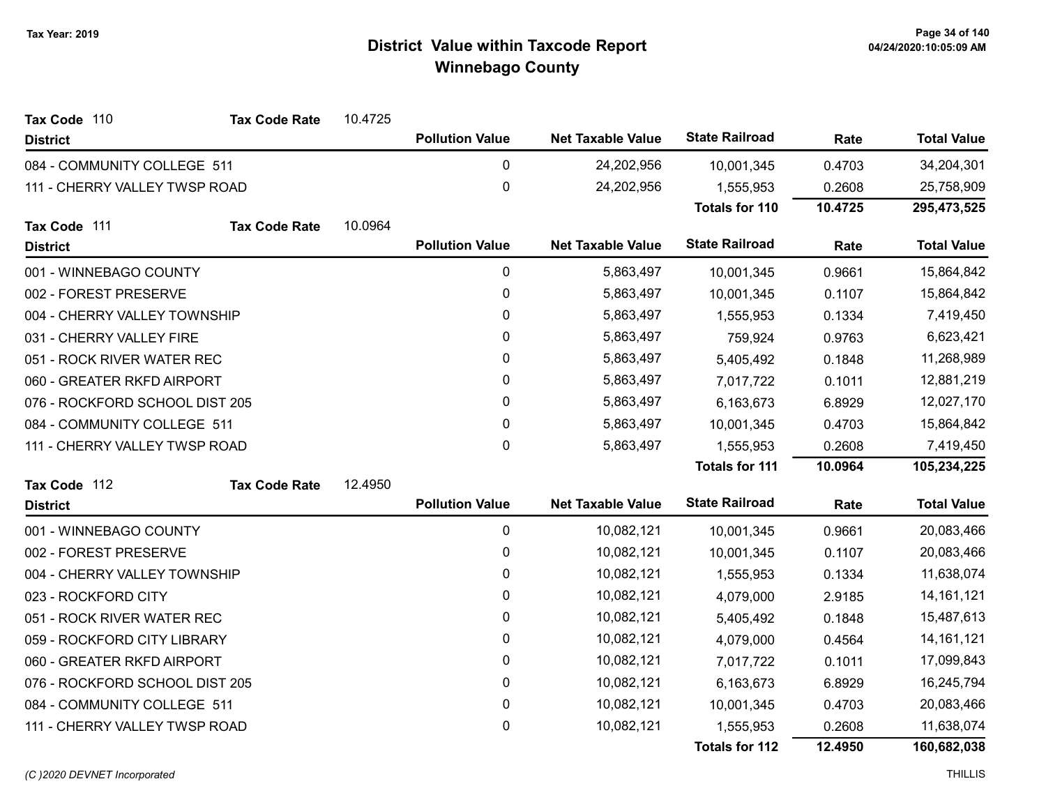Tax Year: 2019

# District Value within Taxcode Report
## Winnebago County

**Tax Code** 110 **Tax Code Rate** 10.4725

| District | Pollution Value | Net Taxable Value | State Railroad | Rate | Total Value |
|---|---|---|---|---|---|
| 084 - COMMUNITY COLLEGE 511 | 0 | 24,202,956 | 10,001,345 | 0.4703 | 34,204,301 |
| 111 - CHERRY VALLEY TWSP ROAD | 0 | 24,202,956 | 1,555,953 | 0.2608 | 25,758,909 |
| | | | **Totals for 110** | **10.4725** | **295,473,525** |

**Tax Code** 111 **Tax Code Rate** 10.0964

| District | Pollution Value | Net Taxable Value | State Railroad | Rate | Total Value |
|---|---|---|---|---|---|
| 001 - WINNEBAGO COUNTY | 0 | 5,863,497 | 10,001,345 | 0.9661 | 15,864,842 |
| 002 - FOREST PRESERVE | 0 | 5,863,497 | 10,001,345 | 0.1107 | 15,864,842 |
| 004 - CHERRY VALLEY TOWNSHIP | 0 | 5,863,497 | 1,555,953 | 0.1334 | 7,419,450 |
| 031 - CHERRY VALLEY FIRE | 0 | 5,863,497 | 759,924 | 0.9763 | 6,623,421 |
| 051 - ROCK RIVER WATER REC | 0 | 5,863,497 | 5,405,492 | 0.1848 | 11,268,989 |
| 060 - GREATER RKFD AIRPORT | 0 | 5,863,497 | 7,017,722 | 0.1011 | 12,881,219 |
| 076 - ROCKFORD SCHOOL DIST 205 | 0 | 5,863,497 | 6,163,673 | 6.8929 | 12,027,170 |
| 084 - COMMUNITY COLLEGE 511 | 0 | 5,863,497 | 10,001,345 | 0.4703 | 15,864,842 |
| 111 - CHERRY VALLEY TWSP ROAD | 0 | 5,863,497 | 1,555,953 | 0.2608 | 7,419,450 |
| | | | **Totals for 111** | **10.0964** | **105,234,225** |

**Tax Code** 112 **Tax Code Rate** 12.4950

| District | Pollution Value | Net Taxable Value | State Railroad | Rate | Total Value |
|---|---|---|---|---|---|
| 001 - WINNEBAGO COUNTY | 0 | 10,082,121 | 10,001,345 | 0.9661 | 20,083,466 |
| 002 - FOREST PRESERVE | 0 | 10,082,121 | 10,001,345 | 0.1107 | 20,083,466 |
| 004 - CHERRY VALLEY TOWNSHIP | 0 | 10,082,121 | 1,555,953 | 0.1334 | 11,638,074 |
| 023 - ROCKFORD CITY | 0 | 10,082,121 | 4,079,000 | 2.9185 | 14,161,121 |
| 051 - ROCK RIVER WATER REC | 0 | 10,082,121 | 5,405,492 | 0.1848 | 15,487,613 |
| 059 - ROCKFORD CITY LIBRARY | 0 | 10,082,121 | 4,079,000 | 0.4564 | 14,161,121 |
| 060 - GREATER RKFD AIRPORT | 0 | 10,082,121 | 7,017,722 | 0.1011 | 17,099,843 |
| 076 - ROCKFORD SCHOOL DIST 205 | 0 | 10,082,121 | 6,163,673 | 6.8929 | 16,245,794 |
| 084 - COMMUNITY COLLEGE 511 | 0 | 10,082,121 | 10,001,345 | 0.4703 | 20,083,466 |
| 111 - CHERRY VALLEY TWSP ROAD | 0 | 10,082,121 | 1,555,953 | 0.2608 | 11,638,074 |
| | | | **Totals for 112** | **12.4950** | **160,682,038** |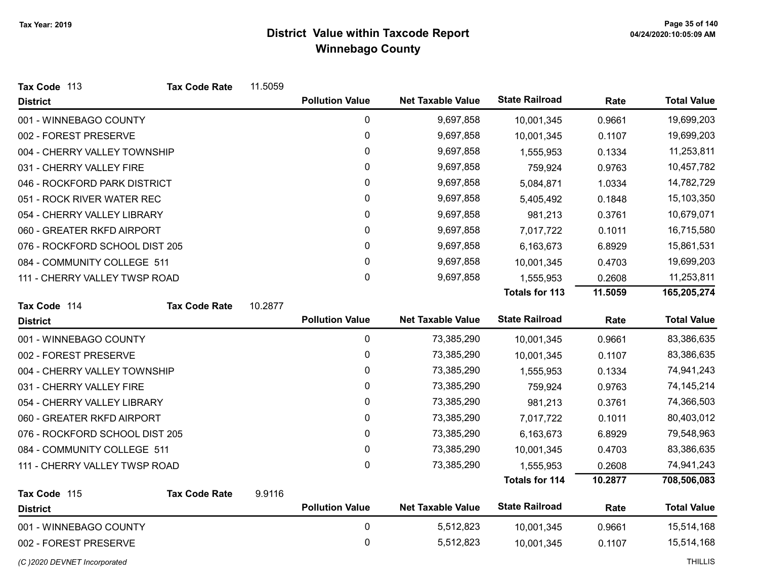# District Value within Taxcode Report
## Winnebago County

Tax Year: 2019

**Tax Code** 113 **Tax Code Rate** 11.5059

| District | Pollution Value | Net Taxable Value | State Railroad | Rate | Total Value |
|---|---|---|---|---|---|
| 001 - WINNEBAGO COUNTY | 0 | 9,697,858 | 10,001,345 | 0.9661 | 19,699,203 |
| 002 - FOREST PRESERVE | 0 | 9,697,858 | 10,001,345 | 0.1107 | 19,699,203 |
| 004 - CHERRY VALLEY TOWNSHIP | 0 | 9,697,858 | 1,555,953 | 0.1334 | 11,253,811 |
| 031 - CHERRY VALLEY FIRE | 0 | 9,697,858 | 759,924 | 0.9763 | 10,457,782 |
| 046 - ROCKFORD PARK DISTRICT | 0 | 9,697,858 | 5,084,871 | 1.0334 | 14,782,729 |
| 051 - ROCK RIVER WATER REC | 0 | 9,697,858 | 5,405,492 | 0.1848 | 15,103,350 |
| 054 - CHERRY VALLEY LIBRARY | 0 | 9,697,858 | 981,213 | 0.3761 | 10,679,071 |
| 060 - GREATER RKFD AIRPORT | 0 | 9,697,858 | 7,017,722 | 0.1011 | 16,715,580 |
| 076 - ROCKFORD SCHOOL DIST 205 | 0 | 9,697,858 | 6,163,673 | 6.8929 | 15,861,531 |
| 084 - COMMUNITY COLLEGE 511 | 0 | 9,697,858 | 10,001,345 | 0.4703 | 19,699,203 |
| 111 - CHERRY VALLEY TWSP ROAD | 0 | 9,697,858 | 1,555,953 | 0.2608 | 11,253,811 |
| | | | **Totals for 113** | **11.5059** | **165,205,274** |

**Tax Code** 114 **Tax Code Rate** 10.2877

| District | Pollution Value | Net Taxable Value | State Railroad | Rate | Total Value |
|---|---|---|---|---|---|
| 001 - WINNEBAGO COUNTY | 0 | 73,385,290 | 10,001,345 | 0.9661 | 83,386,635 |
| 002 - FOREST PRESERVE | 0 | 73,385,290 | 10,001,345 | 0.1107 | 83,386,635 |
| 004 - CHERRY VALLEY TOWNSHIP | 0 | 73,385,290 | 1,555,953 | 0.1334 | 74,941,243 |
| 031 - CHERRY VALLEY FIRE | 0 | 73,385,290 | 759,924 | 0.9763 | 74,145,214 |
| 054 - CHERRY VALLEY LIBRARY | 0 | 73,385,290 | 981,213 | 0.3761 | 74,366,503 |
| 060 - GREATER RKFD AIRPORT | 0 | 73,385,290 | 7,017,722 | 0.1011 | 80,403,012 |
| 076 - ROCKFORD SCHOOL DIST 205 | 0 | 73,385,290 | 6,163,673 | 6.8929 | 79,548,963 |
| 084 - COMMUNITY COLLEGE 511 | 0 | 73,385,290 | 10,001,345 | 0.4703 | 83,386,635 |
| 111 - CHERRY VALLEY TWSP ROAD | 0 | 73,385,290 | 1,555,953 | 0.2608 | 74,941,243 |
| | | | **Totals for 114** | **10.2877** | **708,506,083** |

**Tax Code** 115 **Tax Code Rate** 9.9116

| District | Pollution Value | Net Taxable Value | State Railroad | Rate | Total Value |
|---|---|---|---|---|---|
| 001 - WINNEBAGO COUNTY | 0 | 5,512,823 | 10,001,345 | 0.9661 | 15,514,168 |
| 002 - FOREST PRESERVE | 0 | 5,512,823 | 10,001,345 | 0.1107 | 15,514,168 |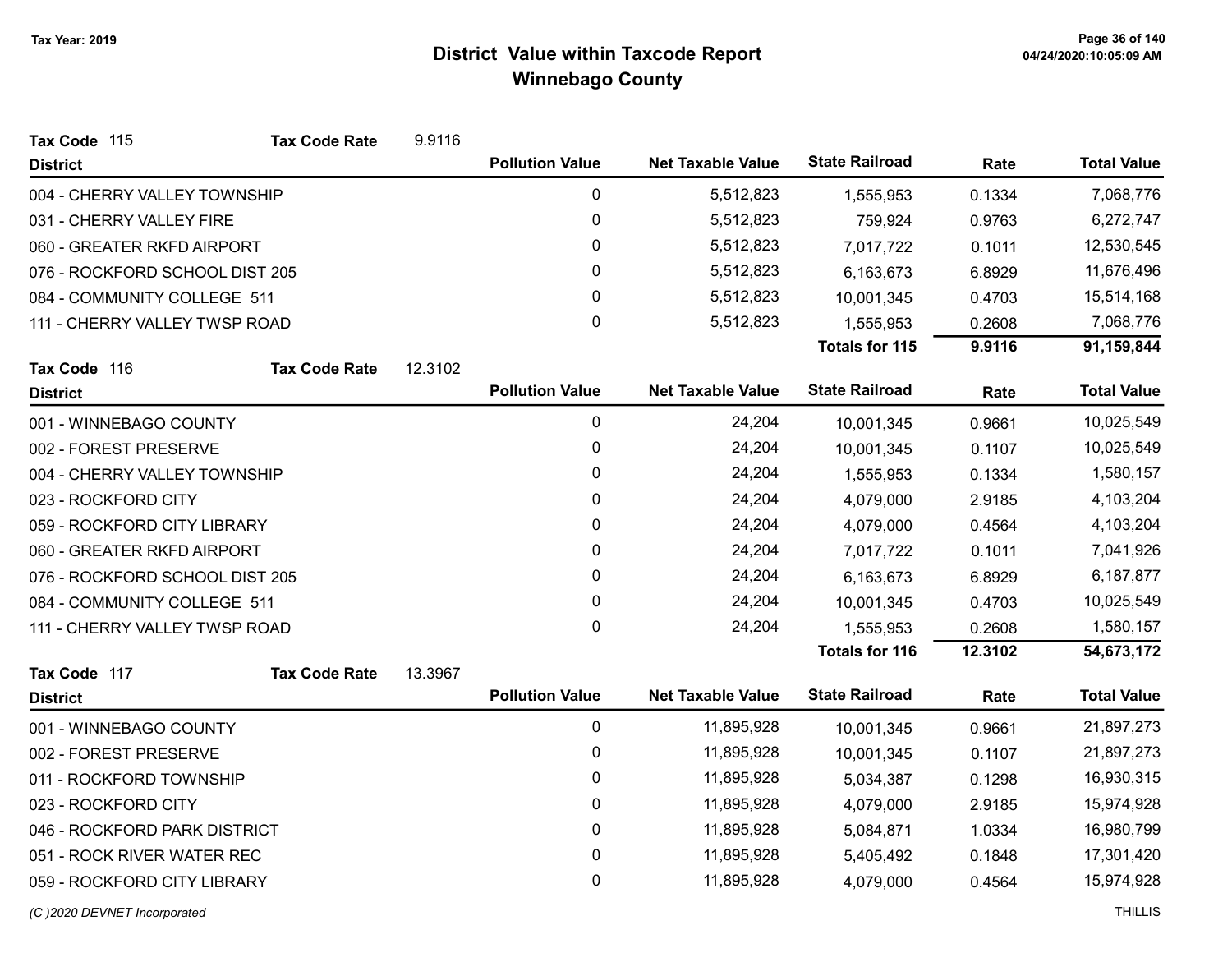# District Value within Taxcode Report
## Winnebago County

Tax Year: 2019

**Tax Code** 115 **Tax Code Rate** 9.9116

| District | Pollution Value | Net Taxable Value | State Railroad | Rate | Total Value |
|---|---|---|---|---|---|
| 004 - CHERRY VALLEY TOWNSHIP | 0 | 5,512,823 | 1,555,953 | 0.1334 | 7,068,776 |
| 031 - CHERRY VALLEY FIRE | 0 | 5,512,823 | 759,924 | 0.9763 | 6,272,747 |
| 060 - GREATER RKFD AIRPORT | 0 | 5,512,823 | 7,017,722 | 0.1011 | 12,530,545 |
| 076 - ROCKFORD SCHOOL DIST 205 | 0 | 5,512,823 | 6,163,673 | 6.8929 | 11,676,496 |
| 084 - COMMUNITY COLLEGE 511 | 0 | 5,512,823 | 10,001,345 | 0.4703 | 15,514,168 |
| 111 - CHERRY VALLEY TWSP ROAD | 0 | 5,512,823 | 1,555,953 | 0.2608 | 7,068,776 |
| | | | **Totals for 115** | **9.9116** | **91,159,844** |

**Tax Code** 116 **Tax Code Rate** 12.3102

| District | Pollution Value | Net Taxable Value | State Railroad | Rate | Total Value |
|---|---|---|---|---|---|
| 001 - WINNEBAGO COUNTY | 0 | 24,204 | 10,001,345 | 0.9661 | 10,025,549 |
| 002 - FOREST PRESERVE | 0 | 24,204 | 10,001,345 | 0.1107 | 10,025,549 |
| 004 - CHERRY VALLEY TOWNSHIP | 0 | 24,204 | 1,555,953 | 0.1334 | 1,580,157 |
| 023 - ROCKFORD CITY | 0 | 24,204 | 4,079,000 | 2.9185 | 4,103,204 |
| 059 - ROCKFORD CITY LIBRARY | 0 | 24,204 | 4,079,000 | 0.4564 | 4,103,204 |
| 060 - GREATER RKFD AIRPORT | 0 | 24,204 | 7,017,722 | 0.1011 | 7,041,926 |
| 076 - ROCKFORD SCHOOL DIST 205 | 0 | 24,204 | 6,163,673 | 6.8929 | 6,187,877 |
| 084 - COMMUNITY COLLEGE 511 | 0 | 24,204 | 10,001,345 | 0.4703 | 10,025,549 |
| 111 - CHERRY VALLEY TWSP ROAD | 0 | 24,204 | 1,555,953 | 0.2608 | 1,580,157 |
| | | | **Totals for 116** | **12.3102** | **54,673,172** |

**Tax Code** 117 **Tax Code Rate** 13.3967

| District | Pollution Value | Net Taxable Value | State Railroad | Rate | Total Value |
|---|---|---|---|---|---|
| 001 - WINNEBAGO COUNTY | 0 | 11,895,928 | 10,001,345 | 0.9661 | 21,897,273 |
| 002 - FOREST PRESERVE | 0 | 11,895,928 | 10,001,345 | 0.1107 | 21,897,273 |
| 011 - ROCKFORD TOWNSHIP | 0 | 11,895,928 | 5,034,387 | 0.1298 | 16,930,315 |
| 023 - ROCKFORD CITY | 0 | 11,895,928 | 4,079,000 | 2.9185 | 15,974,928 |
| 046 - ROCKFORD PARK DISTRICT | 0 | 11,895,928 | 5,084,871 | 1.0334 | 16,980,799 |
| 051 - ROCK RIVER WATER REC | 0 | 11,895,928 | 5,405,492 | 0.1848 | 17,301,420 |
| 059 - ROCKFORD CITY LIBRARY | 0 | 11,895,928 | 4,079,000 | 0.4564 | 15,974,928 |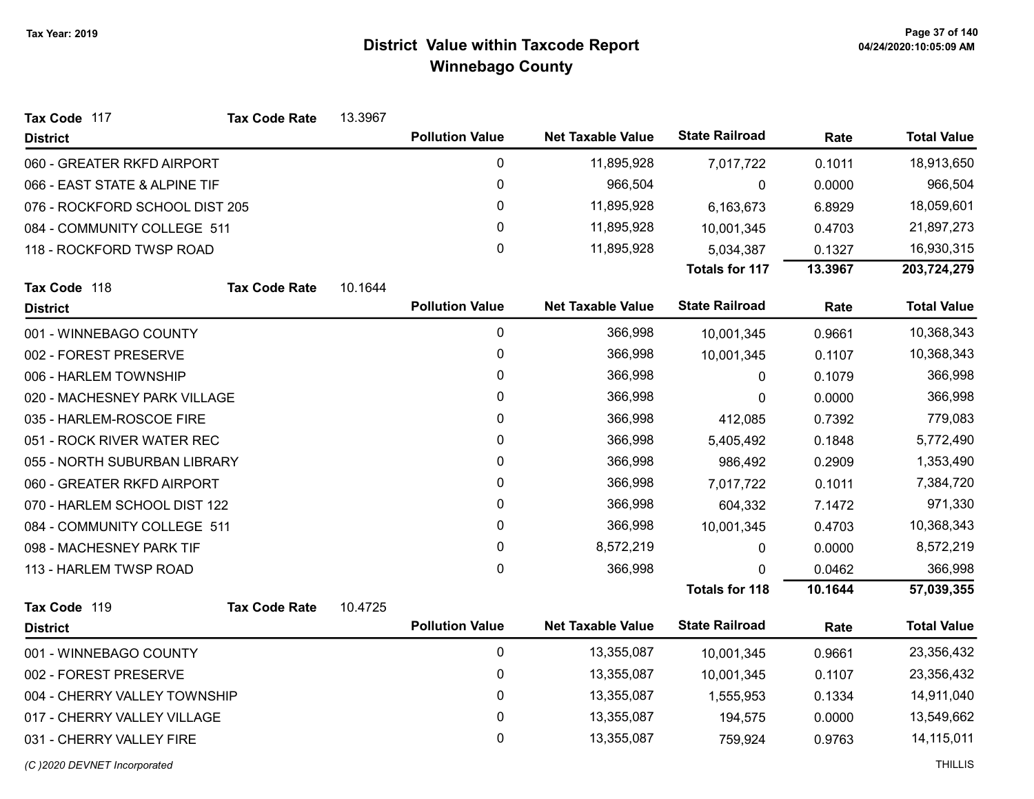# District Value within Taxcode Report
## Winnebago County

Tax Year: 2019

**Tax Code** 117 **Tax Code Rate** 13.3967

| District | Pollution Value | Net Taxable Value | State Railroad | Rate | Total Value |
|---|---|---|---|---|---|
| 060 - GREATER RKFD AIRPORT | 0 | 11,895,928 | 7,017,722 | 0.1011 | 18,913,650 |
| 066 - EAST STATE & ALPINE TIF | 0 | 966,504 | 0 | 0.0000 | 966,504 |
| 076 - ROCKFORD SCHOOL DIST 205 | 0 | 11,895,928 | 6,163,673 | 6.8929 | 18,059,601 |
| 084 - COMMUNITY COLLEGE 511 | 0 | 11,895,928 | 10,001,345 | 0.4703 | 21,897,273 |
| 118 - ROCKFORD TWSP ROAD | 0 | 11,895,928 | 5,034,387 | 0.1327 | 16,930,315 |
| | | | **Totals for 117** | **13.3967** | **203,724,279** |

**Tax Code** 118 **Tax Code Rate** 10.1644

| District | Pollution Value | Net Taxable Value | State Railroad | Rate | Total Value |
|---|---|---|---|---|---|
| 001 - WINNEBAGO COUNTY | 0 | 366,998 | 10,001,345 | 0.9661 | 10,368,343 |
| 002 - FOREST PRESERVE | 0 | 366,998 | 10,001,345 | 0.1107 | 10,368,343 |
| 006 - HARLEM TOWNSHIP | 0 | 366,998 | 0 | 0.1079 | 366,998 |
| 020 - MACHESNEY PARK VILLAGE | 0 | 366,998 | 0 | 0.0000 | 366,998 |
| 035 - HARLEM-ROSCOE FIRE | 0 | 366,998 | 412,085 | 0.7392 | 779,083 |
| 051 - ROCK RIVER WATER REC | 0 | 366,998 | 5,405,492 | 0.1848 | 5,772,490 |
| 055 - NORTH SUBURBAN LIBRARY | 0 | 366,998 | 986,492 | 0.2909 | 1,353,490 |
| 060 - GREATER RKFD AIRPORT | 0 | 366,998 | 7,017,722 | 0.1011 | 7,384,720 |
| 070 - HARLEM SCHOOL DIST 122 | 0 | 366,998 | 604,332 | 7.1472 | 971,330 |
| 084 - COMMUNITY COLLEGE 511 | 0 | 366,998 | 10,001,345 | 0.4703 | 10,368,343 |
| 098 - MACHESNEY PARK TIF | 0 | 8,572,219 | 0 | 0.0000 | 8,572,219 |
| 113 - HARLEM TWSP ROAD | 0 | 366,998 | 0 | 0.0462 | 366,998 |
| | | | **Totals for 118** | **10.1644** | **57,039,355** |

**Tax Code** 119 **Tax Code Rate** 10.4725

| District | Pollution Value | Net Taxable Value | State Railroad | Rate | Total Value |
|---|---|---|---|---|---|
| 001 - WINNEBAGO COUNTY | 0 | 13,355,087 | 10,001,345 | 0.9661 | 23,356,432 |
| 002 - FOREST PRESERVE | 0 | 13,355,087 | 10,001,345 | 0.1107 | 23,356,432 |
| 004 - CHERRY VALLEY TOWNSHIP | 0 | 13,355,087 | 1,555,953 | 0.1334 | 14,911,040 |
| 017 - CHERRY VALLEY VILLAGE | 0 | 13,355,087 | 194,575 | 0.0000 | 13,549,662 |
| 031 - CHERRY VALLEY FIRE | 0 | 13,355,087 | 759,924 | 0.9763 | 14,115,011 |

*(C )2020 DEVNET Incorporated* THILLIS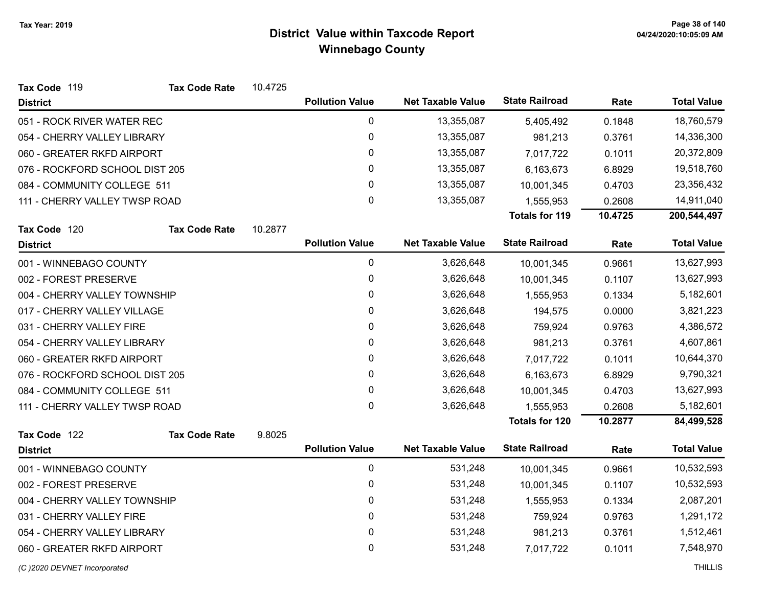# District Value within Taxcode Report
## Winnebago County

Tax Year: 2019

**Tax Code** 119 **Tax Code Rate** 10.4725

| District | Pollution Value | Net Taxable Value | State Railroad | Rate | Total Value |
|---|---|---|---|---|---|
| 051 - ROCK RIVER WATER REC | 0 | 13,355,087 | 5,405,492 | 0.1848 | 18,760,579 |
| 054 - CHERRY VALLEY LIBRARY | 0 | 13,355,087 | 981,213 | 0.3761 | 14,336,300 |
| 060 - GREATER RKFD AIRPORT | 0 | 13,355,087 | 7,017,722 | 0.1011 | 20,372,809 |
| 076 - ROCKFORD SCHOOL DIST 205 | 0 | 13,355,087 | 6,163,673 | 6.8929 | 19,518,760 |
| 084 - COMMUNITY COLLEGE 511 | 0 | 13,355,087 | 10,001,345 | 0.4703 | 23,356,432 |
| 111 - CHERRY VALLEY TWSP ROAD | 0 | 13,355,087 | 1,555,953 | 0.2608 | 14,911,040 |
| | | | **Totals for 119** | **10.4725** | **200,544,497** |

**Tax Code** 120 **Tax Code Rate** 10.2877

| District | Pollution Value | Net Taxable Value | State Railroad | Rate | Total Value |
|---|---|---|---|---|---|
| 001 - WINNEBAGO COUNTY | 0 | 3,626,648 | 10,001,345 | 0.9661 | 13,627,993 |
| 002 - FOREST PRESERVE | 0 | 3,626,648 | 10,001,345 | 0.1107 | 13,627,993 |
| 004 - CHERRY VALLEY TOWNSHIP | 0 | 3,626,648 | 1,555,953 | 0.1334 | 5,182,601 |
| 017 - CHERRY VALLEY VILLAGE | 0 | 3,626,648 | 194,575 | 0.0000 | 3,821,223 |
| 031 - CHERRY VALLEY FIRE | 0 | 3,626,648 | 759,924 | 0.9763 | 4,386,572 |
| 054 - CHERRY VALLEY LIBRARY | 0 | 3,626,648 | 981,213 | 0.3761 | 4,607,861 |
| 060 - GREATER RKFD AIRPORT | 0 | 3,626,648 | 7,017,722 | 0.1011 | 10,644,370 |
| 076 - ROCKFORD SCHOOL DIST 205 | 0 | 3,626,648 | 6,163,673 | 6.8929 | 9,790,321 |
| 084 - COMMUNITY COLLEGE 511 | 0 | 3,626,648 | 10,001,345 | 0.4703 | 13,627,993 |
| 111 - CHERRY VALLEY TWSP ROAD | 0 | 3,626,648 | 1,555,953 | 0.2608 | 5,182,601 |
| | | | **Totals for 120** | **10.2877** | **84,499,528** |

**Tax Code** 122 **Tax Code Rate** 9.8025

| District | Pollution Value | Net Taxable Value | State Railroad | Rate | Total Value |
|---|---|---|---|---|---|
| 001 - WINNEBAGO COUNTY | 0 | 531,248 | 10,001,345 | 0.9661 | 10,532,593 |
| 002 - FOREST PRESERVE | 0 | 531,248 | 10,001,345 | 0.1107 | 10,532,593 |
| 004 - CHERRY VALLEY TOWNSHIP | 0 | 531,248 | 1,555,953 | 0.1334 | 2,087,201 |
| 031 - CHERRY VALLEY FIRE | 0 | 531,248 | 759,924 | 0.9763 | 1,291,172 |
| 054 - CHERRY VALLEY LIBRARY | 0 | 531,248 | 981,213 | 0.3761 | 1,512,461 |
| 060 - GREATER RKFD AIRPORT | 0 | 531,248 | 7,017,722 | 0.1011 | 7,548,970 |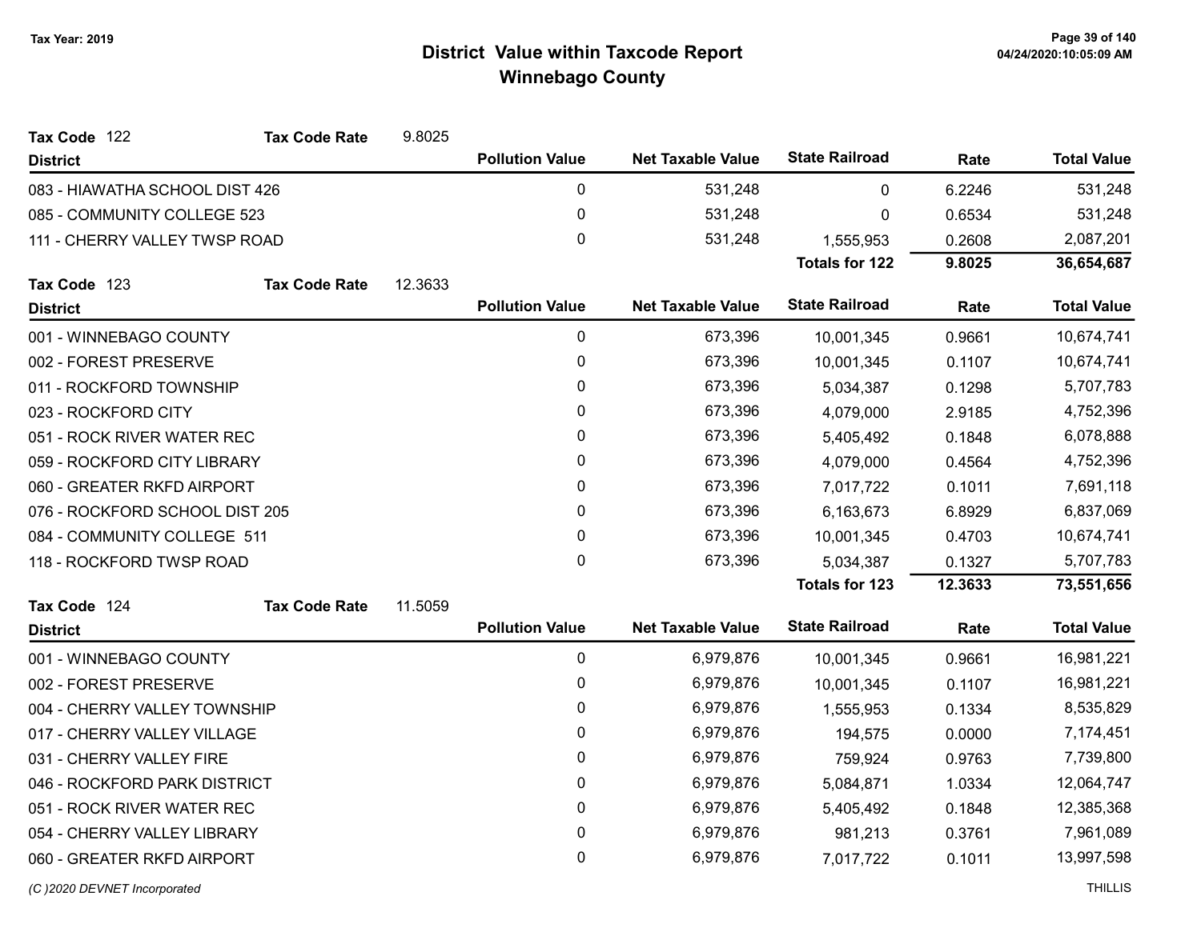# District Value within Taxcode Report
## Winnebago County

Tax Year: 2019

**Tax Code** 122 &nbsp;&nbsp; **Tax Code Rate** 9.8025

| District | Pollution Value | Net Taxable Value | State Railroad | Rate | Total Value |
|---|---|---|---|---|---|
| 083 - HIAWATHA SCHOOL DIST 426 | 0 | 531,248 | 0 | 6.2246 | 531,248 |
| 085 - COMMUNITY COLLEGE 523 | 0 | 531,248 | 0 | 0.6534 | 531,248 |
| 111 - CHERRY VALLEY TWSP ROAD | 0 | 531,248 | 1,555,953 | 0.2608 | 2,087,201 |
| | | | **Totals for 122** | **9.8025** | **36,654,687** |

**Tax Code** 123 &nbsp;&nbsp; **Tax Code Rate** 12.3633

| District | Pollution Value | Net Taxable Value | State Railroad | Rate | Total Value |
|---|---|---|---|---|---|
| 001 - WINNEBAGO COUNTY | 0 | 673,396 | 10,001,345 | 0.9661 | 10,674,741 |
| 002 - FOREST PRESERVE | 0 | 673,396 | 10,001,345 | 0.1107 | 10,674,741 |
| 011 - ROCKFORD TOWNSHIP | 0 | 673,396 | 5,034,387 | 0.1298 | 5,707,783 |
| 023 - ROCKFORD CITY | 0 | 673,396 | 4,079,000 | 2.9185 | 4,752,396 |
| 051 - ROCK RIVER WATER REC | 0 | 673,396 | 5,405,492 | 0.1848 | 6,078,888 |
| 059 - ROCKFORD CITY LIBRARY | 0 | 673,396 | 4,079,000 | 0.4564 | 4,752,396 |
| 060 - GREATER RKFD AIRPORT | 0 | 673,396 | 7,017,722 | 0.1011 | 7,691,118 |
| 076 - ROCKFORD SCHOOL DIST 205 | 0 | 673,396 | 6,163,673 | 6.8929 | 6,837,069 |
| 084 - COMMUNITY COLLEGE 511 | 0 | 673,396 | 10,001,345 | 0.4703 | 10,674,741 |
| 118 - ROCKFORD TWSP ROAD | 0 | 673,396 | 5,034,387 | 0.1327 | 5,707,783 |
| | | | **Totals for 123** | **12.3633** | **73,551,656** |

**Tax Code** 124 &nbsp;&nbsp; **Tax Code Rate** 11.5059

| District | Pollution Value | Net Taxable Value | State Railroad | Rate | Total Value |
|---|---|---|---|---|---|
| 001 - WINNEBAGO COUNTY | 0 | 6,979,876 | 10,001,345 | 0.9661 | 16,981,221 |
| 002 - FOREST PRESERVE | 0 | 6,979,876 | 10,001,345 | 0.1107 | 16,981,221 |
| 004 - CHERRY VALLEY TOWNSHIP | 0 | 6,979,876 | 1,555,953 | 0.1334 | 8,535,829 |
| 017 - CHERRY VALLEY VILLAGE | 0 | 6,979,876 | 194,575 | 0.0000 | 7,174,451 |
| 031 - CHERRY VALLEY FIRE | 0 | 6,979,876 | 759,924 | 0.9763 | 7,739,800 |
| 046 - ROCKFORD PARK DISTRICT | 0 | 6,979,876 | 5,084,871 | 1.0334 | 12,064,747 |
| 051 - ROCK RIVER WATER REC | 0 | 6,979,876 | 5,405,492 | 0.1848 | 12,385,368 |
| 054 - CHERRY VALLEY LIBRARY | 0 | 6,979,876 | 981,213 | 0.3761 | 7,961,089 |
| 060 - GREATER RKFD AIRPORT | 0 | 6,979,876 | 7,017,722 | 0.1011 | 13,997,598 |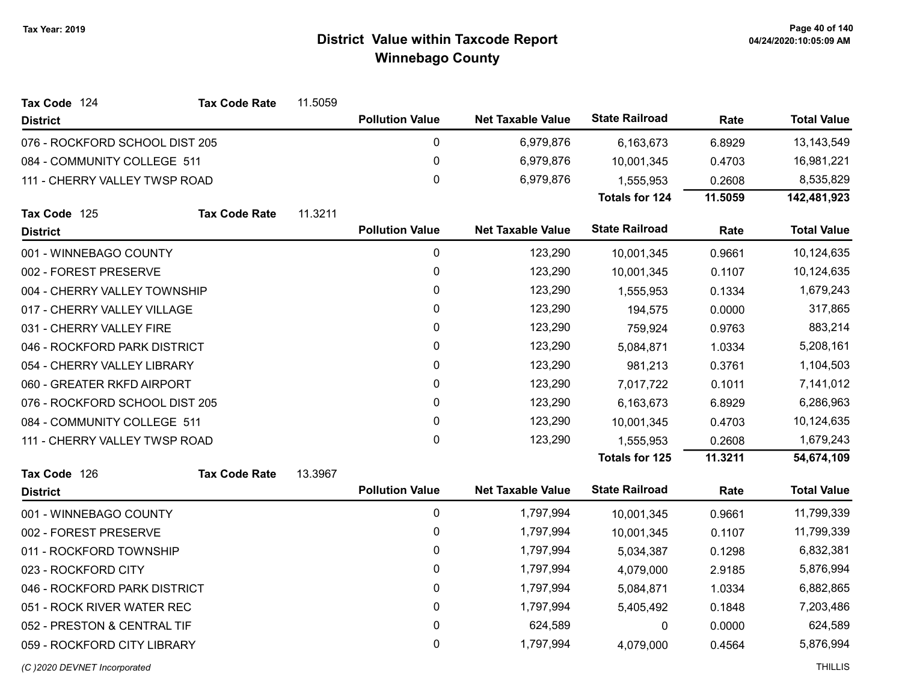Tax Year: 2019

# District Value within Taxcode Report
## Winnebago County

**Tax Code** 124 **Tax Code Rate** 11.5059

| District | Pollution Value | Net Taxable Value | State Railroad | Rate | Total Value |
|---|---|---|---|---|---|
| 076 - ROCKFORD SCHOOL DIST 205 | 0 | 6,979,876 | 6,163,673 | 6.8929 | 13,143,549 |
| 084 - COMMUNITY COLLEGE 511 | 0 | 6,979,876 | 10,001,345 | 0.4703 | 16,981,221 |
| 111 - CHERRY VALLEY TWSP ROAD | 0 | 6,979,876 | 1,555,953 | 0.2608 | 8,535,829 |
| | | | **Totals for 124** | **11.5059** | **142,481,923** |

**Tax Code** 125 **Tax Code Rate** 11.3211

| District | Pollution Value | Net Taxable Value | State Railroad | Rate | Total Value |
|---|---|---|---|---|---|
| 001 - WINNEBAGO COUNTY | 0 | 123,290 | 10,001,345 | 0.9661 | 10,124,635 |
| 002 - FOREST PRESERVE | 0 | 123,290 | 10,001,345 | 0.1107 | 10,124,635 |
| 004 - CHERRY VALLEY TOWNSHIP | 0 | 123,290 | 1,555,953 | 0.1334 | 1,679,243 |
| 017 - CHERRY VALLEY VILLAGE | 0 | 123,290 | 194,575 | 0.0000 | 317,865 |
| 031 - CHERRY VALLEY FIRE | 0 | 123,290 | 759,924 | 0.9763 | 883,214 |
| 046 - ROCKFORD PARK DISTRICT | 0 | 123,290 | 5,084,871 | 1.0334 | 5,208,161 |
| 054 - CHERRY VALLEY LIBRARY | 0 | 123,290 | 981,213 | 0.3761 | 1,104,503 |
| 060 - GREATER RKFD AIRPORT | 0 | 123,290 | 7,017,722 | 0.1011 | 7,141,012 |
| 076 - ROCKFORD SCHOOL DIST 205 | 0 | 123,290 | 6,163,673 | 6.8929 | 6,286,963 |
| 084 - COMMUNITY COLLEGE 511 | 0 | 123,290 | 10,001,345 | 0.4703 | 10,124,635 |
| 111 - CHERRY VALLEY TWSP ROAD | 0 | 123,290 | 1,555,953 | 0.2608 | 1,679,243 |
| | | | **Totals for 125** | **11.3211** | **54,674,109** |

**Tax Code** 126 **Tax Code Rate** 13.3967

| District | Pollution Value | Net Taxable Value | State Railroad | Rate | Total Value |
|---|---|---|---|---|---|
| 001 - WINNEBAGO COUNTY | 0 | 1,797,994 | 10,001,345 | 0.9661 | 11,799,339 |
| 002 - FOREST PRESERVE | 0 | 1,797,994 | 10,001,345 | 0.1107 | 11,799,339 |
| 011 - ROCKFORD TOWNSHIP | 0 | 1,797,994 | 5,034,387 | 0.1298 | 6,832,381 |
| 023 - ROCKFORD CITY | 0 | 1,797,994 | 4,079,000 | 2.9185 | 5,876,994 |
| 046 - ROCKFORD PARK DISTRICT | 0 | 1,797,994 | 5,084,871 | 1.0334 | 6,882,865 |
| 051 - ROCK RIVER WATER REC | 0 | 1,797,994 | 5,405,492 | 0.1848 | 7,203,486 |
| 052 - PRESTON & CENTRAL TIF | 0 | 624,589 | 0 | 0.0000 | 624,589 |
| 059 - ROCKFORD CITY LIBRARY | 0 | 1,797,994 | 4,079,000 | 0.4564 | 5,876,994 |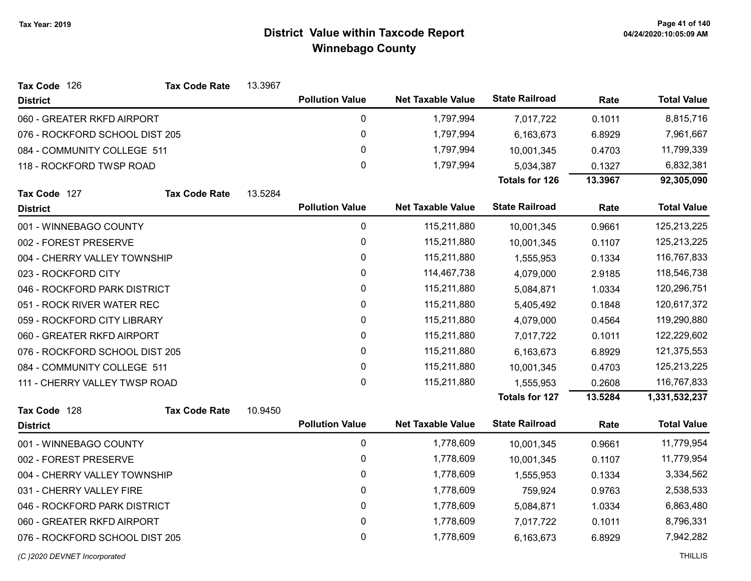Tax Year: 2019

# District Value within Taxcode Report
## Winnebago County

**Tax Code** 126 **Tax Code Rate** 13.3967

| District | Pollution Value | Net Taxable Value | State Railroad | Rate | Total Value |
|---|---|---|---|---|---|
| 060 - GREATER RKFD AIRPORT | 0 | 1,797,994 | 7,017,722 | 0.1011 | 8,815,716 |
| 076 - ROCKFORD SCHOOL DIST 205 | 0 | 1,797,994 | 6,163,673 | 6.8929 | 7,961,667 |
| 084 - COMMUNITY COLLEGE 511 | 0 | 1,797,994 | 10,001,345 | 0.4703 | 11,799,339 |
| 118 - ROCKFORD TWSP ROAD | 0 | 1,797,994 | 5,034,387 | 0.1327 | 6,832,381 |
| | | | **Totals for 126** | **13.3967** | **92,305,090** |

**Tax Code** 127 **Tax Code Rate** 13.5284

| District | Pollution Value | Net Taxable Value | State Railroad | Rate | Total Value |
|---|---|---|---|---|---|
| 001 - WINNEBAGO COUNTY | 0 | 115,211,880 | 10,001,345 | 0.9661 | 125,213,225 |
| 002 - FOREST PRESERVE | 0 | 115,211,880 | 10,001,345 | 0.1107 | 125,213,225 |
| 004 - CHERRY VALLEY TOWNSHIP | 0 | 115,211,880 | 1,555,953 | 0.1334 | 116,767,833 |
| 023 - ROCKFORD CITY | 0 | 114,467,738 | 4,079,000 | 2.9185 | 118,546,738 |
| 046 - ROCKFORD PARK DISTRICT | 0 | 115,211,880 | 5,084,871 | 1.0334 | 120,296,751 |
| 051 - ROCK RIVER WATER REC | 0 | 115,211,880 | 5,405,492 | 0.1848 | 120,617,372 |
| 059 - ROCKFORD CITY LIBRARY | 0 | 115,211,880 | 4,079,000 | 0.4564 | 119,290,880 |
| 060 - GREATER RKFD AIRPORT | 0 | 115,211,880 | 7,017,722 | 0.1011 | 122,229,602 |
| 076 - ROCKFORD SCHOOL DIST 205 | 0 | 115,211,880 | 6,163,673 | 6.8929 | 121,375,553 |
| 084 - COMMUNITY COLLEGE 511 | 0 | 115,211,880 | 10,001,345 | 0.4703 | 125,213,225 |
| 111 - CHERRY VALLEY TWSP ROAD | 0 | 115,211,880 | 1,555,953 | 0.2608 | 116,767,833 |
| | | | **Totals for 127** | **13.5284** | **1,331,532,237** |

**Tax Code** 128 **Tax Code Rate** 10.9450

| District | Pollution Value | Net Taxable Value | State Railroad | Rate | Total Value |
|---|---|---|---|---|---|
| 001 - WINNEBAGO COUNTY | 0 | 1,778,609 | 10,001,345 | 0.9661 | 11,779,954 |
| 002 - FOREST PRESERVE | 0 | 1,778,609 | 10,001,345 | 0.1107 | 11,779,954 |
| 004 - CHERRY VALLEY TOWNSHIP | 0 | 1,778,609 | 1,555,953 | 0.1334 | 3,334,562 |
| 031 - CHERRY VALLEY FIRE | 0 | 1,778,609 | 759,924 | 0.9763 | 2,538,533 |
| 046 - ROCKFORD PARK DISTRICT | 0 | 1,778,609 | 5,084,871 | 1.0334 | 6,863,480 |
| 060 - GREATER RKFD AIRPORT | 0 | 1,778,609 | 7,017,722 | 0.1011 | 8,796,331 |
| 076 - ROCKFORD SCHOOL DIST 205 | 0 | 1,778,609 | 6,163,673 | 6.8929 | 7,942,282 |

*(C )2020 DEVNET Incorporated* THILLIS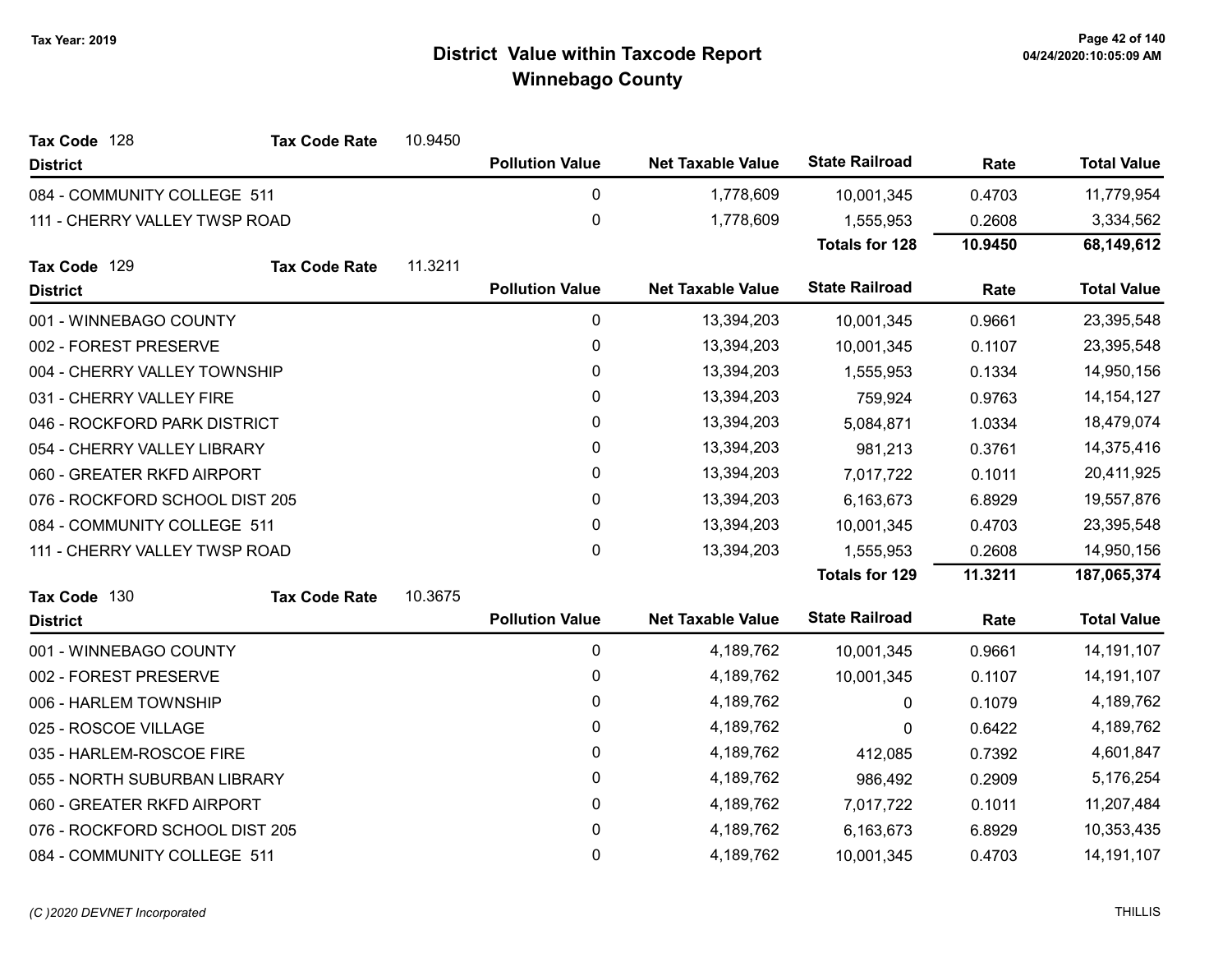# District Value within Taxcode Report
## Winnebago County

Tax Year: 2019

**Tax Code** 128 — **Tax Code Rate** 10.9450

| District | Pollution Value | Net Taxable Value | State Railroad | Rate | Total Value |
|---|---|---|---|---|---|
| 084 - COMMUNITY COLLEGE 511 | 0 | 1,778,609 | 10,001,345 | 0.4703 | 11,779,954 |
| 111 - CHERRY VALLEY TWSP ROAD | 0 | 1,778,609 | 1,555,953 | 0.2608 | 3,334,562 |
| | | | **Totals for 128** | **10.9450** | **68,149,612** |

**Tax Code** 129 — **Tax Code Rate** 11.3211

| District | Pollution Value | Net Taxable Value | State Railroad | Rate | Total Value |
|---|---|---|---|---|---|
| 001 - WINNEBAGO COUNTY | 0 | 13,394,203 | 10,001,345 | 0.9661 | 23,395,548 |
| 002 - FOREST PRESERVE | 0 | 13,394,203 | 10,001,345 | 0.1107 | 23,395,548 |
| 004 - CHERRY VALLEY TOWNSHIP | 0 | 13,394,203 | 1,555,953 | 0.1334 | 14,950,156 |
| 031 - CHERRY VALLEY FIRE | 0 | 13,394,203 | 759,924 | 0.9763 | 14,154,127 |
| 046 - ROCKFORD PARK DISTRICT | 0 | 13,394,203 | 5,084,871 | 1.0334 | 18,479,074 |
| 054 - CHERRY VALLEY LIBRARY | 0 | 13,394,203 | 981,213 | 0.3761 | 14,375,416 |
| 060 - GREATER RKFD AIRPORT | 0 | 13,394,203 | 7,017,722 | 0.1011 | 20,411,925 |
| 076 - ROCKFORD SCHOOL DIST 205 | 0 | 13,394,203 | 6,163,673 | 6.8929 | 19,557,876 |
| 084 - COMMUNITY COLLEGE 511 | 0 | 13,394,203 | 10,001,345 | 0.4703 | 23,395,548 |
| 111 - CHERRY VALLEY TWSP ROAD | 0 | 13,394,203 | 1,555,953 | 0.2608 | 14,950,156 |
| | | | **Totals for 129** | **11.3211** | **187,065,374** |

**Tax Code** 130 — **Tax Code Rate** 10.3675

| District | Pollution Value | Net Taxable Value | State Railroad | Rate | Total Value |
|---|---|---|---|---|---|
| 001 - WINNEBAGO COUNTY | 0 | 4,189,762 | 10,001,345 | 0.9661 | 14,191,107 |
| 002 - FOREST PRESERVE | 0 | 4,189,762 | 10,001,345 | 0.1107 | 14,191,107 |
| 006 - HARLEM TOWNSHIP | 0 | 4,189,762 | 0 | 0.1079 | 4,189,762 |
| 025 - ROSCOE VILLAGE | 0 | 4,189,762 | 0 | 0.6422 | 4,189,762 |
| 035 - HARLEM-ROSCOE FIRE | 0 | 4,189,762 | 412,085 | 0.7392 | 4,601,847 |
| 055 - NORTH SUBURBAN LIBRARY | 0 | 4,189,762 | 986,492 | 0.2909 | 5,176,254 |
| 060 - GREATER RKFD AIRPORT | 0 | 4,189,762 | 7,017,722 | 0.1011 | 11,207,484 |
| 076 - ROCKFORD SCHOOL DIST 205 | 0 | 4,189,762 | 6,163,673 | 6.8929 | 10,353,435 |
| 084 - COMMUNITY COLLEGE 511 | 0 | 4,189,762 | 10,001,345 | 0.4703 | 14,191,107 |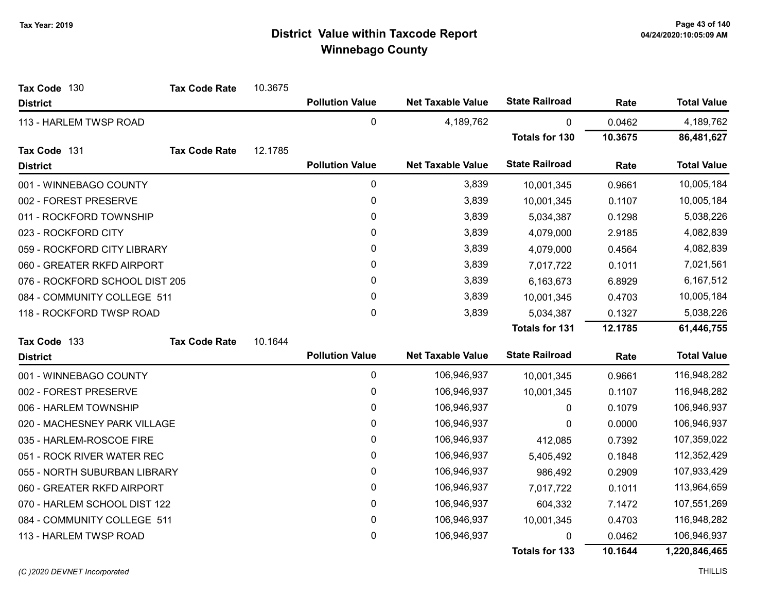# District Value within Taxcode Report
## Winnebago County

Tax Year: 2019

**Tax Code** 130 **Tax Code Rate** 10.3675

| District | Pollution Value | Net Taxable Value | State Railroad | Rate | Total Value |
|---|---|---|---|---|---|
| 113 - HARLEM TWSP ROAD | 0 | 4,189,762 | 0 | 0.0462 | 4,189,762 |
| | | | **Totals for 130** | **10.3675** | **86,481,627** |

**Tax Code** 131 **Tax Code Rate** 12.1785

| District | Pollution Value | Net Taxable Value | State Railroad | Rate | Total Value |
|---|---|---|---|---|---|
| 001 - WINNEBAGO COUNTY | 0 | 3,839 | 10,001,345 | 0.9661 | 10,005,184 |
| 002 - FOREST PRESERVE | 0 | 3,839 | 10,001,345 | 0.1107 | 10,005,184 |
| 011 - ROCKFORD TOWNSHIP | 0 | 3,839 | 5,034,387 | 0.1298 | 5,038,226 |
| 023 - ROCKFORD CITY | 0 | 3,839 | 4,079,000 | 2.9185 | 4,082,839 |
| 059 - ROCKFORD CITY LIBRARY | 0 | 3,839 | 4,079,000 | 0.4564 | 4,082,839 |
| 060 - GREATER RKFD AIRPORT | 0 | 3,839 | 7,017,722 | 0.1011 | 7,021,561 |
| 076 - ROCKFORD SCHOOL DIST 205 | 0 | 3,839 | 6,163,673 | 6.8929 | 6,167,512 |
| 084 - COMMUNITY COLLEGE 511 | 0 | 3,839 | 10,001,345 | 0.4703 | 10,005,184 |
| 118 - ROCKFORD TWSP ROAD | 0 | 3,839 | 5,034,387 | 0.1327 | 5,038,226 |
| | | | **Totals for 131** | **12.1785** | **61,446,755** |

**Tax Code** 133 **Tax Code Rate** 10.1644

| District | Pollution Value | Net Taxable Value | State Railroad | Rate | Total Value |
|---|---|---|---|---|---|
| 001 - WINNEBAGO COUNTY | 0 | 106,946,937 | 10,001,345 | 0.9661 | 116,948,282 |
| 002 - FOREST PRESERVE | 0 | 106,946,937 | 10,001,345 | 0.1107 | 116,948,282 |
| 006 - HARLEM TOWNSHIP | 0 | 106,946,937 | 0 | 0.1079 | 106,946,937 |
| 020 - MACHESNEY PARK VILLAGE | 0 | 106,946,937 | 0 | 0.0000 | 106,946,937 |
| 035 - HARLEM-ROSCOE FIRE | 0 | 106,946,937 | 412,085 | 0.7392 | 107,359,022 |
| 051 - ROCK RIVER WATER REC | 0 | 106,946,937 | 5,405,492 | 0.1848 | 112,352,429 |
| 055 - NORTH SUBURBAN LIBRARY | 0 | 106,946,937 | 986,492 | 0.2909 | 107,933,429 |
| 060 - GREATER RKFD AIRPORT | 0 | 106,946,937 | 7,017,722 | 0.1011 | 113,964,659 |
| 070 - HARLEM SCHOOL DIST 122 | 0 | 106,946,937 | 604,332 | 7.1472 | 107,551,269 |
| 084 - COMMUNITY COLLEGE 511 | 0 | 106,946,937 | 10,001,345 | 0.4703 | 116,948,282 |
| 113 - HARLEM TWSP ROAD | 0 | 106,946,937 | 0 | 0.0462 | 106,946,937 |
| | | | **Totals for 133** | **10.1644** | **1,220,846,465** |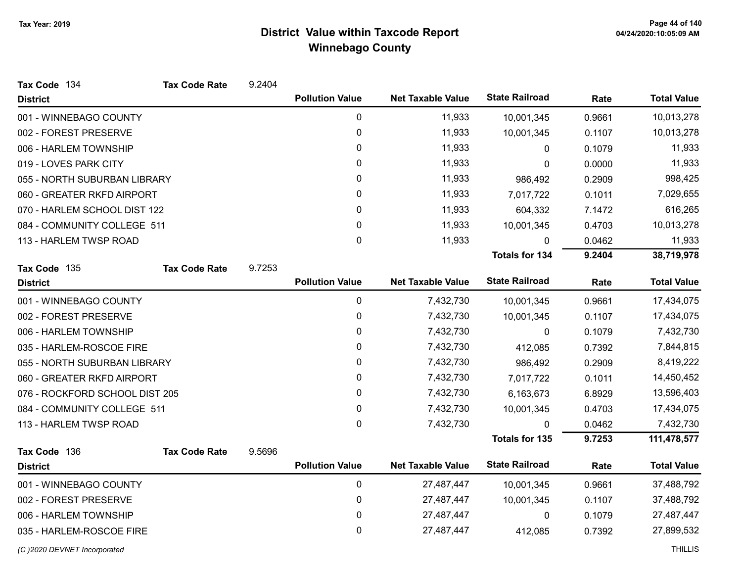# District Value within Taxcode Report
## Winnebago County

Tax Year: 2019

**Tax Code** 134 **Tax Code Rate** 9.2404

| District | Pollution Value | Net Taxable Value | State Railroad | Rate | Total Value |
|---|---|---|---|---|---|
| 001 - WINNEBAGO COUNTY | 0 | 11,933 | 10,001,345 | 0.9661 | 10,013,278 |
| 002 - FOREST PRESERVE | 0 | 11,933 | 10,001,345 | 0.1107 | 10,013,278 |
| 006 - HARLEM TOWNSHIP | 0 | 11,933 | 0 | 0.1079 | 11,933 |
| 019 - LOVES PARK CITY | 0 | 11,933 | 0 | 0.0000 | 11,933 |
| 055 - NORTH SUBURBAN LIBRARY | 0 | 11,933 | 986,492 | 0.2909 | 998,425 |
| 060 - GREATER RKFD AIRPORT | 0 | 11,933 | 7,017,722 | 0.1011 | 7,029,655 |
| 070 - HARLEM SCHOOL DIST 122 | 0 | 11,933 | 604,332 | 7.1472 | 616,265 |
| 084 - COMMUNITY COLLEGE 511 | 0 | 11,933 | 10,001,345 | 0.4703 | 10,013,278 |
| 113 - HARLEM TWSP ROAD | 0 | 11,933 | 0 | 0.0462 | 11,933 |
| | | | **Totals for 134** | **9.2404** | **38,719,978** |

**Tax Code** 135 **Tax Code Rate** 9.7253

| District | Pollution Value | Net Taxable Value | State Railroad | Rate | Total Value |
|---|---|---|---|---|---|
| 001 - WINNEBAGO COUNTY | 0 | 7,432,730 | 10,001,345 | 0.9661 | 17,434,075 |
| 002 - FOREST PRESERVE | 0 | 7,432,730 | 10,001,345 | 0.1107 | 17,434,075 |
| 006 - HARLEM TOWNSHIP | 0 | 7,432,730 | 0 | 0.1079 | 7,432,730 |
| 035 - HARLEM-ROSCOE FIRE | 0 | 7,432,730 | 412,085 | 0.7392 | 7,844,815 |
| 055 - NORTH SUBURBAN LIBRARY | 0 | 7,432,730 | 986,492 | 0.2909 | 8,419,222 |
| 060 - GREATER RKFD AIRPORT | 0 | 7,432,730 | 7,017,722 | 0.1011 | 14,450,452 |
| 076 - ROCKFORD SCHOOL DIST 205 | 0 | 7,432,730 | 6,163,673 | 6.8929 | 13,596,403 |
| 084 - COMMUNITY COLLEGE 511 | 0 | 7,432,730 | 10,001,345 | 0.4703 | 17,434,075 |
| 113 - HARLEM TWSP ROAD | 0 | 7,432,730 | 0 | 0.0462 | 7,432,730 |
| | | | **Totals for 135** | **9.7253** | **111,478,577** |

**Tax Code** 136 **Tax Code Rate** 9.5696

| District | Pollution Value | Net Taxable Value | State Railroad | Rate | Total Value |
|---|---|---|---|---|---|
| 001 - WINNEBAGO COUNTY | 0 | 27,487,447 | 10,001,345 | 0.9661 | 37,488,792 |
| 002 - FOREST PRESERVE | 0 | 27,487,447 | 10,001,345 | 0.1107 | 37,488,792 |
| 006 - HARLEM TOWNSHIP | 0 | 27,487,447 | 0 | 0.1079 | 27,487,447 |
| 035 - HARLEM-ROSCOE FIRE | 0 | 27,487,447 | 412,085 | 0.7392 | 27,899,532 |

*(C )2020 DEVNET Incorporated* THILLIS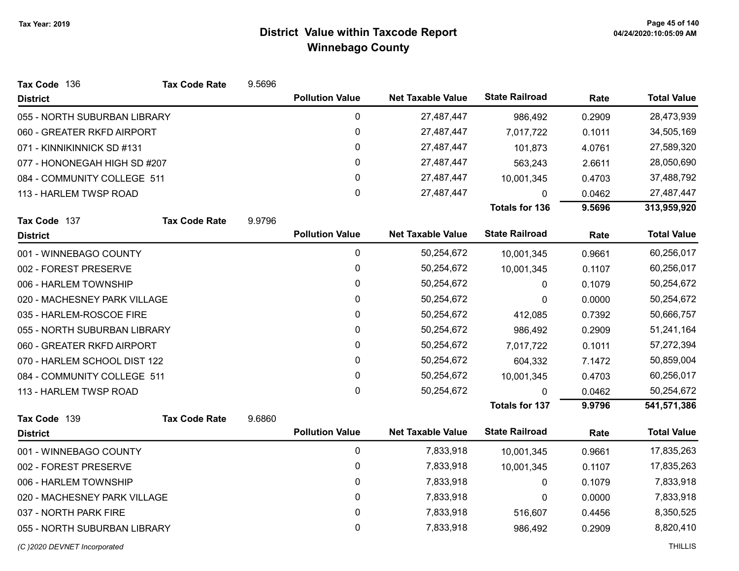# District Value within Taxcode Report
## Winnebago County

Tax Year: 2019

**Tax Code** 136 **Tax Code Rate** 9.5696

| District | Pollution Value | Net Taxable Value | State Railroad | Rate | Total Value |
|---|---|---|---|---|---|
| 055 - NORTH SUBURBAN LIBRARY | 0 | 27,487,447 | 986,492 | 0.2909 | 28,473,939 |
| 060 - GREATER RKFD AIRPORT | 0 | 27,487,447 | 7,017,722 | 0.1011 | 34,505,169 |
| 071 - KINNIKINNICK SD #131 | 0 | 27,487,447 | 101,873 | 4.0761 | 27,589,320 |
| 077 - HONONEGAH HIGH SD #207 | 0 | 27,487,447 | 563,243 | 2.6611 | 28,050,690 |
| 084 - COMMUNITY COLLEGE 511 | 0 | 27,487,447 | 10,001,345 | 0.4703 | 37,488,792 |
| 113 - HARLEM TWSP ROAD | 0 | 27,487,447 | 0 | 0.0462 | 27,487,447 |
| | | | **Totals for 136** | **9.5696** | **313,959,920** |

**Tax Code** 137 **Tax Code Rate** 9.9796

| District | Pollution Value | Net Taxable Value | State Railroad | Rate | Total Value |
|---|---|---|---|---|---|
| 001 - WINNEBAGO COUNTY | 0 | 50,254,672 | 10,001,345 | 0.9661 | 60,256,017 |
| 002 - FOREST PRESERVE | 0 | 50,254,672 | 10,001,345 | 0.1107 | 60,256,017 |
| 006 - HARLEM TOWNSHIP | 0 | 50,254,672 | 0 | 0.1079 | 50,254,672 |
| 020 - MACHESNEY PARK VILLAGE | 0 | 50,254,672 | 0 | 0.0000 | 50,254,672 |
| 035 - HARLEM-ROSCOE FIRE | 0 | 50,254,672 | 412,085 | 0.7392 | 50,666,757 |
| 055 - NORTH SUBURBAN LIBRARY | 0 | 50,254,672 | 986,492 | 0.2909 | 51,241,164 |
| 060 - GREATER RKFD AIRPORT | 0 | 50,254,672 | 7,017,722 | 0.1011 | 57,272,394 |
| 070 - HARLEM SCHOOL DIST 122 | 0 | 50,254,672 | 604,332 | 7.1472 | 50,859,004 |
| 084 - COMMUNITY COLLEGE 511 | 0 | 50,254,672 | 10,001,345 | 0.4703 | 60,256,017 |
| 113 - HARLEM TWSP ROAD | 0 | 50,254,672 | 0 | 0.0462 | 50,254,672 |
| | | | **Totals for 137** | **9.9796** | **541,571,386** |

**Tax Code** 139 **Tax Code Rate** 9.6860

| District | Pollution Value | Net Taxable Value | State Railroad | Rate | Total Value |
|---|---|---|---|---|---|
| 001 - WINNEBAGO COUNTY | 0 | 7,833,918 | 10,001,345 | 0.9661 | 17,835,263 |
| 002 - FOREST PRESERVE | 0 | 7,833,918 | 10,001,345 | 0.1107 | 17,835,263 |
| 006 - HARLEM TOWNSHIP | 0 | 7,833,918 | 0 | 0.1079 | 7,833,918 |
| 020 - MACHESNEY PARK VILLAGE | 0 | 7,833,918 | 0 | 0.0000 | 7,833,918 |
| 037 - NORTH PARK FIRE | 0 | 7,833,918 | 516,607 | 0.4456 | 8,350,525 |
| 055 - NORTH SUBURBAN LIBRARY | 0 | 7,833,918 | 986,492 | 0.2909 | 8,820,410 |

*(C )2020 DEVNET Incorporated* THILLIS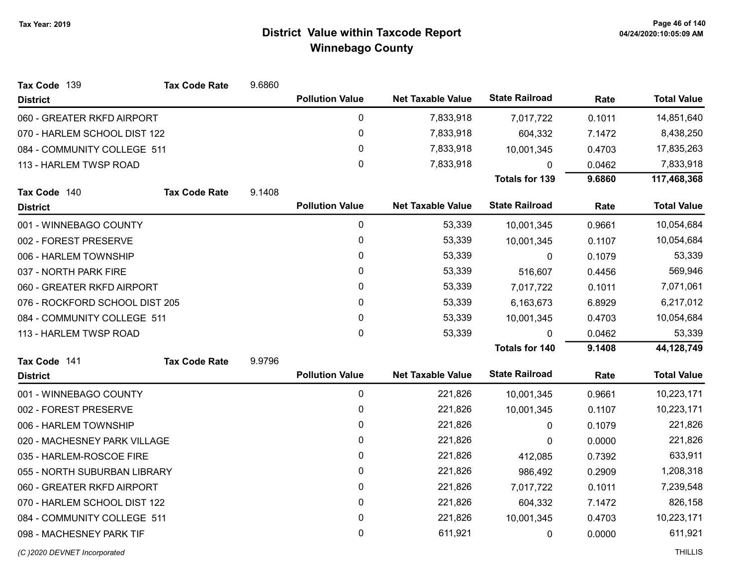# District Value within Taxcode Report

## Winnebago County

Tax Year: 2019

04/24/2020:10:05:09 AM

**Tax Code** 139 **Tax Code Rate** 9.6860

| District | Pollution Value | Net Taxable Value | State Railroad | Rate | Total Value |
|---|---|---|---|---|---|
| 060 - GREATER RKFD AIRPORT | 0 | 7,833,918 | 7,017,722 | 0.1011 | 14,851,640 |
| 070 - HARLEM SCHOOL DIST 122 | 0 | 7,833,918 | 604,332 | 7.1472 | 8,438,250 |
| 084 - COMMUNITY COLLEGE 511 | 0 | 7,833,918 | 10,001,345 | 0.4703 | 17,835,263 |
| 113 - HARLEM TWSP ROAD | 0 | 7,833,918 | 0 | 0.0462 | 7,833,918 |
| | | | **Totals for 139** | **9.6860** | **117,468,368** |

**Tax Code** 140 **Tax Code Rate** 9.1408

| District | Pollution Value | Net Taxable Value | State Railroad | Rate | Total Value |
|---|---|---|---|---|---|
| 001 - WINNEBAGO COUNTY | 0 | 53,339 | 10,001,345 | 0.9661 | 10,054,684 |
| 002 - FOREST PRESERVE | 0 | 53,339 | 10,001,345 | 0.1107 | 10,054,684 |
| 006 - HARLEM TOWNSHIP | 0 | 53,339 | 0 | 0.1079 | 53,339 |
| 037 - NORTH PARK FIRE | 0 | 53,339 | 516,607 | 0.4456 | 569,946 |
| 060 - GREATER RKFD AIRPORT | 0 | 53,339 | 7,017,722 | 0.1011 | 7,071,061 |
| 076 - ROCKFORD SCHOOL DIST 205 | 0 | 53,339 | 6,163,673 | 6.8929 | 6,217,012 |
| 084 - COMMUNITY COLLEGE 511 | 0 | 53,339 | 10,001,345 | 0.4703 | 10,054,684 |
| 113 - HARLEM TWSP ROAD | 0 | 53,339 | 0 | 0.0462 | 53,339 |
| | | | **Totals for 140** | **9.1408** | **44,128,749** |

**Tax Code** 141 **Tax Code Rate** 9.9796

| District | Pollution Value | Net Taxable Value | State Railroad | Rate | Total Value |
|---|---|---|---|---|---|
| 001 - WINNEBAGO COUNTY | 0 | 221,826 | 10,001,345 | 0.9661 | 10,223,171 |
| 002 - FOREST PRESERVE | 0 | 221,826 | 10,001,345 | 0.1107 | 10,223,171 |
| 006 - HARLEM TOWNSHIP | 0 | 221,826 | 0 | 0.1079 | 221,826 |
| 020 - MACHESNEY PARK VILLAGE | 0 | 221,826 | 0 | 0.0000 | 221,826 |
| 035 - HARLEM-ROSCOE FIRE | 0 | 221,826 | 412,085 | 0.7392 | 633,911 |
| 055 - NORTH SUBURBAN LIBRARY | 0 | 221,826 | 986,492 | 0.2909 | 1,208,318 |
| 060 - GREATER RKFD AIRPORT | 0 | 221,826 | 7,017,722 | 0.1011 | 7,239,548 |
| 070 - HARLEM SCHOOL DIST 122 | 0 | 221,826 | 604,332 | 7.1472 | 826,158 |
| 084 - COMMUNITY COLLEGE 511 | 0 | 221,826 | 10,001,345 | 0.4703 | 10,223,171 |
| 098 - MACHESNEY PARK TIF | 0 | 611,921 | 0 | 0.0000 | 611,921 |

*(C )2020 DEVNET Incorporated* THILLIS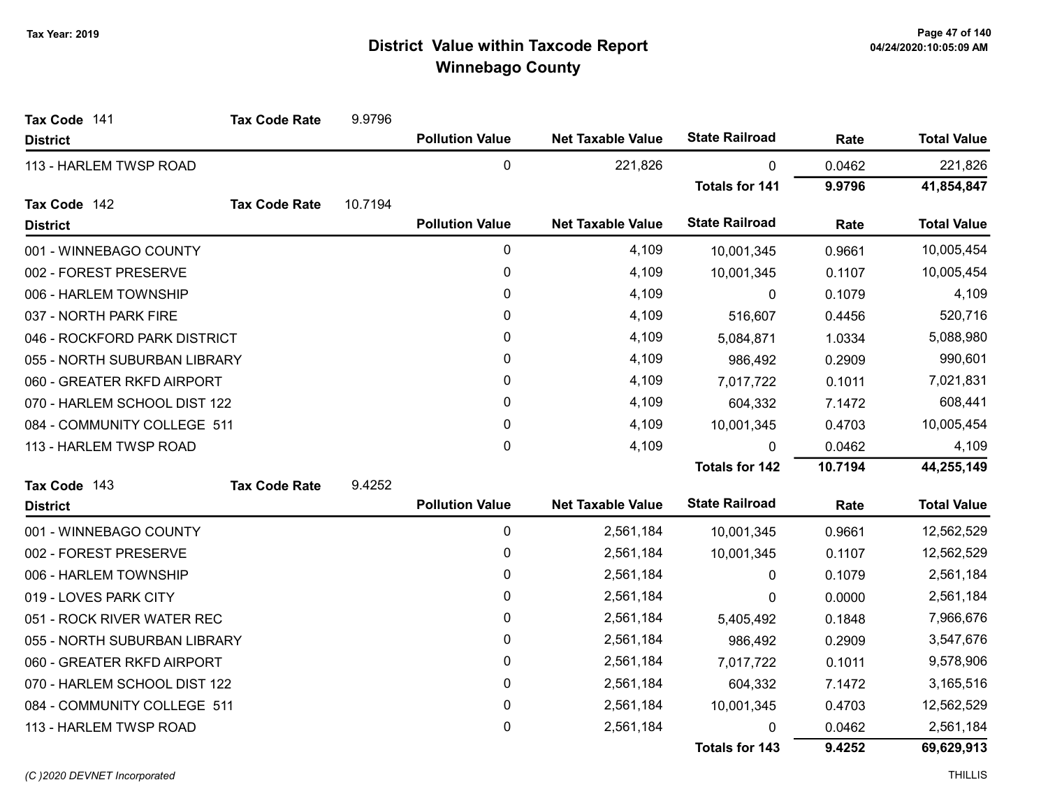Tax Year: 2019

# District Value within Taxcode Report
## Winnebago County

**Tax Code** 141 **Tax Code Rate** 9.9796

| District | Pollution Value | Net Taxable Value | State Railroad | Rate | Total Value |
|---|---|---|---|---|---|
| 113 - HARLEM TWSP ROAD | 0 | 221,826 | 0 | 0.0462 | 221,826 |
| | | | **Totals for 141** | **9.9796** | **41,854,847** |

**Tax Code** 142 **Tax Code Rate** 10.7194

| District | Pollution Value | Net Taxable Value | State Railroad | Rate | Total Value |
|---|---|---|---|---|---|
| 001 - WINNEBAGO COUNTY | 0 | 4,109 | 10,001,345 | 0.9661 | 10,005,454 |
| 002 - FOREST PRESERVE | 0 | 4,109 | 10,001,345 | 0.1107 | 10,005,454 |
| 006 - HARLEM TOWNSHIP | 0 | 4,109 | 0 | 0.1079 | 4,109 |
| 037 - NORTH PARK FIRE | 0 | 4,109 | 516,607 | 0.4456 | 520,716 |
| 046 - ROCKFORD PARK DISTRICT | 0 | 4,109 | 5,084,871 | 1.0334 | 5,088,980 |
| 055 - NORTH SUBURBAN LIBRARY | 0 | 4,109 | 986,492 | 0.2909 | 990,601 |
| 060 - GREATER RKFD AIRPORT | 0 | 4,109 | 7,017,722 | 0.1011 | 7,021,831 |
| 070 - HARLEM SCHOOL DIST 122 | 0 | 4,109 | 604,332 | 7.1472 | 608,441 |
| 084 - COMMUNITY COLLEGE 511 | 0 | 4,109 | 10,001,345 | 0.4703 | 10,005,454 |
| 113 - HARLEM TWSP ROAD | 0 | 4,109 | 0 | 0.0462 | 4,109 |
| | | | **Totals for 142** | **10.7194** | **44,255,149** |

**Tax Code** 143 **Tax Code Rate** 9.4252

| District | Pollution Value | Net Taxable Value | State Railroad | Rate | Total Value |
|---|---|---|---|---|---|
| 001 - WINNEBAGO COUNTY | 0 | 2,561,184 | 10,001,345 | 0.9661 | 12,562,529 |
| 002 - FOREST PRESERVE | 0 | 2,561,184 | 10,001,345 | 0.1107 | 12,562,529 |
| 006 - HARLEM TOWNSHIP | 0 | 2,561,184 | 0 | 0.1079 | 2,561,184 |
| 019 - LOVES PARK CITY | 0 | 2,561,184 | 0 | 0.0000 | 2,561,184 |
| 051 - ROCK RIVER WATER REC | 0 | 2,561,184 | 5,405,492 | 0.1848 | 7,966,676 |
| 055 - NORTH SUBURBAN LIBRARY | 0 | 2,561,184 | 986,492 | 0.2909 | 3,547,676 |
| 060 - GREATER RKFD AIRPORT | 0 | 2,561,184 | 7,017,722 | 0.1011 | 9,578,906 |
| 070 - HARLEM SCHOOL DIST 122 | 0 | 2,561,184 | 604,332 | 7.1472 | 3,165,516 |
| 084 - COMMUNITY COLLEGE 511 | 0 | 2,561,184 | 10,001,345 | 0.4703 | 12,562,529 |
| 113 - HARLEM TWSP ROAD | 0 | 2,561,184 | 0 | 0.0462 | 2,561,184 |
| | | | **Totals for 143** | **9.4252** | **69,629,913** |

*(C )2020 DEVNET Incorporated* THILLIS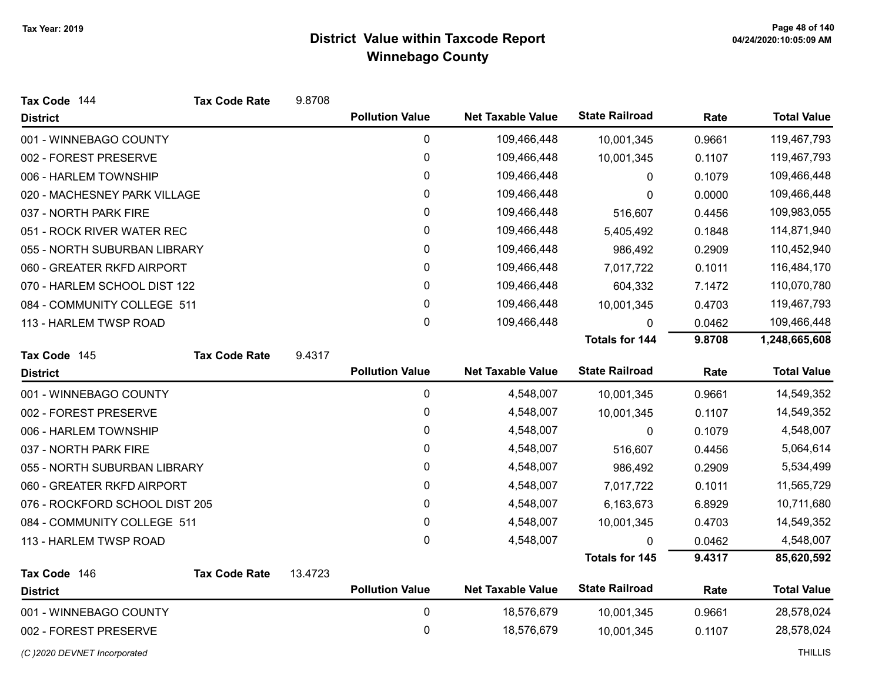# District Value within Taxcode Report
## Winnebago County

Tax Year: 2019

**Tax Code** 144 **Tax Code Rate** 9.8708

| District | Pollution Value | Net Taxable Value | State Railroad | Rate | Total Value |
|---|---|---|---|---|---|
| 001 - WINNEBAGO COUNTY | 0 | 109,466,448 | 10,001,345 | 0.9661 | 119,467,793 |
| 002 - FOREST PRESERVE | 0 | 109,466,448 | 10,001,345 | 0.1107 | 119,467,793 |
| 006 - HARLEM TOWNSHIP | 0 | 109,466,448 | 0 | 0.1079 | 109,466,448 |
| 020 - MACHESNEY PARK VILLAGE | 0 | 109,466,448 | 0 | 0.0000 | 109,466,448 |
| 037 - NORTH PARK FIRE | 0 | 109,466,448 | 516,607 | 0.4456 | 109,983,055 |
| 051 - ROCK RIVER WATER REC | 0 | 109,466,448 | 5,405,492 | 0.1848 | 114,871,940 |
| 055 - NORTH SUBURBAN LIBRARY | 0 | 109,466,448 | 986,492 | 0.2909 | 110,452,940 |
| 060 - GREATER RKFD AIRPORT | 0 | 109,466,448 | 7,017,722 | 0.1011 | 116,484,170 |
| 070 - HARLEM SCHOOL DIST 122 | 0 | 109,466,448 | 604,332 | 7.1472 | 110,070,780 |
| 084 - COMMUNITY COLLEGE 511 | 0 | 109,466,448 | 10,001,345 | 0.4703 | 119,467,793 |
| 113 - HARLEM TWSP ROAD | 0 | 109,466,448 | 0 | 0.0462 | 109,466,448 |
| | | | **Totals for 144** | **9.8708** | **1,248,665,608** |

**Tax Code** 145 **Tax Code Rate** 9.4317

| District | Pollution Value | Net Taxable Value | State Railroad | Rate | Total Value |
|---|---|---|---|---|---|
| 001 - WINNEBAGO COUNTY | 0 | 4,548,007 | 10,001,345 | 0.9661 | 14,549,352 |
| 002 - FOREST PRESERVE | 0 | 4,548,007 | 10,001,345 | 0.1107 | 14,549,352 |
| 006 - HARLEM TOWNSHIP | 0 | 4,548,007 | 0 | 0.1079 | 4,548,007 |
| 037 - NORTH PARK FIRE | 0 | 4,548,007 | 516,607 | 0.4456 | 5,064,614 |
| 055 - NORTH SUBURBAN LIBRARY | 0 | 4,548,007 | 986,492 | 0.2909 | 5,534,499 |
| 060 - GREATER RKFD AIRPORT | 0 | 4,548,007 | 7,017,722 | 0.1011 | 11,565,729 |
| 076 - ROCKFORD SCHOOL DIST 205 | 0 | 4,548,007 | 6,163,673 | 6.8929 | 10,711,680 |
| 084 - COMMUNITY COLLEGE 511 | 0 | 4,548,007 | 10,001,345 | 0.4703 | 14,549,352 |
| 113 - HARLEM TWSP ROAD | 0 | 4,548,007 | 0 | 0.0462 | 4,548,007 |
| | | | **Totals for 145** | **9.4317** | **85,620,592** |

**Tax Code** 146 **Tax Code Rate** 13.4723

| District | Pollution Value | Net Taxable Value | State Railroad | Rate | Total Value |
|---|---|---|---|---|---|
| 001 - WINNEBAGO COUNTY | 0 | 18,576,679 | 10,001,345 | 0.9661 | 28,578,024 |
| 002 - FOREST PRESERVE | 0 | 18,576,679 | 10,001,345 | 0.1107 | 28,578,024 |

*(C )2020 DEVNET Incorporated* THILLIS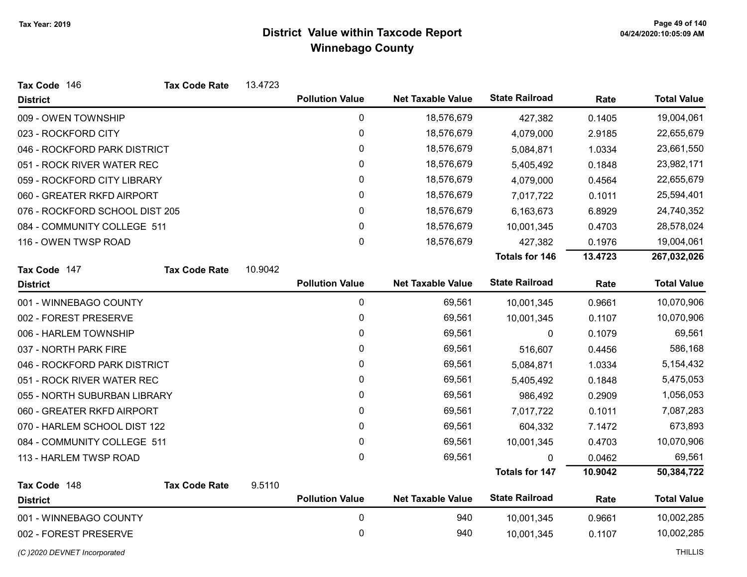# District Value within Taxcode Report
## Winnebago County

Tax Year: 2019

**Tax Code** 146 **Tax Code Rate** 13.4723

| District | Pollution Value | Net Taxable Value | State Railroad | Rate | Total Value |
|---|---|---|---|---|---|
| 009 - OWEN TOWNSHIP | 0 | 18,576,679 | 427,382 | 0.1405 | 19,004,061 |
| 023 - ROCKFORD CITY | 0 | 18,576,679 | 4,079,000 | 2.9185 | 22,655,679 |
| 046 - ROCKFORD PARK DISTRICT | 0 | 18,576,679 | 5,084,871 | 1.0334 | 23,661,550 |
| 051 - ROCK RIVER WATER REC | 0 | 18,576,679 | 5,405,492 | 0.1848 | 23,982,171 |
| 059 - ROCKFORD CITY LIBRARY | 0 | 18,576,679 | 4,079,000 | 0.4564 | 22,655,679 |
| 060 - GREATER RKFD AIRPORT | 0 | 18,576,679 | 7,017,722 | 0.1011 | 25,594,401 |
| 076 - ROCKFORD SCHOOL DIST 205 | 0 | 18,576,679 | 6,163,673 | 6.8929 | 24,740,352 |
| 084 - COMMUNITY COLLEGE 511 | 0 | 18,576,679 | 10,001,345 | 0.4703 | 28,578,024 |
| 116 - OWEN TWSP ROAD | 0 | 18,576,679 | 427,382 | 0.1976 | 19,004,061 |
| | | | **Totals for 146** | **13.4723** | **267,032,026** |

**Tax Code** 147 **Tax Code Rate** 10.9042

| District | Pollution Value | Net Taxable Value | State Railroad | Rate | Total Value |
|---|---|---|---|---|---|
| 001 - WINNEBAGO COUNTY | 0 | 69,561 | 10,001,345 | 0.9661 | 10,070,906 |
| 002 - FOREST PRESERVE | 0 | 69,561 | 10,001,345 | 0.1107 | 10,070,906 |
| 006 - HARLEM TOWNSHIP | 0 | 69,561 | 0 | 0.1079 | 69,561 |
| 037 - NORTH PARK FIRE | 0 | 69,561 | 516,607 | 0.4456 | 586,168 |
| 046 - ROCKFORD PARK DISTRICT | 0 | 69,561 | 5,084,871 | 1.0334 | 5,154,432 |
| 051 - ROCK RIVER WATER REC | 0 | 69,561 | 5,405,492 | 0.1848 | 5,475,053 |
| 055 - NORTH SUBURBAN LIBRARY | 0 | 69,561 | 986,492 | 0.2909 | 1,056,053 |
| 060 - GREATER RKFD AIRPORT | 0 | 69,561 | 7,017,722 | 0.1011 | 7,087,283 |
| 070 - HARLEM SCHOOL DIST 122 | 0 | 69,561 | 604,332 | 7.1472 | 673,893 |
| 084 - COMMUNITY COLLEGE 511 | 0 | 69,561 | 10,001,345 | 0.4703 | 10,070,906 |
| 113 - HARLEM TWSP ROAD | 0 | 69,561 | 0 | 0.0462 | 69,561 |
| | | | **Totals for 147** | **10.9042** | **50,384,722** |

**Tax Code** 148 **Tax Code Rate** 9.5110

| District | Pollution Value | Net Taxable Value | State Railroad | Rate | Total Value |
|---|---|---|---|---|---|
| 001 - WINNEBAGO COUNTY | 0 | 940 | 10,001,345 | 0.9661 | 10,002,285 |
| 002 - FOREST PRESERVE | 0 | 940 | 10,001,345 | 0.1107 | 10,002,285 |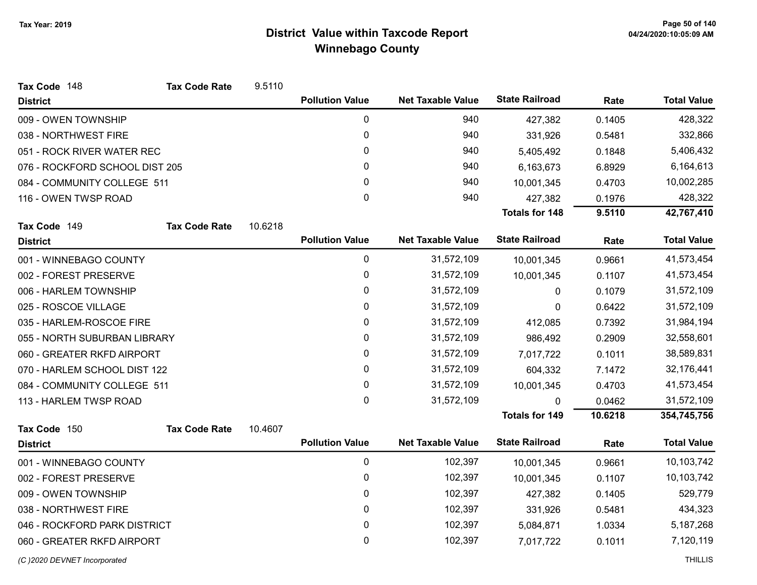# District Value within Taxcode Report
## Winnebago County

Tax Year: 2019

**Tax Code** 148 **Tax Code Rate** 9.5110

| District | Pollution Value | Net Taxable Value | State Railroad | Rate | Total Value |
|---|---|---|---|---|---|
| 009 - OWEN TOWNSHIP | 0 | 940 | 427,382 | 0.1405 | 428,322 |
| 038 - NORTHWEST FIRE | 0 | 940 | 331,926 | 0.5481 | 332,866 |
| 051 - ROCK RIVER WATER REC | 0 | 940 | 5,405,492 | 0.1848 | 5,406,432 |
| 076 - ROCKFORD SCHOOL DIST 205 | 0 | 940 | 6,163,673 | 6.8929 | 6,164,613 |
| 084 - COMMUNITY COLLEGE 511 | 0 | 940 | 10,001,345 | 0.4703 | 10,002,285 |
| 116 - OWEN TWSP ROAD | 0 | 940 | 427,382 | 0.1976 | 428,322 |
| | | | **Totals for 148** | **9.5110** | **42,767,410** |

**Tax Code** 149 **Tax Code Rate** 10.6218

| District | Pollution Value | Net Taxable Value | State Railroad | Rate | Total Value |
|---|---|---|---|---|---|
| 001 - WINNEBAGO COUNTY | 0 | 31,572,109 | 10,001,345 | 0.9661 | 41,573,454 |
| 002 - FOREST PRESERVE | 0 | 31,572,109 | 10,001,345 | 0.1107 | 41,573,454 |
| 006 - HARLEM TOWNSHIP | 0 | 31,572,109 | 0 | 0.1079 | 31,572,109 |
| 025 - ROSCOE VILLAGE | 0 | 31,572,109 | 0 | 0.6422 | 31,572,109 |
| 035 - HARLEM-ROSCOE FIRE | 0 | 31,572,109 | 412,085 | 0.7392 | 31,984,194 |
| 055 - NORTH SUBURBAN LIBRARY | 0 | 31,572,109 | 986,492 | 0.2909 | 32,558,601 |
| 060 - GREATER RKFD AIRPORT | 0 | 31,572,109 | 7,017,722 | 0.1011 | 38,589,831 |
| 070 - HARLEM SCHOOL DIST 122 | 0 | 31,572,109 | 604,332 | 7.1472 | 32,176,441 |
| 084 - COMMUNITY COLLEGE 511 | 0 | 31,572,109 | 10,001,345 | 0.4703 | 41,573,454 |
| 113 - HARLEM TWSP ROAD | 0 | 31,572,109 | 0 | 0.0462 | 31,572,109 |
| | | | **Totals for 149** | **10.6218** | **354,745,756** |

**Tax Code** 150 **Tax Code Rate** 10.4607

| District | Pollution Value | Net Taxable Value | State Railroad | Rate | Total Value |
|---|---|---|---|---|---|
| 001 - WINNEBAGO COUNTY | 0 | 102,397 | 10,001,345 | 0.9661 | 10,103,742 |
| 002 - FOREST PRESERVE | 0 | 102,397 | 10,001,345 | 0.1107 | 10,103,742 |
| 009 - OWEN TOWNSHIP | 0 | 102,397 | 427,382 | 0.1405 | 529,779 |
| 038 - NORTHWEST FIRE | 0 | 102,397 | 331,926 | 0.5481 | 434,323 |
| 046 - ROCKFORD PARK DISTRICT | 0 | 102,397 | 5,084,871 | 1.0334 | 5,187,268 |
| 060 - GREATER RKFD AIRPORT | 0 | 102,397 | 7,017,722 | 0.1011 | 7,120,119 |

*(C )2020 DEVNET Incorporated*

THILLIS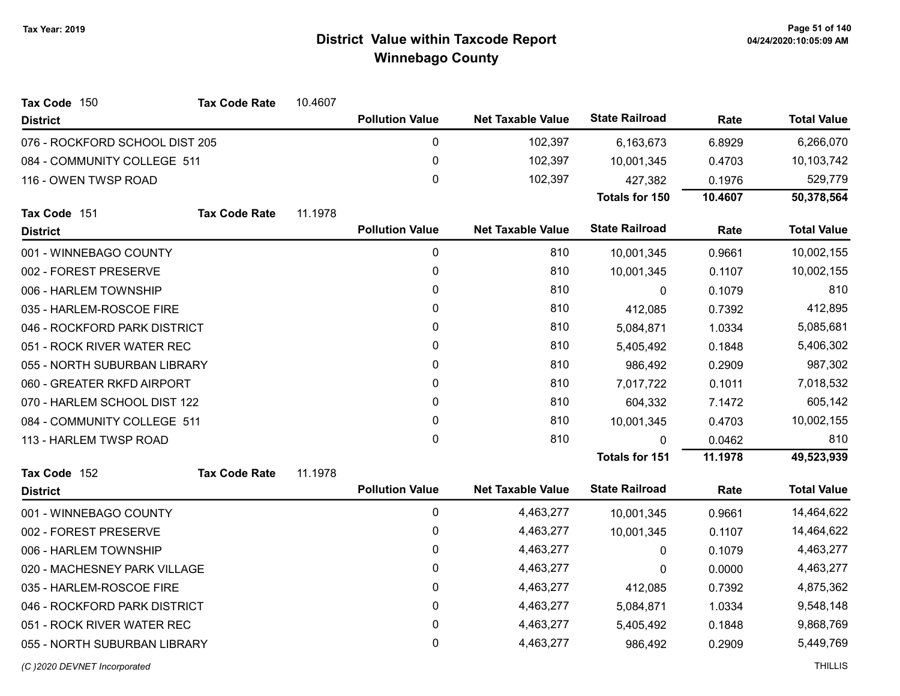# District Value within Taxcode Report

## Winnebago County

Tax Year: 2019

**Tax Code** 150 **Tax Code Rate** 10.4607

| District | Pollution Value | Net Taxable Value | State Railroad | Rate | Total Value |
|---|---|---|---|---|---|
| 076 - ROCKFORD SCHOOL DIST 205 | 0 | 102,397 | 6,163,673 | 6.8929 | 6,266,070 |
| 084 - COMMUNITY COLLEGE 511 | 0 | 102,397 | 10,001,345 | 0.4703 | 10,103,742 |
| 116 - OWEN TWSP ROAD | 0 | 102,397 | 427,382 | 0.1976 | 529,779 |
| | | | **Totals for 150** | **10.4607** | **50,378,564** |

**Tax Code** 151 **Tax Code Rate** 11.1978

| District | Pollution Value | Net Taxable Value | State Railroad | Rate | Total Value |
|---|---|---|---|---|---|
| 001 - WINNEBAGO COUNTY | 0 | 810 | 10,001,345 | 0.9661 | 10,002,155 |
| 002 - FOREST PRESERVE | 0 | 810 | 10,001,345 | 0.1107 | 10,002,155 |
| 006 - HARLEM TOWNSHIP | 0 | 810 | 0 | 0.1079 | 810 |
| 035 - HARLEM-ROSCOE FIRE | 0 | 810 | 412,085 | 0.7392 | 412,895 |
| 046 - ROCKFORD PARK DISTRICT | 0 | 810 | 5,084,871 | 1.0334 | 5,085,681 |
| 051 - ROCK RIVER WATER REC | 0 | 810 | 5,405,492 | 0.1848 | 5,406,302 |
| 055 - NORTH SUBURBAN LIBRARY | 0 | 810 | 986,492 | 0.2909 | 987,302 |
| 060 - GREATER RKFD AIRPORT | 0 | 810 | 7,017,722 | 0.1011 | 7,018,532 |
| 070 - HARLEM SCHOOL DIST 122 | 0 | 810 | 604,332 | 7.1472 | 605,142 |
| 084 - COMMUNITY COLLEGE 511 | 0 | 810 | 10,001,345 | 0.4703 | 10,002,155 |
| 113 - HARLEM TWSP ROAD | 0 | 810 | 0 | 0.0462 | 810 |
| | | | **Totals for 151** | **11.1978** | **49,523,939** |

**Tax Code** 152 **Tax Code Rate** 11.1978

| District | Pollution Value | Net Taxable Value | State Railroad | Rate | Total Value |
|---|---|---|---|---|---|
| 001 - WINNEBAGO COUNTY | 0 | 4,463,277 | 10,001,345 | 0.9661 | 14,464,622 |
| 002 - FOREST PRESERVE | 0 | 4,463,277 | 10,001,345 | 0.1107 | 14,464,622 |
| 006 - HARLEM TOWNSHIP | 0 | 4,463,277 | 0 | 0.1079 | 4,463,277 |
| 020 - MACHESNEY PARK VILLAGE | 0 | 4,463,277 | 0 | 0.0000 | 4,463,277 |
| 035 - HARLEM-ROSCOE FIRE | 0 | 4,463,277 | 412,085 | 0.7392 | 4,875,362 |
| 046 - ROCKFORD PARK DISTRICT | 0 | 4,463,277 | 5,084,871 | 1.0334 | 9,548,148 |
| 051 - ROCK RIVER WATER REC | 0 | 4,463,277 | 5,405,492 | 0.1848 | 9,868,769 |
| 055 - NORTH SUBURBAN LIBRARY | 0 | 4,463,277 | 986,492 | 0.2909 | 5,449,769 |

(C )2020 DEVNET Incorporated — THILLIS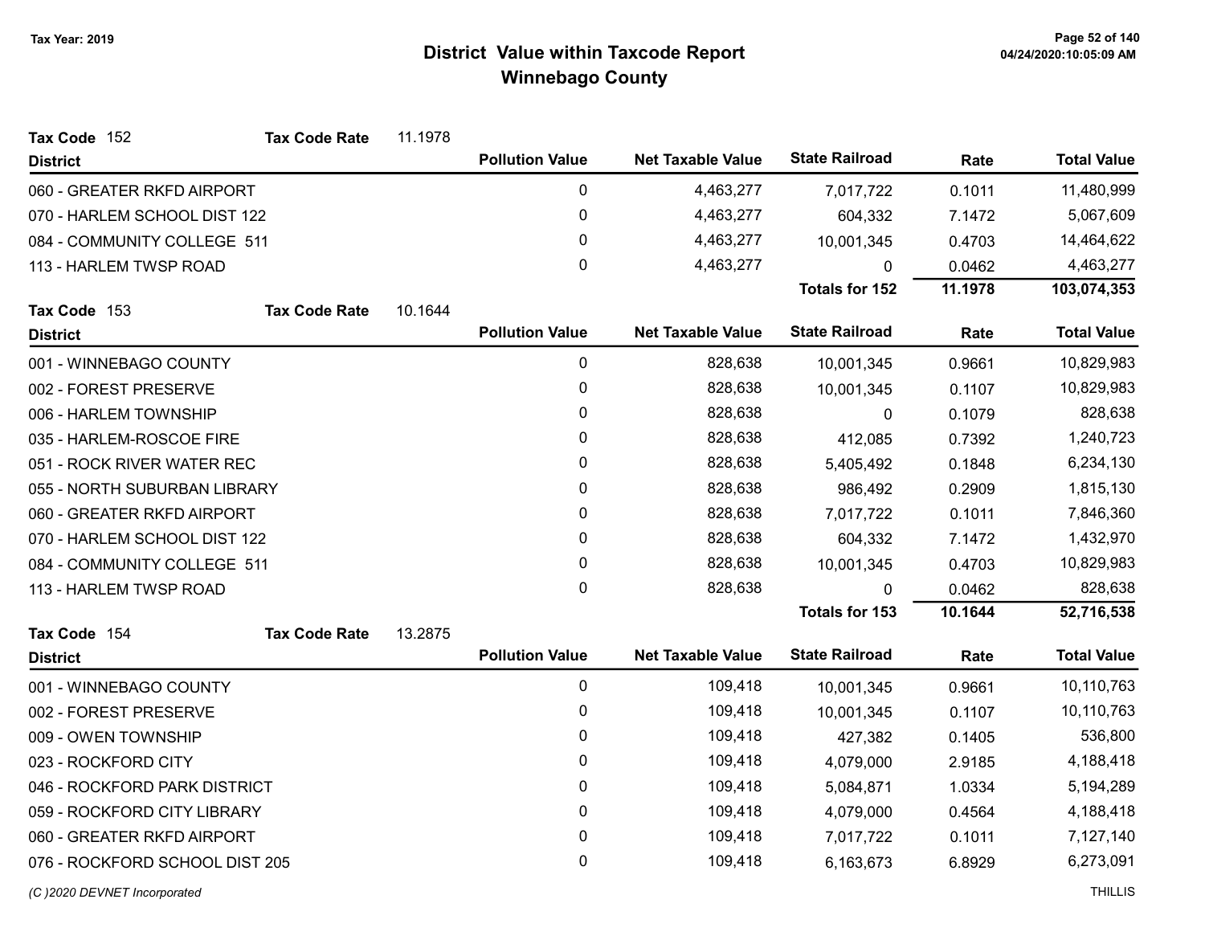**Tax Year: 2019**

# District Value within Taxcode Report
## Winnebago County

**Tax Code** 152 **Tax Code Rate** 11.1978

| District | Pollution Value | Net Taxable Value | State Railroad | Rate | Total Value |
|---|---|---|---|---|---|
| 060 - GREATER RKFD AIRPORT | 0 | 4,463,277 | 7,017,722 | 0.1011 | 11,480,999 |
| 070 - HARLEM SCHOOL DIST 122 | 0 | 4,463,277 | 604,332 | 7.1472 | 5,067,609 |
| 084 - COMMUNITY COLLEGE 511 | 0 | 4,463,277 | 10,001,345 | 0.4703 | 14,464,622 |
| 113 - HARLEM TWSP ROAD | 0 | 4,463,277 | 0 | 0.0462 | 4,463,277 |
| | | | **Totals for 152** | **11.1978** | **103,074,353** |

**Tax Code** 153 **Tax Code Rate** 10.1644

| District | Pollution Value | Net Taxable Value | State Railroad | Rate | Total Value |
|---|---|---|---|---|---|
| 001 - WINNEBAGO COUNTY | 0 | 828,638 | 10,001,345 | 0.9661 | 10,829,983 |
| 002 - FOREST PRESERVE | 0 | 828,638 | 10,001,345 | 0.1107 | 10,829,983 |
| 006 - HARLEM TOWNSHIP | 0 | 828,638 | 0 | 0.1079 | 828,638 |
| 035 - HARLEM-ROSCOE FIRE | 0 | 828,638 | 412,085 | 0.7392 | 1,240,723 |
| 051 - ROCK RIVER WATER REC | 0 | 828,638 | 5,405,492 | 0.1848 | 6,234,130 |
| 055 - NORTH SUBURBAN LIBRARY | 0 | 828,638 | 986,492 | 0.2909 | 1,815,130 |
| 060 - GREATER RKFD AIRPORT | 0 | 828,638 | 7,017,722 | 0.1011 | 7,846,360 |
| 070 - HARLEM SCHOOL DIST 122 | 0 | 828,638 | 604,332 | 7.1472 | 1,432,970 |
| 084 - COMMUNITY COLLEGE 511 | 0 | 828,638 | 10,001,345 | 0.4703 | 10,829,983 |
| 113 - HARLEM TWSP ROAD | 0 | 828,638 | 0 | 0.0462 | 828,638 |
| | | | **Totals for 153** | **10.1644** | **52,716,538** |

**Tax Code** 154 **Tax Code Rate** 13.2875

| District | Pollution Value | Net Taxable Value | State Railroad | Rate | Total Value |
|---|---|---|---|---|---|
| 001 - WINNEBAGO COUNTY | 0 | 109,418 | 10,001,345 | 0.9661 | 10,110,763 |
| 002 - FOREST PRESERVE | 0 | 109,418 | 10,001,345 | 0.1107 | 10,110,763 |
| 009 - OWEN TOWNSHIP | 0 | 109,418 | 427,382 | 0.1405 | 536,800 |
| 023 - ROCKFORD CITY | 0 | 109,418 | 4,079,000 | 2.9185 | 4,188,418 |
| 046 - ROCKFORD PARK DISTRICT | 0 | 109,418 | 5,084,871 | 1.0334 | 5,194,289 |
| 059 - ROCKFORD CITY LIBRARY | 0 | 109,418 | 4,079,000 | 0.4564 | 4,188,418 |
| 060 - GREATER RKFD AIRPORT | 0 | 109,418 | 7,017,722 | 0.1011 | 7,127,140 |
| 076 - ROCKFORD SCHOOL DIST 205 | 0 | 109,418 | 6,163,673 | 6.8929 | 6,273,091 |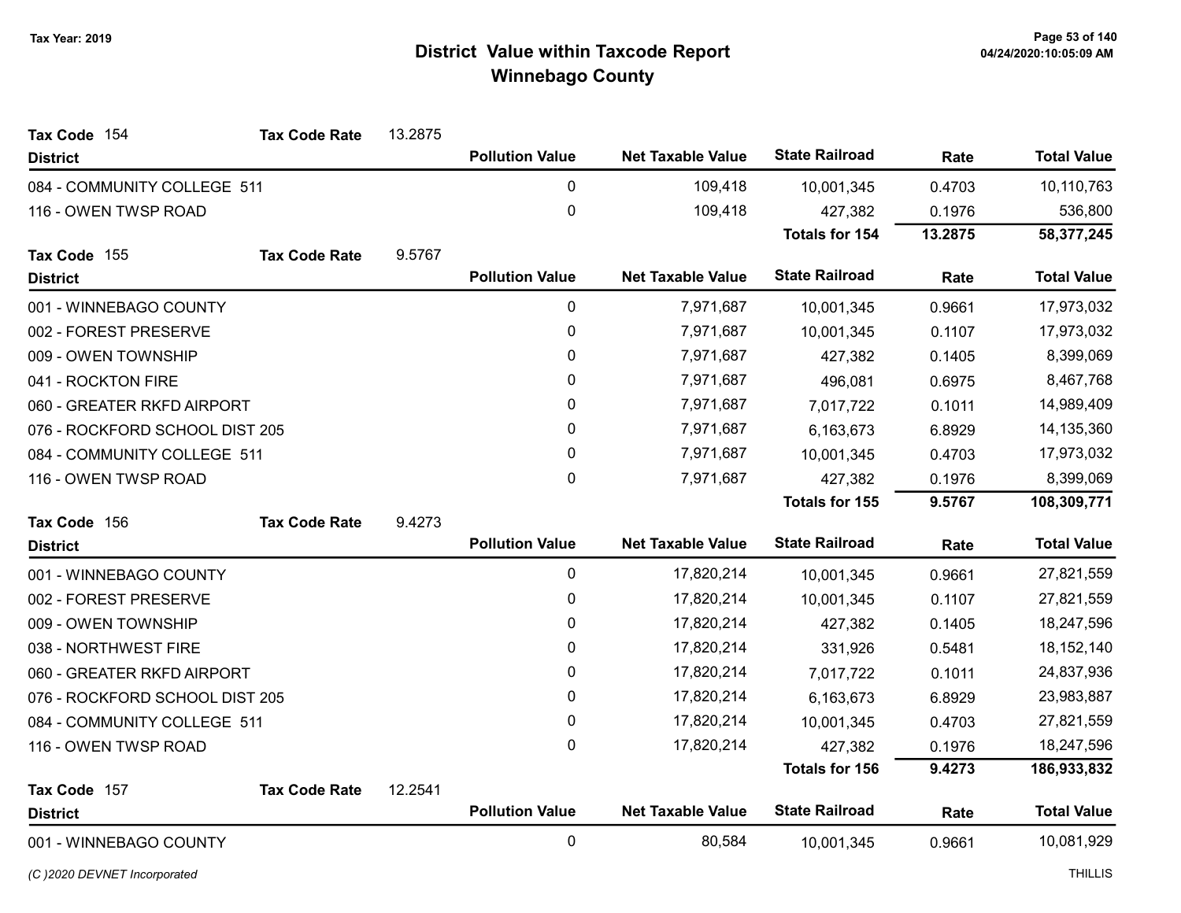# District Value within Taxcode Report
## Winnebago County

Tax Year: 2019

**Tax Code** 154 &nbsp;&nbsp; **Tax Code Rate** 13.2875

| District | Pollution Value | Net Taxable Value | State Railroad | Rate | Total Value |
|---|---|---|---|---|---|
| 084 - COMMUNITY COLLEGE 511 | 0 | 109,418 | 10,001,345 | 0.4703 | 10,110,763 |
| 116 - OWEN TWSP ROAD | 0 | 109,418 | 427,382 | 0.1976 | 536,800 |
| | | | **Totals for 154** | **13.2875** | **58,377,245** |

**Tax Code** 155 &nbsp;&nbsp; **Tax Code Rate** 9.5767

| District | Pollution Value | Net Taxable Value | State Railroad | Rate | Total Value |
|---|---|---|---|---|---|
| 001 - WINNEBAGO COUNTY | 0 | 7,971,687 | 10,001,345 | 0.9661 | 17,973,032 |
| 002 - FOREST PRESERVE | 0 | 7,971,687 | 10,001,345 | 0.1107 | 17,973,032 |
| 009 - OWEN TOWNSHIP | 0 | 7,971,687 | 427,382 | 0.1405 | 8,399,069 |
| 041 - ROCKTON FIRE | 0 | 7,971,687 | 496,081 | 0.6975 | 8,467,768 |
| 060 - GREATER RKFD AIRPORT | 0 | 7,971,687 | 7,017,722 | 0.1011 | 14,989,409 |
| 076 - ROCKFORD SCHOOL DIST 205 | 0 | 7,971,687 | 6,163,673 | 6.8929 | 14,135,360 |
| 084 - COMMUNITY COLLEGE 511 | 0 | 7,971,687 | 10,001,345 | 0.4703 | 17,973,032 |
| 116 - OWEN TWSP ROAD | 0 | 7,971,687 | 427,382 | 0.1976 | 8,399,069 |
| | | | **Totals for 155** | **9.5767** | **108,309,771** |

**Tax Code** 156 &nbsp;&nbsp; **Tax Code Rate** 9.4273

| District | Pollution Value | Net Taxable Value | State Railroad | Rate | Total Value |
|---|---|---|---|---|---|
| 001 - WINNEBAGO COUNTY | 0 | 17,820,214 | 10,001,345 | 0.9661 | 27,821,559 |
| 002 - FOREST PRESERVE | 0 | 17,820,214 | 10,001,345 | 0.1107 | 27,821,559 |
| 009 - OWEN TOWNSHIP | 0 | 17,820,214 | 427,382 | 0.1405 | 18,247,596 |
| 038 - NORTHWEST FIRE | 0 | 17,820,214 | 331,926 | 0.5481 | 18,152,140 |
| 060 - GREATER RKFD AIRPORT | 0 | 17,820,214 | 7,017,722 | 0.1011 | 24,837,936 |
| 076 - ROCKFORD SCHOOL DIST 205 | 0 | 17,820,214 | 6,163,673 | 6.8929 | 23,983,887 |
| 084 - COMMUNITY COLLEGE 511 | 0 | 17,820,214 | 10,001,345 | 0.4703 | 27,821,559 |
| 116 - OWEN TWSP ROAD | 0 | 17,820,214 | 427,382 | 0.1976 | 18,247,596 |
| | | | **Totals for 156** | **9.4273** | **186,933,832** |

**Tax Code** 157 &nbsp;&nbsp; **Tax Code Rate** 12.2541

| District | Pollution Value | Net Taxable Value | State Railroad | Rate | Total Value |
|---|---|---|---|---|---|
| 001 - WINNEBAGO COUNTY | 0 | 80,584 | 10,001,345 | 0.9661 | 10,081,929 |

*(C )2020 DEVNET Incorporated* &nbsp;&nbsp; THILLIS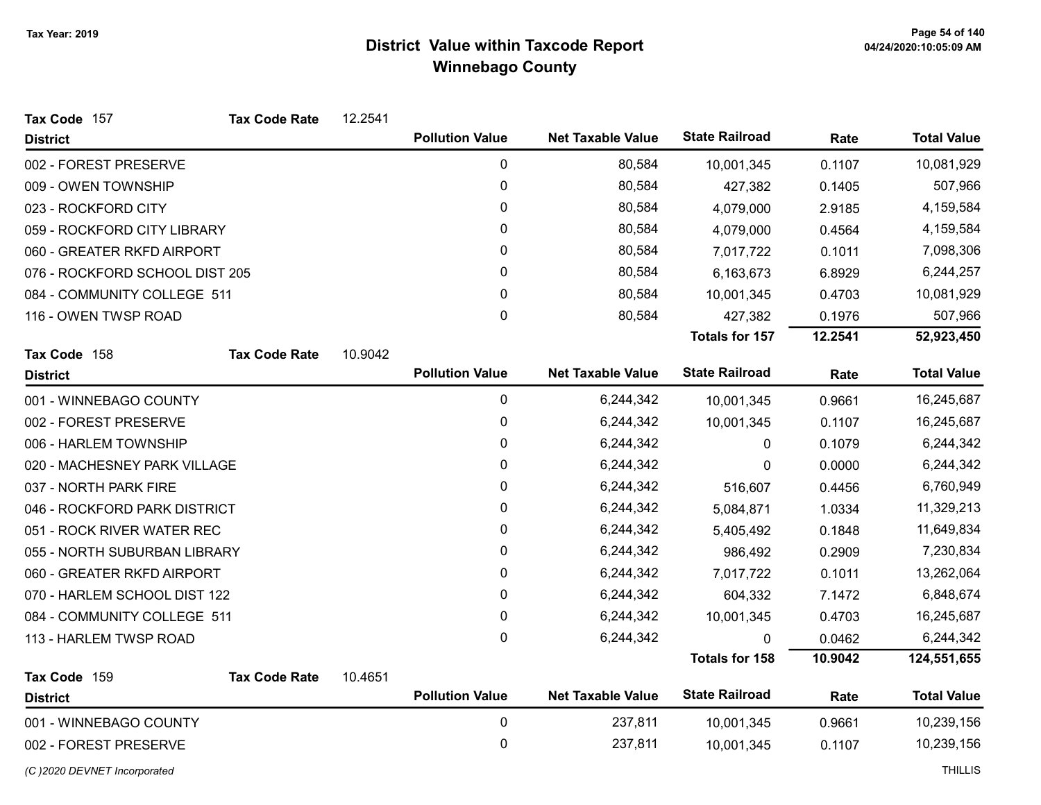# District Value within Taxcode Report
## Winnebago County

Tax Year: 2019

**Tax Code** 157 **Tax Code Rate** 12.2541

| District | Pollution Value | Net Taxable Value | State Railroad | Rate | Total Value |
|---|---|---|---|---|---|
| 002 - FOREST PRESERVE | 0 | 80,584 | 10,001,345 | 0.1107 | 10,081,929 |
| 009 - OWEN TOWNSHIP | 0 | 80,584 | 427,382 | 0.1405 | 507,966 |
| 023 - ROCKFORD CITY | 0 | 80,584 | 4,079,000 | 2.9185 | 4,159,584 |
| 059 - ROCKFORD CITY LIBRARY | 0 | 80,584 | 4,079,000 | 0.4564 | 4,159,584 |
| 060 - GREATER RKFD AIRPORT | 0 | 80,584 | 7,017,722 | 0.1011 | 7,098,306 |
| 076 - ROCKFORD SCHOOL DIST 205 | 0 | 80,584 | 6,163,673 | 6.8929 | 6,244,257 |
| 084 - COMMUNITY COLLEGE 511 | 0 | 80,584 | 10,001,345 | 0.4703 | 10,081,929 |
| 116 - OWEN TWSP ROAD | 0 | 80,584 | 427,382 | 0.1976 | 507,966 |
| | | | **Totals for 157** | **12.2541** | **52,923,450** |

**Tax Code** 158 **Tax Code Rate** 10.9042

| District | Pollution Value | Net Taxable Value | State Railroad | Rate | Total Value |
|---|---|---|---|---|---|
| 001 - WINNEBAGO COUNTY | 0 | 6,244,342 | 10,001,345 | 0.9661 | 16,245,687 |
| 002 - FOREST PRESERVE | 0 | 6,244,342 | 10,001,345 | 0.1107 | 16,245,687 |
| 006 - HARLEM TOWNSHIP | 0 | 6,244,342 | 0 | 0.1079 | 6,244,342 |
| 020 - MACHESNEY PARK VILLAGE | 0 | 6,244,342 | 0 | 0.0000 | 6,244,342 |
| 037 - NORTH PARK FIRE | 0 | 6,244,342 | 516,607 | 0.4456 | 6,760,949 |
| 046 - ROCKFORD PARK DISTRICT | 0 | 6,244,342 | 5,084,871 | 1.0334 | 11,329,213 |
| 051 - ROCK RIVER WATER REC | 0 | 6,244,342 | 5,405,492 | 0.1848 | 11,649,834 |
| 055 - NORTH SUBURBAN LIBRARY | 0 | 6,244,342 | 986,492 | 0.2909 | 7,230,834 |
| 060 - GREATER RKFD AIRPORT | 0 | 6,244,342 | 7,017,722 | 0.1011 | 13,262,064 |
| 070 - HARLEM SCHOOL DIST 122 | 0 | 6,244,342 | 604,332 | 7.1472 | 6,848,674 |
| 084 - COMMUNITY COLLEGE 511 | 0 | 6,244,342 | 10,001,345 | 0.4703 | 16,245,687 |
| 113 - HARLEM TWSP ROAD | 0 | 6,244,342 | 0 | 0.0462 | 6,244,342 |
| | | | **Totals for 158** | **10.9042** | **124,551,655** |

**Tax Code** 159 **Tax Code Rate** 10.4651

| District | Pollution Value | Net Taxable Value | State Railroad | Rate | Total Value |
|---|---|---|---|---|---|
| 001 - WINNEBAGO COUNTY | 0 | 237,811 | 10,001,345 | 0.9661 | 10,239,156 |
| 002 - FOREST PRESERVE | 0 | 237,811 | 10,001,345 | 0.1107 | 10,239,156 |

*(C )2020 DEVNET Incorporated* THILLIS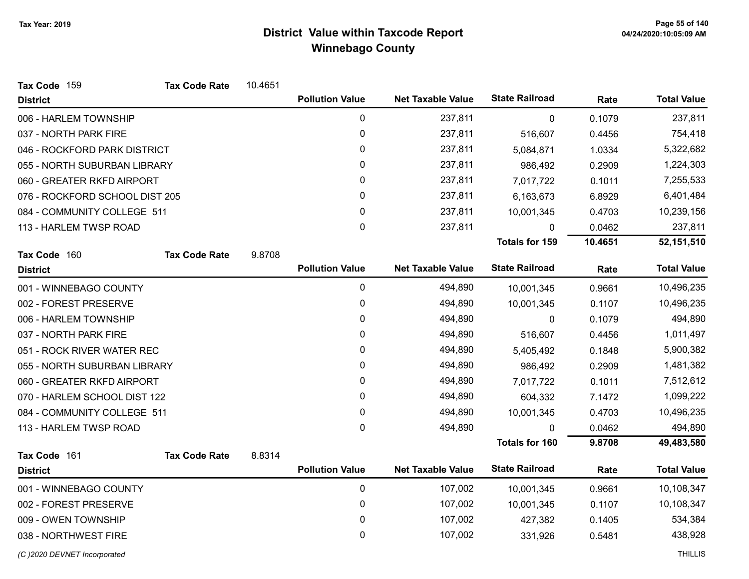# District Value within Taxcode Report

## Winnebago County

Tax Year: 2019

**Tax Code** 159 **Tax Code Rate** 10.4651

| District | Pollution Value | Net Taxable Value | State Railroad | Rate | Total Value |
|---|---|---|---|---|---|
| 006 - HARLEM TOWNSHIP | 0 | 237,811 | 0 | 0.1079 | 237,811 |
| 037 - NORTH PARK FIRE | 0 | 237,811 | 516,607 | 0.4456 | 754,418 |
| 046 - ROCKFORD PARK DISTRICT | 0 | 237,811 | 5,084,871 | 1.0334 | 5,322,682 |
| 055 - NORTH SUBURBAN LIBRARY | 0 | 237,811 | 986,492 | 0.2909 | 1,224,303 |
| 060 - GREATER RKFD AIRPORT | 0 | 237,811 | 7,017,722 | 0.1011 | 7,255,533 |
| 076 - ROCKFORD SCHOOL DIST 205 | 0 | 237,811 | 6,163,673 | 6.8929 | 6,401,484 |
| 084 - COMMUNITY COLLEGE 511 | 0 | 237,811 | 10,001,345 | 0.4703 | 10,239,156 |
| 113 - HARLEM TWSP ROAD | 0 | 237,811 | 0 | 0.0462 | 237,811 |
| | | | **Totals for 159** | **10.4651** | **52,151,510** |

**Tax Code** 160 **Tax Code Rate** 9.8708

| District | Pollution Value | Net Taxable Value | State Railroad | Rate | Total Value |
|---|---|---|---|---|---|
| 001 - WINNEBAGO COUNTY | 0 | 494,890 | 10,001,345 | 0.9661 | 10,496,235 |
| 002 - FOREST PRESERVE | 0 | 494,890 | 10,001,345 | 0.1107 | 10,496,235 |
| 006 - HARLEM TOWNSHIP | 0 | 494,890 | 0 | 0.1079 | 494,890 |
| 037 - NORTH PARK FIRE | 0 | 494,890 | 516,607 | 0.4456 | 1,011,497 |
| 051 - ROCK RIVER WATER REC | 0 | 494,890 | 5,405,492 | 0.1848 | 5,900,382 |
| 055 - NORTH SUBURBAN LIBRARY | 0 | 494,890 | 986,492 | 0.2909 | 1,481,382 |
| 060 - GREATER RKFD AIRPORT | 0 | 494,890 | 7,017,722 | 0.1011 | 7,512,612 |
| 070 - HARLEM SCHOOL DIST 122 | 0 | 494,890 | 604,332 | 7.1472 | 1,099,222 |
| 084 - COMMUNITY COLLEGE 511 | 0 | 494,890 | 10,001,345 | 0.4703 | 10,496,235 |
| 113 - HARLEM TWSP ROAD | 0 | 494,890 | 0 | 0.0462 | 494,890 |
| | | | **Totals for 160** | **9.8708** | **49,483,580** |

**Tax Code** 161 **Tax Code Rate** 8.8314

| District | Pollution Value | Net Taxable Value | State Railroad | Rate | Total Value |
|---|---|---|---|---|---|
| 001 - WINNEBAGO COUNTY | 0 | 107,002 | 10,001,345 | 0.9661 | 10,108,347 |
| 002 - FOREST PRESERVE | 0 | 107,002 | 10,001,345 | 0.1107 | 10,108,347 |
| 009 - OWEN TOWNSHIP | 0 | 107,002 | 427,382 | 0.1405 | 534,384 |
| 038 - NORTHWEST FIRE | 0 | 107,002 | 331,926 | 0.5481 | 438,928 |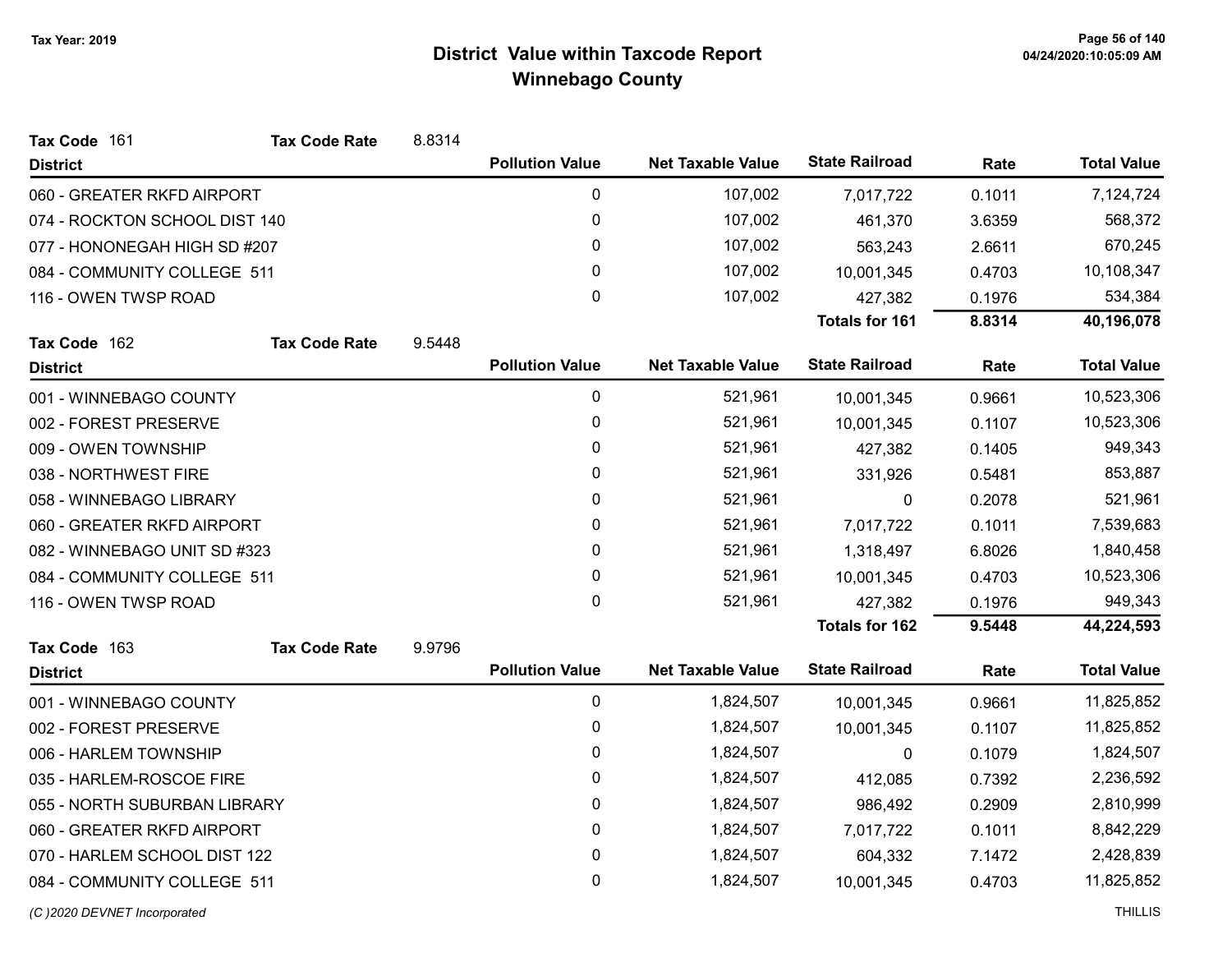**Tax Year: 2019**

# District Value within Taxcode Report
## Winnebago County

**Tax Code** 161 **Tax Code Rate** 8.8314

| District | Pollution Value | Net Taxable Value | State Railroad | Rate | Total Value |
|---|---|---|---|---|---|
| 060 - GREATER RKFD AIRPORT | 0 | 107,002 | 7,017,722 | 0.1011 | 7,124,724 |
| 074 - ROCKTON SCHOOL DIST 140 | 0 | 107,002 | 461,370 | 3.6359 | 568,372 |
| 077 - HONONEGAH HIGH SD #207 | 0 | 107,002 | 563,243 | 2.6611 | 670,245 |
| 084 - COMMUNITY COLLEGE 511 | 0 | 107,002 | 10,001,345 | 0.4703 | 10,108,347 |
| 116 - OWEN TWSP ROAD | 0 | 107,002 | 427,382 | 0.1976 | 534,384 |
| | | | **Totals for 161** | **8.8314** | **40,196,078** |

**Tax Code** 162 **Tax Code Rate** 9.5448

| District | Pollution Value | Net Taxable Value | State Railroad | Rate | Total Value |
|---|---|---|---|---|---|
| 001 - WINNEBAGO COUNTY | 0 | 521,961 | 10,001,345 | 0.9661 | 10,523,306 |
| 002 - FOREST PRESERVE | 0 | 521,961 | 10,001,345 | 0.1107 | 10,523,306 |
| 009 - OWEN TOWNSHIP | 0 | 521,961 | 427,382 | 0.1405 | 949,343 |
| 038 - NORTHWEST FIRE | 0 | 521,961 | 331,926 | 0.5481 | 853,887 |
| 058 - WINNEBAGO LIBRARY | 0 | 521,961 | 0 | 0.2078 | 521,961 |
| 060 - GREATER RKFD AIRPORT | 0 | 521,961 | 7,017,722 | 0.1011 | 7,539,683 |
| 082 - WINNEBAGO UNIT SD #323 | 0 | 521,961 | 1,318,497 | 6.8026 | 1,840,458 |
| 084 - COMMUNITY COLLEGE 511 | 0 | 521,961 | 10,001,345 | 0.4703 | 10,523,306 |
| 116 - OWEN TWSP ROAD | 0 | 521,961 | 427,382 | 0.1976 | 949,343 |
| | | | **Totals for 162** | **9.5448** | **44,224,593** |

**Tax Code** 163 **Tax Code Rate** 9.9796

| District | Pollution Value | Net Taxable Value | State Railroad | Rate | Total Value |
|---|---|---|---|---|---|
| 001 - WINNEBAGO COUNTY | 0 | 1,824,507 | 10,001,345 | 0.9661 | 11,825,852 |
| 002 - FOREST PRESERVE | 0 | 1,824,507 | 10,001,345 | 0.1107 | 11,825,852 |
| 006 - HARLEM TOWNSHIP | 0 | 1,824,507 | 0 | 0.1079 | 1,824,507 |
| 035 - HARLEM-ROSCOE FIRE | 0 | 1,824,507 | 412,085 | 0.7392 | 2,236,592 |
| 055 - NORTH SUBURBAN LIBRARY | 0 | 1,824,507 | 986,492 | 0.2909 | 2,810,999 |
| 060 - GREATER RKFD AIRPORT | 0 | 1,824,507 | 7,017,722 | 0.1011 | 8,842,229 |
| 070 - HARLEM SCHOOL DIST 122 | 0 | 1,824,507 | 604,332 | 7.1472 | 2,428,839 |
| 084 - COMMUNITY COLLEGE 511 | 0 | 1,824,507 | 10,001,345 | 0.4703 | 11,825,852 |

*(C )2020 DEVNET Incorporated* THILLIS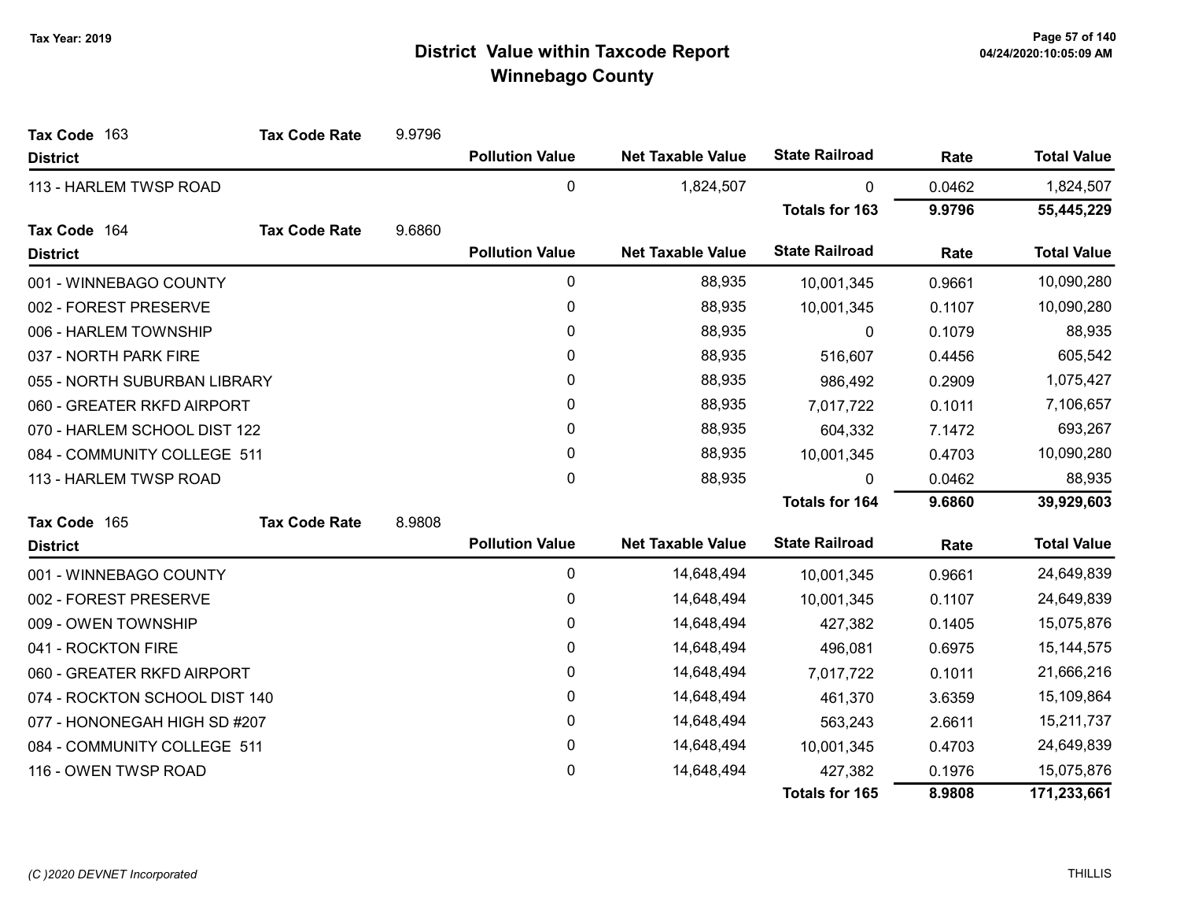# District Value within Taxcode Report
## Winnebago County

Tax Year: 2019

**Tax Code** 163 **Tax Code Rate** 9.9796

| District | Pollution Value | Net Taxable Value | State Railroad | Rate | Total Value |
|---|---|---|---|---|---|
| 113 - HARLEM TWSP ROAD | 0 | 1,824,507 | 0 | 0.0462 | 1,824,507 |
| | | | **Totals for 163** | **9.9796** | **55,445,229** |

**Tax Code** 164 **Tax Code Rate** 9.6860

| District | Pollution Value | Net Taxable Value | State Railroad | Rate | Total Value |
|---|---|---|---|---|---|
| 001 - WINNEBAGO COUNTY | 0 | 88,935 | 10,001,345 | 0.9661 | 10,090,280 |
| 002 - FOREST PRESERVE | 0 | 88,935 | 10,001,345 | 0.1107 | 10,090,280 |
| 006 - HARLEM TOWNSHIP | 0 | 88,935 | 0 | 0.1079 | 88,935 |
| 037 - NORTH PARK FIRE | 0 | 88,935 | 516,607 | 0.4456 | 605,542 |
| 055 - NORTH SUBURBAN LIBRARY | 0 | 88,935 | 986,492 | 0.2909 | 1,075,427 |
| 060 - GREATER RKFD AIRPORT | 0 | 88,935 | 7,017,722 | 0.1011 | 7,106,657 |
| 070 - HARLEM SCHOOL DIST 122 | 0 | 88,935 | 604,332 | 7.1472 | 693,267 |
| 084 - COMMUNITY COLLEGE 511 | 0 | 88,935 | 10,001,345 | 0.4703 | 10,090,280 |
| 113 - HARLEM TWSP ROAD | 0 | 88,935 | 0 | 0.0462 | 88,935 |
| | | | **Totals for 164** | **9.6860** | **39,929,603** |

**Tax Code** 165 **Tax Code Rate** 8.9808

| District | Pollution Value | Net Taxable Value | State Railroad | Rate | Total Value |
|---|---|---|---|---|---|
| 001 - WINNEBAGO COUNTY | 0 | 14,648,494 | 10,001,345 | 0.9661 | 24,649,839 |
| 002 - FOREST PRESERVE | 0 | 14,648,494 | 10,001,345 | 0.1107 | 24,649,839 |
| 009 - OWEN TOWNSHIP | 0 | 14,648,494 | 427,382 | 0.1405 | 15,075,876 |
| 041 - ROCKTON FIRE | 0 | 14,648,494 | 496,081 | 0.6975 | 15,144,575 |
| 060 - GREATER RKFD AIRPORT | 0 | 14,648,494 | 7,017,722 | 0.1011 | 21,666,216 |
| 074 - ROCKTON SCHOOL DIST 140 | 0 | 14,648,494 | 461,370 | 3.6359 | 15,109,864 |
| 077 - HONONEGAH HIGH SD #207 | 0 | 14,648,494 | 563,243 | 2.6611 | 15,211,737 |
| 084 - COMMUNITY COLLEGE 511 | 0 | 14,648,494 | 10,001,345 | 0.4703 | 24,649,839 |
| 116 - OWEN TWSP ROAD | 0 | 14,648,494 | 427,382 | 0.1976 | 15,075,876 |
| | | | **Totals for 165** | **8.9808** | **171,233,661** |

(C )2020 DEVNET Incorporated THILLIS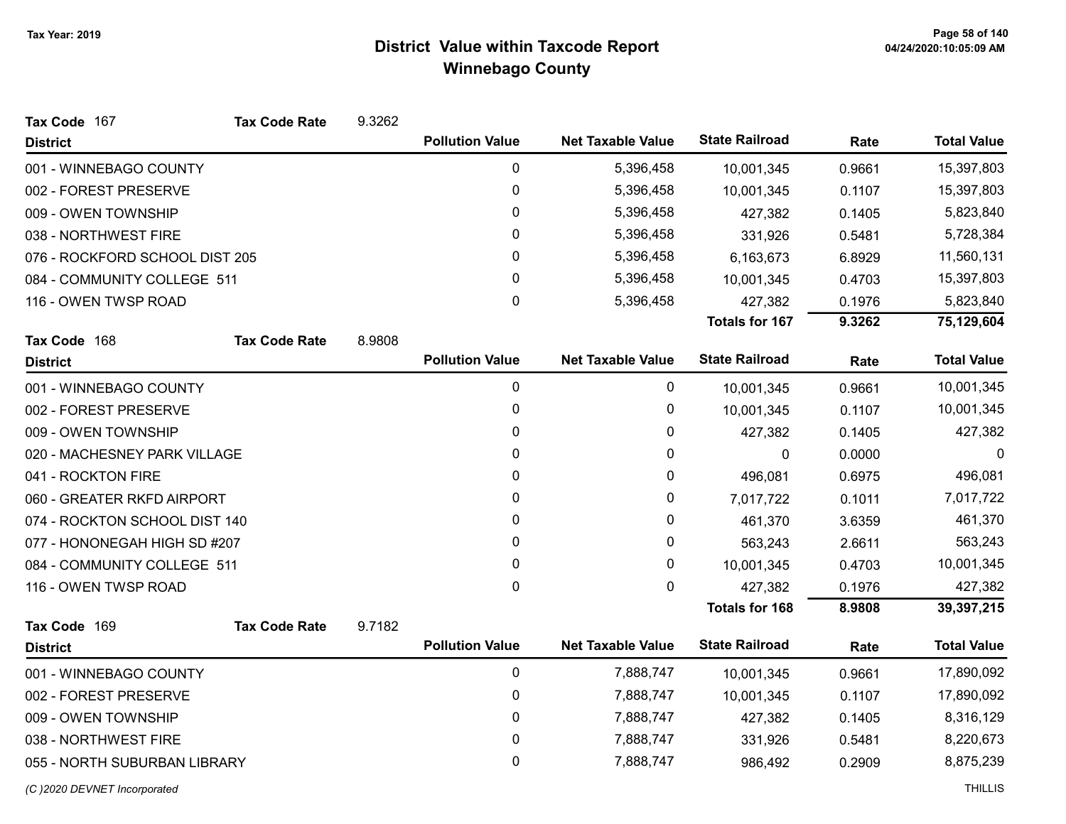# District Value within Taxcode Report

## Winnebago County

Tax Year: 2019

**Tax Code** 167 **Tax Code Rate** 9.3262

| District | Pollution Value | Net Taxable Value | State Railroad | Rate | Total Value |
|---|---|---|---|---|---|
| 001 - WINNEBAGO COUNTY | 0 | 5,396,458 | 10,001,345 | 0.9661 | 15,397,803 |
| 002 - FOREST PRESERVE | 0 | 5,396,458 | 10,001,345 | 0.1107 | 15,397,803 |
| 009 - OWEN TOWNSHIP | 0 | 5,396,458 | 427,382 | 0.1405 | 5,823,840 |
| 038 - NORTHWEST FIRE | 0 | 5,396,458 | 331,926 | 0.5481 | 5,728,384 |
| 076 - ROCKFORD SCHOOL DIST 205 | 0 | 5,396,458 | 6,163,673 | 6.8929 | 11,560,131 |
| 084 - COMMUNITY COLLEGE 511 | 0 | 5,396,458 | 10,001,345 | 0.4703 | 15,397,803 |
| 116 - OWEN TWSP ROAD | 0 | 5,396,458 | 427,382 | 0.1976 | 5,823,840 |
| | | | **Totals for 167** | **9.3262** | **75,129,604** |

**Tax Code** 168 **Tax Code Rate** 8.9808

| District | Pollution Value | Net Taxable Value | State Railroad | Rate | Total Value |
|---|---|---|---|---|---|
| 001 - WINNEBAGO COUNTY | 0 | 0 | 10,001,345 | 0.9661 | 10,001,345 |
| 002 - FOREST PRESERVE | 0 | 0 | 10,001,345 | 0.1107 | 10,001,345 |
| 009 - OWEN TOWNSHIP | 0 | 0 | 427,382 | 0.1405 | 427,382 |
| 020 - MACHESNEY PARK VILLAGE | 0 | 0 | 0 | 0.0000 | 0 |
| 041 - ROCKTON FIRE | 0 | 0 | 496,081 | 0.6975 | 496,081 |
| 060 - GREATER RKFD AIRPORT | 0 | 0 | 7,017,722 | 0.1011 | 7,017,722 |
| 074 - ROCKTON SCHOOL DIST 140 | 0 | 0 | 461,370 | 3.6359 | 461,370 |
| 077 - HONONEGAH HIGH SD #207 | 0 | 0 | 563,243 | 2.6611 | 563,243 |
| 084 - COMMUNITY COLLEGE 511 | 0 | 0 | 10,001,345 | 0.4703 | 10,001,345 |
| 116 - OWEN TWSP ROAD | 0 | 0 | 427,382 | 0.1976 | 427,382 |
| | | | **Totals for 168** | **8.9808** | **39,397,215** |

**Tax Code** 169 **Tax Code Rate** 9.7182

| District | Pollution Value | Net Taxable Value | State Railroad | Rate | Total Value |
|---|---|---|---|---|---|
| 001 - WINNEBAGO COUNTY | 0 | 7,888,747 | 10,001,345 | 0.9661 | 17,890,092 |
| 002 - FOREST PRESERVE | 0 | 7,888,747 | 10,001,345 | 0.1107 | 17,890,092 |
| 009 - OWEN TOWNSHIP | 0 | 7,888,747 | 427,382 | 0.1405 | 8,316,129 |
| 038 - NORTHWEST FIRE | 0 | 7,888,747 | 331,926 | 0.5481 | 8,220,673 |
| 055 - NORTH SUBURBAN LIBRARY | 0 | 7,888,747 | 986,492 | 0.2909 | 8,875,239 |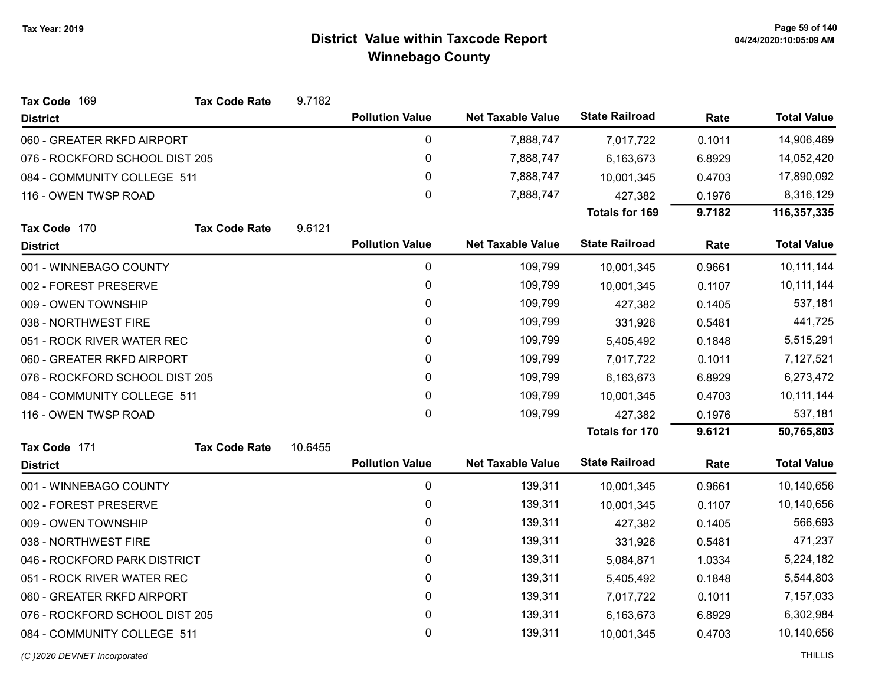# District Value within Taxcode Report
## Winnebago County

Tax Year: 2019

**Tax Code** 169 **Tax Code Rate** 9.7182

| District | Pollution Value | Net Taxable Value | State Railroad | Rate | Total Value |
|---|---|---|---|---|---|
| 060 - GREATER RKFD AIRPORT | 0 | 7,888,747 | 7,017,722 | 0.1011 | 14,906,469 |
| 076 - ROCKFORD SCHOOL DIST 205 | 0 | 7,888,747 | 6,163,673 | 6.8929 | 14,052,420 |
| 084 - COMMUNITY COLLEGE 511 | 0 | 7,888,747 | 10,001,345 | 0.4703 | 17,890,092 |
| 116 - OWEN TWSP ROAD | 0 | 7,888,747 | 427,382 | 0.1976 | 8,316,129 |
| | | | **Totals for 169** | **9.7182** | **116,357,335** |

**Tax Code** 170 **Tax Code Rate** 9.6121

| District | Pollution Value | Net Taxable Value | State Railroad | Rate | Total Value |
|---|---|---|---|---|---|
| 001 - WINNEBAGO COUNTY | 0 | 109,799 | 10,001,345 | 0.9661 | 10,111,144 |
| 002 - FOREST PRESERVE | 0 | 109,799 | 10,001,345 | 0.1107 | 10,111,144 |
| 009 - OWEN TOWNSHIP | 0 | 109,799 | 427,382 | 0.1405 | 537,181 |
| 038 - NORTHWEST FIRE | 0 | 109,799 | 331,926 | 0.5481 | 441,725 |
| 051 - ROCK RIVER WATER REC | 0 | 109,799 | 5,405,492 | 0.1848 | 5,515,291 |
| 060 - GREATER RKFD AIRPORT | 0 | 109,799 | 7,017,722 | 0.1011 | 7,127,521 |
| 076 - ROCKFORD SCHOOL DIST 205 | 0 | 109,799 | 6,163,673 | 6.8929 | 6,273,472 |
| 084 - COMMUNITY COLLEGE 511 | 0 | 109,799 | 10,001,345 | 0.4703 | 10,111,144 |
| 116 - OWEN TWSP ROAD | 0 | 109,799 | 427,382 | 0.1976 | 537,181 |
| | | | **Totals for 170** | **9.6121** | **50,765,803** |

**Tax Code** 171 **Tax Code Rate** 10.6455

| District | Pollution Value | Net Taxable Value | State Railroad | Rate | Total Value |
|---|---|---|---|---|---|
| 001 - WINNEBAGO COUNTY | 0 | 139,311 | 10,001,345 | 0.9661 | 10,140,656 |
| 002 - FOREST PRESERVE | 0 | 139,311 | 10,001,345 | 0.1107 | 10,140,656 |
| 009 - OWEN TOWNSHIP | 0 | 139,311 | 427,382 | 0.1405 | 566,693 |
| 038 - NORTHWEST FIRE | 0 | 139,311 | 331,926 | 0.5481 | 471,237 |
| 046 - ROCKFORD PARK DISTRICT | 0 | 139,311 | 5,084,871 | 1.0334 | 5,224,182 |
| 051 - ROCK RIVER WATER REC | 0 | 139,311 | 5,405,492 | 0.1848 | 5,544,803 |
| 060 - GREATER RKFD AIRPORT | 0 | 139,311 | 7,017,722 | 0.1011 | 7,157,033 |
| 076 - ROCKFORD SCHOOL DIST 205 | 0 | 139,311 | 6,163,673 | 6.8929 | 6,302,984 |
| 084 - COMMUNITY COLLEGE 511 | 0 | 139,311 | 10,001,345 | 0.4703 | 10,140,656 |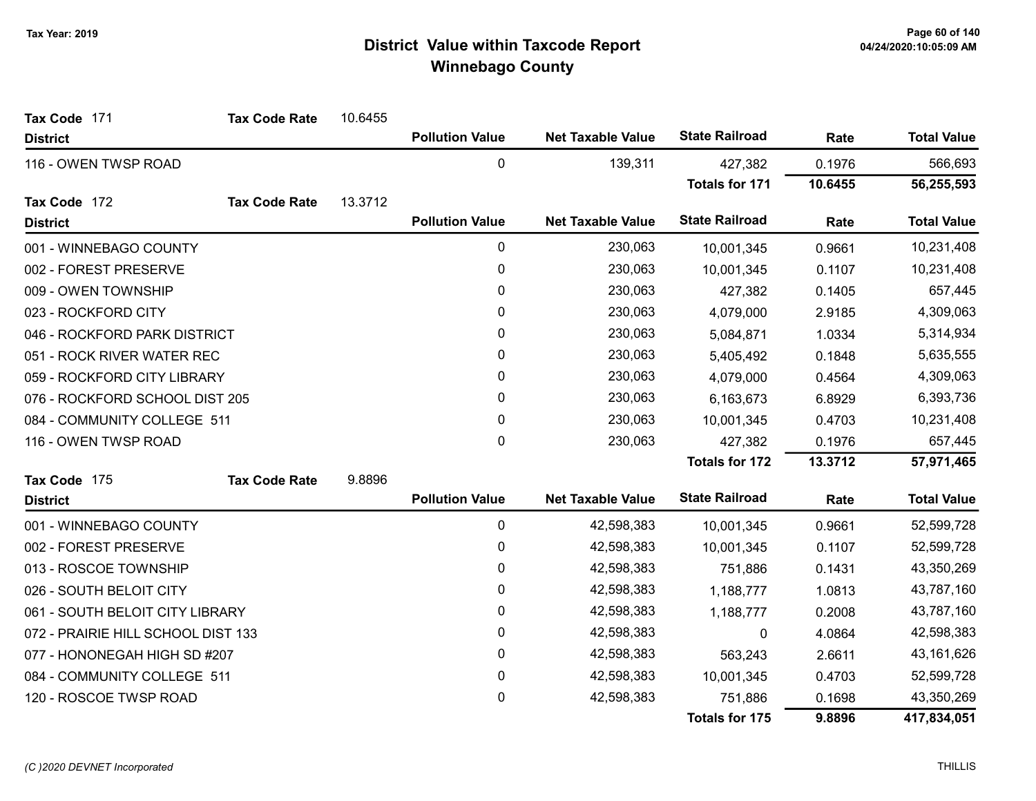Tax Year: 2019

# District Value within Taxcode Report
## Winnebago County

**Tax Code** 171 **Tax Code Rate** 10.6455

| District | Pollution Value | Net Taxable Value | State Railroad | Rate | Total Value |
|---|---|---|---|---|---|
| 116 - OWEN TWSP ROAD | 0 | 139,311 | 427,382 | 0.1976 | 566,693 |
| | | | **Totals for 171** | **10.6455** | **56,255,593** |

**Tax Code** 172 **Tax Code Rate** 13.3712

| District | Pollution Value | Net Taxable Value | State Railroad | Rate | Total Value |
|---|---|---|---|---|---|
| 001 - WINNEBAGO COUNTY | 0 | 230,063 | 10,001,345 | 0.9661 | 10,231,408 |
| 002 - FOREST PRESERVE | 0 | 230,063 | 10,001,345 | 0.1107 | 10,231,408 |
| 009 - OWEN TOWNSHIP | 0 | 230,063 | 427,382 | 0.1405 | 657,445 |
| 023 - ROCKFORD CITY | 0 | 230,063 | 4,079,000 | 2.9185 | 4,309,063 |
| 046 - ROCKFORD PARK DISTRICT | 0 | 230,063 | 5,084,871 | 1.0334 | 5,314,934 |
| 051 - ROCK RIVER WATER REC | 0 | 230,063 | 5,405,492 | 0.1848 | 5,635,555 |
| 059 - ROCKFORD CITY LIBRARY | 0 | 230,063 | 4,079,000 | 0.4564 | 4,309,063 |
| 076 - ROCKFORD SCHOOL DIST 205 | 0 | 230,063 | 6,163,673 | 6.8929 | 6,393,736 |
| 084 - COMMUNITY COLLEGE 511 | 0 | 230,063 | 10,001,345 | 0.4703 | 10,231,408 |
| 116 - OWEN TWSP ROAD | 0 | 230,063 | 427,382 | 0.1976 | 657,445 |
| | | | **Totals for 172** | **13.3712** | **57,971,465** |

**Tax Code** 175 **Tax Code Rate** 9.8896

| District | Pollution Value | Net Taxable Value | State Railroad | Rate | Total Value |
|---|---|---|---|---|---|
| 001 - WINNEBAGO COUNTY | 0 | 42,598,383 | 10,001,345 | 0.9661 | 52,599,728 |
| 002 - FOREST PRESERVE | 0 | 42,598,383 | 10,001,345 | 0.1107 | 52,599,728 |
| 013 - ROSCOE TOWNSHIP | 0 | 42,598,383 | 751,886 | 0.1431 | 43,350,269 |
| 026 - SOUTH BELOIT CITY | 0 | 42,598,383 | 1,188,777 | 1.0813 | 43,787,160 |
| 061 - SOUTH BELOIT CITY LIBRARY | 0 | 42,598,383 | 1,188,777 | 0.2008 | 43,787,160 |
| 072 - PRAIRIE HILL SCHOOL DIST 133 | 0 | 42,598,383 | 0 | 4.0864 | 42,598,383 |
| 077 - HONONEGAH HIGH SD #207 | 0 | 42,598,383 | 563,243 | 2.6611 | 43,161,626 |
| 084 - COMMUNITY COLLEGE 511 | 0 | 42,598,383 | 10,001,345 | 0.4703 | 52,599,728 |
| 120 - ROSCOE TWSP ROAD | 0 | 42,598,383 | 751,886 | 0.1698 | 43,350,269 |
| | | | **Totals for 175** | **9.8896** | **417,834,051** |

*(C )2020 DEVNET Incorporated*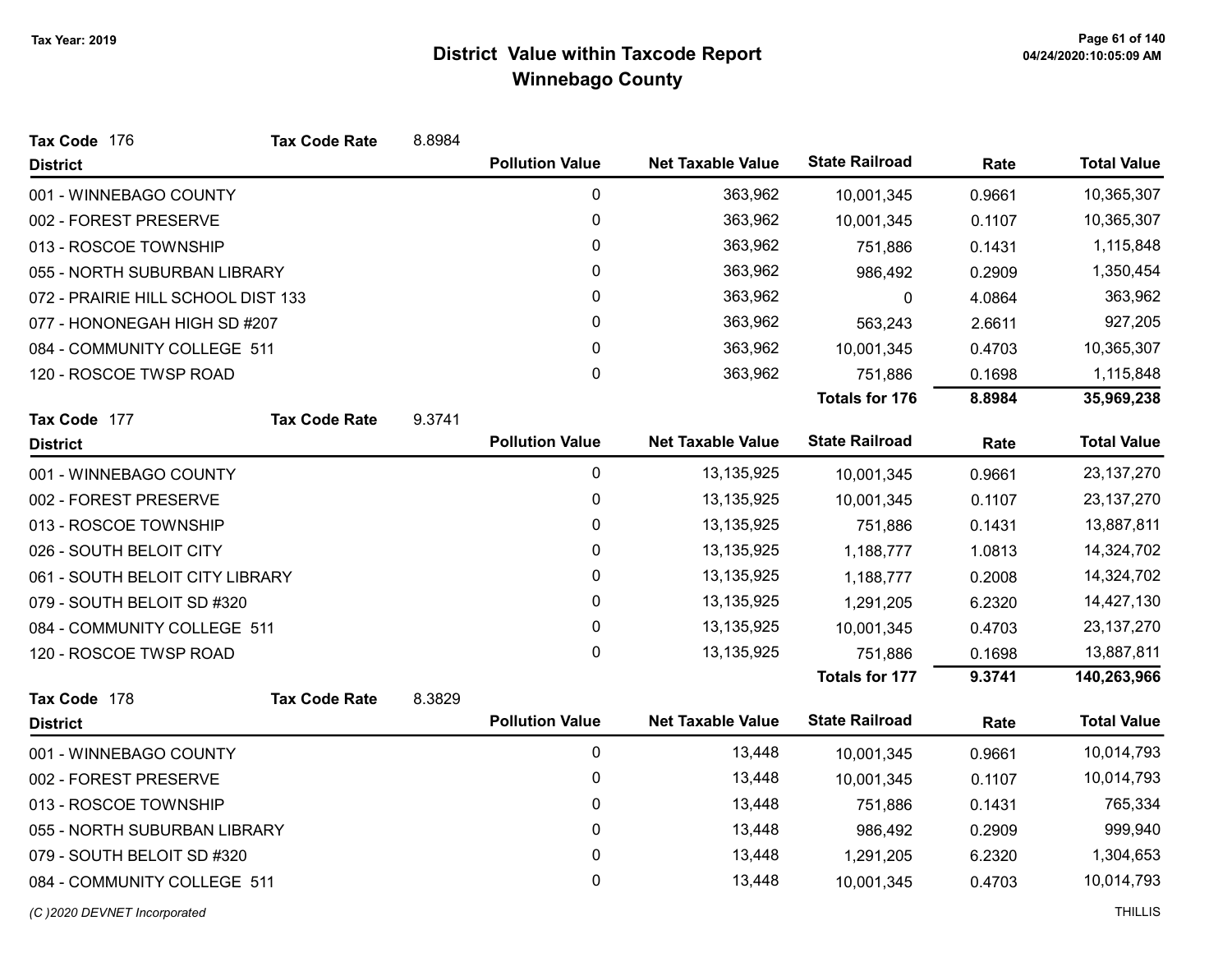# District Value within Taxcode Report
## Winnebago County

Tax Year: 2019

**Tax Code** 176 **Tax Code Rate** 8.8984

| District | Pollution Value | Net Taxable Value | State Railroad | Rate | Total Value |
|---|---|---|---|---|---|
| 001 - WINNEBAGO COUNTY | 0 | 363,962 | 10,001,345 | 0.9661 | 10,365,307 |
| 002 - FOREST PRESERVE | 0 | 363,962 | 10,001,345 | 0.1107 | 10,365,307 |
| 013 - ROSCOE TOWNSHIP | 0 | 363,962 | 751,886 | 0.1431 | 1,115,848 |
| 055 - NORTH SUBURBAN LIBRARY | 0 | 363,962 | 986,492 | 0.2909 | 1,350,454 |
| 072 - PRAIRIE HILL SCHOOL DIST 133 | 0 | 363,962 | 0 | 4.0864 | 363,962 |
| 077 - HONONEGAH HIGH SD #207 | 0 | 363,962 | 563,243 | 2.6611 | 927,205 |
| 084 - COMMUNITY COLLEGE 511 | 0 | 363,962 | 10,001,345 | 0.4703 | 10,365,307 |
| 120 - ROSCOE TWSP ROAD | 0 | 363,962 | 751,886 | 0.1698 | 1,115,848 |
| | | | **Totals for 176** | **8.8984** | **35,969,238** |

**Tax Code** 177 **Tax Code Rate** 9.3741

| District | Pollution Value | Net Taxable Value | State Railroad | Rate | Total Value |
|---|---|---|---|---|---|
| 001 - WINNEBAGO COUNTY | 0 | 13,135,925 | 10,001,345 | 0.9661 | 23,137,270 |
| 002 - FOREST PRESERVE | 0 | 13,135,925 | 10,001,345 | 0.1107 | 23,137,270 |
| 013 - ROSCOE TOWNSHIP | 0 | 13,135,925 | 751,886 | 0.1431 | 13,887,811 |
| 026 - SOUTH BELOIT CITY | 0 | 13,135,925 | 1,188,777 | 1.0813 | 14,324,702 |
| 061 - SOUTH BELOIT CITY LIBRARY | 0 | 13,135,925 | 1,188,777 | 0.2008 | 14,324,702 |
| 079 - SOUTH BELOIT SD #320 | 0 | 13,135,925 | 1,291,205 | 6.2320 | 14,427,130 |
| 084 - COMMUNITY COLLEGE 511 | 0 | 13,135,925 | 10,001,345 | 0.4703 | 23,137,270 |
| 120 - ROSCOE TWSP ROAD | 0 | 13,135,925 | 751,886 | 0.1698 | 13,887,811 |
| | | | **Totals for 177** | **9.3741** | **140,263,966** |

**Tax Code** 178 **Tax Code Rate** 8.3829

| District | Pollution Value | Net Taxable Value | State Railroad | Rate | Total Value |
|---|---|---|---|---|---|
| 001 - WINNEBAGO COUNTY | 0 | 13,448 | 10,001,345 | 0.9661 | 10,014,793 |
| 002 - FOREST PRESERVE | 0 | 13,448 | 10,001,345 | 0.1107 | 10,014,793 |
| 013 - ROSCOE TOWNSHIP | 0 | 13,448 | 751,886 | 0.1431 | 765,334 |
| 055 - NORTH SUBURBAN LIBRARY | 0 | 13,448 | 986,492 | 0.2909 | 999,940 |
| 079 - SOUTH BELOIT SD #320 | 0 | 13,448 | 1,291,205 | 6.2320 | 1,304,653 |
| 084 - COMMUNITY COLLEGE 511 | 0 | 13,448 | 10,001,345 | 0.4703 | 10,014,793 |

(C )2020 DEVNET Incorporated THILLIS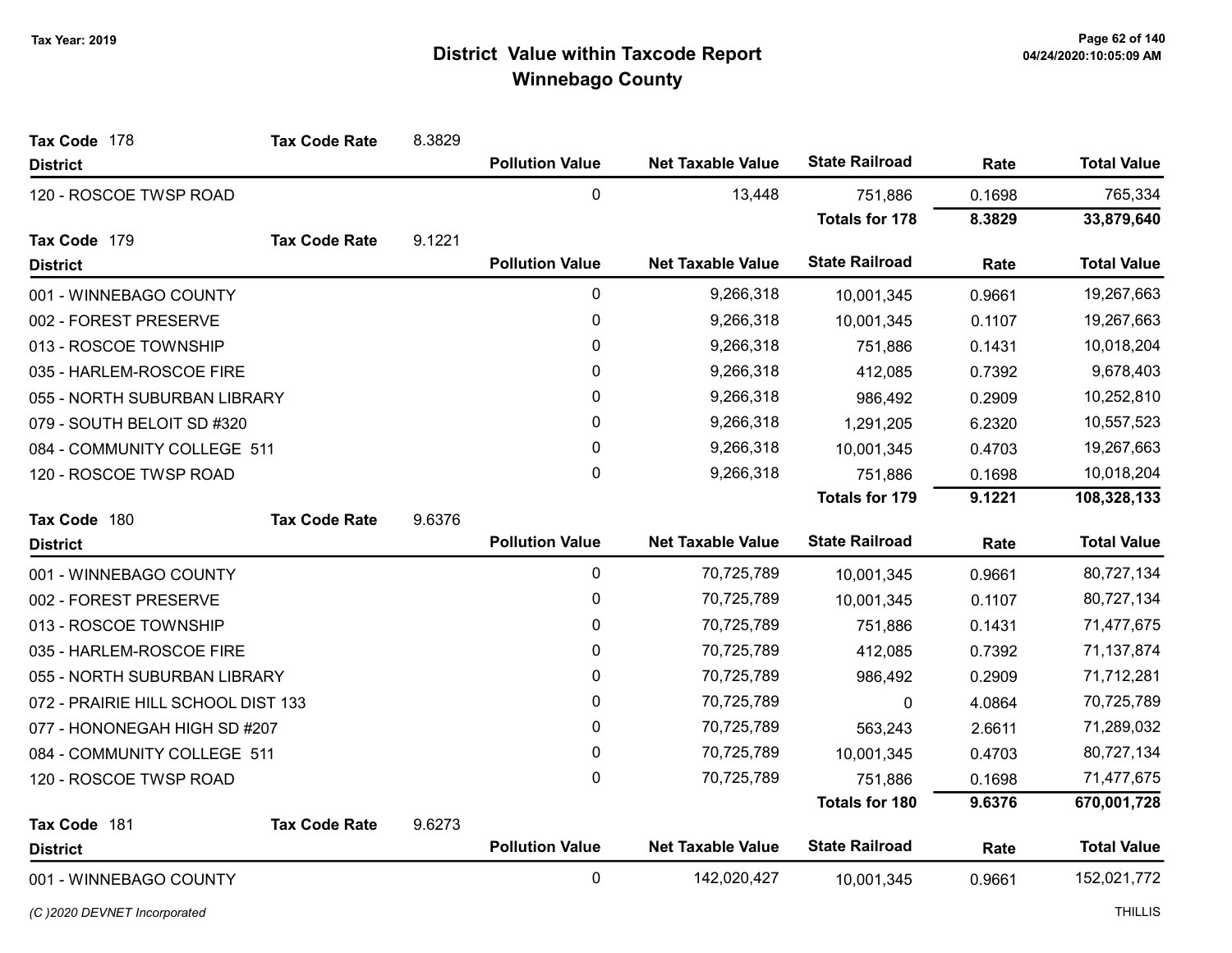# District Value within Taxcode Report
## Winnebago County

Tax Year: 2019

**Tax Code** 178 **Tax Code Rate** 8.3829

| District | Pollution Value | Net Taxable Value | State Railroad | Rate | Total Value |
|---|---|---|---|---|---|
| 120 - ROSCOE TWSP ROAD | 0 | 13,448 | 751,886 | 0.1698 | 765,334 |
| | | | **Totals for 178** | **8.3829** | **33,879,640** |

**Tax Code** 179 **Tax Code Rate** 9.1221

| District | Pollution Value | Net Taxable Value | State Railroad | Rate | Total Value |
|---|---|---|---|---|---|
| 001 - WINNEBAGO COUNTY | 0 | 9,266,318 | 10,001,345 | 0.9661 | 19,267,663 |
| 002 - FOREST PRESERVE | 0 | 9,266,318 | 10,001,345 | 0.1107 | 19,267,663 |
| 013 - ROSCOE TOWNSHIP | 0 | 9,266,318 | 751,886 | 0.1431 | 10,018,204 |
| 035 - HARLEM-ROSCOE FIRE | 0 | 9,266,318 | 412,085 | 0.7392 | 9,678,403 |
| 055 - NORTH SUBURBAN LIBRARY | 0 | 9,266,318 | 986,492 | 0.2909 | 10,252,810 |
| 079 - SOUTH BELOIT SD #320 | 0 | 9,266,318 | 1,291,205 | 6.2320 | 10,557,523 |
| 084 - COMMUNITY COLLEGE 511 | 0 | 9,266,318 | 10,001,345 | 0.4703 | 19,267,663 |
| 120 - ROSCOE TWSP ROAD | 0 | 9,266,318 | 751,886 | 0.1698 | 10,018,204 |
| | | | **Totals for 179** | **9.1221** | **108,328,133** |

**Tax Code** 180 **Tax Code Rate** 9.6376

| District | Pollution Value | Net Taxable Value | State Railroad | Rate | Total Value |
|---|---|---|---|---|---|
| 001 - WINNEBAGO COUNTY | 0 | 70,725,789 | 10,001,345 | 0.9661 | 80,727,134 |
| 002 - FOREST PRESERVE | 0 | 70,725,789 | 10,001,345 | 0.1107 | 80,727,134 |
| 013 - ROSCOE TOWNSHIP | 0 | 70,725,789 | 751,886 | 0.1431 | 71,477,675 |
| 035 - HARLEM-ROSCOE FIRE | 0 | 70,725,789 | 412,085 | 0.7392 | 71,137,874 |
| 055 - NORTH SUBURBAN LIBRARY | 0 | 70,725,789 | 986,492 | 0.2909 | 71,712,281 |
| 072 - PRAIRIE HILL SCHOOL DIST 133 | 0 | 70,725,789 | 0 | 4.0864 | 70,725,789 |
| 077 - HONONEGAH HIGH SD #207 | 0 | 70,725,789 | 563,243 | 2.6611 | 71,289,032 |
| 084 - COMMUNITY COLLEGE 511 | 0 | 70,725,789 | 10,001,345 | 0.4703 | 80,727,134 |
| 120 - ROSCOE TWSP ROAD | 0 | 70,725,789 | 751,886 | 0.1698 | 71,477,675 |
| | | | **Totals for 180** | **9.6376** | **670,001,728** |

**Tax Code** 181 **Tax Code Rate** 9.6273

| District | Pollution Value | Net Taxable Value | State Railroad | Rate | Total Value |
|---|---|---|---|---|---|
| 001 - WINNEBAGO COUNTY | 0 | 142,020,427 | 10,001,345 | 0.9661 | 152,021,772 |

*(C )2020 DEVNET Incorporated* THILLIS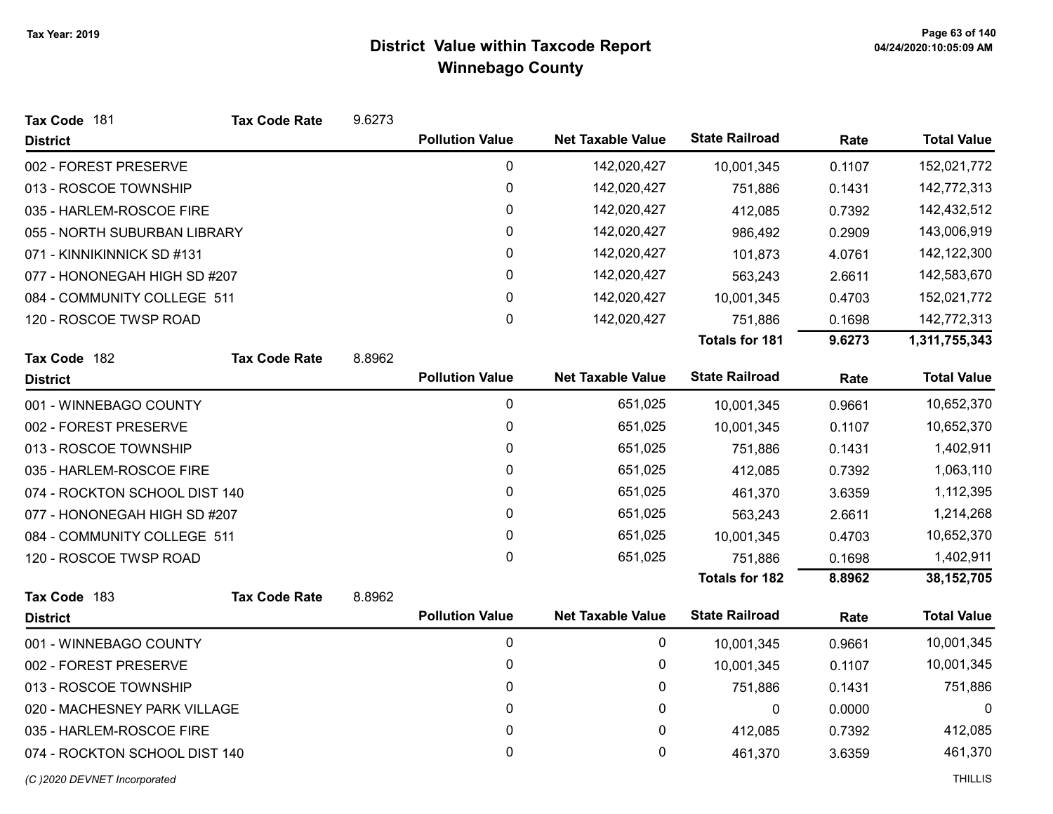# District Value within Taxcode Report
## Winnebago County

Tax Year: 2019

**Tax Code** 181 **Tax Code Rate** 9.6273

| District | Pollution Value | Net Taxable Value | State Railroad | Rate | Total Value |
|---|---|---|---|---|---|
| 002 - FOREST PRESERVE | 0 | 142,020,427 | 10,001,345 | 0.1107 | 152,021,772 |
| 013 - ROSCOE TOWNSHIP | 0 | 142,020,427 | 751,886 | 0.1431 | 142,772,313 |
| 035 - HARLEM-ROSCOE FIRE | 0 | 142,020,427 | 412,085 | 0.7392 | 142,432,512 |
| 055 - NORTH SUBURBAN LIBRARY | 0 | 142,020,427 | 986,492 | 0.2909 | 143,006,919 |
| 071 - KINNIKINNICK SD #131 | 0 | 142,020,427 | 101,873 | 4.0761 | 142,122,300 |
| 077 - HONONEGAH HIGH SD #207 | 0 | 142,020,427 | 563,243 | 2.6611 | 142,583,670 |
| 084 - COMMUNITY COLLEGE 511 | 0 | 142,020,427 | 10,001,345 | 0.4703 | 152,021,772 |
| 120 - ROSCOE TWSP ROAD | 0 | 142,020,427 | 751,886 | 0.1698 | 142,772,313 |
| | | | **Totals for 181** | **9.6273** | **1,311,755,343** |

**Tax Code** 182 **Tax Code Rate** 8.8962

| District | Pollution Value | Net Taxable Value | State Railroad | Rate | Total Value |
|---|---|---|---|---|---|
| 001 - WINNEBAGO COUNTY | 0 | 651,025 | 10,001,345 | 0.9661 | 10,652,370 |
| 002 - FOREST PRESERVE | 0 | 651,025 | 10,001,345 | 0.1107 | 10,652,370 |
| 013 - ROSCOE TOWNSHIP | 0 | 651,025 | 751,886 | 0.1431 | 1,402,911 |
| 035 - HARLEM-ROSCOE FIRE | 0 | 651,025 | 412,085 | 0.7392 | 1,063,110 |
| 074 - ROCKTON SCHOOL DIST 140 | 0 | 651,025 | 461,370 | 3.6359 | 1,112,395 |
| 077 - HONONEGAH HIGH SD #207 | 0 | 651,025 | 563,243 | 2.6611 | 1,214,268 |
| 084 - COMMUNITY COLLEGE 511 | 0 | 651,025 | 10,001,345 | 0.4703 | 10,652,370 |
| 120 - ROSCOE TWSP ROAD | 0 | 651,025 | 751,886 | 0.1698 | 1,402,911 |
| | | | **Totals for 182** | **8.8962** | **38,152,705** |

**Tax Code** 183 **Tax Code Rate** 8.8962

| District | Pollution Value | Net Taxable Value | State Railroad | Rate | Total Value |
|---|---|---|---|---|---|
| 001 - WINNEBAGO COUNTY | 0 | 0 | 10,001,345 | 0.9661 | 10,001,345 |
| 002 - FOREST PRESERVE | 0 | 0 | 10,001,345 | 0.1107 | 10,001,345 |
| 013 - ROSCOE TOWNSHIP | 0 | 0 | 751,886 | 0.1431 | 751,886 |
| 020 - MACHESNEY PARK VILLAGE | 0 | 0 | 0 | 0.0000 | 0 |
| 035 - HARLEM-ROSCOE FIRE | 0 | 0 | 412,085 | 0.7392 | 412,085 |
| 074 - ROCKTON SCHOOL DIST 140 | 0 | 0 | 461,370 | 3.6359 | 461,370 |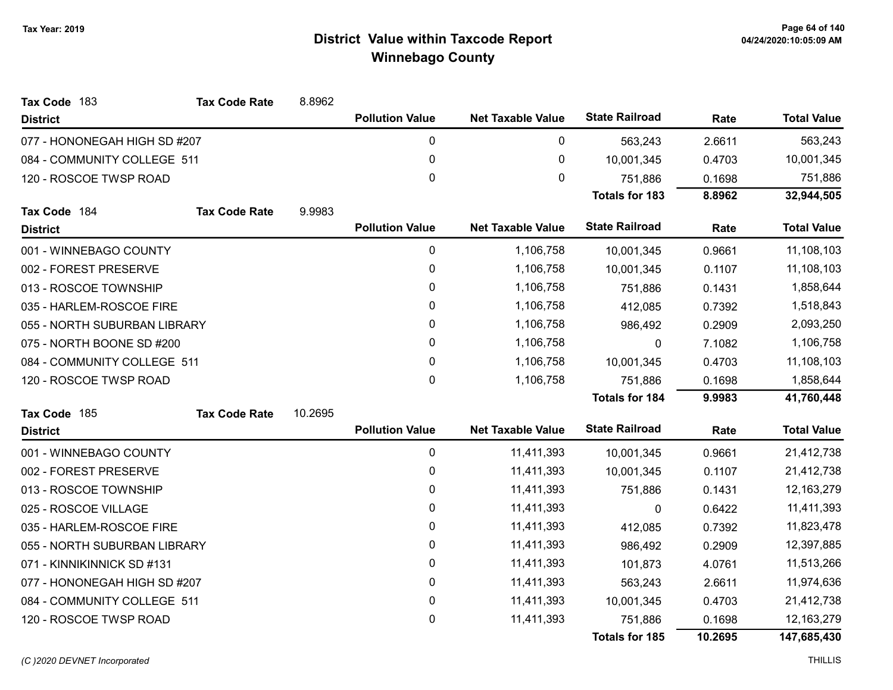# District Value within Taxcode Report
## Winnebago County

Tax Year: 2019

**Tax Code** 183 **Tax Code Rate** 8.8962

| District | Pollution Value | Net Taxable Value | State Railroad | Rate | Total Value |
|---|---|---|---|---|---|
| 077 - HONONEGAH HIGH SD #207 | 0 | 0 | 563,243 | 2.6611 | 563,243 |
| 084 - COMMUNITY COLLEGE 511 | 0 | 0 | 10,001,345 | 0.4703 | 10,001,345 |
| 120 - ROSCOE TWSP ROAD | 0 | 0 | 751,886 | 0.1698 | 751,886 |
| | | | **Totals for 183** | **8.8962** | **32,944,505** |

**Tax Code** 184 **Tax Code Rate** 9.9983

| District | Pollution Value | Net Taxable Value | State Railroad | Rate | Total Value |
|---|---|---|---|---|---|
| 001 - WINNEBAGO COUNTY | 0 | 1,106,758 | 10,001,345 | 0.9661 | 11,108,103 |
| 002 - FOREST PRESERVE | 0 | 1,106,758 | 10,001,345 | 0.1107 | 11,108,103 |
| 013 - ROSCOE TOWNSHIP | 0 | 1,106,758 | 751,886 | 0.1431 | 1,858,644 |
| 035 - HARLEM-ROSCOE FIRE | 0 | 1,106,758 | 412,085 | 0.7392 | 1,518,843 |
| 055 - NORTH SUBURBAN LIBRARY | 0 | 1,106,758 | 986,492 | 0.2909 | 2,093,250 |
| 075 - NORTH BOONE SD #200 | 0 | 1,106,758 | 0 | 7.1082 | 1,106,758 |
| 084 - COMMUNITY COLLEGE 511 | 0 | 1,106,758 | 10,001,345 | 0.4703 | 11,108,103 |
| 120 - ROSCOE TWSP ROAD | 0 | 1,106,758 | 751,886 | 0.1698 | 1,858,644 |
| | | | **Totals for 184** | **9.9983** | **41,760,448** |

**Tax Code** 185 **Tax Code Rate** 10.2695

| District | Pollution Value | Net Taxable Value | State Railroad | Rate | Total Value |
|---|---|---|---|---|---|
| 001 - WINNEBAGO COUNTY | 0 | 11,411,393 | 10,001,345 | 0.9661 | 21,412,738 |
| 002 - FOREST PRESERVE | 0 | 11,411,393 | 10,001,345 | 0.1107 | 21,412,738 |
| 013 - ROSCOE TOWNSHIP | 0 | 11,411,393 | 751,886 | 0.1431 | 12,163,279 |
| 025 - ROSCOE VILLAGE | 0 | 11,411,393 | 0 | 0.6422 | 11,411,393 |
| 035 - HARLEM-ROSCOE FIRE | 0 | 11,411,393 | 412,085 | 0.7392 | 11,823,478 |
| 055 - NORTH SUBURBAN LIBRARY | 0 | 11,411,393 | 986,492 | 0.2909 | 12,397,885 |
| 071 - KINNIKINNICK SD #131 | 0 | 11,411,393 | 101,873 | 4.0761 | 11,513,266 |
| 077 - HONONEGAH HIGH SD #207 | 0 | 11,411,393 | 563,243 | 2.6611 | 11,974,636 |
| 084 - COMMUNITY COLLEGE 511 | 0 | 11,411,393 | 10,001,345 | 0.4703 | 21,412,738 |
| 120 - ROSCOE TWSP ROAD | 0 | 11,411,393 | 751,886 | 0.1698 | 12,163,279 |
| | | | **Totals for 185** | **10.2695** | **147,685,430** |

*(C )2020 DEVNET Incorporated* THILLIS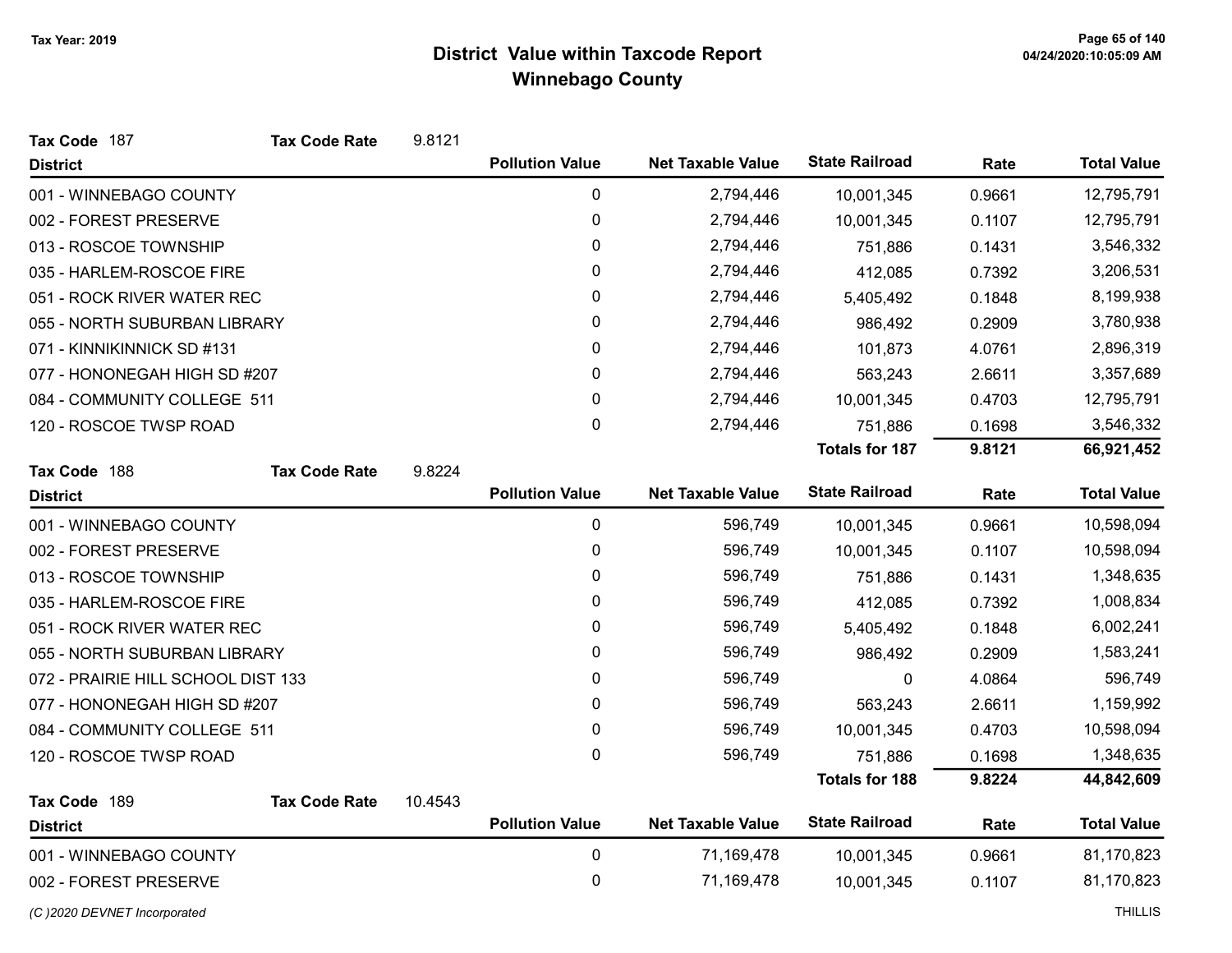# District Value within Taxcode Report

## Winnebago County

Tax Year: 2019

**Tax Code** 187 **Tax Code Rate** 9.8121

| District | Pollution Value | Net Taxable Value | State Railroad | Rate | Total Value |
|---|---|---|---|---|---|
| 001 - WINNEBAGO COUNTY | 0 | 2,794,446 | 10,001,345 | 0.9661 | 12,795,791 |
| 002 - FOREST PRESERVE | 0 | 2,794,446 | 10,001,345 | 0.1107 | 12,795,791 |
| 013 - ROSCOE TOWNSHIP | 0 | 2,794,446 | 751,886 | 0.1431 | 3,546,332 |
| 035 - HARLEM-ROSCOE FIRE | 0 | 2,794,446 | 412,085 | 0.7392 | 3,206,531 |
| 051 - ROCK RIVER WATER REC | 0 | 2,794,446 | 5,405,492 | 0.1848 | 8,199,938 |
| 055 - NORTH SUBURBAN LIBRARY | 0 | 2,794,446 | 986,492 | 0.2909 | 3,780,938 |
| 071 - KINNIKINNICK SD #131 | 0 | 2,794,446 | 101,873 | 4.0761 | 2,896,319 |
| 077 - HONONEGAH HIGH SD #207 | 0 | 2,794,446 | 563,243 | 2.6611 | 3,357,689 |
| 084 - COMMUNITY COLLEGE 511 | 0 | 2,794,446 | 10,001,345 | 0.4703 | 12,795,791 |
| 120 - ROSCOE TWSP ROAD | 0 | 2,794,446 | 751,886 | 0.1698 | 3,546,332 |
| | | | **Totals for 187** | **9.8121** | **66,921,452** |

**Tax Code** 188 **Tax Code Rate** 9.8224

| District | Pollution Value | Net Taxable Value | State Railroad | Rate | Total Value |
|---|---|---|---|---|---|
| 001 - WINNEBAGO COUNTY | 0 | 596,749 | 10,001,345 | 0.9661 | 10,598,094 |
| 002 - FOREST PRESERVE | 0 | 596,749 | 10,001,345 | 0.1107 | 10,598,094 |
| 013 - ROSCOE TOWNSHIP | 0 | 596,749 | 751,886 | 0.1431 | 1,348,635 |
| 035 - HARLEM-ROSCOE FIRE | 0 | 596,749 | 412,085 | 0.7392 | 1,008,834 |
| 051 - ROCK RIVER WATER REC | 0 | 596,749 | 5,405,492 | 0.1848 | 6,002,241 |
| 055 - NORTH SUBURBAN LIBRARY | 0 | 596,749 | 986,492 | 0.2909 | 1,583,241 |
| 072 - PRAIRIE HILL SCHOOL DIST 133 | 0 | 596,749 | 0 | 4.0864 | 596,749 |
| 077 - HONONEGAH HIGH SD #207 | 0 | 596,749 | 563,243 | 2.6611 | 1,159,992 |
| 084 - COMMUNITY COLLEGE 511 | 0 | 596,749 | 10,001,345 | 0.4703 | 10,598,094 |
| 120 - ROSCOE TWSP ROAD | 0 | 596,749 | 751,886 | 0.1698 | 1,348,635 |
| | | | **Totals for 188** | **9.8224** | **44,842,609** |

**Tax Code** 189 **Tax Code Rate** 10.4543

| District | Pollution Value | Net Taxable Value | State Railroad | Rate | Total Value |
|---|---|---|---|---|---|
| 001 - WINNEBAGO COUNTY | 0 | 71,169,478 | 10,001,345 | 0.9661 | 81,170,823 |
| 002 - FOREST PRESERVE | 0 | 71,169,478 | 10,001,345 | 0.1107 | 81,170,823 |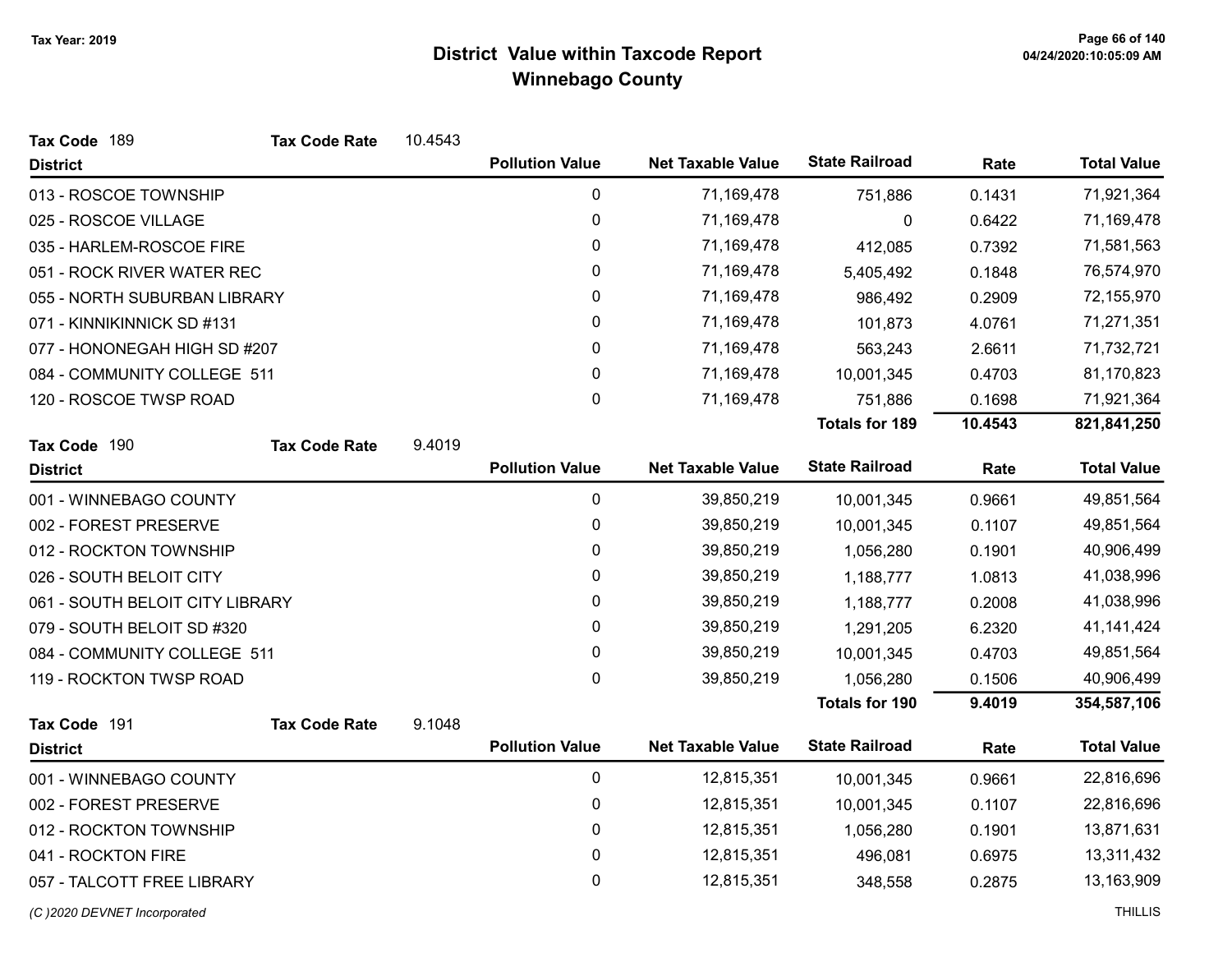# District Value within Taxcode Report
## Winnebago County

Tax Year: 2019

**Tax Code** 189 **Tax Code Rate** 10.4543

| District | Pollution Value | Net Taxable Value | State Railroad | Rate | Total Value |
|---|---|---|---|---|---|
| 013 - ROSCOE TOWNSHIP | 0 | 71,169,478 | 751,886 | 0.1431 | 71,921,364 |
| 025 - ROSCOE VILLAGE | 0 | 71,169,478 | 0 | 0.6422 | 71,169,478 |
| 035 - HARLEM-ROSCOE FIRE | 0 | 71,169,478 | 412,085 | 0.7392 | 71,581,563 |
| 051 - ROCK RIVER WATER REC | 0 | 71,169,478 | 5,405,492 | 0.1848 | 76,574,970 |
| 055 - NORTH SUBURBAN LIBRARY | 0 | 71,169,478 | 986,492 | 0.2909 | 72,155,970 |
| 071 - KINNIKINNICK SD #131 | 0 | 71,169,478 | 101,873 | 4.0761 | 71,271,351 |
| 077 - HONONEGAH HIGH SD #207 | 0 | 71,169,478 | 563,243 | 2.6611 | 71,732,721 |
| 084 - COMMUNITY COLLEGE 511 | 0 | 71,169,478 | 10,001,345 | 0.4703 | 81,170,823 |
| 120 - ROSCOE TWSP ROAD | 0 | 71,169,478 | 751,886 | 0.1698 | 71,921,364 |
| | | | **Totals for 189** | **10.4543** | **821,841,250** |

**Tax Code** 190 **Tax Code Rate** 9.4019

| District | Pollution Value | Net Taxable Value | State Railroad | Rate | Total Value |
|---|---|---|---|---|---|
| 001 - WINNEBAGO COUNTY | 0 | 39,850,219 | 10,001,345 | 0.9661 | 49,851,564 |
| 002 - FOREST PRESERVE | 0 | 39,850,219 | 10,001,345 | 0.1107 | 49,851,564 |
| 012 - ROCKTON TOWNSHIP | 0 | 39,850,219 | 1,056,280 | 0.1901 | 40,906,499 |
| 026 - SOUTH BELOIT CITY | 0 | 39,850,219 | 1,188,777 | 1.0813 | 41,038,996 |
| 061 - SOUTH BELOIT CITY LIBRARY | 0 | 39,850,219 | 1,188,777 | 0.2008 | 41,038,996 |
| 079 - SOUTH BELOIT SD #320 | 0 | 39,850,219 | 1,291,205 | 6.2320 | 41,141,424 |
| 084 - COMMUNITY COLLEGE 511 | 0 | 39,850,219 | 10,001,345 | 0.4703 | 49,851,564 |
| 119 - ROCKTON TWSP ROAD | 0 | 39,850,219 | 1,056,280 | 0.1506 | 40,906,499 |
| | | | **Totals for 190** | **9.4019** | **354,587,106** |

**Tax Code** 191 **Tax Code Rate** 9.1048

| District | Pollution Value | Net Taxable Value | State Railroad | Rate | Total Value |
|---|---|---|---|---|---|
| 001 - WINNEBAGO COUNTY | 0 | 12,815,351 | 10,001,345 | 0.9661 | 22,816,696 |
| 002 - FOREST PRESERVE | 0 | 12,815,351 | 10,001,345 | 0.1107 | 22,816,696 |
| 012 - ROCKTON TOWNSHIP | 0 | 12,815,351 | 1,056,280 | 0.1901 | 13,871,631 |
| 041 - ROCKTON FIRE | 0 | 12,815,351 | 496,081 | 0.6975 | 13,311,432 |
| 057 - TALCOTT FREE LIBRARY | 0 | 12,815,351 | 348,558 | 0.2875 | 13,163,909 |

(C )2020 DEVNET Incorporated — THILLIS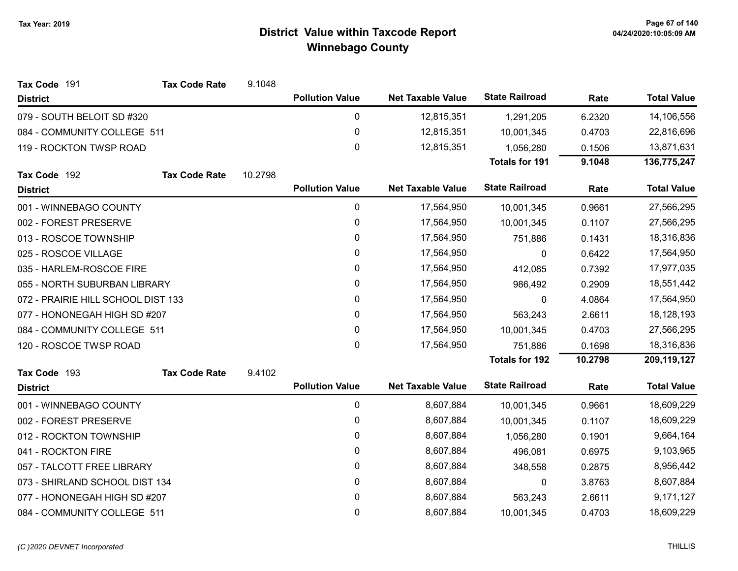# District Value within Taxcode Report
## Winnebago County

Tax Year: 2019

**Tax Code** 191 **Tax Code Rate** 9.1048

| District | Pollution Value | Net Taxable Value | State Railroad | Rate | Total Value |
|---|---|---|---|---|---|
| 079 - SOUTH BELOIT SD #320 | 0 | 12,815,351 | 1,291,205 | 6.2320 | 14,106,556 |
| 084 - COMMUNITY COLLEGE 511 | 0 | 12,815,351 | 10,001,345 | 0.4703 | 22,816,696 |
| 119 - ROCKTON TWSP ROAD | 0 | 12,815,351 | 1,056,280 | 0.1506 | 13,871,631 |
| | | | **Totals for 191** | **9.1048** | **136,775,247** |

**Tax Code** 192 **Tax Code Rate** 10.2798

| District | Pollution Value | Net Taxable Value | State Railroad | Rate | Total Value |
|---|---|---|---|---|---|
| 001 - WINNEBAGO COUNTY | 0 | 17,564,950 | 10,001,345 | 0.9661 | 27,566,295 |
| 002 - FOREST PRESERVE | 0 | 17,564,950 | 10,001,345 | 0.1107 | 27,566,295 |
| 013 - ROSCOE TOWNSHIP | 0 | 17,564,950 | 751,886 | 0.1431 | 18,316,836 |
| 025 - ROSCOE VILLAGE | 0 | 17,564,950 | 0 | 0.6422 | 17,564,950 |
| 035 - HARLEM-ROSCOE FIRE | 0 | 17,564,950 | 412,085 | 0.7392 | 17,977,035 |
| 055 - NORTH SUBURBAN LIBRARY | 0 | 17,564,950 | 986,492 | 0.2909 | 18,551,442 |
| 072 - PRAIRIE HILL SCHOOL DIST 133 | 0 | 17,564,950 | 0 | 4.0864 | 17,564,950 |
| 077 - HONONEGAH HIGH SD #207 | 0 | 17,564,950 | 563,243 | 2.6611 | 18,128,193 |
| 084 - COMMUNITY COLLEGE 511 | 0 | 17,564,950 | 10,001,345 | 0.4703 | 27,566,295 |
| 120 - ROSCOE TWSP ROAD | 0 | 17,564,950 | 751,886 | 0.1698 | 18,316,836 |
| | | | **Totals for 192** | **10.2798** | **209,119,127** |

**Tax Code** 193 **Tax Code Rate** 9.4102

| District | Pollution Value | Net Taxable Value | State Railroad | Rate | Total Value |
|---|---|---|---|---|---|
| 001 - WINNEBAGO COUNTY | 0 | 8,607,884 | 10,001,345 | 0.9661 | 18,609,229 |
| 002 - FOREST PRESERVE | 0 | 8,607,884 | 10,001,345 | 0.1107 | 18,609,229 |
| 012 - ROCKTON TOWNSHIP | 0 | 8,607,884 | 1,056,280 | 0.1901 | 9,664,164 |
| 041 - ROCKTON FIRE | 0 | 8,607,884 | 496,081 | 0.6975 | 9,103,965 |
| 057 - TALCOTT FREE LIBRARY | 0 | 8,607,884 | 348,558 | 0.2875 | 8,956,442 |
| 073 - SHIRLAND SCHOOL DIST 134 | 0 | 8,607,884 | 0 | 3.8763 | 8,607,884 |
| 077 - HONONEGAH HIGH SD #207 | 0 | 8,607,884 | 563,243 | 2.6611 | 9,171,127 |
| 084 - COMMUNITY COLLEGE 511 | 0 | 8,607,884 | 10,001,345 | 0.4703 | 18,609,229 |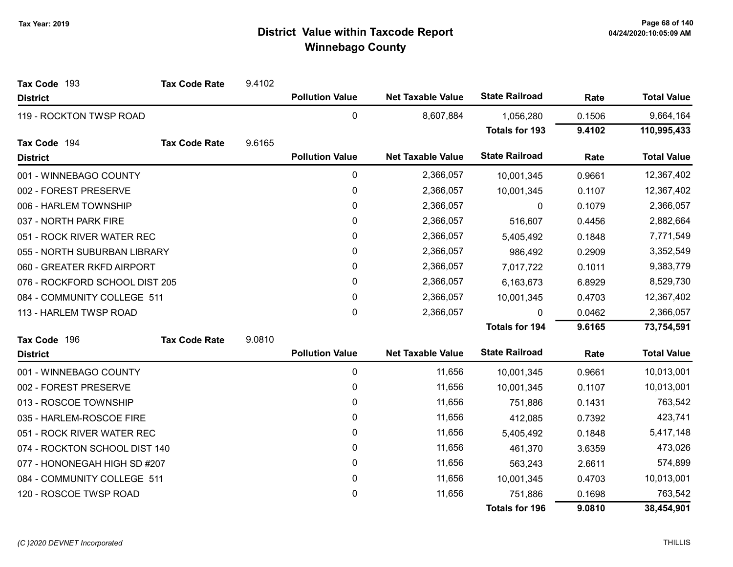# District Value within Taxcode Report

## Winnebago County

Tax Year: 2019

**Tax Code** 193 &nbsp;&nbsp; **Tax Code Rate** 9.4102

| District | Pollution Value | Net Taxable Value | State Railroad | Rate | Total Value |
|---|---|---|---|---|---|
| 119 - ROCKTON TWSP ROAD | 0 | 8,607,884 | 1,056,280 | 0.1506 | 9,664,164 |
| | | | **Totals for 193** | **9.4102** | **110,995,433** |

**Tax Code** 194 &nbsp;&nbsp; **Tax Code Rate** 9.6165

| District | Pollution Value | Net Taxable Value | State Railroad | Rate | Total Value |
|---|---|---|---|---|---|
| 001 - WINNEBAGO COUNTY | 0 | 2,366,057 | 10,001,345 | 0.9661 | 12,367,402 |
| 002 - FOREST PRESERVE | 0 | 2,366,057 | 10,001,345 | 0.1107 | 12,367,402 |
| 006 - HARLEM TOWNSHIP | 0 | 2,366,057 | 0 | 0.1079 | 2,366,057 |
| 037 - NORTH PARK FIRE | 0 | 2,366,057 | 516,607 | 0.4456 | 2,882,664 |
| 051 - ROCK RIVER WATER REC | 0 | 2,366,057 | 5,405,492 | 0.1848 | 7,771,549 |
| 055 - NORTH SUBURBAN LIBRARY | 0 | 2,366,057 | 986,492 | 0.2909 | 3,352,549 |
| 060 - GREATER RKFD AIRPORT | 0 | 2,366,057 | 7,017,722 | 0.1011 | 9,383,779 |
| 076 - ROCKFORD SCHOOL DIST 205 | 0 | 2,366,057 | 6,163,673 | 6.8929 | 8,529,730 |
| 084 - COMMUNITY COLLEGE 511 | 0 | 2,366,057 | 10,001,345 | 0.4703 | 12,367,402 |
| 113 - HARLEM TWSP ROAD | 0 | 2,366,057 | 0 | 0.0462 | 2,366,057 |
| | | | **Totals for 194** | **9.6165** | **73,754,591** |

**Tax Code** 196 &nbsp;&nbsp; **Tax Code Rate** 9.0810

| District | Pollution Value | Net Taxable Value | State Railroad | Rate | Total Value |
|---|---|---|---|---|---|
| 001 - WINNEBAGO COUNTY | 0 | 11,656 | 10,001,345 | 0.9661 | 10,013,001 |
| 002 - FOREST PRESERVE | 0 | 11,656 | 10,001,345 | 0.1107 | 10,013,001 |
| 013 - ROSCOE TOWNSHIP | 0 | 11,656 | 751,886 | 0.1431 | 763,542 |
| 035 - HARLEM-ROSCOE FIRE | 0 | 11,656 | 412,085 | 0.7392 | 423,741 |
| 051 - ROCK RIVER WATER REC | 0 | 11,656 | 5,405,492 | 0.1848 | 5,417,148 |
| 074 - ROCKTON SCHOOL DIST 140 | 0 | 11,656 | 461,370 | 3.6359 | 473,026 |
| 077 - HONONEGAH HIGH SD #207 | 0 | 11,656 | 563,243 | 2.6611 | 574,899 |
| 084 - COMMUNITY COLLEGE 511 | 0 | 11,656 | 10,001,345 | 0.4703 | 10,013,001 |
| 120 - ROSCOE TWSP ROAD | 0 | 11,656 | 751,886 | 0.1698 | 763,542 |
| | | | **Totals for 196** | **9.0810** | **38,454,901** |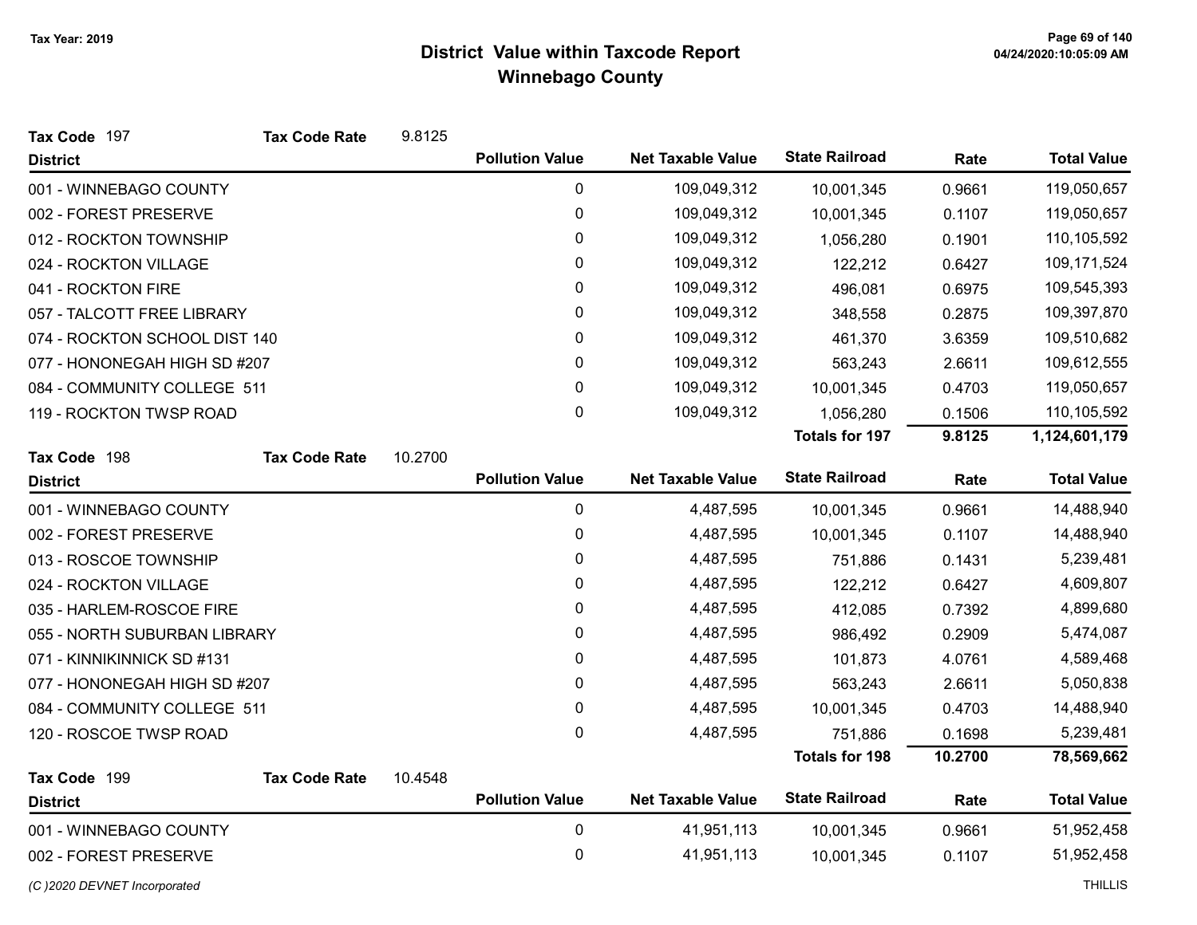Tax Year: 2019

# District Value within Taxcode Report
## Winnebago County

**Tax Code** 197 **Tax Code Rate** 9.8125

| District | Pollution Value | Net Taxable Value | State Railroad | Rate | Total Value |
|---|---|---|---|---|---|
| 001 - WINNEBAGO COUNTY | 0 | 109,049,312 | 10,001,345 | 0.9661 | 119,050,657 |
| 002 - FOREST PRESERVE | 0 | 109,049,312 | 10,001,345 | 0.1107 | 119,050,657 |
| 012 - ROCKTON TOWNSHIP | 0 | 109,049,312 | 1,056,280 | 0.1901 | 110,105,592 |
| 024 - ROCKTON VILLAGE | 0 | 109,049,312 | 122,212 | 0.6427 | 109,171,524 |
| 041 - ROCKTON FIRE | 0 | 109,049,312 | 496,081 | 0.6975 | 109,545,393 |
| 057 - TALCOTT FREE LIBRARY | 0 | 109,049,312 | 348,558 | 0.2875 | 109,397,870 |
| 074 - ROCKTON SCHOOL DIST 140 | 0 | 109,049,312 | 461,370 | 3.6359 | 109,510,682 |
| 077 - HONONEGAH HIGH SD #207 | 0 | 109,049,312 | 563,243 | 2.6611 | 109,612,555 |
| 084 - COMMUNITY COLLEGE 511 | 0 | 109,049,312 | 10,001,345 | 0.4703 | 119,050,657 |
| 119 - ROCKTON TWSP ROAD | 0 | 109,049,312 | 1,056,280 | 0.1506 | 110,105,592 |
| | | | **Totals for 197** | **9.8125** | **1,124,601,179** |

**Tax Code** 198 **Tax Code Rate** 10.2700

| District | Pollution Value | Net Taxable Value | State Railroad | Rate | Total Value |
|---|---|---|---|---|---|
| 001 - WINNEBAGO COUNTY | 0 | 4,487,595 | 10,001,345 | 0.9661 | 14,488,940 |
| 002 - FOREST PRESERVE | 0 | 4,487,595 | 10,001,345 | 0.1107 | 14,488,940 |
| 013 - ROSCOE TOWNSHIP | 0 | 4,487,595 | 751,886 | 0.1431 | 5,239,481 |
| 024 - ROCKTON VILLAGE | 0 | 4,487,595 | 122,212 | 0.6427 | 4,609,807 |
| 035 - HARLEM-ROSCOE FIRE | 0 | 4,487,595 | 412,085 | 0.7392 | 4,899,680 |
| 055 - NORTH SUBURBAN LIBRARY | 0 | 4,487,595 | 986,492 | 0.2909 | 5,474,087 |
| 071 - KINNIKINNICK SD #131 | 0 | 4,487,595 | 101,873 | 4.0761 | 4,589,468 |
| 077 - HONONEGAH HIGH SD #207 | 0 | 4,487,595 | 563,243 | 2.6611 | 5,050,838 |
| 084 - COMMUNITY COLLEGE 511 | 0 | 4,487,595 | 10,001,345 | 0.4703 | 14,488,940 |
| 120 - ROSCOE TWSP ROAD | 0 | 4,487,595 | 751,886 | 0.1698 | 5,239,481 |
| | | | **Totals for 198** | **10.2700** | **78,569,662** |

**Tax Code** 199 **Tax Code Rate** 10.4548

| District | Pollution Value | Net Taxable Value | State Railroad | Rate | Total Value |
|---|---|---|---|---|---|
| 001 - WINNEBAGO COUNTY | 0 | 41,951,113 | 10,001,345 | 0.9661 | 51,952,458 |
| 002 - FOREST PRESERVE | 0 | 41,951,113 | 10,001,345 | 0.1107 | 51,952,458 |

*(C )2020 DEVNET Incorporated* THILLIS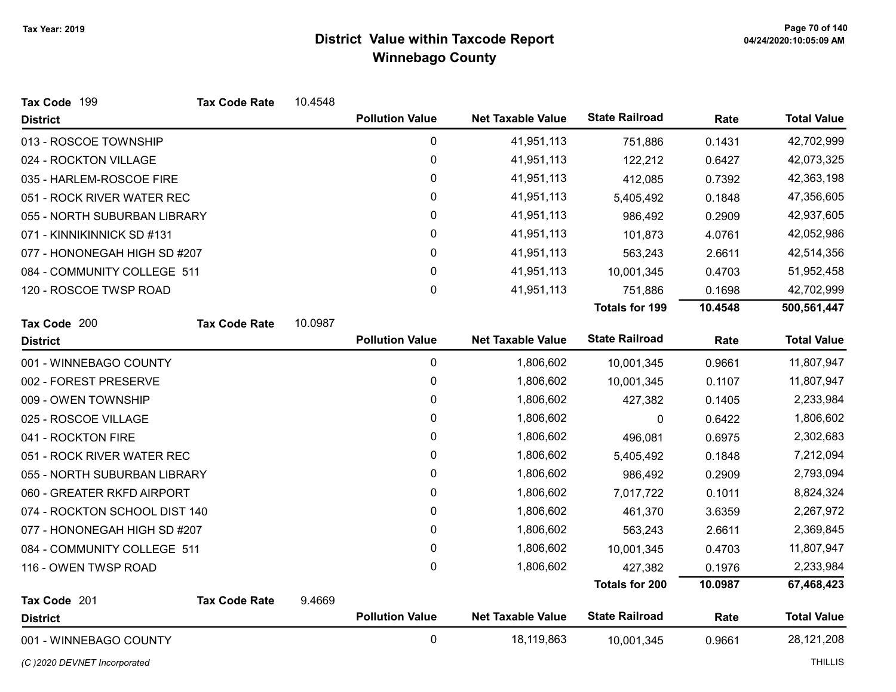# District Value within Taxcode Report
## Winnebago County

Tax Year: 2019

**Tax Code** 199 **Tax Code Rate** 10.4548

| District | Pollution Value | Net Taxable Value | State Railroad | Rate | Total Value |
|---|---|---|---|---|---|
| 013 - ROSCOE TOWNSHIP | 0 | 41,951,113 | 751,886 | 0.1431 | 42,702,999 |
| 024 - ROCKTON VILLAGE | 0 | 41,951,113 | 122,212 | 0.6427 | 42,073,325 |
| 035 - HARLEM-ROSCOE FIRE | 0 | 41,951,113 | 412,085 | 0.7392 | 42,363,198 |
| 051 - ROCK RIVER WATER REC | 0 | 41,951,113 | 5,405,492 | 0.1848 | 47,356,605 |
| 055 - NORTH SUBURBAN LIBRARY | 0 | 41,951,113 | 986,492 | 0.2909 | 42,937,605 |
| 071 - KINNIKINNICK SD #131 | 0 | 41,951,113 | 101,873 | 4.0761 | 42,052,986 |
| 077 - HONONEGAH HIGH SD #207 | 0 | 41,951,113 | 563,243 | 2.6611 | 42,514,356 |
| 084 - COMMUNITY COLLEGE 511 | 0 | 41,951,113 | 10,001,345 | 0.4703 | 51,952,458 |
| 120 - ROSCOE TWSP ROAD | 0 | 41,951,113 | 751,886 | 0.1698 | 42,702,999 |
| | | | **Totals for 199** | **10.4548** | **500,561,447** |

**Tax Code** 200 **Tax Code Rate** 10.0987

| District | Pollution Value | Net Taxable Value | State Railroad | Rate | Total Value |
|---|---|---|---|---|---|
| 001 - WINNEBAGO COUNTY | 0 | 1,806,602 | 10,001,345 | 0.9661 | 11,807,947 |
| 002 - FOREST PRESERVE | 0 | 1,806,602 | 10,001,345 | 0.1107 | 11,807,947 |
| 009 - OWEN TOWNSHIP | 0 | 1,806,602 | 427,382 | 0.1405 | 2,233,984 |
| 025 - ROSCOE VILLAGE | 0 | 1,806,602 | 0 | 0.6422 | 1,806,602 |
| 041 - ROCKTON FIRE | 0 | 1,806,602 | 496,081 | 0.6975 | 2,302,683 |
| 051 - ROCK RIVER WATER REC | 0 | 1,806,602 | 5,405,492 | 0.1848 | 7,212,094 |
| 055 - NORTH SUBURBAN LIBRARY | 0 | 1,806,602 | 986,492 | 0.2909 | 2,793,094 |
| 060 - GREATER RKFD AIRPORT | 0 | 1,806,602 | 7,017,722 | 0.1011 | 8,824,324 |
| 074 - ROCKTON SCHOOL DIST 140 | 0 | 1,806,602 | 461,370 | 3.6359 | 2,267,972 |
| 077 - HONONEGAH HIGH SD #207 | 0 | 1,806,602 | 563,243 | 2.6611 | 2,369,845 |
| 084 - COMMUNITY COLLEGE 511 | 0 | 1,806,602 | 10,001,345 | 0.4703 | 11,807,947 |
| 116 - OWEN TWSP ROAD | 0 | 1,806,602 | 427,382 | 0.1976 | 2,233,984 |
| | | | **Totals for 200** | **10.0987** | **67,468,423** |

**Tax Code** 201 **Tax Code Rate** 9.4669

| District | Pollution Value | Net Taxable Value | State Railroad | Rate | Total Value |
|---|---|---|---|---|---|
| 001 - WINNEBAGO COUNTY | 0 | 18,119,863 | 10,001,345 | 0.9661 | 28,121,208 |

*(C )2020 DEVNET Incorporated* THILLIS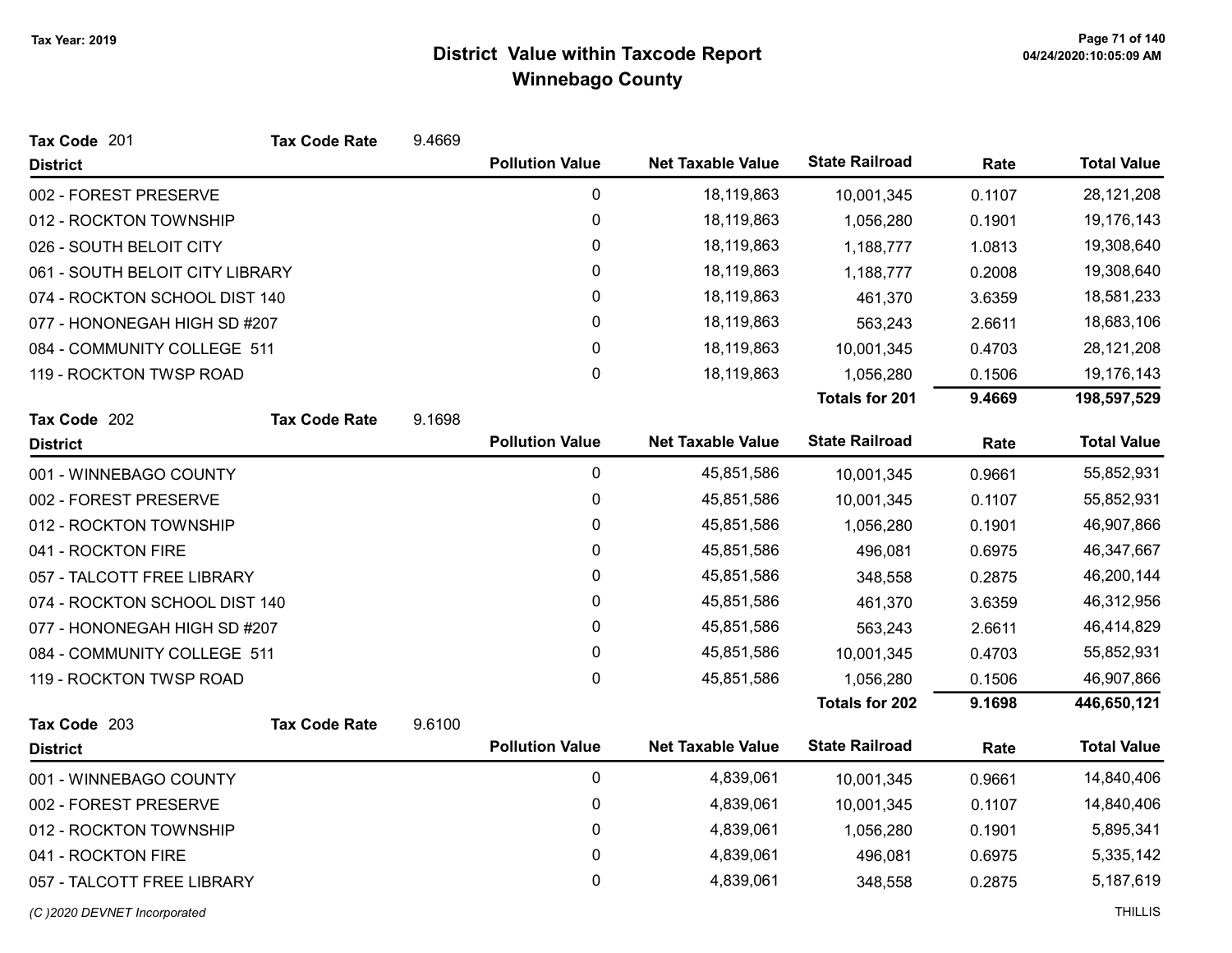# District Value within Taxcode Report

## Winnebago County

Tax Year: 2019

**Tax Code** 201 **Tax Code Rate** 9.4669

| District | Pollution Value | Net Taxable Value | State Railroad | Rate | Total Value |
|---|---|---|---|---|---|
| 002 - FOREST PRESERVE | 0 | 18,119,863 | 10,001,345 | 0.1107 | 28,121,208 |
| 012 - ROCKTON TOWNSHIP | 0 | 18,119,863 | 1,056,280 | 0.1901 | 19,176,143 |
| 026 - SOUTH BELOIT CITY | 0 | 18,119,863 | 1,188,777 | 1.0813 | 19,308,640 |
| 061 - SOUTH BELOIT CITY LIBRARY | 0 | 18,119,863 | 1,188,777 | 0.2008 | 19,308,640 |
| 074 - ROCKTON SCHOOL DIST 140 | 0 | 18,119,863 | 461,370 | 3.6359 | 18,581,233 |
| 077 - HONONEGAH HIGH SD #207 | 0 | 18,119,863 | 563,243 | 2.6611 | 18,683,106 |
| 084 - COMMUNITY COLLEGE 511 | 0 | 18,119,863 | 10,001,345 | 0.4703 | 28,121,208 |
| 119 - ROCKTON TWSP ROAD | 0 | 18,119,863 | 1,056,280 | 0.1506 | 19,176,143 |
| | | | **Totals for 201** | **9.4669** | **198,597,529** |

**Tax Code** 202 **Tax Code Rate** 9.1698

| District | Pollution Value | Net Taxable Value | State Railroad | Rate | Total Value |
|---|---|---|---|---|---|
| 001 - WINNEBAGO COUNTY | 0 | 45,851,586 | 10,001,345 | 0.9661 | 55,852,931 |
| 002 - FOREST PRESERVE | 0 | 45,851,586 | 10,001,345 | 0.1107 | 55,852,931 |
| 012 - ROCKTON TOWNSHIP | 0 | 45,851,586 | 1,056,280 | 0.1901 | 46,907,866 |
| 041 - ROCKTON FIRE | 0 | 45,851,586 | 496,081 | 0.6975 | 46,347,667 |
| 057 - TALCOTT FREE LIBRARY | 0 | 45,851,586 | 348,558 | 0.2875 | 46,200,144 |
| 074 - ROCKTON SCHOOL DIST 140 | 0 | 45,851,586 | 461,370 | 3.6359 | 46,312,956 |
| 077 - HONONEGAH HIGH SD #207 | 0 | 45,851,586 | 563,243 | 2.6611 | 46,414,829 |
| 084 - COMMUNITY COLLEGE 511 | 0 | 45,851,586 | 10,001,345 | 0.4703 | 55,852,931 |
| 119 - ROCKTON TWSP ROAD | 0 | 45,851,586 | 1,056,280 | 0.1506 | 46,907,866 |
| | | | **Totals for 202** | **9.1698** | **446,650,121** |

**Tax Code** 203 **Tax Code Rate** 9.6100

| District | Pollution Value | Net Taxable Value | State Railroad | Rate | Total Value |
|---|---|---|---|---|---|
| 001 - WINNEBAGO COUNTY | 0 | 4,839,061 | 10,001,345 | 0.9661 | 14,840,406 |
| 002 - FOREST PRESERVE | 0 | 4,839,061 | 10,001,345 | 0.1107 | 14,840,406 |
| 012 - ROCKTON TOWNSHIP | 0 | 4,839,061 | 1,056,280 | 0.1901 | 5,895,341 |
| 041 - ROCKTON FIRE | 0 | 4,839,061 | 496,081 | 0.6975 | 5,335,142 |
| 057 - TALCOTT FREE LIBRARY | 0 | 4,839,061 | 348,558 | 0.2875 | 5,187,619 |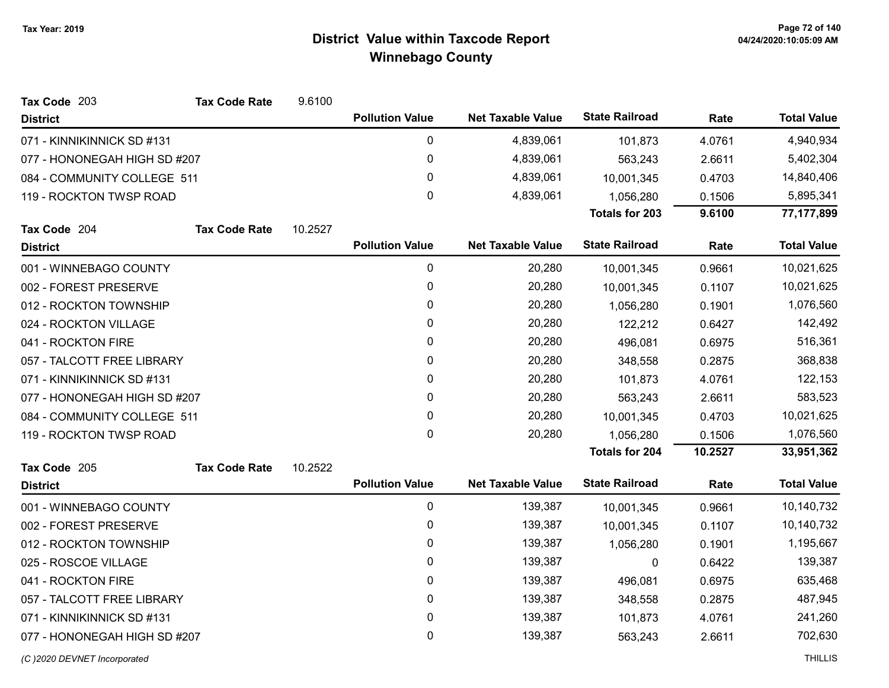# District Value within Taxcode Report
## Winnebago County

Tax Year: 2019

**Tax Code** 203 **Tax Code Rate** 9.6100

| District | Pollution Value | Net Taxable Value | State Railroad | Rate | Total Value |
|---|---|---|---|---|---|
| 071 - KINNIKINNICK SD #131 | 0 | 4,839,061 | 101,873 | 4.0761 | 4,940,934 |
| 077 - HONONEGAH HIGH SD #207 | 0 | 4,839,061 | 563,243 | 2.6611 | 5,402,304 |
| 084 - COMMUNITY COLLEGE 511 | 0 | 4,839,061 | 10,001,345 | 0.4703 | 14,840,406 |
| 119 - ROCKTON TWSP ROAD | 0 | 4,839,061 | 1,056,280 | 0.1506 | 5,895,341 |
| | | | **Totals for 203** | **9.6100** | **77,177,899** |

**Tax Code** 204 **Tax Code Rate** 10.2527

| District | Pollution Value | Net Taxable Value | State Railroad | Rate | Total Value |
|---|---|---|---|---|---|
| 001 - WINNEBAGO COUNTY | 0 | 20,280 | 10,001,345 | 0.9661 | 10,021,625 |
| 002 - FOREST PRESERVE | 0 | 20,280 | 10,001,345 | 0.1107 | 10,021,625 |
| 012 - ROCKTON TOWNSHIP | 0 | 20,280 | 1,056,280 | 0.1901 | 1,076,560 |
| 024 - ROCKTON VILLAGE | 0 | 20,280 | 122,212 | 0.6427 | 142,492 |
| 041 - ROCKTON FIRE | 0 | 20,280 | 496,081 | 0.6975 | 516,361 |
| 057 - TALCOTT FREE LIBRARY | 0 | 20,280 | 348,558 | 0.2875 | 368,838 |
| 071 - KINNIKINNICK SD #131 | 0 | 20,280 | 101,873 | 4.0761 | 122,153 |
| 077 - HONONEGAH HIGH SD #207 | 0 | 20,280 | 563,243 | 2.6611 | 583,523 |
| 084 - COMMUNITY COLLEGE 511 | 0 | 20,280 | 10,001,345 | 0.4703 | 10,021,625 |
| 119 - ROCKTON TWSP ROAD | 0 | 20,280 | 1,056,280 | 0.1506 | 1,076,560 |
| | | | **Totals for 204** | **10.2527** | **33,951,362** |

**Tax Code** 205 **Tax Code Rate** 10.2522

| District | Pollution Value | Net Taxable Value | State Railroad | Rate | Total Value |
|---|---|---|---|---|---|
| 001 - WINNEBAGO COUNTY | 0 | 139,387 | 10,001,345 | 0.9661 | 10,140,732 |
| 002 - FOREST PRESERVE | 0 | 139,387 | 10,001,345 | 0.1107 | 10,140,732 |
| 012 - ROCKTON TOWNSHIP | 0 | 139,387 | 1,056,280 | 0.1901 | 1,195,667 |
| 025 - ROSCOE VILLAGE | 0 | 139,387 | 0 | 0.6422 | 139,387 |
| 041 - ROCKTON FIRE | 0 | 139,387 | 496,081 | 0.6975 | 635,468 |
| 057 - TALCOTT FREE LIBRARY | 0 | 139,387 | 348,558 | 0.2875 | 487,945 |
| 071 - KINNIKINNICK SD #131 | 0 | 139,387 | 101,873 | 4.0761 | 241,260 |
| 077 - HONONEGAH HIGH SD #207 | 0 | 139,387 | 563,243 | 2.6611 | 702,630 |

*(C )2020 DEVNET Incorporated* THILLIS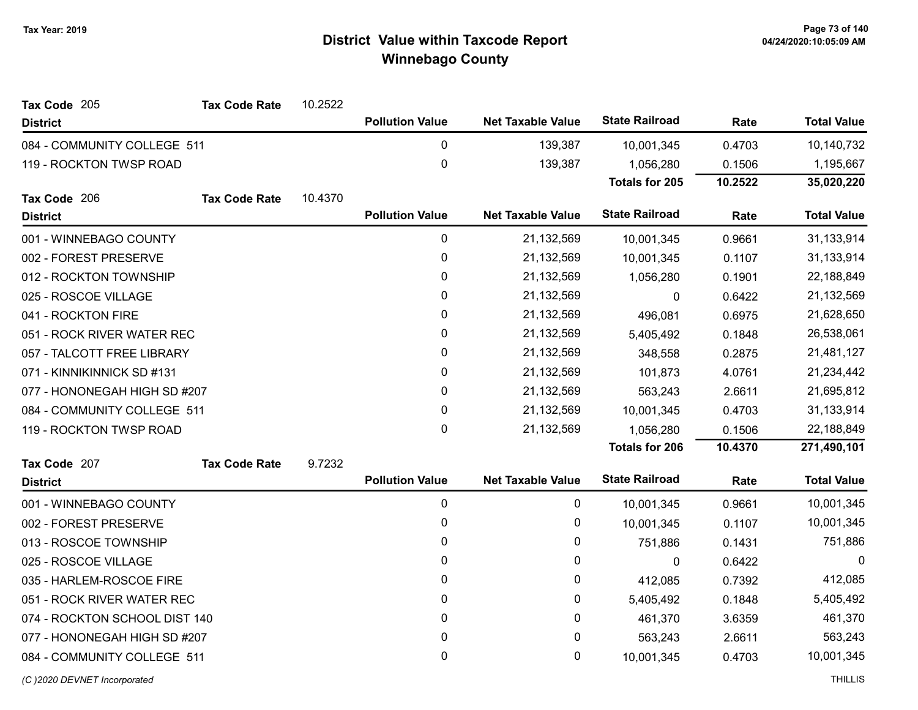Tax Year: 2019

# District Value within Taxcode Report
## Winnebago County

**Tax Code** 205 **Tax Code Rate** 10.2522

| District | Pollution Value | Net Taxable Value | State Railroad | Rate | Total Value |
|---|---|---|---|---|---|
| 084 - COMMUNITY COLLEGE 511 | 0 | 139,387 | 10,001,345 | 0.4703 | 10,140,732 |
| 119 - ROCKTON TWSP ROAD | 0 | 139,387 | 1,056,280 | 0.1506 | 1,195,667 |
| | | | **Totals for 205** | **10.2522** | **35,020,220** |

**Tax Code** 206 **Tax Code Rate** 10.4370

| District | Pollution Value | Net Taxable Value | State Railroad | Rate | Total Value |
|---|---|---|---|---|---|
| 001 - WINNEBAGO COUNTY | 0 | 21,132,569 | 10,001,345 | 0.9661 | 31,133,914 |
| 002 - FOREST PRESERVE | 0 | 21,132,569 | 10,001,345 | 0.1107 | 31,133,914 |
| 012 - ROCKTON TOWNSHIP | 0 | 21,132,569 | 1,056,280 | 0.1901 | 22,188,849 |
| 025 - ROSCOE VILLAGE | 0 | 21,132,569 | 0 | 0.6422 | 21,132,569 |
| 041 - ROCKTON FIRE | 0 | 21,132,569 | 496,081 | 0.6975 | 21,628,650 |
| 051 - ROCK RIVER WATER REC | 0 | 21,132,569 | 5,405,492 | 0.1848 | 26,538,061 |
| 057 - TALCOTT FREE LIBRARY | 0 | 21,132,569 | 348,558 | 0.2875 | 21,481,127 |
| 071 - KINNIKINNICK SD #131 | 0 | 21,132,569 | 101,873 | 4.0761 | 21,234,442 |
| 077 - HONONEGAH HIGH SD #207 | 0 | 21,132,569 | 563,243 | 2.6611 | 21,695,812 |
| 084 - COMMUNITY COLLEGE 511 | 0 | 21,132,569 | 10,001,345 | 0.4703 | 31,133,914 |
| 119 - ROCKTON TWSP ROAD | 0 | 21,132,569 | 1,056,280 | 0.1506 | 22,188,849 |
| | | | **Totals for 206** | **10.4370** | **271,490,101** |

**Tax Code** 207 **Tax Code Rate** 9.7232

| District | Pollution Value | Net Taxable Value | State Railroad | Rate | Total Value |
|---|---|---|---|---|---|
| 001 - WINNEBAGO COUNTY | 0 | 0 | 10,001,345 | 0.9661 | 10,001,345 |
| 002 - FOREST PRESERVE | 0 | 0 | 10,001,345 | 0.1107 | 10,001,345 |
| 013 - ROSCOE TOWNSHIP | 0 | 0 | 751,886 | 0.1431 | 751,886 |
| 025 - ROSCOE VILLAGE | 0 | 0 | 0 | 0.6422 | 0 |
| 035 - HARLEM-ROSCOE FIRE | 0 | 0 | 412,085 | 0.7392 | 412,085 |
| 051 - ROCK RIVER WATER REC | 0 | 0 | 5,405,492 | 0.1848 | 5,405,492 |
| 074 - ROCKTON SCHOOL DIST 140 | 0 | 0 | 461,370 | 3.6359 | 461,370 |
| 077 - HONONEGAH HIGH SD #207 | 0 | 0 | 563,243 | 2.6611 | 563,243 |
| 084 - COMMUNITY COLLEGE 511 | 0 | 0 | 10,001,345 | 0.4703 | 10,001,345 |

(C )2020 DEVNET Incorporated THILLIS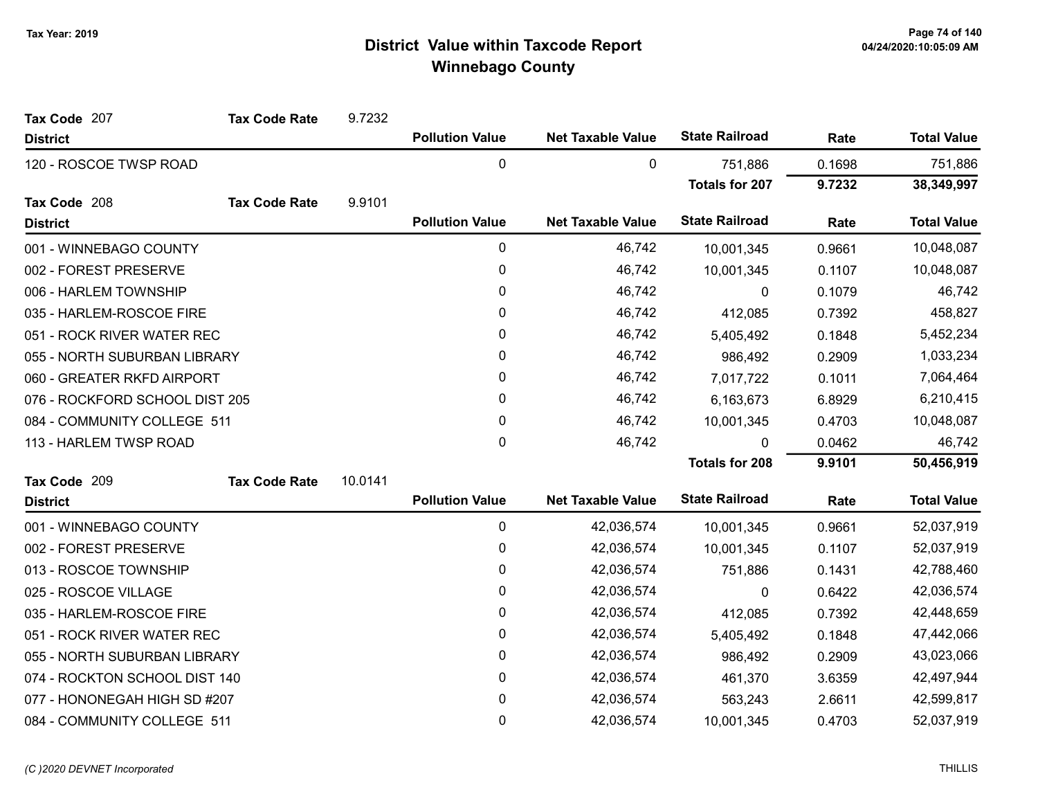# District Value within Taxcode Report
## Winnebago County

Tax Year: 2019

**Tax Code** 207 — **Tax Code Rate** 9.7232

| District | Pollution Value | Net Taxable Value | State Railroad | Rate | Total Value |
|---|---|---|---|---|---|
| 120 - ROSCOE TWSP ROAD | 0 | 0 | 751,886 | 0.1698 | 751,886 |
| | | | **Totals for 207** | **9.7232** | **38,349,997** |

**Tax Code** 208 — **Tax Code Rate** 9.9101

| District | Pollution Value | Net Taxable Value | State Railroad | Rate | Total Value |
|---|---|---|---|---|---|
| 001 - WINNEBAGO COUNTY | 0 | 46,742 | 10,001,345 | 0.9661 | 10,048,087 |
| 002 - FOREST PRESERVE | 0 | 46,742 | 10,001,345 | 0.1107 | 10,048,087 |
| 006 - HARLEM TOWNSHIP | 0 | 46,742 | 0 | 0.1079 | 46,742 |
| 035 - HARLEM-ROSCOE FIRE | 0 | 46,742 | 412,085 | 0.7392 | 458,827 |
| 051 - ROCK RIVER WATER REC | 0 | 46,742 | 5,405,492 | 0.1848 | 5,452,234 |
| 055 - NORTH SUBURBAN LIBRARY | 0 | 46,742 | 986,492 | 0.2909 | 1,033,234 |
| 060 - GREATER RKFD AIRPORT | 0 | 46,742 | 7,017,722 | 0.1011 | 7,064,464 |
| 076 - ROCKFORD SCHOOL DIST 205 | 0 | 46,742 | 6,163,673 | 6.8929 | 6,210,415 |
| 084 - COMMUNITY COLLEGE 511 | 0 | 46,742 | 10,001,345 | 0.4703 | 10,048,087 |
| 113 - HARLEM TWSP ROAD | 0 | 46,742 | 0 | 0.0462 | 46,742 |
| | | | **Totals for 208** | **9.9101** | **50,456,919** |

**Tax Code** 209 — **Tax Code Rate** 10.0141

| District | Pollution Value | Net Taxable Value | State Railroad | Rate | Total Value |
|---|---|---|---|---|---|
| 001 - WINNEBAGO COUNTY | 0 | 42,036,574 | 10,001,345 | 0.9661 | 52,037,919 |
| 002 - FOREST PRESERVE | 0 | 42,036,574 | 10,001,345 | 0.1107 | 52,037,919 |
| 013 - ROSCOE TOWNSHIP | 0 | 42,036,574 | 751,886 | 0.1431 | 42,788,460 |
| 025 - ROSCOE VILLAGE | 0 | 42,036,574 | 0 | 0.6422 | 42,036,574 |
| 035 - HARLEM-ROSCOE FIRE | 0 | 42,036,574 | 412,085 | 0.7392 | 42,448,659 |
| 051 - ROCK RIVER WATER REC | 0 | 42,036,574 | 5,405,492 | 0.1848 | 47,442,066 |
| 055 - NORTH SUBURBAN LIBRARY | 0 | 42,036,574 | 986,492 | 0.2909 | 43,023,066 |
| 074 - ROCKTON SCHOOL DIST 140 | 0 | 42,036,574 | 461,370 | 3.6359 | 42,497,944 |
| 077 - HONONEGAH HIGH SD #207 | 0 | 42,036,574 | 563,243 | 2.6611 | 42,599,817 |
| 084 - COMMUNITY COLLEGE 511 | 0 | 42,036,574 | 10,001,345 | 0.4703 | 52,037,919 |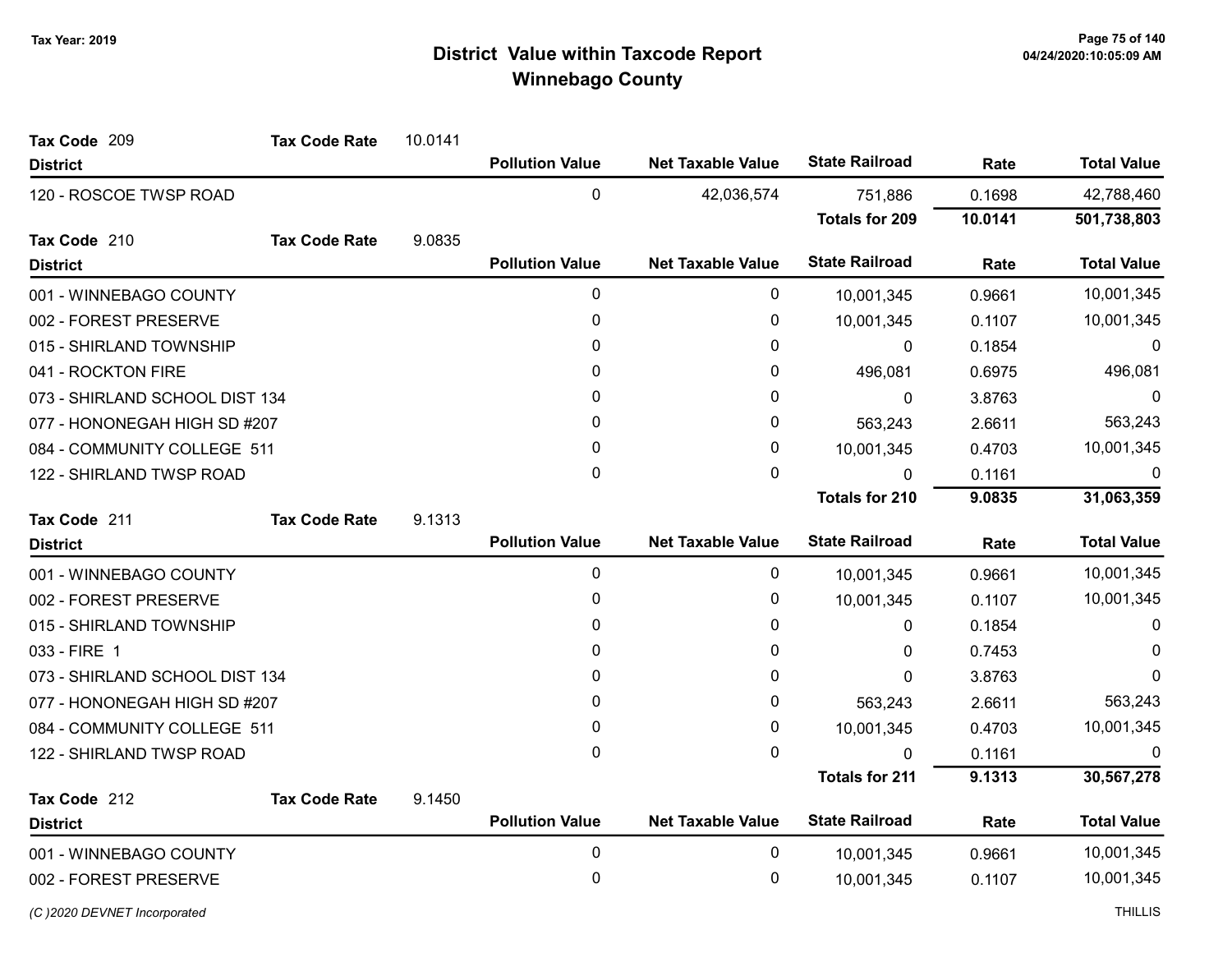# District Value within Taxcode Report
## Winnebago County

Tax Year: 2019

**Tax Code** 209 **Tax Code Rate** 10.0141

| District | Pollution Value | Net Taxable Value | State Railroad | Rate | Total Value |
|---|---|---|---|---|---|
| 120 - ROSCOE TWSP ROAD | 0 | 42,036,574 | 751,886 | 0.1698 | 42,788,460 |
| | | | **Totals for 209** | **10.0141** | **501,738,803** |

**Tax Code** 210 **Tax Code Rate** 9.0835

| District | Pollution Value | Net Taxable Value | State Railroad | Rate | Total Value |
|---|---|---|---|---|---|
| 001 - WINNEBAGO COUNTY | 0 | 0 | 10,001,345 | 0.9661 | 10,001,345 |
| 002 - FOREST PRESERVE | 0 | 0 | 10,001,345 | 0.1107 | 10,001,345 |
| 015 - SHIRLAND TOWNSHIP | 0 | 0 | 0 | 0.1854 | 0 |
| 041 - ROCKTON FIRE | 0 | 0 | 496,081 | 0.6975 | 496,081 |
| 073 - SHIRLAND SCHOOL DIST 134 | 0 | 0 | 0 | 3.8763 | 0 |
| 077 - HONONEGAH HIGH SD #207 | 0 | 0 | 563,243 | 2.6611 | 563,243 |
| 084 - COMMUNITY COLLEGE 511 | 0 | 0 | 10,001,345 | 0.4703 | 10,001,345 |
| 122 - SHIRLAND TWSP ROAD | 0 | 0 | 0 | 0.1161 | 0 |
| | | | **Totals for 210** | **9.0835** | **31,063,359** |

**Tax Code** 211 **Tax Code Rate** 9.1313

| District | Pollution Value | Net Taxable Value | State Railroad | Rate | Total Value |
|---|---|---|---|---|---|
| 001 - WINNEBAGO COUNTY | 0 | 0 | 10,001,345 | 0.9661 | 10,001,345 |
| 002 - FOREST PRESERVE | 0 | 0 | 10,001,345 | 0.1107 | 10,001,345 |
| 015 - SHIRLAND TOWNSHIP | 0 | 0 | 0 | 0.1854 | 0 |
| 033 - FIRE 1 | 0 | 0 | 0 | 0.7453 | 0 |
| 073 - SHIRLAND SCHOOL DIST 134 | 0 | 0 | 0 | 3.8763 | 0 |
| 077 - HONONEGAH HIGH SD #207 | 0 | 0 | 563,243 | 2.6611 | 563,243 |
| 084 - COMMUNITY COLLEGE 511 | 0 | 0 | 10,001,345 | 0.4703 | 10,001,345 |
| 122 - SHIRLAND TWSP ROAD | 0 | 0 | 0 | 0.1161 | 0 |
| | | | **Totals for 211** | **9.1313** | **30,567,278** |

**Tax Code** 212 **Tax Code Rate** 9.1450

| District | Pollution Value | Net Taxable Value | State Railroad | Rate | Total Value |
|---|---|---|---|---|---|
| 001 - WINNEBAGO COUNTY | 0 | 0 | 10,001,345 | 0.9661 | 10,001,345 |
| 002 - FOREST PRESERVE | 0 | 0 | 10,001,345 | 0.1107 | 10,001,345 |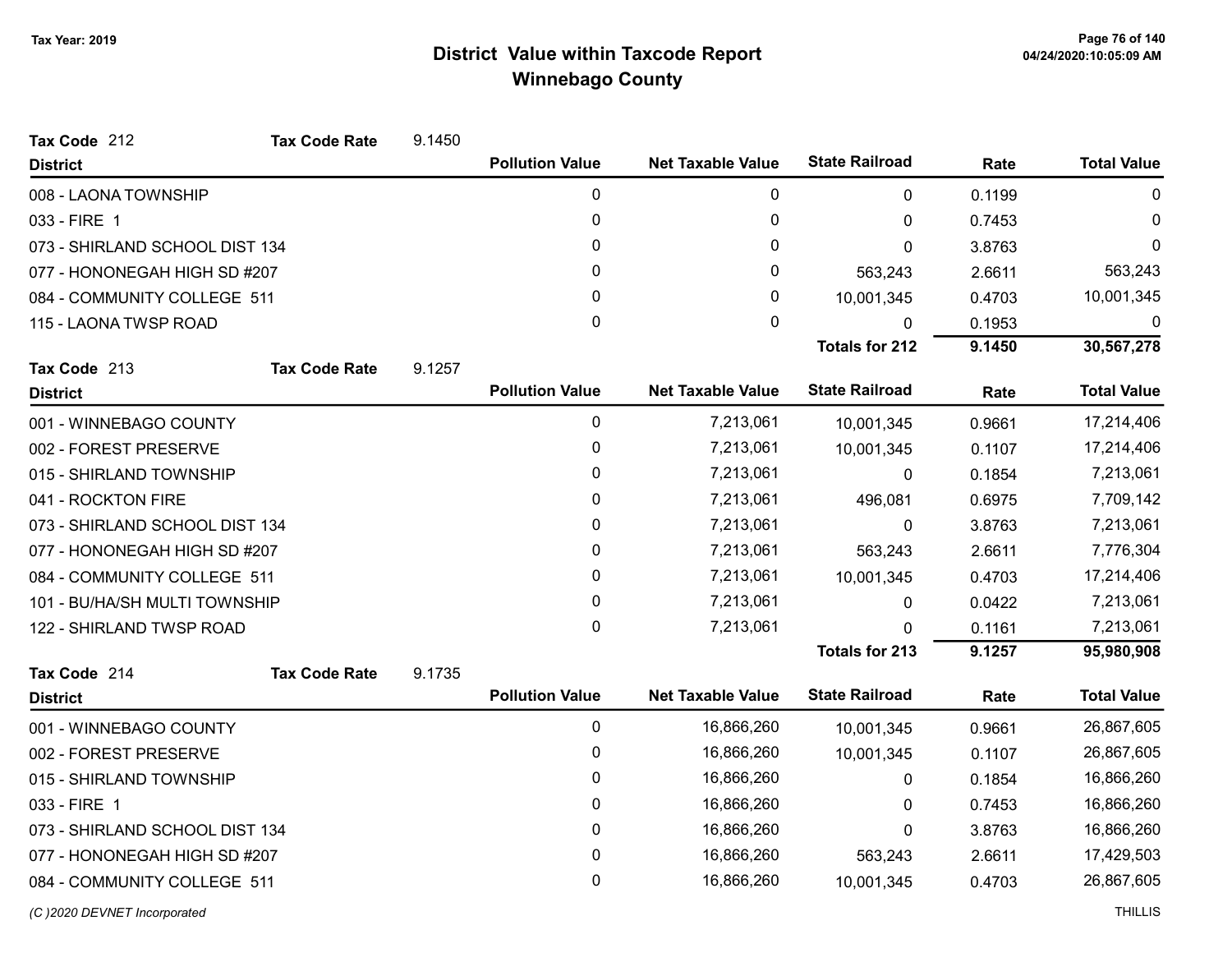# District Value within Taxcode Report

## Winnebago County

Tax Year: 2019

**Tax Code** 212 **Tax Code Rate** 9.1450

| District | Pollution Value | Net Taxable Value | State Railroad | Rate | Total Value |
|---|---|---|---|---|---|
| 008 - LAONA TOWNSHIP | 0 | 0 | 0 | 0.1199 | 0 |
| 033 - FIRE 1 | 0 | 0 | 0 | 0.7453 | 0 |
| 073 - SHIRLAND SCHOOL DIST 134 | 0 | 0 | 0 | 3.8763 | 0 |
| 077 - HONONEGAH HIGH SD #207 | 0 | 0 | 563,243 | 2.6611 | 563,243 |
| 084 - COMMUNITY COLLEGE 511 | 0 | 0 | 10,001,345 | 0.4703 | 10,001,345 |
| 115 - LAONA TWSP ROAD | 0 | 0 | 0 | 0.1953 | 0 |
| | | | **Totals for 212** | **9.1450** | **30,567,278** |

**Tax Code** 213 **Tax Code Rate** 9.1257

| District | Pollution Value | Net Taxable Value | State Railroad | Rate | Total Value |
|---|---|---|---|---|---|
| 001 - WINNEBAGO COUNTY | 0 | 7,213,061 | 10,001,345 | 0.9661 | 17,214,406 |
| 002 - FOREST PRESERVE | 0 | 7,213,061 | 10,001,345 | 0.1107 | 17,214,406 |
| 015 - SHIRLAND TOWNSHIP | 0 | 7,213,061 | 0 | 0.1854 | 7,213,061 |
| 041 - ROCKTON FIRE | 0 | 7,213,061 | 496,081 | 0.6975 | 7,709,142 |
| 073 - SHIRLAND SCHOOL DIST 134 | 0 | 7,213,061 | 0 | 3.8763 | 7,213,061 |
| 077 - HONONEGAH HIGH SD #207 | 0 | 7,213,061 | 563,243 | 2.6611 | 7,776,304 |
| 084 - COMMUNITY COLLEGE 511 | 0 | 7,213,061 | 10,001,345 | 0.4703 | 17,214,406 |
| 101 - BU/HA/SH MULTI TOWNSHIP | 0 | 7,213,061 | 0 | 0.0422 | 7,213,061 |
| 122 - SHIRLAND TWSP ROAD | 0 | 7,213,061 | 0 | 0.1161 | 7,213,061 |
| | | | **Totals for 213** | **9.1257** | **95,980,908** |

**Tax Code** 214 **Tax Code Rate** 9.1735

| District | Pollution Value | Net Taxable Value | State Railroad | Rate | Total Value |
|---|---|---|---|---|---|
| 001 - WINNEBAGO COUNTY | 0 | 16,866,260 | 10,001,345 | 0.9661 | 26,867,605 |
| 002 - FOREST PRESERVE | 0 | 16,866,260 | 10,001,345 | 0.1107 | 26,867,605 |
| 015 - SHIRLAND TOWNSHIP | 0 | 16,866,260 | 0 | 0.1854 | 16,866,260 |
| 033 - FIRE 1 | 0 | 16,866,260 | 0 | 0.7453 | 16,866,260 |
| 073 - SHIRLAND SCHOOL DIST 134 | 0 | 16,866,260 | 0 | 3.8763 | 16,866,260 |
| 077 - HONONEGAH HIGH SD #207 | 0 | 16,866,260 | 563,243 | 2.6611 | 17,429,503 |
| 084 - COMMUNITY COLLEGE 511 | 0 | 16,866,260 | 10,001,345 | 0.4703 | 26,867,605 |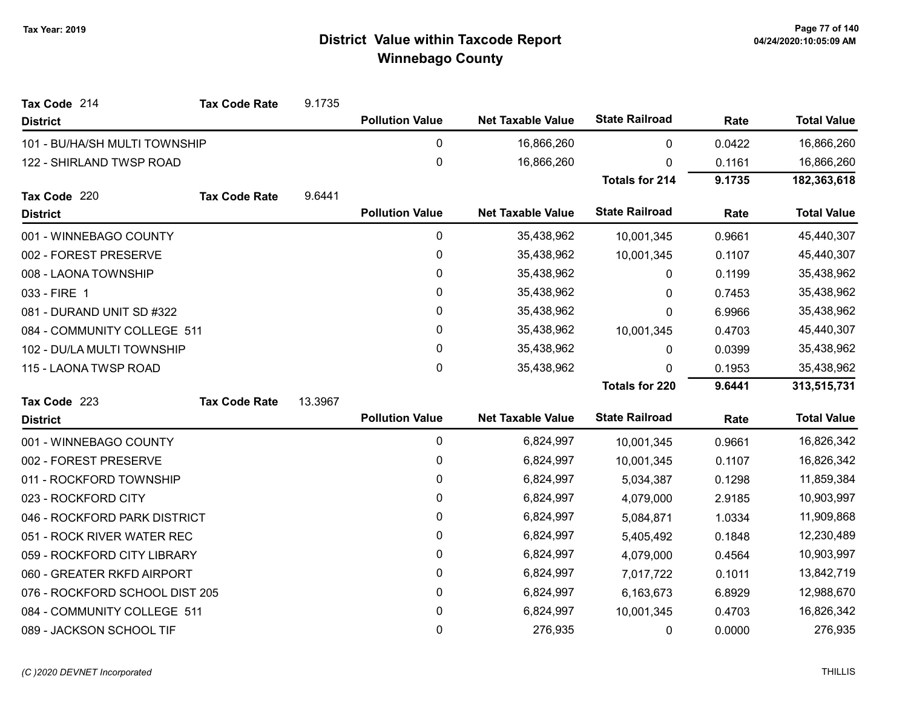# District Value within Taxcode Report
## Winnebago County

Tax Year: 2019

**Tax Code** 214 **Tax Code Rate** 9.1735

| District | Pollution Value | Net Taxable Value | State Railroad | Rate | Total Value |
|---|---|---|---|---|---|
| 101 - BU/HA/SH MULTI TOWNSHIP | 0 | 16,866,260 | 0 | 0.0422 | 16,866,260 |
| 122 - SHIRLAND TWSP ROAD | 0 | 16,866,260 | 0 | 0.1161 | 16,866,260 |
| | | | **Totals for 214** | **9.1735** | **182,363,618** |

**Tax Code** 220 **Tax Code Rate** 9.6441

| District | Pollution Value | Net Taxable Value | State Railroad | Rate | Total Value |
|---|---|---|---|---|---|
| 001 - WINNEBAGO COUNTY | 0 | 35,438,962 | 10,001,345 | 0.9661 | 45,440,307 |
| 002 - FOREST PRESERVE | 0 | 35,438,962 | 10,001,345 | 0.1107 | 45,440,307 |
| 008 - LAONA TOWNSHIP | 0 | 35,438,962 | 0 | 0.1199 | 35,438,962 |
| 033 - FIRE 1 | 0 | 35,438,962 | 0 | 0.7453 | 35,438,962 |
| 081 - DURAND UNIT SD #322 | 0 | 35,438,962 | 0 | 6.9966 | 35,438,962 |
| 084 - COMMUNITY COLLEGE 511 | 0 | 35,438,962 | 10,001,345 | 0.4703 | 45,440,307 |
| 102 - DU/LA MULTI TOWNSHIP | 0 | 35,438,962 | 0 | 0.0399 | 35,438,962 |
| 115 - LAONA TWSP ROAD | 0 | 35,438,962 | 0 | 0.1953 | 35,438,962 |
| | | | **Totals for 220** | **9.6441** | **313,515,731** |

**Tax Code** 223 **Tax Code Rate** 13.3967

| District | Pollution Value | Net Taxable Value | State Railroad | Rate | Total Value |
|---|---|---|---|---|---|
| 001 - WINNEBAGO COUNTY | 0 | 6,824,997 | 10,001,345 | 0.9661 | 16,826,342 |
| 002 - FOREST PRESERVE | 0 | 6,824,997 | 10,001,345 | 0.1107 | 16,826,342 |
| 011 - ROCKFORD TOWNSHIP | 0 | 6,824,997 | 5,034,387 | 0.1298 | 11,859,384 |
| 023 - ROCKFORD CITY | 0 | 6,824,997 | 4,079,000 | 2.9185 | 10,903,997 |
| 046 - ROCKFORD PARK DISTRICT | 0 | 6,824,997 | 5,084,871 | 1.0334 | 11,909,868 |
| 051 - ROCK RIVER WATER REC | 0 | 6,824,997 | 5,405,492 | 0.1848 | 12,230,489 |
| 059 - ROCKFORD CITY LIBRARY | 0 | 6,824,997 | 4,079,000 | 0.4564 | 10,903,997 |
| 060 - GREATER RKFD AIRPORT | 0 | 6,824,997 | 7,017,722 | 0.1011 | 13,842,719 |
| 076 - ROCKFORD SCHOOL DIST 205 | 0 | 6,824,997 | 6,163,673 | 6.8929 | 12,988,670 |
| 084 - COMMUNITY COLLEGE 511 | 0 | 6,824,997 | 10,001,345 | 0.4703 | 16,826,342 |
| 089 - JACKSON SCHOOL TIF | 0 | 276,935 | 0 | 0.0000 | 276,935 |

(C )2020 DEVNET Incorporated THILLIS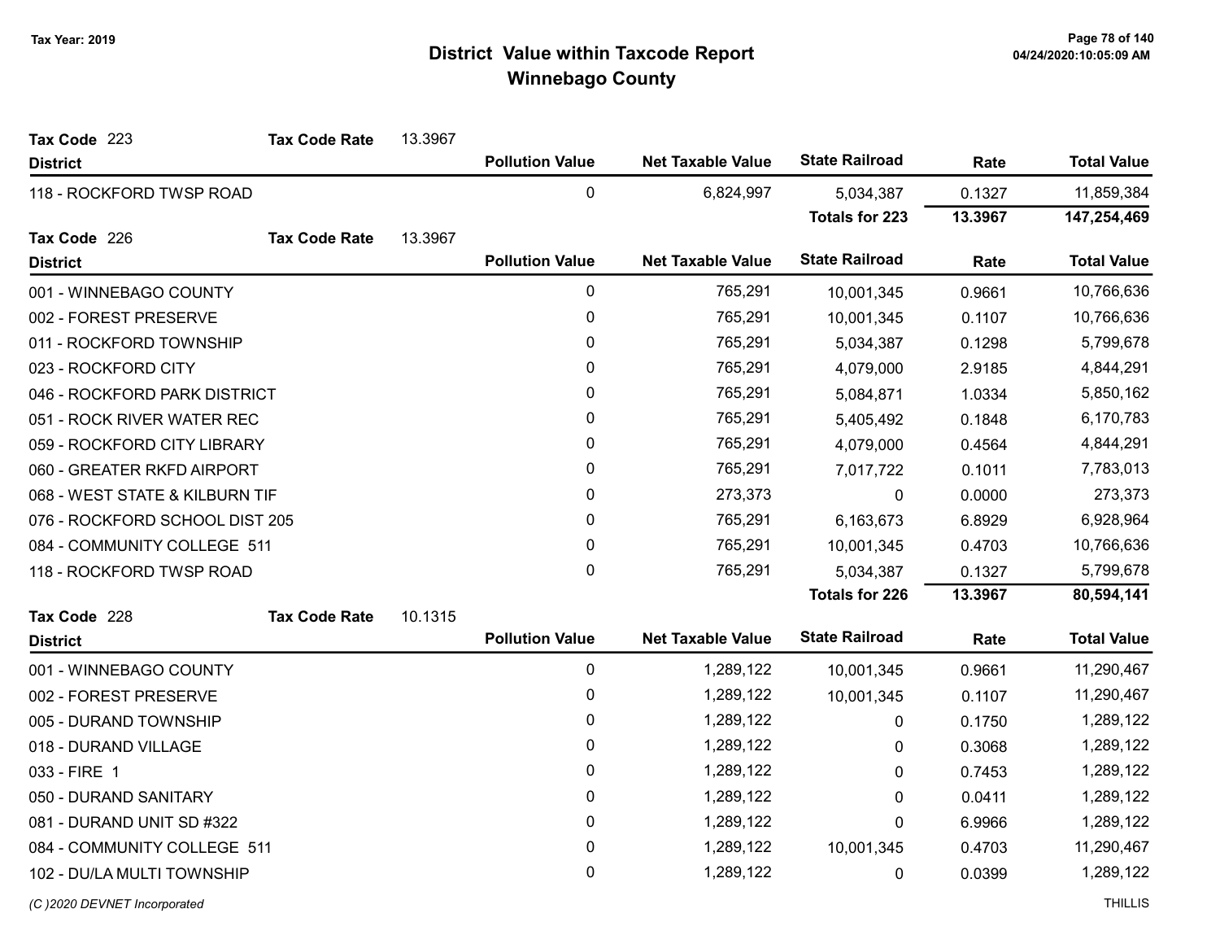# District Value within Taxcode Report

## Winnebago County

Tax Year: 2019

**Tax Code** 223 **Tax Code Rate** 13.3967

| District | Pollution Value | Net Taxable Value | State Railroad | Rate | Total Value |
|---|---|---|---|---|---|
| 118 - ROCKFORD TWSP ROAD | 0 | 6,824,997 | 5,034,387 | 0.1327 | 11,859,384 |
| | | | **Totals for 223** | **13.3967** | **147,254,469** |

**Tax Code** 226 **Tax Code Rate** 13.3967

| District | Pollution Value | Net Taxable Value | State Railroad | Rate | Total Value |
|---|---|---|---|---|---|
| 001 - WINNEBAGO COUNTY | 0 | 765,291 | 10,001,345 | 0.9661 | 10,766,636 |
| 002 - FOREST PRESERVE | 0 | 765,291 | 10,001,345 | 0.1107 | 10,766,636 |
| 011 - ROCKFORD TOWNSHIP | 0 | 765,291 | 5,034,387 | 0.1298 | 5,799,678 |
| 023 - ROCKFORD CITY | 0 | 765,291 | 4,079,000 | 2.9185 | 4,844,291 |
| 046 - ROCKFORD PARK DISTRICT | 0 | 765,291 | 5,084,871 | 1.0334 | 5,850,162 |
| 051 - ROCK RIVER WATER REC | 0 | 765,291 | 5,405,492 | 0.1848 | 6,170,783 |
| 059 - ROCKFORD CITY LIBRARY | 0 | 765,291 | 4,079,000 | 0.4564 | 4,844,291 |
| 060 - GREATER RKFD AIRPORT | 0 | 765,291 | 7,017,722 | 0.1011 | 7,783,013 |
| 068 - WEST STATE & KILBURN TIF | 0 | 273,373 | 0 | 0.0000 | 273,373 |
| 076 - ROCKFORD SCHOOL DIST 205 | 0 | 765,291 | 6,163,673 | 6.8929 | 6,928,964 |
| 084 - COMMUNITY COLLEGE 511 | 0 | 765,291 | 10,001,345 | 0.4703 | 10,766,636 |
| 118 - ROCKFORD TWSP ROAD | 0 | 765,291 | 5,034,387 | 0.1327 | 5,799,678 |
| | | | **Totals for 226** | **13.3967** | **80,594,141** |

**Tax Code** 228 **Tax Code Rate** 10.1315

| District | Pollution Value | Net Taxable Value | State Railroad | Rate | Total Value |
|---|---|---|---|---|---|
| 001 - WINNEBAGO COUNTY | 0 | 1,289,122 | 10,001,345 | 0.9661 | 11,290,467 |
| 002 - FOREST PRESERVE | 0 | 1,289,122 | 10,001,345 | 0.1107 | 11,290,467 |
| 005 - DURAND TOWNSHIP | 0 | 1,289,122 | 0 | 0.1750 | 1,289,122 |
| 018 - DURAND VILLAGE | 0 | 1,289,122 | 0 | 0.3068 | 1,289,122 |
| 033 - FIRE 1 | 0 | 1,289,122 | 0 | 0.7453 | 1,289,122 |
| 050 - DURAND SANITARY | 0 | 1,289,122 | 0 | 0.0411 | 1,289,122 |
| 081 - DURAND UNIT SD #322 | 0 | 1,289,122 | 0 | 6.9966 | 1,289,122 |
| 084 - COMMUNITY COLLEGE 511 | 0 | 1,289,122 | 10,001,345 | 0.4703 | 11,290,467 |
| 102 - DU/LA MULTI TOWNSHIP | 0 | 1,289,122 | 0 | 0.0399 | 1,289,122 |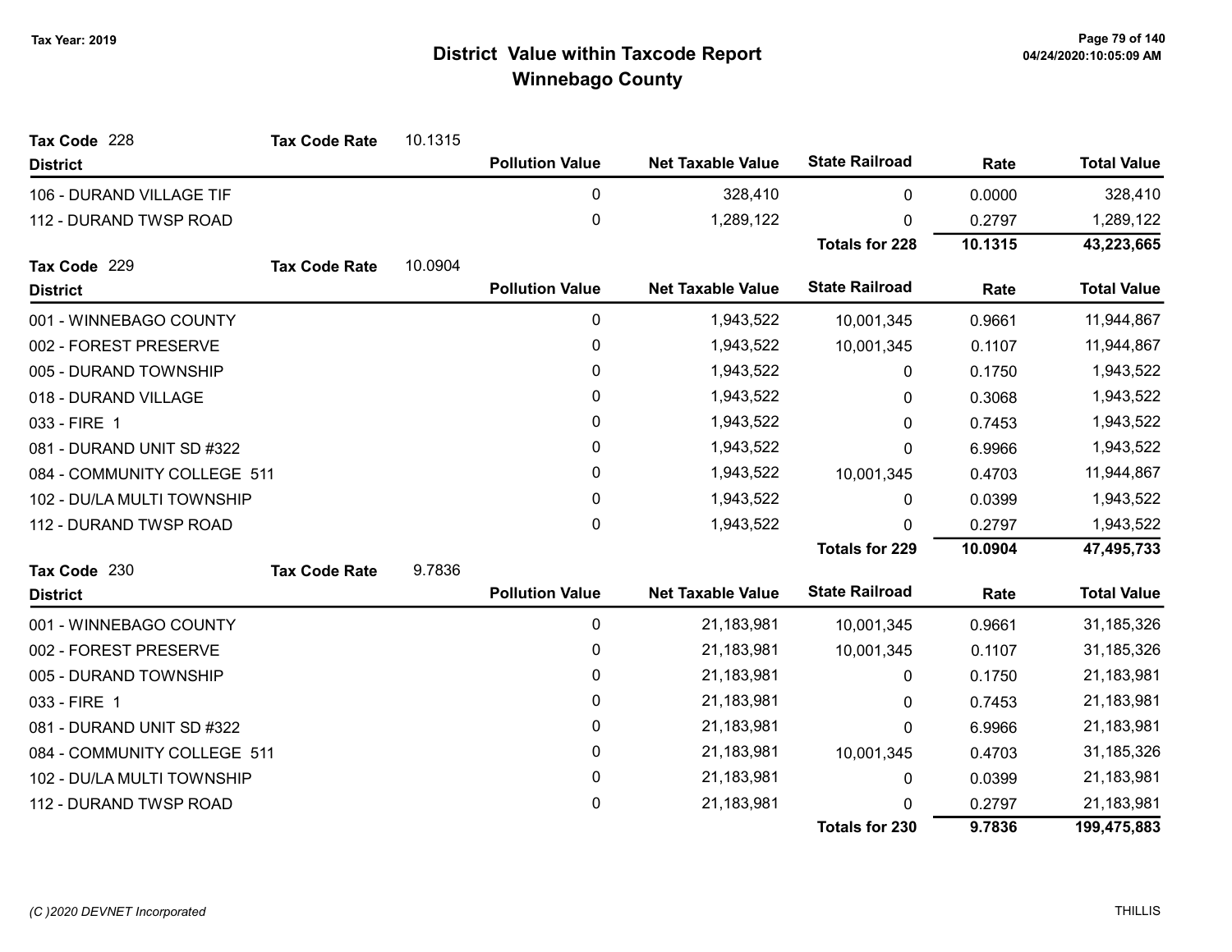# District Value within Taxcode Report
## Winnebago County

Tax Year: 2019

**Tax Code** 228 **Tax Code Rate** 10.1315

| District | Pollution Value | Net Taxable Value | State Railroad | Rate | Total Value |
|---|---|---|---|---|---|
| 106 - DURAND VILLAGE TIF | 0 | 328,410 | 0 | 0.0000 | 328,410 |
| 112 - DURAND TWSP ROAD | 0 | 1,289,122 | 0 | 0.2797 | 1,289,122 |
| | | | **Totals for 228** | **10.1315** | **43,223,665** |

**Tax Code** 229 **Tax Code Rate** 10.0904

| District | Pollution Value | Net Taxable Value | State Railroad | Rate | Total Value |
|---|---|---|---|---|---|
| 001 - WINNEBAGO COUNTY | 0 | 1,943,522 | 10,001,345 | 0.9661 | 11,944,867 |
| 002 - FOREST PRESERVE | 0 | 1,943,522 | 10,001,345 | 0.1107 | 11,944,867 |
| 005 - DURAND TOWNSHIP | 0 | 1,943,522 | 0 | 0.1750 | 1,943,522 |
| 018 - DURAND VILLAGE | 0 | 1,943,522 | 0 | 0.3068 | 1,943,522 |
| 033 - FIRE 1 | 0 | 1,943,522 | 0 | 0.7453 | 1,943,522 |
| 081 - DURAND UNIT SD #322 | 0 | 1,943,522 | 0 | 6.9966 | 1,943,522 |
| 084 - COMMUNITY COLLEGE 511 | 0 | 1,943,522 | 10,001,345 | 0.4703 | 11,944,867 |
| 102 - DU/LA MULTI TOWNSHIP | 0 | 1,943,522 | 0 | 0.0399 | 1,943,522 |
| 112 - DURAND TWSP ROAD | 0 | 1,943,522 | 0 | 0.2797 | 1,943,522 |
| | | | **Totals for 229** | **10.0904** | **47,495,733** |

**Tax Code** 230 **Tax Code Rate** 9.7836

| District | Pollution Value | Net Taxable Value | State Railroad | Rate | Total Value |
|---|---|---|---|---|---|
| 001 - WINNEBAGO COUNTY | 0 | 21,183,981 | 10,001,345 | 0.9661 | 31,185,326 |
| 002 - FOREST PRESERVE | 0 | 21,183,981 | 10,001,345 | 0.1107 | 31,185,326 |
| 005 - DURAND TOWNSHIP | 0 | 21,183,981 | 0 | 0.1750 | 21,183,981 |
| 033 - FIRE 1 | 0 | 21,183,981 | 0 | 0.7453 | 21,183,981 |
| 081 - DURAND UNIT SD #322 | 0 | 21,183,981 | 0 | 6.9966 | 21,183,981 |
| 084 - COMMUNITY COLLEGE 511 | 0 | 21,183,981 | 10,001,345 | 0.4703 | 31,185,326 |
| 102 - DU/LA MULTI TOWNSHIP | 0 | 21,183,981 | 0 | 0.0399 | 21,183,981 |
| 112 - DURAND TWSP ROAD | 0 | 21,183,981 | 0 | 0.2797 | 21,183,981 |
| | | | **Totals for 230** | **9.7836** | **199,475,883** |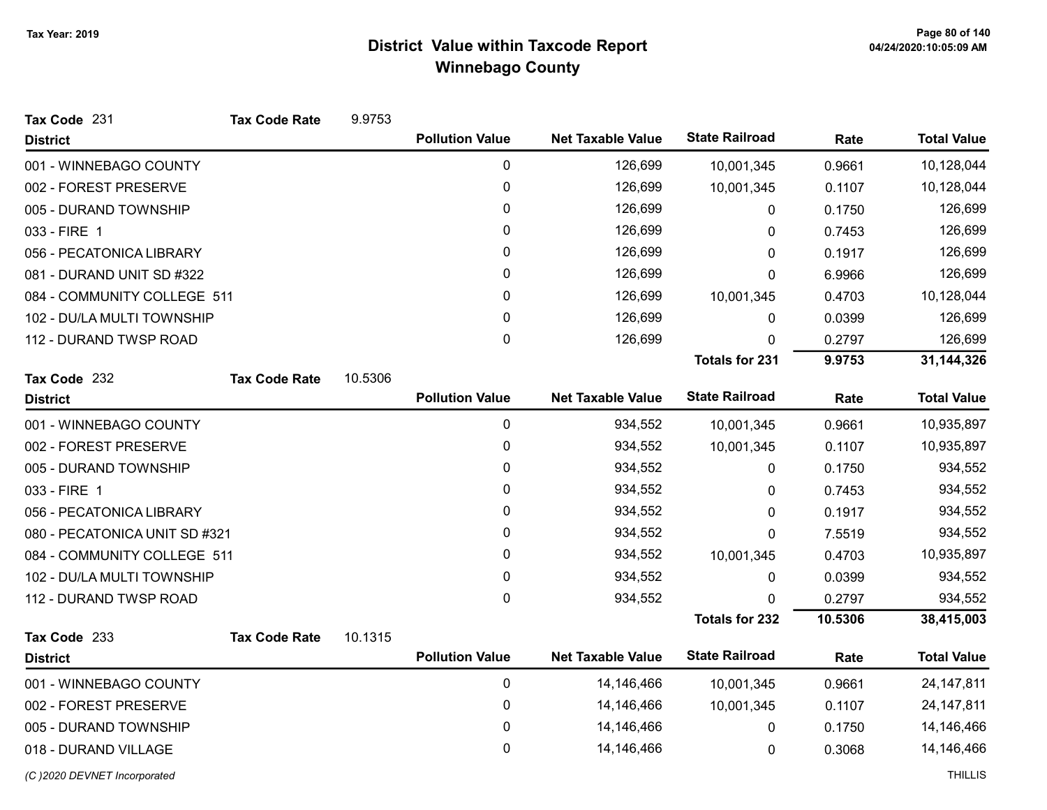# District Value within Taxcode Report
## Winnebago County

Tax Year: 2019

**Tax Code** 231 **Tax Code Rate** 9.9753

| District | Pollution Value | Net Taxable Value | State Railroad | Rate | Total Value |
|---|---|---|---|---|---|
| 001 - WINNEBAGO COUNTY | 0 | 126,699 | 10,001,345 | 0.9661 | 10,128,044 |
| 002 - FOREST PRESERVE | 0 | 126,699 | 10,001,345 | 0.1107 | 10,128,044 |
| 005 - DURAND TOWNSHIP | 0 | 126,699 | 0 | 0.1750 | 126,699 |
| 033 - FIRE 1 | 0 | 126,699 | 0 | 0.7453 | 126,699 |
| 056 - PECATONICA LIBRARY | 0 | 126,699 | 0 | 0.1917 | 126,699 |
| 081 - DURAND UNIT SD #322 | 0 | 126,699 | 0 | 6.9966 | 126,699 |
| 084 - COMMUNITY COLLEGE 511 | 0 | 126,699 | 10,001,345 | 0.4703 | 10,128,044 |
| 102 - DU/LA MULTI TOWNSHIP | 0 | 126,699 | 0 | 0.0399 | 126,699 |
| 112 - DURAND TWSP ROAD | 0 | 126,699 | 0 | 0.2797 | 126,699 |
| | | | **Totals for 231** | **9.9753** | **31,144,326** |

**Tax Code** 232 **Tax Code Rate** 10.5306

| District | Pollution Value | Net Taxable Value | State Railroad | Rate | Total Value |
|---|---|---|---|---|---|
| 001 - WINNEBAGO COUNTY | 0 | 934,552 | 10,001,345 | 0.9661 | 10,935,897 |
| 002 - FOREST PRESERVE | 0 | 934,552 | 10,001,345 | 0.1107 | 10,935,897 |
| 005 - DURAND TOWNSHIP | 0 | 934,552 | 0 | 0.1750 | 934,552 |
| 033 - FIRE 1 | 0 | 934,552 | 0 | 0.7453 | 934,552 |
| 056 - PECATONICA LIBRARY | 0 | 934,552 | 0 | 0.1917 | 934,552 |
| 080 - PECATONICA UNIT SD #321 | 0 | 934,552 | 0 | 7.5519 | 934,552 |
| 084 - COMMUNITY COLLEGE 511 | 0 | 934,552 | 10,001,345 | 0.4703 | 10,935,897 |
| 102 - DU/LA MULTI TOWNSHIP | 0 | 934,552 | 0 | 0.0399 | 934,552 |
| 112 - DURAND TWSP ROAD | 0 | 934,552 | 0 | 0.2797 | 934,552 |
| | | | **Totals for 232** | **10.5306** | **38,415,003** |

**Tax Code** 233 **Tax Code Rate** 10.1315

| District | Pollution Value | Net Taxable Value | State Railroad | Rate | Total Value |
|---|---|---|---|---|---|
| 001 - WINNEBAGO COUNTY | 0 | 14,146,466 | 10,001,345 | 0.9661 | 24,147,811 |
| 002 - FOREST PRESERVE | 0 | 14,146,466 | 10,001,345 | 0.1107 | 24,147,811 |
| 005 - DURAND TOWNSHIP | 0 | 14,146,466 | 0 | 0.1750 | 14,146,466 |
| 018 - DURAND VILLAGE | 0 | 14,146,466 | 0 | 0.3068 | 14,146,466 |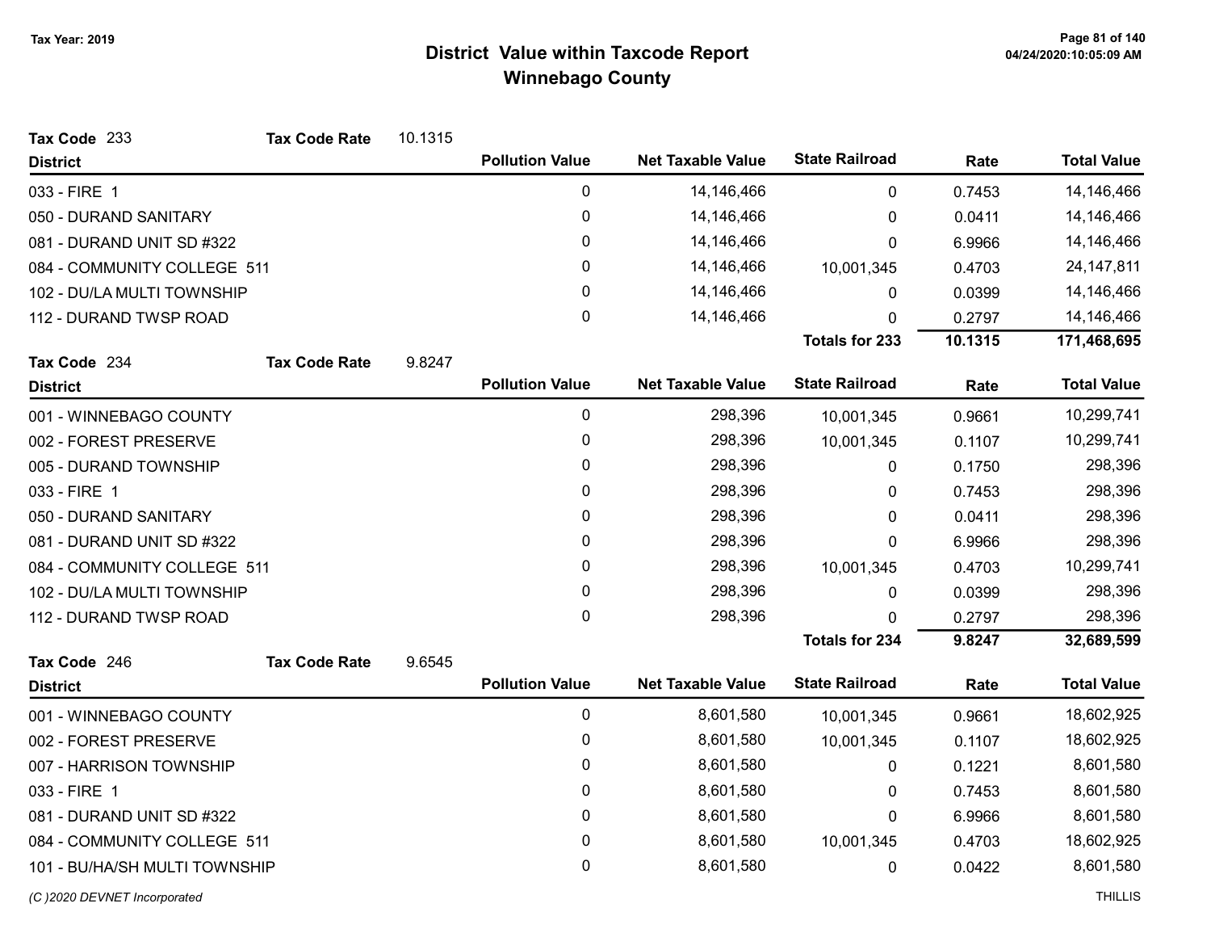Tax Year: 2019

# District Value within Taxcode Report
## Winnebago County

**Tax Code** 233 **Tax Code Rate** 10.1315

| District | Pollution Value | Net Taxable Value | State Railroad | Rate | Total Value |
|---|---|---|---|---|---|
| 033 - FIRE 1 | 0 | 14,146,466 | 0 | 0.7453 | 14,146,466 |
| 050 - DURAND SANITARY | 0 | 14,146,466 | 0 | 0.0411 | 14,146,466 |
| 081 - DURAND UNIT SD #322 | 0 | 14,146,466 | 0 | 6.9966 | 14,146,466 |
| 084 - COMMUNITY COLLEGE 511 | 0 | 14,146,466 | 10,001,345 | 0.4703 | 24,147,811 |
| 102 - DU/LA MULTI TOWNSHIP | 0 | 14,146,466 | 0 | 0.0399 | 14,146,466 |
| 112 - DURAND TWSP ROAD | 0 | 14,146,466 | 0 | 0.2797 | 14,146,466 |
| | | | **Totals for 233** | **10.1315** | **171,468,695** |

**Tax Code** 234 **Tax Code Rate** 9.8247

| District | Pollution Value | Net Taxable Value | State Railroad | Rate | Total Value |
|---|---|---|---|---|---|
| 001 - WINNEBAGO COUNTY | 0 | 298,396 | 10,001,345 | 0.9661 | 10,299,741 |
| 002 - FOREST PRESERVE | 0 | 298,396 | 10,001,345 | 0.1107 | 10,299,741 |
| 005 - DURAND TOWNSHIP | 0 | 298,396 | 0 | 0.1750 | 298,396 |
| 033 - FIRE 1 | 0 | 298,396 | 0 | 0.7453 | 298,396 |
| 050 - DURAND SANITARY | 0 | 298,396 | 0 | 0.0411 | 298,396 |
| 081 - DURAND UNIT SD #322 | 0 | 298,396 | 0 | 6.9966 | 298,396 |
| 084 - COMMUNITY COLLEGE 511 | 0 | 298,396 | 10,001,345 | 0.4703 | 10,299,741 |
| 102 - DU/LA MULTI TOWNSHIP | 0 | 298,396 | 0 | 0.0399 | 298,396 |
| 112 - DURAND TWSP ROAD | 0 | 298,396 | 0 | 0.2797 | 298,396 |
| | | | **Totals for 234** | **9.8247** | **32,689,599** |

**Tax Code** 246 **Tax Code Rate** 9.6545

| District | Pollution Value | Net Taxable Value | State Railroad | Rate | Total Value |
|---|---|---|---|---|---|
| 001 - WINNEBAGO COUNTY | 0 | 8,601,580 | 10,001,345 | 0.9661 | 18,602,925 |
| 002 - FOREST PRESERVE | 0 | 8,601,580 | 10,001,345 | 0.1107 | 18,602,925 |
| 007 - HARRISON TOWNSHIP | 0 | 8,601,580 | 0 | 0.1221 | 8,601,580 |
| 033 - FIRE 1 | 0 | 8,601,580 | 0 | 0.7453 | 8,601,580 |
| 081 - DURAND UNIT SD #322 | 0 | 8,601,580 | 0 | 6.9966 | 8,601,580 |
| 084 - COMMUNITY COLLEGE 511 | 0 | 8,601,580 | 10,001,345 | 0.4703 | 18,602,925 |
| 101 - BU/HA/SH MULTI TOWNSHIP | 0 | 8,601,580 | 0 | 0.0422 | 8,601,580 |

*(C )2020 DEVNET Incorporated* THILLIS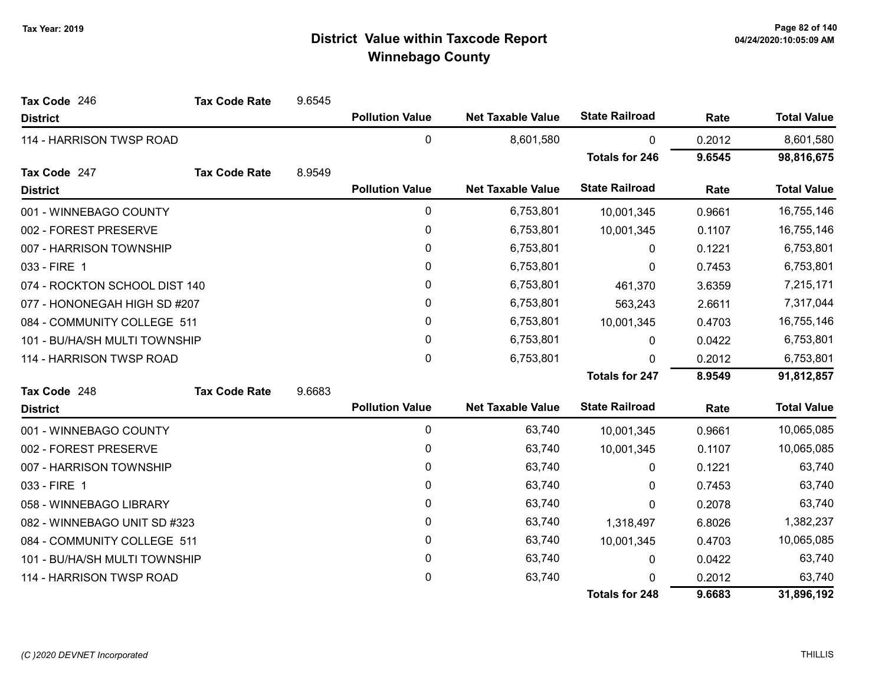# District Value within Taxcode Report
## Winnebago County

Tax Year: 2019

**Tax Code** 246 **Tax Code Rate** 9.6545

| District | Pollution Value | Net Taxable Value | State Railroad | Rate | Total Value |
|---|---|---|---|---|---|
| 114 - HARRISON TWSP ROAD | 0 | 8,601,580 | 0 | 0.2012 | 8,601,580 |
| | | | **Totals for 246** | **9.6545** | **98,816,675** |

**Tax Code** 247 **Tax Code Rate** 8.9549

| District | Pollution Value | Net Taxable Value | State Railroad | Rate | Total Value |
|---|---|---|---|---|---|
| 001 - WINNEBAGO COUNTY | 0 | 6,753,801 | 10,001,345 | 0.9661 | 16,755,146 |
| 002 - FOREST PRESERVE | 0 | 6,753,801 | 10,001,345 | 0.1107 | 16,755,146 |
| 007 - HARRISON TOWNSHIP | 0 | 6,753,801 | 0 | 0.1221 | 6,753,801 |
| 033 - FIRE 1 | 0 | 6,753,801 | 0 | 0.7453 | 6,753,801 |
| 074 - ROCKTON SCHOOL DIST 140 | 0 | 6,753,801 | 461,370 | 3.6359 | 7,215,171 |
| 077 - HONONEGAH HIGH SD #207 | 0 | 6,753,801 | 563,243 | 2.6611 | 7,317,044 |
| 084 - COMMUNITY COLLEGE 511 | 0 | 6,753,801 | 10,001,345 | 0.4703 | 16,755,146 |
| 101 - BU/HA/SH MULTI TOWNSHIP | 0 | 6,753,801 | 0 | 0.0422 | 6,753,801 |
| 114 - HARRISON TWSP ROAD | 0 | 6,753,801 | 0 | 0.2012 | 6,753,801 |
| | | | **Totals for 247** | **8.9549** | **91,812,857** |

**Tax Code** 248 **Tax Code Rate** 9.6683

| District | Pollution Value | Net Taxable Value | State Railroad | Rate | Total Value |
|---|---|---|---|---|---|
| 001 - WINNEBAGO COUNTY | 0 | 63,740 | 10,001,345 | 0.9661 | 10,065,085 |
| 002 - FOREST PRESERVE | 0 | 63,740 | 10,001,345 | 0.1107 | 10,065,085 |
| 007 - HARRISON TOWNSHIP | 0 | 63,740 | 0 | 0.1221 | 63,740 |
| 033 - FIRE 1 | 0 | 63,740 | 0 | 0.7453 | 63,740 |
| 058 - WINNEBAGO LIBRARY | 0 | 63,740 | 0 | 0.2078 | 63,740 |
| 082 - WINNEBAGO UNIT SD #323 | 0 | 63,740 | 1,318,497 | 6.8026 | 1,382,237 |
| 084 - COMMUNITY COLLEGE 511 | 0 | 63,740 | 10,001,345 | 0.4703 | 10,065,085 |
| 101 - BU/HA/SH MULTI TOWNSHIP | 0 | 63,740 | 0 | 0.0422 | 63,740 |
| 114 - HARRISON TWSP ROAD | 0 | 63,740 | 0 | 0.2012 | 63,740 |
| | | | **Totals for 248** | **9.6683** | **31,896,192** |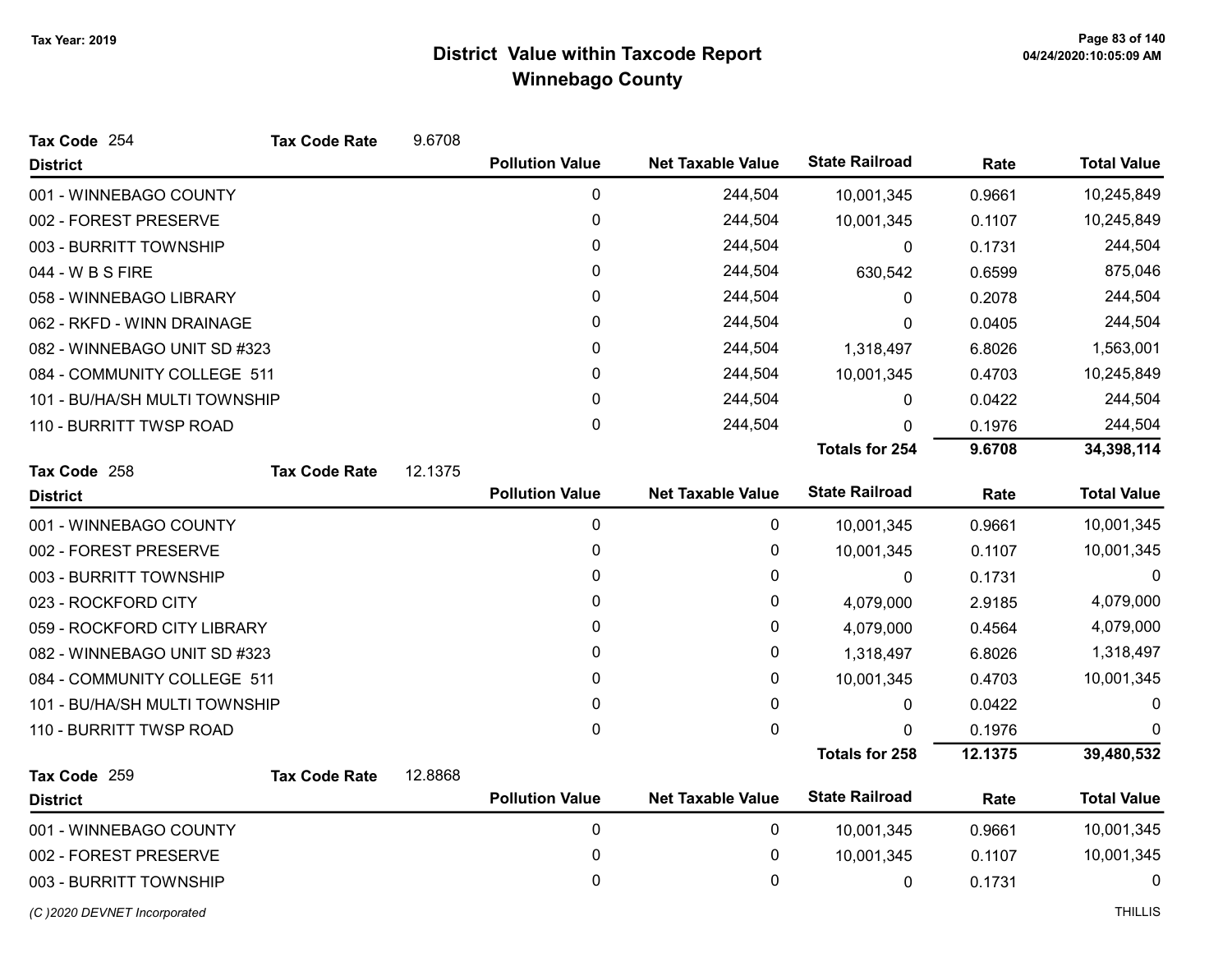# District Value within Taxcode Report
## Winnebago County

Tax Year: 2019

**Tax Code** 254 **Tax Code Rate** 9.6708

| District | Pollution Value | Net Taxable Value | State Railroad | Rate | Total Value |
|---|---|---|---|---|---|
| 001 - WINNEBAGO COUNTY | 0 | 244,504 | 10,001,345 | 0.9661 | 10,245,849 |
| 002 - FOREST PRESERVE | 0 | 244,504 | 10,001,345 | 0.1107 | 10,245,849 |
| 003 - BURRITT TOWNSHIP | 0 | 244,504 | 0 | 0.1731 | 244,504 |
| 044 - W B S FIRE | 0 | 244,504 | 630,542 | 0.6599 | 875,046 |
| 058 - WINNEBAGO LIBRARY | 0 | 244,504 | 0 | 0.2078 | 244,504 |
| 062 - RKFD - WINN DRAINAGE | 0 | 244,504 | 0 | 0.0405 | 244,504 |
| 082 - WINNEBAGO UNIT SD #323 | 0 | 244,504 | 1,318,497 | 6.8026 | 1,563,001 |
| 084 - COMMUNITY COLLEGE 511 | 0 | 244,504 | 10,001,345 | 0.4703 | 10,245,849 |
| 101 - BU/HA/SH MULTI TOWNSHIP | 0 | 244,504 | 0 | 0.0422 | 244,504 |
| 110 - BURRITT TWSP ROAD | 0 | 244,504 | 0 | 0.1976 | 244,504 |
| | | | **Totals for 254** | **9.6708** | **34,398,114** |

**Tax Code** 258 **Tax Code Rate** 12.1375

| District | Pollution Value | Net Taxable Value | State Railroad | Rate | Total Value |
|---|---|---|---|---|---|
| 001 - WINNEBAGO COUNTY | 0 | 0 | 10,001,345 | 0.9661 | 10,001,345 |
| 002 - FOREST PRESERVE | 0 | 0 | 10,001,345 | 0.1107 | 10,001,345 |
| 003 - BURRITT TOWNSHIP | 0 | 0 | 0 | 0.1731 | 0 |
| 023 - ROCKFORD CITY | 0 | 0 | 4,079,000 | 2.9185 | 4,079,000 |
| 059 - ROCKFORD CITY LIBRARY | 0 | 0 | 4,079,000 | 0.4564 | 4,079,000 |
| 082 - WINNEBAGO UNIT SD #323 | 0 | 0 | 1,318,497 | 6.8026 | 1,318,497 |
| 084 - COMMUNITY COLLEGE 511 | 0 | 0 | 10,001,345 | 0.4703 | 10,001,345 |
| 101 - BU/HA/SH MULTI TOWNSHIP | 0 | 0 | 0 | 0.0422 | 0 |
| 110 - BURRITT TWSP ROAD | 0 | 0 | 0 | 0.1976 | 0 |
| | | | **Totals for 258** | **12.1375** | **39,480,532** |

**Tax Code** 259 **Tax Code Rate** 12.8868

| District | Pollution Value | Net Taxable Value | State Railroad | Rate | Total Value |
|---|---|---|---|---|---|
| 001 - WINNEBAGO COUNTY | 0 | 0 | 10,001,345 | 0.9661 | 10,001,345 |
| 002 - FOREST PRESERVE | 0 | 0 | 10,001,345 | 0.1107 | 10,001,345 |
| 003 - BURRITT TOWNSHIP | 0 | 0 | 0 | 0.1731 | 0 |

*(C )2020 DEVNET Incorporated* THILLIS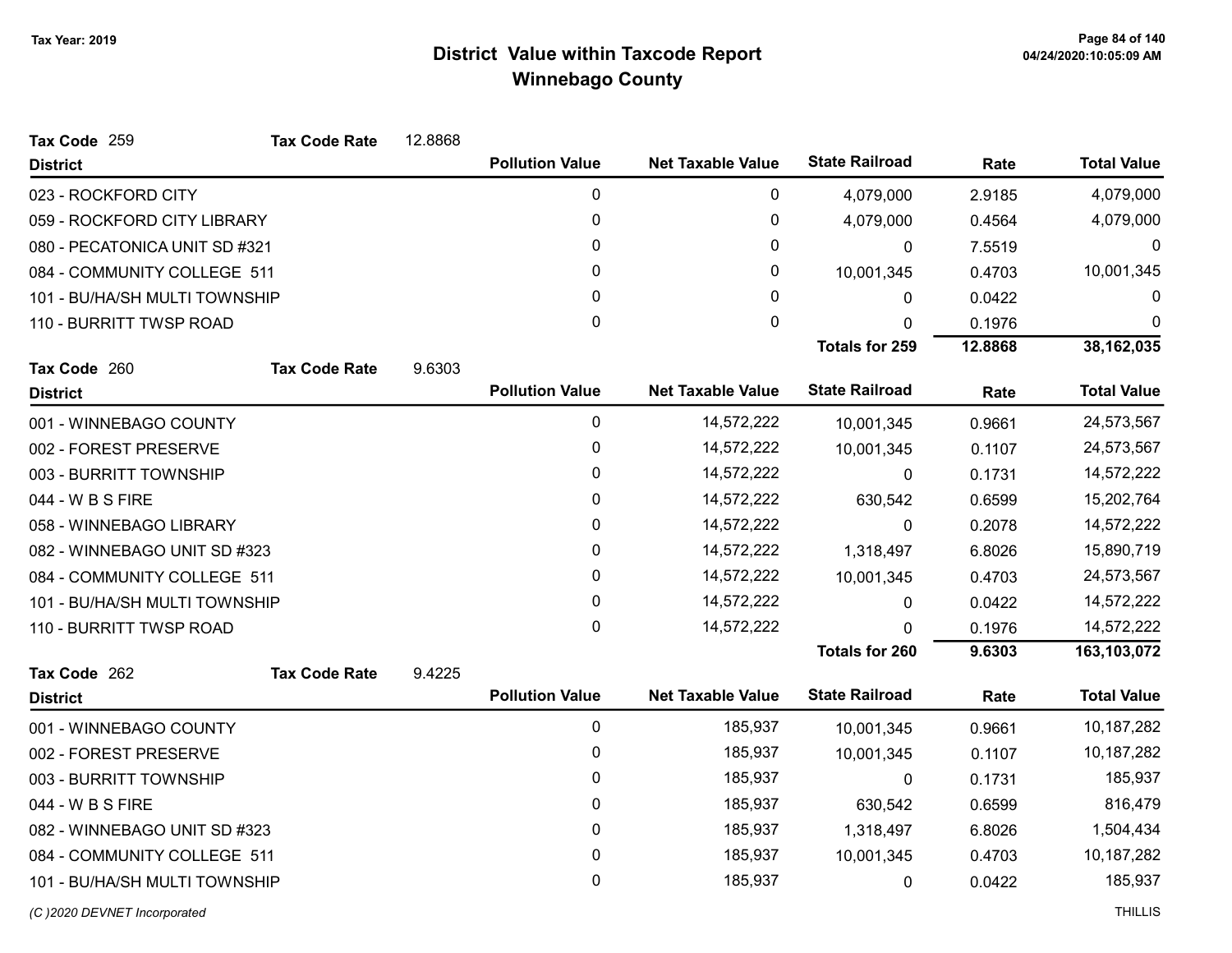# District Value within Taxcode Report

## Winnebago County

Tax Year: 2019

**Tax Code** 259 **Tax Code Rate** 12.8868

| District | Pollution Value | Net Taxable Value | State Railroad | Rate | Total Value |
|---|---|---|---|---|---|
| 023 - ROCKFORD CITY | 0 | 0 | 4,079,000 | 2.9185 | 4,079,000 |
| 059 - ROCKFORD CITY LIBRARY | 0 | 0 | 4,079,000 | 0.4564 | 4,079,000 |
| 080 - PECATONICA UNIT SD #321 | 0 | 0 | 0 | 7.5519 | 0 |
| 084 - COMMUNITY COLLEGE 511 | 0 | 0 | 10,001,345 | 0.4703 | 10,001,345 |
| 101 - BU/HA/SH MULTI TOWNSHIP | 0 | 0 | 0 | 0.0422 | 0 |
| 110 - BURRITT TWSP ROAD | 0 | 0 | 0 | 0.1976 | 0 |
| | | | **Totals for 259** | **12.8868** | **38,162,035** |

**Tax Code** 260 **Tax Code Rate** 9.6303

| District | Pollution Value | Net Taxable Value | State Railroad | Rate | Total Value |
|---|---|---|---|---|---|
| 001 - WINNEBAGO COUNTY | 0 | 14,572,222 | 10,001,345 | 0.9661 | 24,573,567 |
| 002 - FOREST PRESERVE | 0 | 14,572,222 | 10,001,345 | 0.1107 | 24,573,567 |
| 003 - BURRITT TOWNSHIP | 0 | 14,572,222 | 0 | 0.1731 | 14,572,222 |
| 044 - W B S FIRE | 0 | 14,572,222 | 630,542 | 0.6599 | 15,202,764 |
| 058 - WINNEBAGO LIBRARY | 0 | 14,572,222 | 0 | 0.2078 | 14,572,222 |
| 082 - WINNEBAGO UNIT SD #323 | 0 | 14,572,222 | 1,318,497 | 6.8026 | 15,890,719 |
| 084 - COMMUNITY COLLEGE 511 | 0 | 14,572,222 | 10,001,345 | 0.4703 | 24,573,567 |
| 101 - BU/HA/SH MULTI TOWNSHIP | 0 | 14,572,222 | 0 | 0.0422 | 14,572,222 |
| 110 - BURRITT TWSP ROAD | 0 | 14,572,222 | 0 | 0.1976 | 14,572,222 |
| | | | **Totals for 260** | **9.6303** | **163,103,072** |

**Tax Code** 262 **Tax Code Rate** 9.4225

| District | Pollution Value | Net Taxable Value | State Railroad | Rate | Total Value |
|---|---|---|---|---|---|
| 001 - WINNEBAGO COUNTY | 0 | 185,937 | 10,001,345 | 0.9661 | 10,187,282 |
| 002 - FOREST PRESERVE | 0 | 185,937 | 10,001,345 | 0.1107 | 10,187,282 |
| 003 - BURRITT TOWNSHIP | 0 | 185,937 | 0 | 0.1731 | 185,937 |
| 044 - W B S FIRE | 0 | 185,937 | 630,542 | 0.6599 | 816,479 |
| 082 - WINNEBAGO UNIT SD #323 | 0 | 185,937 | 1,318,497 | 6.8026 | 1,504,434 |
| 084 - COMMUNITY COLLEGE 511 | 0 | 185,937 | 10,001,345 | 0.4703 | 10,187,282 |
| 101 - BU/HA/SH MULTI TOWNSHIP | 0 | 185,937 | 0 | 0.0422 | 185,937 |

*(C )2020 DEVNET Incorporated* THILLIS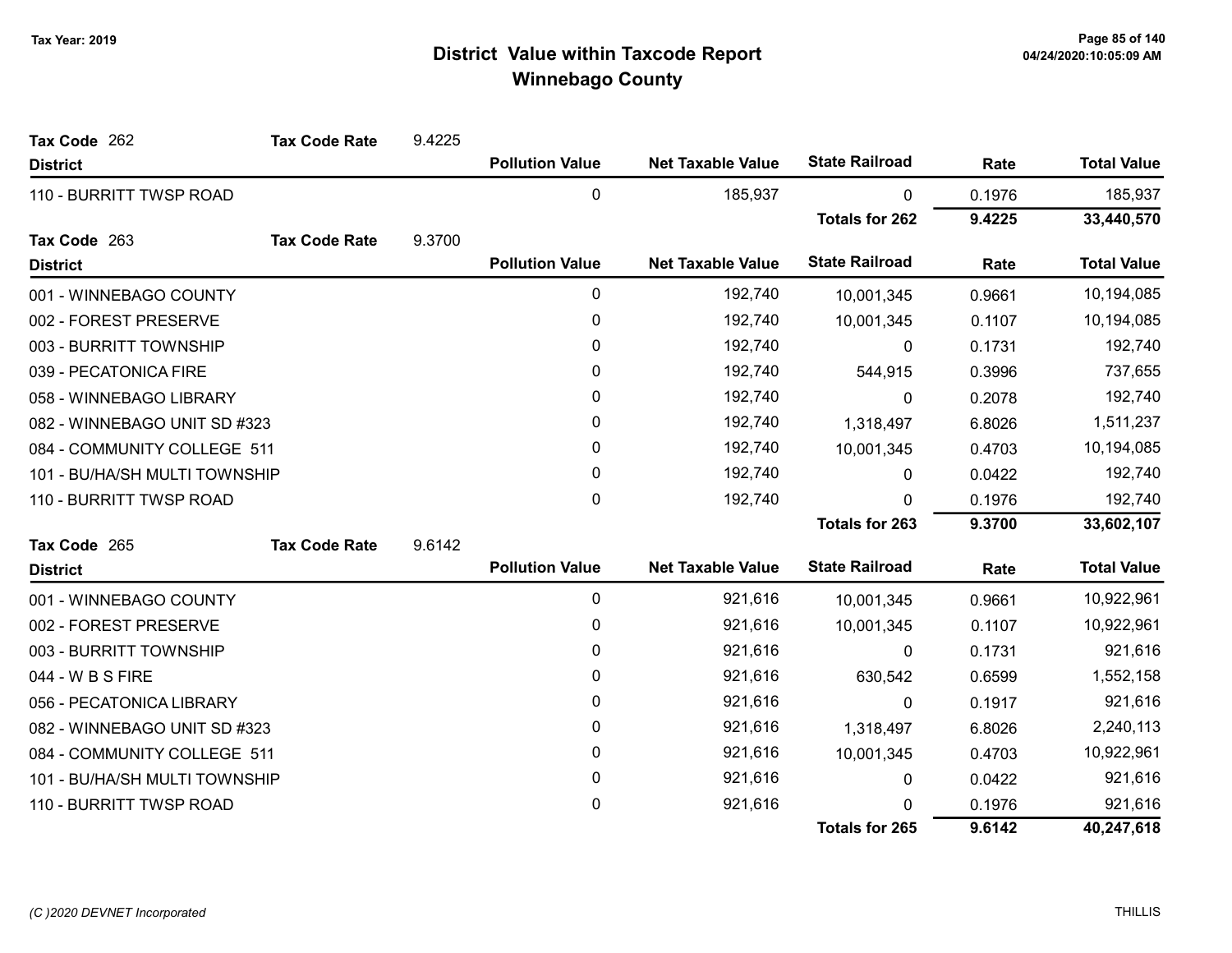# District Value within Taxcode Report
## Winnebago County

Tax Year: 2019

**Tax Code** 262 — **Tax Code Rate** 9.4225

| District | Pollution Value | Net Taxable Value | State Railroad | Rate | Total Value |
|---|---|---|---|---|---|
| 110 - BURRITT TWSP ROAD | 0 | 185,937 | 0 | 0.1976 | 185,937 |
| | | | **Totals for 262** | **9.4225** | **33,440,570** |

**Tax Code** 263 — **Tax Code Rate** 9.3700

| District | Pollution Value | Net Taxable Value | State Railroad | Rate | Total Value |
|---|---|---|---|---|---|
| 001 - WINNEBAGO COUNTY | 0 | 192,740 | 10,001,345 | 0.9661 | 10,194,085 |
| 002 - FOREST PRESERVE | 0 | 192,740 | 10,001,345 | 0.1107 | 10,194,085 |
| 003 - BURRITT TOWNSHIP | 0 | 192,740 | 0 | 0.1731 | 192,740 |
| 039 - PECATONICA FIRE | 0 | 192,740 | 544,915 | 0.3996 | 737,655 |
| 058 - WINNEBAGO LIBRARY | 0 | 192,740 | 0 | 0.2078 | 192,740 |
| 082 - WINNEBAGO UNIT SD #323 | 0 | 192,740 | 1,318,497 | 6.8026 | 1,511,237 |
| 084 - COMMUNITY COLLEGE 511 | 0 | 192,740 | 10,001,345 | 0.4703 | 10,194,085 |
| 101 - BU/HA/SH MULTI TOWNSHIP | 0 | 192,740 | 0 | 0.0422 | 192,740 |
| 110 - BURRITT TWSP ROAD | 0 | 192,740 | 0 | 0.1976 | 192,740 |
| | | | **Totals for 263** | **9.3700** | **33,602,107** |

**Tax Code** 265 — **Tax Code Rate** 9.6142

| District | Pollution Value | Net Taxable Value | State Railroad | Rate | Total Value |
|---|---|---|---|---|---|
| 001 - WINNEBAGO COUNTY | 0 | 921,616 | 10,001,345 | 0.9661 | 10,922,961 |
| 002 - FOREST PRESERVE | 0 | 921,616 | 10,001,345 | 0.1107 | 10,922,961 |
| 003 - BURRITT TOWNSHIP | 0 | 921,616 | 0 | 0.1731 | 921,616 |
| 044 - W B S FIRE | 0 | 921,616 | 630,542 | 0.6599 | 1,552,158 |
| 056 - PECATONICA LIBRARY | 0 | 921,616 | 0 | 0.1917 | 921,616 |
| 082 - WINNEBAGO UNIT SD #323 | 0 | 921,616 | 1,318,497 | 6.8026 | 2,240,113 |
| 084 - COMMUNITY COLLEGE 511 | 0 | 921,616 | 10,001,345 | 0.4703 | 10,922,961 |
| 101 - BU/HA/SH MULTI TOWNSHIP | 0 | 921,616 | 0 | 0.0422 | 921,616 |
| 110 - BURRITT TWSP ROAD | 0 | 921,616 | 0 | 0.1976 | 921,616 |
| | | | **Totals for 265** | **9.6142** | **40,247,618** |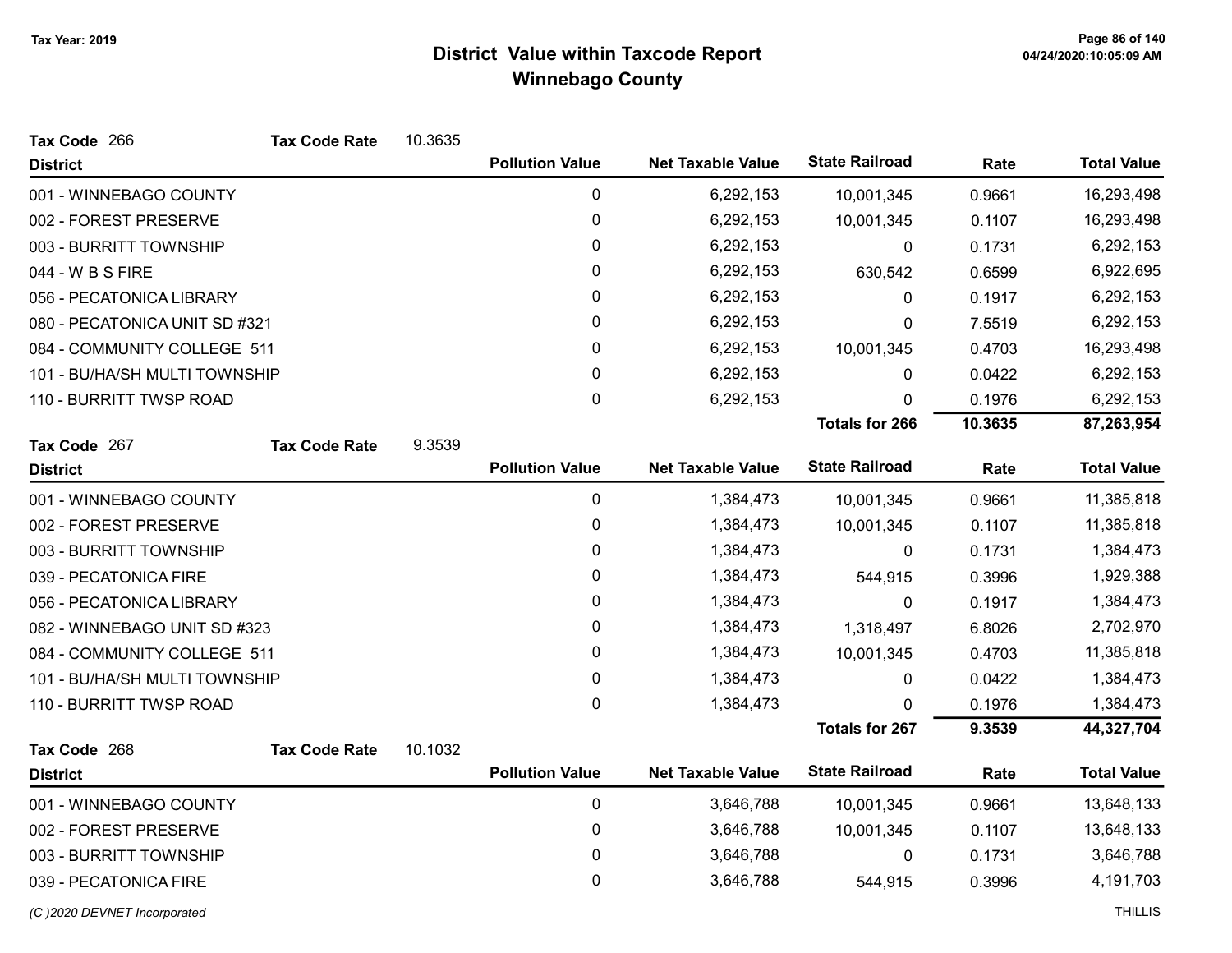# District Value within Taxcode Report
## Winnebago County

Tax Year: 2019

**Tax Code** 266 **Tax Code Rate** 10.3635

| District | Pollution Value | Net Taxable Value | State Railroad | Rate | Total Value |
|---|---|---|---|---|---|
| 001 - WINNEBAGO COUNTY | 0 | 6,292,153 | 10,001,345 | 0.9661 | 16,293,498 |
| 002 - FOREST PRESERVE | 0 | 6,292,153 | 10,001,345 | 0.1107 | 16,293,498 |
| 003 - BURRITT TOWNSHIP | 0 | 6,292,153 | 0 | 0.1731 | 6,292,153 |
| 044 - W B S FIRE | 0 | 6,292,153 | 630,542 | 0.6599 | 6,922,695 |
| 056 - PECATONICA LIBRARY | 0 | 6,292,153 | 0 | 0.1917 | 6,292,153 |
| 080 - PECATONICA UNIT SD #321 | 0 | 6,292,153 | 0 | 7.5519 | 6,292,153 |
| 084 - COMMUNITY COLLEGE 511 | 0 | 6,292,153 | 10,001,345 | 0.4703 | 16,293,498 |
| 101 - BU/HA/SH MULTI TOWNSHIP | 0 | 6,292,153 | 0 | 0.0422 | 6,292,153 |
| 110 - BURRITT TWSP ROAD | 0 | 6,292,153 | 0 | 0.1976 | 6,292,153 |
| | | | **Totals for 266** | **10.3635** | **87,263,954** |

**Tax Code** 267 **Tax Code Rate** 9.3539

| District | Pollution Value | Net Taxable Value | State Railroad | Rate | Total Value |
|---|---|---|---|---|---|
| 001 - WINNEBAGO COUNTY | 0 | 1,384,473 | 10,001,345 | 0.9661 | 11,385,818 |
| 002 - FOREST PRESERVE | 0 | 1,384,473 | 10,001,345 | 0.1107 | 11,385,818 |
| 003 - BURRITT TOWNSHIP | 0 | 1,384,473 | 0 | 0.1731 | 1,384,473 |
| 039 - PECATONICA FIRE | 0 | 1,384,473 | 544,915 | 0.3996 | 1,929,388 |
| 056 - PECATONICA LIBRARY | 0 | 1,384,473 | 0 | 0.1917 | 1,384,473 |
| 082 - WINNEBAGO UNIT SD #323 | 0 | 1,384,473 | 1,318,497 | 6.8026 | 2,702,970 |
| 084 - COMMUNITY COLLEGE 511 | 0 | 1,384,473 | 10,001,345 | 0.4703 | 11,385,818 |
| 101 - BU/HA/SH MULTI TOWNSHIP | 0 | 1,384,473 | 0 | 0.0422 | 1,384,473 |
| 110 - BURRITT TWSP ROAD | 0 | 1,384,473 | 0 | 0.1976 | 1,384,473 |
| | | | **Totals for 267** | **9.3539** | **44,327,704** |

**Tax Code** 268 **Tax Code Rate** 10.1032

| District | Pollution Value | Net Taxable Value | State Railroad | Rate | Total Value |
|---|---|---|---|---|---|
| 001 - WINNEBAGO COUNTY | 0 | 3,646,788 | 10,001,345 | 0.9661 | 13,648,133 |
| 002 - FOREST PRESERVE | 0 | 3,646,788 | 10,001,345 | 0.1107 | 13,648,133 |
| 003 - BURRITT TOWNSHIP | 0 | 3,646,788 | 0 | 0.1731 | 3,646,788 |
| 039 - PECATONICA FIRE | 0 | 3,646,788 | 544,915 | 0.3996 | 4,191,703 |

*(C )2020 DEVNET Incorporated* THILLIS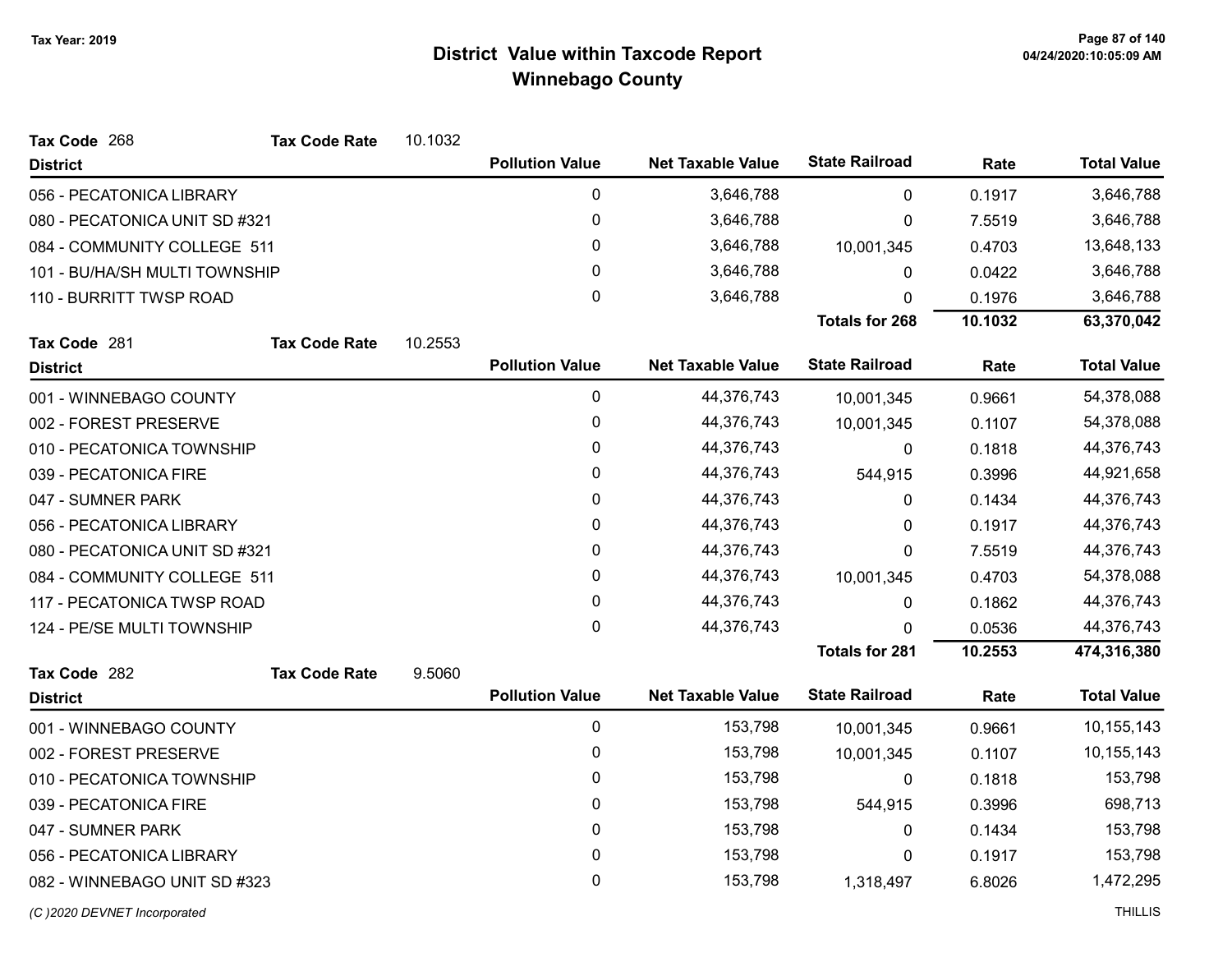# District Value within Taxcode Report

## Winnebago County

Tax Year: 2019

**Tax Code** 268 &nbsp;&nbsp; **Tax Code Rate** 10.1032

| District | Pollution Value | Net Taxable Value | State Railroad | Rate | Total Value |
|---|---|---|---|---|---|
| 056 - PECATONICA LIBRARY | 0 | 3,646,788 | 0 | 0.1917 | 3,646,788 |
| 080 - PECATONICA UNIT SD #321 | 0 | 3,646,788 | 0 | 7.5519 | 3,646,788 |
| 084 - COMMUNITY COLLEGE 511 | 0 | 3,646,788 | 10,001,345 | 0.4703 | 13,648,133 |
| 101 - BU/HA/SH MULTI TOWNSHIP | 0 | 3,646,788 | 0 | 0.0422 | 3,646,788 |
| 110 - BURRITT TWSP ROAD | 0 | 3,646,788 | 0 | 0.1976 | 3,646,788 |
| | | | **Totals for 268** | **10.1032** | **63,370,042** |

**Tax Code** 281 &nbsp;&nbsp; **Tax Code Rate** 10.2553

| District | Pollution Value | Net Taxable Value | State Railroad | Rate | Total Value |
|---|---|---|---|---|---|
| 001 - WINNEBAGO COUNTY | 0 | 44,376,743 | 10,001,345 | 0.9661 | 54,378,088 |
| 002 - FOREST PRESERVE | 0 | 44,376,743 | 10,001,345 | 0.1107 | 54,378,088 |
| 010 - PECATONICA TOWNSHIP | 0 | 44,376,743 | 0 | 0.1818 | 44,376,743 |
| 039 - PECATONICA FIRE | 0 | 44,376,743 | 544,915 | 0.3996 | 44,921,658 |
| 047 - SUMNER PARK | 0 | 44,376,743 | 0 | 0.1434 | 44,376,743 |
| 056 - PECATONICA LIBRARY | 0 | 44,376,743 | 0 | 0.1917 | 44,376,743 |
| 080 - PECATONICA UNIT SD #321 | 0 | 44,376,743 | 0 | 7.5519 | 44,376,743 |
| 084 - COMMUNITY COLLEGE 511 | 0 | 44,376,743 | 10,001,345 | 0.4703 | 54,378,088 |
| 117 - PECATONICA TWSP ROAD | 0 | 44,376,743 | 0 | 0.1862 | 44,376,743 |
| 124 - PE/SE MULTI TOWNSHIP | 0 | 44,376,743 | 0 | 0.0536 | 44,376,743 |
| | | | **Totals for 281** | **10.2553** | **474,316,380** |

**Tax Code** 282 &nbsp;&nbsp; **Tax Code Rate** 9.5060

| District | Pollution Value | Net Taxable Value | State Railroad | Rate | Total Value |
|---|---|---|---|---|---|
| 001 - WINNEBAGO COUNTY | 0 | 153,798 | 10,001,345 | 0.9661 | 10,155,143 |
| 002 - FOREST PRESERVE | 0 | 153,798 | 10,001,345 | 0.1107 | 10,155,143 |
| 010 - PECATONICA TOWNSHIP | 0 | 153,798 | 0 | 0.1818 | 153,798 |
| 039 - PECATONICA FIRE | 0 | 153,798 | 544,915 | 0.3996 | 698,713 |
| 047 - SUMNER PARK | 0 | 153,798 | 0 | 0.1434 | 153,798 |
| 056 - PECATONICA LIBRARY | 0 | 153,798 | 0 | 0.1917 | 153,798 |
| 082 - WINNEBAGO UNIT SD #323 | 0 | 153,798 | 1,318,497 | 6.8026 | 1,472,295 |

*(C )2020 DEVNET Incorporated* &nbsp;&nbsp; THILLIS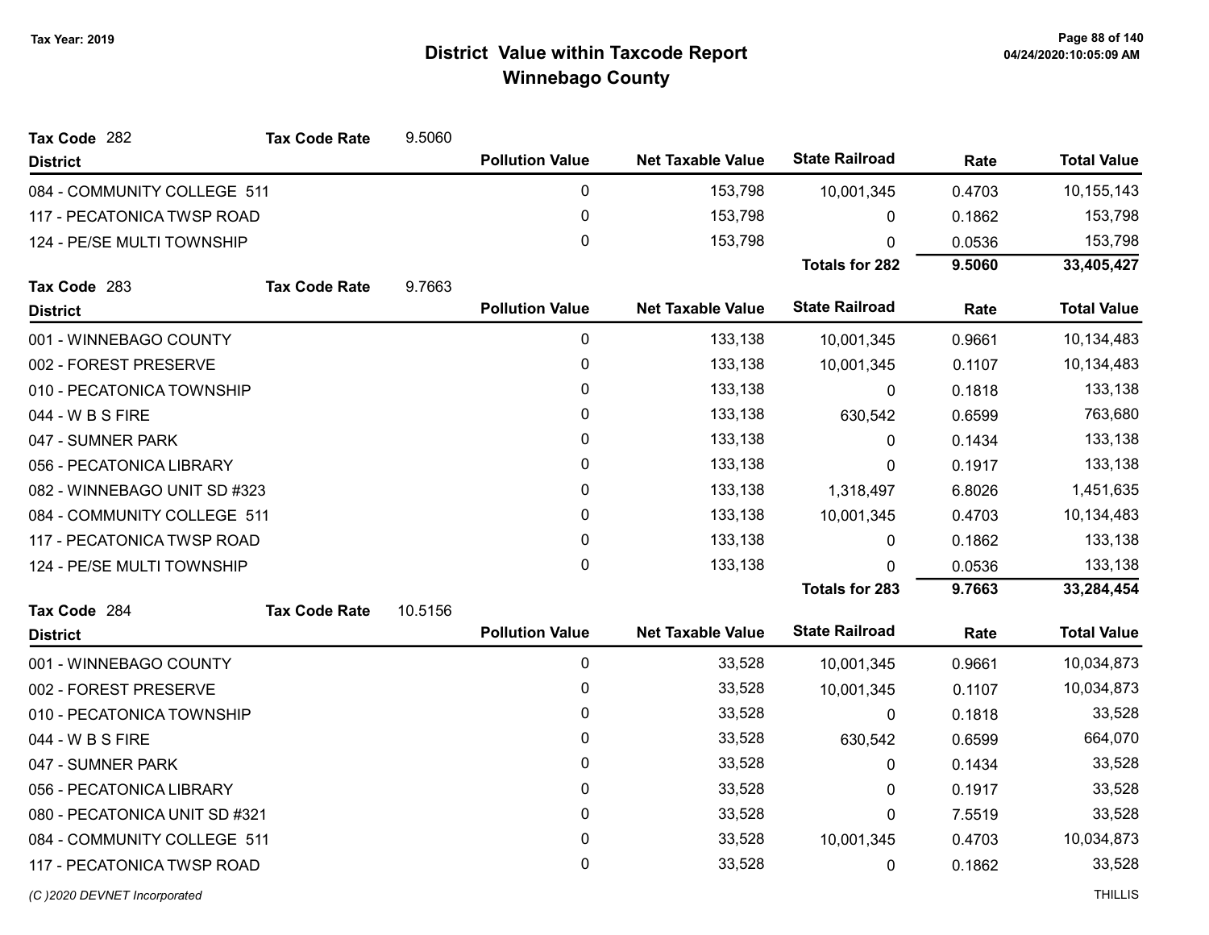# District Value within Taxcode Report
## Winnebago County

Tax Year: 2019

**Tax Code** 282 **Tax Code Rate** 9.5060

| District | Pollution Value | Net Taxable Value | State Railroad | Rate | Total Value |
|---|---|---|---|---|---|
| 084 - COMMUNITY COLLEGE 511 | 0 | 153,798 | 10,001,345 | 0.4703 | 10,155,143 |
| 117 - PECATONICA TWSP ROAD | 0 | 153,798 | 0 | 0.1862 | 153,798 |
| 124 - PE/SE MULTI TOWNSHIP | 0 | 153,798 | 0 | 0.0536 | 153,798 |
| | | | **Totals for 282** | **9.5060** | **33,405,427** |

**Tax Code** 283 **Tax Code Rate** 9.7663

| District | Pollution Value | Net Taxable Value | State Railroad | Rate | Total Value |
|---|---|---|---|---|---|
| 001 - WINNEBAGO COUNTY | 0 | 133,138 | 10,001,345 | 0.9661 | 10,134,483 |
| 002 - FOREST PRESERVE | 0 | 133,138 | 10,001,345 | 0.1107 | 10,134,483 |
| 010 - PECATONICA TOWNSHIP | 0 | 133,138 | 0 | 0.1818 | 133,138 |
| 044 - W B S FIRE | 0 | 133,138 | 630,542 | 0.6599 | 763,680 |
| 047 - SUMNER PARK | 0 | 133,138 | 0 | 0.1434 | 133,138 |
| 056 - PECATONICA LIBRARY | 0 | 133,138 | 0 | 0.1917 | 133,138 |
| 082 - WINNEBAGO UNIT SD #323 | 0 | 133,138 | 1,318,497 | 6.8026 | 1,451,635 |
| 084 - COMMUNITY COLLEGE 511 | 0 | 133,138 | 10,001,345 | 0.4703 | 10,134,483 |
| 117 - PECATONICA TWSP ROAD | 0 | 133,138 | 0 | 0.1862 | 133,138 |
| 124 - PE/SE MULTI TOWNSHIP | 0 | 133,138 | 0 | 0.0536 | 133,138 |
| | | | **Totals for 283** | **9.7663** | **33,284,454** |

**Tax Code** 284 **Tax Code Rate** 10.5156

| District | Pollution Value | Net Taxable Value | State Railroad | Rate | Total Value |
|---|---|---|---|---|---|
| 001 - WINNEBAGO COUNTY | 0 | 33,528 | 10,001,345 | 0.9661 | 10,034,873 |
| 002 - FOREST PRESERVE | 0 | 33,528 | 10,001,345 | 0.1107 | 10,034,873 |
| 010 - PECATONICA TOWNSHIP | 0 | 33,528 | 0 | 0.1818 | 33,528 |
| 044 - W B S FIRE | 0 | 33,528 | 630,542 | 0.6599 | 664,070 |
| 047 - SUMNER PARK | 0 | 33,528 | 0 | 0.1434 | 33,528 |
| 056 - PECATONICA LIBRARY | 0 | 33,528 | 0 | 0.1917 | 33,528 |
| 080 - PECATONICA UNIT SD #321 | 0 | 33,528 | 0 | 7.5519 | 33,528 |
| 084 - COMMUNITY COLLEGE 511 | 0 | 33,528 | 10,001,345 | 0.4703 | 10,034,873 |
| 117 - PECATONICA TWSP ROAD | 0 | 33,528 | 0 | 0.1862 | 33,528 |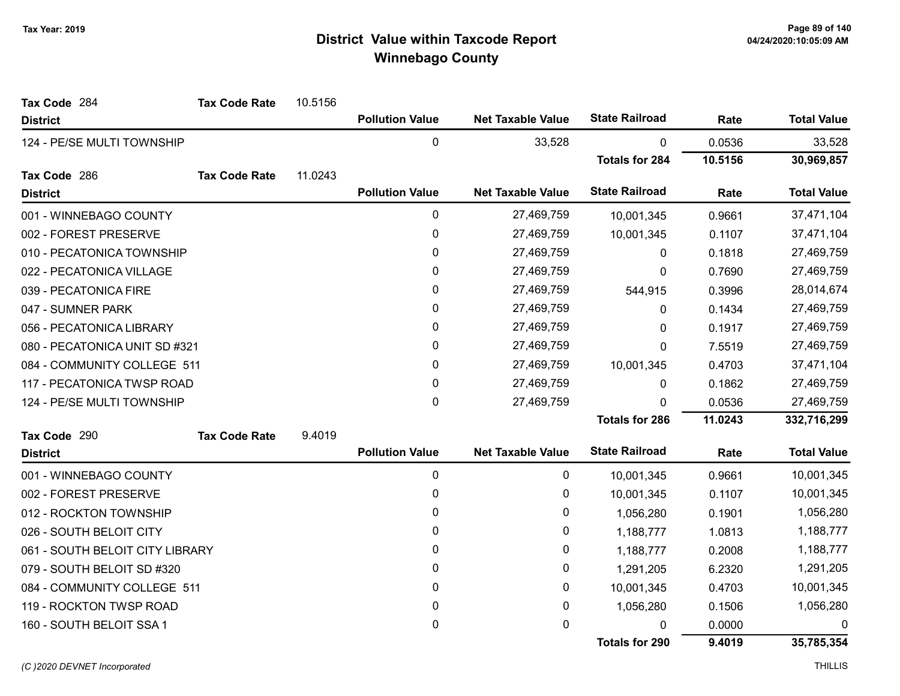# District Value within Taxcode Report
## Winnebago County

Tax Year: 2019

**Tax Code** 284 **Tax Code Rate** 10.5156

| District | Pollution Value | Net Taxable Value | State Railroad | Rate | Total Value |
|---|---|---|---|---|---|
| 124 - PE/SE MULTI TOWNSHIP | 0 | 33,528 | 0 | 0.0536 | 33,528 |
| | | | **Totals for 284** | **10.5156** | **30,969,857** |

**Tax Code** 286 **Tax Code Rate** 11.0243

| District | Pollution Value | Net Taxable Value | State Railroad | Rate | Total Value |
|---|---|---|---|---|---|
| 001 - WINNEBAGO COUNTY | 0 | 27,469,759 | 10,001,345 | 0.9661 | 37,471,104 |
| 002 - FOREST PRESERVE | 0 | 27,469,759 | 10,001,345 | 0.1107 | 37,471,104 |
| 010 - PECATONICA TOWNSHIP | 0 | 27,469,759 | 0 | 0.1818 | 27,469,759 |
| 022 - PECATONICA VILLAGE | 0 | 27,469,759 | 0 | 0.7690 | 27,469,759 |
| 039 - PECATONICA FIRE | 0 | 27,469,759 | 544,915 | 0.3996 | 28,014,674 |
| 047 - SUMNER PARK | 0 | 27,469,759 | 0 | 0.1434 | 27,469,759 |
| 056 - PECATONICA LIBRARY | 0 | 27,469,759 | 0 | 0.1917 | 27,469,759 |
| 080 - PECATONICA UNIT SD #321 | 0 | 27,469,759 | 0 | 7.5519 | 27,469,759 |
| 084 - COMMUNITY COLLEGE 511 | 0 | 27,469,759 | 10,001,345 | 0.4703 | 37,471,104 |
| 117 - PECATONICA TWSP ROAD | 0 | 27,469,759 | 0 | 0.1862 | 27,469,759 |
| 124 - PE/SE MULTI TOWNSHIP | 0 | 27,469,759 | 0 | 0.0536 | 27,469,759 |
| | | | **Totals for 286** | **11.0243** | **332,716,299** |

**Tax Code** 290 **Tax Code Rate** 9.4019

| District | Pollution Value | Net Taxable Value | State Railroad | Rate | Total Value |
|---|---|---|---|---|---|
| 001 - WINNEBAGO COUNTY | 0 | 0 | 10,001,345 | 0.9661 | 10,001,345 |
| 002 - FOREST PRESERVE | 0 | 0 | 10,001,345 | 0.1107 | 10,001,345 |
| 012 - ROCKTON TOWNSHIP | 0 | 0 | 1,056,280 | 0.1901 | 1,056,280 |
| 026 - SOUTH BELOIT CITY | 0 | 0 | 1,188,777 | 1.0813 | 1,188,777 |
| 061 - SOUTH BELOIT CITY LIBRARY | 0 | 0 | 1,188,777 | 0.2008 | 1,188,777 |
| 079 - SOUTH BELOIT SD #320 | 0 | 0 | 1,291,205 | 6.2320 | 1,291,205 |
| 084 - COMMUNITY COLLEGE 511 | 0 | 0 | 10,001,345 | 0.4703 | 10,001,345 |
| 119 - ROCKTON TWSP ROAD | 0 | 0 | 1,056,280 | 0.1506 | 1,056,280 |
| 160 - SOUTH BELOIT SSA 1 | 0 | 0 | 0 | 0.0000 | 0 |
| | | | **Totals for 290** | **9.4019** | **35,785,354** |

*(C )2020 DEVNET Incorporated* THILLIS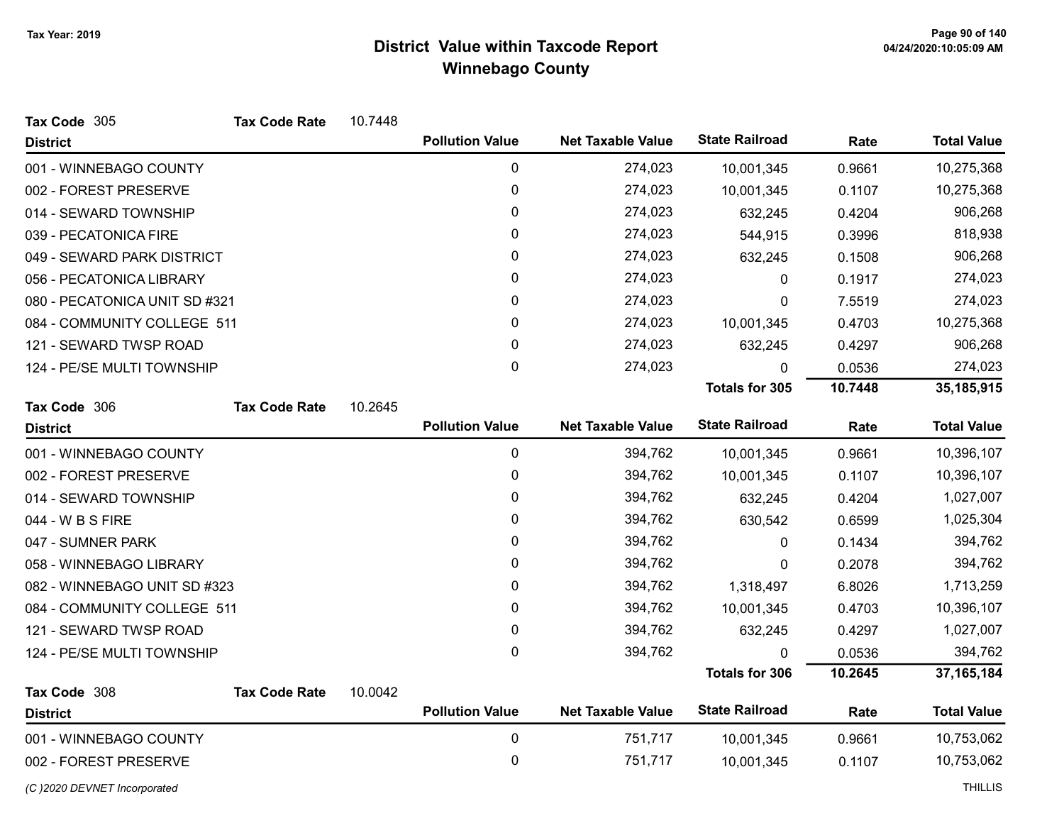Tax Year: 2019

# District Value within Taxcode Report
## Winnebago County

**Tax Code** 305 **Tax Code Rate** 10.7448

| District | Pollution Value | Net Taxable Value | State Railroad | Rate | Total Value |
|---|---|---|---|---|---|
| 001 - WINNEBAGO COUNTY | 0 | 274,023 | 10,001,345 | 0.9661 | 10,275,368 |
| 002 - FOREST PRESERVE | 0 | 274,023 | 10,001,345 | 0.1107 | 10,275,368 |
| 014 - SEWARD TOWNSHIP | 0 | 274,023 | 632,245 | 0.4204 | 906,268 |
| 039 - PECATONICA FIRE | 0 | 274,023 | 544,915 | 0.3996 | 818,938 |
| 049 - SEWARD PARK DISTRICT | 0 | 274,023 | 632,245 | 0.1508 | 906,268 |
| 056 - PECATONICA LIBRARY | 0 | 274,023 | 0 | 0.1917 | 274,023 |
| 080 - PECATONICA UNIT SD #321 | 0 | 274,023 | 0 | 7.5519 | 274,023 |
| 084 - COMMUNITY COLLEGE 511 | 0 | 274,023 | 10,001,345 | 0.4703 | 10,275,368 |
| 121 - SEWARD TWSP ROAD | 0 | 274,023 | 632,245 | 0.4297 | 906,268 |
| 124 - PE/SE MULTI TOWNSHIP | 0 | 274,023 | 0 | 0.0536 | 274,023 |
| | | | **Totals for 305** | **10.7448** | **35,185,915** |

**Tax Code** 306 **Tax Code Rate** 10.2645

| District | Pollution Value | Net Taxable Value | State Railroad | Rate | Total Value |
|---|---|---|---|---|---|
| 001 - WINNEBAGO COUNTY | 0 | 394,762 | 10,001,345 | 0.9661 | 10,396,107 |
| 002 - FOREST PRESERVE | 0 | 394,762 | 10,001,345 | 0.1107 | 10,396,107 |
| 014 - SEWARD TOWNSHIP | 0 | 394,762 | 632,245 | 0.4204 | 1,027,007 |
| 044 - W B S FIRE | 0 | 394,762 | 630,542 | 0.6599 | 1,025,304 |
| 047 - SUMNER PARK | 0 | 394,762 | 0 | 0.1434 | 394,762 |
| 058 - WINNEBAGO LIBRARY | 0 | 394,762 | 0 | 0.2078 | 394,762 |
| 082 - WINNEBAGO UNIT SD #323 | 0 | 394,762 | 1,318,497 | 6.8026 | 1,713,259 |
| 084 - COMMUNITY COLLEGE 511 | 0 | 394,762 | 10,001,345 | 0.4703 | 10,396,107 |
| 121 - SEWARD TWSP ROAD | 0 | 394,762 | 632,245 | 0.4297 | 1,027,007 |
| 124 - PE/SE MULTI TOWNSHIP | 0 | 394,762 | 0 | 0.0536 | 394,762 |
| | | | **Totals for 306** | **10.2645** | **37,165,184** |

**Tax Code** 308 **Tax Code Rate** 10.0042

| District | Pollution Value | Net Taxable Value | State Railroad | Rate | Total Value |
|---|---|---|---|---|---|
| 001 - WINNEBAGO COUNTY | 0 | 751,717 | 10,001,345 | 0.9661 | 10,753,062 |
| 002 - FOREST PRESERVE | 0 | 751,717 | 10,001,345 | 0.1107 | 10,753,062 |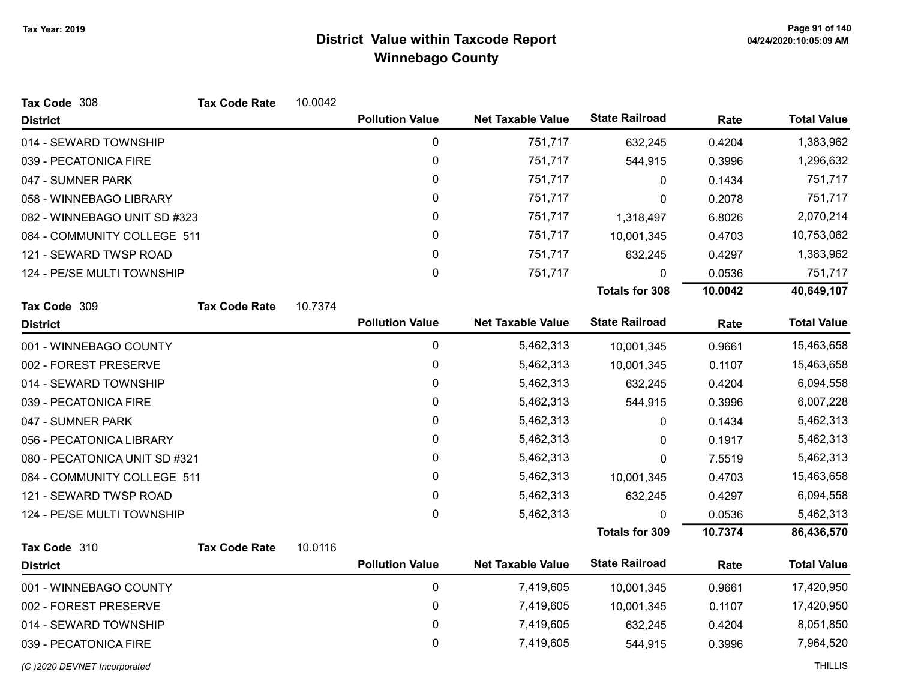# District Value within Taxcode Report
## Winnebago County

Tax Year: 2019

**Tax Code** 308 **Tax Code Rate** 10.0042

| District | Pollution Value | Net Taxable Value | State Railroad | Rate | Total Value |
|---|---|---|---|---|---|
| 014 - SEWARD TOWNSHIP | 0 | 751,717 | 632,245 | 0.4204 | 1,383,962 |
| 039 - PECATONICA FIRE | 0 | 751,717 | 544,915 | 0.3996 | 1,296,632 |
| 047 - SUMNER PARK | 0 | 751,717 | 0 | 0.1434 | 751,717 |
| 058 - WINNEBAGO LIBRARY | 0 | 751,717 | 0 | 0.2078 | 751,717 |
| 082 - WINNEBAGO UNIT SD #323 | 0 | 751,717 | 1,318,497 | 6.8026 | 2,070,214 |
| 084 - COMMUNITY COLLEGE 511 | 0 | 751,717 | 10,001,345 | 0.4703 | 10,753,062 |
| 121 - SEWARD TWSP ROAD | 0 | 751,717 | 632,245 | 0.4297 | 1,383,962 |
| 124 - PE/SE MULTI TOWNSHIP | 0 | 751,717 | 0 | 0.0536 | 751,717 |
| | | | **Totals for 308** | **10.0042** | **40,649,107** |

**Tax Code** 309 **Tax Code Rate** 10.7374

| District | Pollution Value | Net Taxable Value | State Railroad | Rate | Total Value |
|---|---|---|---|---|---|
| 001 - WINNEBAGO COUNTY | 0 | 5,462,313 | 10,001,345 | 0.9661 | 15,463,658 |
| 002 - FOREST PRESERVE | 0 | 5,462,313 | 10,001,345 | 0.1107 | 15,463,658 |
| 014 - SEWARD TOWNSHIP | 0 | 5,462,313 | 632,245 | 0.4204 | 6,094,558 |
| 039 - PECATONICA FIRE | 0 | 5,462,313 | 544,915 | 0.3996 | 6,007,228 |
| 047 - SUMNER PARK | 0 | 5,462,313 | 0 | 0.1434 | 5,462,313 |
| 056 - PECATONICA LIBRARY | 0 | 5,462,313 | 0 | 0.1917 | 5,462,313 |
| 080 - PECATONICA UNIT SD #321 | 0 | 5,462,313 | 0 | 7.5519 | 5,462,313 |
| 084 - COMMUNITY COLLEGE 511 | 0 | 5,462,313 | 10,001,345 | 0.4703 | 15,463,658 |
| 121 - SEWARD TWSP ROAD | 0 | 5,462,313 | 632,245 | 0.4297 | 6,094,558 |
| 124 - PE/SE MULTI TOWNSHIP | 0 | 5,462,313 | 0 | 0.0536 | 5,462,313 |
| | | | **Totals for 309** | **10.7374** | **86,436,570** |

**Tax Code** 310 **Tax Code Rate** 10.0116

| District | Pollution Value | Net Taxable Value | State Railroad | Rate | Total Value |
|---|---|---|---|---|---|
| 001 - WINNEBAGO COUNTY | 0 | 7,419,605 | 10,001,345 | 0.9661 | 17,420,950 |
| 002 - FOREST PRESERVE | 0 | 7,419,605 | 10,001,345 | 0.1107 | 17,420,950 |
| 014 - SEWARD TOWNSHIP | 0 | 7,419,605 | 632,245 | 0.4204 | 8,051,850 |
| 039 - PECATONICA FIRE | 0 | 7,419,605 | 544,915 | 0.3996 | 7,964,520 |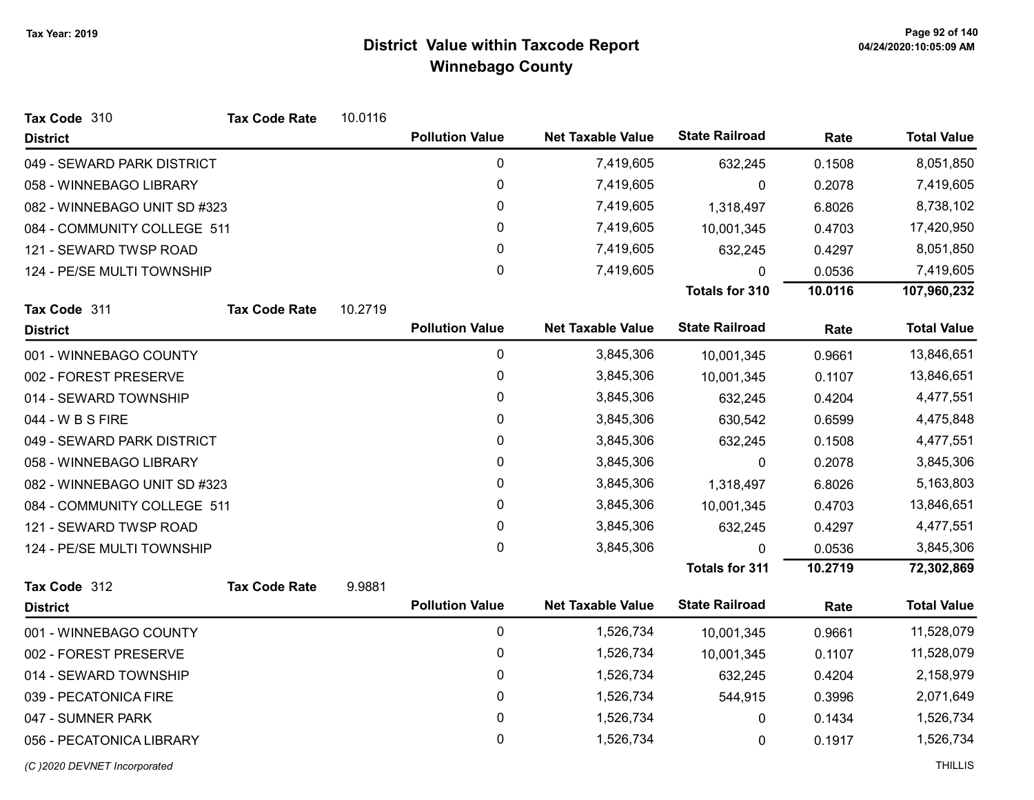# District Value within Taxcode Report
## Winnebago County

Tax Year: 2019

**Tax Code** 310 **Tax Code Rate** 10.0116

| District | Pollution Value | Net Taxable Value | State Railroad | Rate | Total Value |
|---|---|---|---|---|---|
| 049 - SEWARD PARK DISTRICT | 0 | 7,419,605 | 632,245 | 0.1508 | 8,051,850 |
| 058 - WINNEBAGO LIBRARY | 0 | 7,419,605 | 0 | 0.2078 | 7,419,605 |
| 082 - WINNEBAGO UNIT SD #323 | 0 | 7,419,605 | 1,318,497 | 6.8026 | 8,738,102 |
| 084 - COMMUNITY COLLEGE 511 | 0 | 7,419,605 | 10,001,345 | 0.4703 | 17,420,950 |
| 121 - SEWARD TWSP ROAD | 0 | 7,419,605 | 632,245 | 0.4297 | 8,051,850 |
| 124 - PE/SE MULTI TOWNSHIP | 0 | 7,419,605 | 0 | 0.0536 | 7,419,605 |
| | | | **Totals for 310** | **10.0116** | **107,960,232** |

**Tax Code** 311 **Tax Code Rate** 10.2719

| District | Pollution Value | Net Taxable Value | State Railroad | Rate | Total Value |
|---|---|---|---|---|---|
| 001 - WINNEBAGO COUNTY | 0 | 3,845,306 | 10,001,345 | 0.9661 | 13,846,651 |
| 002 - FOREST PRESERVE | 0 | 3,845,306 | 10,001,345 | 0.1107 | 13,846,651 |
| 014 - SEWARD TOWNSHIP | 0 | 3,845,306 | 632,245 | 0.4204 | 4,477,551 |
| 044 - W B S FIRE | 0 | 3,845,306 | 630,542 | 0.6599 | 4,475,848 |
| 049 - SEWARD PARK DISTRICT | 0 | 3,845,306 | 632,245 | 0.1508 | 4,477,551 |
| 058 - WINNEBAGO LIBRARY | 0 | 3,845,306 | 0 | 0.2078 | 3,845,306 |
| 082 - WINNEBAGO UNIT SD #323 | 0 | 3,845,306 | 1,318,497 | 6.8026 | 5,163,803 |
| 084 - COMMUNITY COLLEGE 511 | 0 | 3,845,306 | 10,001,345 | 0.4703 | 13,846,651 |
| 121 - SEWARD TWSP ROAD | 0 | 3,845,306 | 632,245 | 0.4297 | 4,477,551 |
| 124 - PE/SE MULTI TOWNSHIP | 0 | 3,845,306 | 0 | 0.0536 | 3,845,306 |
| | | | **Totals for 311** | **10.2719** | **72,302,869** |

**Tax Code** 312 **Tax Code Rate** 9.9881

| District | Pollution Value | Net Taxable Value | State Railroad | Rate | Total Value |
|---|---|---|---|---|---|
| 001 - WINNEBAGO COUNTY | 0 | 1,526,734 | 10,001,345 | 0.9661 | 11,528,079 |
| 002 - FOREST PRESERVE | 0 | 1,526,734 | 10,001,345 | 0.1107 | 11,528,079 |
| 014 - SEWARD TOWNSHIP | 0 | 1,526,734 | 632,245 | 0.4204 | 2,158,979 |
| 039 - PECATONICA FIRE | 0 | 1,526,734 | 544,915 | 0.3996 | 2,071,649 |
| 047 - SUMNER PARK | 0 | 1,526,734 | 0 | 0.1434 | 1,526,734 |
| 056 - PECATONICA LIBRARY | 0 | 1,526,734 | 0 | 0.1917 | 1,526,734 |

*(C )2020 DEVNET Incorporated* THILLIS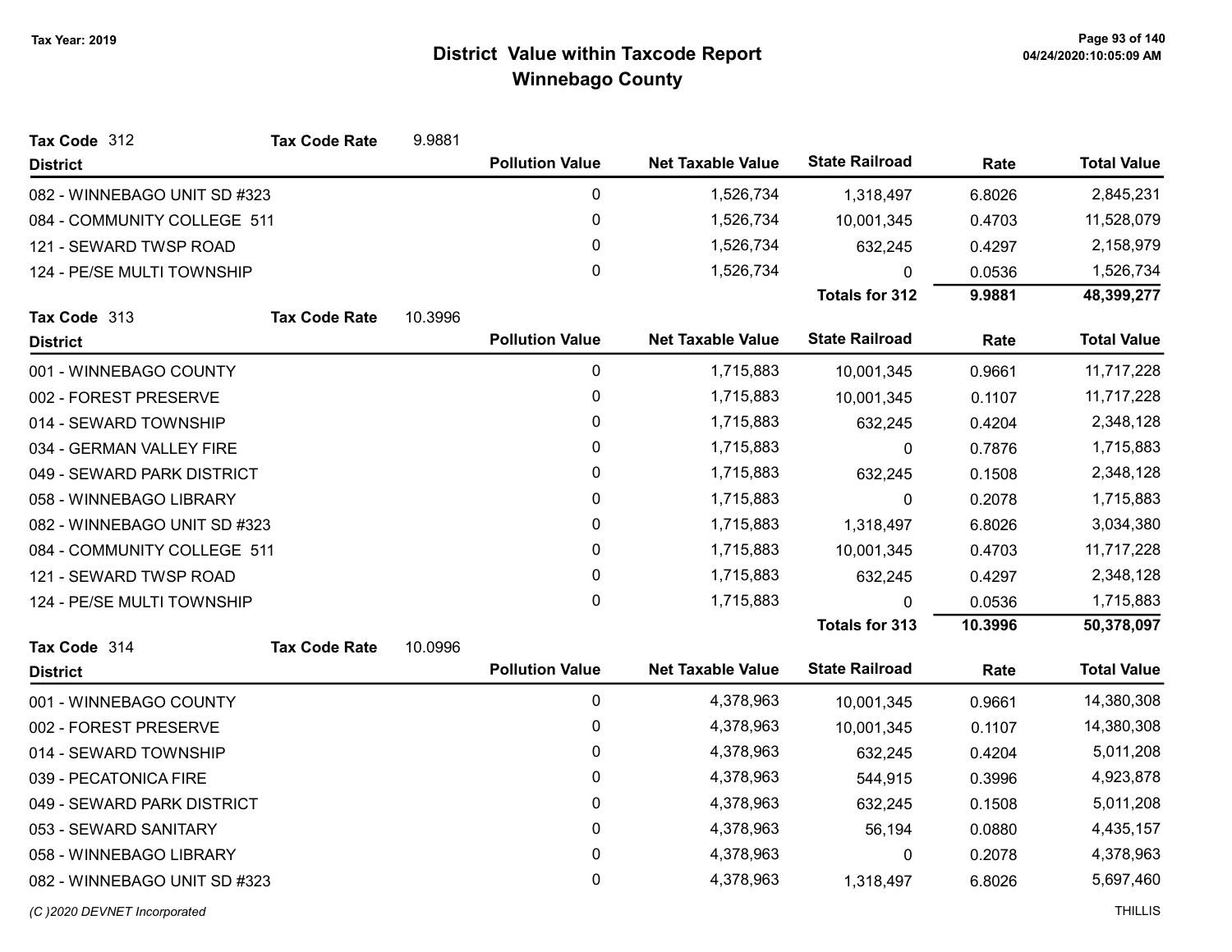# District Value within Taxcode Report
## Winnebago County

Tax Year: 2019

**Tax Code** 312 **Tax Code Rate** 9.9881

| District | Pollution Value | Net Taxable Value | State Railroad | Rate | Total Value |
|---|---|---|---|---|---|
| 082 - WINNEBAGO UNIT SD #323 | 0 | 1,526,734 | 1,318,497 | 6.8026 | 2,845,231 |
| 084 - COMMUNITY COLLEGE 511 | 0 | 1,526,734 | 10,001,345 | 0.4703 | 11,528,079 |
| 121 - SEWARD TWSP ROAD | 0 | 1,526,734 | 632,245 | 0.4297 | 2,158,979 |
| 124 - PE/SE MULTI TOWNSHIP | 0 | 1,526,734 | 0 | 0.0536 | 1,526,734 |
| | | | **Totals for 312** | **9.9881** | **48,399,277** |

**Tax Code** 313 **Tax Code Rate** 10.3996

| District | Pollution Value | Net Taxable Value | State Railroad | Rate | Total Value |
|---|---|---|---|---|---|
| 001 - WINNEBAGO COUNTY | 0 | 1,715,883 | 10,001,345 | 0.9661 | 11,717,228 |
| 002 - FOREST PRESERVE | 0 | 1,715,883 | 10,001,345 | 0.1107 | 11,717,228 |
| 014 - SEWARD TOWNSHIP | 0 | 1,715,883 | 632,245 | 0.4204 | 2,348,128 |
| 034 - GERMAN VALLEY FIRE | 0 | 1,715,883 | 0 | 0.7876 | 1,715,883 |
| 049 - SEWARD PARK DISTRICT | 0 | 1,715,883 | 632,245 | 0.1508 | 2,348,128 |
| 058 - WINNEBAGO LIBRARY | 0 | 1,715,883 | 0 | 0.2078 | 1,715,883 |
| 082 - WINNEBAGO UNIT SD #323 | 0 | 1,715,883 | 1,318,497 | 6.8026 | 3,034,380 |
| 084 - COMMUNITY COLLEGE 511 | 0 | 1,715,883 | 10,001,345 | 0.4703 | 11,717,228 |
| 121 - SEWARD TWSP ROAD | 0 | 1,715,883 | 632,245 | 0.4297 | 2,348,128 |
| 124 - PE/SE MULTI TOWNSHIP | 0 | 1,715,883 | 0 | 0.0536 | 1,715,883 |
| | | | **Totals for 313** | **10.3996** | **50,378,097** |

**Tax Code** 314 **Tax Code Rate** 10.0996

| District | Pollution Value | Net Taxable Value | State Railroad | Rate | Total Value |
|---|---|---|---|---|---|
| 001 - WINNEBAGO COUNTY | 0 | 4,378,963 | 10,001,345 | 0.9661 | 14,380,308 |
| 002 - FOREST PRESERVE | 0 | 4,378,963 | 10,001,345 | 0.1107 | 14,380,308 |
| 014 - SEWARD TOWNSHIP | 0 | 4,378,963 | 632,245 | 0.4204 | 5,011,208 |
| 039 - PECATONICA FIRE | 0 | 4,378,963 | 544,915 | 0.3996 | 4,923,878 |
| 049 - SEWARD PARK DISTRICT | 0 | 4,378,963 | 632,245 | 0.1508 | 5,011,208 |
| 053 - SEWARD SANITARY | 0 | 4,378,963 | 56,194 | 0.0880 | 4,435,157 |
| 058 - WINNEBAGO LIBRARY | 0 | 4,378,963 | 0 | 0.2078 | 4,378,963 |
| 082 - WINNEBAGO UNIT SD #323 | 0 | 4,378,963 | 1,318,497 | 6.8026 | 5,697,460 |

*(C )2020 DEVNET Incorporated* THILLIS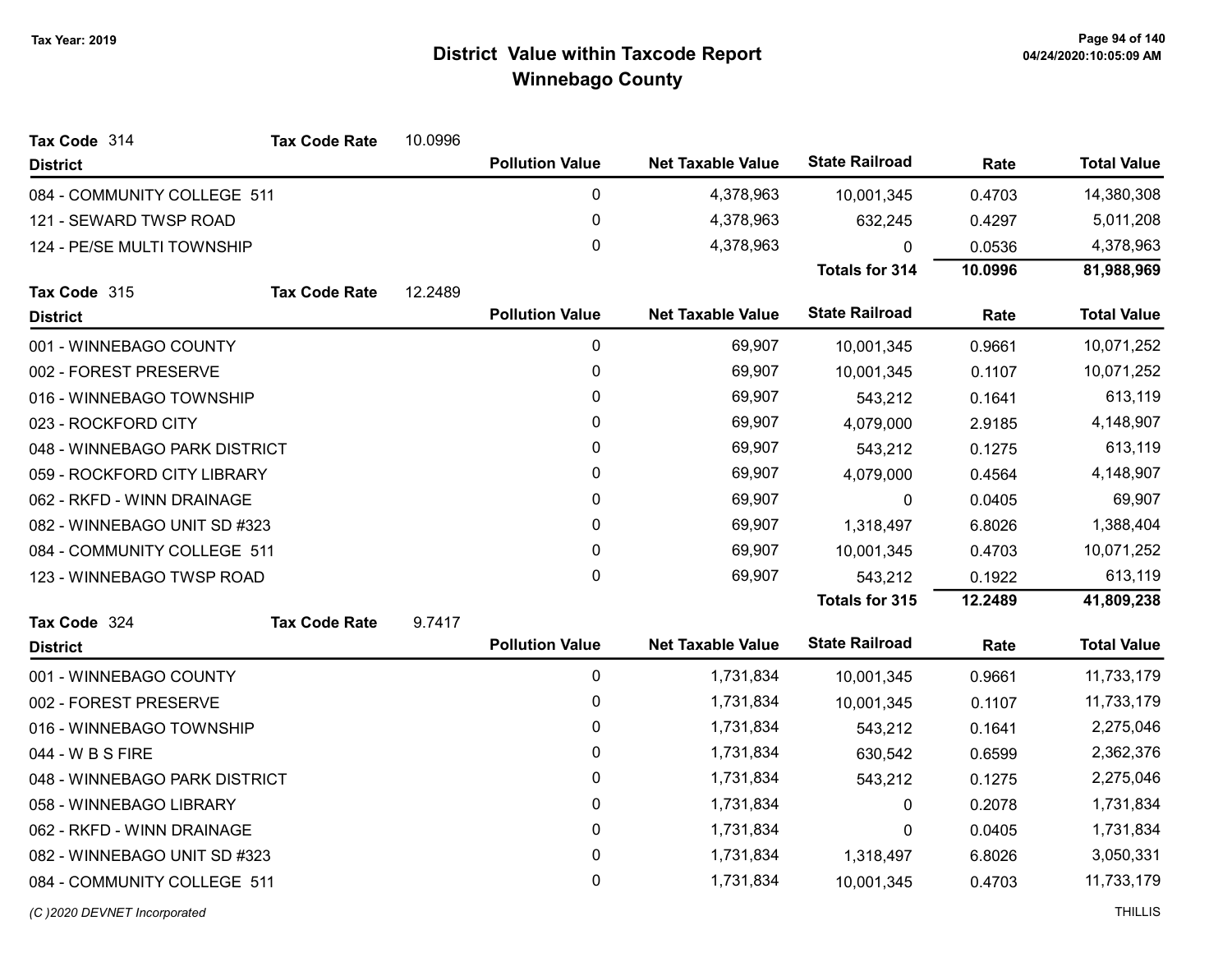Tax Year: 2019

# District Value within Taxcode Report
## Winnebago County

**Tax Code** 314 **Tax Code Rate** 10.0996

| District | Pollution Value | Net Taxable Value | State Railroad | Rate | Total Value |
|---|---|---|---|---|---|
| 084 - COMMUNITY COLLEGE 511 | 0 | 4,378,963 | 10,001,345 | 0.4703 | 14,380,308 |
| 121 - SEWARD TWSP ROAD | 0 | 4,378,963 | 632,245 | 0.4297 | 5,011,208 |
| 124 - PE/SE MULTI TOWNSHIP | 0 | 4,378,963 | 0 | 0.0536 | 4,378,963 |
| | | | **Totals for 314** | **10.0996** | **81,988,969** |

**Tax Code** 315 **Tax Code Rate** 12.2489

| District | Pollution Value | Net Taxable Value | State Railroad | Rate | Total Value |
|---|---|---|---|---|---|
| 001 - WINNEBAGO COUNTY | 0 | 69,907 | 10,001,345 | 0.9661 | 10,071,252 |
| 002 - FOREST PRESERVE | 0 | 69,907 | 10,001,345 | 0.1107 | 10,071,252 |
| 016 - WINNEBAGO TOWNSHIP | 0 | 69,907 | 543,212 | 0.1641 | 613,119 |
| 023 - ROCKFORD CITY | 0 | 69,907 | 4,079,000 | 2.9185 | 4,148,907 |
| 048 - WINNEBAGO PARK DISTRICT | 0 | 69,907 | 543,212 | 0.1275 | 613,119 |
| 059 - ROCKFORD CITY LIBRARY | 0 | 69,907 | 4,079,000 | 0.4564 | 4,148,907 |
| 062 - RKFD - WINN DRAINAGE | 0 | 69,907 | 0 | 0.0405 | 69,907 |
| 082 - WINNEBAGO UNIT SD #323 | 0 | 69,907 | 1,318,497 | 6.8026 | 1,388,404 |
| 084 - COMMUNITY COLLEGE 511 | 0 | 69,907 | 10,001,345 | 0.4703 | 10,071,252 |
| 123 - WINNEBAGO TWSP ROAD | 0 | 69,907 | 543,212 | 0.1922 | 613,119 |
| | | | **Totals for 315** | **12.2489** | **41,809,238** |

**Tax Code** 324 **Tax Code Rate** 9.7417

| District | Pollution Value | Net Taxable Value | State Railroad | Rate | Total Value |
|---|---|---|---|---|---|
| 001 - WINNEBAGO COUNTY | 0 | 1,731,834 | 10,001,345 | 0.9661 | 11,733,179 |
| 002 - FOREST PRESERVE | 0 | 1,731,834 | 10,001,345 | 0.1107 | 11,733,179 |
| 016 - WINNEBAGO TOWNSHIP | 0 | 1,731,834 | 543,212 | 0.1641 | 2,275,046 |
| 044 - W B S FIRE | 0 | 1,731,834 | 630,542 | 0.6599 | 2,362,376 |
| 048 - WINNEBAGO PARK DISTRICT | 0 | 1,731,834 | 543,212 | 0.1275 | 2,275,046 |
| 058 - WINNEBAGO LIBRARY | 0 | 1,731,834 | 0 | 0.2078 | 1,731,834 |
| 062 - RKFD - WINN DRAINAGE | 0 | 1,731,834 | 0 | 0.0405 | 1,731,834 |
| 082 - WINNEBAGO UNIT SD #323 | 0 | 1,731,834 | 1,318,497 | 6.8026 | 3,050,331 |
| 084 - COMMUNITY COLLEGE 511 | 0 | 1,731,834 | 10,001,345 | 0.4703 | 11,733,179 |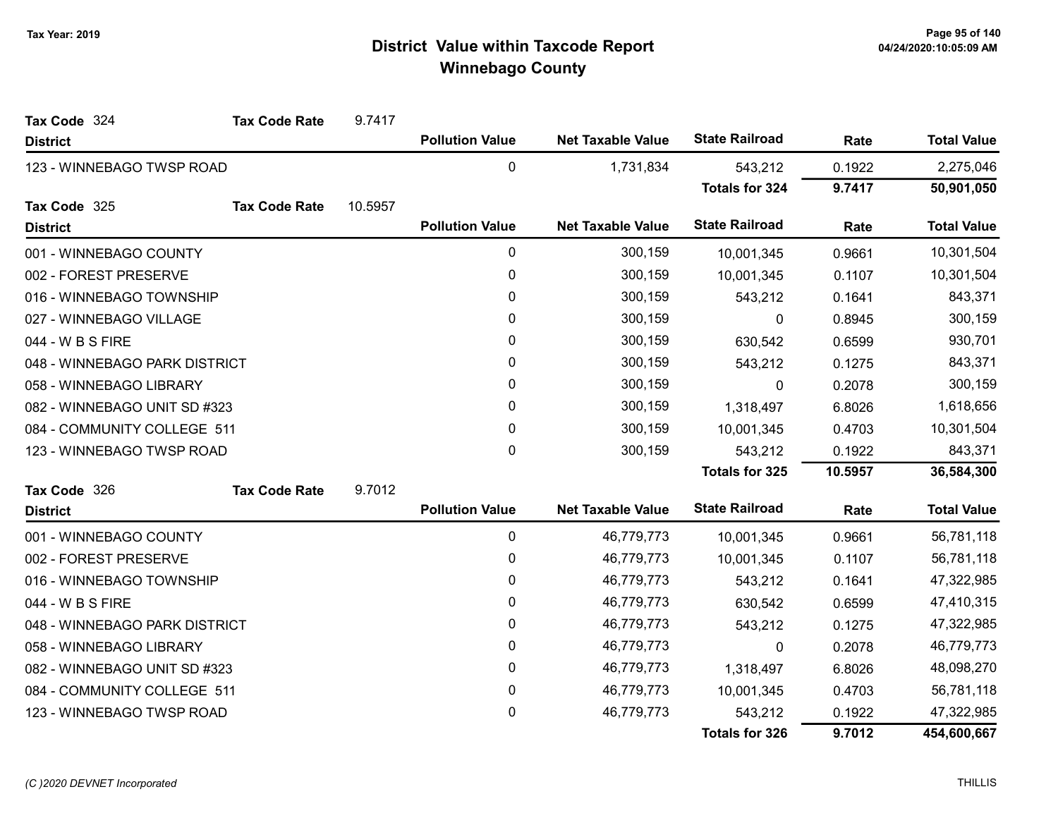# District Value within Taxcode Report
## Winnebago County

Tax Year: 2019

**Tax Code** 324 **Tax Code Rate** 9.7417

| District | Pollution Value | Net Taxable Value | State Railroad | Rate | Total Value |
|---|---|---|---|---|---|
| 123 - WINNEBAGO TWSP ROAD | 0 | 1,731,834 | 543,212 | 0.1922 | 2,275,046 |
| | | | **Totals for 324** | **9.7417** | **50,901,050** |

**Tax Code** 325 **Tax Code Rate** 10.5957

| District | Pollution Value | Net Taxable Value | State Railroad | Rate | Total Value |
|---|---|---|---|---|---|
| 001 - WINNEBAGO COUNTY | 0 | 300,159 | 10,001,345 | 0.9661 | 10,301,504 |
| 002 - FOREST PRESERVE | 0 | 300,159 | 10,001,345 | 0.1107 | 10,301,504 |
| 016 - WINNEBAGO TOWNSHIP | 0 | 300,159 | 543,212 | 0.1641 | 843,371 |
| 027 - WINNEBAGO VILLAGE | 0 | 300,159 | 0 | 0.8945 | 300,159 |
| 044 - W B S FIRE | 0 | 300,159 | 630,542 | 0.6599 | 930,701 |
| 048 - WINNEBAGO PARK DISTRICT | 0 | 300,159 | 543,212 | 0.1275 | 843,371 |
| 058 - WINNEBAGO LIBRARY | 0 | 300,159 | 0 | 0.2078 | 300,159 |
| 082 - WINNEBAGO UNIT SD #323 | 0 | 300,159 | 1,318,497 | 6.8026 | 1,618,656 |
| 084 - COMMUNITY COLLEGE 511 | 0 | 300,159 | 10,001,345 | 0.4703 | 10,301,504 |
| 123 - WINNEBAGO TWSP ROAD | 0 | 300,159 | 543,212 | 0.1922 | 843,371 |
| | | | **Totals for 325** | **10.5957** | **36,584,300** |

**Tax Code** 326 **Tax Code Rate** 9.7012

| District | Pollution Value | Net Taxable Value | State Railroad | Rate | Total Value |
|---|---|---|---|---|---|
| 001 - WINNEBAGO COUNTY | 0 | 46,779,773 | 10,001,345 | 0.9661 | 56,781,118 |
| 002 - FOREST PRESERVE | 0 | 46,779,773 | 10,001,345 | 0.1107 | 56,781,118 |
| 016 - WINNEBAGO TOWNSHIP | 0 | 46,779,773 | 543,212 | 0.1641 | 47,322,985 |
| 044 - W B S FIRE | 0 | 46,779,773 | 630,542 | 0.6599 | 47,410,315 |
| 048 - WINNEBAGO PARK DISTRICT | 0 | 46,779,773 | 543,212 | 0.1275 | 47,322,985 |
| 058 - WINNEBAGO LIBRARY | 0 | 46,779,773 | 0 | 0.2078 | 46,779,773 |
| 082 - WINNEBAGO UNIT SD #323 | 0 | 46,779,773 | 1,318,497 | 6.8026 | 48,098,270 |
| 084 - COMMUNITY COLLEGE 511 | 0 | 46,779,773 | 10,001,345 | 0.4703 | 56,781,118 |
| 123 - WINNEBAGO TWSP ROAD | 0 | 46,779,773 | 543,212 | 0.1922 | 47,322,985 |
| | | | **Totals for 326** | **9.7012** | **454,600,667** |

(C )2020 DEVNET Incorporated THILLIS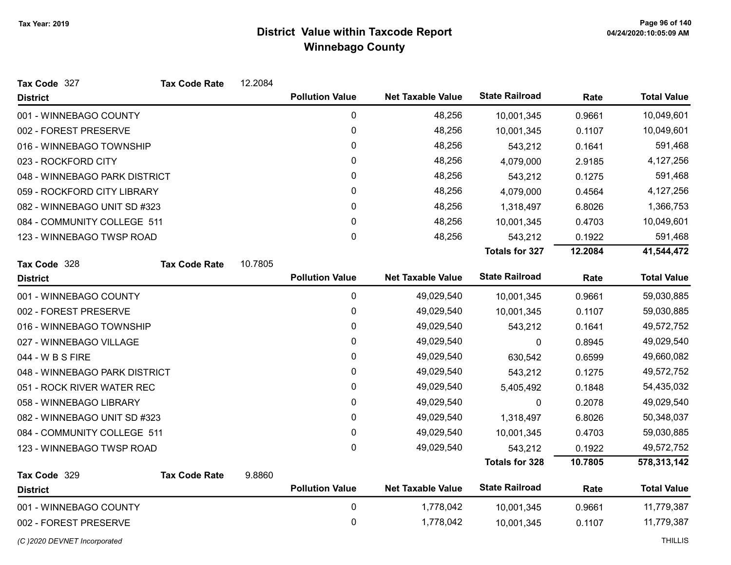# District Value within Taxcode Report

## Winnebago County

Tax Year: 2019

**Tax Code** 327 **Tax Code Rate** 12.2084

| District | Pollution Value | Net Taxable Value | State Railroad | Rate | Total Value |
|---|---|---|---|---|---|
| 001 - WINNEBAGO COUNTY | 0 | 48,256 | 10,001,345 | 0.9661 | 10,049,601 |
| 002 - FOREST PRESERVE | 0 | 48,256 | 10,001,345 | 0.1107 | 10,049,601 |
| 016 - WINNEBAGO TOWNSHIP | 0 | 48,256 | 543,212 | 0.1641 | 591,468 |
| 023 - ROCKFORD CITY | 0 | 48,256 | 4,079,000 | 2.9185 | 4,127,256 |
| 048 - WINNEBAGO PARK DISTRICT | 0 | 48,256 | 543,212 | 0.1275 | 591,468 |
| 059 - ROCKFORD CITY LIBRARY | 0 | 48,256 | 4,079,000 | 0.4564 | 4,127,256 |
| 082 - WINNEBAGO UNIT SD #323 | 0 | 48,256 | 1,318,497 | 6.8026 | 1,366,753 |
| 084 - COMMUNITY COLLEGE 511 | 0 | 48,256 | 10,001,345 | 0.4703 | 10,049,601 |
| 123 - WINNEBAGO TWSP ROAD | 0 | 48,256 | 543,212 | 0.1922 | 591,468 |
| | | | **Totals for 327** | **12.2084** | **41,544,472** |

**Tax Code** 328 **Tax Code Rate** 10.7805

| District | Pollution Value | Net Taxable Value | State Railroad | Rate | Total Value |
|---|---|---|---|---|---|
| 001 - WINNEBAGO COUNTY | 0 | 49,029,540 | 10,001,345 | 0.9661 | 59,030,885 |
| 002 - FOREST PRESERVE | 0 | 49,029,540 | 10,001,345 | 0.1107 | 59,030,885 |
| 016 - WINNEBAGO TOWNSHIP | 0 | 49,029,540 | 543,212 | 0.1641 | 49,572,752 |
| 027 - WINNEBAGO VILLAGE | 0 | 49,029,540 | 0 | 0.8945 | 49,029,540 |
| 044 - W B S FIRE | 0 | 49,029,540 | 630,542 | 0.6599 | 49,660,082 |
| 048 - WINNEBAGO PARK DISTRICT | 0 | 49,029,540 | 543,212 | 0.1275 | 49,572,752 |
| 051 - ROCK RIVER WATER REC | 0 | 49,029,540 | 5,405,492 | 0.1848 | 54,435,032 |
| 058 - WINNEBAGO LIBRARY | 0 | 49,029,540 | 0 | 0.2078 | 49,029,540 |
| 082 - WINNEBAGO UNIT SD #323 | 0 | 49,029,540 | 1,318,497 | 6.8026 | 50,348,037 |
| 084 - COMMUNITY COLLEGE 511 | 0 | 49,029,540 | 10,001,345 | 0.4703 | 59,030,885 |
| 123 - WINNEBAGO TWSP ROAD | 0 | 49,029,540 | 543,212 | 0.1922 | 49,572,752 |
| | | | **Totals for 328** | **10.7805** | **578,313,142** |

**Tax Code** 329 **Tax Code Rate** 9.8860

| District | Pollution Value | Net Taxable Value | State Railroad | Rate | Total Value |
|---|---|---|---|---|---|
| 001 - WINNEBAGO COUNTY | 0 | 1,778,042 | 10,001,345 | 0.9661 | 11,779,387 |
| 002 - FOREST PRESERVE | 0 | 1,778,042 | 10,001,345 | 0.1107 | 11,779,387 |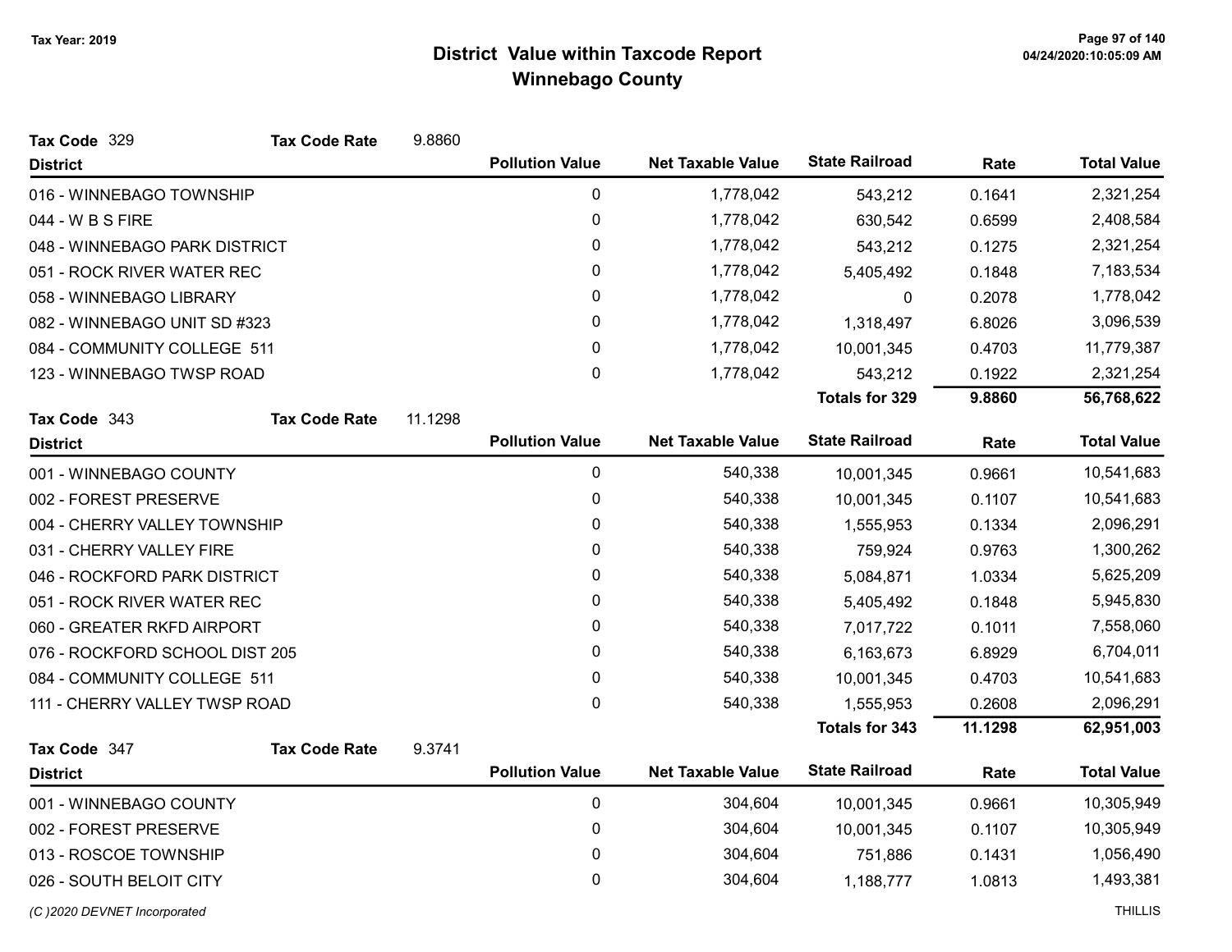# District Value within Taxcode Report
## Winnebago County

Tax Year: 2019

**Tax Code** 329 **Tax Code Rate** 9.8860

| District | Pollution Value | Net Taxable Value | State Railroad | Rate | Total Value |
|---|---|---|---|---|---|
| 016 - WINNEBAGO TOWNSHIP | 0 | 1,778,042 | 543,212 | 0.1641 | 2,321,254 |
| 044 - W B S FIRE | 0 | 1,778,042 | 630,542 | 0.6599 | 2,408,584 |
| 048 - WINNEBAGO PARK DISTRICT | 0 | 1,778,042 | 543,212 | 0.1275 | 2,321,254 |
| 051 - ROCK RIVER WATER REC | 0 | 1,778,042 | 5,405,492 | 0.1848 | 7,183,534 |
| 058 - WINNEBAGO LIBRARY | 0 | 1,778,042 | 0 | 0.2078 | 1,778,042 |
| 082 - WINNEBAGO UNIT SD #323 | 0 | 1,778,042 | 1,318,497 | 6.8026 | 3,096,539 |
| 084 - COMMUNITY COLLEGE 511 | 0 | 1,778,042 | 10,001,345 | 0.4703 | 11,779,387 |
| 123 - WINNEBAGO TWSP ROAD | 0 | 1,778,042 | 543,212 | 0.1922 | 2,321,254 |
| | | | **Totals for 329** | **9.8860** | **56,768,622** |

**Tax Code** 343 **Tax Code Rate** 11.1298

| District | Pollution Value | Net Taxable Value | State Railroad | Rate | Total Value |
|---|---|---|---|---|---|
| 001 - WINNEBAGO COUNTY | 0 | 540,338 | 10,001,345 | 0.9661 | 10,541,683 |
| 002 - FOREST PRESERVE | 0 | 540,338 | 10,001,345 | 0.1107 | 10,541,683 |
| 004 - CHERRY VALLEY TOWNSHIP | 0 | 540,338 | 1,555,953 | 0.1334 | 2,096,291 |
| 031 - CHERRY VALLEY FIRE | 0 | 540,338 | 759,924 | 0.9763 | 1,300,262 |
| 046 - ROCKFORD PARK DISTRICT | 0 | 540,338 | 5,084,871 | 1.0334 | 5,625,209 |
| 051 - ROCK RIVER WATER REC | 0 | 540,338 | 5,405,492 | 0.1848 | 5,945,830 |
| 060 - GREATER RKFD AIRPORT | 0 | 540,338 | 7,017,722 | 0.1011 | 7,558,060 |
| 076 - ROCKFORD SCHOOL DIST 205 | 0 | 540,338 | 6,163,673 | 6.8929 | 6,704,011 |
| 084 - COMMUNITY COLLEGE 511 | 0 | 540,338 | 10,001,345 | 0.4703 | 10,541,683 |
| 111 - CHERRY VALLEY TWSP ROAD | 0 | 540,338 | 1,555,953 | 0.2608 | 2,096,291 |
| | | | **Totals for 343** | **11.1298** | **62,951,003** |

**Tax Code** 347 **Tax Code Rate** 9.3741

| District | Pollution Value | Net Taxable Value | State Railroad | Rate | Total Value |
|---|---|---|---|---|---|
| 001 - WINNEBAGO COUNTY | 0 | 304,604 | 10,001,345 | 0.9661 | 10,305,949 |
| 002 - FOREST PRESERVE | 0 | 304,604 | 10,001,345 | 0.1107 | 10,305,949 |
| 013 - ROSCOE TOWNSHIP | 0 | 304,604 | 751,886 | 0.1431 | 1,056,490 |
| 026 - SOUTH BELOIT CITY | 0 | 304,604 | 1,188,777 | 1.0813 | 1,493,381 |

(C )2020 DEVNET Incorporated THILLIS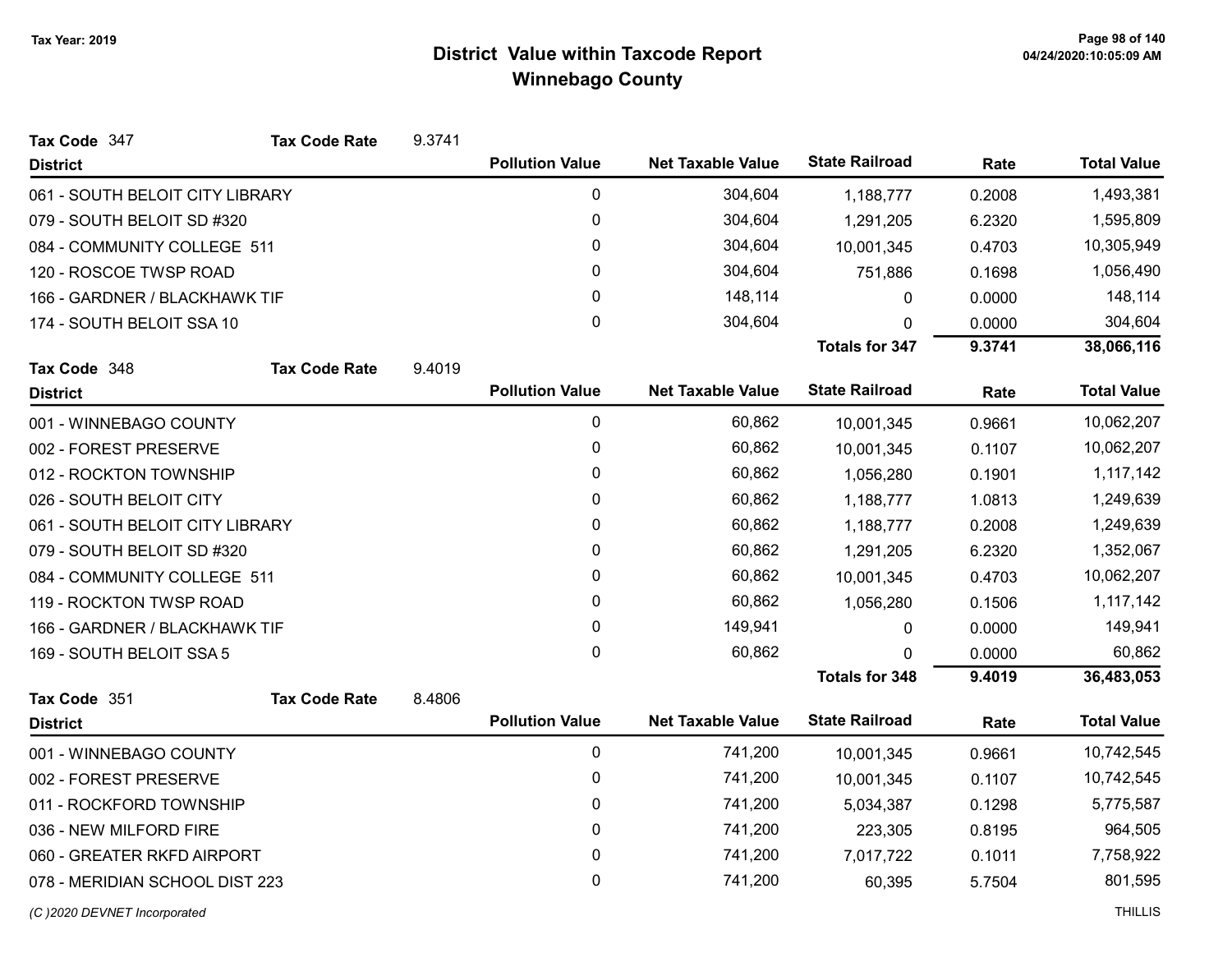# District Value within Taxcode Report
## Winnebago County

Tax Year: 2019

**Tax Code** 347 **Tax Code Rate** 9.3741

| District | Pollution Value | Net Taxable Value | State Railroad | Rate | Total Value |
|---|---|---|---|---|---|
| 061 - SOUTH BELOIT CITY LIBRARY | 0 | 304,604 | 1,188,777 | 0.2008 | 1,493,381 |
| 079 - SOUTH BELOIT SD #320 | 0 | 304,604 | 1,291,205 | 6.2320 | 1,595,809 |
| 084 - COMMUNITY COLLEGE 511 | 0 | 304,604 | 10,001,345 | 0.4703 | 10,305,949 |
| 120 - ROSCOE TWSP ROAD | 0 | 304,604 | 751,886 | 0.1698 | 1,056,490 |
| 166 - GARDNER / BLACKHAWK TIF | 0 | 148,114 | 0 | 0.0000 | 148,114 |
| 174 - SOUTH BELOIT SSA 10 | 0 | 304,604 | 0 | 0.0000 | 304,604 |
| | | | **Totals for 347** | **9.3741** | **38,066,116** |

**Tax Code** 348 **Tax Code Rate** 9.4019

| District | Pollution Value | Net Taxable Value | State Railroad | Rate | Total Value |
|---|---|---|---|---|---|
| 001 - WINNEBAGO COUNTY | 0 | 60,862 | 10,001,345 | 0.9661 | 10,062,207 |
| 002 - FOREST PRESERVE | 0 | 60,862 | 10,001,345 | 0.1107 | 10,062,207 |
| 012 - ROCKTON TOWNSHIP | 0 | 60,862 | 1,056,280 | 0.1901 | 1,117,142 |
| 026 - SOUTH BELOIT CITY | 0 | 60,862 | 1,188,777 | 1.0813 | 1,249,639 |
| 061 - SOUTH BELOIT CITY LIBRARY | 0 | 60,862 | 1,188,777 | 0.2008 | 1,249,639 |
| 079 - SOUTH BELOIT SD #320 | 0 | 60,862 | 1,291,205 | 6.2320 | 1,352,067 |
| 084 - COMMUNITY COLLEGE 511 | 0 | 60,862 | 10,001,345 | 0.4703 | 10,062,207 |
| 119 - ROCKTON TWSP ROAD | 0 | 60,862 | 1,056,280 | 0.1506 | 1,117,142 |
| 166 - GARDNER / BLACKHAWK TIF | 0 | 149,941 | 0 | 0.0000 | 149,941 |
| 169 - SOUTH BELOIT SSA 5 | 0 | 60,862 | 0 | 0.0000 | 60,862 |
| | | | **Totals for 348** | **9.4019** | **36,483,053** |

**Tax Code** 351 **Tax Code Rate** 8.4806

| District | Pollution Value | Net Taxable Value | State Railroad | Rate | Total Value |
|---|---|---|---|---|---|
| 001 - WINNEBAGO COUNTY | 0 | 741,200 | 10,001,345 | 0.9661 | 10,742,545 |
| 002 - FOREST PRESERVE | 0 | 741,200 | 10,001,345 | 0.1107 | 10,742,545 |
| 011 - ROCKFORD TOWNSHIP | 0 | 741,200 | 5,034,387 | 0.1298 | 5,775,587 |
| 036 - NEW MILFORD FIRE | 0 | 741,200 | 223,305 | 0.8195 | 964,505 |
| 060 - GREATER RKFD AIRPORT | 0 | 741,200 | 7,017,722 | 0.1011 | 7,758,922 |
| 078 - MERIDIAN SCHOOL DIST 223 | 0 | 741,200 | 60,395 | 5.7504 | 801,595 |

(C )2020 DEVNET Incorporated THILLIS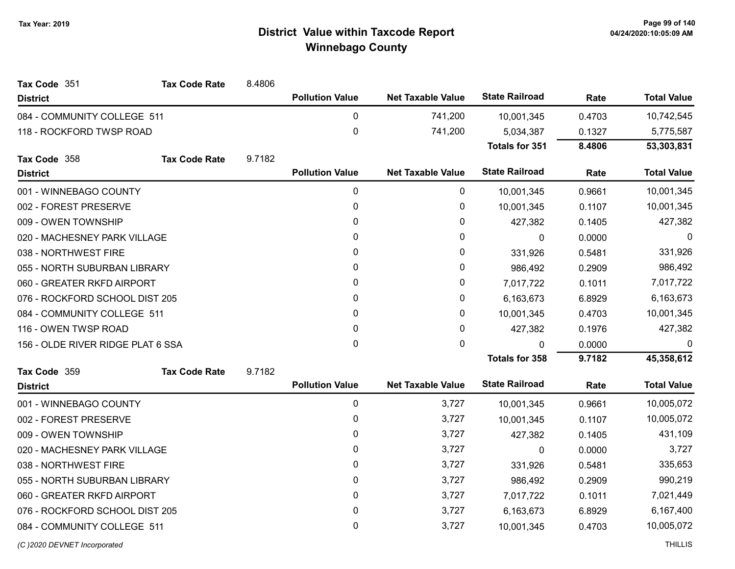# District Value within Taxcode Report

## Winnebago County

Tax Year: 2019

**Tax Code** 351 **Tax Code Rate** 8.4806

| District | Pollution Value | Net Taxable Value | State Railroad | Rate | Total Value |
|---|---|---|---|---|---|
| 084 - COMMUNITY COLLEGE 511 | 0 | 741,200 | 10,001,345 | 0.4703 | 10,742,545 |
| 118 - ROCKFORD TWSP ROAD | 0 | 741,200 | 5,034,387 | 0.1327 | 5,775,587 |
| | | | **Totals for 351** | **8.4806** | **53,303,831** |

**Tax Code** 358 **Tax Code Rate** 9.7182

| District | Pollution Value | Net Taxable Value | State Railroad | Rate | Total Value |
|---|---|---|---|---|---|
| 001 - WINNEBAGO COUNTY | 0 | 0 | 10,001,345 | 0.9661 | 10,001,345 |
| 002 - FOREST PRESERVE | 0 | 0 | 10,001,345 | 0.1107 | 10,001,345 |
| 009 - OWEN TOWNSHIP | 0 | 0 | 427,382 | 0.1405 | 427,382 |
| 020 - MACHESNEY PARK VILLAGE | 0 | 0 | 0 | 0.0000 | 0 |
| 038 - NORTHWEST FIRE | 0 | 0 | 331,926 | 0.5481 | 331,926 |
| 055 - NORTH SUBURBAN LIBRARY | 0 | 0 | 986,492 | 0.2909 | 986,492 |
| 060 - GREATER RKFD AIRPORT | 0 | 0 | 7,017,722 | 0.1011 | 7,017,722 |
| 076 - ROCKFORD SCHOOL DIST 205 | 0 | 0 | 6,163,673 | 6.8929 | 6,163,673 |
| 084 - COMMUNITY COLLEGE 511 | 0 | 0 | 10,001,345 | 0.4703 | 10,001,345 |
| 116 - OWEN TWSP ROAD | 0 | 0 | 427,382 | 0.1976 | 427,382 |
| 156 - OLDE RIVER RIDGE PLAT 6 SSA | 0 | 0 | 0 | 0.0000 | 0 |
| | | | **Totals for 358** | **9.7182** | **45,358,612** |

**Tax Code** 359 **Tax Code Rate** 9.7182

| District | Pollution Value | Net Taxable Value | State Railroad | Rate | Total Value |
|---|---|---|---|---|---|
| 001 - WINNEBAGO COUNTY | 0 | 3,727 | 10,001,345 | 0.9661 | 10,005,072 |
| 002 - FOREST PRESERVE | 0 | 3,727 | 10,001,345 | 0.1107 | 10,005,072 |
| 009 - OWEN TOWNSHIP | 0 | 3,727 | 427,382 | 0.1405 | 431,109 |
| 020 - MACHESNEY PARK VILLAGE | 0 | 3,727 | 0 | 0.0000 | 3,727 |
| 038 - NORTHWEST FIRE | 0 | 3,727 | 331,926 | 0.5481 | 335,653 |
| 055 - NORTH SUBURBAN LIBRARY | 0 | 3,727 | 986,492 | 0.2909 | 990,219 |
| 060 - GREATER RKFD AIRPORT | 0 | 3,727 | 7,017,722 | 0.1011 | 7,021,449 |
| 076 - ROCKFORD SCHOOL DIST 205 | 0 | 3,727 | 6,163,673 | 6.8929 | 6,167,400 |
| 084 - COMMUNITY COLLEGE 511 | 0 | 3,727 | 10,001,345 | 0.4703 | 10,005,072 |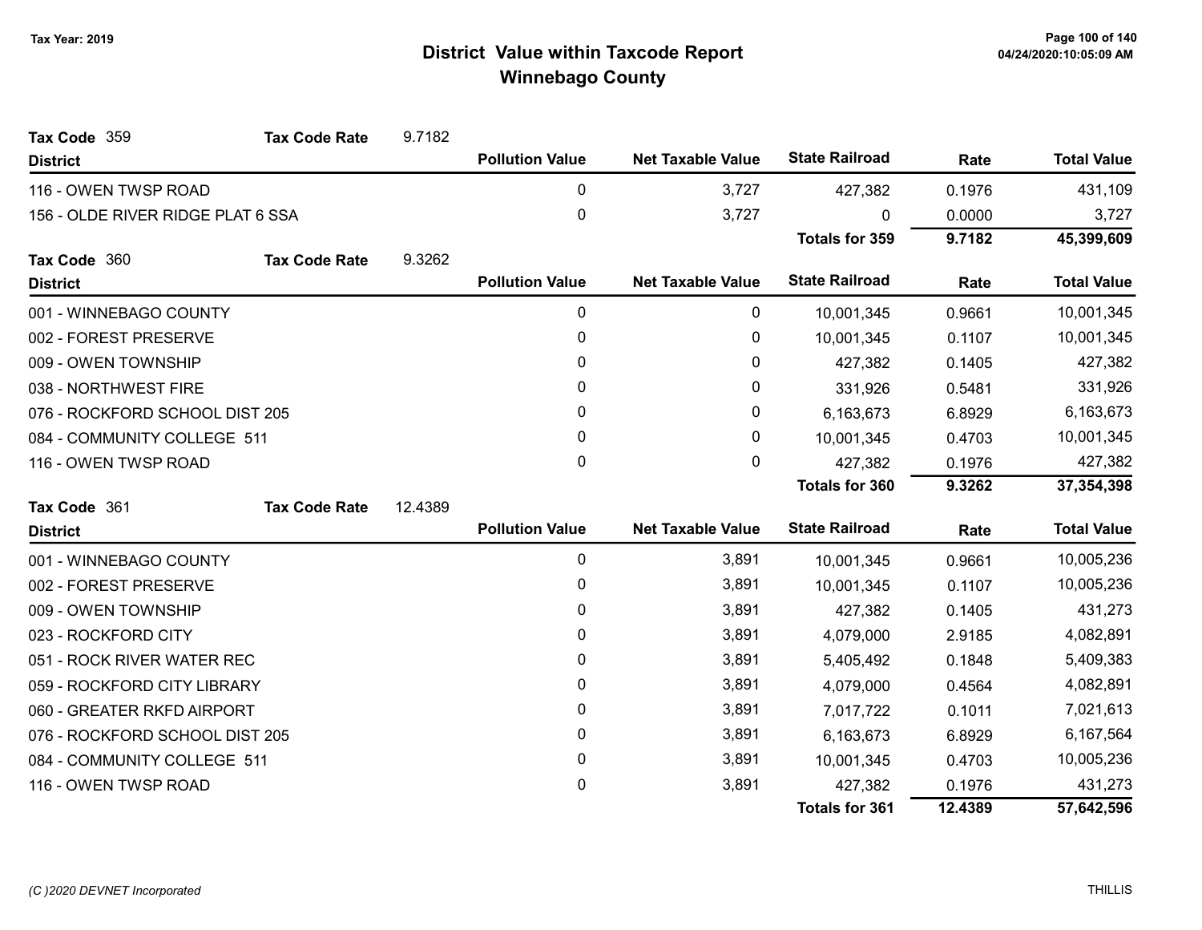# District Value within Taxcode Report
## Winnebago County

Tax Year: 2019

**Tax Code** 359 **Tax Code Rate** 9.7182

| District | Pollution Value | Net Taxable Value | State Railroad | Rate | Total Value |
|---|---|---|---|---|---|
| 116 - OWEN TWSP ROAD | 0 | 3,727 | 427,382 | 0.1976 | 431,109 |
| 156 - OLDE RIVER RIDGE PLAT 6 SSA | 0 | 3,727 | 0 | 0.0000 | 3,727 |
| | | | **Totals for 359** | **9.7182** | **45,399,609** |

**Tax Code** 360 **Tax Code Rate** 9.3262

| District | Pollution Value | Net Taxable Value | State Railroad | Rate | Total Value |
|---|---|---|---|---|---|
| 001 - WINNEBAGO COUNTY | 0 | 0 | 10,001,345 | 0.9661 | 10,001,345 |
| 002 - FOREST PRESERVE | 0 | 0 | 10,001,345 | 0.1107 | 10,001,345 |
| 009 - OWEN TOWNSHIP | 0 | 0 | 427,382 | 0.1405 | 427,382 |
| 038 - NORTHWEST FIRE | 0 | 0 | 331,926 | 0.5481 | 331,926 |
| 076 - ROCKFORD SCHOOL DIST 205 | 0 | 0 | 6,163,673 | 6.8929 | 6,163,673 |
| 084 - COMMUNITY COLLEGE 511 | 0 | 0 | 10,001,345 | 0.4703 | 10,001,345 |
| 116 - OWEN TWSP ROAD | 0 | 0 | 427,382 | 0.1976 | 427,382 |
| | | | **Totals for 360** | **9.3262** | **37,354,398** |

**Tax Code** 361 **Tax Code Rate** 12.4389

| District | Pollution Value | Net Taxable Value | State Railroad | Rate | Total Value |
|---|---|---|---|---|---|
| 001 - WINNEBAGO COUNTY | 0 | 3,891 | 10,001,345 | 0.9661 | 10,005,236 |
| 002 - FOREST PRESERVE | 0 | 3,891 | 10,001,345 | 0.1107 | 10,005,236 |
| 009 - OWEN TOWNSHIP | 0 | 3,891 | 427,382 | 0.1405 | 431,273 |
| 023 - ROCKFORD CITY | 0 | 3,891 | 4,079,000 | 2.9185 | 4,082,891 |
| 051 - ROCK RIVER WATER REC | 0 | 3,891 | 5,405,492 | 0.1848 | 5,409,383 |
| 059 - ROCKFORD CITY LIBRARY | 0 | 3,891 | 4,079,000 | 0.4564 | 4,082,891 |
| 060 - GREATER RKFD AIRPORT | 0 | 3,891 | 7,017,722 | 0.1011 | 7,021,613 |
| 076 - ROCKFORD SCHOOL DIST 205 | 0 | 3,891 | 6,163,673 | 6.8929 | 6,167,564 |
| 084 - COMMUNITY COLLEGE 511 | 0 | 3,891 | 10,001,345 | 0.4703 | 10,005,236 |
| 116 - OWEN TWSP ROAD | 0 | 3,891 | 427,382 | 0.1976 | 431,273 |
| | | | **Totals for 361** | **12.4389** | **57,642,596** |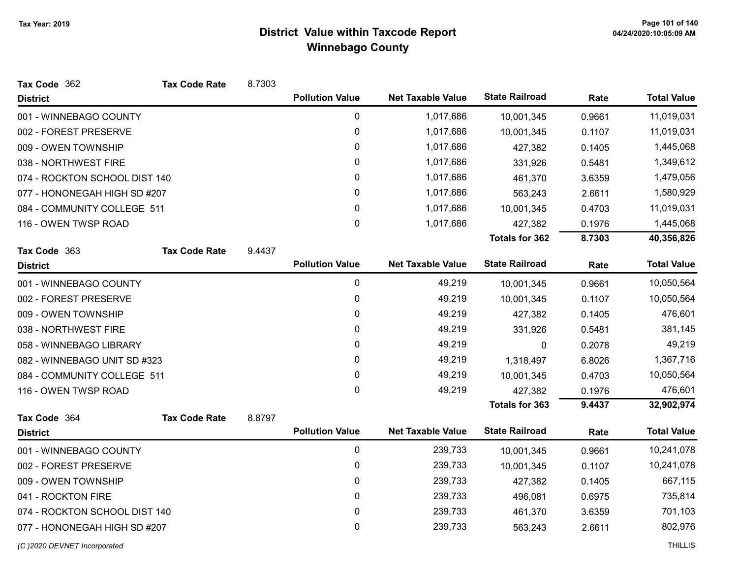# District Value within Taxcode Report
## Winnebago County

Tax Year: 2019

**Tax Code** 362 **Tax Code Rate** 8.7303

| District | Pollution Value | Net Taxable Value | State Railroad | Rate | Total Value |
|---|---|---|---|---|---|
| 001 - WINNEBAGO COUNTY | 0 | 1,017,686 | 10,001,345 | 0.9661 | 11,019,031 |
| 002 - FOREST PRESERVE | 0 | 1,017,686 | 10,001,345 | 0.1107 | 11,019,031 |
| 009 - OWEN TOWNSHIP | 0 | 1,017,686 | 427,382 | 0.1405 | 1,445,068 |
| 038 - NORTHWEST FIRE | 0 | 1,017,686 | 331,926 | 0.5481 | 1,349,612 |
| 074 - ROCKTON SCHOOL DIST 140 | 0 | 1,017,686 | 461,370 | 3.6359 | 1,479,056 |
| 077 - HONONEGAH HIGH SD #207 | 0 | 1,017,686 | 563,243 | 2.6611 | 1,580,929 |
| 084 - COMMUNITY COLLEGE 511 | 0 | 1,017,686 | 10,001,345 | 0.4703 | 11,019,031 |
| 116 - OWEN TWSP ROAD | 0 | 1,017,686 | 427,382 | 0.1976 | 1,445,068 |
| | | | **Totals for 362** | **8.7303** | **40,356,826** |

**Tax Code** 363 **Tax Code Rate** 9.4437

| District | Pollution Value | Net Taxable Value | State Railroad | Rate | Total Value |
|---|---|---|---|---|---|
| 001 - WINNEBAGO COUNTY | 0 | 49,219 | 10,001,345 | 0.9661 | 10,050,564 |
| 002 - FOREST PRESERVE | 0 | 49,219 | 10,001,345 | 0.1107 | 10,050,564 |
| 009 - OWEN TOWNSHIP | 0 | 49,219 | 427,382 | 0.1405 | 476,601 |
| 038 - NORTHWEST FIRE | 0 | 49,219 | 331,926 | 0.5481 | 381,145 |
| 058 - WINNEBAGO LIBRARY | 0 | 49,219 | 0 | 0.2078 | 49,219 |
| 082 - WINNEBAGO UNIT SD #323 | 0 | 49,219 | 1,318,497 | 6.8026 | 1,367,716 |
| 084 - COMMUNITY COLLEGE 511 | 0 | 49,219 | 10,001,345 | 0.4703 | 10,050,564 |
| 116 - OWEN TWSP ROAD | 0 | 49,219 | 427,382 | 0.1976 | 476,601 |
| | | | **Totals for 363** | **9.4437** | **32,902,974** |

**Tax Code** 364 **Tax Code Rate** 8.8797

| District | Pollution Value | Net Taxable Value | State Railroad | Rate | Total Value |
|---|---|---|---|---|---|
| 001 - WINNEBAGO COUNTY | 0 | 239,733 | 10,001,345 | 0.9661 | 10,241,078 |
| 002 - FOREST PRESERVE | 0 | 239,733 | 10,001,345 | 0.1107 | 10,241,078 |
| 009 - OWEN TOWNSHIP | 0 | 239,733 | 427,382 | 0.1405 | 667,115 |
| 041 - ROCKTON FIRE | 0 | 239,733 | 496,081 | 0.6975 | 735,814 |
| 074 - ROCKTON SCHOOL DIST 140 | 0 | 239,733 | 461,370 | 3.6359 | 701,103 |
| 077 - HONONEGAH HIGH SD #207 | 0 | 239,733 | 563,243 | 2.6611 | 802,976 |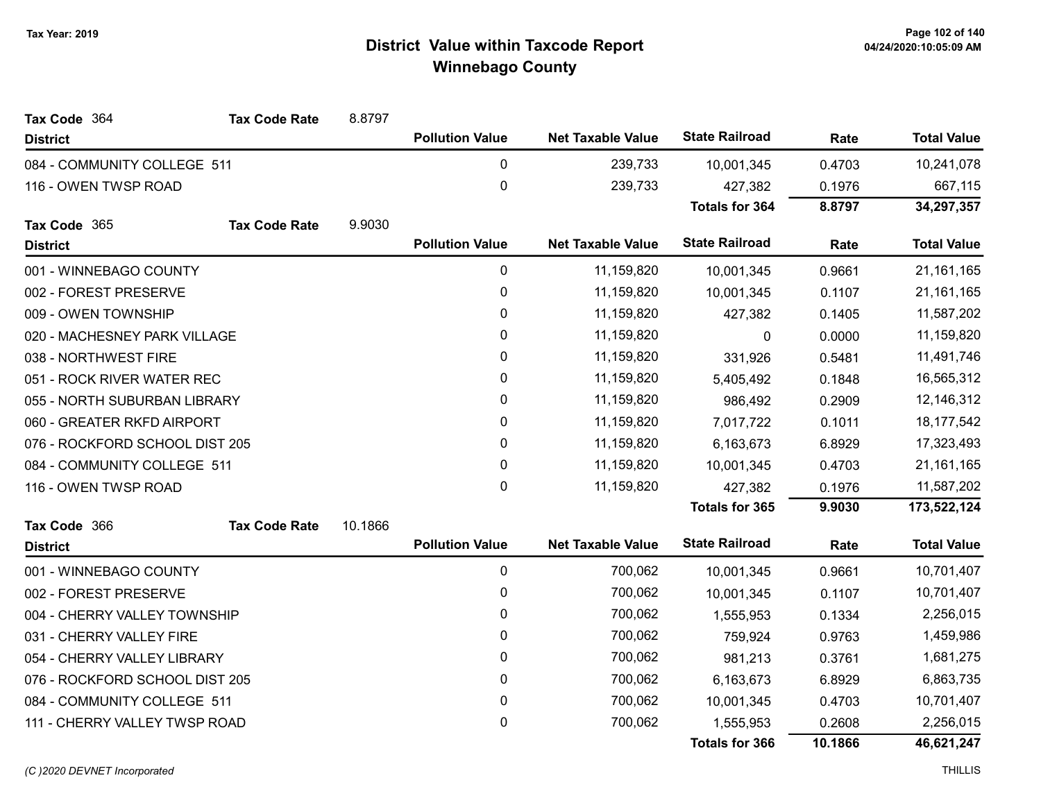# District Value within Taxcode Report
## Winnebago County

Tax Year: 2019

**Tax Code** 364 **Tax Code Rate** 8.8797

| District | Pollution Value | Net Taxable Value | State Railroad | Rate | Total Value |
|---|---|---|---|---|---|
| 084 - COMMUNITY COLLEGE 511 | 0 | 239,733 | 10,001,345 | 0.4703 | 10,241,078 |
| 116 - OWEN TWSP ROAD | 0 | 239,733 | 427,382 | 0.1976 | 667,115 |
| | | | **Totals for 364** | **8.8797** | **34,297,357** |

**Tax Code** 365 **Tax Code Rate** 9.9030

| District | Pollution Value | Net Taxable Value | State Railroad | Rate | Total Value |
|---|---|---|---|---|---|
| 001 - WINNEBAGO COUNTY | 0 | 11,159,820 | 10,001,345 | 0.9661 | 21,161,165 |
| 002 - FOREST PRESERVE | 0 | 11,159,820 | 10,001,345 | 0.1107 | 21,161,165 |
| 009 - OWEN TOWNSHIP | 0 | 11,159,820 | 427,382 | 0.1405 | 11,587,202 |
| 020 - MACHESNEY PARK VILLAGE | 0 | 11,159,820 | 0 | 0.0000 | 11,159,820 |
| 038 - NORTHWEST FIRE | 0 | 11,159,820 | 331,926 | 0.5481 | 11,491,746 |
| 051 - ROCK RIVER WATER REC | 0 | 11,159,820 | 5,405,492 | 0.1848 | 16,565,312 |
| 055 - NORTH SUBURBAN LIBRARY | 0 | 11,159,820 | 986,492 | 0.2909 | 12,146,312 |
| 060 - GREATER RKFD AIRPORT | 0 | 11,159,820 | 7,017,722 | 0.1011 | 18,177,542 |
| 076 - ROCKFORD SCHOOL DIST 205 | 0 | 11,159,820 | 6,163,673 | 6.8929 | 17,323,493 |
| 084 - COMMUNITY COLLEGE 511 | 0 | 11,159,820 | 10,001,345 | 0.4703 | 21,161,165 |
| 116 - OWEN TWSP ROAD | 0 | 11,159,820 | 427,382 | 0.1976 | 11,587,202 |
| | | | **Totals for 365** | **9.9030** | **173,522,124** |

**Tax Code** 366 **Tax Code Rate** 10.1866

| District | Pollution Value | Net Taxable Value | State Railroad | Rate | Total Value |
|---|---|---|---|---|---|
| 001 - WINNEBAGO COUNTY | 0 | 700,062 | 10,001,345 | 0.9661 | 10,701,407 |
| 002 - FOREST PRESERVE | 0 | 700,062 | 10,001,345 | 0.1107 | 10,701,407 |
| 004 - CHERRY VALLEY TOWNSHIP | 0 | 700,062 | 1,555,953 | 0.1334 | 2,256,015 |
| 031 - CHERRY VALLEY FIRE | 0 | 700,062 | 759,924 | 0.9763 | 1,459,986 |
| 054 - CHERRY VALLEY LIBRARY | 0 | 700,062 | 981,213 | 0.3761 | 1,681,275 |
| 076 - ROCKFORD SCHOOL DIST 205 | 0 | 700,062 | 6,163,673 | 6.8929 | 6,863,735 |
| 084 - COMMUNITY COLLEGE 511 | 0 | 700,062 | 10,001,345 | 0.4703 | 10,701,407 |
| 111 - CHERRY VALLEY TWSP ROAD | 0 | 700,062 | 1,555,953 | 0.2608 | 2,256,015 |
| | | | **Totals for 366** | **10.1866** | **46,621,247** |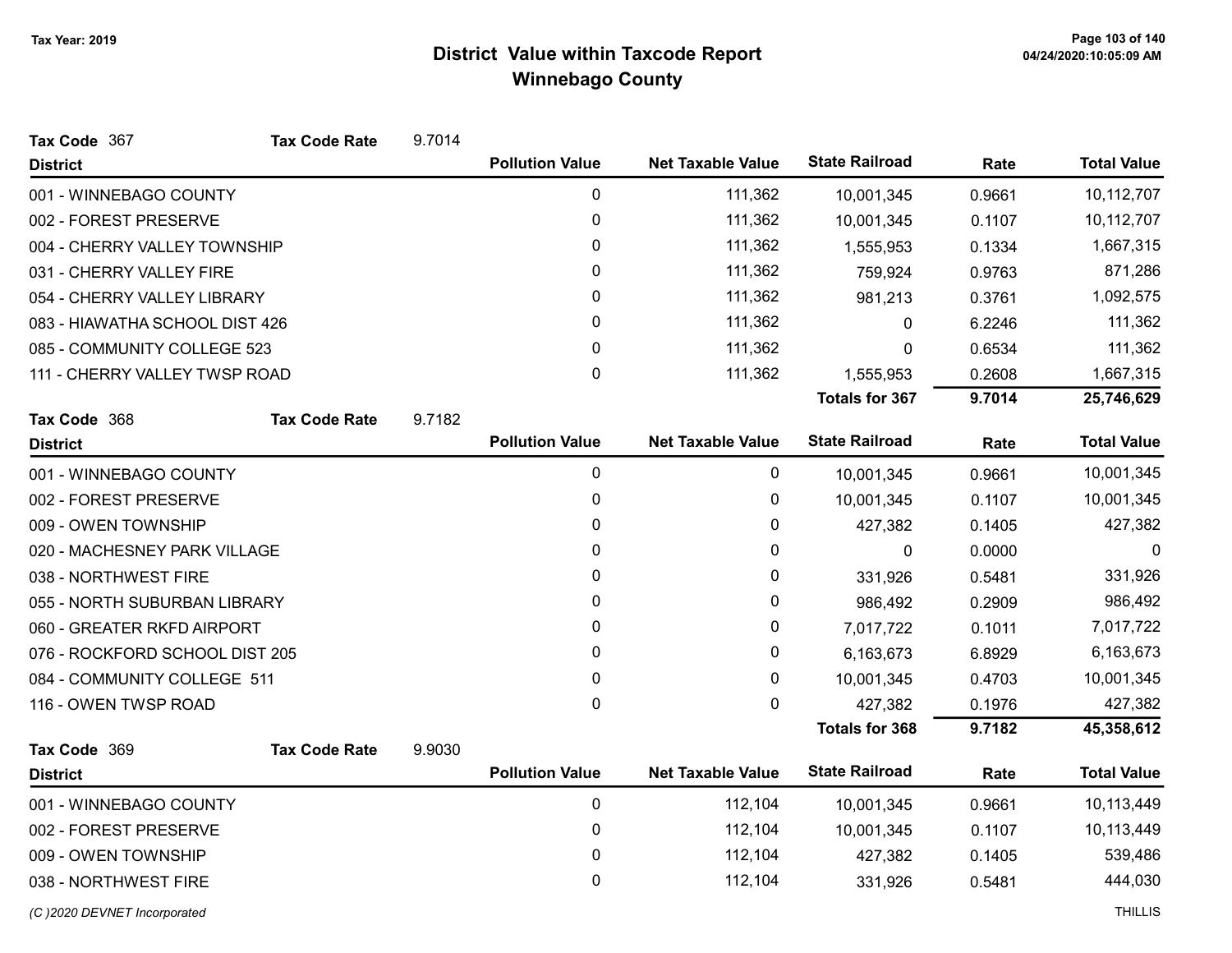# District Value within Taxcode Report
## Winnebago County

Tax Year: 2019

**Tax Code** 367 **Tax Code Rate** 9.7014

| District | Pollution Value | Net Taxable Value | State Railroad | Rate | Total Value |
|---|---|---|---|---|---|
| 001 - WINNEBAGO COUNTY | 0 | 111,362 | 10,001,345 | 0.9661 | 10,112,707 |
| 002 - FOREST PRESERVE | 0 | 111,362 | 10,001,345 | 0.1107 | 10,112,707 |
| 004 - CHERRY VALLEY TOWNSHIP | 0 | 111,362 | 1,555,953 | 0.1334 | 1,667,315 |
| 031 - CHERRY VALLEY FIRE | 0 | 111,362 | 759,924 | 0.9763 | 871,286 |
| 054 - CHERRY VALLEY LIBRARY | 0 | 111,362 | 981,213 | 0.3761 | 1,092,575 |
| 083 - HIAWATHA SCHOOL DIST 426 | 0 | 111,362 | 0 | 6.2246 | 111,362 |
| 085 - COMMUNITY COLLEGE 523 | 0 | 111,362 | 0 | 0.6534 | 111,362 |
| 111 - CHERRY VALLEY TWSP ROAD | 0 | 111,362 | 1,555,953 | 0.2608 | 1,667,315 |
| | | | **Totals for 367** | **9.7014** | **25,746,629** |

**Tax Code** 368 **Tax Code Rate** 9.7182

| District | Pollution Value | Net Taxable Value | State Railroad | Rate | Total Value |
|---|---|---|---|---|---|
| 001 - WINNEBAGO COUNTY | 0 | 0 | 10,001,345 | 0.9661 | 10,001,345 |
| 002 - FOREST PRESERVE | 0 | 0 | 10,001,345 | 0.1107 | 10,001,345 |
| 009 - OWEN TOWNSHIP | 0 | 0 | 427,382 | 0.1405 | 427,382 |
| 020 - MACHESNEY PARK VILLAGE | 0 | 0 | 0 | 0.0000 | 0 |
| 038 - NORTHWEST FIRE | 0 | 0 | 331,926 | 0.5481 | 331,926 |
| 055 - NORTH SUBURBAN LIBRARY | 0 | 0 | 986,492 | 0.2909 | 986,492 |
| 060 - GREATER RKFD AIRPORT | 0 | 0 | 7,017,722 | 0.1011 | 7,017,722 |
| 076 - ROCKFORD SCHOOL DIST 205 | 0 | 0 | 6,163,673 | 6.8929 | 6,163,673 |
| 084 - COMMUNITY COLLEGE 511 | 0 | 0 | 10,001,345 | 0.4703 | 10,001,345 |
| 116 - OWEN TWSP ROAD | 0 | 0 | 427,382 | 0.1976 | 427,382 |
| | | | **Totals for 368** | **9.7182** | **45,358,612** |

**Tax Code** 369 **Tax Code Rate** 9.9030

| District | Pollution Value | Net Taxable Value | State Railroad | Rate | Total Value |
|---|---|---|---|---|---|
| 001 - WINNEBAGO COUNTY | 0 | 112,104 | 10,001,345 | 0.9661 | 10,113,449 |
| 002 - FOREST PRESERVE | 0 | 112,104 | 10,001,345 | 0.1107 | 10,113,449 |
| 009 - OWEN TOWNSHIP | 0 | 112,104 | 427,382 | 0.1405 | 539,486 |
| 038 - NORTHWEST FIRE | 0 | 112,104 | 331,926 | 0.5481 | 444,030 |

*(C )2020 DEVNET Incorporated* THILLIS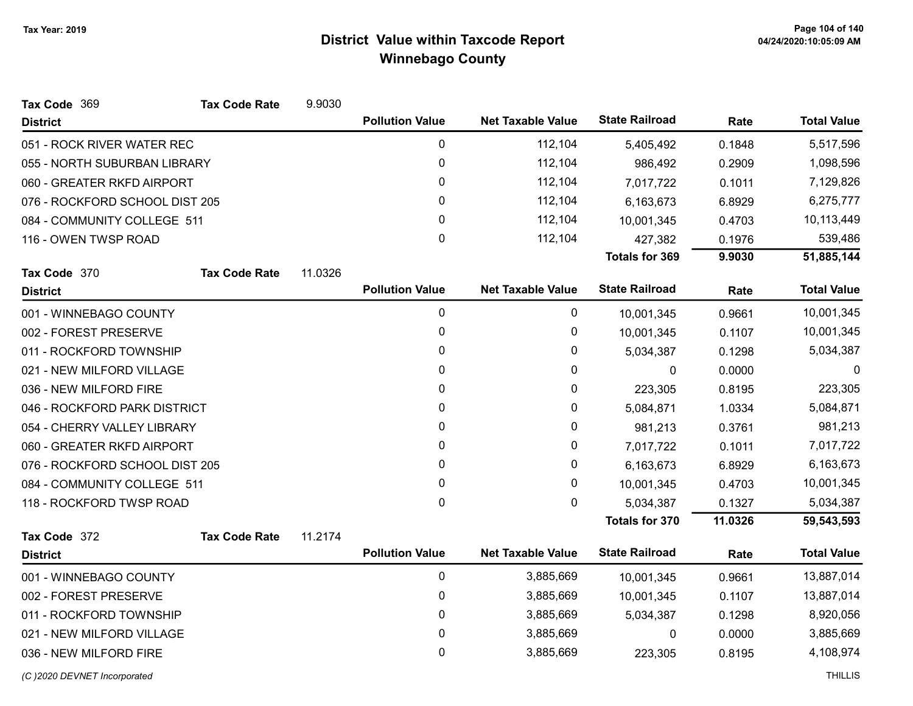Tax Year: 2019

# District Value within Taxcode Report
## Winnebago County

**Tax Code** 369 **Tax Code Rate** 9.9030

| District | Pollution Value | Net Taxable Value | State Railroad | Rate | Total Value |
|---|---|---|---|---|---|
| 051 - ROCK RIVER WATER REC | 0 | 112,104 | 5,405,492 | 0.1848 | 5,517,596 |
| 055 - NORTH SUBURBAN LIBRARY | 0 | 112,104 | 986,492 | 0.2909 | 1,098,596 |
| 060 - GREATER RKFD AIRPORT | 0 | 112,104 | 7,017,722 | 0.1011 | 7,129,826 |
| 076 - ROCKFORD SCHOOL DIST 205 | 0 | 112,104 | 6,163,673 | 6.8929 | 6,275,777 |
| 084 - COMMUNITY COLLEGE 511 | 0 | 112,104 | 10,001,345 | 0.4703 | 10,113,449 |
| 116 - OWEN TWSP ROAD | 0 | 112,104 | 427,382 | 0.1976 | 539,486 |
| | | | **Totals for 369** | **9.9030** | **51,885,144** |

**Tax Code** 370 **Tax Code Rate** 11.0326

| District | Pollution Value | Net Taxable Value | State Railroad | Rate | Total Value |
|---|---|---|---|---|---|
| 001 - WINNEBAGO COUNTY | 0 | 0 | 10,001,345 | 0.9661 | 10,001,345 |
| 002 - FOREST PRESERVE | 0 | 0 | 10,001,345 | 0.1107 | 10,001,345 |
| 011 - ROCKFORD TOWNSHIP | 0 | 0 | 5,034,387 | 0.1298 | 5,034,387 |
| 021 - NEW MILFORD VILLAGE | 0 | 0 | 0 | 0.0000 | 0 |
| 036 - NEW MILFORD FIRE | 0 | 0 | 223,305 | 0.8195 | 223,305 |
| 046 - ROCKFORD PARK DISTRICT | 0 | 0 | 5,084,871 | 1.0334 | 5,084,871 |
| 054 - CHERRY VALLEY LIBRARY | 0 | 0 | 981,213 | 0.3761 | 981,213 |
| 060 - GREATER RKFD AIRPORT | 0 | 0 | 7,017,722 | 0.1011 | 7,017,722 |
| 076 - ROCKFORD SCHOOL DIST 205 | 0 | 0 | 6,163,673 | 6.8929 | 6,163,673 |
| 084 - COMMUNITY COLLEGE 511 | 0 | 0 | 10,001,345 | 0.4703 | 10,001,345 |
| 118 - ROCKFORD TWSP ROAD | 0 | 0 | 5,034,387 | 0.1327 | 5,034,387 |
| | | | **Totals for 370** | **11.0326** | **59,543,593** |

**Tax Code** 372 **Tax Code Rate** 11.2174

| District | Pollution Value | Net Taxable Value | State Railroad | Rate | Total Value |
|---|---|---|---|---|---|
| 001 - WINNEBAGO COUNTY | 0 | 3,885,669 | 10,001,345 | 0.9661 | 13,887,014 |
| 002 - FOREST PRESERVE | 0 | 3,885,669 | 10,001,345 | 0.1107 | 13,887,014 |
| 011 - ROCKFORD TOWNSHIP | 0 | 3,885,669 | 5,034,387 | 0.1298 | 8,920,056 |
| 021 - NEW MILFORD VILLAGE | 0 | 3,885,669 | 0 | 0.0000 | 3,885,669 |
| 036 - NEW MILFORD FIRE | 0 | 3,885,669 | 223,305 | 0.8195 | 4,108,974 |

(C )2020 DEVNET Incorporated THILLIS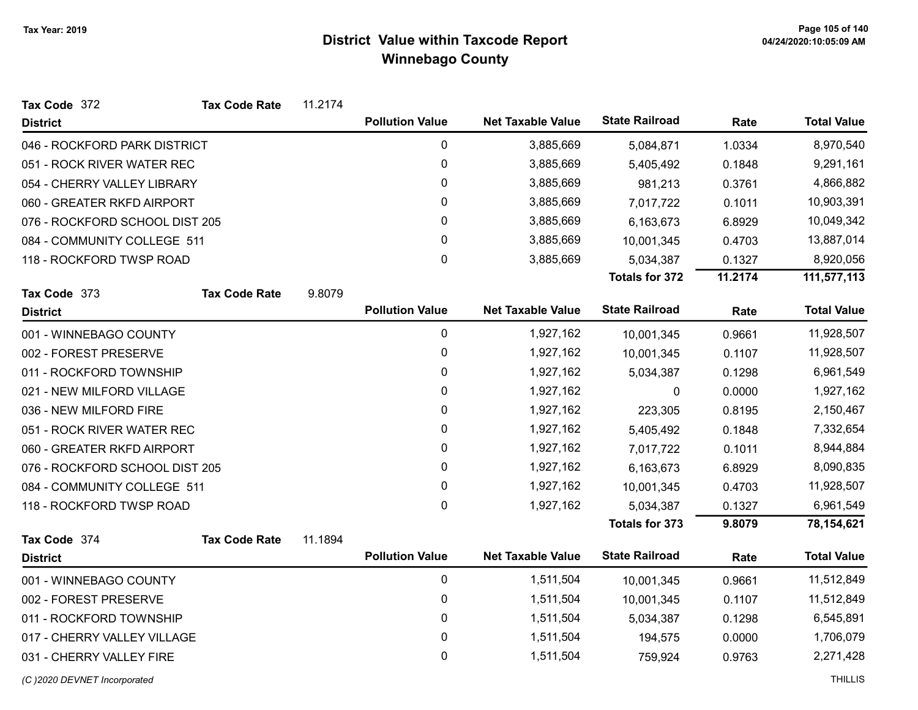# District Value within Taxcode Report
## Winnebago County

Tax Year: 2019

**Tax Code** 372 **Tax Code Rate** 11.2174

| District | Pollution Value | Net Taxable Value | State Railroad | Rate | Total Value |
|---|---|---|---|---|---|
| 046 - ROCKFORD PARK DISTRICT | 0 | 3,885,669 | 5,084,871 | 1.0334 | 8,970,540 |
| 051 - ROCK RIVER WATER REC | 0 | 3,885,669 | 5,405,492 | 0.1848 | 9,291,161 |
| 054 - CHERRY VALLEY LIBRARY | 0 | 3,885,669 | 981,213 | 0.3761 | 4,866,882 |
| 060 - GREATER RKFD AIRPORT | 0 | 3,885,669 | 7,017,722 | 0.1011 | 10,903,391 |
| 076 - ROCKFORD SCHOOL DIST 205 | 0 | 3,885,669 | 6,163,673 | 6.8929 | 10,049,342 |
| 084 - COMMUNITY COLLEGE 511 | 0 | 3,885,669 | 10,001,345 | 0.4703 | 13,887,014 |
| 118 - ROCKFORD TWSP ROAD | 0 | 3,885,669 | 5,034,387 | 0.1327 | 8,920,056 |
| | | | **Totals for 372** | **11.2174** | **111,577,113** |

**Tax Code** 373 **Tax Code Rate** 9.8079

| District | Pollution Value | Net Taxable Value | State Railroad | Rate | Total Value |
|---|---|---|---|---|---|
| 001 - WINNEBAGO COUNTY | 0 | 1,927,162 | 10,001,345 | 0.9661 | 11,928,507 |
| 002 - FOREST PRESERVE | 0 | 1,927,162 | 10,001,345 | 0.1107 | 11,928,507 |
| 011 - ROCKFORD TOWNSHIP | 0 | 1,927,162 | 5,034,387 | 0.1298 | 6,961,549 |
| 021 - NEW MILFORD VILLAGE | 0 | 1,927,162 | 0 | 0.0000 | 1,927,162 |
| 036 - NEW MILFORD FIRE | 0 | 1,927,162 | 223,305 | 0.8195 | 2,150,467 |
| 051 - ROCK RIVER WATER REC | 0 | 1,927,162 | 5,405,492 | 0.1848 | 7,332,654 |
| 060 - GREATER RKFD AIRPORT | 0 | 1,927,162 | 7,017,722 | 0.1011 | 8,944,884 |
| 076 - ROCKFORD SCHOOL DIST 205 | 0 | 1,927,162 | 6,163,673 | 6.8929 | 8,090,835 |
| 084 - COMMUNITY COLLEGE 511 | 0 | 1,927,162 | 10,001,345 | 0.4703 | 11,928,507 |
| 118 - ROCKFORD TWSP ROAD | 0 | 1,927,162 | 5,034,387 | 0.1327 | 6,961,549 |
| | | | **Totals for 373** | **9.8079** | **78,154,621** |

**Tax Code** 374 **Tax Code Rate** 11.1894

| District | Pollution Value | Net Taxable Value | State Railroad | Rate | Total Value |
|---|---|---|---|---|---|
| 001 - WINNEBAGO COUNTY | 0 | 1,511,504 | 10,001,345 | 0.9661 | 11,512,849 |
| 002 - FOREST PRESERVE | 0 | 1,511,504 | 10,001,345 | 0.1107 | 11,512,849 |
| 011 - ROCKFORD TOWNSHIP | 0 | 1,511,504 | 5,034,387 | 0.1298 | 6,545,891 |
| 017 - CHERRY VALLEY VILLAGE | 0 | 1,511,504 | 194,575 | 0.0000 | 1,706,079 |
| 031 - CHERRY VALLEY FIRE | 0 | 1,511,504 | 759,924 | 0.9763 | 2,271,428 |

*(C )2020 DEVNET Incorporated* THILLIS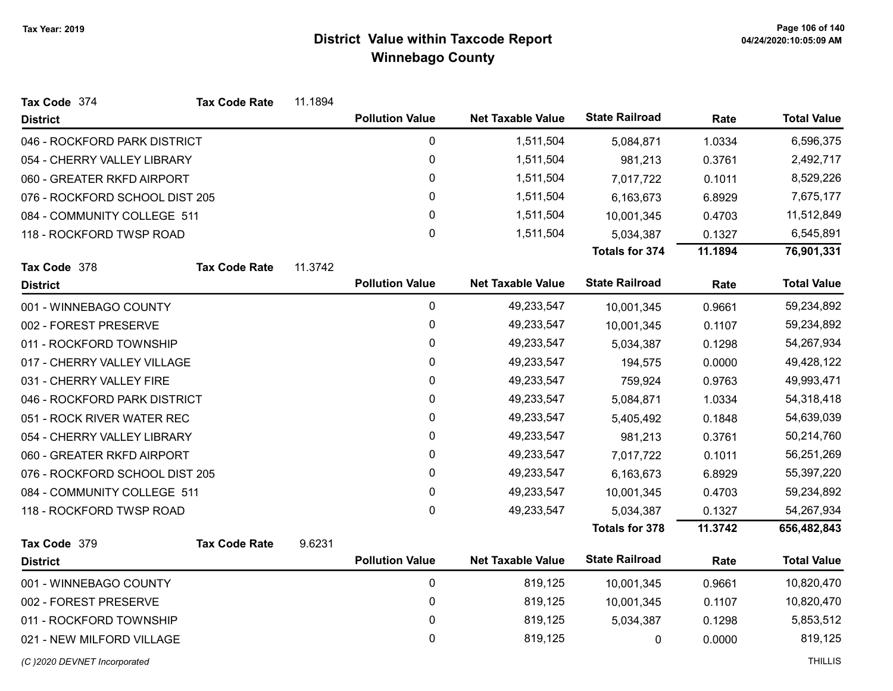# District Value within Taxcode Report

## Winnebago County

Tax Year: 2019

**Tax Code** 374 **Tax Code Rate** 11.1894

| District | Pollution Value | Net Taxable Value | State Railroad | Rate | Total Value |
|---|---|---|---|---|---|
| 046 - ROCKFORD PARK DISTRICT | 0 | 1,511,504 | 5,084,871 | 1.0334 | 6,596,375 |
| 054 - CHERRY VALLEY LIBRARY | 0 | 1,511,504 | 981,213 | 0.3761 | 2,492,717 |
| 060 - GREATER RKFD AIRPORT | 0 | 1,511,504 | 7,017,722 | 0.1011 | 8,529,226 |
| 076 - ROCKFORD SCHOOL DIST 205 | 0 | 1,511,504 | 6,163,673 | 6.8929 | 7,675,177 |
| 084 - COMMUNITY COLLEGE 511 | 0 | 1,511,504 | 10,001,345 | 0.4703 | 11,512,849 |
| 118 - ROCKFORD TWSP ROAD | 0 | 1,511,504 | 5,034,387 | 0.1327 | 6,545,891 |
| | | | **Totals for 374** | **11.1894** | **76,901,331** |

**Tax Code** 378 **Tax Code Rate** 11.3742

| District | Pollution Value | Net Taxable Value | State Railroad | Rate | Total Value |
|---|---|---|---|---|---|
| 001 - WINNEBAGO COUNTY | 0 | 49,233,547 | 10,001,345 | 0.9661 | 59,234,892 |
| 002 - FOREST PRESERVE | 0 | 49,233,547 | 10,001,345 | 0.1107 | 59,234,892 |
| 011 - ROCKFORD TOWNSHIP | 0 | 49,233,547 | 5,034,387 | 0.1298 | 54,267,934 |
| 017 - CHERRY VALLEY VILLAGE | 0 | 49,233,547 | 194,575 | 0.0000 | 49,428,122 |
| 031 - CHERRY VALLEY FIRE | 0 | 49,233,547 | 759,924 | 0.9763 | 49,993,471 |
| 046 - ROCKFORD PARK DISTRICT | 0 | 49,233,547 | 5,084,871 | 1.0334 | 54,318,418 |
| 051 - ROCK RIVER WATER REC | 0 | 49,233,547 | 5,405,492 | 0.1848 | 54,639,039 |
| 054 - CHERRY VALLEY LIBRARY | 0 | 49,233,547 | 981,213 | 0.3761 | 50,214,760 |
| 060 - GREATER RKFD AIRPORT | 0 | 49,233,547 | 7,017,722 | 0.1011 | 56,251,269 |
| 076 - ROCKFORD SCHOOL DIST 205 | 0 | 49,233,547 | 6,163,673 | 6.8929 | 55,397,220 |
| 084 - COMMUNITY COLLEGE 511 | 0 | 49,233,547 | 10,001,345 | 0.4703 | 59,234,892 |
| 118 - ROCKFORD TWSP ROAD | 0 | 49,233,547 | 5,034,387 | 0.1327 | 54,267,934 |
| | | | **Totals for 378** | **11.3742** | **656,482,843** |

**Tax Code** 379 **Tax Code Rate** 9.6231

| District | Pollution Value | Net Taxable Value | State Railroad | Rate | Total Value |
|---|---|---|---|---|---|
| 001 - WINNEBAGO COUNTY | 0 | 819,125 | 10,001,345 | 0.9661 | 10,820,470 |
| 002 - FOREST PRESERVE | 0 | 819,125 | 10,001,345 | 0.1107 | 10,820,470 |
| 011 - ROCKFORD TOWNSHIP | 0 | 819,125 | 5,034,387 | 0.1298 | 5,853,512 |
| 021 - NEW MILFORD VILLAGE | 0 | 819,125 | 0 | 0.0000 | 819,125 |

*(C )2020 DEVNET Incorporated* THILLIS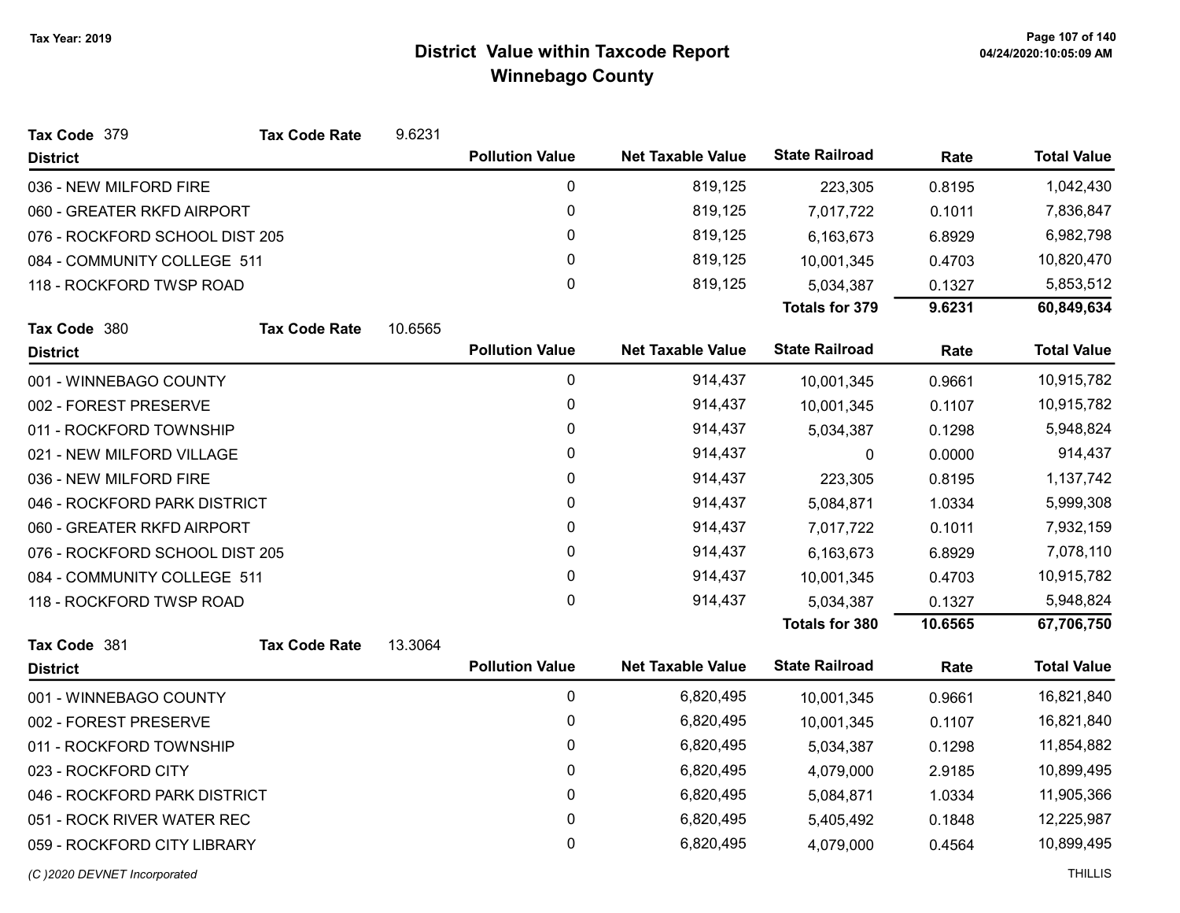# District Value within Taxcode Report
## Winnebago County

Tax Year: 2019

**Tax Code** 379 **Tax Code Rate** 9.6231

| District | Pollution Value | Net Taxable Value | State Railroad | Rate | Total Value |
|---|---|---|---|---|---|
| 036 - NEW MILFORD FIRE | 0 | 819,125 | 223,305 | 0.8195 | 1,042,430 |
| 060 - GREATER RKFD AIRPORT | 0 | 819,125 | 7,017,722 | 0.1011 | 7,836,847 |
| 076 - ROCKFORD SCHOOL DIST 205 | 0 | 819,125 | 6,163,673 | 6.8929 | 6,982,798 |
| 084 - COMMUNITY COLLEGE 511 | 0 | 819,125 | 10,001,345 | 0.4703 | 10,820,470 |
| 118 - ROCKFORD TWSP ROAD | 0 | 819,125 | 5,034,387 | 0.1327 | 5,853,512 |
| | | | **Totals for 379** | **9.6231** | **60,849,634** |

**Tax Code** 380 **Tax Code Rate** 10.6565

| District | Pollution Value | Net Taxable Value | State Railroad | Rate | Total Value |
|---|---|---|---|---|---|
| 001 - WINNEBAGO COUNTY | 0 | 914,437 | 10,001,345 | 0.9661 | 10,915,782 |
| 002 - FOREST PRESERVE | 0 | 914,437 | 10,001,345 | 0.1107 | 10,915,782 |
| 011 - ROCKFORD TOWNSHIP | 0 | 914,437 | 5,034,387 | 0.1298 | 5,948,824 |
| 021 - NEW MILFORD VILLAGE | 0 | 914,437 | 0 | 0.0000 | 914,437 |
| 036 - NEW MILFORD FIRE | 0 | 914,437 | 223,305 | 0.8195 | 1,137,742 |
| 046 - ROCKFORD PARK DISTRICT | 0 | 914,437 | 5,084,871 | 1.0334 | 5,999,308 |
| 060 - GREATER RKFD AIRPORT | 0 | 914,437 | 7,017,722 | 0.1011 | 7,932,159 |
| 076 - ROCKFORD SCHOOL DIST 205 | 0 | 914,437 | 6,163,673 | 6.8929 | 7,078,110 |
| 084 - COMMUNITY COLLEGE 511 | 0 | 914,437 | 10,001,345 | 0.4703 | 10,915,782 |
| 118 - ROCKFORD TWSP ROAD | 0 | 914,437 | 5,034,387 | 0.1327 | 5,948,824 |
| | | | **Totals for 380** | **10.6565** | **67,706,750** |

**Tax Code** 381 **Tax Code Rate** 13.3064

| District | Pollution Value | Net Taxable Value | State Railroad | Rate | Total Value |
|---|---|---|---|---|---|
| 001 - WINNEBAGO COUNTY | 0 | 6,820,495 | 10,001,345 | 0.9661 | 16,821,840 |
| 002 - FOREST PRESERVE | 0 | 6,820,495 | 10,001,345 | 0.1107 | 16,821,840 |
| 011 - ROCKFORD TOWNSHIP | 0 | 6,820,495 | 5,034,387 | 0.1298 | 11,854,882 |
| 023 - ROCKFORD CITY | 0 | 6,820,495 | 4,079,000 | 2.9185 | 10,899,495 |
| 046 - ROCKFORD PARK DISTRICT | 0 | 6,820,495 | 5,084,871 | 1.0334 | 11,905,366 |
| 051 - ROCK RIVER WATER REC | 0 | 6,820,495 | 5,405,492 | 0.1848 | 12,225,987 |
| 059 - ROCKFORD CITY LIBRARY | 0 | 6,820,495 | 4,079,000 | 0.4564 | 10,899,495 |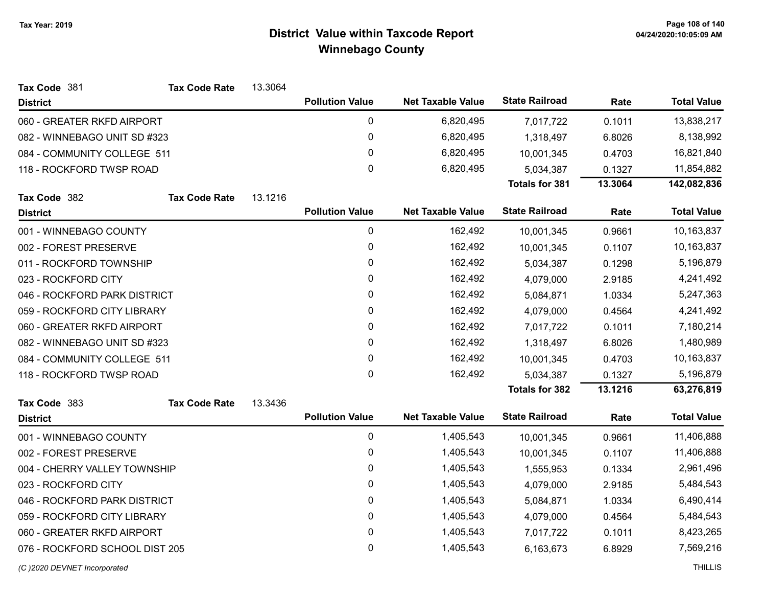Tax Year: 2019

# District Value within Taxcode Report
## Winnebago County

**Tax Code** 381 **Tax Code Rate** 13.3064

| District | Pollution Value | Net Taxable Value | State Railroad | Rate | Total Value |
|---|---|---|---|---|---|
| 060 - GREATER RKFD AIRPORT | 0 | 6,820,495 | 7,017,722 | 0.1011 | 13,838,217 |
| 082 - WINNEBAGO UNIT SD #323 | 0 | 6,820,495 | 1,318,497 | 6.8026 | 8,138,992 |
| 084 - COMMUNITY COLLEGE 511 | 0 | 6,820,495 | 10,001,345 | 0.4703 | 16,821,840 |
| 118 - ROCKFORD TWSP ROAD | 0 | 6,820,495 | 5,034,387 | 0.1327 | 11,854,882 |
| | | | **Totals for 381** | **13.3064** | **142,082,836** |

**Tax Code** 382 **Tax Code Rate** 13.1216

| District | Pollution Value | Net Taxable Value | State Railroad | Rate | Total Value |
|---|---|---|---|---|---|
| 001 - WINNEBAGO COUNTY | 0 | 162,492 | 10,001,345 | 0.9661 | 10,163,837 |
| 002 - FOREST PRESERVE | 0 | 162,492 | 10,001,345 | 0.1107 | 10,163,837 |
| 011 - ROCKFORD TOWNSHIP | 0 | 162,492 | 5,034,387 | 0.1298 | 5,196,879 |
| 023 - ROCKFORD CITY | 0 | 162,492 | 4,079,000 | 2.9185 | 4,241,492 |
| 046 - ROCKFORD PARK DISTRICT | 0 | 162,492 | 5,084,871 | 1.0334 | 5,247,363 |
| 059 - ROCKFORD CITY LIBRARY | 0 | 162,492 | 4,079,000 | 0.4564 | 4,241,492 |
| 060 - GREATER RKFD AIRPORT | 0 | 162,492 | 7,017,722 | 0.1011 | 7,180,214 |
| 082 - WINNEBAGO UNIT SD #323 | 0 | 162,492 | 1,318,497 | 6.8026 | 1,480,989 |
| 084 - COMMUNITY COLLEGE 511 | 0 | 162,492 | 10,001,345 | 0.4703 | 10,163,837 |
| 118 - ROCKFORD TWSP ROAD | 0 | 162,492 | 5,034,387 | 0.1327 | 5,196,879 |
| | | | **Totals for 382** | **13.1216** | **63,276,819** |

**Tax Code** 383 **Tax Code Rate** 13.3436

| District | Pollution Value | Net Taxable Value | State Railroad | Rate | Total Value |
|---|---|---|---|---|---|
| 001 - WINNEBAGO COUNTY | 0 | 1,405,543 | 10,001,345 | 0.9661 | 11,406,888 |
| 002 - FOREST PRESERVE | 0 | 1,405,543 | 10,001,345 | 0.1107 | 11,406,888 |
| 004 - CHERRY VALLEY TOWNSHIP | 0 | 1,405,543 | 1,555,953 | 0.1334 | 2,961,496 |
| 023 - ROCKFORD CITY | 0 | 1,405,543 | 4,079,000 | 2.9185 | 5,484,543 |
| 046 - ROCKFORD PARK DISTRICT | 0 | 1,405,543 | 5,084,871 | 1.0334 | 6,490,414 |
| 059 - ROCKFORD CITY LIBRARY | 0 | 1,405,543 | 4,079,000 | 0.4564 | 5,484,543 |
| 060 - GREATER RKFD AIRPORT | 0 | 1,405,543 | 7,017,722 | 0.1011 | 8,423,265 |
| 076 - ROCKFORD SCHOOL DIST 205 | 0 | 1,405,543 | 6,163,673 | 6.8929 | 7,569,216 |

*(C )2020 DEVNET Incorporated* THILLIS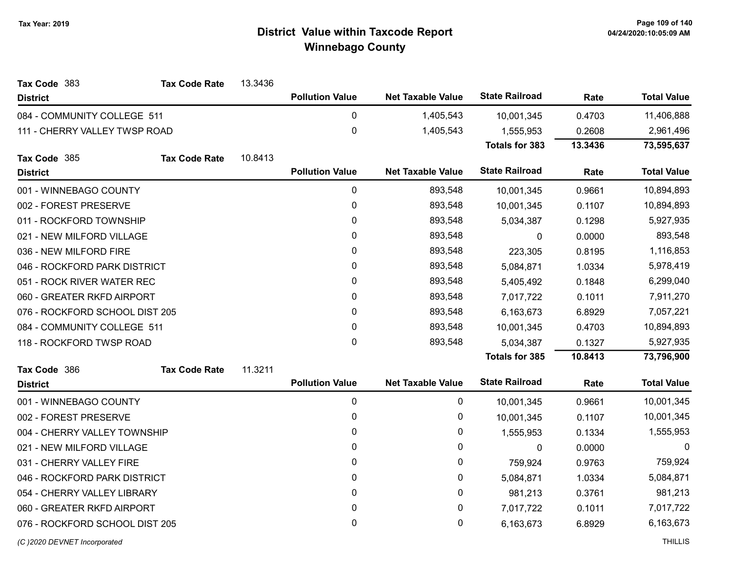Tax Year: 2019

# District Value within Taxcode Report
## Winnebago County

**Tax Code** 383 **Tax Code Rate** 13.3436

| District | Pollution Value | Net Taxable Value | State Railroad | Rate | Total Value |
|---|---|---|---|---|---|
| 084 - COMMUNITY COLLEGE 511 | 0 | 1,405,543 | 10,001,345 | 0.4703 | 11,406,888 |
| 111 - CHERRY VALLEY TWSP ROAD | 0 | 1,405,543 | 1,555,953 | 0.2608 | 2,961,496 |
| | | | **Totals for 383** | **13.3436** | **73,595,637** |

**Tax Code** 385 **Tax Code Rate** 10.8413

| District | Pollution Value | Net Taxable Value | State Railroad | Rate | Total Value |
|---|---|---|---|---|---|
| 001 - WINNEBAGO COUNTY | 0 | 893,548 | 10,001,345 | 0.9661 | 10,894,893 |
| 002 - FOREST PRESERVE | 0 | 893,548 | 10,001,345 | 0.1107 | 10,894,893 |
| 011 - ROCKFORD TOWNSHIP | 0 | 893,548 | 5,034,387 | 0.1298 | 5,927,935 |
| 021 - NEW MILFORD VILLAGE | 0 | 893,548 | 0 | 0.0000 | 893,548 |
| 036 - NEW MILFORD FIRE | 0 | 893,548 | 223,305 | 0.8195 | 1,116,853 |
| 046 - ROCKFORD PARK DISTRICT | 0 | 893,548 | 5,084,871 | 1.0334 | 5,978,419 |
| 051 - ROCK RIVER WATER REC | 0 | 893,548 | 5,405,492 | 0.1848 | 6,299,040 |
| 060 - GREATER RKFD AIRPORT | 0 | 893,548 | 7,017,722 | 0.1011 | 7,911,270 |
| 076 - ROCKFORD SCHOOL DIST 205 | 0 | 893,548 | 6,163,673 | 6.8929 | 7,057,221 |
| 084 - COMMUNITY COLLEGE 511 | 0 | 893,548 | 10,001,345 | 0.4703 | 10,894,893 |
| 118 - ROCKFORD TWSP ROAD | 0 | 893,548 | 5,034,387 | 0.1327 | 5,927,935 |
| | | | **Totals for 385** | **10.8413** | **73,796,900** |

**Tax Code** 386 **Tax Code Rate** 11.3211

| District | Pollution Value | Net Taxable Value | State Railroad | Rate | Total Value |
|---|---|---|---|---|---|
| 001 - WINNEBAGO COUNTY | 0 | 0 | 10,001,345 | 0.9661 | 10,001,345 |
| 002 - FOREST PRESERVE | 0 | 0 | 10,001,345 | 0.1107 | 10,001,345 |
| 004 - CHERRY VALLEY TOWNSHIP | 0 | 0 | 1,555,953 | 0.1334 | 1,555,953 |
| 021 - NEW MILFORD VILLAGE | 0 | 0 | 0 | 0.0000 | 0 |
| 031 - CHERRY VALLEY FIRE | 0 | 0 | 759,924 | 0.9763 | 759,924 |
| 046 - ROCKFORD PARK DISTRICT | 0 | 0 | 5,084,871 | 1.0334 | 5,084,871 |
| 054 - CHERRY VALLEY LIBRARY | 0 | 0 | 981,213 | 0.3761 | 981,213 |
| 060 - GREATER RKFD AIRPORT | 0 | 0 | 7,017,722 | 0.1011 | 7,017,722 |
| 076 - ROCKFORD SCHOOL DIST 205 | 0 | 0 | 6,163,673 | 6.8929 | 6,163,673 |

*(C )2020 DEVNET Incorporated* THILLIS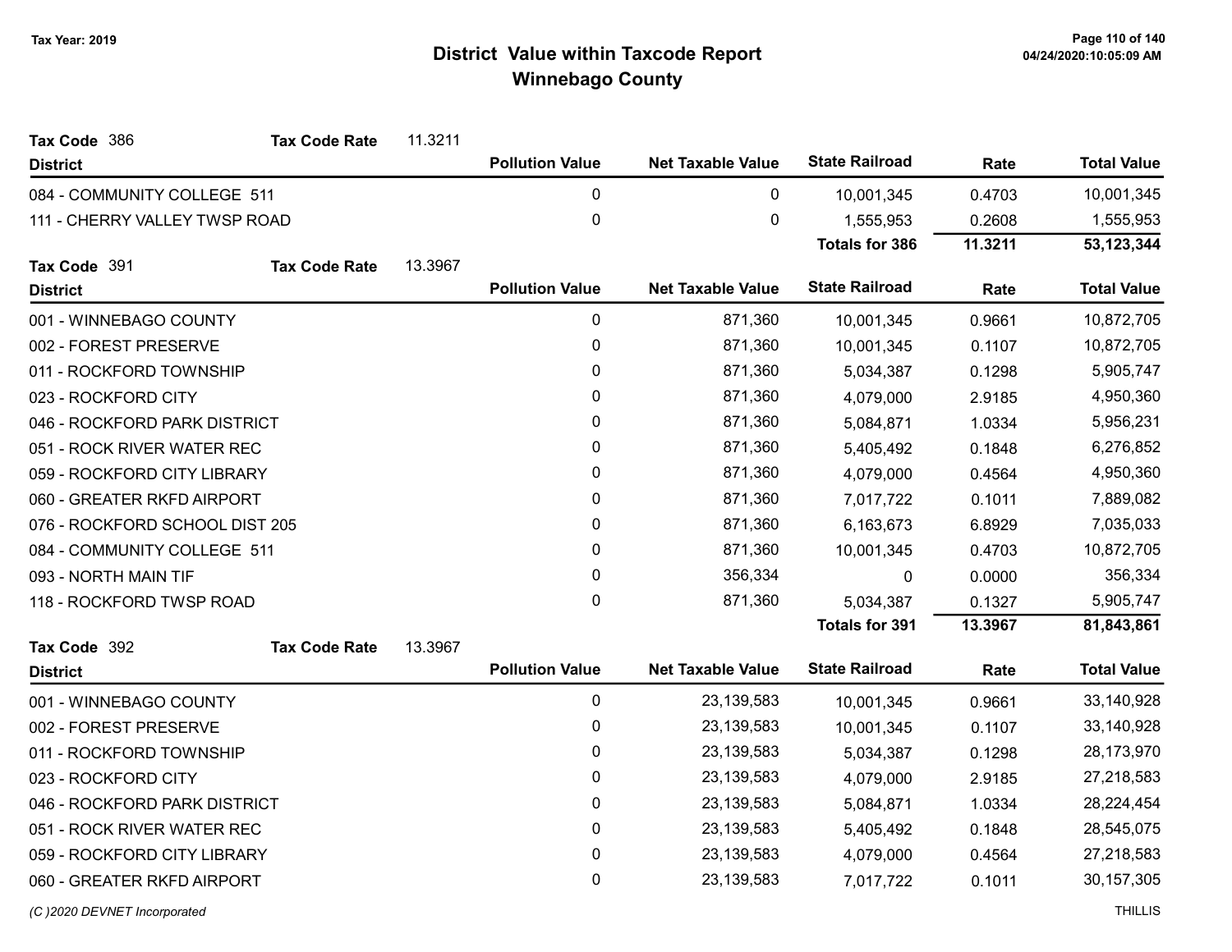# District Value within Taxcode Report

## Winnebago County

Tax Year: 2019

**Tax Code** 386 **Tax Code Rate** 11.3211

| District | Pollution Value | Net Taxable Value | State Railroad | Rate | Total Value |
|---|---|---|---|---|---|
| 084 - COMMUNITY COLLEGE 511 | 0 | 0 | 10,001,345 | 0.4703 | 10,001,345 |
| 111 - CHERRY VALLEY TWSP ROAD | 0 | 0 | 1,555,953 | 0.2608 | 1,555,953 |
| | | | **Totals for 386** | **11.3211** | **53,123,344** |

**Tax Code** 391 **Tax Code Rate** 13.3967

| District | Pollution Value | Net Taxable Value | State Railroad | Rate | Total Value |
|---|---|---|---|---|---|
| 001 - WINNEBAGO COUNTY | 0 | 871,360 | 10,001,345 | 0.9661 | 10,872,705 |
| 002 - FOREST PRESERVE | 0 | 871,360 | 10,001,345 | 0.1107 | 10,872,705 |
| 011 - ROCKFORD TOWNSHIP | 0 | 871,360 | 5,034,387 | 0.1298 | 5,905,747 |
| 023 - ROCKFORD CITY | 0 | 871,360 | 4,079,000 | 2.9185 | 4,950,360 |
| 046 - ROCKFORD PARK DISTRICT | 0 | 871,360 | 5,084,871 | 1.0334 | 5,956,231 |
| 051 - ROCK RIVER WATER REC | 0 | 871,360 | 5,405,492 | 0.1848 | 6,276,852 |
| 059 - ROCKFORD CITY LIBRARY | 0 | 871,360 | 4,079,000 | 0.4564 | 4,950,360 |
| 060 - GREATER RKFD AIRPORT | 0 | 871,360 | 7,017,722 | 0.1011 | 7,889,082 |
| 076 - ROCKFORD SCHOOL DIST 205 | 0 | 871,360 | 6,163,673 | 6.8929 | 7,035,033 |
| 084 - COMMUNITY COLLEGE 511 | 0 | 871,360 | 10,001,345 | 0.4703 | 10,872,705 |
| 093 - NORTH MAIN TIF | 0 | 356,334 | 0 | 0.0000 | 356,334 |
| 118 - ROCKFORD TWSP ROAD | 0 | 871,360 | 5,034,387 | 0.1327 | 5,905,747 |
| | | | **Totals for 391** | **13.3967** | **81,843,861** |

**Tax Code** 392 **Tax Code Rate** 13.3967

| District | Pollution Value | Net Taxable Value | State Railroad | Rate | Total Value |
|---|---|---|---|---|---|
| 001 - WINNEBAGO COUNTY | 0 | 23,139,583 | 10,001,345 | 0.9661 | 33,140,928 |
| 002 - FOREST PRESERVE | 0 | 23,139,583 | 10,001,345 | 0.1107 | 33,140,928 |
| 011 - ROCKFORD TOWNSHIP | 0 | 23,139,583 | 5,034,387 | 0.1298 | 28,173,970 |
| 023 - ROCKFORD CITY | 0 | 23,139,583 | 4,079,000 | 2.9185 | 27,218,583 |
| 046 - ROCKFORD PARK DISTRICT | 0 | 23,139,583 | 5,084,871 | 1.0334 | 28,224,454 |
| 051 - ROCK RIVER WATER REC | 0 | 23,139,583 | 5,405,492 | 0.1848 | 28,545,075 |
| 059 - ROCKFORD CITY LIBRARY | 0 | 23,139,583 | 4,079,000 | 0.4564 | 27,218,583 |
| 060 - GREATER RKFD AIRPORT | 0 | 23,139,583 | 7,017,722 | 0.1011 | 30,157,305 |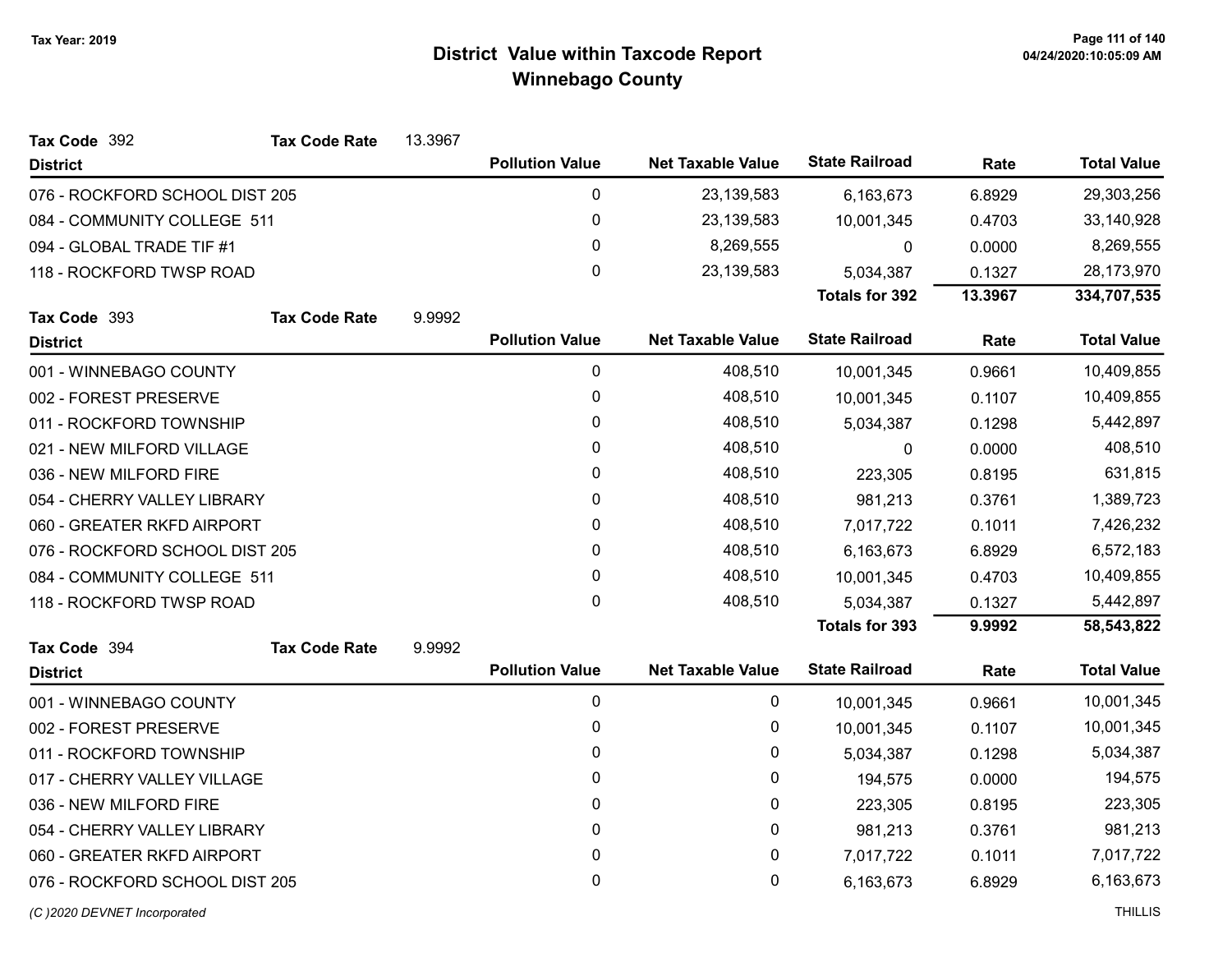# District Value within Taxcode Report
## Winnebago County

Tax Year: 2019

**Tax Code** 392 **Tax Code Rate** 13.3967

| District | Pollution Value | Net Taxable Value | State Railroad | Rate | Total Value |
|---|---|---|---|---|---|
| 076 - ROCKFORD SCHOOL DIST 205 | 0 | 23,139,583 | 6,163,673 | 6.8929 | 29,303,256 |
| 084 - COMMUNITY COLLEGE 511 | 0 | 23,139,583 | 10,001,345 | 0.4703 | 33,140,928 |
| 094 - GLOBAL TRADE TIF #1 | 0 | 8,269,555 | 0 | 0.0000 | 8,269,555 |
| 118 - ROCKFORD TWSP ROAD | 0 | 23,139,583 | 5,034,387 | 0.1327 | 28,173,970 |
| | | | **Totals for 392** | **13.3967** | **334,707,535** |

**Tax Code** 393 **Tax Code Rate** 9.9992

| District | Pollution Value | Net Taxable Value | State Railroad | Rate | Total Value |
|---|---|---|---|---|---|
| 001 - WINNEBAGO COUNTY | 0 | 408,510 | 10,001,345 | 0.9661 | 10,409,855 |
| 002 - FOREST PRESERVE | 0 | 408,510 | 10,001,345 | 0.1107 | 10,409,855 |
| 011 - ROCKFORD TOWNSHIP | 0 | 408,510 | 5,034,387 | 0.1298 | 5,442,897 |
| 021 - NEW MILFORD VILLAGE | 0 | 408,510 | 0 | 0.0000 | 408,510 |
| 036 - NEW MILFORD FIRE | 0 | 408,510 | 223,305 | 0.8195 | 631,815 |
| 054 - CHERRY VALLEY LIBRARY | 0 | 408,510 | 981,213 | 0.3761 | 1,389,723 |
| 060 - GREATER RKFD AIRPORT | 0 | 408,510 | 7,017,722 | 0.1011 | 7,426,232 |
| 076 - ROCKFORD SCHOOL DIST 205 | 0 | 408,510 | 6,163,673 | 6.8929 | 6,572,183 |
| 084 - COMMUNITY COLLEGE 511 | 0 | 408,510 | 10,001,345 | 0.4703 | 10,409,855 |
| 118 - ROCKFORD TWSP ROAD | 0 | 408,510 | 5,034,387 | 0.1327 | 5,442,897 |
| | | | **Totals for 393** | **9.9992** | **58,543,822** |

**Tax Code** 394 **Tax Code Rate** 9.9992

| District | Pollution Value | Net Taxable Value | State Railroad | Rate | Total Value |
|---|---|---|---|---|---|
| 001 - WINNEBAGO COUNTY | 0 | 0 | 10,001,345 | 0.9661 | 10,001,345 |
| 002 - FOREST PRESERVE | 0 | 0 | 10,001,345 | 0.1107 | 10,001,345 |
| 011 - ROCKFORD TOWNSHIP | 0 | 0 | 5,034,387 | 0.1298 | 5,034,387 |
| 017 - CHERRY VALLEY VILLAGE | 0 | 0 | 194,575 | 0.0000 | 194,575 |
| 036 - NEW MILFORD FIRE | 0 | 0 | 223,305 | 0.8195 | 223,305 |
| 054 - CHERRY VALLEY LIBRARY | 0 | 0 | 981,213 | 0.3761 | 981,213 |
| 060 - GREATER RKFD AIRPORT | 0 | 0 | 7,017,722 | 0.1011 | 7,017,722 |
| 076 - ROCKFORD SCHOOL DIST 205 | 0 | 0 | 6,163,673 | 6.8929 | 6,163,673 |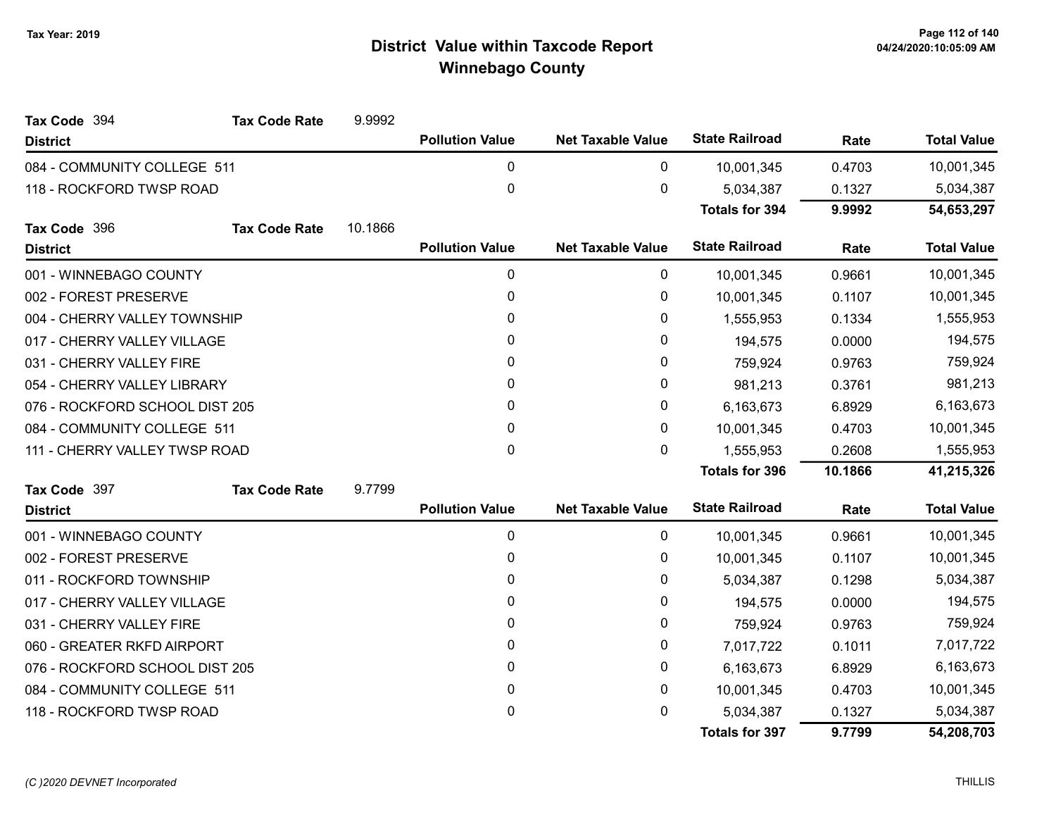# District Value within Taxcode Report
## Winnebago County

Tax Year: 2019

**Tax Code** 394 **Tax Code Rate** 9.9992

| District | Pollution Value | Net Taxable Value | State Railroad | Rate | Total Value |
|---|---|---|---|---|---|
| 084 - COMMUNITY COLLEGE 511 | 0 | 0 | 10,001,345 | 0.4703 | 10,001,345 |
| 118 - ROCKFORD TWSP ROAD | 0 | 0 | 5,034,387 | 0.1327 | 5,034,387 |
| | | | **Totals for 394** | **9.9992** | **54,653,297** |

**Tax Code** 396 **Tax Code Rate** 10.1866

| District | Pollution Value | Net Taxable Value | State Railroad | Rate | Total Value |
|---|---|---|---|---|---|
| 001 - WINNEBAGO COUNTY | 0 | 0 | 10,001,345 | 0.9661 | 10,001,345 |
| 002 - FOREST PRESERVE | 0 | 0 | 10,001,345 | 0.1107 | 10,001,345 |
| 004 - CHERRY VALLEY TOWNSHIP | 0 | 0 | 1,555,953 | 0.1334 | 1,555,953 |
| 017 - CHERRY VALLEY VILLAGE | 0 | 0 | 194,575 | 0.0000 | 194,575 |
| 031 - CHERRY VALLEY FIRE | 0 | 0 | 759,924 | 0.9763 | 759,924 |
| 054 - CHERRY VALLEY LIBRARY | 0 | 0 | 981,213 | 0.3761 | 981,213 |
| 076 - ROCKFORD SCHOOL DIST 205 | 0 | 0 | 6,163,673 | 6.8929 | 6,163,673 |
| 084 - COMMUNITY COLLEGE 511 | 0 | 0 | 10,001,345 | 0.4703 | 10,001,345 |
| 111 - CHERRY VALLEY TWSP ROAD | 0 | 0 | 1,555,953 | 0.2608 | 1,555,953 |
| | | | **Totals for 396** | **10.1866** | **41,215,326** |

**Tax Code** 397 **Tax Code Rate** 9.7799

| District | Pollution Value | Net Taxable Value | State Railroad | Rate | Total Value |
|---|---|---|---|---|---|
| 001 - WINNEBAGO COUNTY | 0 | 0 | 10,001,345 | 0.9661 | 10,001,345 |
| 002 - FOREST PRESERVE | 0 | 0 | 10,001,345 | 0.1107 | 10,001,345 |
| 011 - ROCKFORD TOWNSHIP | 0 | 0 | 5,034,387 | 0.1298 | 5,034,387 |
| 017 - CHERRY VALLEY VILLAGE | 0 | 0 | 194,575 | 0.0000 | 194,575 |
| 031 - CHERRY VALLEY FIRE | 0 | 0 | 759,924 | 0.9763 | 759,924 |
| 060 - GREATER RKFD AIRPORT | 0 | 0 | 7,017,722 | 0.1011 | 7,017,722 |
| 076 - ROCKFORD SCHOOL DIST 205 | 0 | 0 | 6,163,673 | 6.8929 | 6,163,673 |
| 084 - COMMUNITY COLLEGE 511 | 0 | 0 | 10,001,345 | 0.4703 | 10,001,345 |
| 118 - ROCKFORD TWSP ROAD | 0 | 0 | 5,034,387 | 0.1327 | 5,034,387 |
| | | | **Totals for 397** | **9.7799** | **54,208,703** |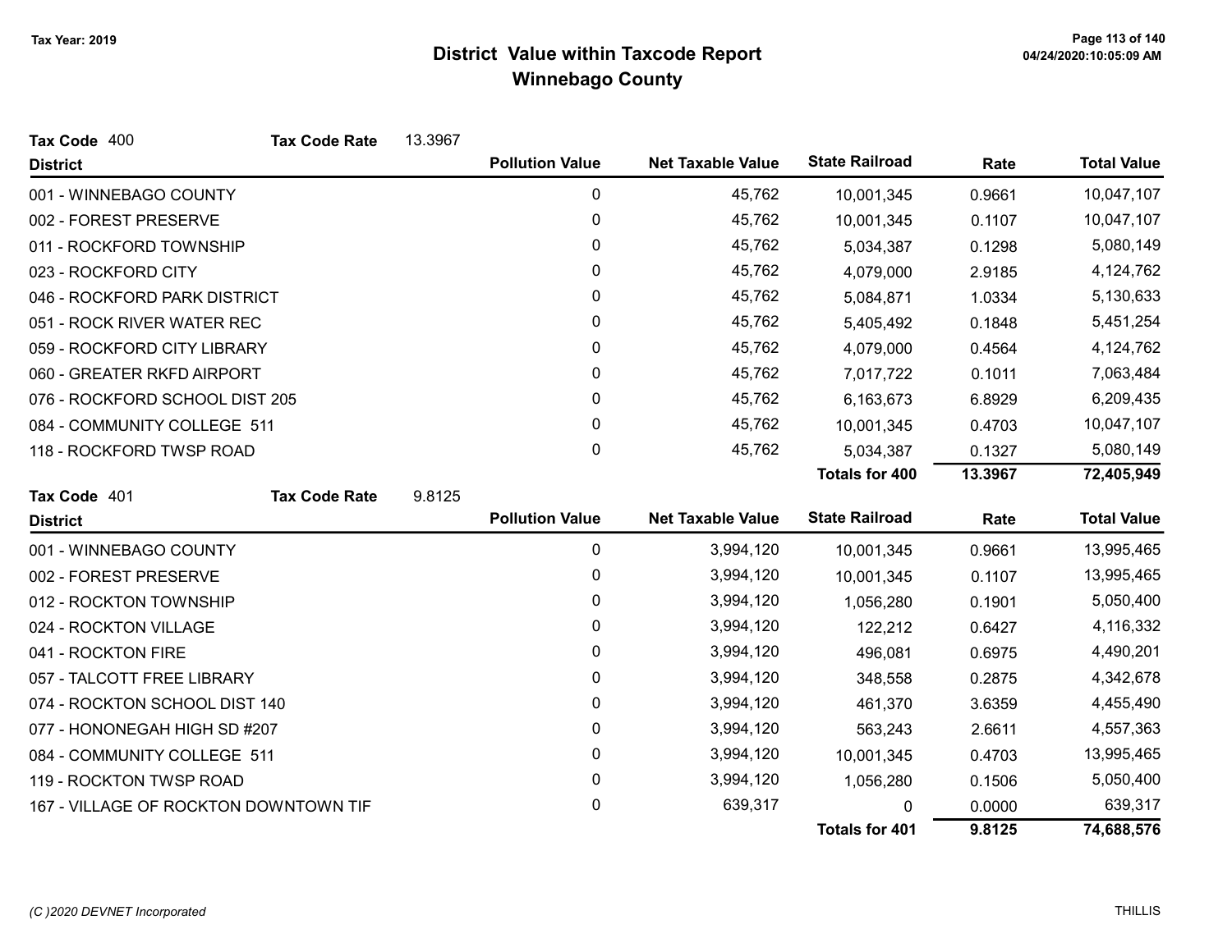# District Value within Taxcode Report

## Winnebago County

Tax Year: 2019

**Tax Code** 400 **Tax Code Rate** 13.3967

| District | Pollution Value | Net Taxable Value | State Railroad | Rate | Total Value |
|---|---|---|---|---|---|
| 001 - WINNEBAGO COUNTY | 0 | 45,762 | 10,001,345 | 0.9661 | 10,047,107 |
| 002 - FOREST PRESERVE | 0 | 45,762 | 10,001,345 | 0.1107 | 10,047,107 |
| 011 - ROCKFORD TOWNSHIP | 0 | 45,762 | 5,034,387 | 0.1298 | 5,080,149 |
| 023 - ROCKFORD CITY | 0 | 45,762 | 4,079,000 | 2.9185 | 4,124,762 |
| 046 - ROCKFORD PARK DISTRICT | 0 | 45,762 | 5,084,871 | 1.0334 | 5,130,633 |
| 051 - ROCK RIVER WATER REC | 0 | 45,762 | 5,405,492 | 0.1848 | 5,451,254 |
| 059 - ROCKFORD CITY LIBRARY | 0 | 45,762 | 4,079,000 | 0.4564 | 4,124,762 |
| 060 - GREATER RKFD AIRPORT | 0 | 45,762 | 7,017,722 | 0.1011 | 7,063,484 |
| 076 - ROCKFORD SCHOOL DIST 205 | 0 | 45,762 | 6,163,673 | 6.8929 | 6,209,435 |
| 084 - COMMUNITY COLLEGE 511 | 0 | 45,762 | 10,001,345 | 0.4703 | 10,047,107 |
| 118 - ROCKFORD TWSP ROAD | 0 | 45,762 | 5,034,387 | 0.1327 | 5,080,149 |
| | | | **Totals for 400** | **13.3967** | **72,405,949** |

**Tax Code** 401 **Tax Code Rate** 9.8125

| District | Pollution Value | Net Taxable Value | State Railroad | Rate | Total Value |
|---|---|---|---|---|---|
| 001 - WINNEBAGO COUNTY | 0 | 3,994,120 | 10,001,345 | 0.9661 | 13,995,465 |
| 002 - FOREST PRESERVE | 0 | 3,994,120 | 10,001,345 | 0.1107 | 13,995,465 |
| 012 - ROCKTON TOWNSHIP | 0 | 3,994,120 | 1,056,280 | 0.1901 | 5,050,400 |
| 024 - ROCKTON VILLAGE | 0 | 3,994,120 | 122,212 | 0.6427 | 4,116,332 |
| 041 - ROCKTON FIRE | 0 | 3,994,120 | 496,081 | 0.6975 | 4,490,201 |
| 057 - TALCOTT FREE LIBRARY | 0 | 3,994,120 | 348,558 | 0.2875 | 4,342,678 |
| 074 - ROCKTON SCHOOL DIST 140 | 0 | 3,994,120 | 461,370 | 3.6359 | 4,455,490 |
| 077 - HONONEGAH HIGH SD #207 | 0 | 3,994,120 | 563,243 | 2.6611 | 4,557,363 |
| 084 - COMMUNITY COLLEGE 511 | 0 | 3,994,120 | 10,001,345 | 0.4703 | 13,995,465 |
| 119 - ROCKTON TWSP ROAD | 0 | 3,994,120 | 1,056,280 | 0.1506 | 5,050,400 |
| 167 - VILLAGE OF ROCKTON DOWNTOWN TIF | 0 | 639,317 | 0 | 0.0000 | 639,317 |
| | | | **Totals for 401** | **9.8125** | **74,688,576** |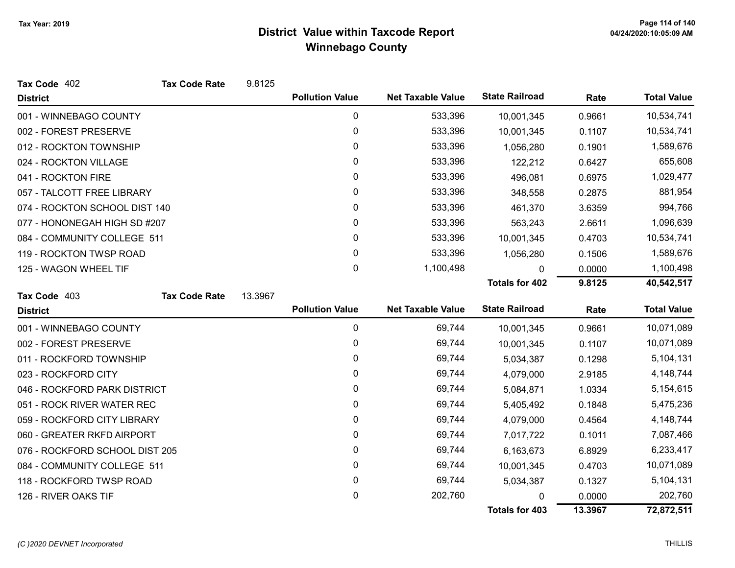# District Value within Taxcode Report
## Winnebago County

Tax Year: 2019

**Tax Code** 402 **Tax Code Rate** 9.8125

| District | Pollution Value | Net Taxable Value | State Railroad | Rate | Total Value |
|---|---|---|---|---|---|
| 001 - WINNEBAGO COUNTY | 0 | 533,396 | 10,001,345 | 0.9661 | 10,534,741 |
| 002 - FOREST PRESERVE | 0 | 533,396 | 10,001,345 | 0.1107 | 10,534,741 |
| 012 - ROCKTON TOWNSHIP | 0 | 533,396 | 1,056,280 | 0.1901 | 1,589,676 |
| 024 - ROCKTON VILLAGE | 0 | 533,396 | 122,212 | 0.6427 | 655,608 |
| 041 - ROCKTON FIRE | 0 | 533,396 | 496,081 | 0.6975 | 1,029,477 |
| 057 - TALCOTT FREE LIBRARY | 0 | 533,396 | 348,558 | 0.2875 | 881,954 |
| 074 - ROCKTON SCHOOL DIST 140 | 0 | 533,396 | 461,370 | 3.6359 | 994,766 |
| 077 - HONONEGAH HIGH SD #207 | 0 | 533,396 | 563,243 | 2.6611 | 1,096,639 |
| 084 - COMMUNITY COLLEGE 511 | 0 | 533,396 | 10,001,345 | 0.4703 | 10,534,741 |
| 119 - ROCKTON TWSP ROAD | 0 | 533,396 | 1,056,280 | 0.1506 | 1,589,676 |
| 125 - WAGON WHEEL TIF | 0 | 1,100,498 | 0 | 0.0000 | 1,100,498 |
| | | | **Totals for 402** | **9.8125** | **40,542,517** |

**Tax Code** 403 **Tax Code Rate** 13.3967

| District | Pollution Value | Net Taxable Value | State Railroad | Rate | Total Value |
|---|---|---|---|---|---|
| 001 - WINNEBAGO COUNTY | 0 | 69,744 | 10,001,345 | 0.9661 | 10,071,089 |
| 002 - FOREST PRESERVE | 0 | 69,744 | 10,001,345 | 0.1107 | 10,071,089 |
| 011 - ROCKFORD TOWNSHIP | 0 | 69,744 | 5,034,387 | 0.1298 | 5,104,131 |
| 023 - ROCKFORD CITY | 0 | 69,744 | 4,079,000 | 2.9185 | 4,148,744 |
| 046 - ROCKFORD PARK DISTRICT | 0 | 69,744 | 5,084,871 | 1.0334 | 5,154,615 |
| 051 - ROCK RIVER WATER REC | 0 | 69,744 | 5,405,492 | 0.1848 | 5,475,236 |
| 059 - ROCKFORD CITY LIBRARY | 0 | 69,744 | 4,079,000 | 0.4564 | 4,148,744 |
| 060 - GREATER RKFD AIRPORT | 0 | 69,744 | 7,017,722 | 0.1011 | 7,087,466 |
| 076 - ROCKFORD SCHOOL DIST 205 | 0 | 69,744 | 6,163,673 | 6.8929 | 6,233,417 |
| 084 - COMMUNITY COLLEGE 511 | 0 | 69,744 | 10,001,345 | 0.4703 | 10,071,089 |
| 118 - ROCKFORD TWSP ROAD | 0 | 69,744 | 5,034,387 | 0.1327 | 5,104,131 |
| 126 - RIVER OAKS TIF | 0 | 202,760 | 0 | 0.0000 | 202,760 |
| | | | **Totals for 403** | **13.3967** | **72,872,511** |

*(C )2020 DEVNET Incorporated*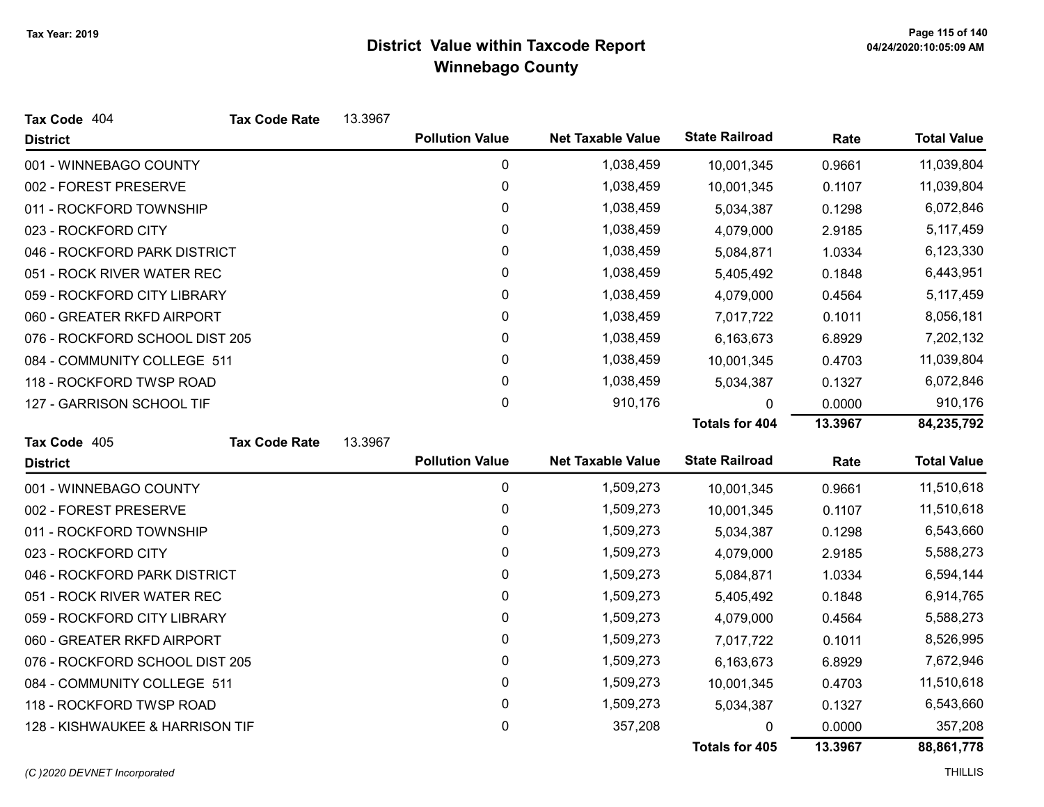# District Value within Taxcode Report
## Winnebago County

Tax Year: 2019

**Tax Code** 404 **Tax Code Rate** 13.3967

| District | Pollution Value | Net Taxable Value | State Railroad | Rate | Total Value |
|---|---|---|---|---|---|
| 001 - WINNEBAGO COUNTY | 0 | 1,038,459 | 10,001,345 | 0.9661 | 11,039,804 |
| 002 - FOREST PRESERVE | 0 | 1,038,459 | 10,001,345 | 0.1107 | 11,039,804 |
| 011 - ROCKFORD TOWNSHIP | 0 | 1,038,459 | 5,034,387 | 0.1298 | 6,072,846 |
| 023 - ROCKFORD CITY | 0 | 1,038,459 | 4,079,000 | 2.9185 | 5,117,459 |
| 046 - ROCKFORD PARK DISTRICT | 0 | 1,038,459 | 5,084,871 | 1.0334 | 6,123,330 |
| 051 - ROCK RIVER WATER REC | 0 | 1,038,459 | 5,405,492 | 0.1848 | 6,443,951 |
| 059 - ROCKFORD CITY LIBRARY | 0 | 1,038,459 | 4,079,000 | 0.4564 | 5,117,459 |
| 060 - GREATER RKFD AIRPORT | 0 | 1,038,459 | 7,017,722 | 0.1011 | 8,056,181 |
| 076 - ROCKFORD SCHOOL DIST 205 | 0 | 1,038,459 | 6,163,673 | 6.8929 | 7,202,132 |
| 084 - COMMUNITY COLLEGE 511 | 0 | 1,038,459 | 10,001,345 | 0.4703 | 11,039,804 |
| 118 - ROCKFORD TWSP ROAD | 0 | 1,038,459 | 5,034,387 | 0.1327 | 6,072,846 |
| 127 - GARRISON SCHOOL TIF | 0 | 910,176 | 0 | 0.0000 | 910,176 |
| | | | **Totals for 404** | **13.3967** | **84,235,792** |

**Tax Code** 405 **Tax Code Rate** 13.3967

| District | Pollution Value | Net Taxable Value | State Railroad | Rate | Total Value |
|---|---|---|---|---|---|
| 001 - WINNEBAGO COUNTY | 0 | 1,509,273 | 10,001,345 | 0.9661 | 11,510,618 |
| 002 - FOREST PRESERVE | 0 | 1,509,273 | 10,001,345 | 0.1107 | 11,510,618 |
| 011 - ROCKFORD TOWNSHIP | 0 | 1,509,273 | 5,034,387 | 0.1298 | 6,543,660 |
| 023 - ROCKFORD CITY | 0 | 1,509,273 | 4,079,000 | 2.9185 | 5,588,273 |
| 046 - ROCKFORD PARK DISTRICT | 0 | 1,509,273 | 5,084,871 | 1.0334 | 6,594,144 |
| 051 - ROCK RIVER WATER REC | 0 | 1,509,273 | 5,405,492 | 0.1848 | 6,914,765 |
| 059 - ROCKFORD CITY LIBRARY | 0 | 1,509,273 | 4,079,000 | 0.4564 | 5,588,273 |
| 060 - GREATER RKFD AIRPORT | 0 | 1,509,273 | 7,017,722 | 0.1011 | 8,526,995 |
| 076 - ROCKFORD SCHOOL DIST 205 | 0 | 1,509,273 | 6,163,673 | 6.8929 | 7,672,946 |
| 084 - COMMUNITY COLLEGE 511 | 0 | 1,509,273 | 10,001,345 | 0.4703 | 11,510,618 |
| 118 - ROCKFORD TWSP ROAD | 0 | 1,509,273 | 5,034,387 | 0.1327 | 6,543,660 |
| 128 - KISHWAUKEE & HARRISON TIF | 0 | 357,208 | 0 | 0.0000 | 357,208 |
| | | | **Totals for 405** | **13.3967** | **88,861,778** |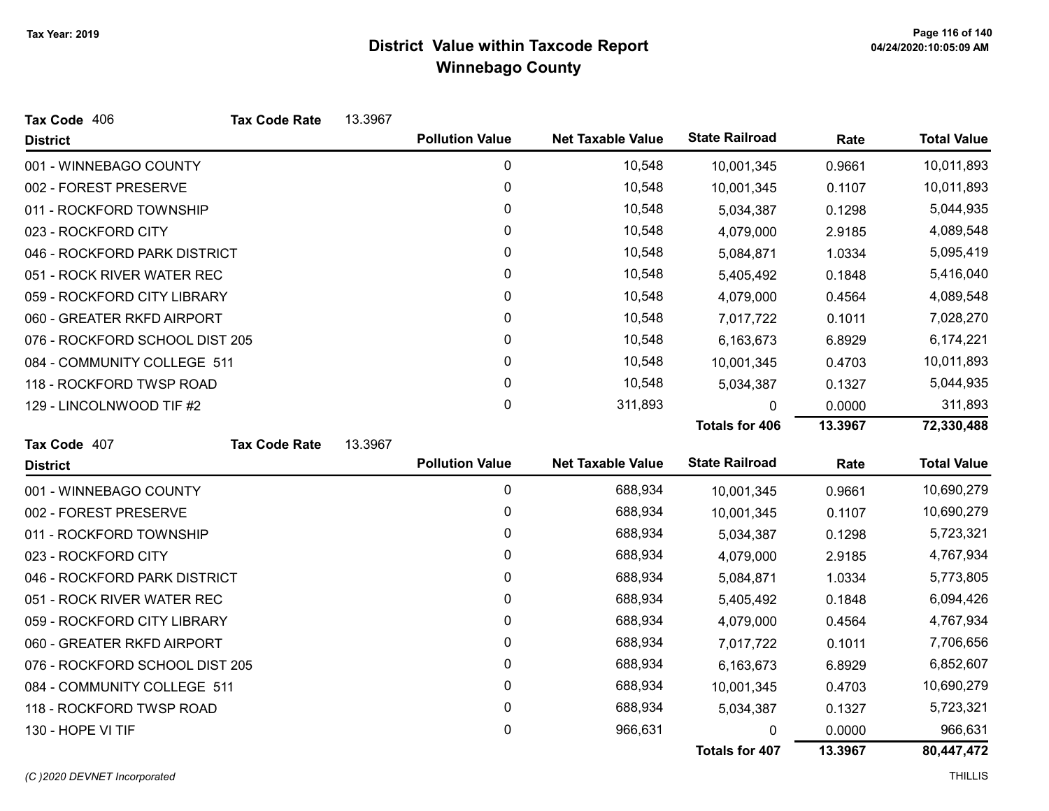# District Value within Taxcode Report
## Winnebago County

Tax Year: 2019

**Tax Code** 406 **Tax Code Rate** 13.3967

| District | Pollution Value | Net Taxable Value | State Railroad | Rate | Total Value |
|---|---|---|---|---|---|
| 001 - WINNEBAGO COUNTY | 0 | 10,548 | 10,001,345 | 0.9661 | 10,011,893 |
| 002 - FOREST PRESERVE | 0 | 10,548 | 10,001,345 | 0.1107 | 10,011,893 |
| 011 - ROCKFORD TOWNSHIP | 0 | 10,548 | 5,034,387 | 0.1298 | 5,044,935 |
| 023 - ROCKFORD CITY | 0 | 10,548 | 4,079,000 | 2.9185 | 4,089,548 |
| 046 - ROCKFORD PARK DISTRICT | 0 | 10,548 | 5,084,871 | 1.0334 | 5,095,419 |
| 051 - ROCK RIVER WATER REC | 0 | 10,548 | 5,405,492 | 0.1848 | 5,416,040 |
| 059 - ROCKFORD CITY LIBRARY | 0 | 10,548 | 4,079,000 | 0.4564 | 4,089,548 |
| 060 - GREATER RKFD AIRPORT | 0 | 10,548 | 7,017,722 | 0.1011 | 7,028,270 |
| 076 - ROCKFORD SCHOOL DIST 205 | 0 | 10,548 | 6,163,673 | 6.8929 | 6,174,221 |
| 084 - COMMUNITY COLLEGE 511 | 0 | 10,548 | 10,001,345 | 0.4703 | 10,011,893 |
| 118 - ROCKFORD TWSP ROAD | 0 | 10,548 | 5,034,387 | 0.1327 | 5,044,935 |
| 129 - LINCOLNWOOD TIF #2 | 0 | 311,893 | 0 | 0.0000 | 311,893 |
| | | | **Totals for 406** | **13.3967** | **72,330,488** |

**Tax Code** 407 **Tax Code Rate** 13.3967

| District | Pollution Value | Net Taxable Value | State Railroad | Rate | Total Value |
|---|---|---|---|---|---|
| 001 - WINNEBAGO COUNTY | 0 | 688,934 | 10,001,345 | 0.9661 | 10,690,279 |
| 002 - FOREST PRESERVE | 0 | 688,934 | 10,001,345 | 0.1107 | 10,690,279 |
| 011 - ROCKFORD TOWNSHIP | 0 | 688,934 | 5,034,387 | 0.1298 | 5,723,321 |
| 023 - ROCKFORD CITY | 0 | 688,934 | 4,079,000 | 2.9185 | 4,767,934 |
| 046 - ROCKFORD PARK DISTRICT | 0 | 688,934 | 5,084,871 | 1.0334 | 5,773,805 |
| 051 - ROCK RIVER WATER REC | 0 | 688,934 | 5,405,492 | 0.1848 | 6,094,426 |
| 059 - ROCKFORD CITY LIBRARY | 0 | 688,934 | 4,079,000 | 0.4564 | 4,767,934 |
| 060 - GREATER RKFD AIRPORT | 0 | 688,934 | 7,017,722 | 0.1011 | 7,706,656 |
| 076 - ROCKFORD SCHOOL DIST 205 | 0 | 688,934 | 6,163,673 | 6.8929 | 6,852,607 |
| 084 - COMMUNITY COLLEGE 511 | 0 | 688,934 | 10,001,345 | 0.4703 | 10,690,279 |
| 118 - ROCKFORD TWSP ROAD | 0 | 688,934 | 5,034,387 | 0.1327 | 5,723,321 |
| 130 - HOPE VI TIF | 0 | 966,631 | 0 | 0.0000 | 966,631 |
| | | | **Totals for 407** | **13.3967** | **80,447,472** |

*(C )2020 DEVNET Incorporated* THILLIS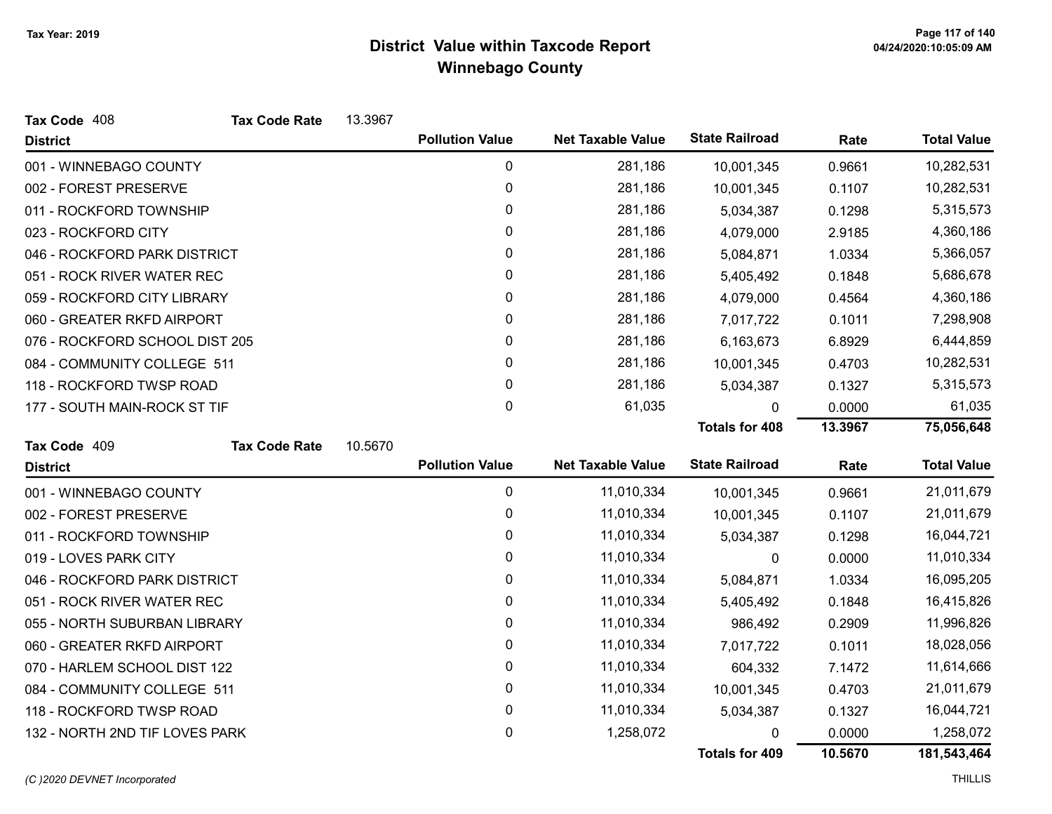# District Value within Taxcode Report

## Winnebago County

Tax Year: 2019

**Tax Code** 408 **Tax Code Rate** 13.3967

| District | Pollution Value | Net Taxable Value | State Railroad | Rate | Total Value |
|---|---|---|---|---|---|
| 001 - WINNEBAGO COUNTY | 0 | 281,186 | 10,001,345 | 0.9661 | 10,282,531 |
| 002 - FOREST PRESERVE | 0 | 281,186 | 10,001,345 | 0.1107 | 10,282,531 |
| 011 - ROCKFORD TOWNSHIP | 0 | 281,186 | 5,034,387 | 0.1298 | 5,315,573 |
| 023 - ROCKFORD CITY | 0 | 281,186 | 4,079,000 | 2.9185 | 4,360,186 |
| 046 - ROCKFORD PARK DISTRICT | 0 | 281,186 | 5,084,871 | 1.0334 | 5,366,057 |
| 051 - ROCK RIVER WATER REC | 0 | 281,186 | 5,405,492 | 0.1848 | 5,686,678 |
| 059 - ROCKFORD CITY LIBRARY | 0 | 281,186 | 4,079,000 | 0.4564 | 4,360,186 |
| 060 - GREATER RKFD AIRPORT | 0 | 281,186 | 7,017,722 | 0.1011 | 7,298,908 |
| 076 - ROCKFORD SCHOOL DIST 205 | 0 | 281,186 | 6,163,673 | 6.8929 | 6,444,859 |
| 084 - COMMUNITY COLLEGE 511 | 0 | 281,186 | 10,001,345 | 0.4703 | 10,282,531 |
| 118 - ROCKFORD TWSP ROAD | 0 | 281,186 | 5,034,387 | 0.1327 | 5,315,573 |
| 177 - SOUTH MAIN-ROCK ST TIF | 0 | 61,035 | 0 | 0.0000 | 61,035 |
| | | | **Totals for 408** | **13.3967** | **75,056,648** |

**Tax Code** 409 **Tax Code Rate** 10.5670

| District | Pollution Value | Net Taxable Value | State Railroad | Rate | Total Value |
|---|---|---|---|---|---|
| 001 - WINNEBAGO COUNTY | 0 | 11,010,334 | 10,001,345 | 0.9661 | 21,011,679 |
| 002 - FOREST PRESERVE | 0 | 11,010,334 | 10,001,345 | 0.1107 | 21,011,679 |
| 011 - ROCKFORD TOWNSHIP | 0 | 11,010,334 | 5,034,387 | 0.1298 | 16,044,721 |
| 019 - LOVES PARK CITY | 0 | 11,010,334 | 0 | 0.0000 | 11,010,334 |
| 046 - ROCKFORD PARK DISTRICT | 0 | 11,010,334 | 5,084,871 | 1.0334 | 16,095,205 |
| 051 - ROCK RIVER WATER REC | 0 | 11,010,334 | 5,405,492 | 0.1848 | 16,415,826 |
| 055 - NORTH SUBURBAN LIBRARY | 0 | 11,010,334 | 986,492 | 0.2909 | 11,996,826 |
| 060 - GREATER RKFD AIRPORT | 0 | 11,010,334 | 7,017,722 | 0.1011 | 18,028,056 |
| 070 - HARLEM SCHOOL DIST 122 | 0 | 11,010,334 | 604,332 | 7.1472 | 11,614,666 |
| 084 - COMMUNITY COLLEGE 511 | 0 | 11,010,334 | 10,001,345 | 0.4703 | 21,011,679 |
| 118 - ROCKFORD TWSP ROAD | 0 | 11,010,334 | 5,034,387 | 0.1327 | 16,044,721 |
| 132 - NORTH 2ND TIF LOVES PARK | 0 | 1,258,072 | 0 | 0.0000 | 1,258,072 |
| | | | **Totals for 409** | **10.5670** | **181,543,464** |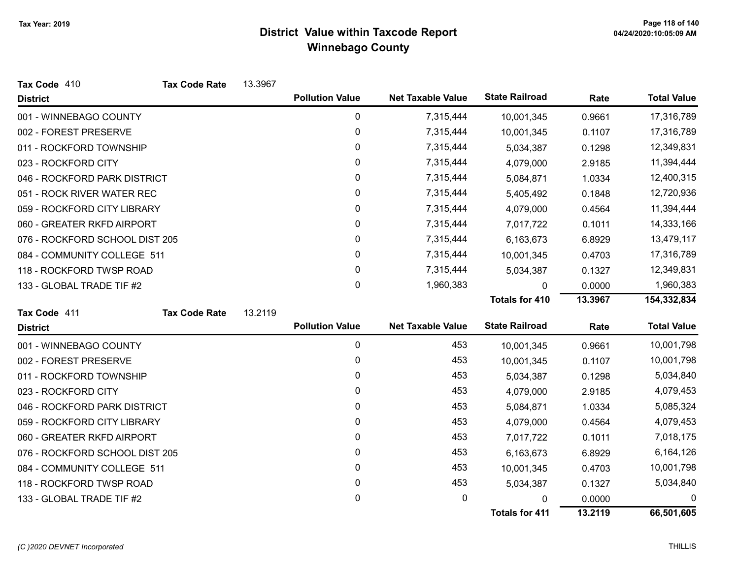Tax Year: 2019

# District Value within Taxcode Report
## Winnebago County

**Tax Code** 410 **Tax Code Rate** 13.3967

| District | Pollution Value | Net Taxable Value | State Railroad | Rate | Total Value |
|---|---|---|---|---|---|
| 001 - WINNEBAGO COUNTY | 0 | 7,315,444 | 10,001,345 | 0.9661 | 17,316,789 |
| 002 - FOREST PRESERVE | 0 | 7,315,444 | 10,001,345 | 0.1107 | 17,316,789 |
| 011 - ROCKFORD TOWNSHIP | 0 | 7,315,444 | 5,034,387 | 0.1298 | 12,349,831 |
| 023 - ROCKFORD CITY | 0 | 7,315,444 | 4,079,000 | 2.9185 | 11,394,444 |
| 046 - ROCKFORD PARK DISTRICT | 0 | 7,315,444 | 5,084,871 | 1.0334 | 12,400,315 |
| 051 - ROCK RIVER WATER REC | 0 | 7,315,444 | 5,405,492 | 0.1848 | 12,720,936 |
| 059 - ROCKFORD CITY LIBRARY | 0 | 7,315,444 | 4,079,000 | 0.4564 | 11,394,444 |
| 060 - GREATER RKFD AIRPORT | 0 | 7,315,444 | 7,017,722 | 0.1011 | 14,333,166 |
| 076 - ROCKFORD SCHOOL DIST 205 | 0 | 7,315,444 | 6,163,673 | 6.8929 | 13,479,117 |
| 084 - COMMUNITY COLLEGE 511 | 0 | 7,315,444 | 10,001,345 | 0.4703 | 17,316,789 |
| 118 - ROCKFORD TWSP ROAD | 0 | 7,315,444 | 5,034,387 | 0.1327 | 12,349,831 |
| 133 - GLOBAL TRADE TIF #2 | 0 | 1,960,383 | 0 | 0.0000 | 1,960,383 |
| | | | **Totals for 410** | **13.3967** | **154,332,834** |

**Tax Code** 411 **Tax Code Rate** 13.2119

| District | Pollution Value | Net Taxable Value | State Railroad | Rate | Total Value |
|---|---|---|---|---|---|
| 001 - WINNEBAGO COUNTY | 0 | 453 | 10,001,345 | 0.9661 | 10,001,798 |
| 002 - FOREST PRESERVE | 0 | 453 | 10,001,345 | 0.1107 | 10,001,798 |
| 011 - ROCKFORD TOWNSHIP | 0 | 453 | 5,034,387 | 0.1298 | 5,034,840 |
| 023 - ROCKFORD CITY | 0 | 453 | 4,079,000 | 2.9185 | 4,079,453 |
| 046 - ROCKFORD PARK DISTRICT | 0 | 453 | 5,084,871 | 1.0334 | 5,085,324 |
| 059 - ROCKFORD CITY LIBRARY | 0 | 453 | 4,079,000 | 0.4564 | 4,079,453 |
| 060 - GREATER RKFD AIRPORT | 0 | 453 | 7,017,722 | 0.1011 | 7,018,175 |
| 076 - ROCKFORD SCHOOL DIST 205 | 0 | 453 | 6,163,673 | 6.8929 | 6,164,126 |
| 084 - COMMUNITY COLLEGE 511 | 0 | 453 | 10,001,345 | 0.4703 | 10,001,798 |
| 118 - ROCKFORD TWSP ROAD | 0 | 453 | 5,034,387 | 0.1327 | 5,034,840 |
| 133 - GLOBAL TRADE TIF #2 | 0 | 0 | 0 | 0.0000 | 0 |
| | | | **Totals for 411** | **13.2119** | **66,501,605** |

*(C )2020 DEVNET Incorporated* THILLIS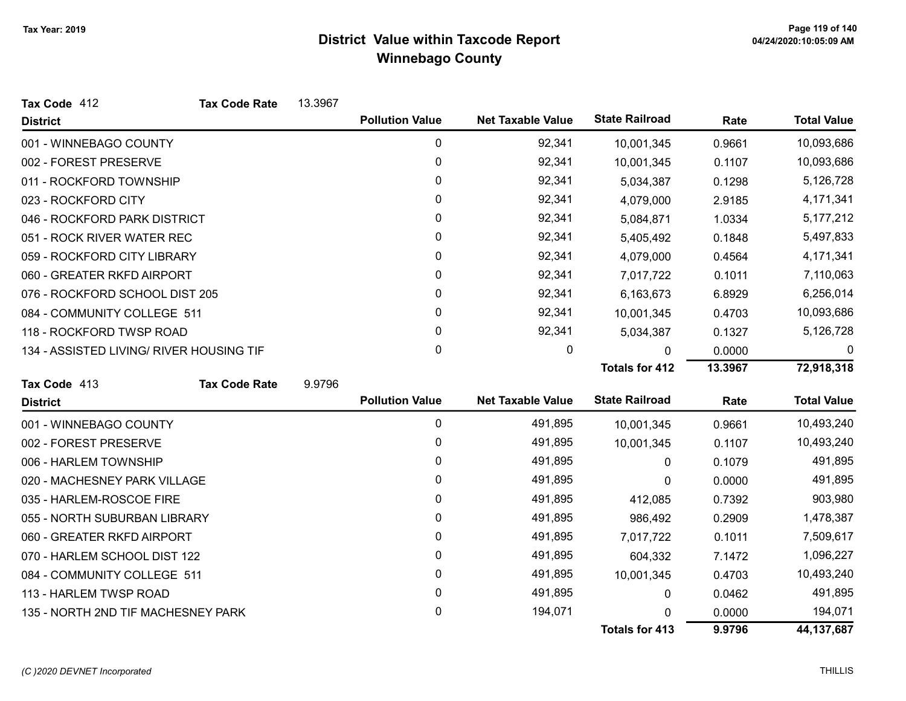**Tax Year: 2019**

# District Value within Taxcode Report
## Winnebago County

**Tax Code** 412 **Tax Code Rate** 13.3967

| District | Pollution Value | Net Taxable Value | State Railroad | Rate | Total Value |
|---|---|---|---|---|---|
| 001 - WINNEBAGO COUNTY | 0 | 92,341 | 10,001,345 | 0.9661 | 10,093,686 |
| 002 - FOREST PRESERVE | 0 | 92,341 | 10,001,345 | 0.1107 | 10,093,686 |
| 011 - ROCKFORD TOWNSHIP | 0 | 92,341 | 5,034,387 | 0.1298 | 5,126,728 |
| 023 - ROCKFORD CITY | 0 | 92,341 | 4,079,000 | 2.9185 | 4,171,341 |
| 046 - ROCKFORD PARK DISTRICT | 0 | 92,341 | 5,084,871 | 1.0334 | 5,177,212 |
| 051 - ROCK RIVER WATER REC | 0 | 92,341 | 5,405,492 | 0.1848 | 5,497,833 |
| 059 - ROCKFORD CITY LIBRARY | 0 | 92,341 | 4,079,000 | 0.4564 | 4,171,341 |
| 060 - GREATER RKFD AIRPORT | 0 | 92,341 | 7,017,722 | 0.1011 | 7,110,063 |
| 076 - ROCKFORD SCHOOL DIST 205 | 0 | 92,341 | 6,163,673 | 6.8929 | 6,256,014 |
| 084 - COMMUNITY COLLEGE 511 | 0 | 92,341 | 10,001,345 | 0.4703 | 10,093,686 |
| 118 - ROCKFORD TWSP ROAD | 0 | 92,341 | 5,034,387 | 0.1327 | 5,126,728 |
| 134 - ASSISTED LIVING/ RIVER HOUSING TIF | 0 | 0 | 0 | 0.0000 | 0 |
| | | | **Totals for 412** | **13.3967** | **72,918,318** |

**Tax Code** 413 **Tax Code Rate** 9.9796

| District | Pollution Value | Net Taxable Value | State Railroad | Rate | Total Value |
|---|---|---|---|---|---|
| 001 - WINNEBAGO COUNTY | 0 | 491,895 | 10,001,345 | 0.9661 | 10,493,240 |
| 002 - FOREST PRESERVE | 0 | 491,895 | 10,001,345 | 0.1107 | 10,493,240 |
| 006 - HARLEM TOWNSHIP | 0 | 491,895 | 0 | 0.1079 | 491,895 |
| 020 - MACHESNEY PARK VILLAGE | 0 | 491,895 | 0 | 0.0000 | 491,895 |
| 035 - HARLEM-ROSCOE FIRE | 0 | 491,895 | 412,085 | 0.7392 | 903,980 |
| 055 - NORTH SUBURBAN LIBRARY | 0 | 491,895 | 986,492 | 0.2909 | 1,478,387 |
| 060 - GREATER RKFD AIRPORT | 0 | 491,895 | 7,017,722 | 0.1011 | 7,509,617 |
| 070 - HARLEM SCHOOL DIST 122 | 0 | 491,895 | 604,332 | 7.1472 | 1,096,227 |
| 084 - COMMUNITY COLLEGE 511 | 0 | 491,895 | 10,001,345 | 0.4703 | 10,493,240 |
| 113 - HARLEM TWSP ROAD | 0 | 491,895 | 0 | 0.0462 | 491,895 |
| 135 - NORTH 2ND TIF MACHESNEY PARK | 0 | 194,071 | 0 | 0.0000 | 194,071 |
| | | | **Totals for 413** | **9.9796** | **44,137,687** |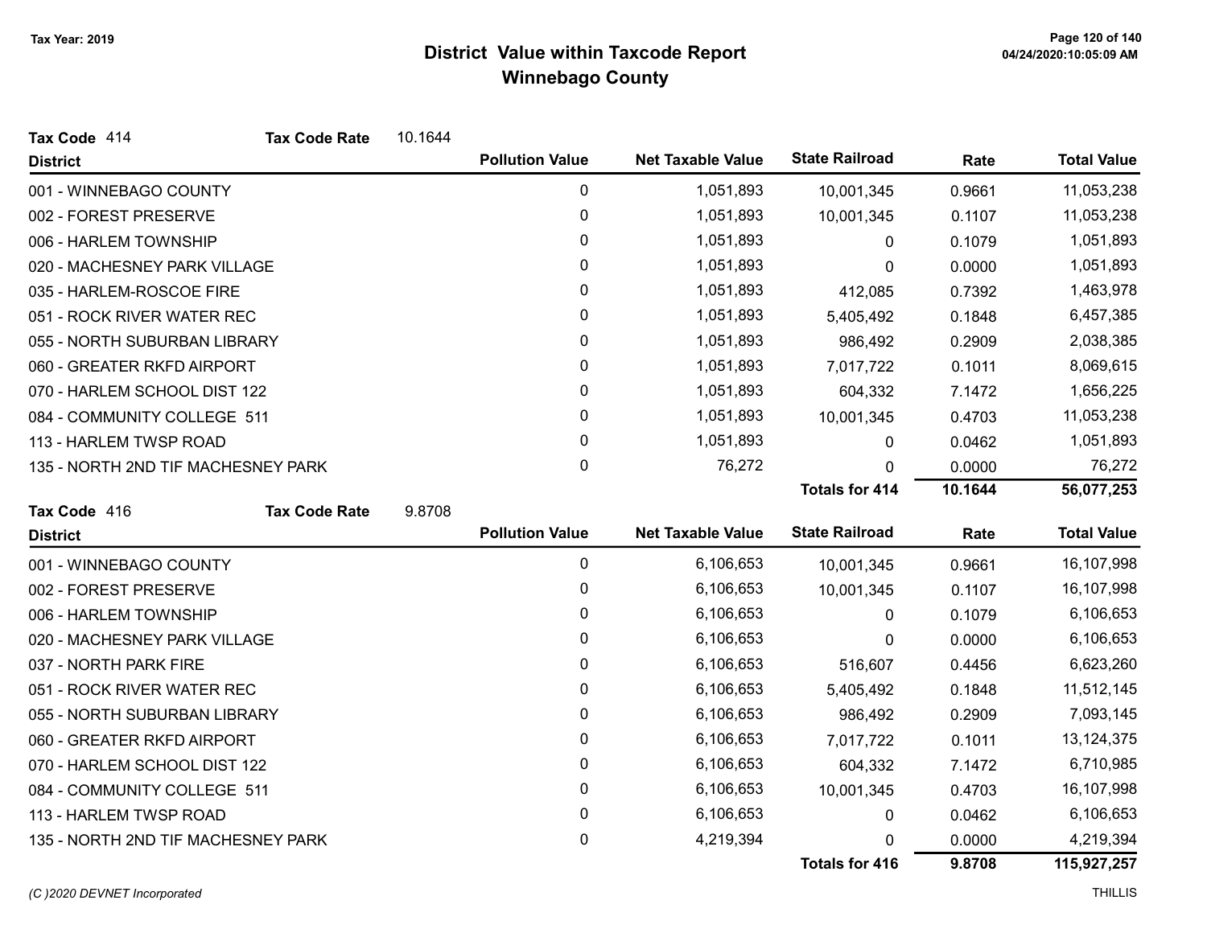# District Value within Taxcode Report
## Winnebago County

Tax Year: 2019

**Tax Code** 414 **Tax Code Rate** 10.1644

| District | Pollution Value | Net Taxable Value | State Railroad | Rate | Total Value |
|---|---|---|---|---|---|
| 001 - WINNEBAGO COUNTY | 0 | 1,051,893 | 10,001,345 | 0.9661 | 11,053,238 |
| 002 - FOREST PRESERVE | 0 | 1,051,893 | 10,001,345 | 0.1107 | 11,053,238 |
| 006 - HARLEM TOWNSHIP | 0 | 1,051,893 | 0 | 0.1079 | 1,051,893 |
| 020 - MACHESNEY PARK VILLAGE | 0 | 1,051,893 | 0 | 0.0000 | 1,051,893 |
| 035 - HARLEM-ROSCOE FIRE | 0 | 1,051,893 | 412,085 | 0.7392 | 1,463,978 |
| 051 - ROCK RIVER WATER REC | 0 | 1,051,893 | 5,405,492 | 0.1848 | 6,457,385 |
| 055 - NORTH SUBURBAN LIBRARY | 0 | 1,051,893 | 986,492 | 0.2909 | 2,038,385 |
| 060 - GREATER RKFD AIRPORT | 0 | 1,051,893 | 7,017,722 | 0.1011 | 8,069,615 |
| 070 - HARLEM SCHOOL DIST 122 | 0 | 1,051,893 | 604,332 | 7.1472 | 1,656,225 |
| 084 - COMMUNITY COLLEGE 511 | 0 | 1,051,893 | 10,001,345 | 0.4703 | 11,053,238 |
| 113 - HARLEM TWSP ROAD | 0 | 1,051,893 | 0 | 0.0462 | 1,051,893 |
| 135 - NORTH 2ND TIF MACHESNEY PARK | 0 | 76,272 | 0 | 0.0000 | 76,272 |
| | | | **Totals for 414** | **10.1644** | **56,077,253** |

**Tax Code** 416 **Tax Code Rate** 9.8708

| District | Pollution Value | Net Taxable Value | State Railroad | Rate | Total Value |
|---|---|---|---|---|---|
| 001 - WINNEBAGO COUNTY | 0 | 6,106,653 | 10,001,345 | 0.9661 | 16,107,998 |
| 002 - FOREST PRESERVE | 0 | 6,106,653 | 10,001,345 | 0.1107 | 16,107,998 |
| 006 - HARLEM TOWNSHIP | 0 | 6,106,653 | 0 | 0.1079 | 6,106,653 |
| 020 - MACHESNEY PARK VILLAGE | 0 | 6,106,653 | 0 | 0.0000 | 6,106,653 |
| 037 - NORTH PARK FIRE | 0 | 6,106,653 | 516,607 | 0.4456 | 6,623,260 |
| 051 - ROCK RIVER WATER REC | 0 | 6,106,653 | 5,405,492 | 0.1848 | 11,512,145 |
| 055 - NORTH SUBURBAN LIBRARY | 0 | 6,106,653 | 986,492 | 0.2909 | 7,093,145 |
| 060 - GREATER RKFD AIRPORT | 0 | 6,106,653 | 7,017,722 | 0.1011 | 13,124,375 |
| 070 - HARLEM SCHOOL DIST 122 | 0 | 6,106,653 | 604,332 | 7.1472 | 6,710,985 |
| 084 - COMMUNITY COLLEGE 511 | 0 | 6,106,653 | 10,001,345 | 0.4703 | 16,107,998 |
| 113 - HARLEM TWSP ROAD | 0 | 6,106,653 | 0 | 0.0462 | 6,106,653 |
| 135 - NORTH 2ND TIF MACHESNEY PARK | 0 | 4,219,394 | 0 | 0.0000 | 4,219,394 |
| | | | **Totals for 416** | **9.8708** | **115,927,257** |

*(C )2020 DEVNET Incorporated* THILLIS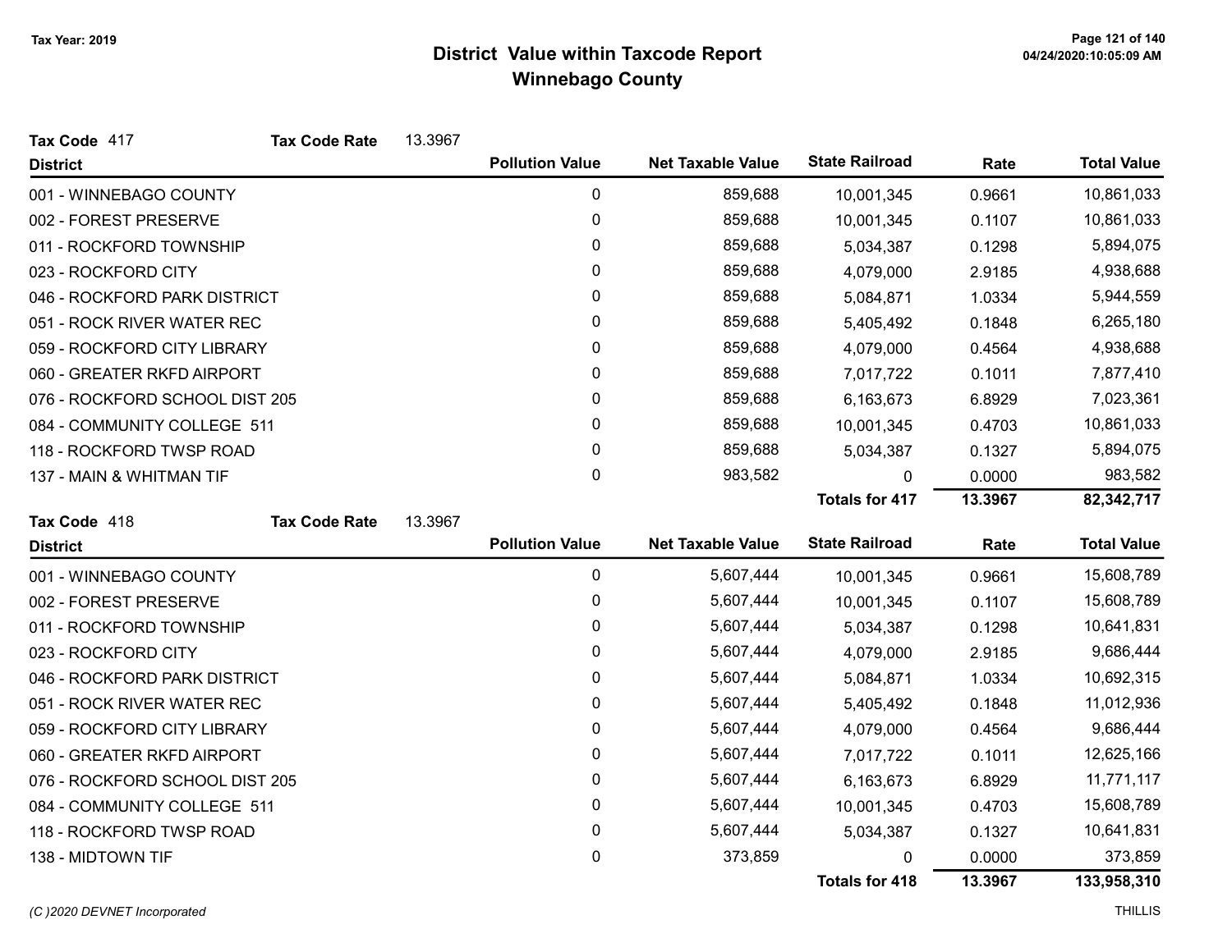Tax Year: 2019

# District Value within Taxcode Report
## Winnebago County

**Tax Code** 417 **Tax Code Rate** 13.3967

| District | Pollution Value | Net Taxable Value | State Railroad | Rate | Total Value |
|---|---|---|---|---|---|
| 001 - WINNEBAGO COUNTY | 0 | 859,688 | 10,001,345 | 0.9661 | 10,861,033 |
| 002 - FOREST PRESERVE | 0 | 859,688 | 10,001,345 | 0.1107 | 10,861,033 |
| 011 - ROCKFORD TOWNSHIP | 0 | 859,688 | 5,034,387 | 0.1298 | 5,894,075 |
| 023 - ROCKFORD CITY | 0 | 859,688 | 4,079,000 | 2.9185 | 4,938,688 |
| 046 - ROCKFORD PARK DISTRICT | 0 | 859,688 | 5,084,871 | 1.0334 | 5,944,559 |
| 051 - ROCK RIVER WATER REC | 0 | 859,688 | 5,405,492 | 0.1848 | 6,265,180 |
| 059 - ROCKFORD CITY LIBRARY | 0 | 859,688 | 4,079,000 | 0.4564 | 4,938,688 |
| 060 - GREATER RKFD AIRPORT | 0 | 859,688 | 7,017,722 | 0.1011 | 7,877,410 |
| 076 - ROCKFORD SCHOOL DIST 205 | 0 | 859,688 | 6,163,673 | 6.8929 | 7,023,361 |
| 084 - COMMUNITY COLLEGE 511 | 0 | 859,688 | 10,001,345 | 0.4703 | 10,861,033 |
| 118 - ROCKFORD TWSP ROAD | 0 | 859,688 | 5,034,387 | 0.1327 | 5,894,075 |
| 137 - MAIN & WHITMAN TIF | 0 | 983,582 | 0 | 0.0000 | 983,582 |
| | | | **Totals for 417** | **13.3967** | **82,342,717** |

**Tax Code** 418 **Tax Code Rate** 13.3967

| District | Pollution Value | Net Taxable Value | State Railroad | Rate | Total Value |
|---|---|---|---|---|---|
| 001 - WINNEBAGO COUNTY | 0 | 5,607,444 | 10,001,345 | 0.9661 | 15,608,789 |
| 002 - FOREST PRESERVE | 0 | 5,607,444 | 10,001,345 | 0.1107 | 15,608,789 |
| 011 - ROCKFORD TOWNSHIP | 0 | 5,607,444 | 5,034,387 | 0.1298 | 10,641,831 |
| 023 - ROCKFORD CITY | 0 | 5,607,444 | 4,079,000 | 2.9185 | 9,686,444 |
| 046 - ROCKFORD PARK DISTRICT | 0 | 5,607,444 | 5,084,871 | 1.0334 | 10,692,315 |
| 051 - ROCK RIVER WATER REC | 0 | 5,607,444 | 5,405,492 | 0.1848 | 11,012,936 |
| 059 - ROCKFORD CITY LIBRARY | 0 | 5,607,444 | 4,079,000 | 0.4564 | 9,686,444 |
| 060 - GREATER RKFD AIRPORT | 0 | 5,607,444 | 7,017,722 | 0.1011 | 12,625,166 |
| 076 - ROCKFORD SCHOOL DIST 205 | 0 | 5,607,444 | 6,163,673 | 6.8929 | 11,771,117 |
| 084 - COMMUNITY COLLEGE 511 | 0 | 5,607,444 | 10,001,345 | 0.4703 | 15,608,789 |
| 118 - ROCKFORD TWSP ROAD | 0 | 5,607,444 | 5,034,387 | 0.1327 | 10,641,831 |
| 138 - MIDTOWN TIF | 0 | 373,859 | 0 | 0.0000 | 373,859 |
| | | | **Totals for 418** | **13.3967** | **133,958,310** |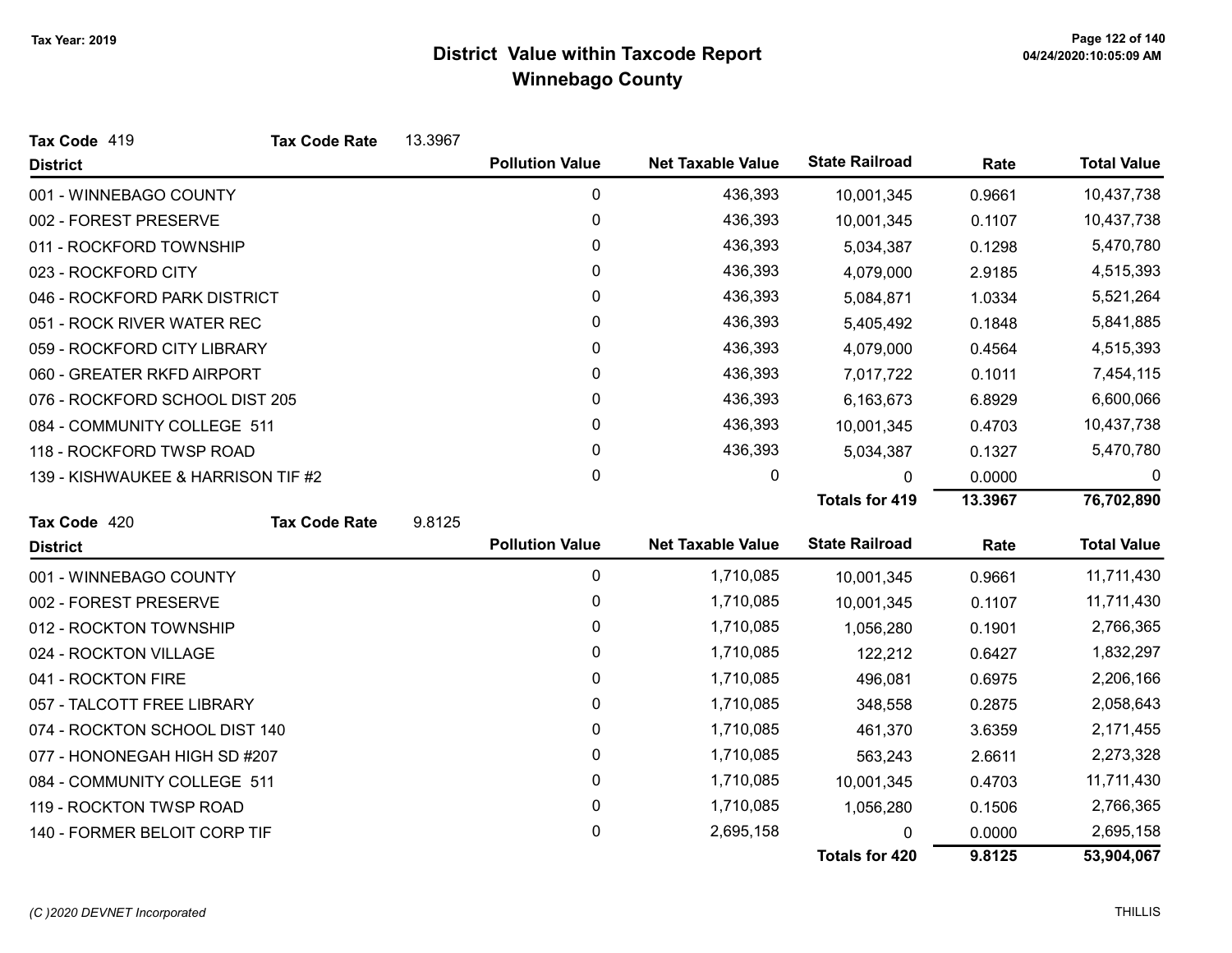# District Value within Taxcode Report
## Winnebago County

Tax Year: 2019

**Tax Code** 419 **Tax Code Rate** 13.3967

| District | Pollution Value | Net Taxable Value | State Railroad | Rate | Total Value |
|---|---|---|---|---|---|
| 001 - WINNEBAGO COUNTY | 0 | 436,393 | 10,001,345 | 0.9661 | 10,437,738 |
| 002 - FOREST PRESERVE | 0 | 436,393 | 10,001,345 | 0.1107 | 10,437,738 |
| 011 - ROCKFORD TOWNSHIP | 0 | 436,393 | 5,034,387 | 0.1298 | 5,470,780 |
| 023 - ROCKFORD CITY | 0 | 436,393 | 4,079,000 | 2.9185 | 4,515,393 |
| 046 - ROCKFORD PARK DISTRICT | 0 | 436,393 | 5,084,871 | 1.0334 | 5,521,264 |
| 051 - ROCK RIVER WATER REC | 0 | 436,393 | 5,405,492 | 0.1848 | 5,841,885 |
| 059 - ROCKFORD CITY LIBRARY | 0 | 436,393 | 4,079,000 | 0.4564 | 4,515,393 |
| 060 - GREATER RKFD AIRPORT | 0 | 436,393 | 7,017,722 | 0.1011 | 7,454,115 |
| 076 - ROCKFORD SCHOOL DIST 205 | 0 | 436,393 | 6,163,673 | 6.8929 | 6,600,066 |
| 084 - COMMUNITY COLLEGE 511 | 0 | 436,393 | 10,001,345 | 0.4703 | 10,437,738 |
| 118 - ROCKFORD TWSP ROAD | 0 | 436,393 | 5,034,387 | 0.1327 | 5,470,780 |
| 139 - KISHWAUKEE & HARRISON TIF #2 | 0 | 0 | 0 | 0.0000 | 0 |
| | | | **Totals for 419** | **13.3967** | **76,702,890** |

**Tax Code** 420 **Tax Code Rate** 9.8125

| District | Pollution Value | Net Taxable Value | State Railroad | Rate | Total Value |
|---|---|---|---|---|---|
| 001 - WINNEBAGO COUNTY | 0 | 1,710,085 | 10,001,345 | 0.9661 | 11,711,430 |
| 002 - FOREST PRESERVE | 0 | 1,710,085 | 10,001,345 | 0.1107 | 11,711,430 |
| 012 - ROCKTON TOWNSHIP | 0 | 1,710,085 | 1,056,280 | 0.1901 | 2,766,365 |
| 024 - ROCKTON VILLAGE | 0 | 1,710,085 | 122,212 | 0.6427 | 1,832,297 |
| 041 - ROCKTON FIRE | 0 | 1,710,085 | 496,081 | 0.6975 | 2,206,166 |
| 057 - TALCOTT FREE LIBRARY | 0 | 1,710,085 | 348,558 | 0.2875 | 2,058,643 |
| 074 - ROCKTON SCHOOL DIST 140 | 0 | 1,710,085 | 461,370 | 3.6359 | 2,171,455 |
| 077 - HONONEGAH HIGH SD #207 | 0 | 1,710,085 | 563,243 | 2.6611 | 2,273,328 |
| 084 - COMMUNITY COLLEGE 511 | 0 | 1,710,085 | 10,001,345 | 0.4703 | 11,711,430 |
| 119 - ROCKTON TWSP ROAD | 0 | 1,710,085 | 1,056,280 | 0.1506 | 2,766,365 |
| 140 - FORMER BELOIT CORP TIF | 0 | 2,695,158 | 0 | 0.0000 | 2,695,158 |
| | | | **Totals for 420** | **9.8125** | **53,904,067** |

(C )2020 DEVNET Incorporated THILLIS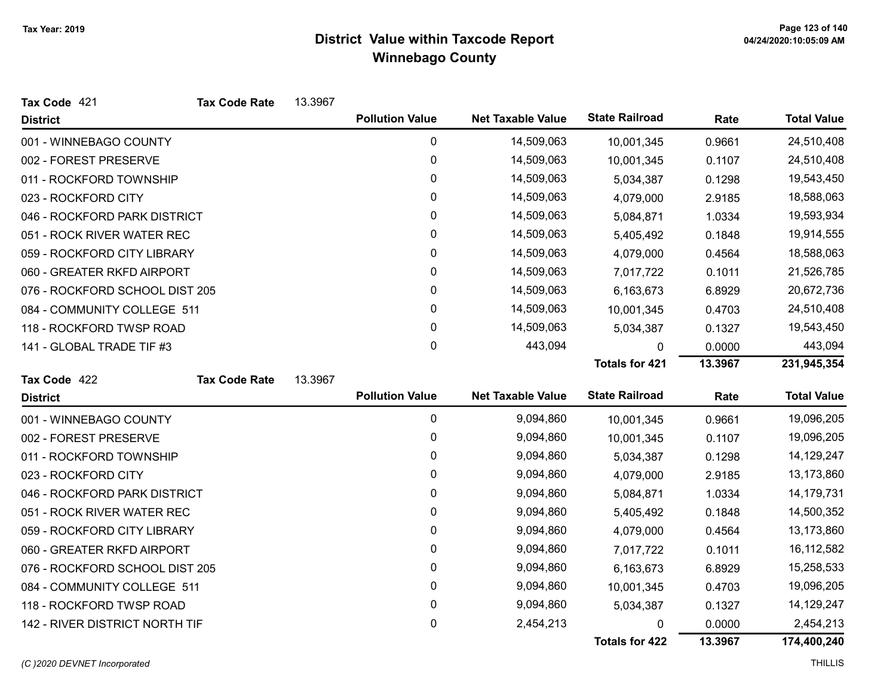# District Value within Taxcode Report
## Winnebago County

Tax Year: 2019

**Tax Code** 421 **Tax Code Rate** 13.3967

| District | Pollution Value | Net Taxable Value | State Railroad | Rate | Total Value |
|---|---|---|---|---|---|
| 001 - WINNEBAGO COUNTY | 0 | 14,509,063 | 10,001,345 | 0.9661 | 24,510,408 |
| 002 - FOREST PRESERVE | 0 | 14,509,063 | 10,001,345 | 0.1107 | 24,510,408 |
| 011 - ROCKFORD TOWNSHIP | 0 | 14,509,063 | 5,034,387 | 0.1298 | 19,543,450 |
| 023 - ROCKFORD CITY | 0 | 14,509,063 | 4,079,000 | 2.9185 | 18,588,063 |
| 046 - ROCKFORD PARK DISTRICT | 0 | 14,509,063 | 5,084,871 | 1.0334 | 19,593,934 |
| 051 - ROCK RIVER WATER REC | 0 | 14,509,063 | 5,405,492 | 0.1848 | 19,914,555 |
| 059 - ROCKFORD CITY LIBRARY | 0 | 14,509,063 | 4,079,000 | 0.4564 | 18,588,063 |
| 060 - GREATER RKFD AIRPORT | 0 | 14,509,063 | 7,017,722 | 0.1011 | 21,526,785 |
| 076 - ROCKFORD SCHOOL DIST 205 | 0 | 14,509,063 | 6,163,673 | 6.8929 | 20,672,736 |
| 084 - COMMUNITY COLLEGE 511 | 0 | 14,509,063 | 10,001,345 | 0.4703 | 24,510,408 |
| 118 - ROCKFORD TWSP ROAD | 0 | 14,509,063 | 5,034,387 | 0.1327 | 19,543,450 |
| 141 - GLOBAL TRADE TIF #3 | 0 | 443,094 | 0 | 0.0000 | 443,094 |
| | | | **Totals for 421** | **13.3967** | **231,945,354** |

**Tax Code** 422 **Tax Code Rate** 13.3967

| District | Pollution Value | Net Taxable Value | State Railroad | Rate | Total Value |
|---|---|---|---|---|---|
| 001 - WINNEBAGO COUNTY | 0 | 9,094,860 | 10,001,345 | 0.9661 | 19,096,205 |
| 002 - FOREST PRESERVE | 0 | 9,094,860 | 10,001,345 | 0.1107 | 19,096,205 |
| 011 - ROCKFORD TOWNSHIP | 0 | 9,094,860 | 5,034,387 | 0.1298 | 14,129,247 |
| 023 - ROCKFORD CITY | 0 | 9,094,860 | 4,079,000 | 2.9185 | 13,173,860 |
| 046 - ROCKFORD PARK DISTRICT | 0 | 9,094,860 | 5,084,871 | 1.0334 | 14,179,731 |
| 051 - ROCK RIVER WATER REC | 0 | 9,094,860 | 5,405,492 | 0.1848 | 14,500,352 |
| 059 - ROCKFORD CITY LIBRARY | 0 | 9,094,860 | 4,079,000 | 0.4564 | 13,173,860 |
| 060 - GREATER RKFD AIRPORT | 0 | 9,094,860 | 7,017,722 | 0.1011 | 16,112,582 |
| 076 - ROCKFORD SCHOOL DIST 205 | 0 | 9,094,860 | 6,163,673 | 6.8929 | 15,258,533 |
| 084 - COMMUNITY COLLEGE 511 | 0 | 9,094,860 | 10,001,345 | 0.4703 | 19,096,205 |
| 118 - ROCKFORD TWSP ROAD | 0 | 9,094,860 | 5,034,387 | 0.1327 | 14,129,247 |
| 142 - RIVER DISTRICT NORTH TIF | 0 | 2,454,213 | 0 | 0.0000 | 2,454,213 |
| | | | **Totals for 422** | **13.3967** | **174,400,240** |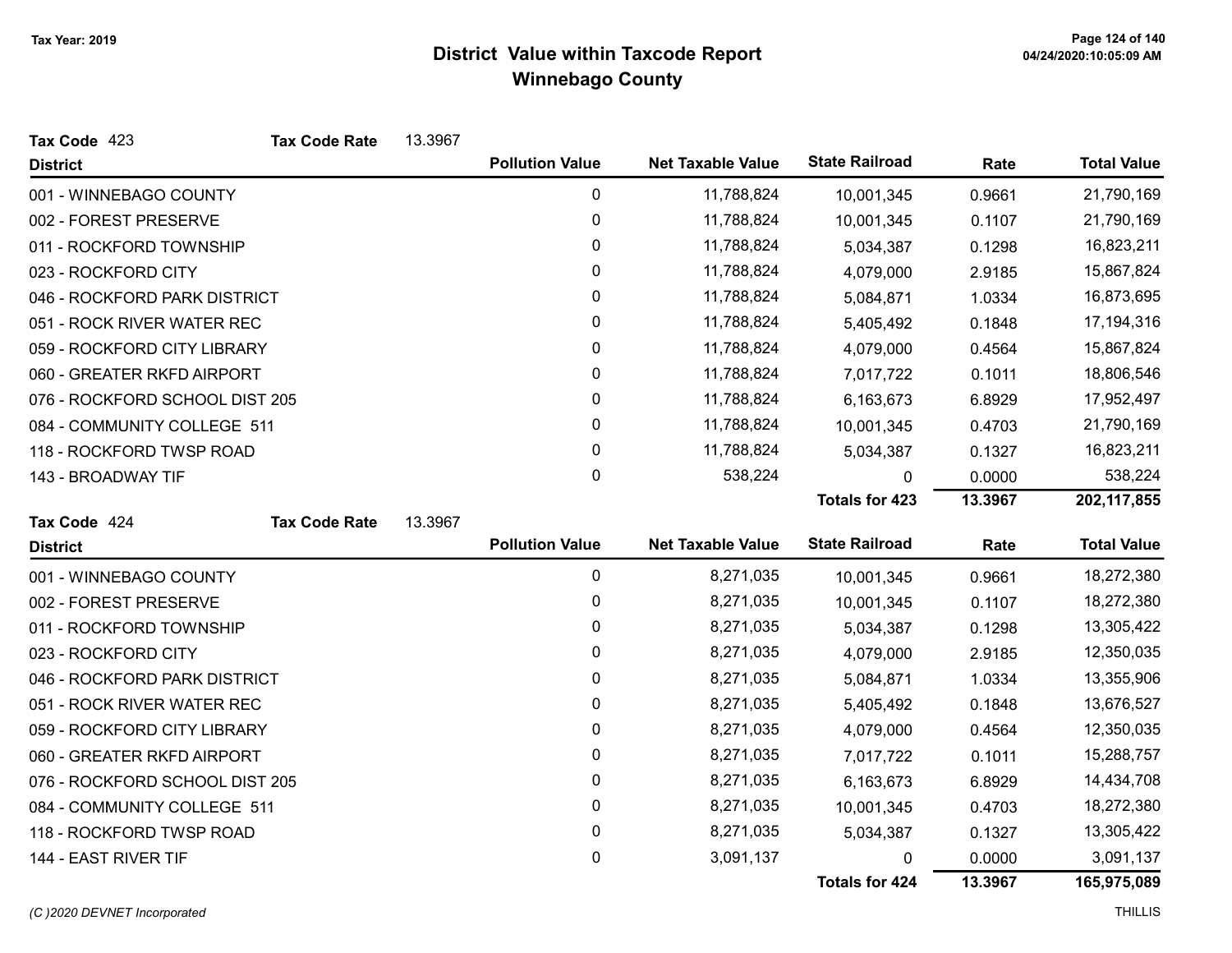Tax Year: 2019

# District Value within Taxcode Report
## Winnebago County

**Tax Code** 423 **Tax Code Rate** 13.3967

| District | Pollution Value | Net Taxable Value | State Railroad | Rate | Total Value |
|---|---|---|---|---|---|
| 001 - WINNEBAGO COUNTY | 0 | 11,788,824 | 10,001,345 | 0.9661 | 21,790,169 |
| 002 - FOREST PRESERVE | 0 | 11,788,824 | 10,001,345 | 0.1107 | 21,790,169 |
| 011 - ROCKFORD TOWNSHIP | 0 | 11,788,824 | 5,034,387 | 0.1298 | 16,823,211 |
| 023 - ROCKFORD CITY | 0 | 11,788,824 | 4,079,000 | 2.9185 | 15,867,824 |
| 046 - ROCKFORD PARK DISTRICT | 0 | 11,788,824 | 5,084,871 | 1.0334 | 16,873,695 |
| 051 - ROCK RIVER WATER REC | 0 | 11,788,824 | 5,405,492 | 0.1848 | 17,194,316 |
| 059 - ROCKFORD CITY LIBRARY | 0 | 11,788,824 | 4,079,000 | 0.4564 | 15,867,824 |
| 060 - GREATER RKFD AIRPORT | 0 | 11,788,824 | 7,017,722 | 0.1011 | 18,806,546 |
| 076 - ROCKFORD SCHOOL DIST 205 | 0 | 11,788,824 | 6,163,673 | 6.8929 | 17,952,497 |
| 084 - COMMUNITY COLLEGE 511 | 0 | 11,788,824 | 10,001,345 | 0.4703 | 21,790,169 |
| 118 - ROCKFORD TWSP ROAD | 0 | 11,788,824 | 5,034,387 | 0.1327 | 16,823,211 |
| 143 - BROADWAY TIF | 0 | 538,224 | 0 | 0.0000 | 538,224 |
| | | | **Totals for 423** | **13.3967** | **202,117,855** |

**Tax Code** 424 **Tax Code Rate** 13.3967

| District | Pollution Value | Net Taxable Value | State Railroad | Rate | Total Value |
|---|---|---|---|---|---|
| 001 - WINNEBAGO COUNTY | 0 | 8,271,035 | 10,001,345 | 0.9661 | 18,272,380 |
| 002 - FOREST PRESERVE | 0 | 8,271,035 | 10,001,345 | 0.1107 | 18,272,380 |
| 011 - ROCKFORD TOWNSHIP | 0 | 8,271,035 | 5,034,387 | 0.1298 | 13,305,422 |
| 023 - ROCKFORD CITY | 0 | 8,271,035 | 4,079,000 | 2.9185 | 12,350,035 |
| 046 - ROCKFORD PARK DISTRICT | 0 | 8,271,035 | 5,084,871 | 1.0334 | 13,355,906 |
| 051 - ROCK RIVER WATER REC | 0 | 8,271,035 | 5,405,492 | 0.1848 | 13,676,527 |
| 059 - ROCKFORD CITY LIBRARY | 0 | 8,271,035 | 4,079,000 | 0.4564 | 12,350,035 |
| 060 - GREATER RKFD AIRPORT | 0 | 8,271,035 | 7,017,722 | 0.1011 | 15,288,757 |
| 076 - ROCKFORD SCHOOL DIST 205 | 0 | 8,271,035 | 6,163,673 | 6.8929 | 14,434,708 |
| 084 - COMMUNITY COLLEGE 511 | 0 | 8,271,035 | 10,001,345 | 0.4703 | 18,272,380 |
| 118 - ROCKFORD TWSP ROAD | 0 | 8,271,035 | 5,034,387 | 0.1327 | 13,305,422 |
| 144 - EAST RIVER TIF | 0 | 3,091,137 | 0 | 0.0000 | 3,091,137 |
| | | | **Totals for 424** | **13.3967** | **165,975,089** |

*(C )2020 DEVNET Incorporated* THILLIS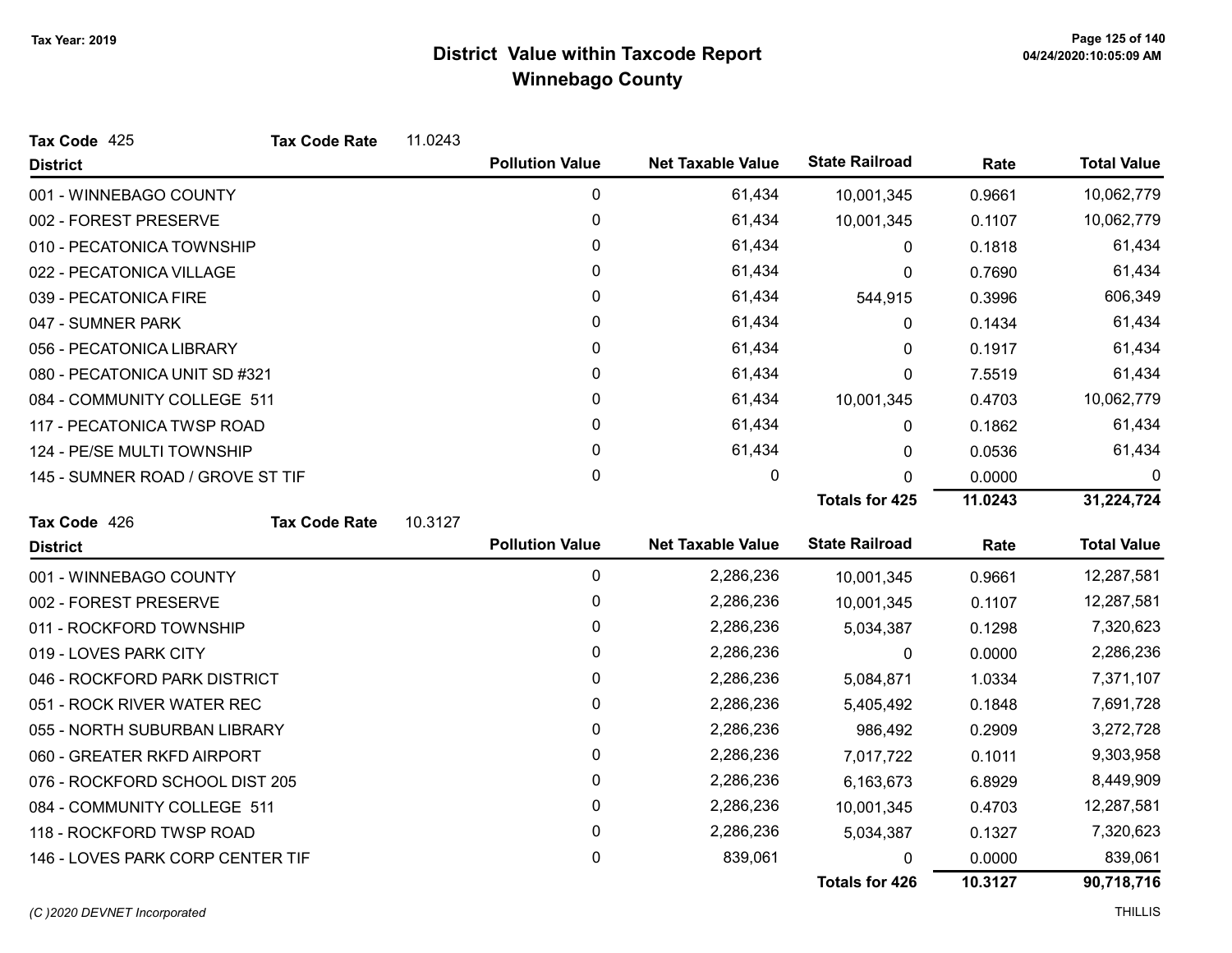# District Value within Taxcode Report
## Winnebago County

Tax Year: 2019

**Tax Code** 425 **Tax Code Rate** 11.0243

| District | Pollution Value | Net Taxable Value | State Railroad | Rate | Total Value |
|---|---|---|---|---|---|
| 001 - WINNEBAGO COUNTY | 0 | 61,434 | 10,001,345 | 0.9661 | 10,062,779 |
| 002 - FOREST PRESERVE | 0 | 61,434 | 10,001,345 | 0.1107 | 10,062,779 |
| 010 - PECATONICA TOWNSHIP | 0 | 61,434 | 0 | 0.1818 | 61,434 |
| 022 - PECATONICA VILLAGE | 0 | 61,434 | 0 | 0.7690 | 61,434 |
| 039 - PECATONICA FIRE | 0 | 61,434 | 544,915 | 0.3996 | 606,349 |
| 047 - SUMNER PARK | 0 | 61,434 | 0 | 0.1434 | 61,434 |
| 056 - PECATONICA LIBRARY | 0 | 61,434 | 0 | 0.1917 | 61,434 |
| 080 - PECATONICA UNIT SD #321 | 0 | 61,434 | 0 | 7.5519 | 61,434 |
| 084 - COMMUNITY COLLEGE 511 | 0 | 61,434 | 10,001,345 | 0.4703 | 10,062,779 |
| 117 - PECATONICA TWSP ROAD | 0 | 61,434 | 0 | 0.1862 | 61,434 |
| 124 - PE/SE MULTI TOWNSHIP | 0 | 61,434 | 0 | 0.0536 | 61,434 |
| 145 - SUMNER ROAD / GROVE ST TIF | 0 | 0 | 0 | 0.0000 | 0 |
| | | | **Totals for 425** | **11.0243** | **31,224,724** |

**Tax Code** 426 **Tax Code Rate** 10.3127

| District | Pollution Value | Net Taxable Value | State Railroad | Rate | Total Value |
|---|---|---|---|---|---|
| 001 - WINNEBAGO COUNTY | 0 | 2,286,236 | 10,001,345 | 0.9661 | 12,287,581 |
| 002 - FOREST PRESERVE | 0 | 2,286,236 | 10,001,345 | 0.1107 | 12,287,581 |
| 011 - ROCKFORD TOWNSHIP | 0 | 2,286,236 | 5,034,387 | 0.1298 | 7,320,623 |
| 019 - LOVES PARK CITY | 0 | 2,286,236 | 0 | 0.0000 | 2,286,236 |
| 046 - ROCKFORD PARK DISTRICT | 0 | 2,286,236 | 5,084,871 | 1.0334 | 7,371,107 |
| 051 - ROCK RIVER WATER REC | 0 | 2,286,236 | 5,405,492 | 0.1848 | 7,691,728 |
| 055 - NORTH SUBURBAN LIBRARY | 0 | 2,286,236 | 986,492 | 0.2909 | 3,272,728 |
| 060 - GREATER RKFD AIRPORT | 0 | 2,286,236 | 7,017,722 | 0.1011 | 9,303,958 |
| 076 - ROCKFORD SCHOOL DIST 205 | 0 | 2,286,236 | 6,163,673 | 6.8929 | 8,449,909 |
| 084 - COMMUNITY COLLEGE 511 | 0 | 2,286,236 | 10,001,345 | 0.4703 | 12,287,581 |
| 118 - ROCKFORD TWSP ROAD | 0 | 2,286,236 | 5,034,387 | 0.1327 | 7,320,623 |
| 146 - LOVES PARK CORP CENTER TIF | 0 | 839,061 | 0 | 0.0000 | 839,061 |
| | | | **Totals for 426** | **10.3127** | **90,718,716** |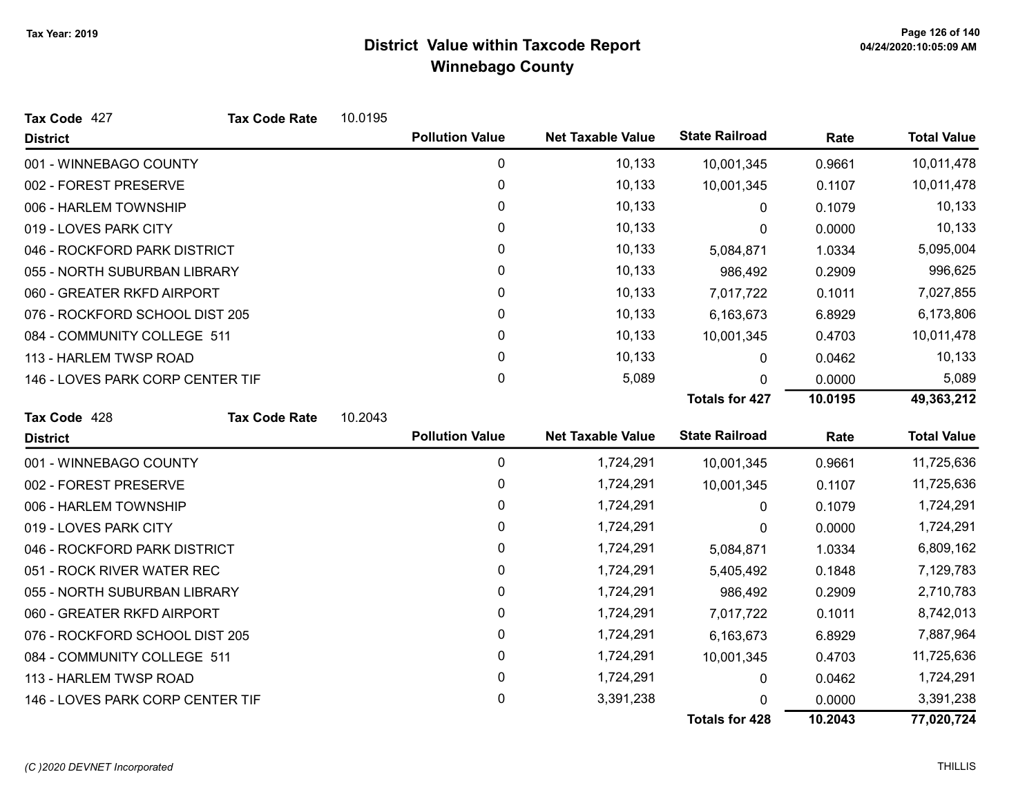Tax Year: 2019

# District Value within Taxcode Report
## Winnebago County

**Tax Code** 427 **Tax Code Rate** 10.0195

| District | Pollution Value | Net Taxable Value | State Railroad | Rate | Total Value |
|---|---|---|---|---|---|
| 001 - WINNEBAGO COUNTY | 0 | 10,133 | 10,001,345 | 0.9661 | 10,011,478 |
| 002 - FOREST PRESERVE | 0 | 10,133 | 10,001,345 | 0.1107 | 10,011,478 |
| 006 - HARLEM TOWNSHIP | 0 | 10,133 | 0 | 0.1079 | 10,133 |
| 019 - LOVES PARK CITY | 0 | 10,133 | 0 | 0.0000 | 10,133 |
| 046 - ROCKFORD PARK DISTRICT | 0 | 10,133 | 5,084,871 | 1.0334 | 5,095,004 |
| 055 - NORTH SUBURBAN LIBRARY | 0 | 10,133 | 986,492 | 0.2909 | 996,625 |
| 060 - GREATER RKFD AIRPORT | 0 | 10,133 | 7,017,722 | 0.1011 | 7,027,855 |
| 076 - ROCKFORD SCHOOL DIST 205 | 0 | 10,133 | 6,163,673 | 6.8929 | 6,173,806 |
| 084 - COMMUNITY COLLEGE 511 | 0 | 10,133 | 10,001,345 | 0.4703 | 10,011,478 |
| 113 - HARLEM TWSP ROAD | 0 | 10,133 | 0 | 0.0462 | 10,133 |
| 146 - LOVES PARK CORP CENTER TIF | 0 | 5,089 | 0 | 0.0000 | 5,089 |
| | | | **Totals for 427** | **10.0195** | **49,363,212** |

**Tax Code** 428 **Tax Code Rate** 10.2043

| District | Pollution Value | Net Taxable Value | State Railroad | Rate | Total Value |
|---|---|---|---|---|---|
| 001 - WINNEBAGO COUNTY | 0 | 1,724,291 | 10,001,345 | 0.9661 | 11,725,636 |
| 002 - FOREST PRESERVE | 0 | 1,724,291 | 10,001,345 | 0.1107 | 11,725,636 |
| 006 - HARLEM TOWNSHIP | 0 | 1,724,291 | 0 | 0.1079 | 1,724,291 |
| 019 - LOVES PARK CITY | 0 | 1,724,291 | 0 | 0.0000 | 1,724,291 |
| 046 - ROCKFORD PARK DISTRICT | 0 | 1,724,291 | 5,084,871 | 1.0334 | 6,809,162 |
| 051 - ROCK RIVER WATER REC | 0 | 1,724,291 | 5,405,492 | 0.1848 | 7,129,783 |
| 055 - NORTH SUBURBAN LIBRARY | 0 | 1,724,291 | 986,492 | 0.2909 | 2,710,783 |
| 060 - GREATER RKFD AIRPORT | 0 | 1,724,291 | 7,017,722 | 0.1011 | 8,742,013 |
| 076 - ROCKFORD SCHOOL DIST 205 | 0 | 1,724,291 | 6,163,673 | 6.8929 | 7,887,964 |
| 084 - COMMUNITY COLLEGE 511 | 0 | 1,724,291 | 10,001,345 | 0.4703 | 11,725,636 |
| 113 - HARLEM TWSP ROAD | 0 | 1,724,291 | 0 | 0.0462 | 1,724,291 |
| 146 - LOVES PARK CORP CENTER TIF | 0 | 3,391,238 | 0 | 0.0000 | 3,391,238 |
| | | | **Totals for 428** | **10.2043** | **77,020,724** |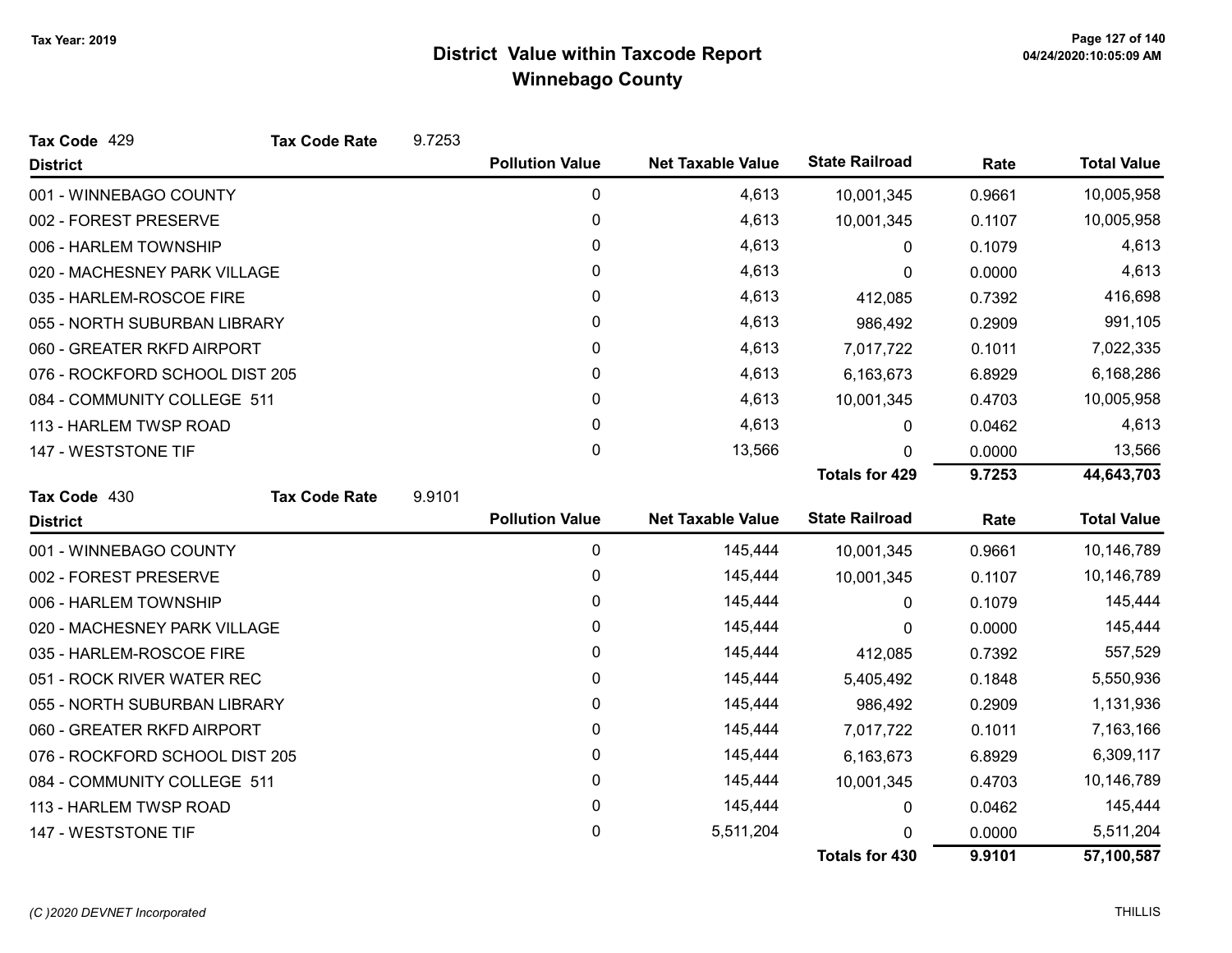# District Value within Taxcode Report
## Winnebago County

Tax Year: 2019

**Tax Code** 429 **Tax Code Rate** 9.7253

| District | Pollution Value | Net Taxable Value | State Railroad | Rate | Total Value |
|---|---|---|---|---|---|
| 001 - WINNEBAGO COUNTY | 0 | 4,613 | 10,001,345 | 0.9661 | 10,005,958 |
| 002 - FOREST PRESERVE | 0 | 4,613 | 10,001,345 | 0.1107 | 10,005,958 |
| 006 - HARLEM TOWNSHIP | 0 | 4,613 | 0 | 0.1079 | 4,613 |
| 020 - MACHESNEY PARK VILLAGE | 0 | 4,613 | 0 | 0.0000 | 4,613 |
| 035 - HARLEM-ROSCOE FIRE | 0 | 4,613 | 412,085 | 0.7392 | 416,698 |
| 055 - NORTH SUBURBAN LIBRARY | 0 | 4,613 | 986,492 | 0.2909 | 991,105 |
| 060 - GREATER RKFD AIRPORT | 0 | 4,613 | 7,017,722 | 0.1011 | 7,022,335 |
| 076 - ROCKFORD SCHOOL DIST 205 | 0 | 4,613 | 6,163,673 | 6.8929 | 6,168,286 |
| 084 - COMMUNITY COLLEGE 511 | 0 | 4,613 | 10,001,345 | 0.4703 | 10,005,958 |
| 113 - HARLEM TWSP ROAD | 0 | 4,613 | 0 | 0.0462 | 4,613 |
| 147 - WESTSTONE TIF | 0 | 13,566 | 0 | 0.0000 | 13,566 |
| | | | **Totals for 429** | **9.7253** | **44,643,703** |

**Tax Code** 430 **Tax Code Rate** 9.9101

| District | Pollution Value | Net Taxable Value | State Railroad | Rate | Total Value |
|---|---|---|---|---|---|
| 001 - WINNEBAGO COUNTY | 0 | 145,444 | 10,001,345 | 0.9661 | 10,146,789 |
| 002 - FOREST PRESERVE | 0 | 145,444 | 10,001,345 | 0.1107 | 10,146,789 |
| 006 - HARLEM TOWNSHIP | 0 | 145,444 | 0 | 0.1079 | 145,444 |
| 020 - MACHESNEY PARK VILLAGE | 0 | 145,444 | 0 | 0.0000 | 145,444 |
| 035 - HARLEM-ROSCOE FIRE | 0 | 145,444 | 412,085 | 0.7392 | 557,529 |
| 051 - ROCK RIVER WATER REC | 0 | 145,444 | 5,405,492 | 0.1848 | 5,550,936 |
| 055 - NORTH SUBURBAN LIBRARY | 0 | 145,444 | 986,492 | 0.2909 | 1,131,936 |
| 060 - GREATER RKFD AIRPORT | 0 | 145,444 | 7,017,722 | 0.1011 | 7,163,166 |
| 076 - ROCKFORD SCHOOL DIST 205 | 0 | 145,444 | 6,163,673 | 6.8929 | 6,309,117 |
| 084 - COMMUNITY COLLEGE 511 | 0 | 145,444 | 10,001,345 | 0.4703 | 10,146,789 |
| 113 - HARLEM TWSP ROAD | 0 | 145,444 | 0 | 0.0462 | 145,444 |
| 147 - WESTSTONE TIF | 0 | 5,511,204 | 0 | 0.0000 | 5,511,204 |
| | | | **Totals for 430** | **9.9101** | **57,100,587** |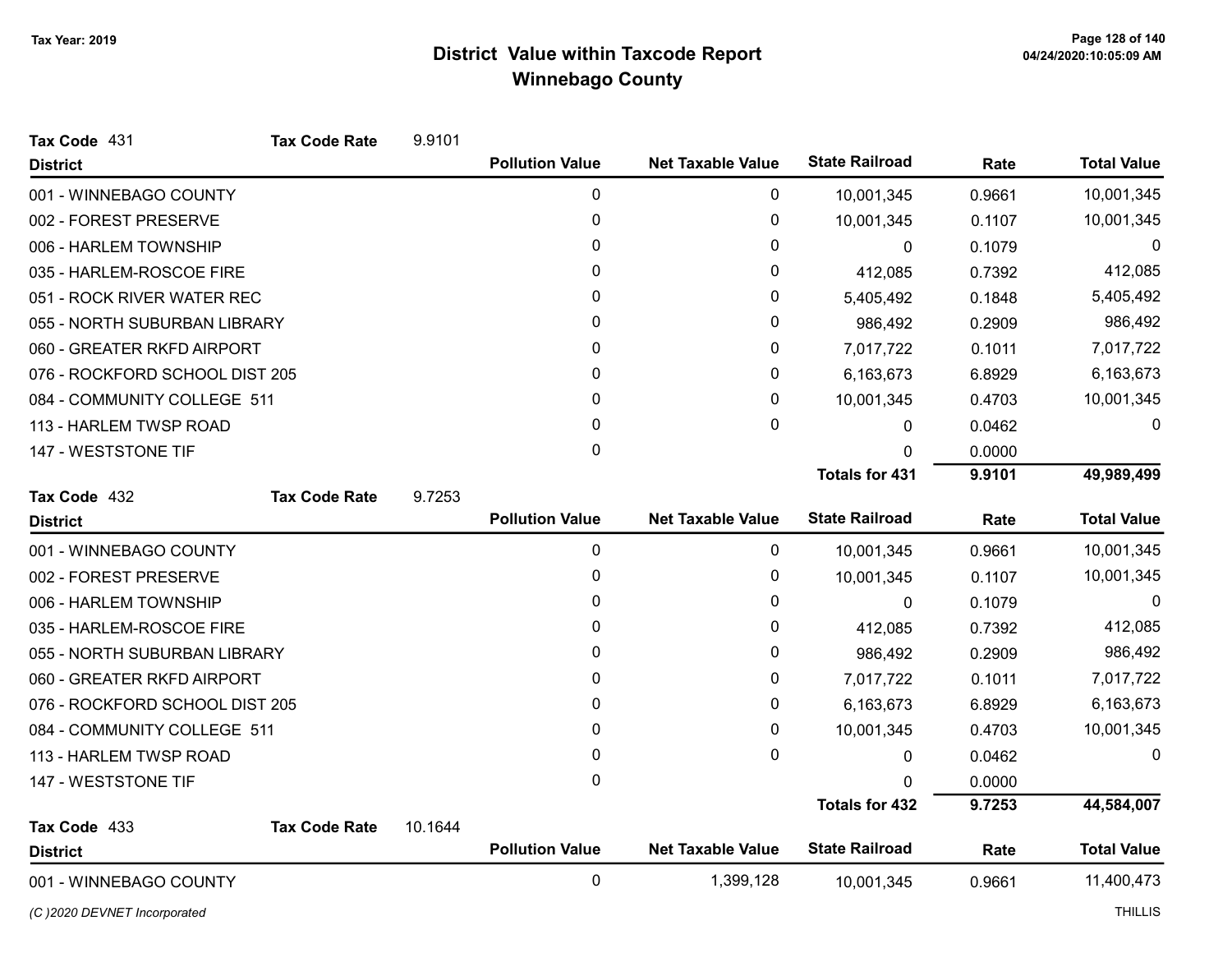# District Value within Taxcode Report
## Winnebago County

Tax Year: 2019

**Tax Code** 431 **Tax Code Rate** 9.9101

| District | Pollution Value | Net Taxable Value | State Railroad | Rate | Total Value |
|---|---|---|---|---|---|
| 001 - WINNEBAGO COUNTY | 0 | 0 | 10,001,345 | 0.9661 | 10,001,345 |
| 002 - FOREST PRESERVE | 0 | 0 | 10,001,345 | 0.1107 | 10,001,345 |
| 006 - HARLEM TOWNSHIP | 0 | 0 | 0 | 0.1079 | 0 |
| 035 - HARLEM-ROSCOE FIRE | 0 | 0 | 412,085 | 0.7392 | 412,085 |
| 051 - ROCK RIVER WATER REC | 0 | 0 | 5,405,492 | 0.1848 | 5,405,492 |
| 055 - NORTH SUBURBAN LIBRARY | 0 | 0 | 986,492 | 0.2909 | 986,492 |
| 060 - GREATER RKFD AIRPORT | 0 | 0 | 7,017,722 | 0.1011 | 7,017,722 |
| 076 - ROCKFORD SCHOOL DIST 205 | 0 | 0 | 6,163,673 | 6.8929 | 6,163,673 |
| 084 - COMMUNITY COLLEGE 511 | 0 | 0 | 10,001,345 | 0.4703 | 10,001,345 |
| 113 - HARLEM TWSP ROAD | 0 | 0 | 0 | 0.0462 | 0 |
| 147 - WESTSTONE TIF | 0 | | 0 | 0.0000 | |
| | | | **Totals for 431** | **9.9101** | **49,989,499** |

**Tax Code** 432 **Tax Code Rate** 9.7253

| District | Pollution Value | Net Taxable Value | State Railroad | Rate | Total Value |
|---|---|---|---|---|---|
| 001 - WINNEBAGO COUNTY | 0 | 0 | 10,001,345 | 0.9661 | 10,001,345 |
| 002 - FOREST PRESERVE | 0 | 0 | 10,001,345 | 0.1107 | 10,001,345 |
| 006 - HARLEM TOWNSHIP | 0 | 0 | 0 | 0.1079 | 0 |
| 035 - HARLEM-ROSCOE FIRE | 0 | 0 | 412,085 | 0.7392 | 412,085 |
| 055 - NORTH SUBURBAN LIBRARY | 0 | 0 | 986,492 | 0.2909 | 986,492 |
| 060 - GREATER RKFD AIRPORT | 0 | 0 | 7,017,722 | 0.1011 | 7,017,722 |
| 076 - ROCKFORD SCHOOL DIST 205 | 0 | 0 | 6,163,673 | 6.8929 | 6,163,673 |
| 084 - COMMUNITY COLLEGE 511 | 0 | 0 | 10,001,345 | 0.4703 | 10,001,345 |
| 113 - HARLEM TWSP ROAD | 0 | 0 | 0 | 0.0462 | 0 |
| 147 - WESTSTONE TIF | 0 | | 0 | 0.0000 | |
| | | | **Totals for 432** | **9.7253** | **44,584,007** |

**Tax Code** 433 **Tax Code Rate** 10.1644

| District | Pollution Value | Net Taxable Value | State Railroad | Rate | Total Value |
|---|---|---|---|---|---|
| 001 - WINNEBAGO COUNTY | 0 | 1,399,128 | 10,001,345 | 0.9661 | 11,400,473 |

(C )2020 DEVNET Incorporated

THILLIS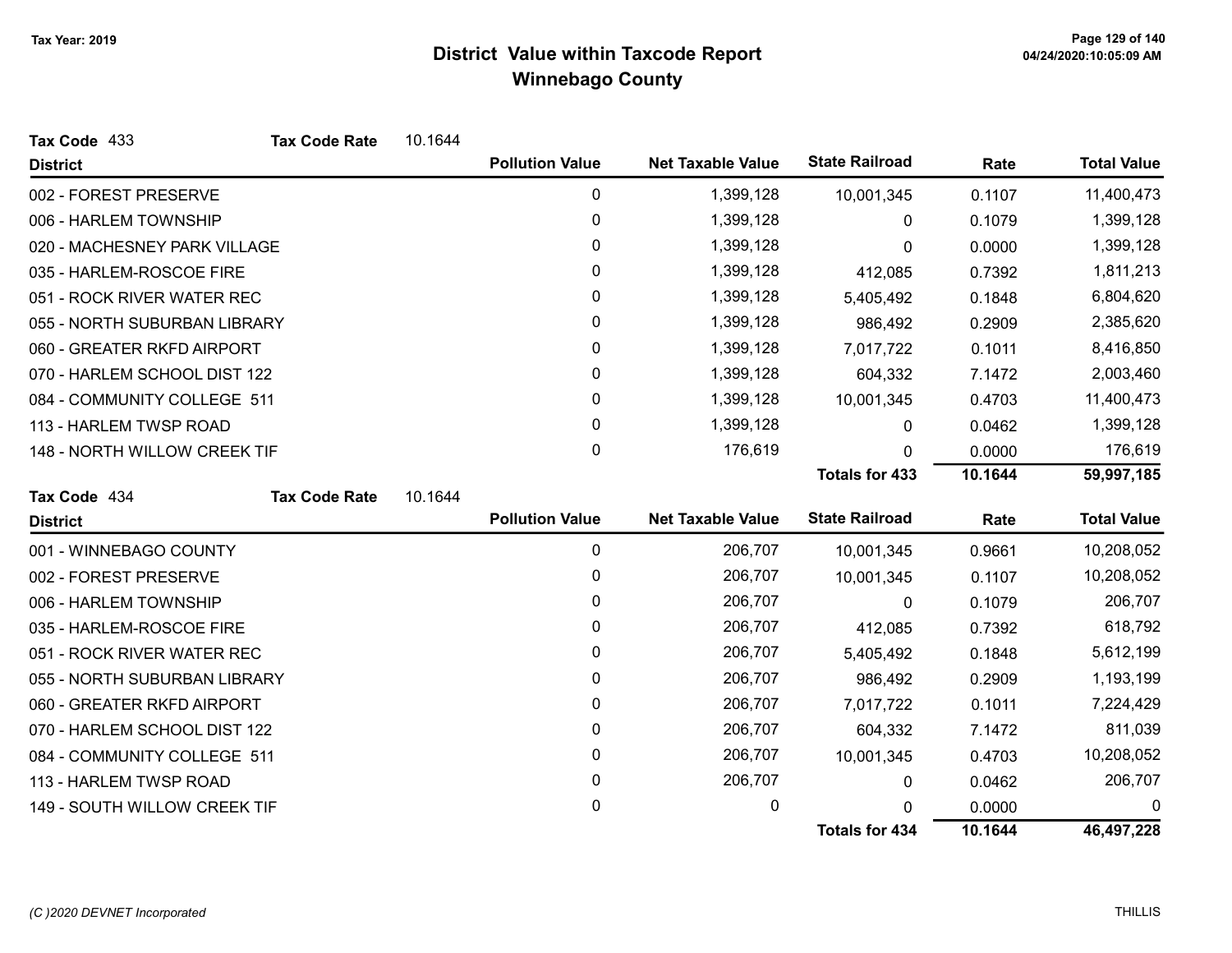# District Value within Taxcode Report
## Winnebago County

Tax Year: 2019

**Tax Code** 433 **Tax Code Rate** 10.1644

| District | Pollution Value | Net Taxable Value | State Railroad | Rate | Total Value |
|---|---|---|---|---|---|
| 002 - FOREST PRESERVE | 0 | 1,399,128 | 10,001,345 | 0.1107 | 11,400,473 |
| 006 - HARLEM TOWNSHIP | 0 | 1,399,128 | 0 | 0.1079 | 1,399,128 |
| 020 - MACHESNEY PARK VILLAGE | 0 | 1,399,128 | 0 | 0.0000 | 1,399,128 |
| 035 - HARLEM-ROSCOE FIRE | 0 | 1,399,128 | 412,085 | 0.7392 | 1,811,213 |
| 051 - ROCK RIVER WATER REC | 0 | 1,399,128 | 5,405,492 | 0.1848 | 6,804,620 |
| 055 - NORTH SUBURBAN LIBRARY | 0 | 1,399,128 | 986,492 | 0.2909 | 2,385,620 |
| 060 - GREATER RKFD AIRPORT | 0 | 1,399,128 | 7,017,722 | 0.1011 | 8,416,850 |
| 070 - HARLEM SCHOOL DIST 122 | 0 | 1,399,128 | 604,332 | 7.1472 | 2,003,460 |
| 084 - COMMUNITY COLLEGE 511 | 0 | 1,399,128 | 10,001,345 | 0.4703 | 11,400,473 |
| 113 - HARLEM TWSP ROAD | 0 | 1,399,128 | 0 | 0.0462 | 1,399,128 |
| 148 - NORTH WILLOW CREEK TIF | 0 | 176,619 | 0 | 0.0000 | 176,619 |
| | | | **Totals for 433** | **10.1644** | **59,997,185** |

**Tax Code** 434 **Tax Code Rate** 10.1644

| District | Pollution Value | Net Taxable Value | State Railroad | Rate | Total Value |
|---|---|---|---|---|---|
| 001 - WINNEBAGO COUNTY | 0 | 206,707 | 10,001,345 | 0.9661 | 10,208,052 |
| 002 - FOREST PRESERVE | 0 | 206,707 | 10,001,345 | 0.1107 | 10,208,052 |
| 006 - HARLEM TOWNSHIP | 0 | 206,707 | 0 | 0.1079 | 206,707 |
| 035 - HARLEM-ROSCOE FIRE | 0 | 206,707 | 412,085 | 0.7392 | 618,792 |
| 051 - ROCK RIVER WATER REC | 0 | 206,707 | 5,405,492 | 0.1848 | 5,612,199 |
| 055 - NORTH SUBURBAN LIBRARY | 0 | 206,707 | 986,492 | 0.2909 | 1,193,199 |
| 060 - GREATER RKFD AIRPORT | 0 | 206,707 | 7,017,722 | 0.1011 | 7,224,429 |
| 070 - HARLEM SCHOOL DIST 122 | 0 | 206,707 | 604,332 | 7.1472 | 811,039 |
| 084 - COMMUNITY COLLEGE 511 | 0 | 206,707 | 10,001,345 | 0.4703 | 10,208,052 |
| 113 - HARLEM TWSP ROAD | 0 | 206,707 | 0 | 0.0462 | 206,707 |
| 149 - SOUTH WILLOW CREEK TIF | 0 | 0 | 0 | 0.0000 | 0 |
| | | | **Totals for 434** | **10.1644** | **46,497,228** |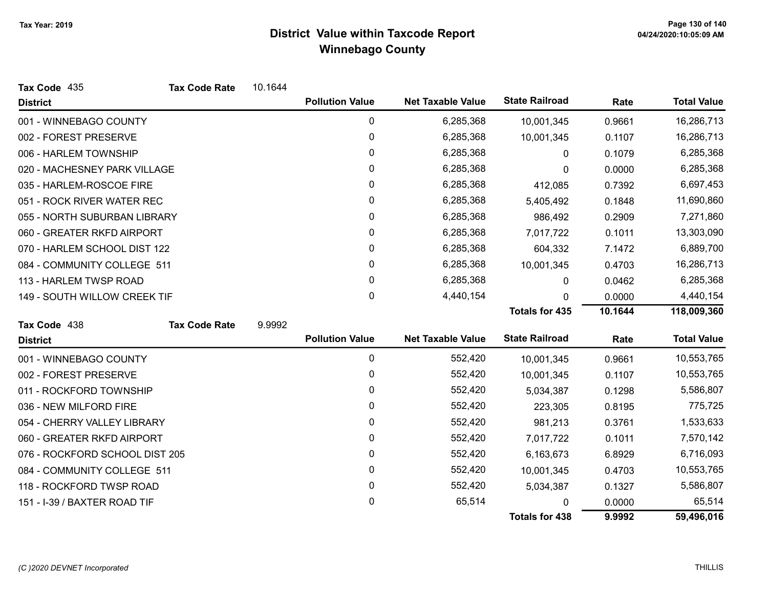# District Value within Taxcode Report
## Winnebago County

Tax Year: 2019

**Tax Code** 435 **Tax Code Rate** 10.1644

| District | Pollution Value | Net Taxable Value | State Railroad | Rate | Total Value |
|---|---|---|---|---|---|
| 001 - WINNEBAGO COUNTY | 0 | 6,285,368 | 10,001,345 | 0.9661 | 16,286,713 |
| 002 - FOREST PRESERVE | 0 | 6,285,368 | 10,001,345 | 0.1107 | 16,286,713 |
| 006 - HARLEM TOWNSHIP | 0 | 6,285,368 | 0 | 0.1079 | 6,285,368 |
| 020 - MACHESNEY PARK VILLAGE | 0 | 6,285,368 | 0 | 0.0000 | 6,285,368 |
| 035 - HARLEM-ROSCOE FIRE | 0 | 6,285,368 | 412,085 | 0.7392 | 6,697,453 |
| 051 - ROCK RIVER WATER REC | 0 | 6,285,368 | 5,405,492 | 0.1848 | 11,690,860 |
| 055 - NORTH SUBURBAN LIBRARY | 0 | 6,285,368 | 986,492 | 0.2909 | 7,271,860 |
| 060 - GREATER RKFD AIRPORT | 0 | 6,285,368 | 7,017,722 | 0.1011 | 13,303,090 |
| 070 - HARLEM SCHOOL DIST 122 | 0 | 6,285,368 | 604,332 | 7.1472 | 6,889,700 |
| 084 - COMMUNITY COLLEGE 511 | 0 | 6,285,368 | 10,001,345 | 0.4703 | 16,286,713 |
| 113 - HARLEM TWSP ROAD | 0 | 6,285,368 | 0 | 0.0462 | 6,285,368 |
| 149 - SOUTH WILLOW CREEK TIF | 0 | 4,440,154 | 0 | 0.0000 | 4,440,154 |
| | | | **Totals for 435** | **10.1644** | **118,009,360** |

**Tax Code** 438 **Tax Code Rate** 9.9992

| District | Pollution Value | Net Taxable Value | State Railroad | Rate | Total Value |
|---|---|---|---|---|---|
| 001 - WINNEBAGO COUNTY | 0 | 552,420 | 10,001,345 | 0.9661 | 10,553,765 |
| 002 - FOREST PRESERVE | 0 | 552,420 | 10,001,345 | 0.1107 | 10,553,765 |
| 011 - ROCKFORD TOWNSHIP | 0 | 552,420 | 5,034,387 | 0.1298 | 5,586,807 |
| 036 - NEW MILFORD FIRE | 0 | 552,420 | 223,305 | 0.8195 | 775,725 |
| 054 - CHERRY VALLEY LIBRARY | 0 | 552,420 | 981,213 | 0.3761 | 1,533,633 |
| 060 - GREATER RKFD AIRPORT | 0 | 552,420 | 7,017,722 | 0.1011 | 7,570,142 |
| 076 - ROCKFORD SCHOOL DIST 205 | 0 | 552,420 | 6,163,673 | 6.8929 | 6,716,093 |
| 084 - COMMUNITY COLLEGE 511 | 0 | 552,420 | 10,001,345 | 0.4703 | 10,553,765 |
| 118 - ROCKFORD TWSP ROAD | 0 | 552,420 | 5,034,387 | 0.1327 | 5,586,807 |
| 151 - I-39 / BAXTER ROAD TIF | 0 | 65,514 | 0 | 0.0000 | 65,514 |
| | | | **Totals for 438** | **9.9992** | **59,496,016** |

*(C )2020 DEVNET Incorporated*

THILLIS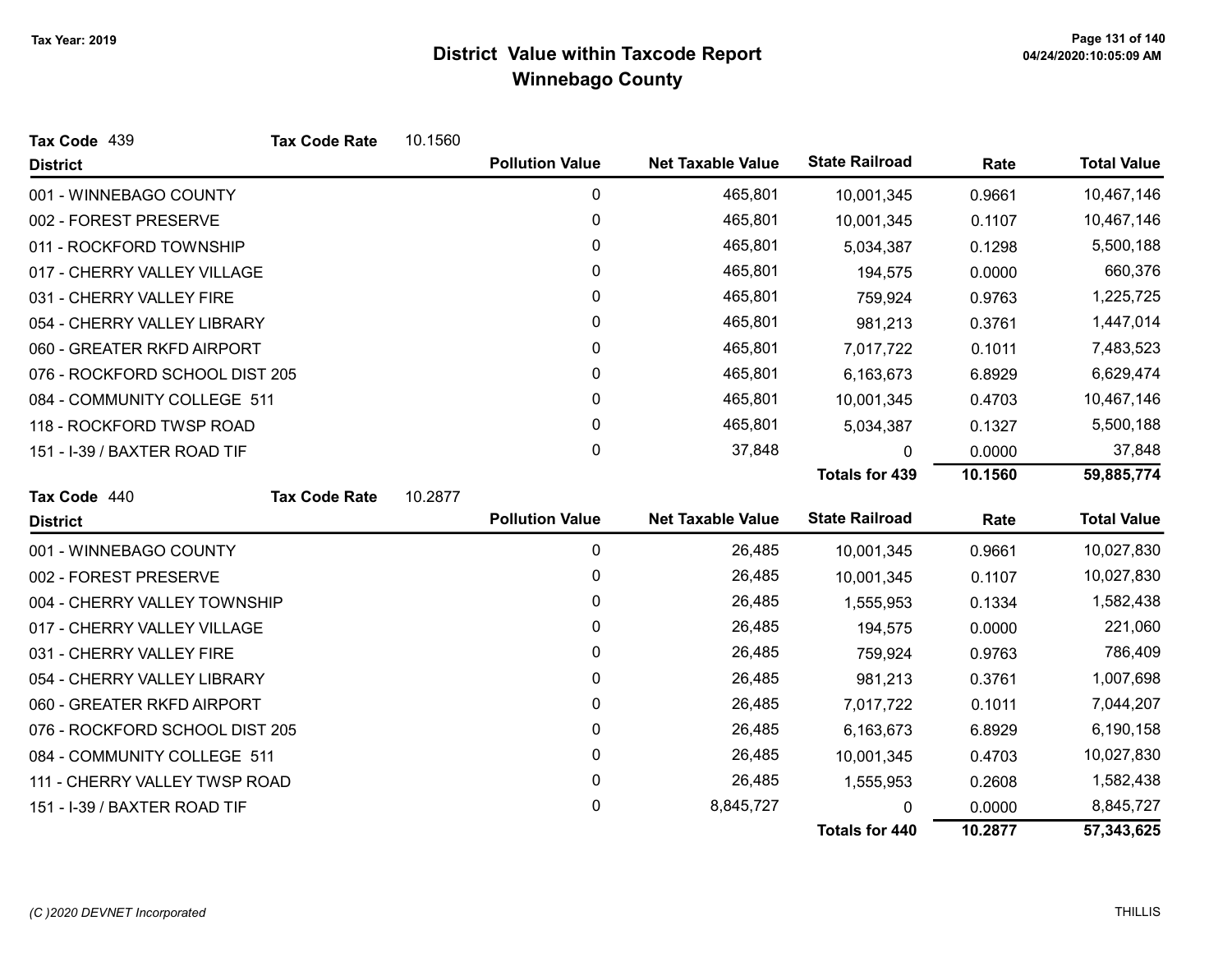# District Value within Taxcode Report
## Winnebago County

Tax Year: 2019

**Tax Code** 439 **Tax Code Rate** 10.1560

| District | Pollution Value | Net Taxable Value | State Railroad | Rate | Total Value |
|---|---|---|---|---|---|
| 001 - WINNEBAGO COUNTY | 0 | 465,801 | 10,001,345 | 0.9661 | 10,467,146 |
| 002 - FOREST PRESERVE | 0 | 465,801 | 10,001,345 | 0.1107 | 10,467,146 |
| 011 - ROCKFORD TOWNSHIP | 0 | 465,801 | 5,034,387 | 0.1298 | 5,500,188 |
| 017 - CHERRY VALLEY VILLAGE | 0 | 465,801 | 194,575 | 0.0000 | 660,376 |
| 031 - CHERRY VALLEY FIRE | 0 | 465,801 | 759,924 | 0.9763 | 1,225,725 |
| 054 - CHERRY VALLEY LIBRARY | 0 | 465,801 | 981,213 | 0.3761 | 1,447,014 |
| 060 - GREATER RKFD AIRPORT | 0 | 465,801 | 7,017,722 | 0.1011 | 7,483,523 |
| 076 - ROCKFORD SCHOOL DIST 205 | 0 | 465,801 | 6,163,673 | 6.8929 | 6,629,474 |
| 084 - COMMUNITY COLLEGE 511 | 0 | 465,801 | 10,001,345 | 0.4703 | 10,467,146 |
| 118 - ROCKFORD TWSP ROAD | 0 | 465,801 | 5,034,387 | 0.1327 | 5,500,188 |
| 151 - I-39 / BAXTER ROAD TIF | 0 | 37,848 | 0 | 0.0000 | 37,848 |
| | | | **Totals for 439** | **10.1560** | **59,885,774** |

**Tax Code** 440 **Tax Code Rate** 10.2877

| District | Pollution Value | Net Taxable Value | State Railroad | Rate | Total Value |
|---|---|---|---|---|---|
| 001 - WINNEBAGO COUNTY | 0 | 26,485 | 10,001,345 | 0.9661 | 10,027,830 |
| 002 - FOREST PRESERVE | 0 | 26,485 | 10,001,345 | 0.1107 | 10,027,830 |
| 004 - CHERRY VALLEY TOWNSHIP | 0 | 26,485 | 1,555,953 | 0.1334 | 1,582,438 |
| 017 - CHERRY VALLEY VILLAGE | 0 | 26,485 | 194,575 | 0.0000 | 221,060 |
| 031 - CHERRY VALLEY FIRE | 0 | 26,485 | 759,924 | 0.9763 | 786,409 |
| 054 - CHERRY VALLEY LIBRARY | 0 | 26,485 | 981,213 | 0.3761 | 1,007,698 |
| 060 - GREATER RKFD AIRPORT | 0 | 26,485 | 7,017,722 | 0.1011 | 7,044,207 |
| 076 - ROCKFORD SCHOOL DIST 205 | 0 | 26,485 | 6,163,673 | 6.8929 | 6,190,158 |
| 084 - COMMUNITY COLLEGE 511 | 0 | 26,485 | 10,001,345 | 0.4703 | 10,027,830 |
| 111 - CHERRY VALLEY TWSP ROAD | 0 | 26,485 | 1,555,953 | 0.2608 | 1,582,438 |
| 151 - I-39 / BAXTER ROAD TIF | 0 | 8,845,727 | 0 | 0.0000 | 8,845,727 |
| | | | **Totals for 440** | **10.2877** | **57,343,625** |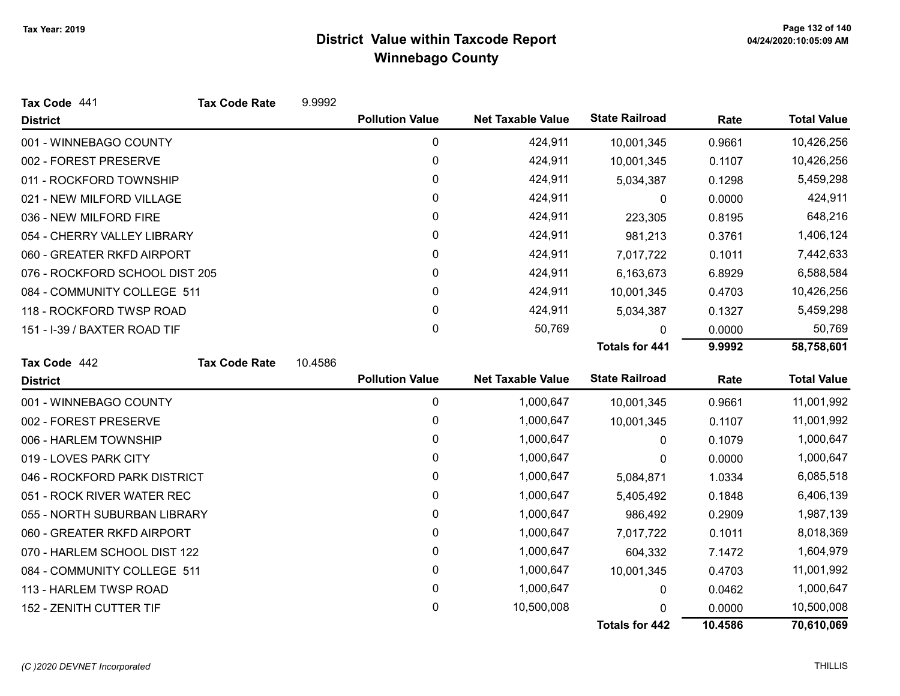**Tax Year: 2019**

# District Value within Taxcode Report
## Winnebago County

**Tax Code** 441 **Tax Code Rate** 9.9992

| District | Pollution Value | Net Taxable Value | State Railroad | Rate | Total Value |
|---|---|---|---|---|---|
| 001 - WINNEBAGO COUNTY | 0 | 424,911 | 10,001,345 | 0.9661 | 10,426,256 |
| 002 - FOREST PRESERVE | 0 | 424,911 | 10,001,345 | 0.1107 | 10,426,256 |
| 011 - ROCKFORD TOWNSHIP | 0 | 424,911 | 5,034,387 | 0.1298 | 5,459,298 |
| 021 - NEW MILFORD VILLAGE | 0 | 424,911 | 0 | 0.0000 | 424,911 |
| 036 - NEW MILFORD FIRE | 0 | 424,911 | 223,305 | 0.8195 | 648,216 |
| 054 - CHERRY VALLEY LIBRARY | 0 | 424,911 | 981,213 | 0.3761 | 1,406,124 |
| 060 - GREATER RKFD AIRPORT | 0 | 424,911 | 7,017,722 | 0.1011 | 7,442,633 |
| 076 - ROCKFORD SCHOOL DIST 205 | 0 | 424,911 | 6,163,673 | 6.8929 | 6,588,584 |
| 084 - COMMUNITY COLLEGE 511 | 0 | 424,911 | 10,001,345 | 0.4703 | 10,426,256 |
| 118 - ROCKFORD TWSP ROAD | 0 | 424,911 | 5,034,387 | 0.1327 | 5,459,298 |
| 151 - I-39 / BAXTER ROAD TIF | 0 | 50,769 | 0 | 0.0000 | 50,769 |
| | | | **Totals for 441** | **9.9992** | **58,758,601** |

**Tax Code** 442 **Tax Code Rate** 10.4586

| District | Pollution Value | Net Taxable Value | State Railroad | Rate | Total Value |
|---|---|---|---|---|---|
| 001 - WINNEBAGO COUNTY | 0 | 1,000,647 | 10,001,345 | 0.9661 | 11,001,992 |
| 002 - FOREST PRESERVE | 0 | 1,000,647 | 10,001,345 | 0.1107 | 11,001,992 |
| 006 - HARLEM TOWNSHIP | 0 | 1,000,647 | 0 | 0.1079 | 1,000,647 |
| 019 - LOVES PARK CITY | 0 | 1,000,647 | 0 | 0.0000 | 1,000,647 |
| 046 - ROCKFORD PARK DISTRICT | 0 | 1,000,647 | 5,084,871 | 1.0334 | 6,085,518 |
| 051 - ROCK RIVER WATER REC | 0 | 1,000,647 | 5,405,492 | 0.1848 | 6,406,139 |
| 055 - NORTH SUBURBAN LIBRARY | 0 | 1,000,647 | 986,492 | 0.2909 | 1,987,139 |
| 060 - GREATER RKFD AIRPORT | 0 | 1,000,647 | 7,017,722 | 0.1011 | 8,018,369 |
| 070 - HARLEM SCHOOL DIST 122 | 0 | 1,000,647 | 604,332 | 7.1472 | 1,604,979 |
| 084 - COMMUNITY COLLEGE 511 | 0 | 1,000,647 | 10,001,345 | 0.4703 | 11,001,992 |
| 113 - HARLEM TWSP ROAD | 0 | 1,000,647 | 0 | 0.0462 | 1,000,647 |
| 152 - ZENITH CUTTER TIF | 0 | 10,500,008 | 0 | 0.0000 | 10,500,008 |
| | | | **Totals for 442** | **10.4586** | **70,610,069** |

*(C )2020 DEVNET Incorporated*

THILLIS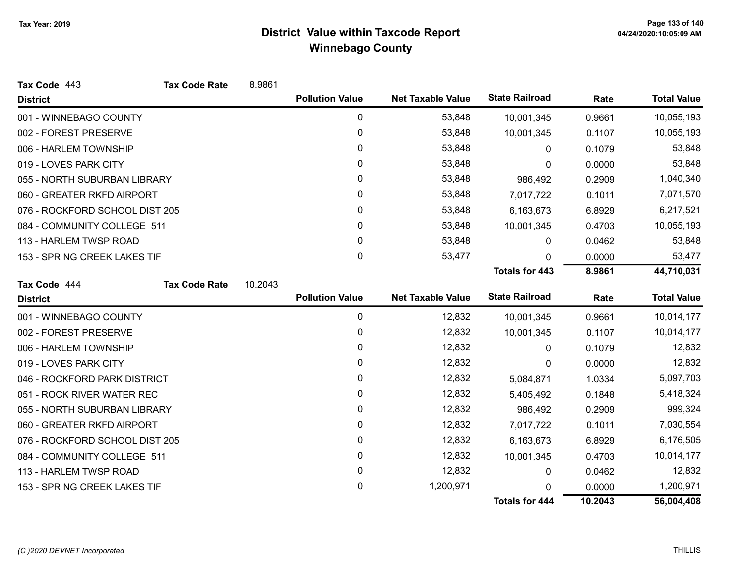# District Value within Taxcode Report
## Winnebago County

Tax Year: 2019

**Tax Code** 443 **Tax Code Rate** 8.9861

| District | Pollution Value | Net Taxable Value | State Railroad | Rate | Total Value |
|---|---|---|---|---|---|
| 001 - WINNEBAGO COUNTY | 0 | 53,848 | 10,001,345 | 0.9661 | 10,055,193 |
| 002 - FOREST PRESERVE | 0 | 53,848 | 10,001,345 | 0.1107 | 10,055,193 |
| 006 - HARLEM TOWNSHIP | 0 | 53,848 | 0 | 0.1079 | 53,848 |
| 019 - LOVES PARK CITY | 0 | 53,848 | 0 | 0.0000 | 53,848 |
| 055 - NORTH SUBURBAN LIBRARY | 0 | 53,848 | 986,492 | 0.2909 | 1,040,340 |
| 060 - GREATER RKFD AIRPORT | 0 | 53,848 | 7,017,722 | 0.1011 | 7,071,570 |
| 076 - ROCKFORD SCHOOL DIST 205 | 0 | 53,848 | 6,163,673 | 6.8929 | 6,217,521 |
| 084 - COMMUNITY COLLEGE 511 | 0 | 53,848 | 10,001,345 | 0.4703 | 10,055,193 |
| 113 - HARLEM TWSP ROAD | 0 | 53,848 | 0 | 0.0462 | 53,848 |
| 153 - SPRING CREEK LAKES TIF | 0 | 53,477 | 0 | 0.0000 | 53,477 |
| | | | **Totals for 443** | **8.9861** | **44,710,031** |

**Tax Code** 444 **Tax Code Rate** 10.2043

| District | Pollution Value | Net Taxable Value | State Railroad | Rate | Total Value |
|---|---|---|---|---|---|
| 001 - WINNEBAGO COUNTY | 0 | 12,832 | 10,001,345 | 0.9661 | 10,014,177 |
| 002 - FOREST PRESERVE | 0 | 12,832 | 10,001,345 | 0.1107 | 10,014,177 |
| 006 - HARLEM TOWNSHIP | 0 | 12,832 | 0 | 0.1079 | 12,832 |
| 019 - LOVES PARK CITY | 0 | 12,832 | 0 | 0.0000 | 12,832 |
| 046 - ROCKFORD PARK DISTRICT | 0 | 12,832 | 5,084,871 | 1.0334 | 5,097,703 |
| 051 - ROCK RIVER WATER REC | 0 | 12,832 | 5,405,492 | 0.1848 | 5,418,324 |
| 055 - NORTH SUBURBAN LIBRARY | 0 | 12,832 | 986,492 | 0.2909 | 999,324 |
| 060 - GREATER RKFD AIRPORT | 0 | 12,832 | 7,017,722 | 0.1011 | 7,030,554 |
| 076 - ROCKFORD SCHOOL DIST 205 | 0 | 12,832 | 6,163,673 | 6.8929 | 6,176,505 |
| 084 - COMMUNITY COLLEGE 511 | 0 | 12,832 | 10,001,345 | 0.4703 | 10,014,177 |
| 113 - HARLEM TWSP ROAD | 0 | 12,832 | 0 | 0.0462 | 12,832 |
| 153 - SPRING CREEK LAKES TIF | 0 | 1,200,971 | 0 | 0.0000 | 1,200,971 |
| | | | **Totals for 444** | **10.2043** | **56,004,408** |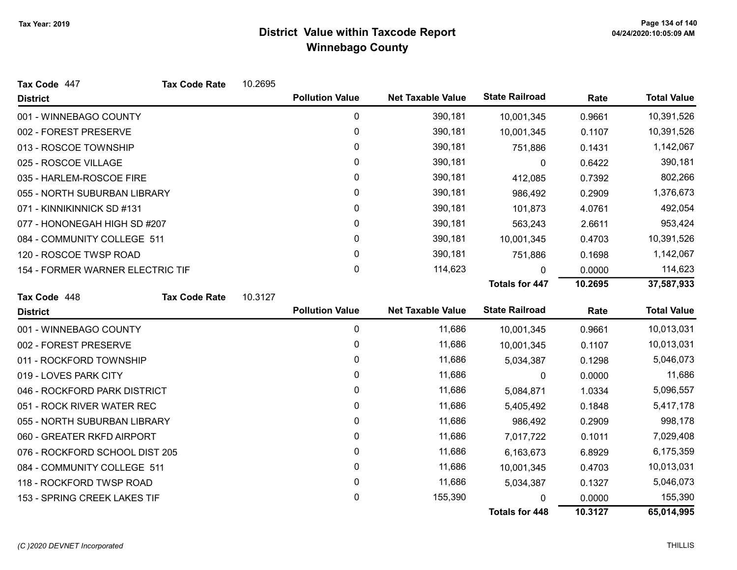Tax Year: 2019

# District Value within Taxcode Report
## Winnebago County

**Tax Code** 447 **Tax Code Rate** 10.2695

| District | Pollution Value | Net Taxable Value | State Railroad | Rate | Total Value |
|---|---|---|---|---|---|
| 001 - WINNEBAGO COUNTY | 0 | 390,181 | 10,001,345 | 0.9661 | 10,391,526 |
| 002 - FOREST PRESERVE | 0 | 390,181 | 10,001,345 | 0.1107 | 10,391,526 |
| 013 - ROSCOE TOWNSHIP | 0 | 390,181 | 751,886 | 0.1431 | 1,142,067 |
| 025 - ROSCOE VILLAGE | 0 | 390,181 | 0 | 0.6422 | 390,181 |
| 035 - HARLEM-ROSCOE FIRE | 0 | 390,181 | 412,085 | 0.7392 | 802,266 |
| 055 - NORTH SUBURBAN LIBRARY | 0 | 390,181 | 986,492 | 0.2909 | 1,376,673 |
| 071 - KINNIKINNICK SD #131 | 0 | 390,181 | 101,873 | 4.0761 | 492,054 |
| 077 - HONONEGAH HIGH SD #207 | 0 | 390,181 | 563,243 | 2.6611 | 953,424 |
| 084 - COMMUNITY COLLEGE 511 | 0 | 390,181 | 10,001,345 | 0.4703 | 10,391,526 |
| 120 - ROSCOE TWSP ROAD | 0 | 390,181 | 751,886 | 0.1698 | 1,142,067 |
| 154 - FORMER WARNER ELECTRIC TIF | 0 | 114,623 | 0 | 0.0000 | 114,623 |
| | | | **Totals for 447** | **10.2695** | **37,587,933** |

**Tax Code** 448 **Tax Code Rate** 10.3127

| District | Pollution Value | Net Taxable Value | State Railroad | Rate | Total Value |
|---|---|---|---|---|---|
| 001 - WINNEBAGO COUNTY | 0 | 11,686 | 10,001,345 | 0.9661 | 10,013,031 |
| 002 - FOREST PRESERVE | 0 | 11,686 | 10,001,345 | 0.1107 | 10,013,031 |
| 011 - ROCKFORD TOWNSHIP | 0 | 11,686 | 5,034,387 | 0.1298 | 5,046,073 |
| 019 - LOVES PARK CITY | 0 | 11,686 | 0 | 0.0000 | 11,686 |
| 046 - ROCKFORD PARK DISTRICT | 0 | 11,686 | 5,084,871 | 1.0334 | 5,096,557 |
| 051 - ROCK RIVER WATER REC | 0 | 11,686 | 5,405,492 | 0.1848 | 5,417,178 |
| 055 - NORTH SUBURBAN LIBRARY | 0 | 11,686 | 986,492 | 0.2909 | 998,178 |
| 060 - GREATER RKFD AIRPORT | 0 | 11,686 | 7,017,722 | 0.1011 | 7,029,408 |
| 076 - ROCKFORD SCHOOL DIST 205 | 0 | 11,686 | 6,163,673 | 6.8929 | 6,175,359 |
| 084 - COMMUNITY COLLEGE 511 | 0 | 11,686 | 10,001,345 | 0.4703 | 10,013,031 |
| 118 - ROCKFORD TWSP ROAD | 0 | 11,686 | 5,034,387 | 0.1327 | 5,046,073 |
| 153 - SPRING CREEK LAKES TIF | 0 | 155,390 | 0 | 0.0000 | 155,390 |
| | | | **Totals for 448** | **10.3127** | **65,014,995** |

*(C )2020 DEVNET Incorporated* THILLIS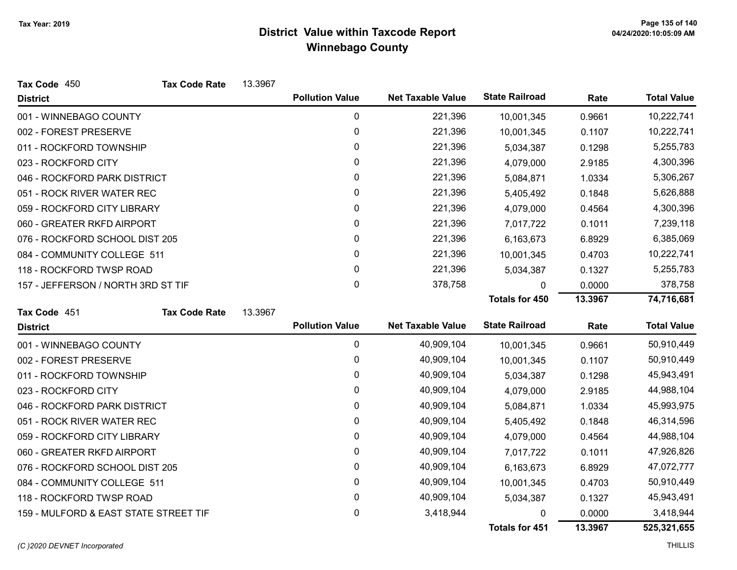# District Value within Taxcode Report
## Winnebago County

Tax Year: 2019

**Tax Code** 450 **Tax Code Rate** 13.3967

| District | Pollution Value | Net Taxable Value | State Railroad | Rate | Total Value |
|---|---|---|---|---|---|
| 001 - WINNEBAGO COUNTY | 0 | 221,396 | 10,001,345 | 0.9661 | 10,222,741 |
| 002 - FOREST PRESERVE | 0 | 221,396 | 10,001,345 | 0.1107 | 10,222,741 |
| 011 - ROCKFORD TOWNSHIP | 0 | 221,396 | 5,034,387 | 0.1298 | 5,255,783 |
| 023 - ROCKFORD CITY | 0 | 221,396 | 4,079,000 | 2.9185 | 4,300,396 |
| 046 - ROCKFORD PARK DISTRICT | 0 | 221,396 | 5,084,871 | 1.0334 | 5,306,267 |
| 051 - ROCK RIVER WATER REC | 0 | 221,396 | 5,405,492 | 0.1848 | 5,626,888 |
| 059 - ROCKFORD CITY LIBRARY | 0 | 221,396 | 4,079,000 | 0.4564 | 4,300,396 |
| 060 - GREATER RKFD AIRPORT | 0 | 221,396 | 7,017,722 | 0.1011 | 7,239,118 |
| 076 - ROCKFORD SCHOOL DIST 205 | 0 | 221,396 | 6,163,673 | 6.8929 | 6,385,069 |
| 084 - COMMUNITY COLLEGE 511 | 0 | 221,396 | 10,001,345 | 0.4703 | 10,222,741 |
| 118 - ROCKFORD TWSP ROAD | 0 | 221,396 | 5,034,387 | 0.1327 | 5,255,783 |
| 157 - JEFFERSON / NORTH 3RD ST TIF | 0 | 378,758 | 0 | 0.0000 | 378,758 |
| | | | **Totals for 450** | **13.3967** | **74,716,681** |

**Tax Code** 451 **Tax Code Rate** 13.3967

| District | Pollution Value | Net Taxable Value | State Railroad | Rate | Total Value |
|---|---|---|---|---|---|
| 001 - WINNEBAGO COUNTY | 0 | 40,909,104 | 10,001,345 | 0.9661 | 50,910,449 |
| 002 - FOREST PRESERVE | 0 | 40,909,104 | 10,001,345 | 0.1107 | 50,910,449 |
| 011 - ROCKFORD TOWNSHIP | 0 | 40,909,104 | 5,034,387 | 0.1298 | 45,943,491 |
| 023 - ROCKFORD CITY | 0 | 40,909,104 | 4,079,000 | 2.9185 | 44,988,104 |
| 046 - ROCKFORD PARK DISTRICT | 0 | 40,909,104 | 5,084,871 | 1.0334 | 45,993,975 |
| 051 - ROCK RIVER WATER REC | 0 | 40,909,104 | 5,405,492 | 0.1848 | 46,314,596 |
| 059 - ROCKFORD CITY LIBRARY | 0 | 40,909,104 | 4,079,000 | 0.4564 | 44,988,104 |
| 060 - GREATER RKFD AIRPORT | 0 | 40,909,104 | 7,017,722 | 0.1011 | 47,926,826 |
| 076 - ROCKFORD SCHOOL DIST 205 | 0 | 40,909,104 | 6,163,673 | 6.8929 | 47,072,777 |
| 084 - COMMUNITY COLLEGE 511 | 0 | 40,909,104 | 10,001,345 | 0.4703 | 50,910,449 |
| 118 - ROCKFORD TWSP ROAD | 0 | 40,909,104 | 5,034,387 | 0.1327 | 45,943,491 |
| 159 - MULFORD & EAST STATE STREET TIF | 0 | 3,418,944 | 0 | 0.0000 | 3,418,944 |
| | | | **Totals for 451** | **13.3967** | **525,321,655** |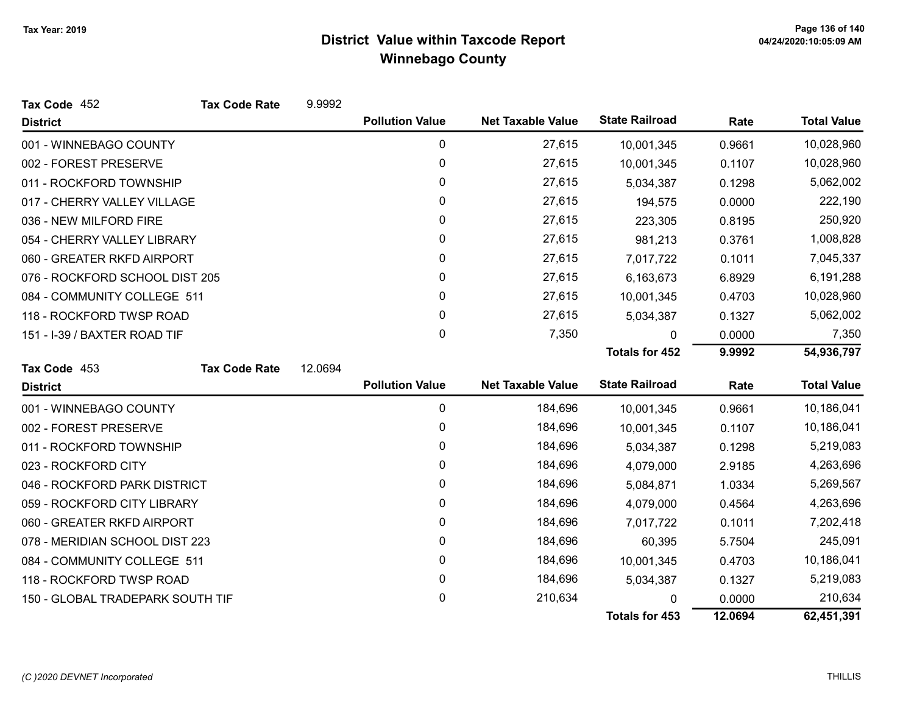# District Value within Taxcode Report
## Winnebago County

Tax Year: 2019

**Tax Code** 452 **Tax Code Rate** 9.9992

| District | Pollution Value | Net Taxable Value | State Railroad | Rate | Total Value |
|---|---|---|---|---|---|
| 001 - WINNEBAGO COUNTY | 0 | 27,615 | 10,001,345 | 0.9661 | 10,028,960 |
| 002 - FOREST PRESERVE | 0 | 27,615 | 10,001,345 | 0.1107 | 10,028,960 |
| 011 - ROCKFORD TOWNSHIP | 0 | 27,615 | 5,034,387 | 0.1298 | 5,062,002 |
| 017 - CHERRY VALLEY VILLAGE | 0 | 27,615 | 194,575 | 0.0000 | 222,190 |
| 036 - NEW MILFORD FIRE | 0 | 27,615 | 223,305 | 0.8195 | 250,920 |
| 054 - CHERRY VALLEY LIBRARY | 0 | 27,615 | 981,213 | 0.3761 | 1,008,828 |
| 060 - GREATER RKFD AIRPORT | 0 | 27,615 | 7,017,722 | 0.1011 | 7,045,337 |
| 076 - ROCKFORD SCHOOL DIST 205 | 0 | 27,615 | 6,163,673 | 6.8929 | 6,191,288 |
| 084 - COMMUNITY COLLEGE 511 | 0 | 27,615 | 10,001,345 | 0.4703 | 10,028,960 |
| 118 - ROCKFORD TWSP ROAD | 0 | 27,615 | 5,034,387 | 0.1327 | 5,062,002 |
| 151 - I-39 / BAXTER ROAD TIF | 0 | 7,350 | 0 | 0.0000 | 7,350 |
| | | | **Totals for 452** | **9.9992** | **54,936,797** |

**Tax Code** 453 **Tax Code Rate** 12.0694

| District | Pollution Value | Net Taxable Value | State Railroad | Rate | Total Value |
|---|---|---|---|---|---|
| 001 - WINNEBAGO COUNTY | 0 | 184,696 | 10,001,345 | 0.9661 | 10,186,041 |
| 002 - FOREST PRESERVE | 0 | 184,696 | 10,001,345 | 0.1107 | 10,186,041 |
| 011 - ROCKFORD TOWNSHIP | 0 | 184,696 | 5,034,387 | 0.1298 | 5,219,083 |
| 023 - ROCKFORD CITY | 0 | 184,696 | 4,079,000 | 2.9185 | 4,263,696 |
| 046 - ROCKFORD PARK DISTRICT | 0 | 184,696 | 5,084,871 | 1.0334 | 5,269,567 |
| 059 - ROCKFORD CITY LIBRARY | 0 | 184,696 | 4,079,000 | 0.4564 | 4,263,696 |
| 060 - GREATER RKFD AIRPORT | 0 | 184,696 | 7,017,722 | 0.1011 | 7,202,418 |
| 078 - MERIDIAN SCHOOL DIST 223 | 0 | 184,696 | 60,395 | 5.7504 | 245,091 |
| 084 - COMMUNITY COLLEGE 511 | 0 | 184,696 | 10,001,345 | 0.4703 | 10,186,041 |
| 118 - ROCKFORD TWSP ROAD | 0 | 184,696 | 5,034,387 | 0.1327 | 5,219,083 |
| 150 - GLOBAL TRADEPARK SOUTH TIF | 0 | 210,634 | 0 | 0.0000 | 210,634 |
| | | | **Totals for 453** | **12.0694** | **62,451,391** |

*(C )2020 DEVNET Incorporated*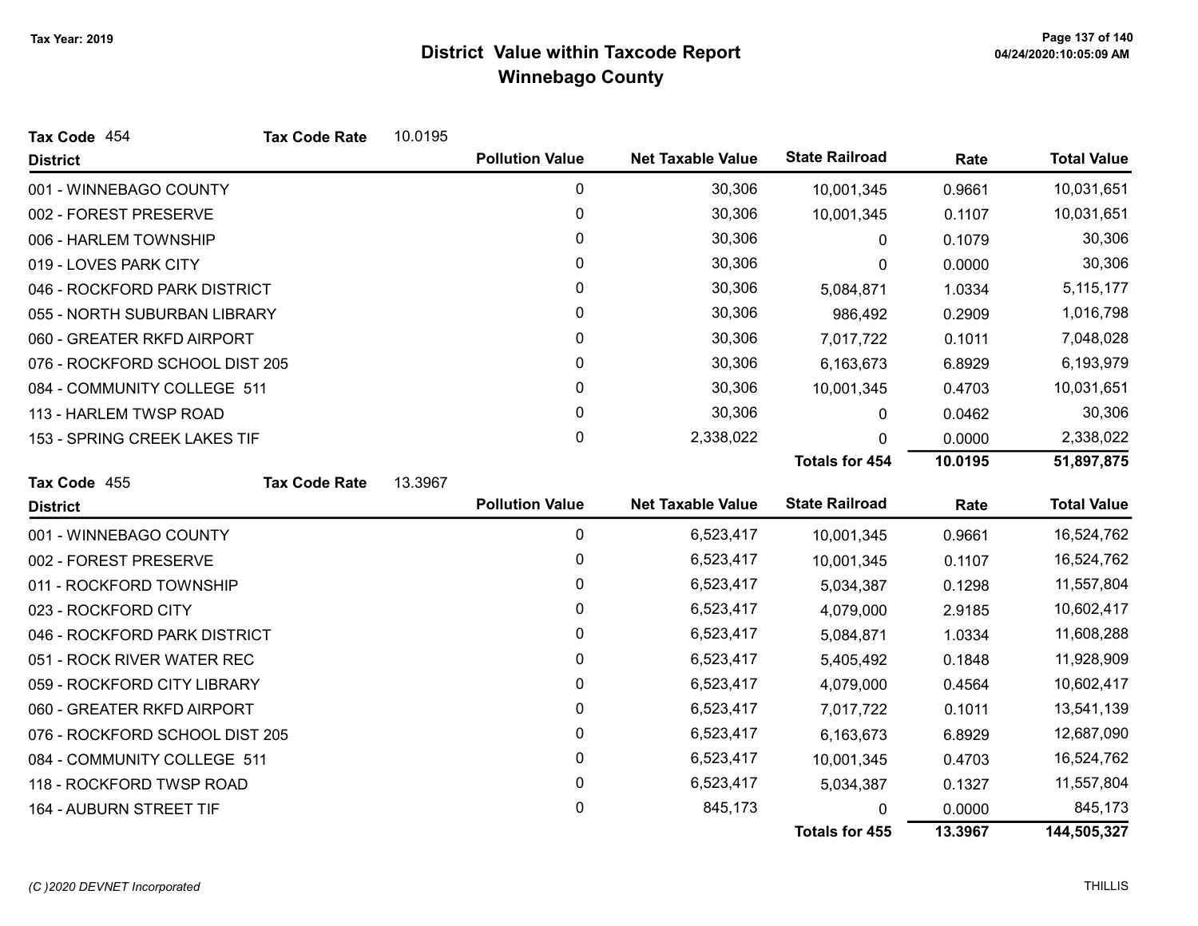# District Value within Taxcode Report
## Winnebago County

Tax Year: 2019

**Tax Code** 454 **Tax Code Rate** 10.0195

| District | Pollution Value | Net Taxable Value | State Railroad | Rate | Total Value |
|---|---|---|---|---|---|
| 001 - WINNEBAGO COUNTY | 0 | 30,306 | 10,001,345 | 0.9661 | 10,031,651 |
| 002 - FOREST PRESERVE | 0 | 30,306 | 10,001,345 | 0.1107 | 10,031,651 |
| 006 - HARLEM TOWNSHIP | 0 | 30,306 | 0 | 0.1079 | 30,306 |
| 019 - LOVES PARK CITY | 0 | 30,306 | 0 | 0.0000 | 30,306 |
| 046 - ROCKFORD PARK DISTRICT | 0 | 30,306 | 5,084,871 | 1.0334 | 5,115,177 |
| 055 - NORTH SUBURBAN LIBRARY | 0 | 30,306 | 986,492 | 0.2909 | 1,016,798 |
| 060 - GREATER RKFD AIRPORT | 0 | 30,306 | 7,017,722 | 0.1011 | 7,048,028 |
| 076 - ROCKFORD SCHOOL DIST 205 | 0 | 30,306 | 6,163,673 | 6.8929 | 6,193,979 |
| 084 - COMMUNITY COLLEGE 511 | 0 | 30,306 | 10,001,345 | 0.4703 | 10,031,651 |
| 113 - HARLEM TWSP ROAD | 0 | 30,306 | 0 | 0.0462 | 30,306 |
| 153 - SPRING CREEK LAKES TIF | 0 | 2,338,022 | 0 | 0.0000 | 2,338,022 |
| | | | **Totals for 454** | **10.0195** | **51,897,875** |

**Tax Code** 455 **Tax Code Rate** 13.3967

| District | Pollution Value | Net Taxable Value | State Railroad | Rate | Total Value |
|---|---|---|---|---|---|
| 001 - WINNEBAGO COUNTY | 0 | 6,523,417 | 10,001,345 | 0.9661 | 16,524,762 |
| 002 - FOREST PRESERVE | 0 | 6,523,417 | 10,001,345 | 0.1107 | 16,524,762 |
| 011 - ROCKFORD TOWNSHIP | 0 | 6,523,417 | 5,034,387 | 0.1298 | 11,557,804 |
| 023 - ROCKFORD CITY | 0 | 6,523,417 | 4,079,000 | 2.9185 | 10,602,417 |
| 046 - ROCKFORD PARK DISTRICT | 0 | 6,523,417 | 5,084,871 | 1.0334 | 11,608,288 |
| 051 - ROCK RIVER WATER REC | 0 | 6,523,417 | 5,405,492 | 0.1848 | 11,928,909 |
| 059 - ROCKFORD CITY LIBRARY | 0 | 6,523,417 | 4,079,000 | 0.4564 | 10,602,417 |
| 060 - GREATER RKFD AIRPORT | 0 | 6,523,417 | 7,017,722 | 0.1011 | 13,541,139 |
| 076 - ROCKFORD SCHOOL DIST 205 | 0 | 6,523,417 | 6,163,673 | 6.8929 | 12,687,090 |
| 084 - COMMUNITY COLLEGE 511 | 0 | 6,523,417 | 10,001,345 | 0.4703 | 16,524,762 |
| 118 - ROCKFORD TWSP ROAD | 0 | 6,523,417 | 5,034,387 | 0.1327 | 11,557,804 |
| 164 - AUBURN STREET TIF | 0 | 845,173 | 0 | 0.0000 | 845,173 |
| | | | **Totals for 455** | **13.3967** | **144,505,327** |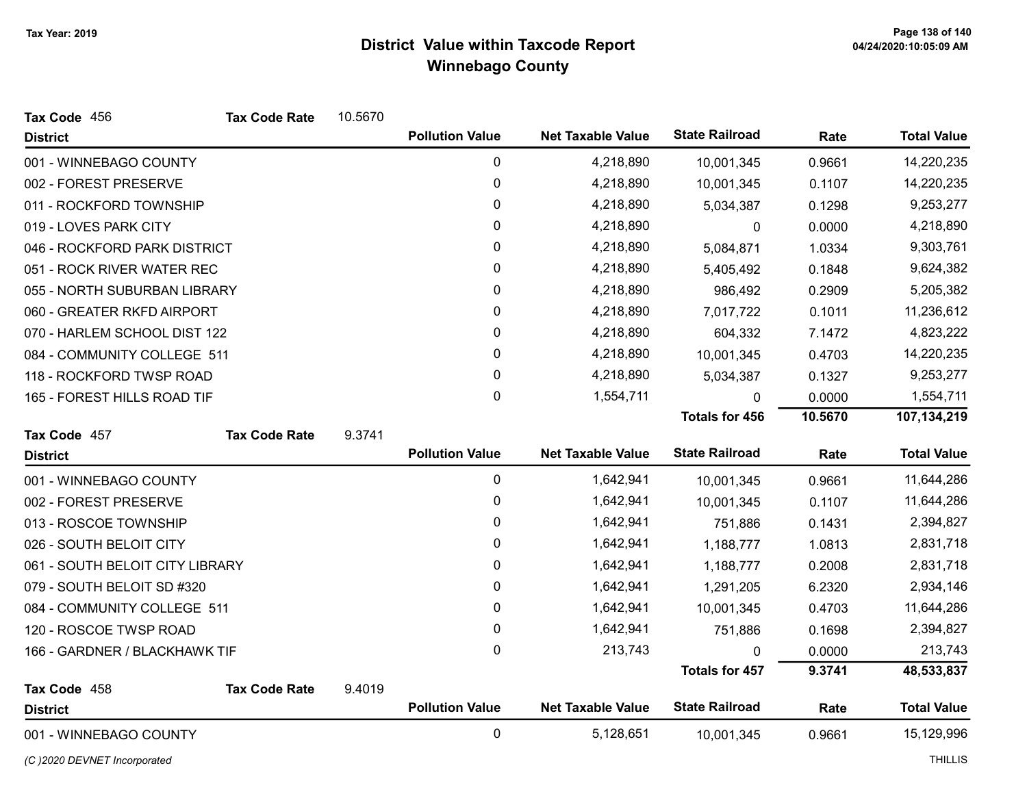# District Value within Taxcode Report
## Winnebago County

Tax Year: 2019

**Tax Code** 456 **Tax Code Rate** 10.5670

| District | Pollution Value | Net Taxable Value | State Railroad | Rate | Total Value |
|---|---|---|---|---|---|
| 001 - WINNEBAGO COUNTY | 0 | 4,218,890 | 10,001,345 | 0.9661 | 14,220,235 |
| 002 - FOREST PRESERVE | 0 | 4,218,890 | 10,001,345 | 0.1107 | 14,220,235 |
| 011 - ROCKFORD TOWNSHIP | 0 | 4,218,890 | 5,034,387 | 0.1298 | 9,253,277 |
| 019 - LOVES PARK CITY | 0 | 4,218,890 | 0 | 0.0000 | 4,218,890 |
| 046 - ROCKFORD PARK DISTRICT | 0 | 4,218,890 | 5,084,871 | 1.0334 | 9,303,761 |
| 051 - ROCK RIVER WATER REC | 0 | 4,218,890 | 5,405,492 | 0.1848 | 9,624,382 |
| 055 - NORTH SUBURBAN LIBRARY | 0 | 4,218,890 | 986,492 | 0.2909 | 5,205,382 |
| 060 - GREATER RKFD AIRPORT | 0 | 4,218,890 | 7,017,722 | 0.1011 | 11,236,612 |
| 070 - HARLEM SCHOOL DIST 122 | 0 | 4,218,890 | 604,332 | 7.1472 | 4,823,222 |
| 084 - COMMUNITY COLLEGE 511 | 0 | 4,218,890 | 10,001,345 | 0.4703 | 14,220,235 |
| 118 - ROCKFORD TWSP ROAD | 0 | 4,218,890 | 5,034,387 | 0.1327 | 9,253,277 |
| 165 - FOREST HILLS ROAD TIF | 0 | 1,554,711 | 0 | 0.0000 | 1,554,711 |
| | | | **Totals for 456** | **10.5670** | **107,134,219** |

**Tax Code** 457 **Tax Code Rate** 9.3741

| District | Pollution Value | Net Taxable Value | State Railroad | Rate | Total Value |
|---|---|---|---|---|---|
| 001 - WINNEBAGO COUNTY | 0 | 1,642,941 | 10,001,345 | 0.9661 | 11,644,286 |
| 002 - FOREST PRESERVE | 0 | 1,642,941 | 10,001,345 | 0.1107 | 11,644,286 |
| 013 - ROSCOE TOWNSHIP | 0 | 1,642,941 | 751,886 | 0.1431 | 2,394,827 |
| 026 - SOUTH BELOIT CITY | 0 | 1,642,941 | 1,188,777 | 1.0813 | 2,831,718 |
| 061 - SOUTH BELOIT CITY LIBRARY | 0 | 1,642,941 | 1,188,777 | 0.2008 | 2,831,718 |
| 079 - SOUTH BELOIT SD #320 | 0 | 1,642,941 | 1,291,205 | 6.2320 | 2,934,146 |
| 084 - COMMUNITY COLLEGE 511 | 0 | 1,642,941 | 10,001,345 | 0.4703 | 11,644,286 |
| 120 - ROSCOE TWSP ROAD | 0 | 1,642,941 | 751,886 | 0.1698 | 2,394,827 |
| 166 - GARDNER / BLACKHAWK TIF | 0 | 213,743 | 0 | 0.0000 | 213,743 |
| | | | **Totals for 457** | **9.3741** | **48,533,837** |

**Tax Code** 458 **Tax Code Rate** 9.4019

| District | Pollution Value | Net Taxable Value | State Railroad | Rate | Total Value |
|---|---|---|---|---|---|
| 001 - WINNEBAGO COUNTY | 0 | 5,128,651 | 10,001,345 | 0.9661 | 15,129,996 |

*(C )2020 DEVNET Incorporated* THILLIS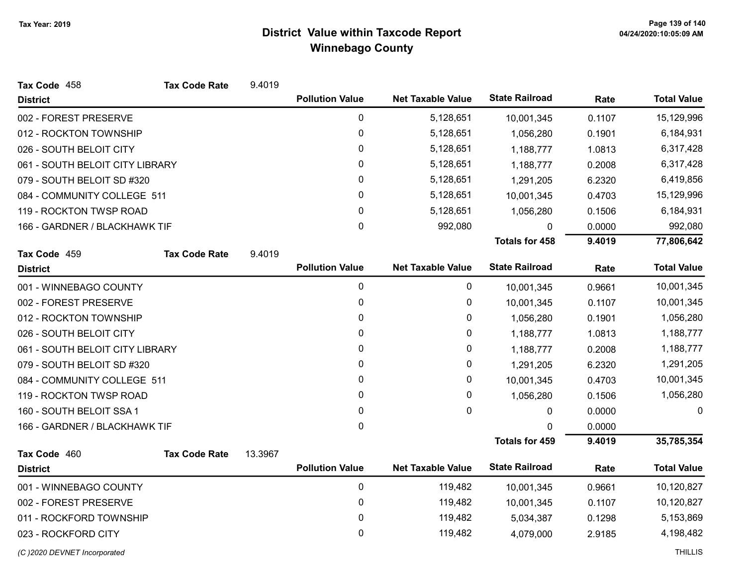# District Value within Taxcode Report
## Winnebago County

Tax Year: 2019

**Tax Code** 458 **Tax Code Rate** 9.4019

| District | Pollution Value | Net Taxable Value | State Railroad | Rate | Total Value |
|---|---|---|---|---|---|
| 002 - FOREST PRESERVE | 0 | 5,128,651 | 10,001,345 | 0.1107 | 15,129,996 |
| 012 - ROCKTON TOWNSHIP | 0 | 5,128,651 | 1,056,280 | 0.1901 | 6,184,931 |
| 026 - SOUTH BELOIT CITY | 0 | 5,128,651 | 1,188,777 | 1.0813 | 6,317,428 |
| 061 - SOUTH BELOIT CITY LIBRARY | 0 | 5,128,651 | 1,188,777 | 0.2008 | 6,317,428 |
| 079 - SOUTH BELOIT SD #320 | 0 | 5,128,651 | 1,291,205 | 6.2320 | 6,419,856 |
| 084 - COMMUNITY COLLEGE 511 | 0 | 5,128,651 | 10,001,345 | 0.4703 | 15,129,996 |
| 119 - ROCKTON TWSP ROAD | 0 | 5,128,651 | 1,056,280 | 0.1506 | 6,184,931 |
| 166 - GARDNER / BLACKHAWK TIF | 0 | 992,080 | 0 | 0.0000 | 992,080 |
| | | | **Totals for 458** | **9.4019** | **77,806,642** |

**Tax Code** 459 **Tax Code Rate** 9.4019

| District | Pollution Value | Net Taxable Value | State Railroad | Rate | Total Value |
|---|---|---|---|---|---|
| 001 - WINNEBAGO COUNTY | 0 | 0 | 10,001,345 | 0.9661 | 10,001,345 |
| 002 - FOREST PRESERVE | 0 | 0 | 10,001,345 | 0.1107 | 10,001,345 |
| 012 - ROCKTON TOWNSHIP | 0 | 0 | 1,056,280 | 0.1901 | 1,056,280 |
| 026 - SOUTH BELOIT CITY | 0 | 0 | 1,188,777 | 1.0813 | 1,188,777 |
| 061 - SOUTH BELOIT CITY LIBRARY | 0 | 0 | 1,188,777 | 0.2008 | 1,188,777 |
| 079 - SOUTH BELOIT SD #320 | 0 | 0 | 1,291,205 | 6.2320 | 1,291,205 |
| 084 - COMMUNITY COLLEGE 511 | 0 | 0 | 10,001,345 | 0.4703 | 10,001,345 |
| 119 - ROCKTON TWSP ROAD | 0 | 0 | 1,056,280 | 0.1506 | 1,056,280 |
| 160 - SOUTH BELOIT SSA 1 | 0 | 0 | 0 | 0.0000 | 0 |
| 166 - GARDNER / BLACKHAWK TIF | 0 | | 0 | 0.0000 | |
| | | | **Totals for 459** | **9.4019** | **35,785,354** |

**Tax Code** 460 **Tax Code Rate** 13.3967

| District | Pollution Value | Net Taxable Value | State Railroad | Rate | Total Value |
|---|---|---|---|---|---|
| 001 - WINNEBAGO COUNTY | 0 | 119,482 | 10,001,345 | 0.9661 | 10,120,827 |
| 002 - FOREST PRESERVE | 0 | 119,482 | 10,001,345 | 0.1107 | 10,120,827 |
| 011 - ROCKFORD TOWNSHIP | 0 | 119,482 | 5,034,387 | 0.1298 | 5,153,869 |
| 023 - ROCKFORD CITY | 0 | 119,482 | 4,079,000 | 2.9185 | 4,198,482 |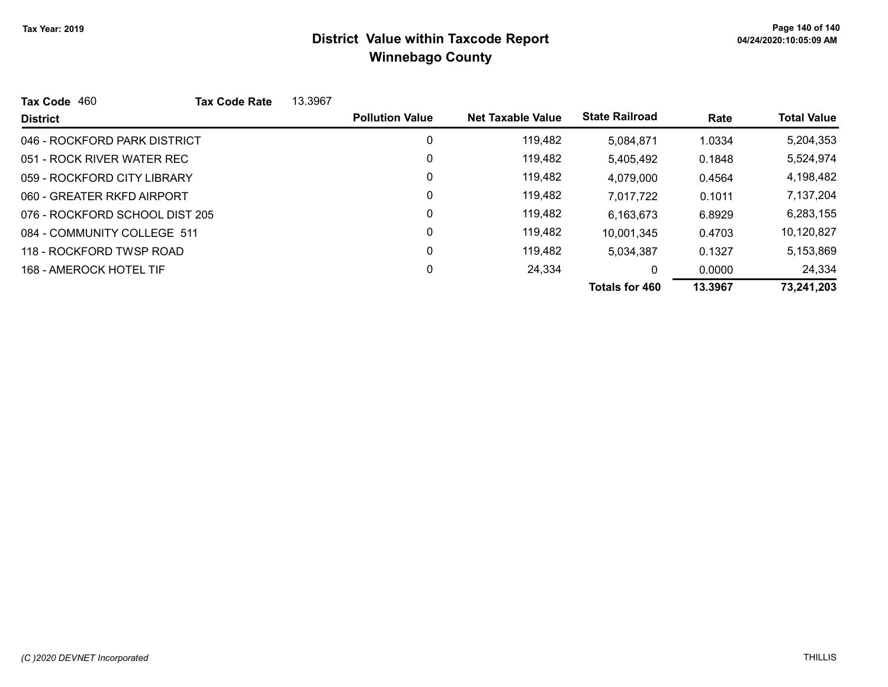# District Value within Taxcode Report
## Winnebago County

Tax Year: 2019

**Tax Code** 460 **Tax Code Rate** 13.3967

| District | Pollution Value | Net Taxable Value | State Railroad | Rate | Total Value |
|---|---|---|---|---|---|
| 046 - ROCKFORD PARK DISTRICT | 0 | 119,482 | 5,084,871 | 1.0334 | 5,204,353 |
| 051 - ROCK RIVER WATER REC | 0 | 119,482 | 5,405,492 | 0.1848 | 5,524,974 |
| 059 - ROCKFORD CITY LIBRARY | 0 | 119,482 | 4,079,000 | 0.4564 | 4,198,482 |
| 060 - GREATER RKFD AIRPORT | 0 | 119,482 | 7,017,722 | 0.1011 | 7,137,204 |
| 076 - ROCKFORD SCHOOL DIST 205 | 0 | 119,482 | 6,163,673 | 6.8929 | 6,283,155 |
| 084 - COMMUNITY COLLEGE 511 | 0 | 119,482 | 10,001,345 | 0.4703 | 10,120,827 |
| 118 - ROCKFORD TWSP ROAD | 0 | 119,482 | 5,034,387 | 0.1327 | 5,153,869 |
| 168 - AMEROCK HOTEL TIF | 0 | 24,334 | 0 | 0.0000 | 24,334 |
| | | | **Totals for 460** | **13.3967** | **73,241,203** |

*(C )2020 DEVNET Incorporated*

THILLIS